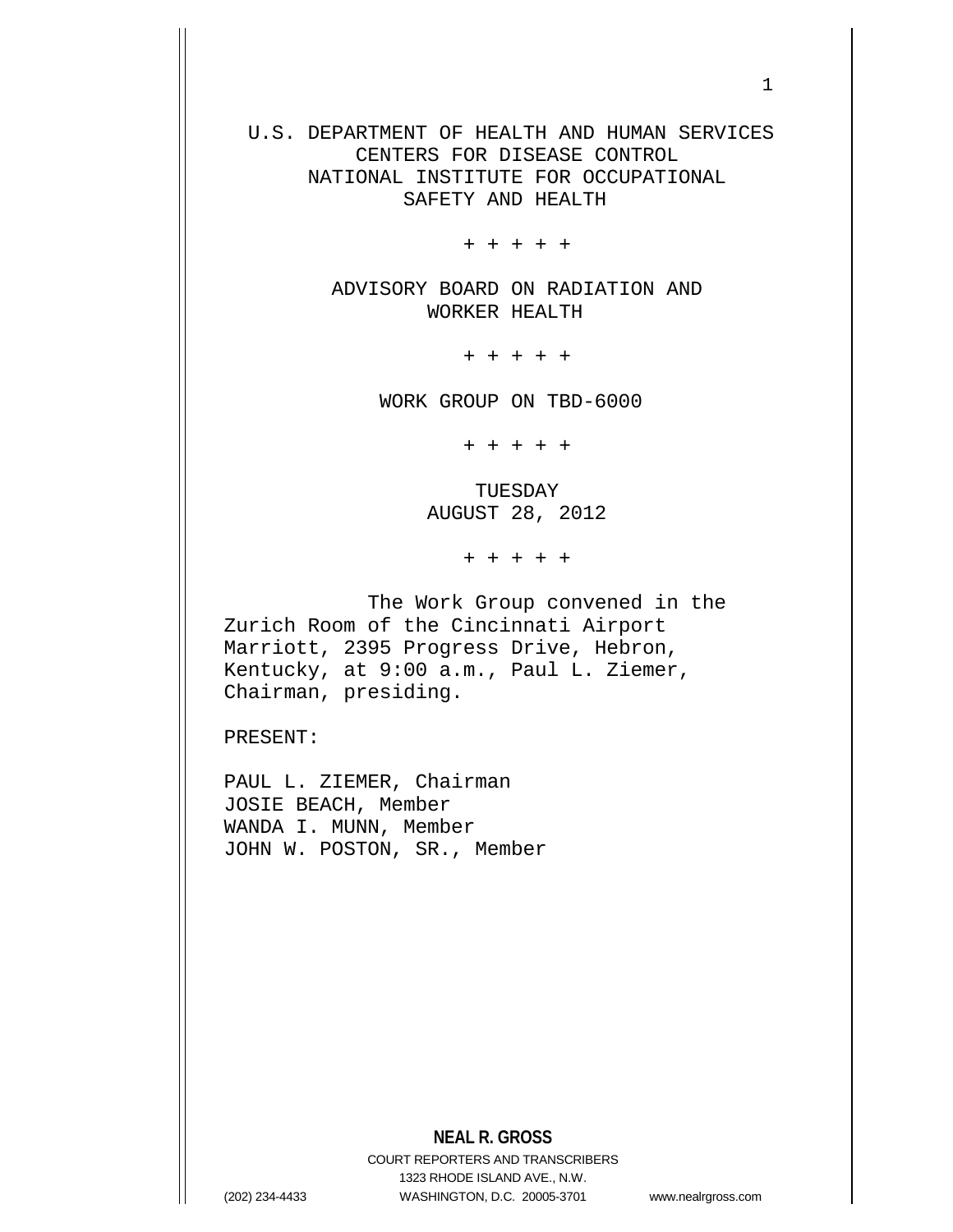U.S. DEPARTMENT OF HEALTH AND HUMAN SERVICES
CENTERS FOR DISEASE CONTROL
NATIONAL INSTITUTE FOR OCCUPATIONAL
SAFETY AND HEALTH

+ + + + +

ADVISORY BOARD ON RADIATION AND
WORKER HEALTH

+ + + + +

WORK GROUP ON TBD-6000

+ + + + +

TUESDAY
AUGUST 28, 2012

+ + + + +

The Work Group convened in the Zurich Room of the Cincinnati Airport Marriott, 2395 Progress Drive, Hebron, Kentucky, at 9:00 a.m., Paul L. Ziemer, Chairman, presiding.

PRESENT:

PAUL L. ZIEMER, Chairman
JOSIE BEACH, Member
WANDA I. MUNN, Member
JOHN W. POSTON, SR., Member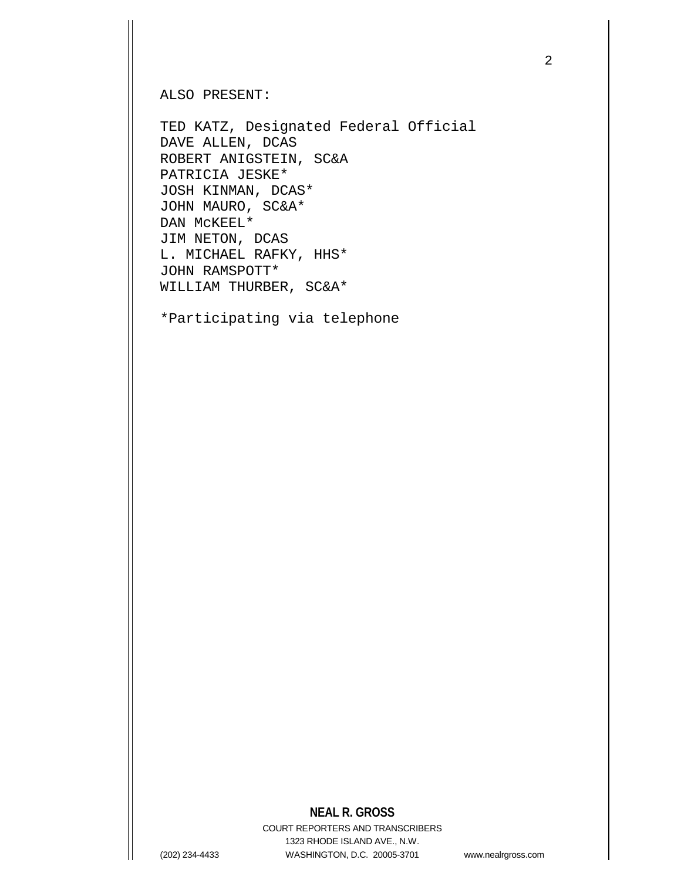ALSO PRESENT:

TED KATZ, Designated Federal Official
DAVE ALLEN, DCAS
ROBERT ANIGSTEIN, SC&A
PATRICIA JESKE*
JOSH KINMAN, DCAS*
JOHN MAURO, SC&A*
DAN McKEEL*
JIM NETON, DCAS
L. MICHAEL RAFKY, HHS*
JOHN RAMSPOTT*
WILLIAM THURBER, SC&A*

*Participating via telephone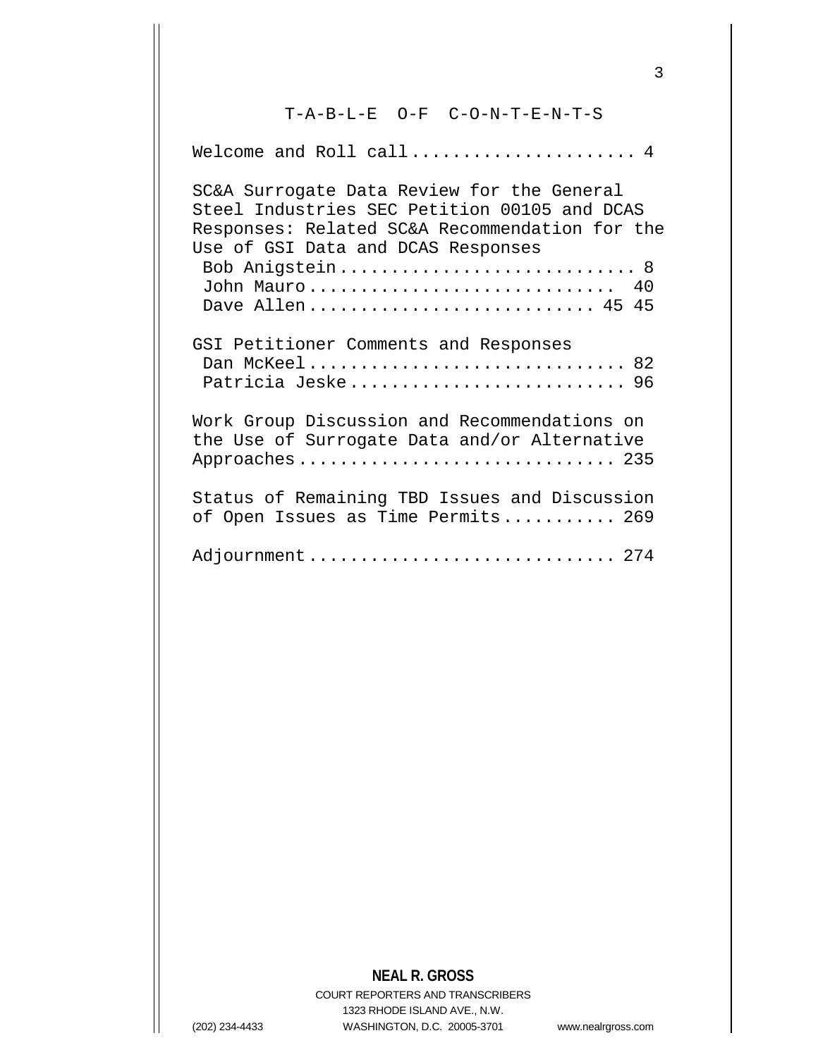# T-A-B-L-E O-F C-O-N-T-E-N-T-S

Welcome and Roll call..................... 4

SC&A Surrogate Data Review for the General Steel Industries SEC Petition 00105 and DCAS Responses: Related SC&A Recommendation for the Use of GSI Data and DCAS Responses

Bob Anigstein............................ 8

John Mauro............................ 40

Dave Allen.......................... 45 45

GSI Petitioner Comments and Responses

Dan McKeel.............................. 82

Patricia Jeske.......................... 96

Work Group Discussion and Recommendations on the Use of Surrogate Data and/or Alternative Approaches............................. 235

Status of Remaining TBD Issues and Discussion of Open Issues as Time Permits........... 269

Adjournment............................ 274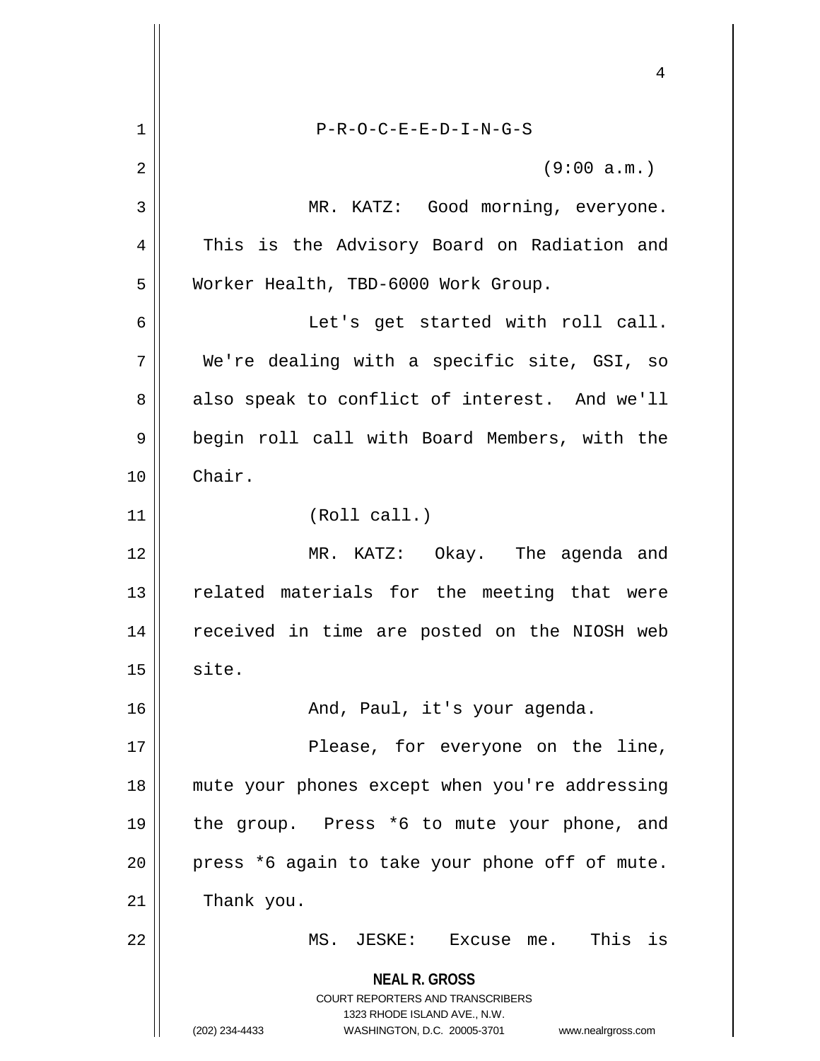P-R-O-C-E-E-D-I-N-G-S

(9:00 a.m.)

MR. KATZ: Good morning, everyone. This is the Advisory Board on Radiation and Worker Health, TBD-6000 Work Group.

Let's get started with roll call. We're dealing with a specific site, GSI, so also speak to conflict of interest. And we'll begin roll call with Board Members, with the Chair.

(Roll call.)

MR. KATZ: Okay. The agenda and related materials for the meeting that were received in time are posted on the NIOSH web site.

And, Paul, it's your agenda.

Please, for everyone on the line, mute your phones except when you're addressing the group. Press *6 to mute your phone, and press *6 again to take your phone off of mute. Thank you.

MS. JESKE: Excuse me. This is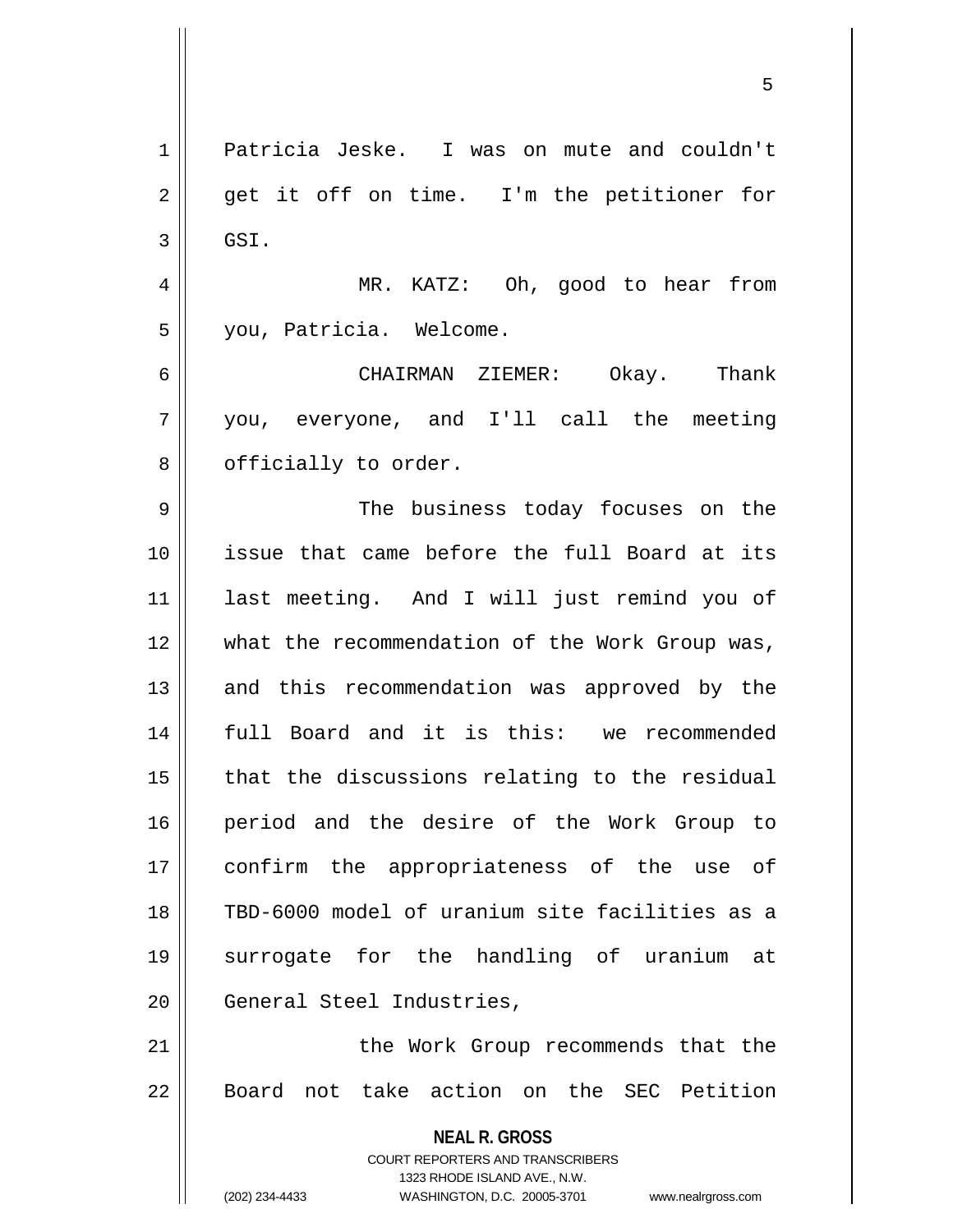Patricia Jeske. I was on mute and couldn't get it off on time. I'm the petitioner for GSI.

MR. KATZ: Oh, good to hear from you, Patricia. Welcome.

CHAIRMAN ZIEMER: Okay. Thank you, everyone, and I'll call the meeting officially to order.

The business today focuses on the issue that came before the full Board at its last meeting. And I will just remind you of what the recommendation of the Work Group was, and this recommendation was approved by the full Board and it is this: we recommended that the discussions relating to the residual period and the desire of the Work Group to confirm the appropriateness of the use of TBD-6000 model of uranium site facilities as a surrogate for the handling of uranium at General Steel Industries,

the Work Group recommends that the Board not take action on the SEC Petition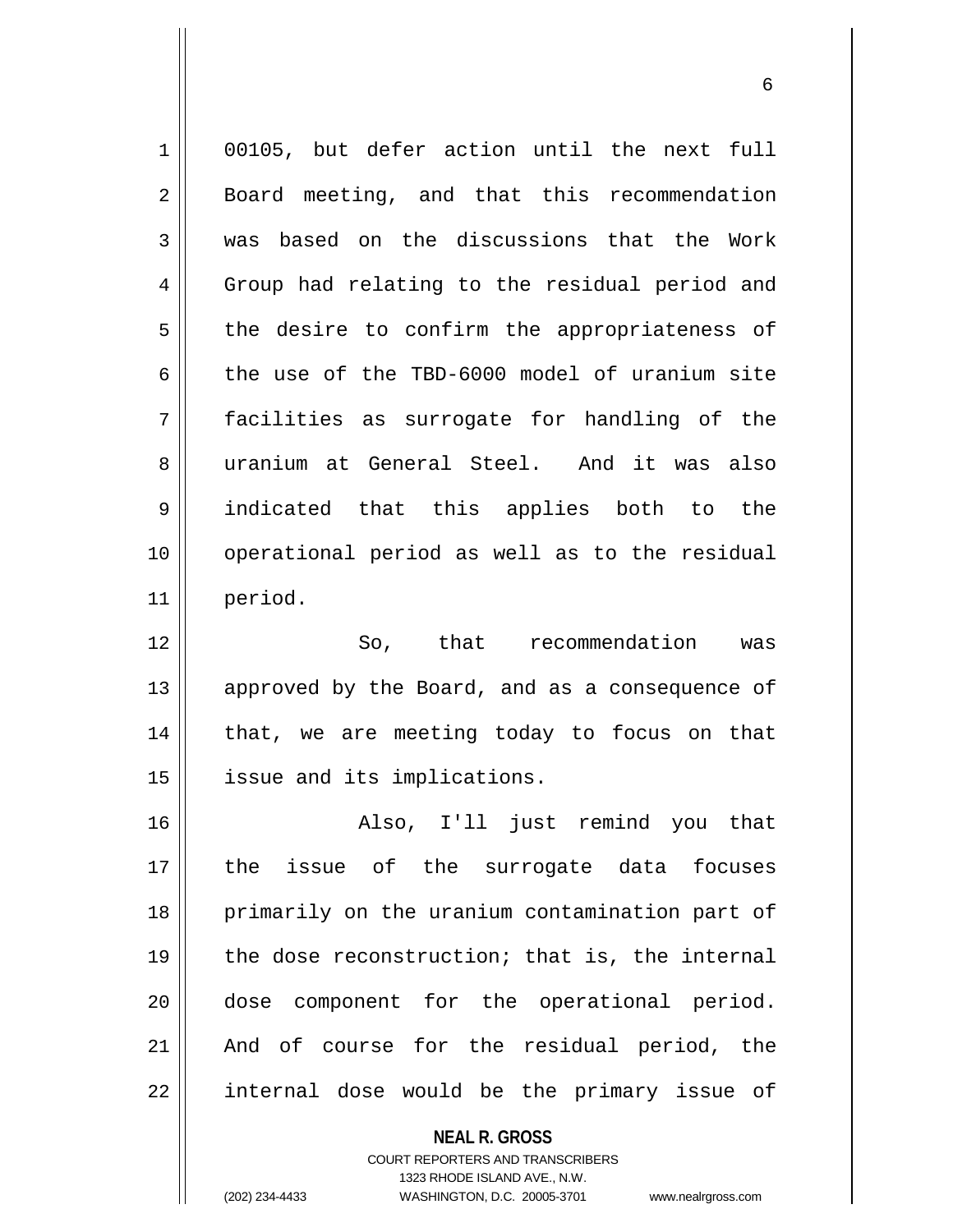00105, but defer action until the next full Board meeting, and that this recommendation was based on the discussions that the Work Group had relating to the residual period and the desire to confirm the appropriateness of the use of the TBD-6000 model of uranium site facilities as surrogate for handling of the uranium at General Steel. And it was also indicated that this applies both to the operational period as well as to the residual period.

So, that recommendation was approved by the Board, and as a consequence of that, we are meeting today to focus on that issue and its implications.

Also, I'll just remind you that the issue of the surrogate data focuses primarily on the uranium contamination part of the dose reconstruction; that is, the internal dose component for the operational period. And of course for the residual period, the internal dose would be the primary issue of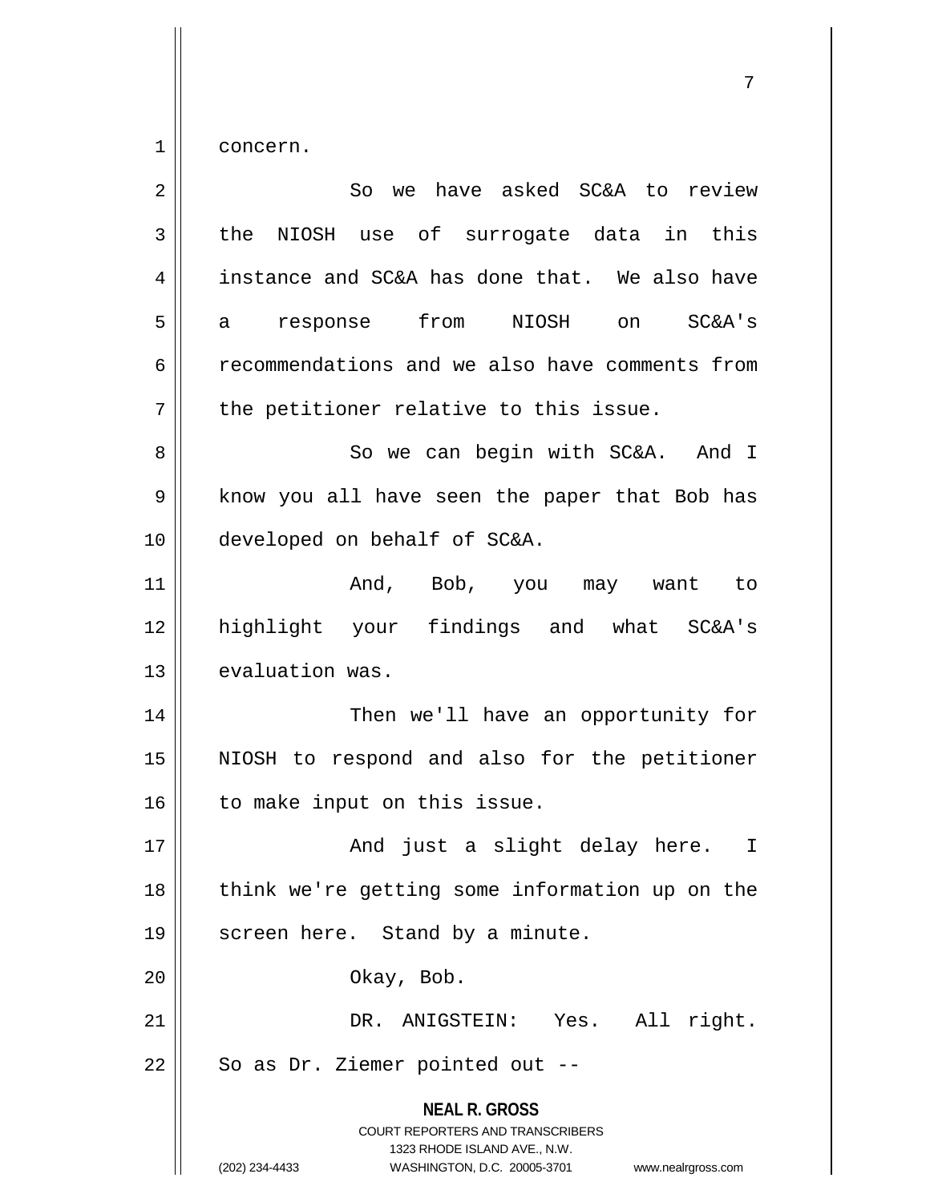concern.

So we have asked SC&A to review the NIOSH use of surrogate data in this instance and SC&A has done that. We also have a response from NIOSH on SC&A's recommendations and we also have comments from the petitioner relative to this issue.

So we can begin with SC&A. And I know you all have seen the paper that Bob has developed on behalf of SC&A.

And, Bob, you may want to highlight your findings and what SC&A's evaluation was.

Then we'll have an opportunity for NIOSH to respond and also for the petitioner to make input on this issue.

And just a slight delay here. I think we're getting some information up on the screen here. Stand by a minute.

Okay, Bob.

DR. ANIGSTEIN: Yes. All right. So as Dr. Ziemer pointed out --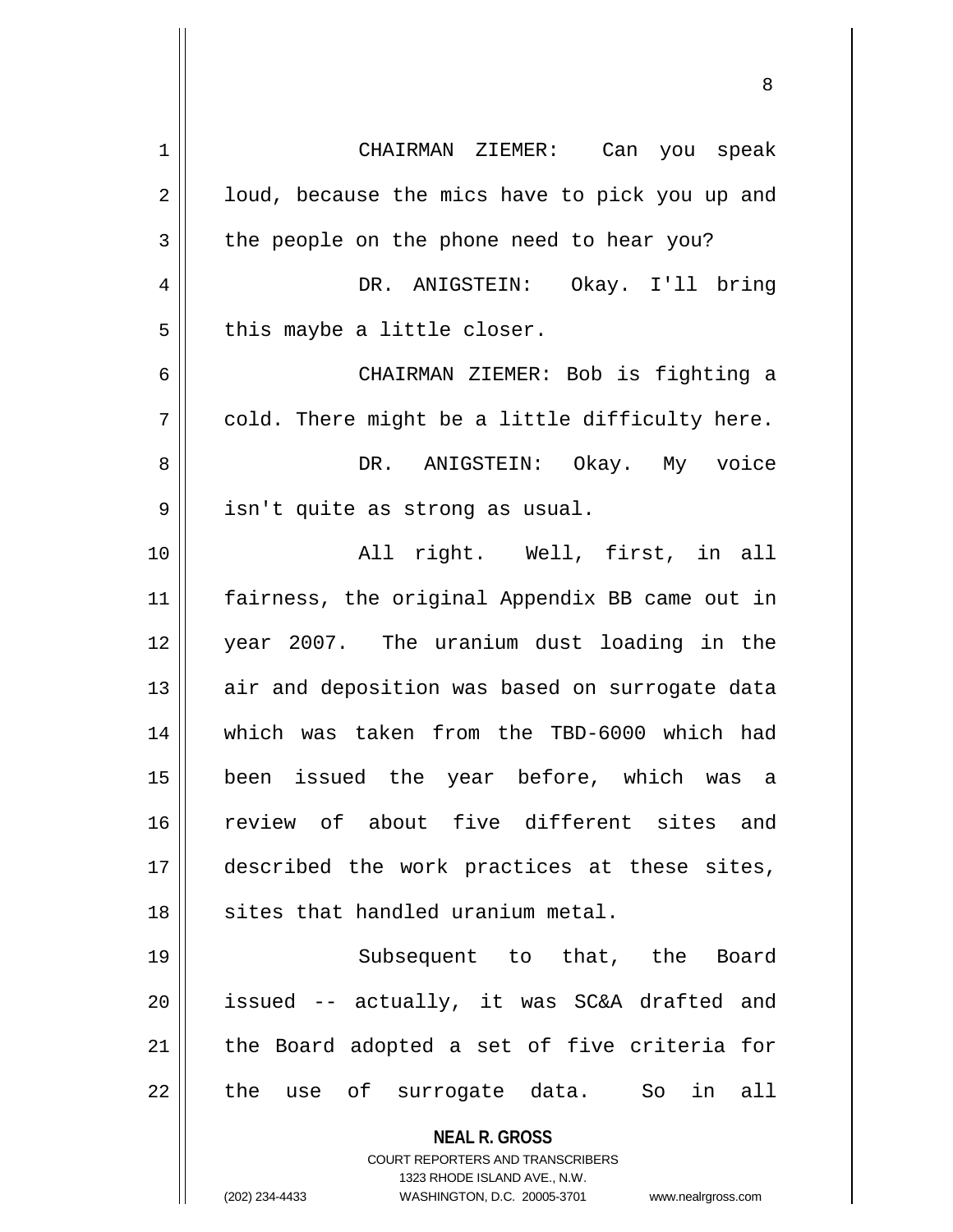CHAIRMAN ZIEMER: Can you speak loud, because the mics have to pick you up and the people on the phone need to hear you?

DR. ANIGSTEIN: Okay. I'll bring this maybe a little closer.

CHAIRMAN ZIEMER: Bob is fighting a cold. There might be a little difficulty here.

DR. ANIGSTEIN: Okay. My voice isn't quite as strong as usual.

All right. Well, first, in all fairness, the original Appendix BB came out in year 2007. The uranium dust loading in the air and deposition was based on surrogate data which was taken from the TBD-6000 which had been issued the year before, which was a review of about five different sites and described the work practices at these sites, sites that handled uranium metal.

Subsequent to that, the Board issued -- actually, it was SC&A drafted and the Board adopted a set of five criteria for the use of surrogate data. So in all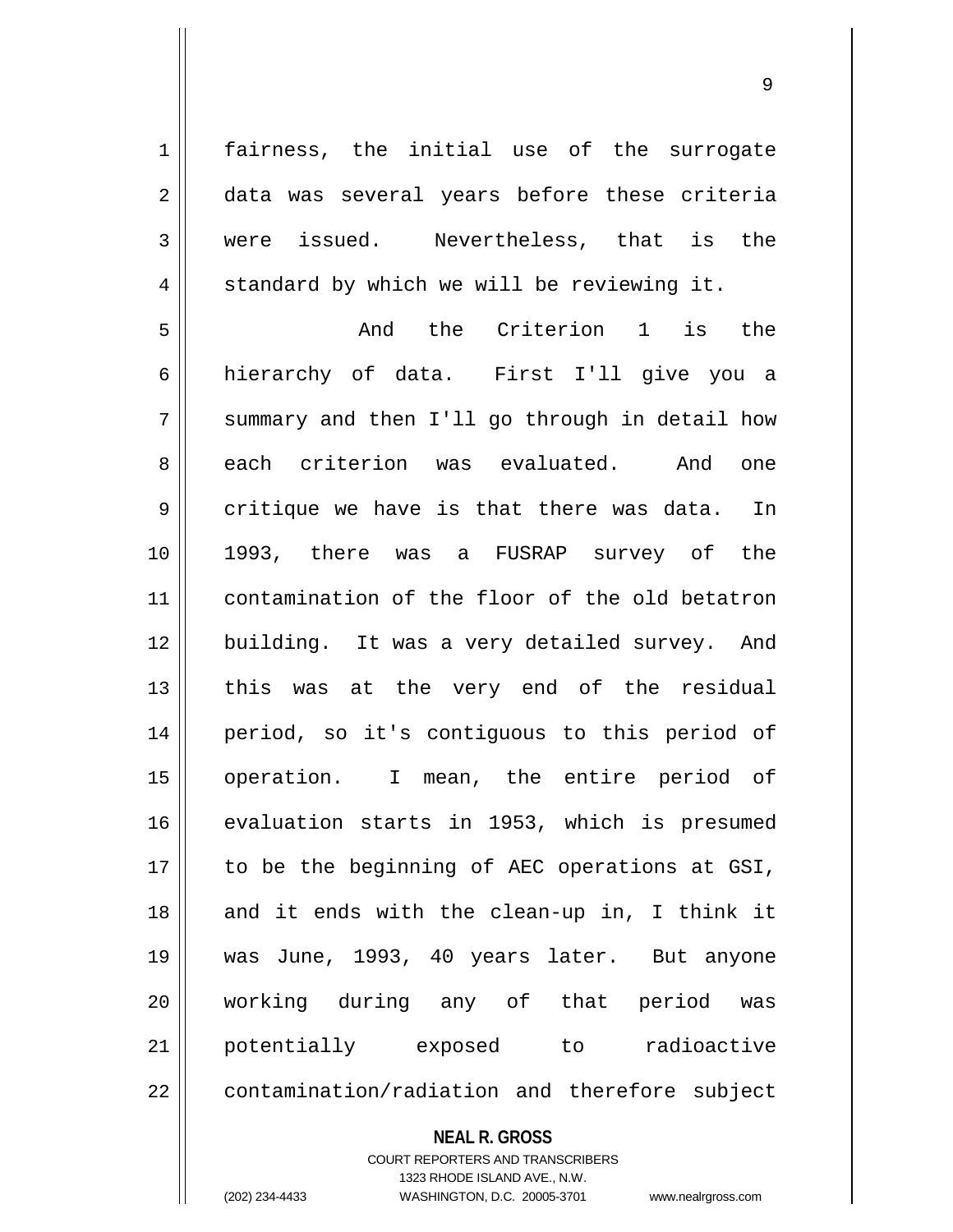fairness, the initial use of the surrogate data was several years before these criteria were issued. Nevertheless, that is the standard by which we will be reviewing it.

And the Criterion 1 is the hierarchy of data. First I'll give you a summary and then I'll go through in detail how each criterion was evaluated. And one critique we have is that there was data. In 1993, there was a FUSRAP survey of the contamination of the floor of the old betatron building. It was a very detailed survey. And this was at the very end of the residual period, so it's contiguous to this period of operation. I mean, the entire period of evaluation starts in 1953, which is presumed to be the beginning of AEC operations at GSI, and it ends with the clean-up in, I think it was June, 1993, 40 years later. But anyone working during any of that period was potentially exposed to radioactive contamination/radiation and therefore subject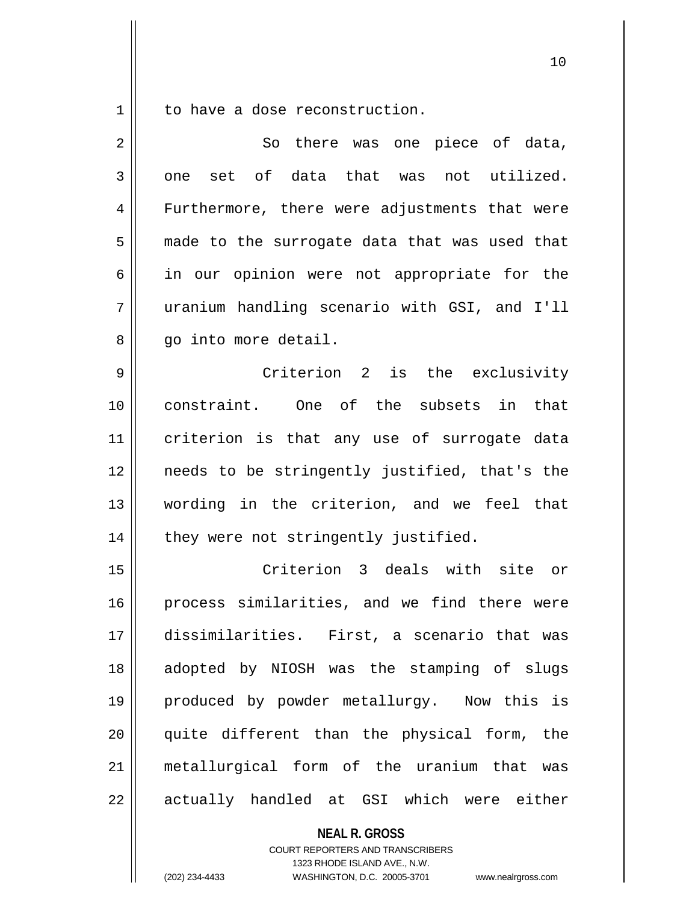to have a dose reconstruction.

So there was one piece of data, one set of data that was not utilized. Furthermore, there were adjustments that were made to the surrogate data that was used that in our opinion were not appropriate for the uranium handling scenario with GSI, and I'll go into more detail.

Criterion 2 is the exclusivity constraint. One of the subsets in that criterion is that any use of surrogate data needs to be stringently justified, that's the wording in the criterion, and we feel that they were not stringently justified.

Criterion 3 deals with site or process similarities, and we find there were dissimilarities. First, a scenario that was adopted by NIOSH was the stamping of slugs produced by powder metallurgy. Now this is quite different than the physical form, the metallurgical form of the uranium that was actually handled at GSI which were either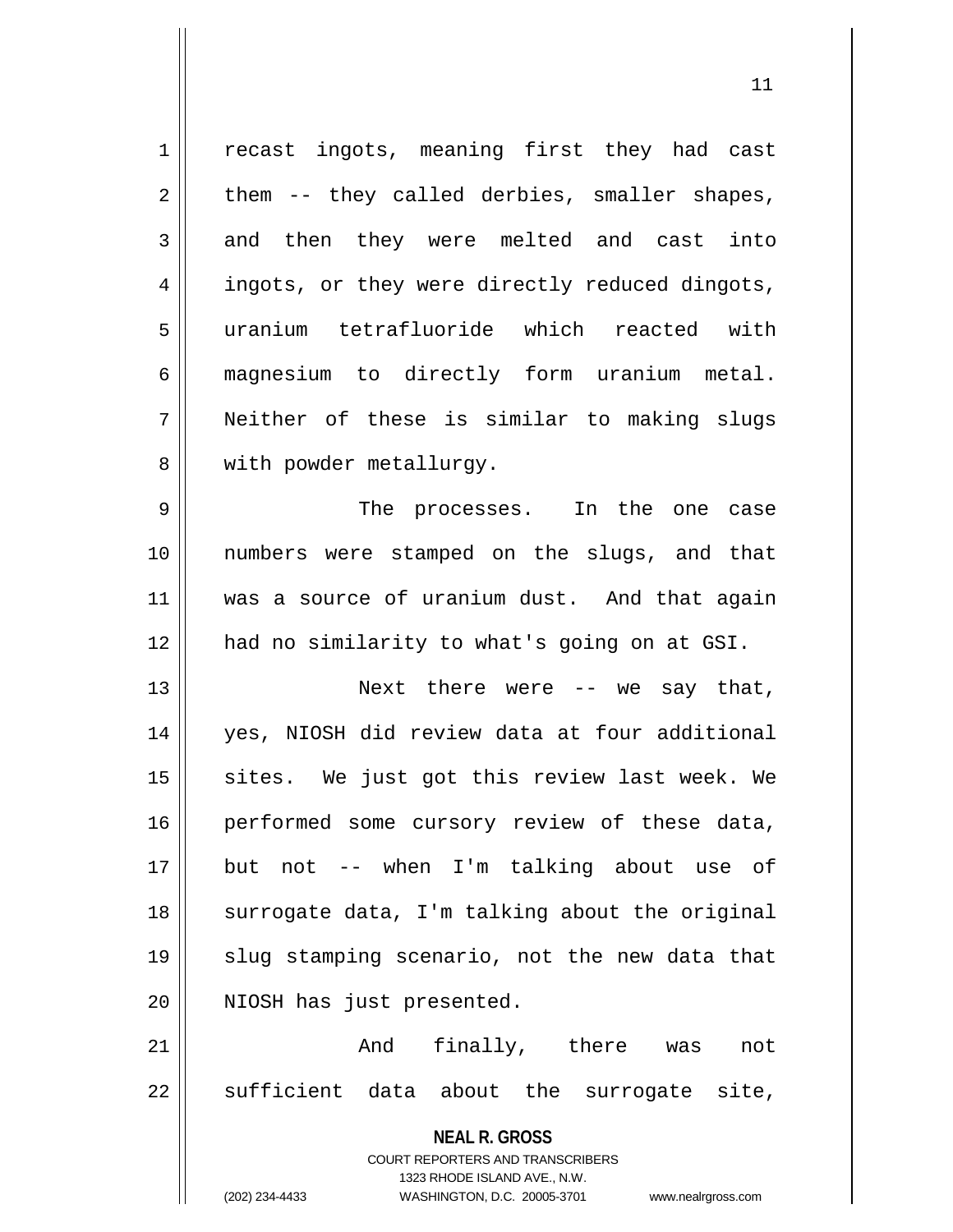recast ingots, meaning first they had cast them -- they called derbies, smaller shapes, and then they were melted and cast into ingots, or they were directly reduced dingots, uranium tetrafluoride which reacted with magnesium to directly form uranium metal. Neither of these is similar to making slugs with powder metallurgy.

The processes. In the one case numbers were stamped on the slugs, and that was a source of uranium dust. And that again had no similarity to what's going on at GSI.

Next there were -- we say that, yes, NIOSH did review data at four additional sites. We just got this review last week. We performed some cursory review of these data, but not -- when I'm talking about use of surrogate data, I'm talking about the original slug stamping scenario, not the new data that NIOSH has just presented.

And finally, there was not sufficient data about the surrogate site,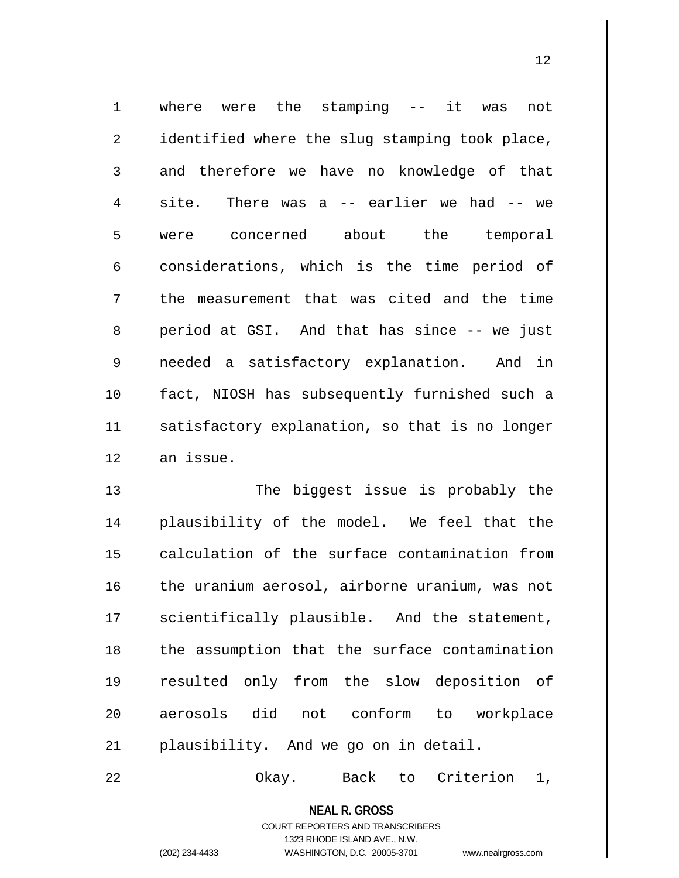where were the stamping -- it was not identified where the slug stamping took place, and therefore we have no knowledge of that site. There was a -- earlier we had -- we were concerned about the temporal considerations, which is the time period of the measurement that was cited and the time period at GSI. And that has since -- we just needed a satisfactory explanation. And in fact, NIOSH has subsequently furnished such a satisfactory explanation, so that is no longer an issue.

The biggest issue is probably the plausibility of the model. We feel that the calculation of the surface contamination from the uranium aerosol, airborne uranium, was not scientifically plausible. And the statement, the assumption that the surface contamination resulted only from the slow deposition of aerosols did not conform to workplace plausibility. And we go on in detail.

Okay. Back to Criterion 1,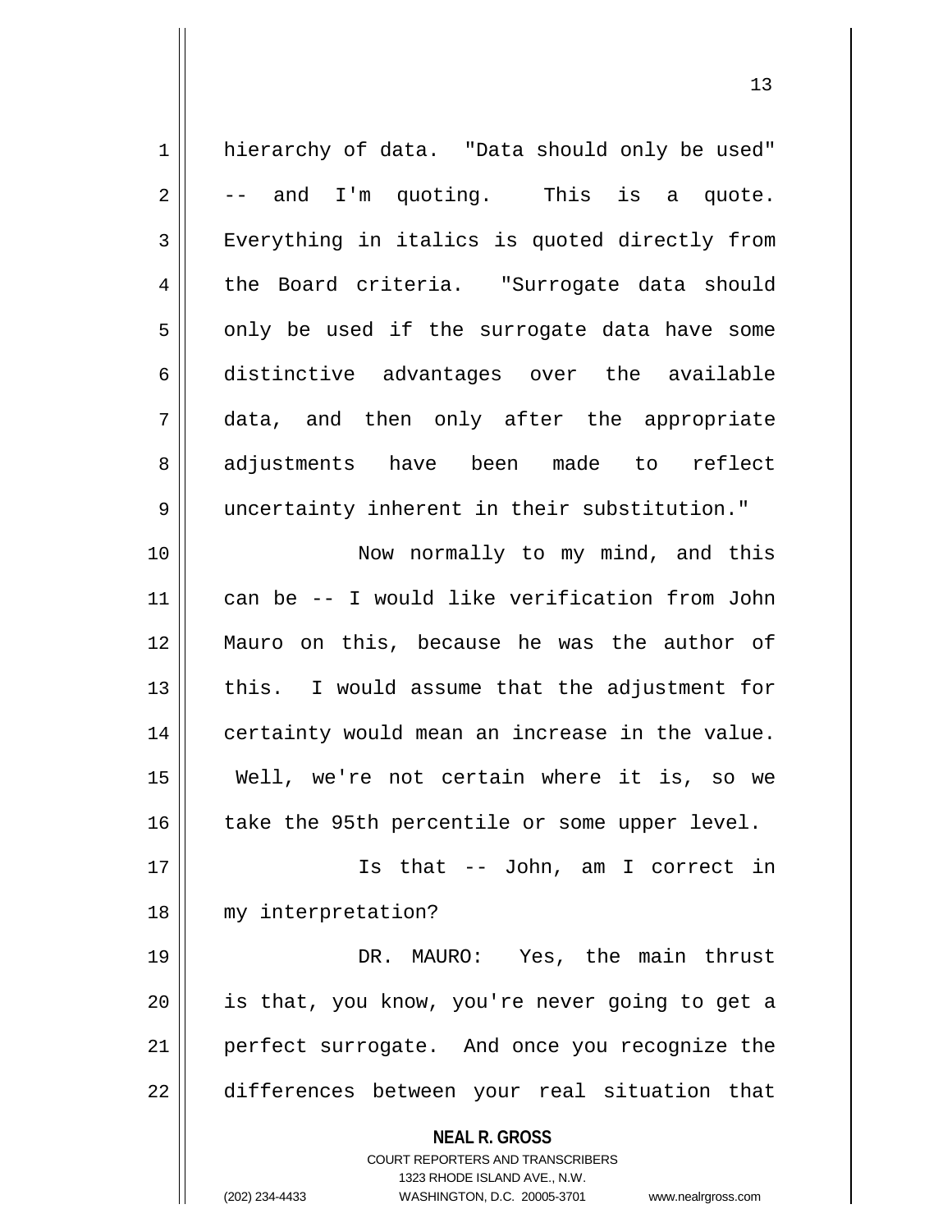hierarchy of data. "Data should only be used" -- and I'm quoting. This is a quote. Everything in italics is quoted directly from the Board criteria. "Surrogate data should only be used if the surrogate data have some distinctive advantages over the available data, and then only after the appropriate adjustments have been made to reflect uncertainty inherent in their substitution."

Now normally to my mind, and this can be -- I would like verification from John Mauro on this, because he was the author of this. I would assume that the adjustment for certainty would mean an increase in the value. Well, we're not certain where it is, so we take the 95th percentile or some upper level.

Is that -- John, am I correct in my interpretation?

DR. MAURO: Yes, the main thrust is that, you know, you're never going to get a perfect surrogate. And once you recognize the differences between your real situation that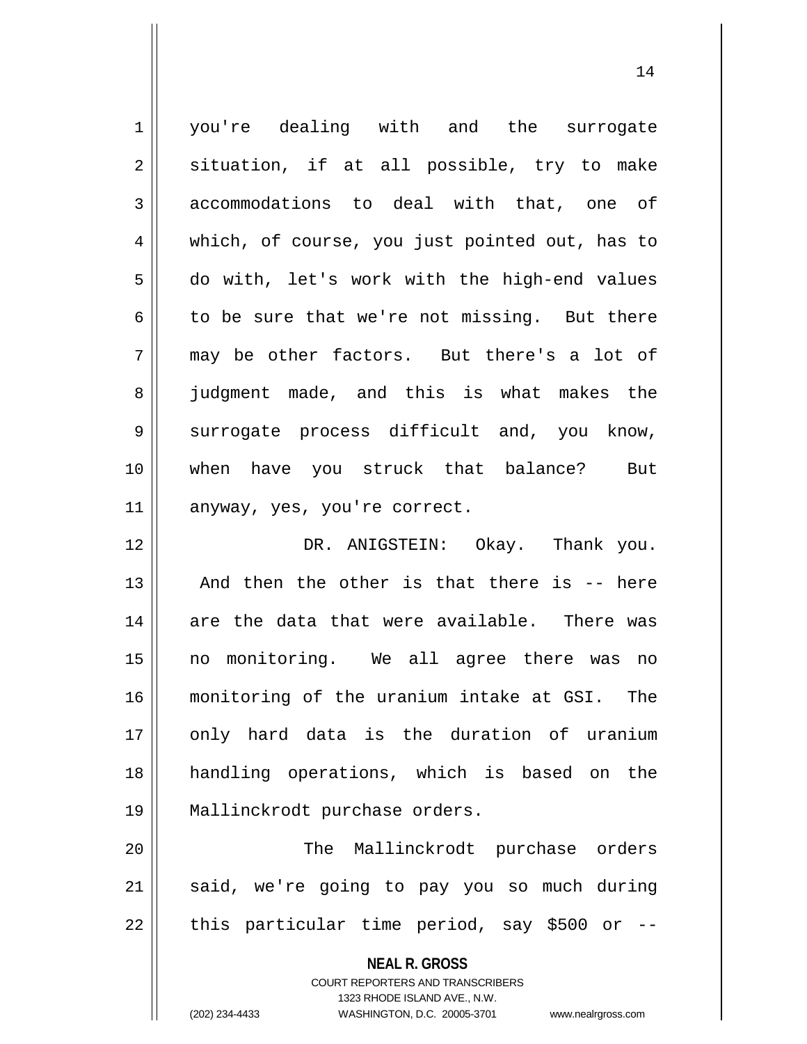you're dealing with and the surrogate situation, if at all possible, try to make accommodations to deal with that, one of which, of course, you just pointed out, has to do with, let's work with the high-end values to be sure that we're not missing. But there may be other factors. But there's a lot of judgment made, and this is what makes the surrogate process difficult and, you know, when have you struck that balance? But anyway, yes, you're correct.

DR. ANIGSTEIN: Okay. Thank you. And then the other is that there is -- here are the data that were available. There was no monitoring. We all agree there was no monitoring of the uranium intake at GSI. The only hard data is the duration of uranium handling operations, which is based on the Mallinckrodt purchase orders.

The Mallinckrodt purchase orders said, we're going to pay you so much during this particular time period, say $500 or --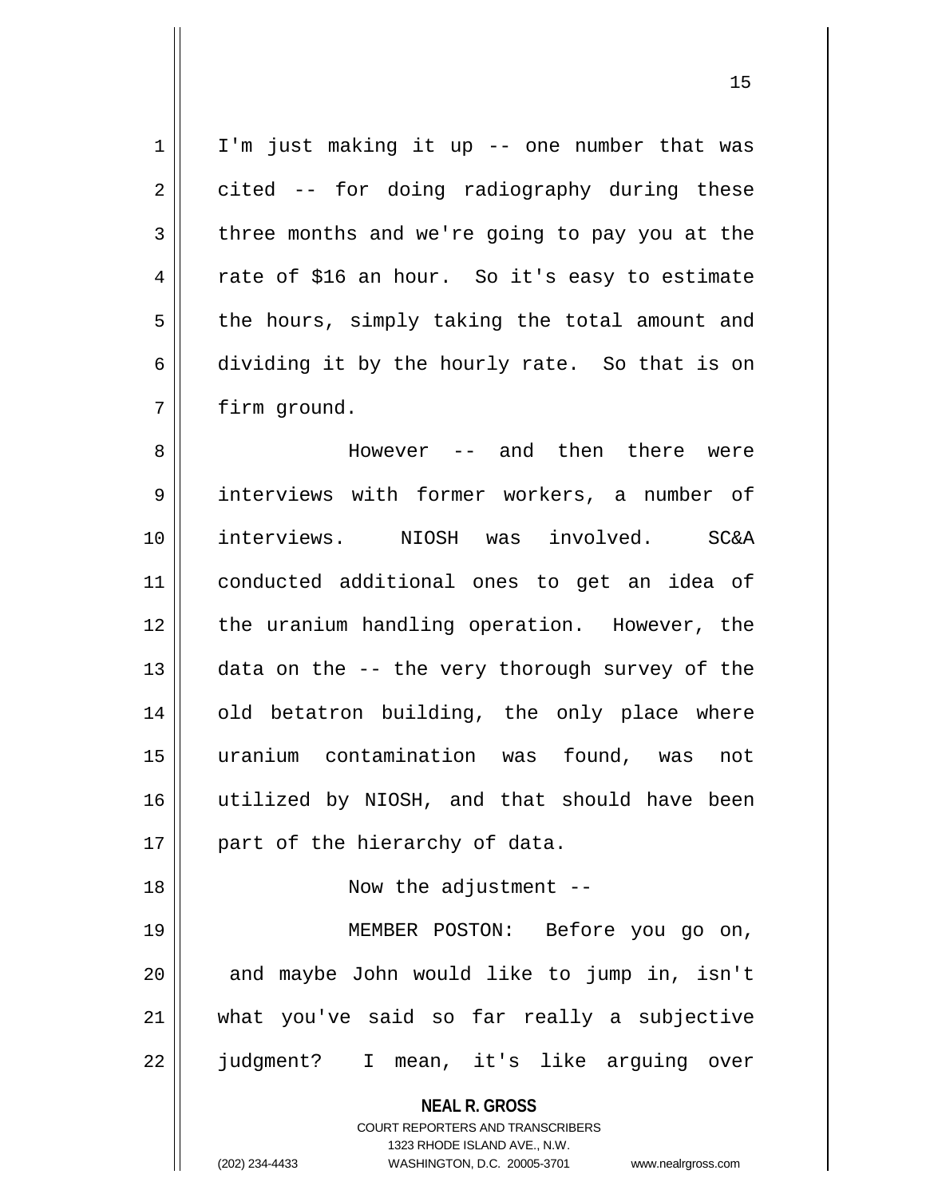I'm just making it up -- one number that was cited -- for doing radiography during these three months and we're going to pay you at the rate of $16 an hour. So it's easy to estimate the hours, simply taking the total amount and dividing it by the hourly rate. So that is on firm ground.

However -- and then there were interviews with former workers, a number of interviews. NIOSH was involved. SC&A conducted additional ones to get an idea of the uranium handling operation. However, the data on the -- the very thorough survey of the old betatron building, the only place where uranium contamination was found, was not utilized by NIOSH, and that should have been part of the hierarchy of data.

Now the adjustment --

MEMBER POSTON: Before you go on, and maybe John would like to jump in, isn't what you've said so far really a subjective judgment? I mean, it's like arguing over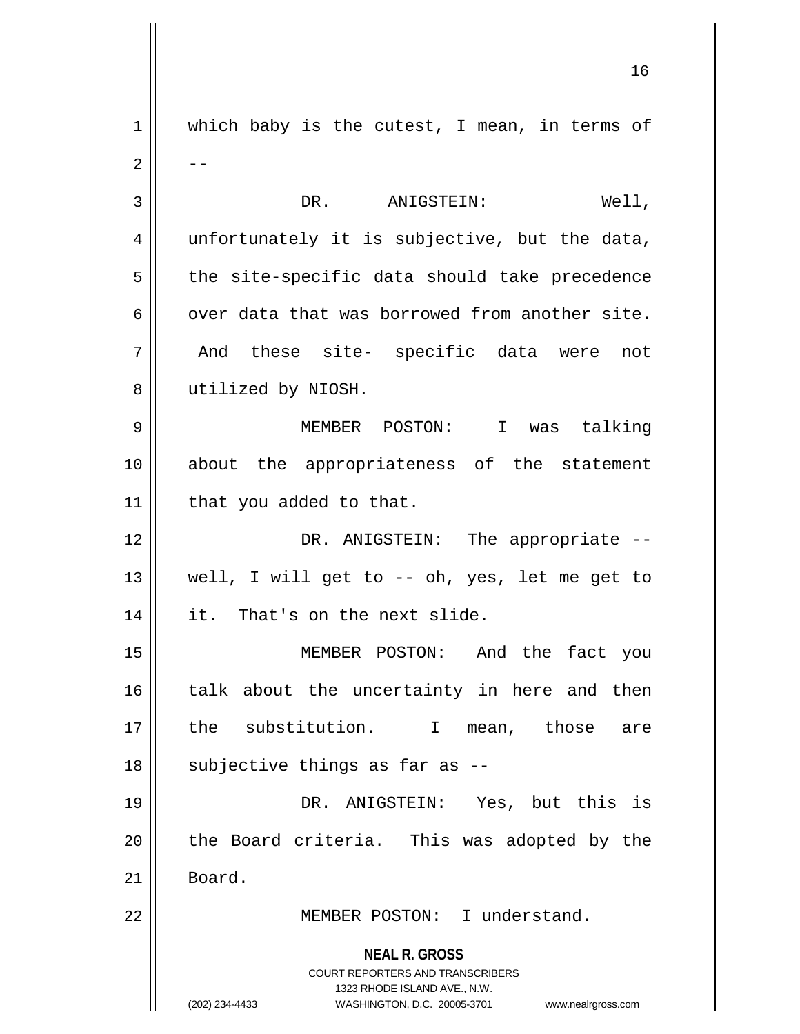which baby is the cutest, I mean, in terms of --

DR. ANIGSTEIN: Well, unfortunately it is subjective, but the data, the site-specific data should take precedence over data that was borrowed from another site. And these site- specific data were not utilized by NIOSH.

MEMBER POSTON: I was talking about the appropriateness of the statement that you added to that.

DR. ANIGSTEIN: The appropriate -- well, I will get to -- oh, yes, let me get to it. That's on the next slide.

MEMBER POSTON: And the fact you talk about the uncertainty in here and then the substitution. I mean, those are subjective things as far as --

DR. ANIGSTEIN: Yes, but this is the Board criteria. This was adopted by the Board.

MEMBER POSTON: I understand.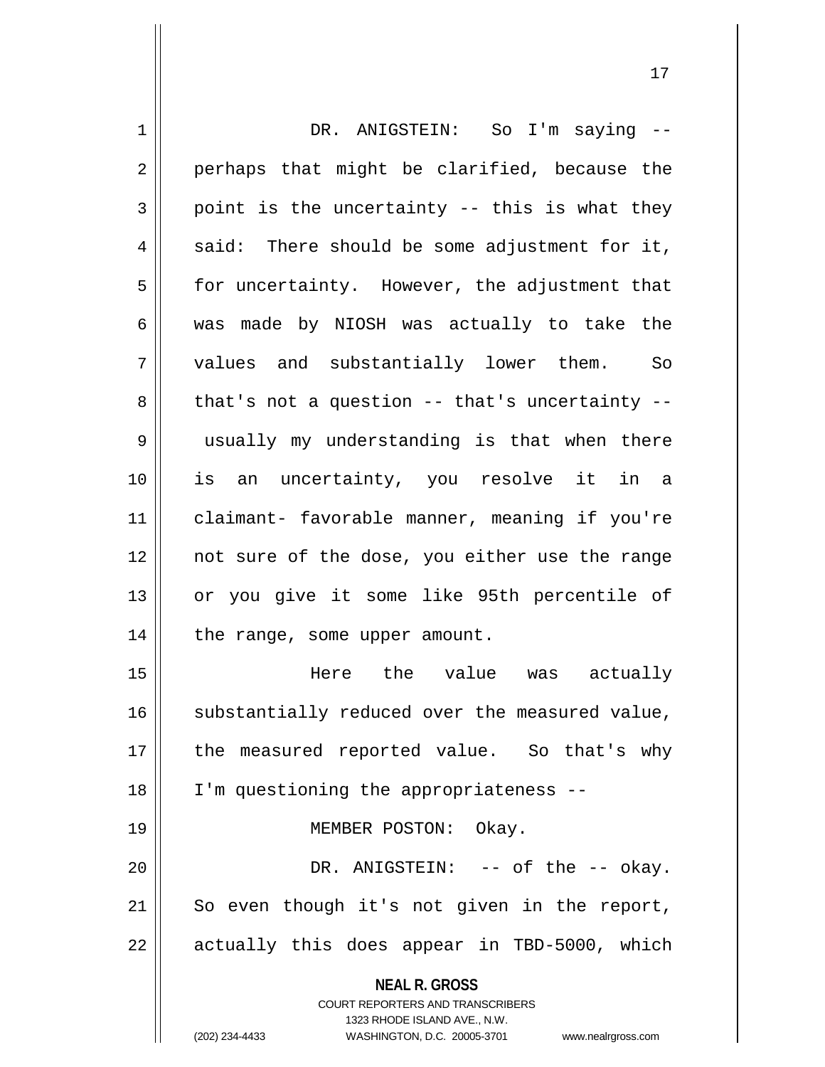DR. ANIGSTEIN: So I'm saying -- perhaps that might be clarified, because the point is the uncertainty -- this is what they said: There should be some adjustment for it, for uncertainty. However, the adjustment that was made by NIOSH was actually to take the values and substantially lower them. So that's not a question -- that's uncertainty -- usually my understanding is that when there is an uncertainty, you resolve it in a claimant- favorable manner, meaning if you're not sure of the dose, you either use the range or you give it some like 95th percentile of the range, some upper amount.

Here the value was actually substantially reduced over the measured value, the measured reported value. So that's why I'm questioning the appropriateness --

MEMBER POSTON: Okay.

DR. ANIGSTEIN: -- of the -- okay. So even though it's not given in the report, actually this does appear in TBD-5000, which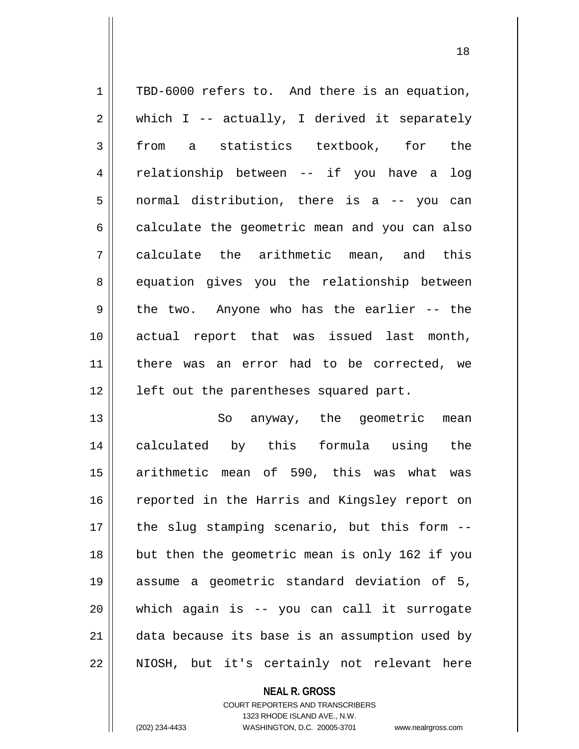TBD-6000 refers to. And there is an equation, which I -- actually, I derived it separately from a statistics textbook, for the relationship between -- if you have a log normal distribution, there is a -- you can calculate the geometric mean and you can also calculate the arithmetic mean, and this equation gives you the relationship between the two. Anyone who has the earlier -- the actual report that was issued last month, there was an error had to be corrected, we left out the parentheses squared part.

So anyway, the geometric mean calculated by this formula using the arithmetic mean of 590, this was what was reported in the Harris and Kingsley report on the slug stamping scenario, but this form -- but then the geometric mean is only 162 if you assume a geometric standard deviation of 5, which again is -- you can call it surrogate data because its base is an assumption used by NIOSH, but it's certainly not relevant here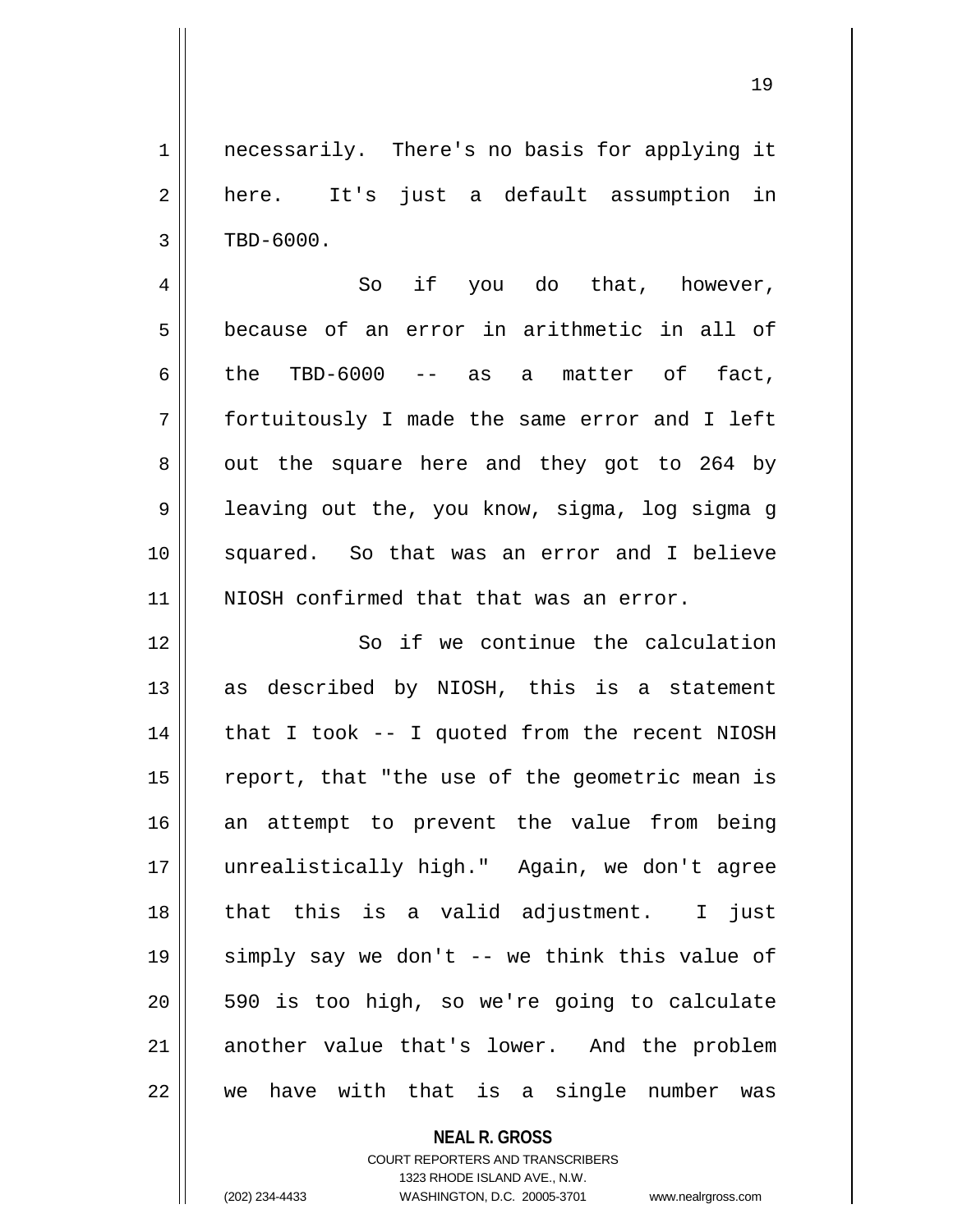necessarily. There's no basis for applying it here. It's just a default assumption in TBD-6000.

So if you do that, however, because of an error in arithmetic in all of the TBD-6000 -- as a matter of fact, fortuitously I made the same error and I left out the square here and they got to 264 by leaving out the, you know, sigma, log sigma g squared. So that was an error and I believe NIOSH confirmed that that was an error.

So if we continue the calculation as described by NIOSH, this is a statement that I took -- I quoted from the recent NIOSH report, that "the use of the geometric mean is an attempt to prevent the value from being unrealistically high." Again, we don't agree that this is a valid adjustment. I just simply say we don't -- we think this value of 590 is too high, so we're going to calculate another value that's lower. And the problem we have with that is a single number was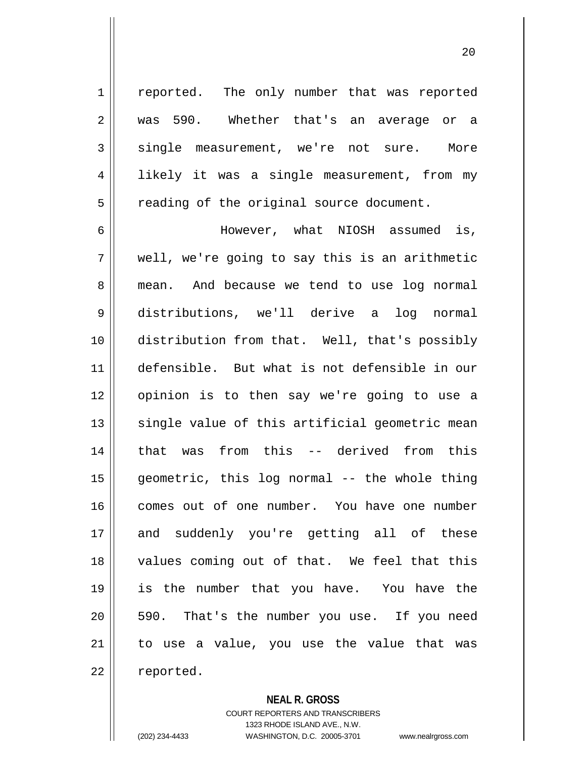reported. The only number that was reported was 590. Whether that's an average or a single measurement, we're not sure. More likely it was a single measurement, from my reading of the original source document.

However, what NIOSH assumed is, well, we're going to say this is an arithmetic mean. And because we tend to use log normal distributions, we'll derive a log normal distribution from that. Well, that's possibly defensible. But what is not defensible in our opinion is to then say we're going to use a single value of this artificial geometric mean that was from this -- derived from this geometric, this log normal -- the whole thing comes out of one number. You have one number and suddenly you're getting all of these values coming out of that. We feel that this is the number that you have. You have the 590. That's the number you use. If you need to use a value, you use the value that was reported.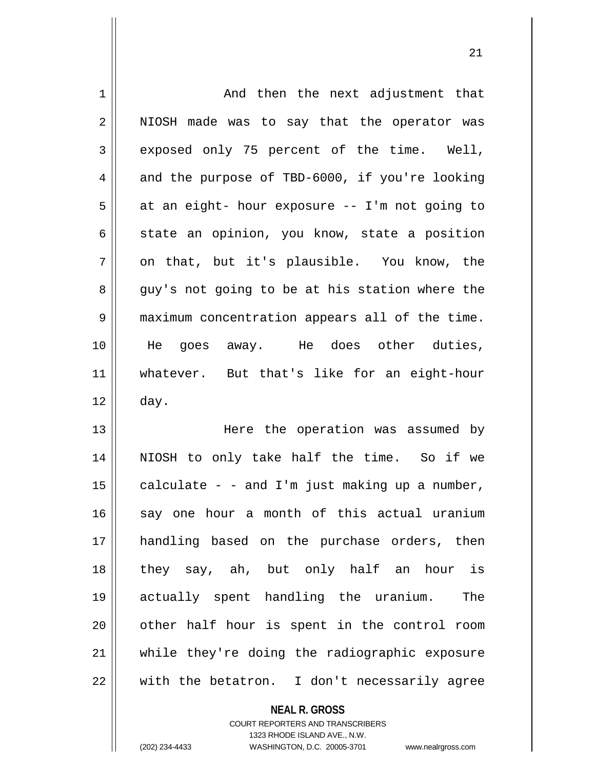And then the next adjustment that NIOSH made was to say that the operator was exposed only 75 percent of the time. Well, and the purpose of TBD-6000, if you're looking at an eight- hour exposure -- I'm not going to state an opinion, you know, state a position on that, but it's plausible. You know, the guy's not going to be at his station where the maximum concentration appears all of the time. He goes away. He does other duties, whatever. But that's like for an eight-hour day.

Here the operation was assumed by NIOSH to only take half the time. So if we calculate - - and I'm just making up a number, say one hour a month of this actual uranium handling based on the purchase orders, then they say, ah, but only half an hour is actually spent handling the uranium. The other half hour is spent in the control room while they're doing the radiographic exposure with the betatron. I don't necessarily agree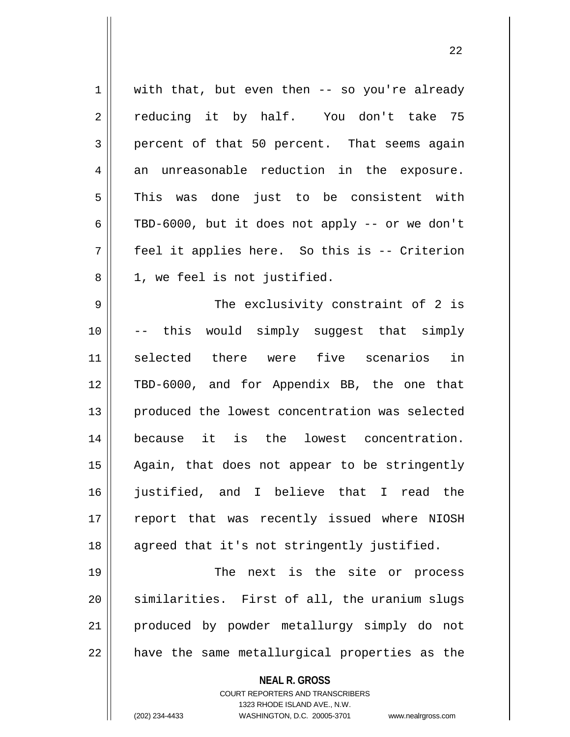with that, but even then -- so you're already reducing it by half. You don't take 75 percent of that 50 percent. That seems again an unreasonable reduction in the exposure. This was done just to be consistent with TBD-6000, but it does not apply -- or we don't feel it applies here. So this is -- Criterion 1, we feel is not justified.

The exclusivity constraint of 2 is -- this would simply suggest that simply selected there were five scenarios in TBD-6000, and for Appendix BB, the one that produced the lowest concentration was selected because it is the lowest concentration. Again, that does not appear to be stringently justified, and I believe that I read the report that was recently issued where NIOSH agreed that it's not stringently justified.

The next is the site or process similarities. First of all, the uranium slugs produced by powder metallurgy simply do not have the same metallurgical properties as the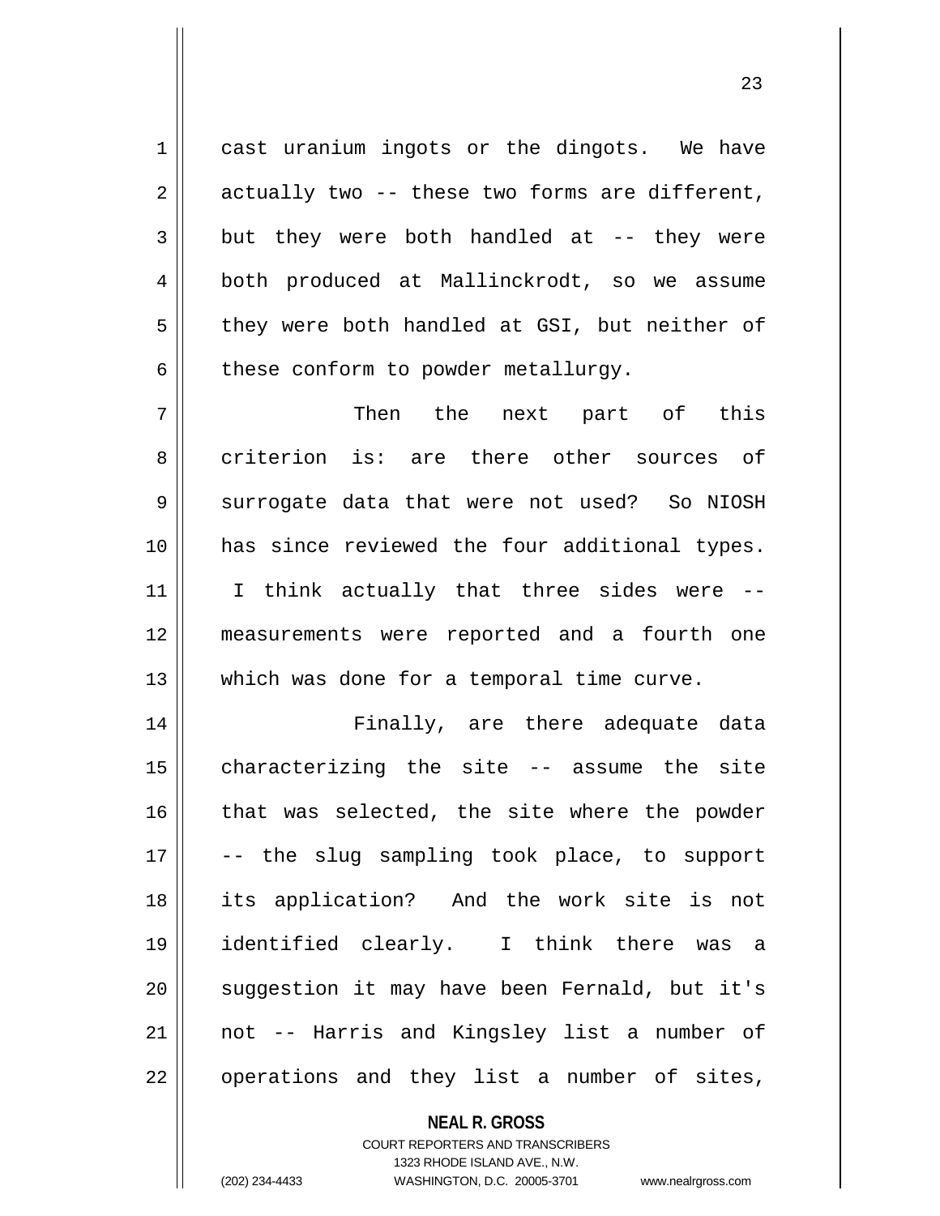cast uranium ingots or the dingots. We have actually two -- these two forms are different, but they were both handled at -- they were both produced at Mallinckrodt, so we assume they were both handled at GSI, but neither of these conform to powder metallurgy.

Then the next part of this criterion is: are there other sources of surrogate data that were not used? So NIOSH has since reviewed the four additional types. I think actually that three sides were -- measurements were reported and a fourth one which was done for a temporal time curve.

Finally, are there adequate data characterizing the site -- assume the site that was selected, the site where the powder -- the slug sampling took place, to support its application? And the work site is not identified clearly. I think there was a suggestion it may have been Fernald, but it's not -- Harris and Kingsley list a number of operations and they list a number of sites,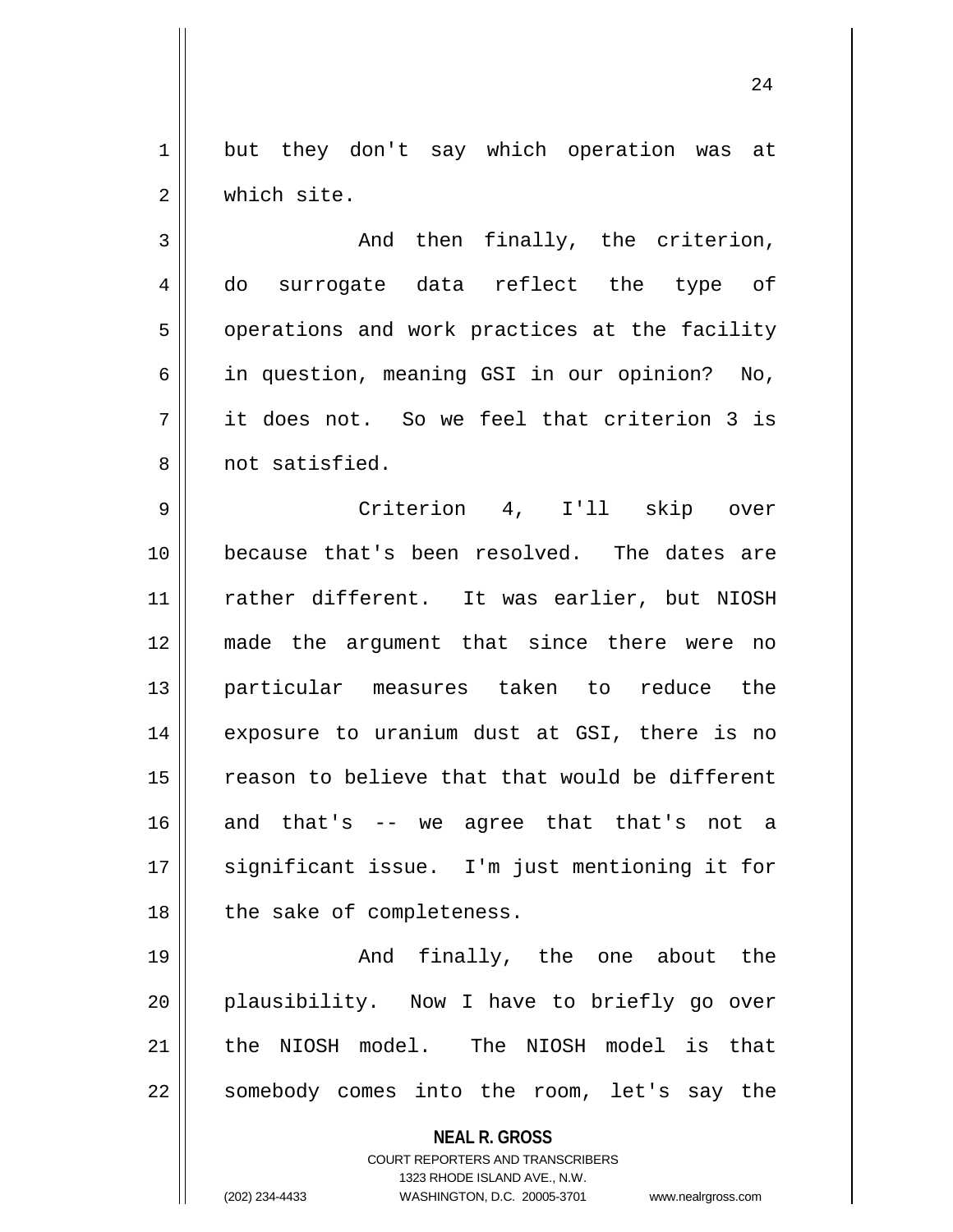but they don't say which operation was at which site.

And then finally, the criterion, do surrogate data reflect the type of operations and work practices at the facility in question, meaning GSI in our opinion? No, it does not. So we feel that criterion 3 is not satisfied.

Criterion 4, I'll skip over because that's been resolved. The dates are rather different. It was earlier, but NIOSH made the argument that since there were no particular measures taken to reduce the exposure to uranium dust at GSI, there is no reason to believe that that would be different and that's -- we agree that that's not a significant issue. I'm just mentioning it for the sake of completeness.

And finally, the one about the plausibility. Now I have to briefly go over the NIOSH model. The NIOSH model is that somebody comes into the room, let's say the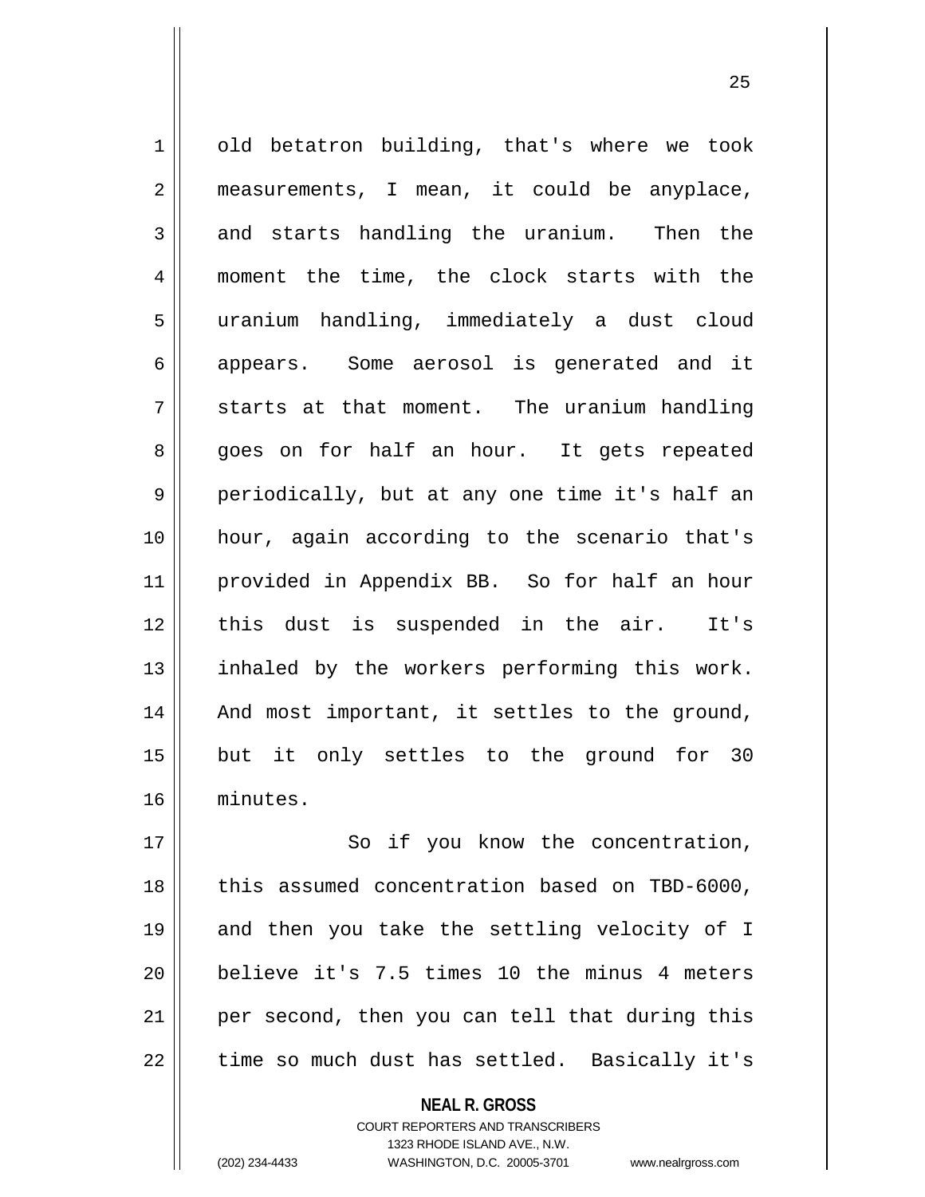old betatron building, that's where we took measurements, I mean, it could be anyplace, and starts handling the uranium. Then the moment the time, the clock starts with the uranium handling, immediately a dust cloud appears. Some aerosol is generated and it starts at that moment. The uranium handling goes on for half an hour. It gets repeated periodically, but at any one time it's half an hour, again according to the scenario that's provided in Appendix BB. So for half an hour this dust is suspended in the air. It's inhaled by the workers performing this work. And most important, it settles to the ground, but it only settles to the ground for 30 minutes.

So if you know the concentration, this assumed concentration based on TBD-6000, and then you take the settling velocity of I believe it's 7.5 times 10 the minus 4 meters per second, then you can tell that during this time so much dust has settled. Basically it's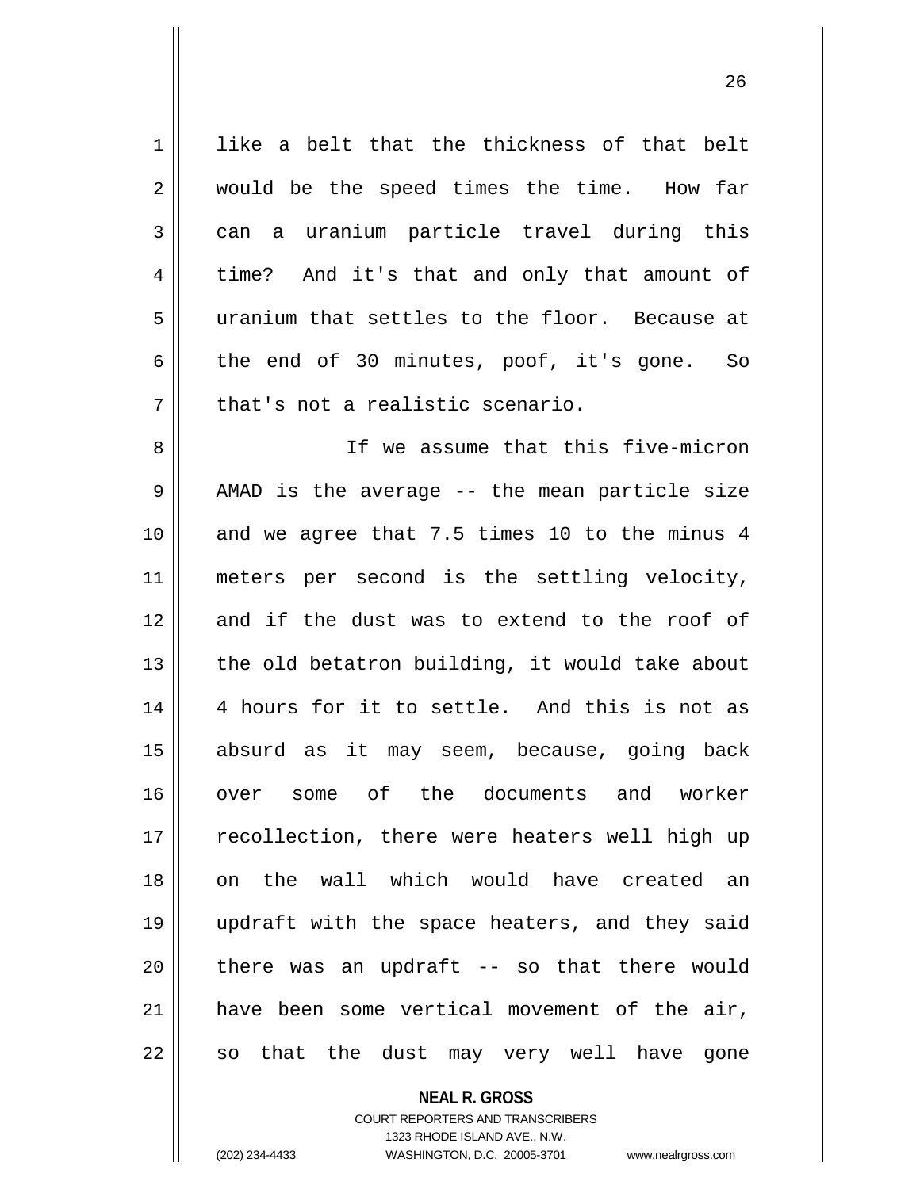like a belt that the thickness of that belt would be the speed times the time. How far can a uranium particle travel during this time? And it's that and only that amount of uranium that settles to the floor. Because at the end of 30 minutes, poof, it's gone. So that's not a realistic scenario.

If we assume that this five-micron AMAD is the average -- the mean particle size and we agree that 7.5 times 10 to the minus 4 meters per second is the settling velocity, and if the dust was to extend to the roof of the old betatron building, it would take about 4 hours for it to settle. And this is not as absurd as it may seem, because, going back over some of the documents and worker recollection, there were heaters well high up on the wall which would have created an updraft with the space heaters, and they said there was an updraft -- so that there would have been some vertical movement of the air, so that the dust may very well have gone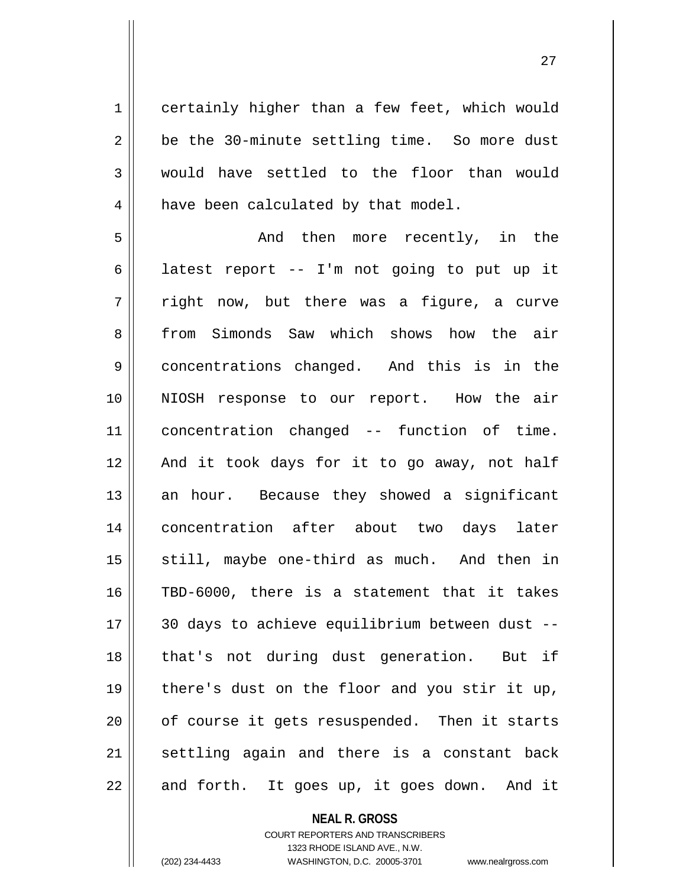certainly higher than a few feet, which would be the 30-minute settling time. So more dust would have settled to the floor than would have been calculated by that model.

And then more recently, in the latest report -- I'm not going to put up it right now, but there was a figure, a curve from Simonds Saw which shows how the air concentrations changed. And this is in the NIOSH response to our report. How the air concentration changed -- function of time. And it took days for it to go away, not half an hour. Because they showed a significant concentration after about two days later still, maybe one-third as much. And then in TBD-6000, there is a statement that it takes 30 days to achieve equilibrium between dust -- that's not during dust generation. But if there's dust on the floor and you stir it up, of course it gets resuspended. Then it starts settling again and there is a constant back and forth. It goes up, it goes down. And it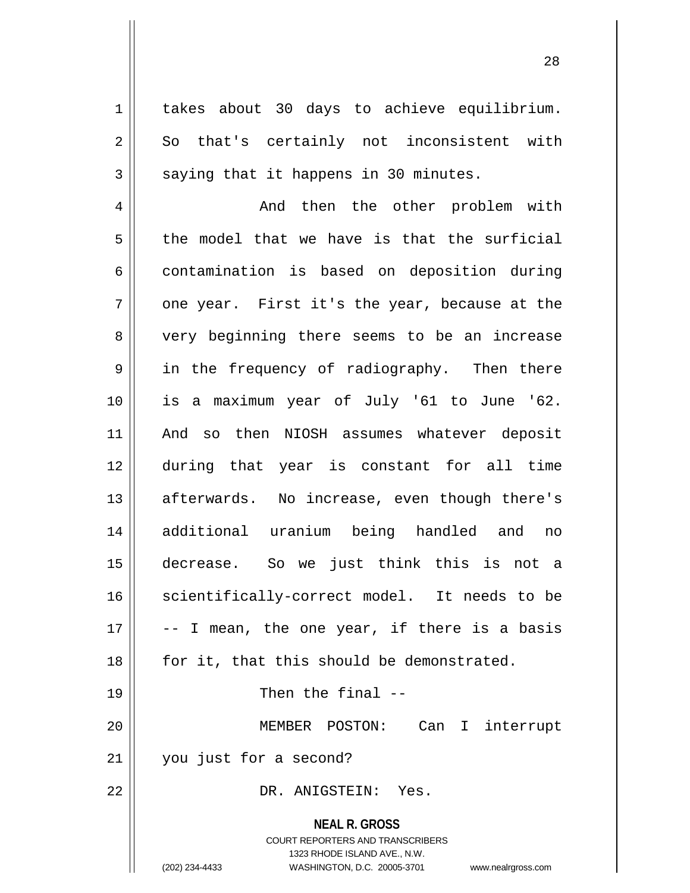takes about 30 days to achieve equilibrium. So that's certainly not inconsistent with saying that it happens in 30 minutes.

And then the other problem with the model that we have is that the surficial contamination is based on deposition during one year. First it's the year, because at the very beginning there seems to be an increase in the frequency of radiography. Then there is a maximum year of July '61 to June '62. And so then NIOSH assumes whatever deposit during that year is constant for all time afterwards. No increase, even though there's additional uranium being handled and no decrease. So we just think this is not a scientifically-correct model. It needs to be -- I mean, the one year, if there is a basis for it, that this should be demonstrated.

Then the final --

MEMBER POSTON: Can I interrupt you just for a second?

DR. ANIGSTEIN: Yes.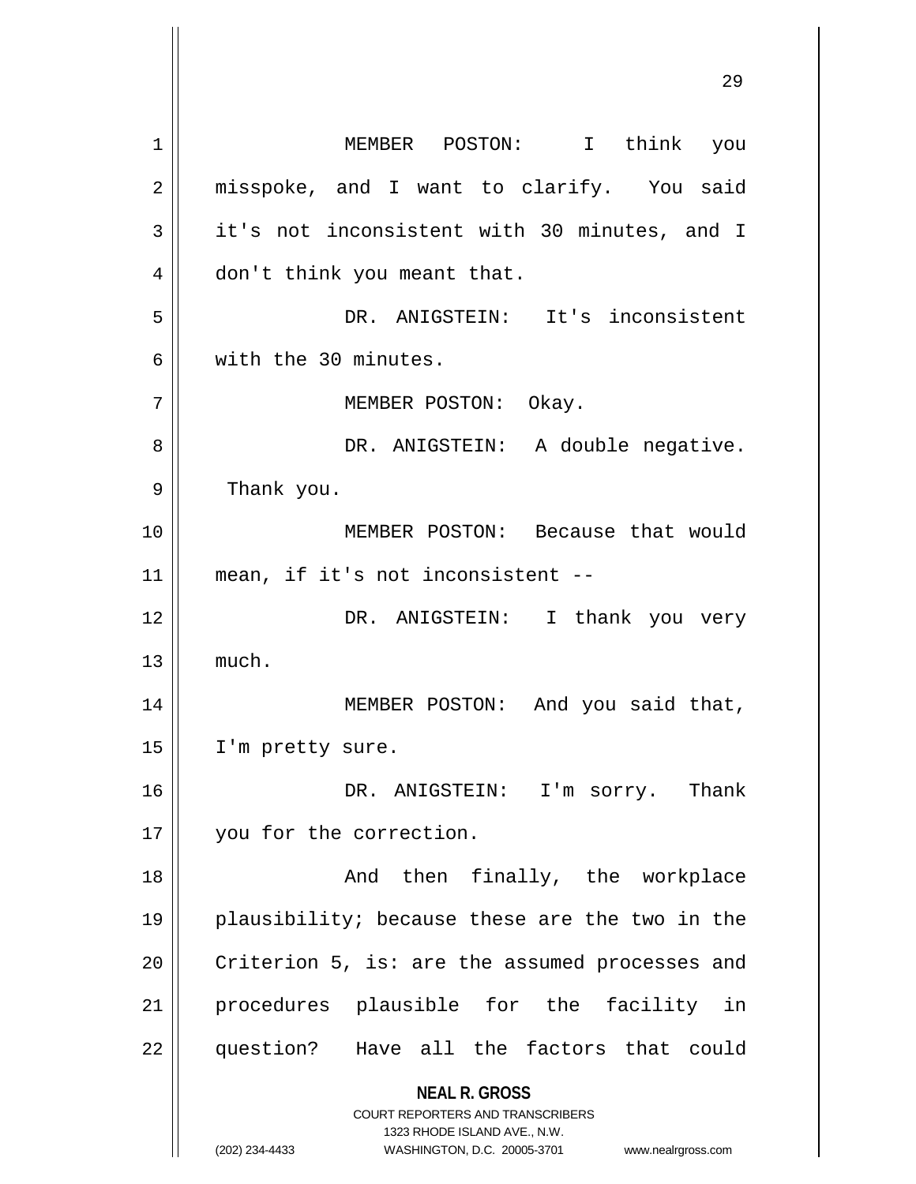MEMBER POSTON: I think you misspoke, and I want to clarify. You said it's not inconsistent with 30 minutes, and I don't think you meant that.

DR. ANIGSTEIN: It's inconsistent with the 30 minutes.

MEMBER POSTON: Okay.

DR. ANIGSTEIN: A double negative. Thank you.

MEMBER POSTON: Because that would mean, if it's not inconsistent --

DR. ANIGSTEIN: I thank you very much.

MEMBER POSTON: And you said that, I'm pretty sure.

DR. ANIGSTEIN: I'm sorry. Thank you for the correction.

And then finally, the workplace plausibility; because these are the two in the Criterion 5, is: are the assumed processes and procedures plausible for the facility in question? Have all the factors that could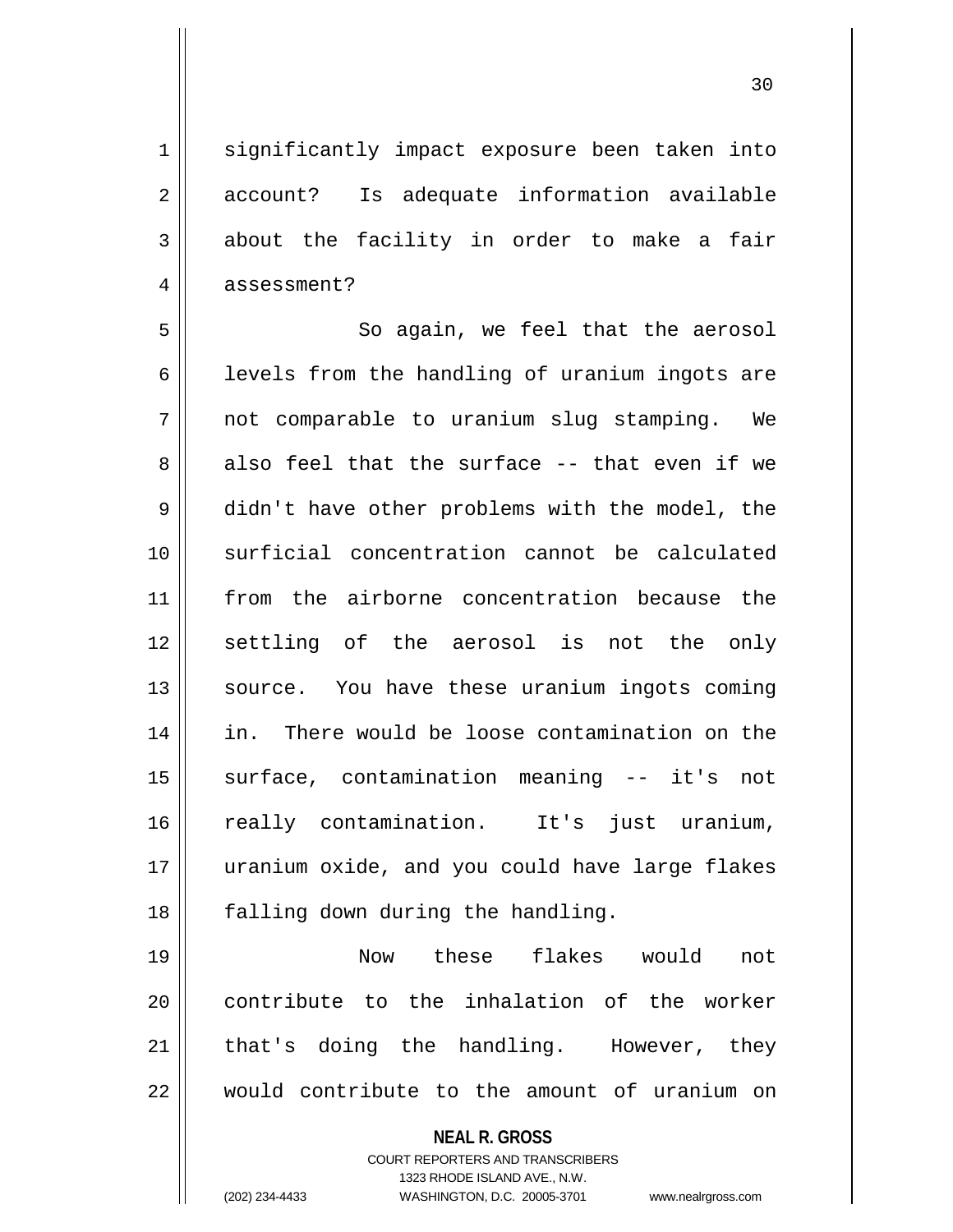significantly impact exposure been taken into account? Is adequate information available about the facility in order to make a fair assessment?

So again, we feel that the aerosol levels from the handling of uranium ingots are not comparable to uranium slug stamping. We also feel that the surface -- that even if we didn't have other problems with the model, the surficial concentration cannot be calculated from the airborne concentration because the settling of the aerosol is not the only source. You have these uranium ingots coming in. There would be loose contamination on the surface, contamination meaning -- it's not really contamination. It's just uranium, uranium oxide, and you could have large flakes falling down during the handling.

Now these flakes would not contribute to the inhalation of the worker that's doing the handling. However, they would contribute to the amount of uranium on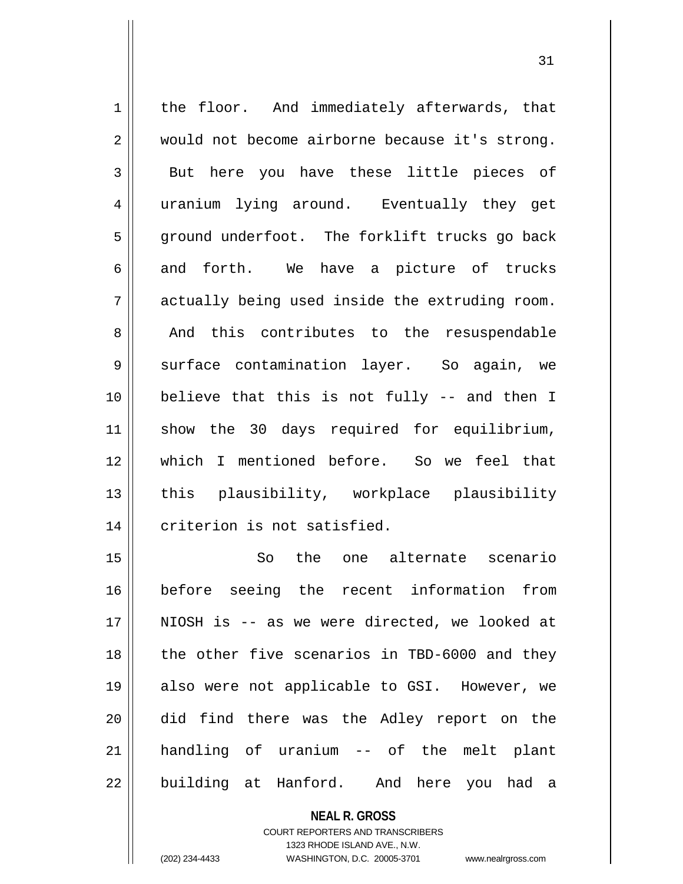the floor. And immediately afterwards, that would not become airborne because it's strong. But here you have these little pieces of uranium lying around. Eventually they get ground underfoot. The forklift trucks go back and forth. We have a picture of trucks actually being used inside the extruding room. And this contributes to the resuspendable surface contamination layer. So again, we believe that this is not fully -- and then I show the 30 days required for equilibrium, which I mentioned before. So we feel that this plausibility, workplace plausibility criterion is not satisfied.

So the one alternate scenario before seeing the recent information from NIOSH is -- as we were directed, we looked at the other five scenarios in TBD-6000 and they also were not applicable to GSI. However, we did find there was the Adley report on the handling of uranium -- of the melt plant building at Hanford. And here you had a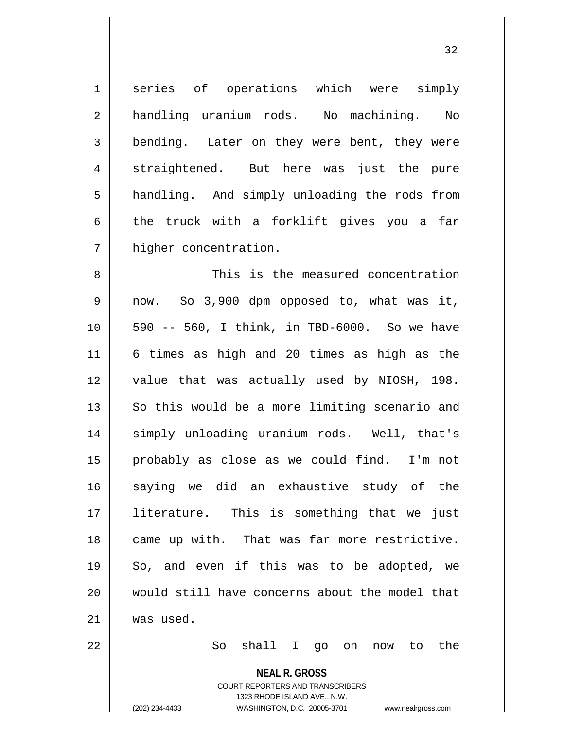series of operations which were simply handling uranium rods. No machining. No bending. Later on they were bent, they were straightened. But here was just the pure handling. And simply unloading the rods from the truck with a forklift gives you a far higher concentration.

This is the measured concentration now. So 3,900 dpm opposed to, what was it, 590 -- 560, I think, in TBD-6000. So we have 6 times as high and 20 times as high as the value that was actually used by NIOSH, 198. So this would be a more limiting scenario and simply unloading uranium rods. Well, that's probably as close as we could find. I'm not saying we did an exhaustive study of the literature. This is something that we just came up with. That was far more restrictive. So, and even if this was to be adopted, we would still have concerns about the model that was used.

So shall I go on now to the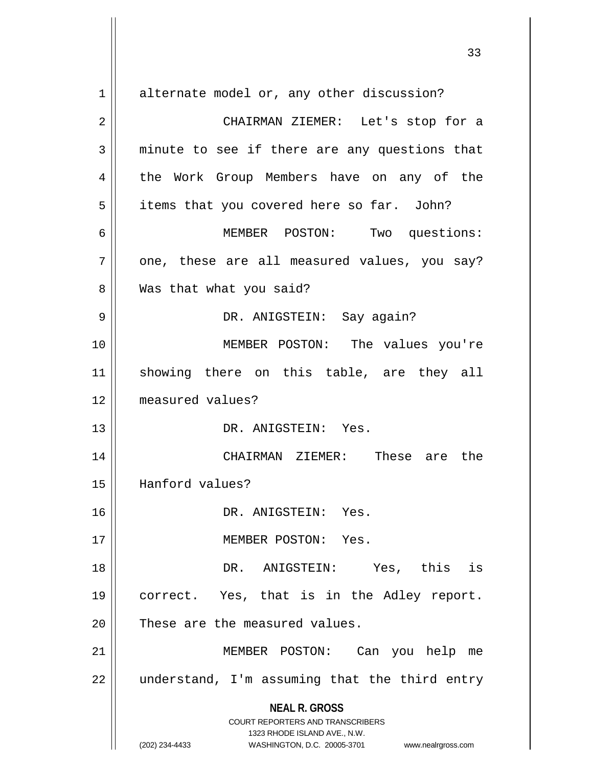alternate model or, any other discussion?

CHAIRMAN ZIEMER: Let's stop for a minute to see if there are any questions that the Work Group Members have on any of the items that you covered here so far. John?

MEMBER POSTON: Two questions: one, these are all measured values, you say? Was that what you said?

DR. ANIGSTEIN: Say again?

MEMBER POSTON: The values you're showing there on this table, are they all measured values?

DR. ANIGSTEIN: Yes.

CHAIRMAN ZIEMER: These are the Hanford values?

DR. ANIGSTEIN: Yes.

MEMBER POSTON: Yes.

DR. ANIGSTEIN: Yes, this is correct. Yes, that is in the Adley report. These are the measured values.

MEMBER POSTON: Can you help me understand, I'm assuming that the third entry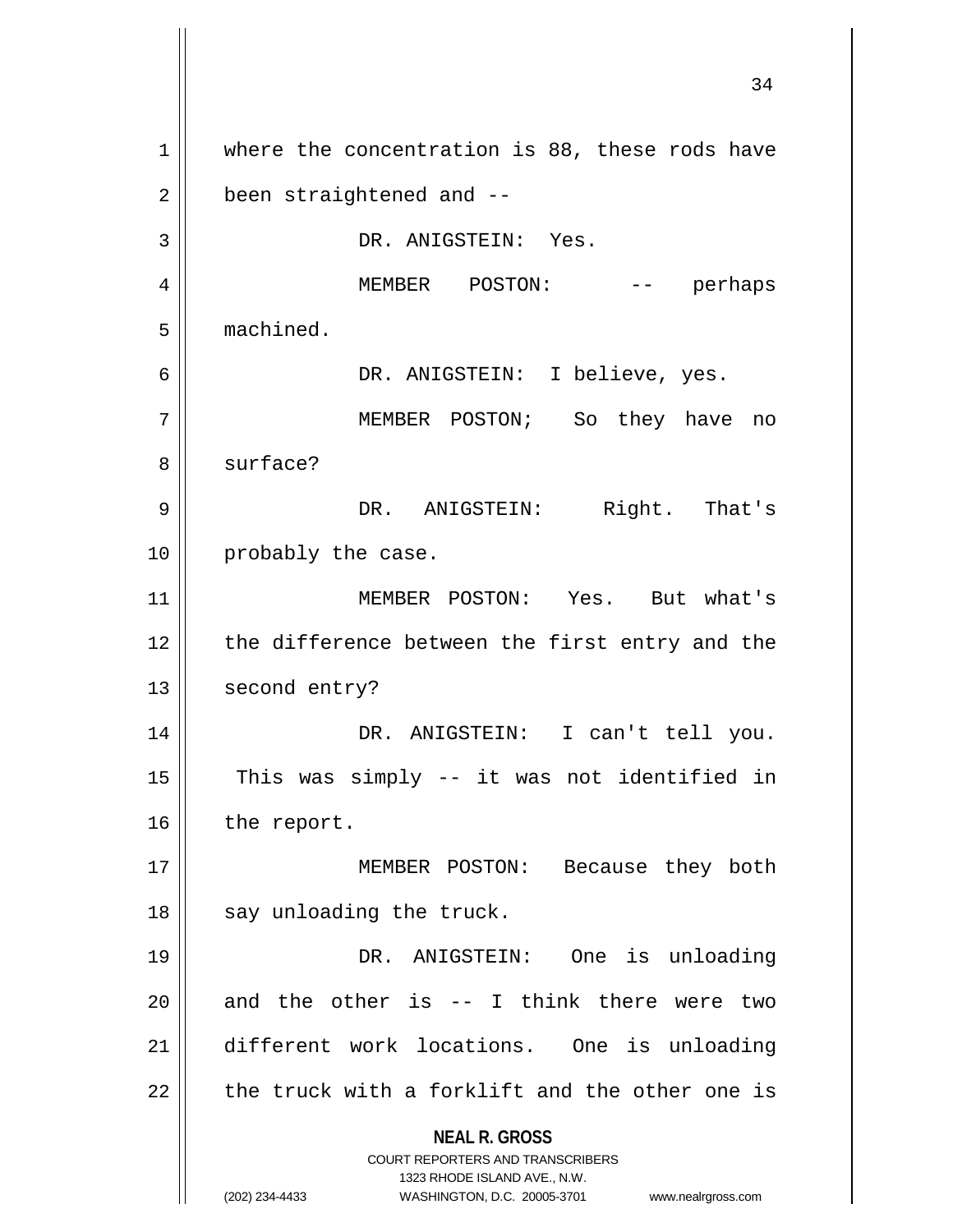where the concentration is 88, these rods have been straightened and --

DR. ANIGSTEIN: Yes.

MEMBER POSTON: -- perhaps machined.

DR. ANIGSTEIN: I believe, yes.

MEMBER POSTON; So they have no surface?

DR. ANIGSTEIN: Right. That's probably the case.

MEMBER POSTON: Yes. But what's the difference between the first entry and the second entry?

DR. ANIGSTEIN: I can't tell you. This was simply -- it was not identified in the report.

MEMBER POSTON: Because they both say unloading the truck.

DR. ANIGSTEIN: One is unloading and the other is -- I think there were two different work locations. One is unloading the truck with a forklift and the other one is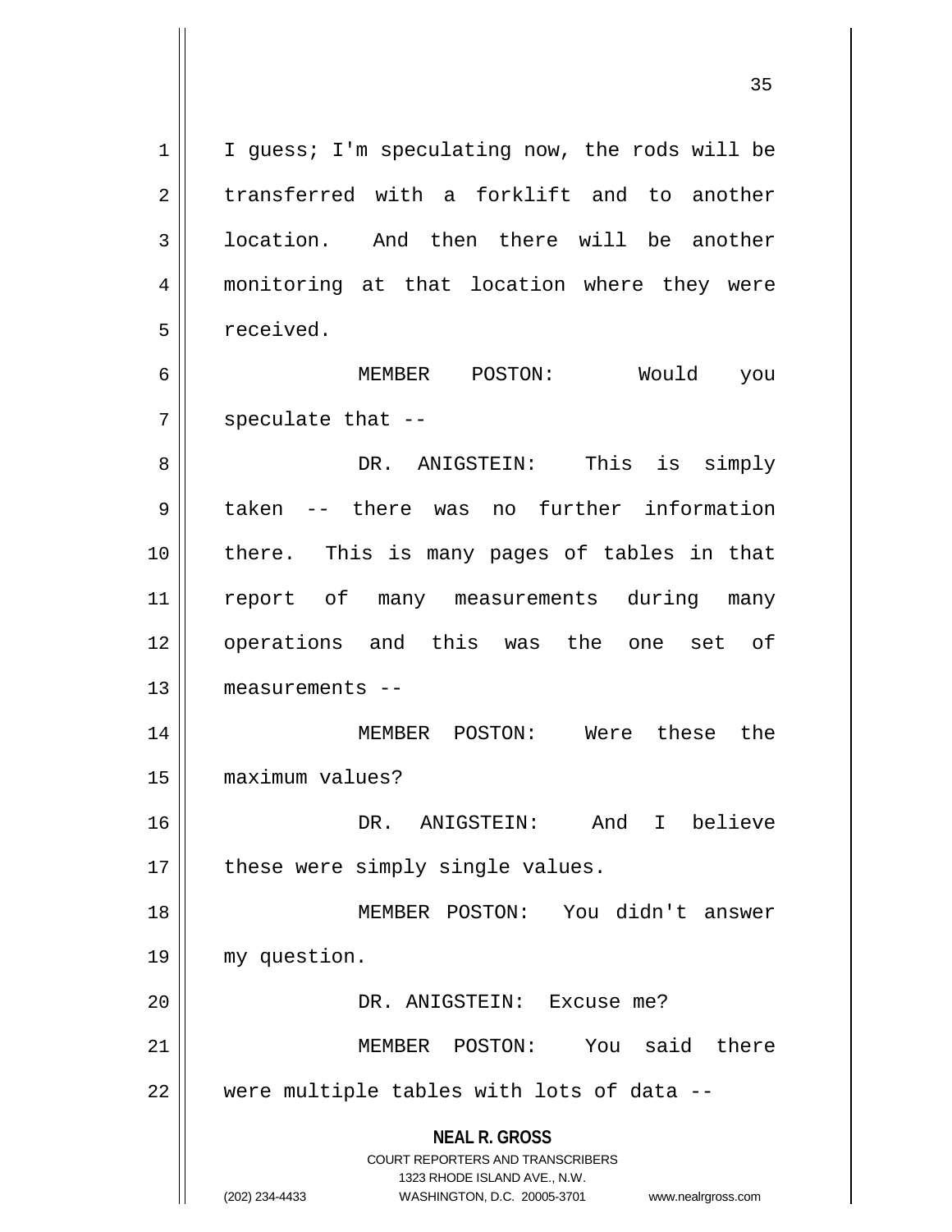I guess; I'm speculating now, the rods will be transferred with a forklift and to another location. And then there will be another monitoring at that location where they were received.

MEMBER POSTON: Would you speculate that --

DR. ANIGSTEIN: This is simply taken -- there was no further information there. This is many pages of tables in that report of many measurements during many operations and this was the one set of measurements --

MEMBER POSTON: Were these the maximum values?

DR. ANIGSTEIN: And I believe these were simply single values.

MEMBER POSTON: You didn't answer my question.

DR. ANIGSTEIN: Excuse me?

MEMBER POSTON: You said there were multiple tables with lots of data --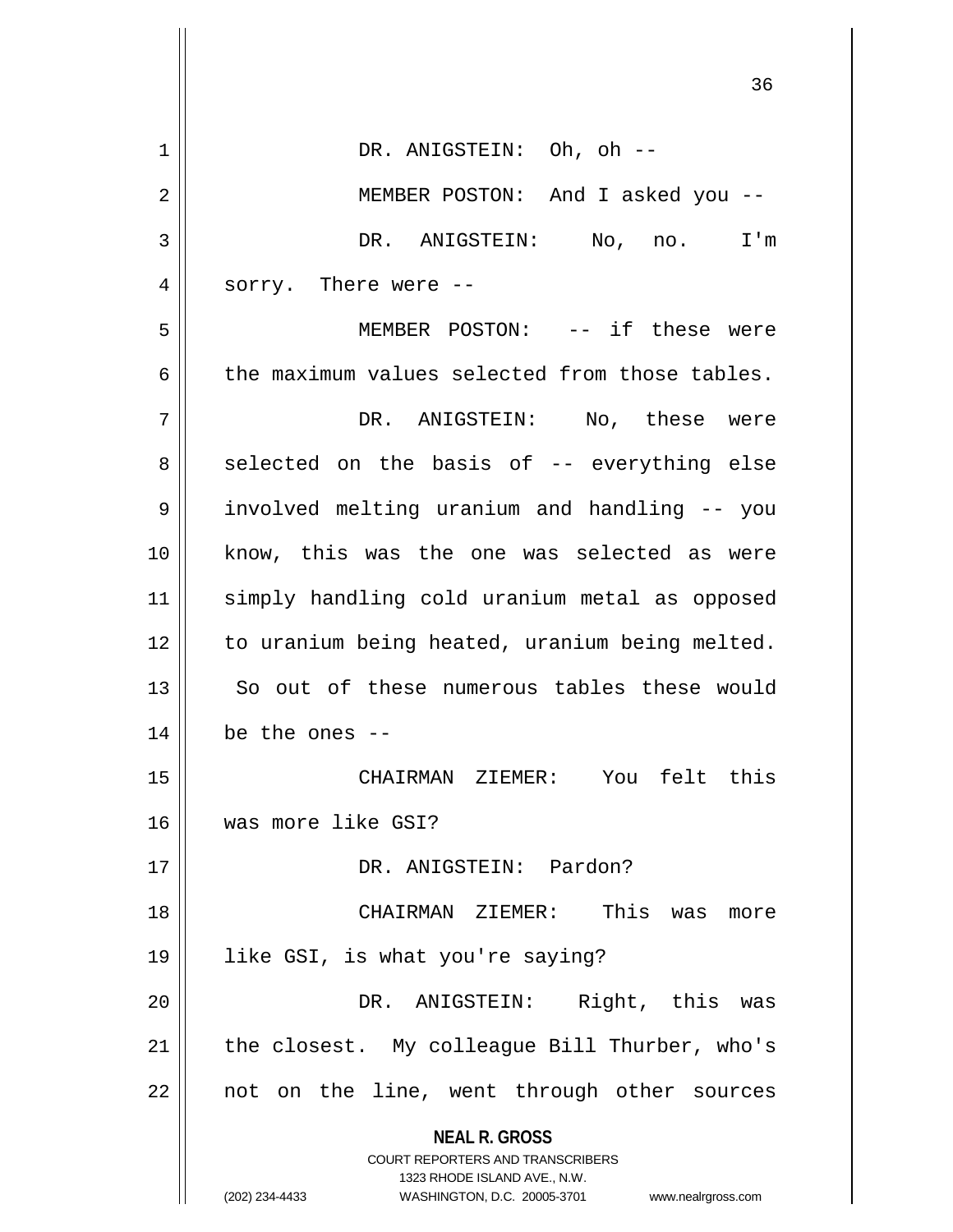DR. ANIGSTEIN: Oh, oh --

MEMBER POSTON: And I asked you --

DR. ANIGSTEIN: No, no. I'm sorry. There were --

MEMBER POSTON: -- if these were the maximum values selected from those tables.

DR. ANIGSTEIN: No, these were selected on the basis of -- everything else involved melting uranium and handling -- you know, this was the one was selected as were simply handling cold uranium metal as opposed to uranium being heated, uranium being melted. So out of these numerous tables these would be the ones --

CHAIRMAN ZIEMER: You felt this was more like GSI?

DR. ANIGSTEIN: Pardon?

CHAIRMAN ZIEMER: This was more like GSI, is what you're saying?

DR. ANIGSTEIN: Right, this was the closest. My colleague Bill Thurber, who's not on the line, went through other sources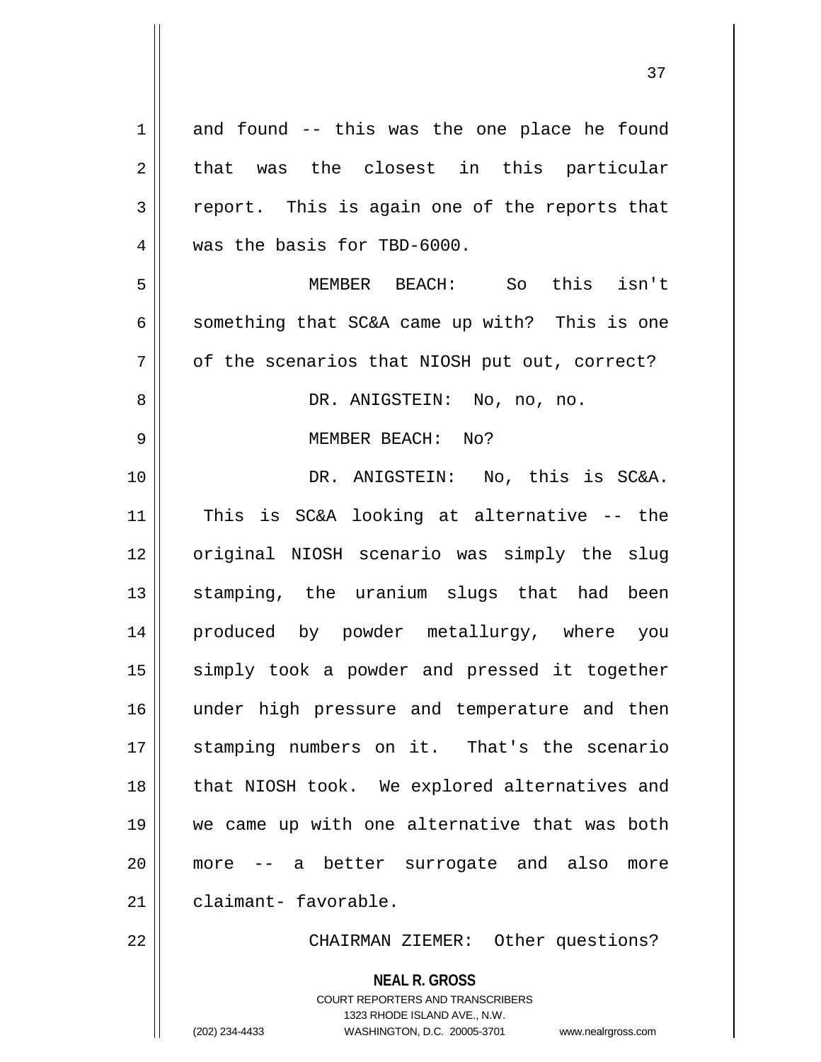and found -- this was the one place he found that was the closest in this particular report. This is again one of the reports that was the basis for TBD-6000.

MEMBER BEACH: So this isn't something that SC&A came up with? This is one of the scenarios that NIOSH put out, correct?

DR. ANIGSTEIN: No, no, no.

MEMBER BEACH: No?

DR. ANIGSTEIN: No, this is SC&A. This is SC&A looking at alternative -- the original NIOSH scenario was simply the slug stamping, the uranium slugs that had been produced by powder metallurgy, where you simply took a powder and pressed it together under high pressure and temperature and then stamping numbers on it. That's the scenario that NIOSH took. We explored alternatives and we came up with one alternative that was both more -- a better surrogate and also more claimant- favorable.

CHAIRMAN ZIEMER: Other questions?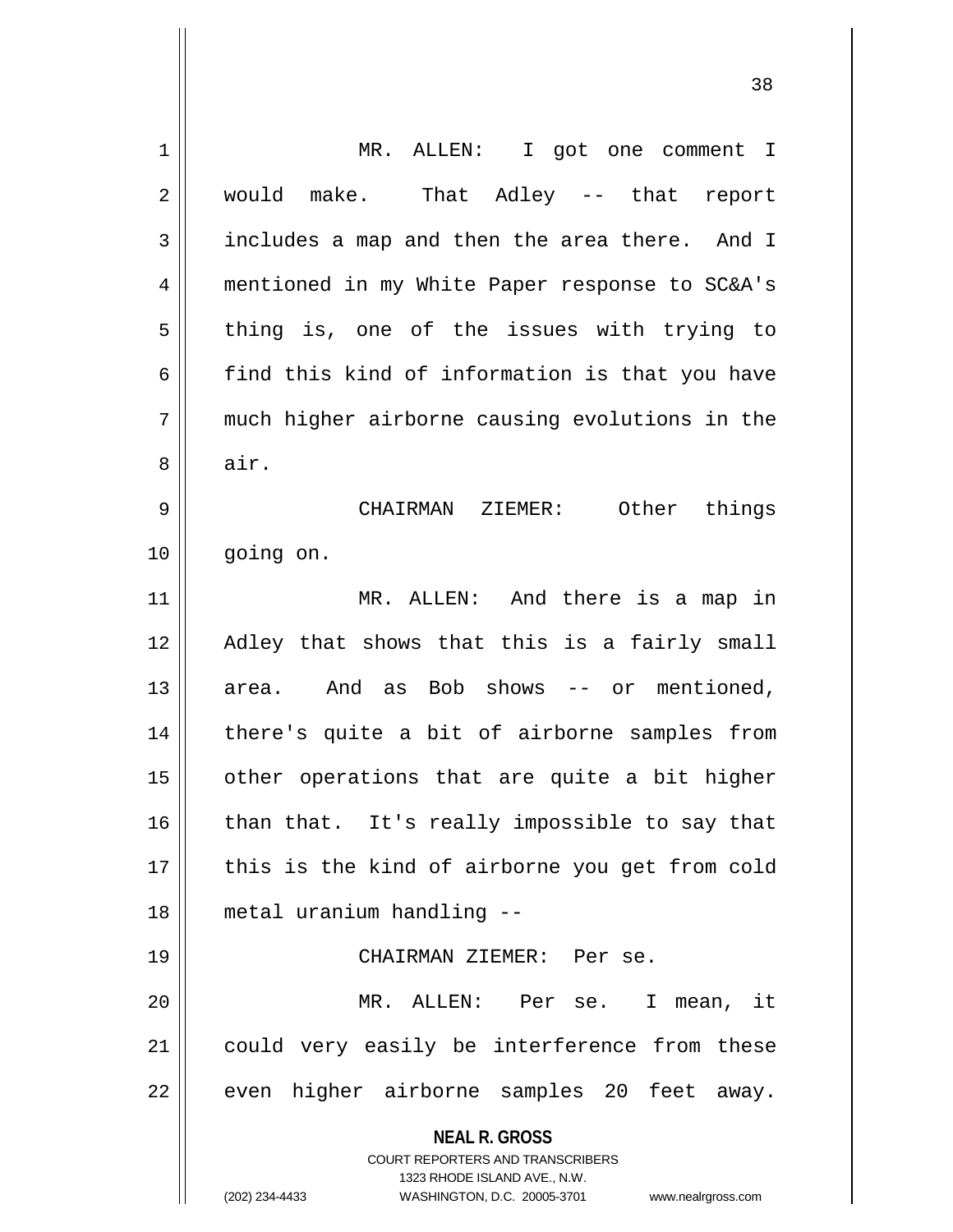MR. ALLEN: I got one comment I would make. That Adley -- that report includes a map and then the area there. And I mentioned in my White Paper response to SC&A's thing is, one of the issues with trying to find this kind of information is that you have much higher airborne causing evolutions in the air.

CHAIRMAN ZIEMER: Other things going on.

MR. ALLEN: And there is a map in Adley that shows that this is a fairly small area. And as Bob shows -- or mentioned, there's quite a bit of airborne samples from other operations that are quite a bit higher than that. It's really impossible to say that this is the kind of airborne you get from cold metal uranium handling --

CHAIRMAN ZIEMER: Per se.

MR. ALLEN: Per se. I mean, it could very easily be interference from these even higher airborne samples 20 feet away.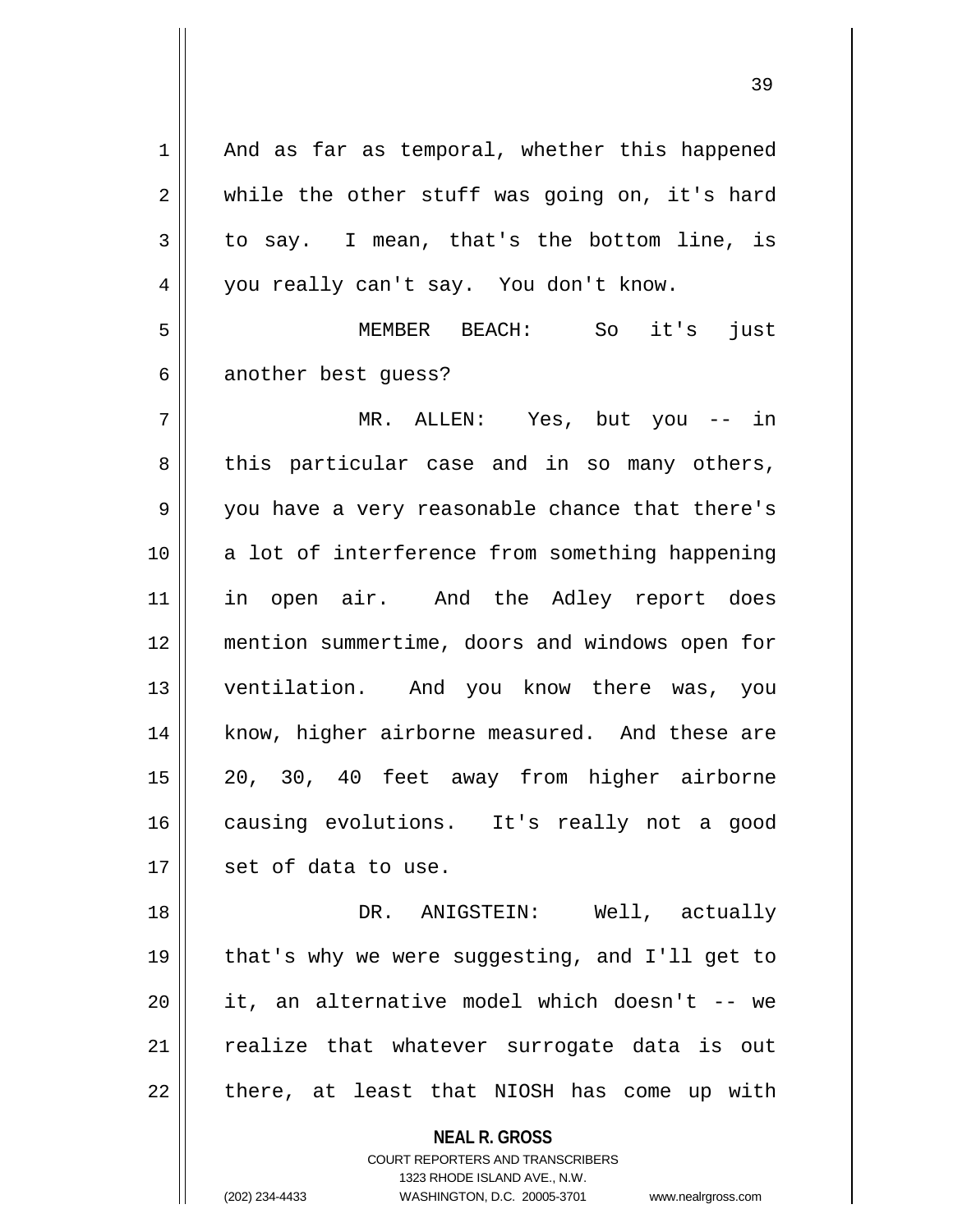And as far as temporal, whether this happened while the other stuff was going on, it's hard to say. I mean, that's the bottom line, is you really can't say. You don't know.

MEMBER BEACH: So it's just another best guess?

MR. ALLEN: Yes, but you -- in this particular case and in so many others, you have a very reasonable chance that there's a lot of interference from something happening in open air. And the Adley report does mention summertime, doors and windows open for ventilation. And you know there was, you know, higher airborne measured. And these are 20, 30, 40 feet away from higher airborne causing evolutions. It's really not a good set of data to use.

DR. ANIGSTEIN: Well, actually that's why we were suggesting, and I'll get to it, an alternative model which doesn't -- we realize that whatever surrogate data is out there, at least that NIOSH has come up with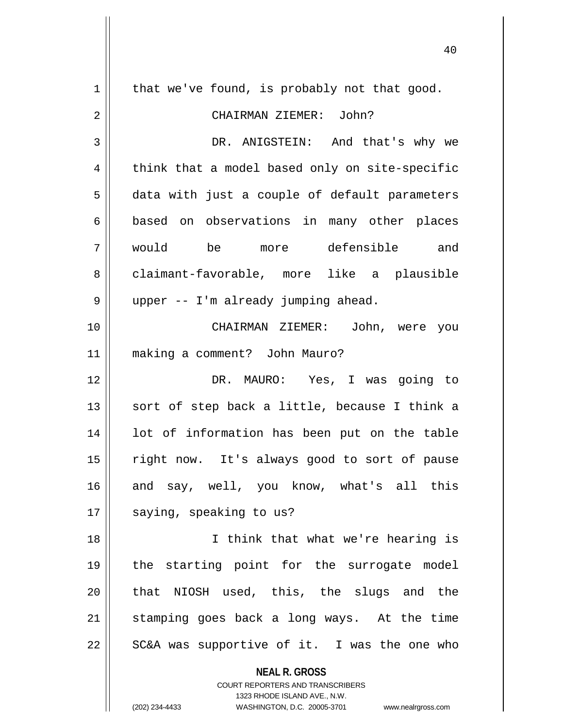that we've found, is probably not that good.

CHAIRMAN ZIEMER: John?

DR. ANIGSTEIN: And that's why we think that a model based only on site-specific data with just a couple of default parameters based on observations in many other places would be more defensible and claimant-favorable, more like a plausible upper -- I'm already jumping ahead.

CHAIRMAN ZIEMER: John, were you making a comment? John Mauro?

DR. MAURO: Yes, I was going to sort of step back a little, because I think a lot of information has been put on the table right now. It's always good to sort of pause and say, well, you know, what's all this saying, speaking to us?

I think that what we're hearing is the starting point for the surrogate model that NIOSH used, this, the slugs and the stamping goes back a long ways. At the time SC&A was supportive of it. I was the one who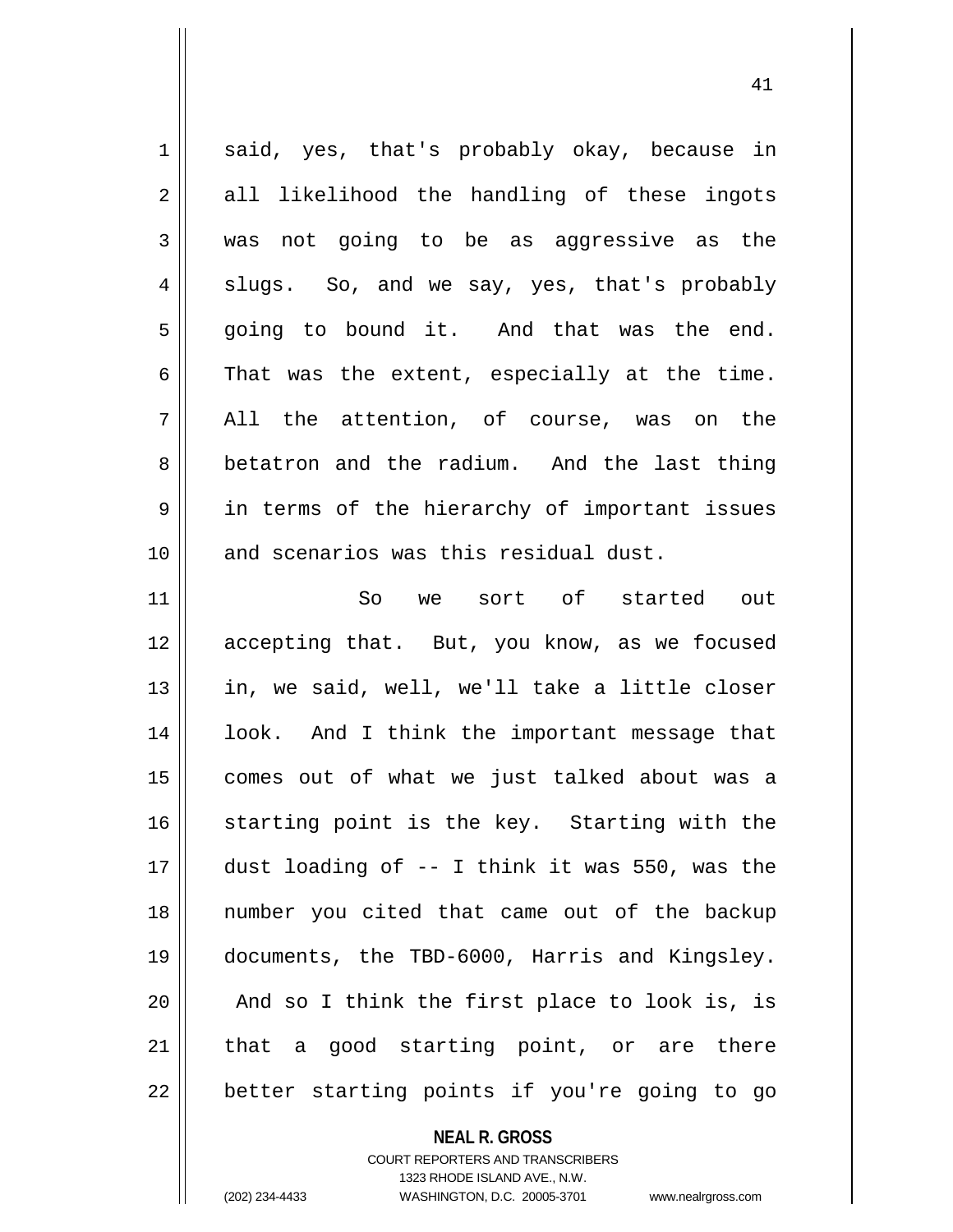said, yes, that's probably okay, because in all likelihood the handling of these ingots was not going to be as aggressive as the slugs. So, and we say, yes, that's probably going to bound it. And that was the end. That was the extent, especially at the time. All the attention, of course, was on the betatron and the radium. And the last thing in terms of the hierarchy of important issues and scenarios was this residual dust.

So we sort of started out accepting that. But, you know, as we focused in, we said, well, we'll take a little closer look. And I think the important message that comes out of what we just talked about was a starting point is the key. Starting with the dust loading of -- I think it was 550, was the number you cited that came out of the backup documents, the TBD-6000, Harris and Kingsley. And so I think the first place to look is, is that a good starting point, or are there better starting points if you're going to go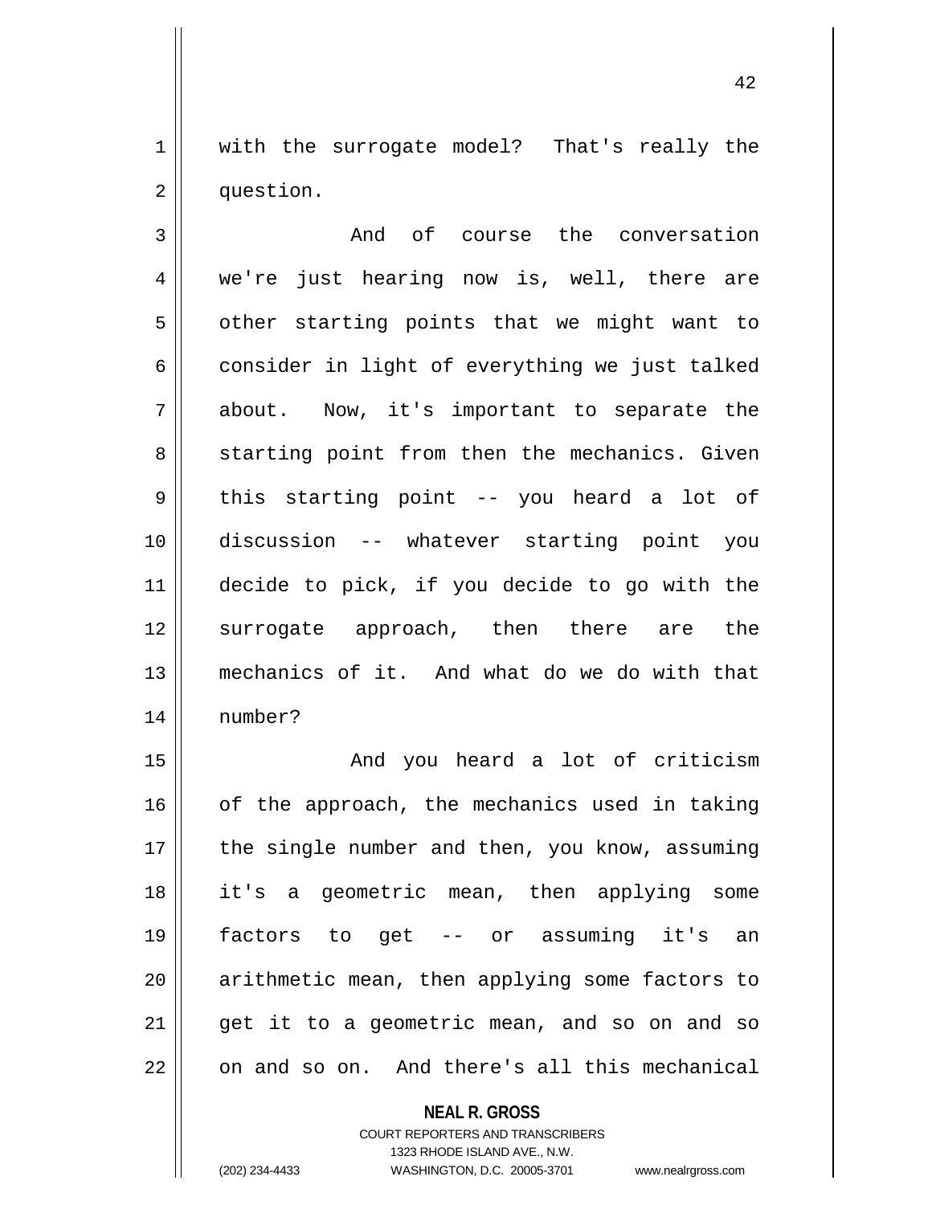with the surrogate model? That's really the question.

And of course the conversation we're just hearing now is, well, there are other starting points that we might want to consider in light of everything we just talked about. Now, it's important to separate the starting point from then the mechanics. Given this starting point -- you heard a lot of discussion -- whatever starting point you decide to pick, if you decide to go with the surrogate approach, then there are the mechanics of it. And what do we do with that number?

And you heard a lot of criticism of the approach, the mechanics used in taking the single number and then, you know, assuming it's a geometric mean, then applying some factors to get -- or assuming it's an arithmetic mean, then applying some factors to get it to a geometric mean, and so on and so on and so on. And there's all this mechanical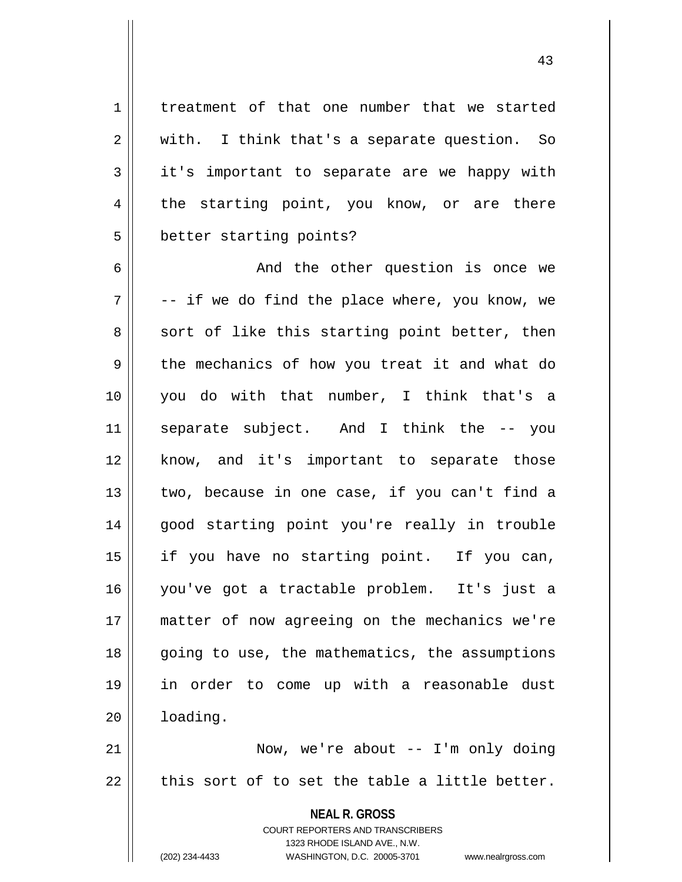treatment of that one number that we started with. I think that's a separate question. So it's important to separate are we happy with the starting point, you know, or are there better starting points?

And the other question is once we -- if we do find the place where, you know, we sort of like this starting point better, then the mechanics of how you treat it and what do you do with that number, I think that's a separate subject. And I think the -- you know, and it's important to separate those two, because in one case, if you can't find a good starting point you're really in trouble if you have no starting point. If you can, you've got a tractable problem. It's just a matter of now agreeing on the mechanics we're going to use, the mathematics, the assumptions in order to come up with a reasonable dust loading.

Now, we're about -- I'm only doing this sort of to set the table a little better.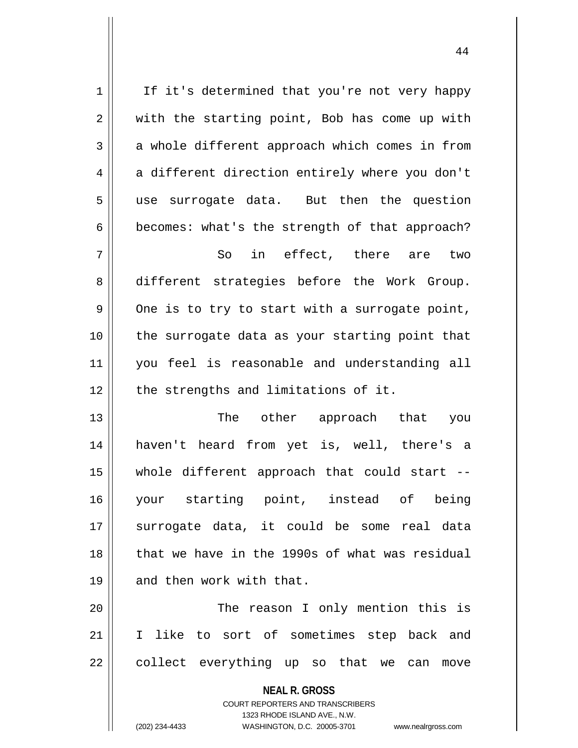If it's determined that you're not very happy with the starting point, Bob has come up with a whole different approach which comes in from a different direction entirely where you don't use surrogate data. But then the question becomes: what's the strength of that approach?

So in effect, there are two different strategies before the Work Group. One is to try to start with a surrogate point, the surrogate data as your starting point that you feel is reasonable and understanding all the strengths and limitations of it.

The other approach that you haven't heard from yet is, well, there's a whole different approach that could start -- your starting point, instead of being surrogate data, it could be some real data that we have in the 1990s of what was residual and then work with that.

The reason I only mention this is I like to sort of sometimes step back and collect everything up so that we can move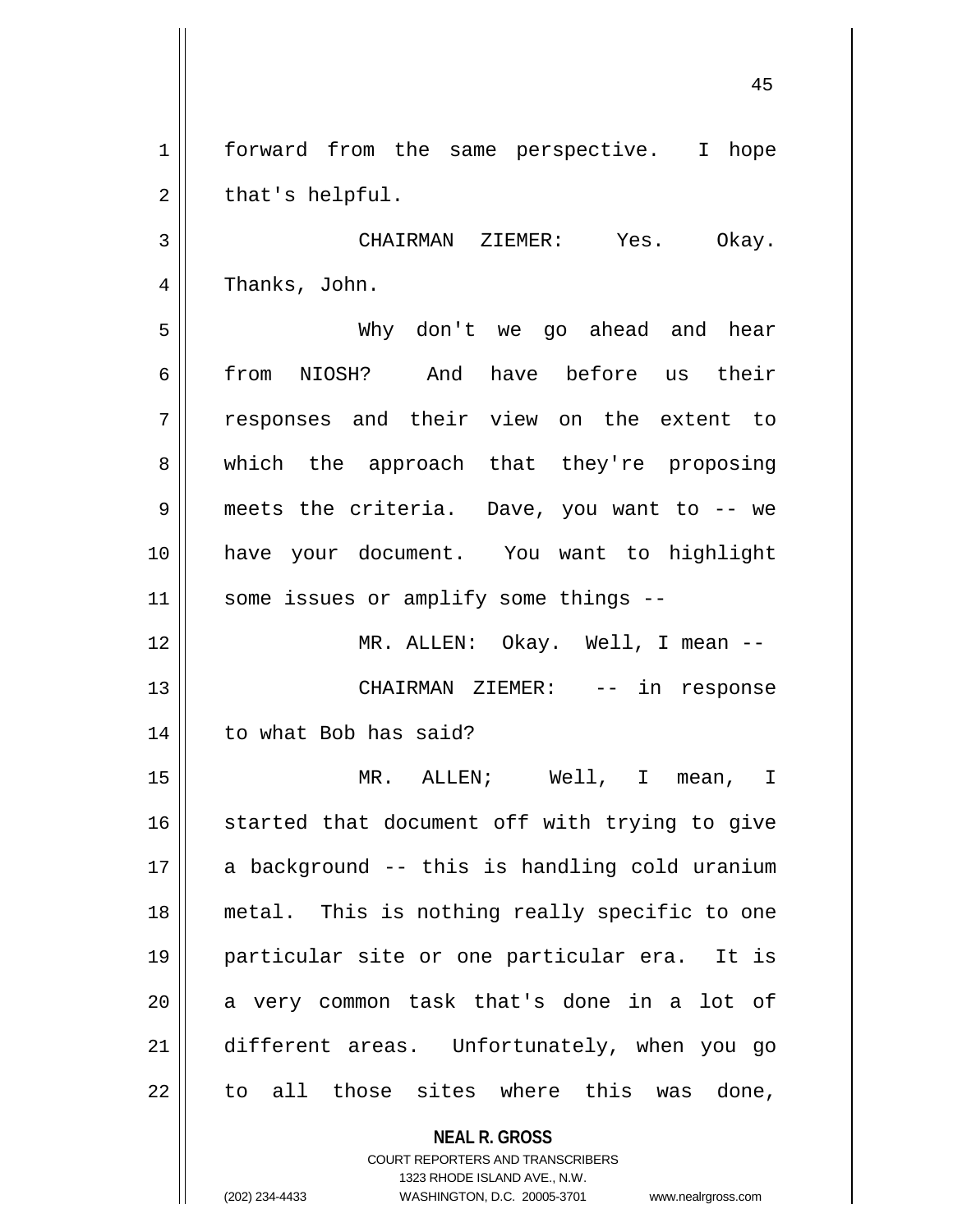forward from the same perspective. I hope that's helpful.

CHAIRMAN ZIEMER: Yes. Okay. Thanks, John.

Why don't we go ahead and hear from NIOSH? And have before us their responses and their view on the extent to which the approach that they're proposing meets the criteria. Dave, you want to -- we have your document. You want to highlight some issues or amplify some things --

MR. ALLEN: Okay. Well, I mean --

CHAIRMAN ZIEMER: -- in response to what Bob has said?

MR. ALLEN; Well, I mean, I started that document off with trying to give a background -- this is handling cold uranium metal. This is nothing really specific to one particular site or one particular era. It is a very common task that's done in a lot of different areas. Unfortunately, when you go to all those sites where this was done,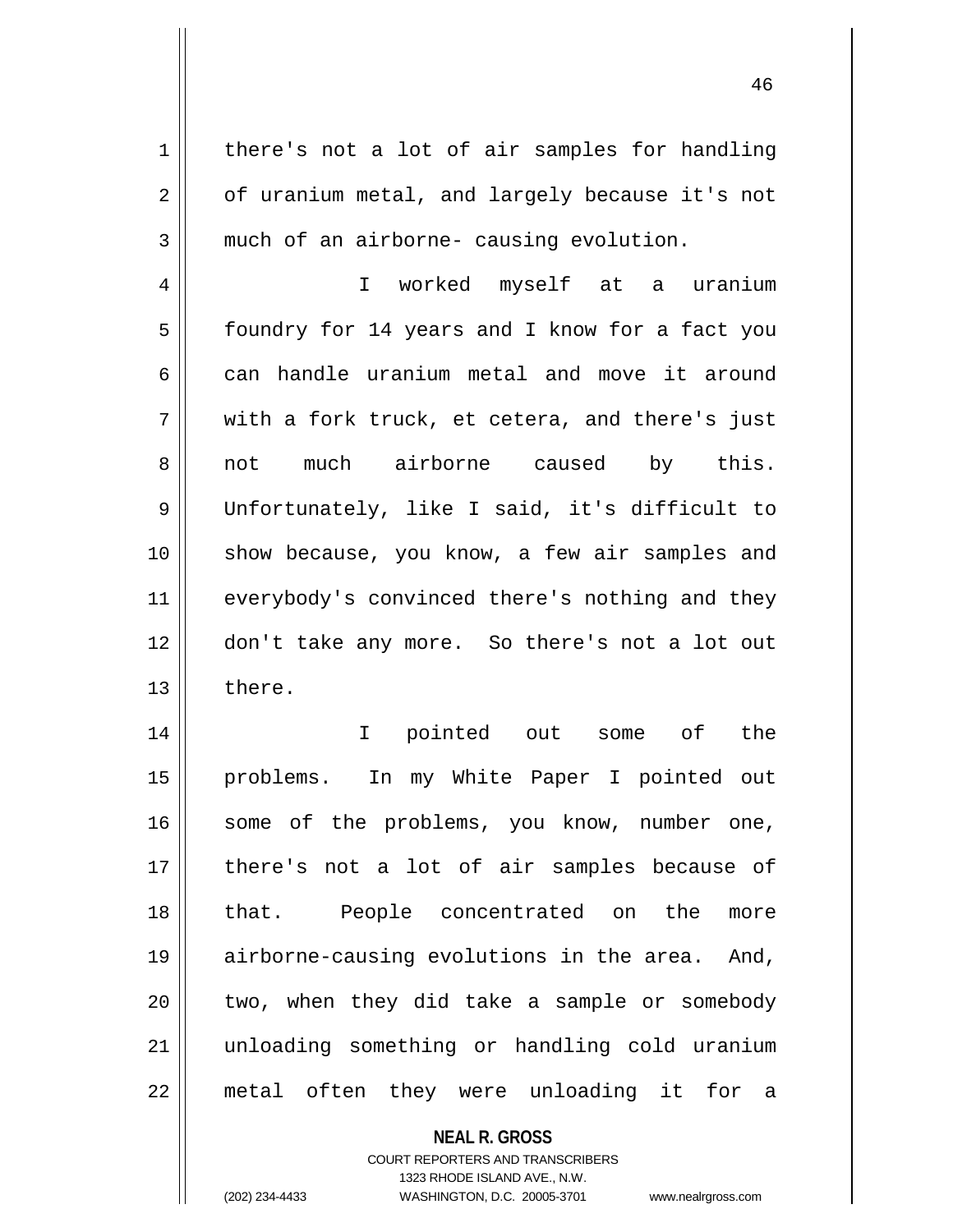there's not a lot of air samples for handling of uranium metal, and largely because it's not much of an airborne- causing evolution.

I worked myself at a uranium foundry for 14 years and I know for a fact you can handle uranium metal and move it around with a fork truck, et cetera, and there's just not much airborne caused by this. Unfortunately, like I said, it's difficult to show because, you know, a few air samples and everybody's convinced there's nothing and they don't take any more. So there's not a lot out there.

I pointed out some of the problems. In my White Paper I pointed out some of the problems, you know, number one, there's not a lot of air samples because of that. People concentrated on the more airborne-causing evolutions in the area. And, two, when they did take a sample or somebody unloading something or handling cold uranium metal often they were unloading it for a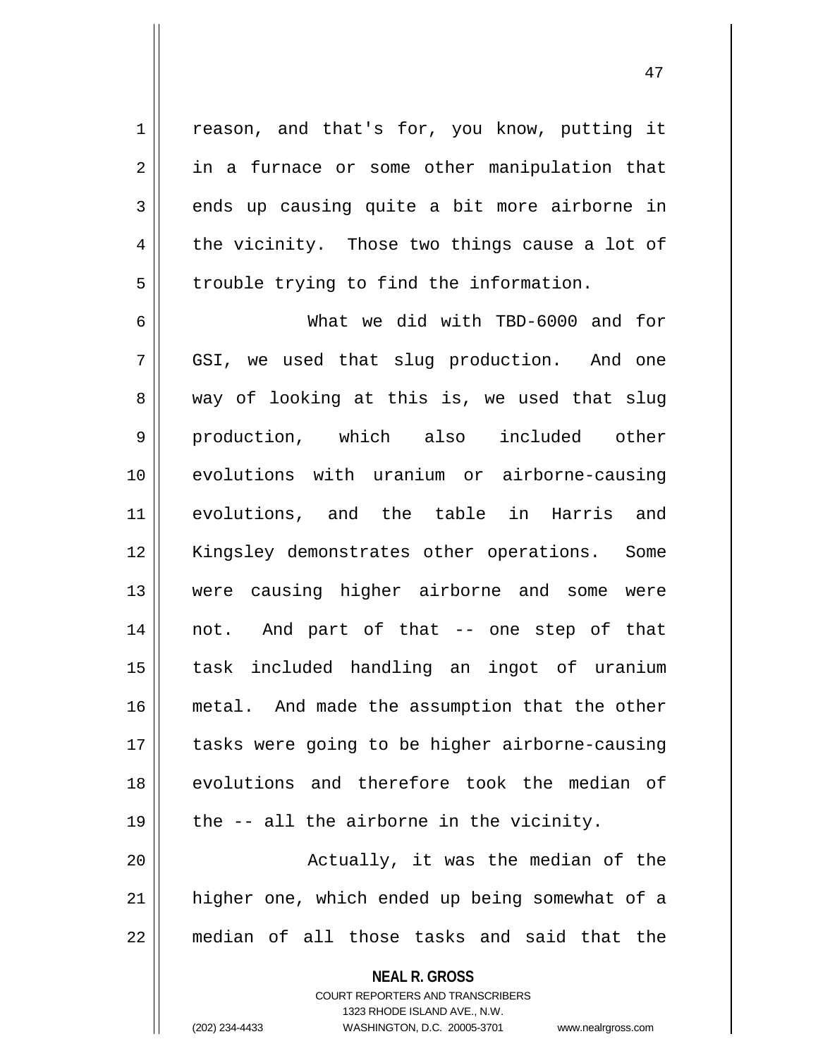reason, and that's for, you know, putting it in a furnace or some other manipulation that ends up causing quite a bit more airborne in the vicinity. Those two things cause a lot of trouble trying to find the information.

What we did with TBD-6000 and for GSI, we used that slug production. And one way of looking at this is, we used that slug production, which also included other evolutions with uranium or airborne-causing evolutions, and the table in Harris and Kingsley demonstrates other operations. Some were causing higher airborne and some were not. And part of that -- one step of that task included handling an ingot of uranium metal. And made the assumption that the other tasks were going to be higher airborne-causing evolutions and therefore took the median of the -- all the airborne in the vicinity.

Actually, it was the median of the higher one, which ended up being somewhat of a median of all those tasks and said that the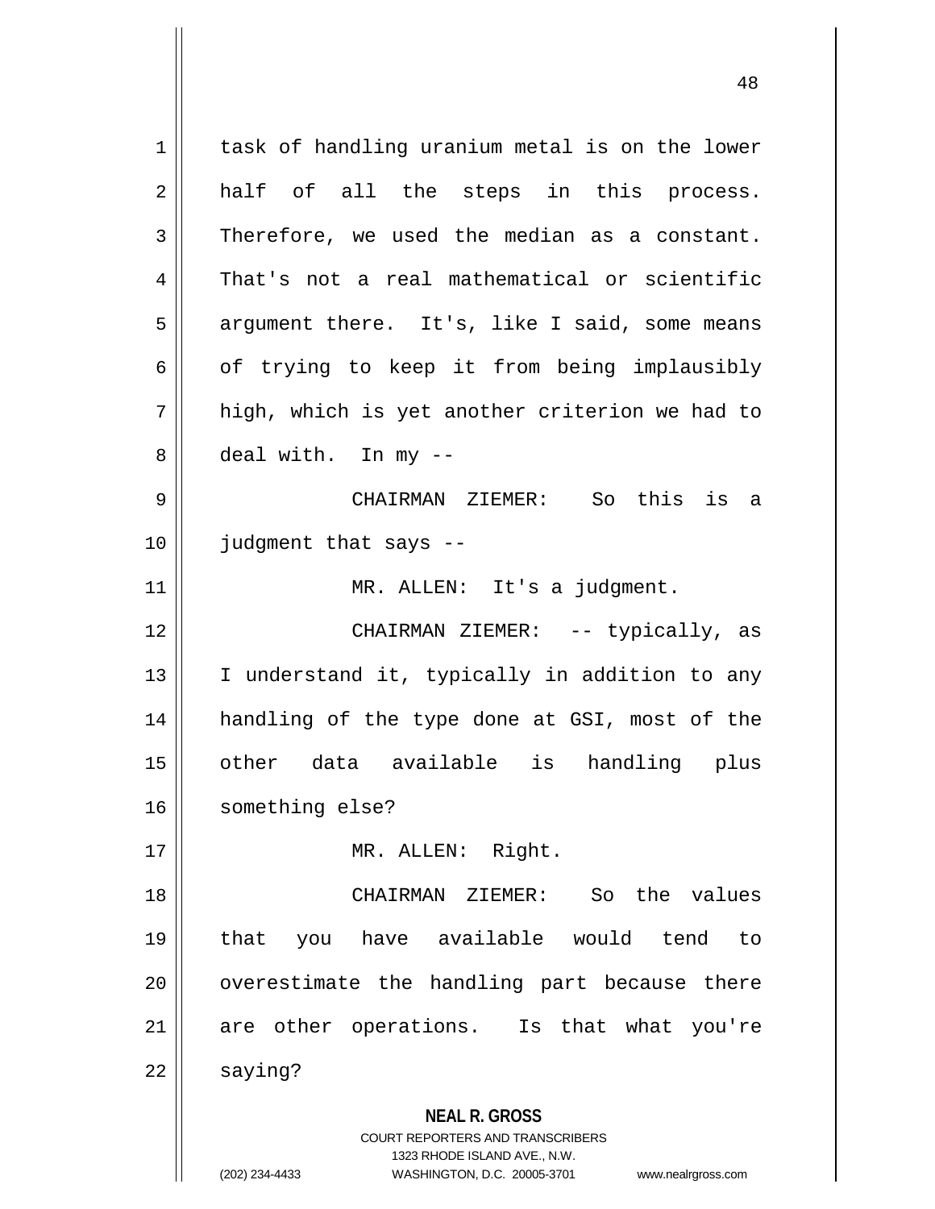task of handling uranium metal is on the lower half of all the steps in this process. Therefore, we used the median as a constant. That's not a real mathematical or scientific argument there. It's, like I said, some means of trying to keep it from being implausibly high, which is yet another criterion we had to deal with. In my --

CHAIRMAN ZIEMER: So this is a judgment that says --

MR. ALLEN: It's a judgment.

CHAIRMAN ZIEMER: -- typically, as I understand it, typically in addition to any handling of the type done at GSI, most of the other data available is handling plus something else?

MR. ALLEN: Right.

CHAIRMAN ZIEMER: So the values that you have available would tend to overestimate the handling part because there are other operations. Is that what you're saying?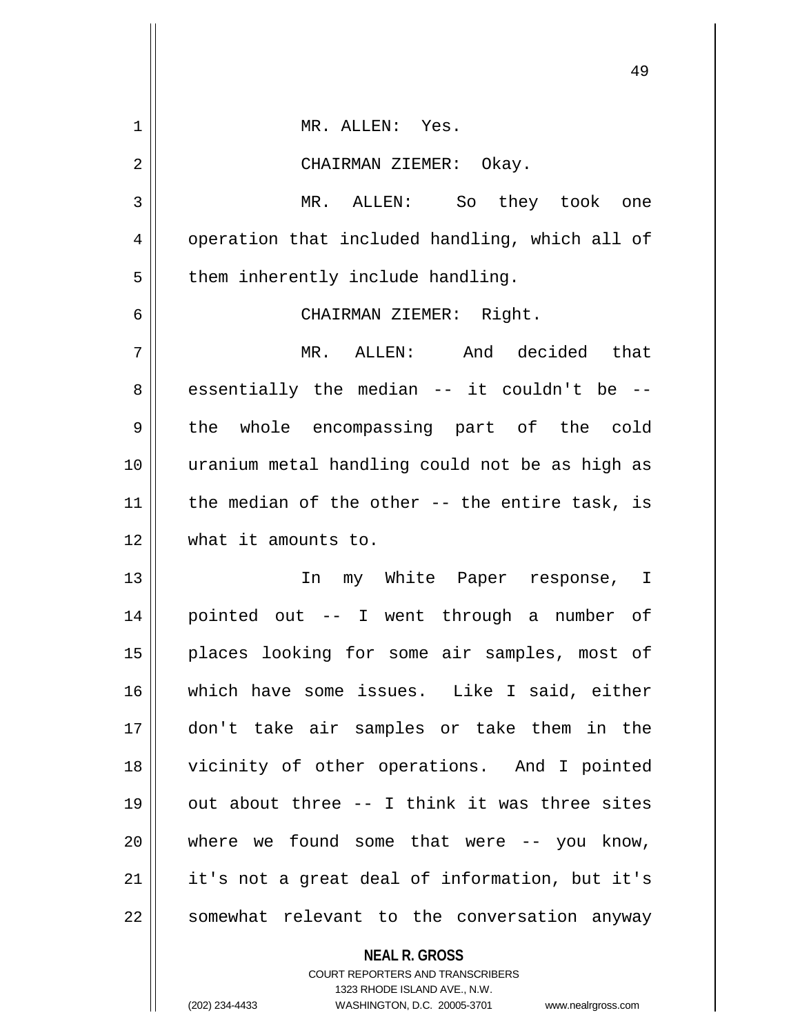MR. ALLEN: Yes.

CHAIRMAN ZIEMER: Okay.

MR. ALLEN: So they took one operation that included handling, which all of them inherently include handling.

CHAIRMAN ZIEMER: Right.

MR. ALLEN: And decided that essentially the median -- it couldn't be -- the whole encompassing part of the cold uranium metal handling could not be as high as the median of the other -- the entire task, is what it amounts to.

In my White Paper response, I pointed out -- I went through a number of places looking for some air samples, most of which have some issues. Like I said, either don't take air samples or take them in the vicinity of other operations. And I pointed out about three -- I think it was three sites where we found some that were -- you know, it's not a great deal of information, but it's somewhat relevant to the conversation anyway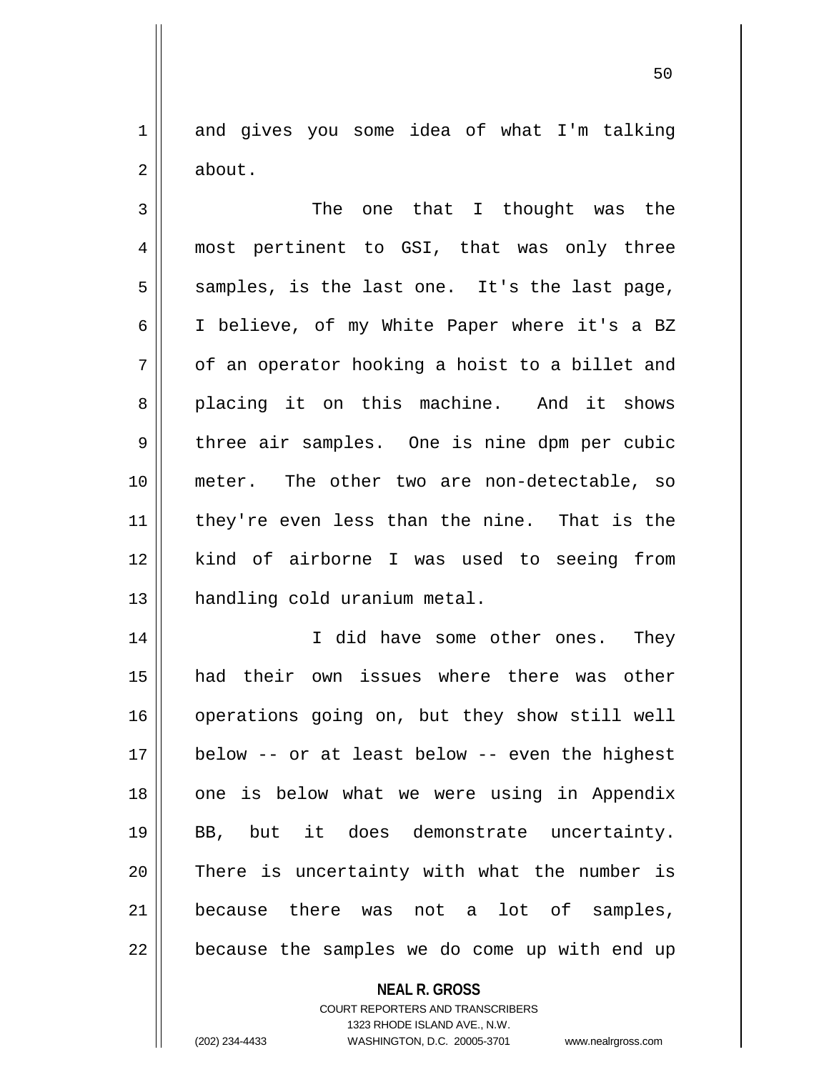and gives you some idea of what I'm talking about.

The one that I thought was the most pertinent to GSI, that was only three samples, is the last one. It's the last page, I believe, of my White Paper where it's a BZ of an operator hooking a hoist to a billet and placing it on this machine. And it shows three air samples. One is nine dpm per cubic meter. The other two are non-detectable, so they're even less than the nine. That is the kind of airborne I was used to seeing from handling cold uranium metal.

I did have some other ones. They had their own issues where there was other operations going on, but they show still well below -- or at least below -- even the highest one is below what we were using in Appendix BB, but it does demonstrate uncertainty. There is uncertainty with what the number is because there was not a lot of samples, because the samples we do come up with end up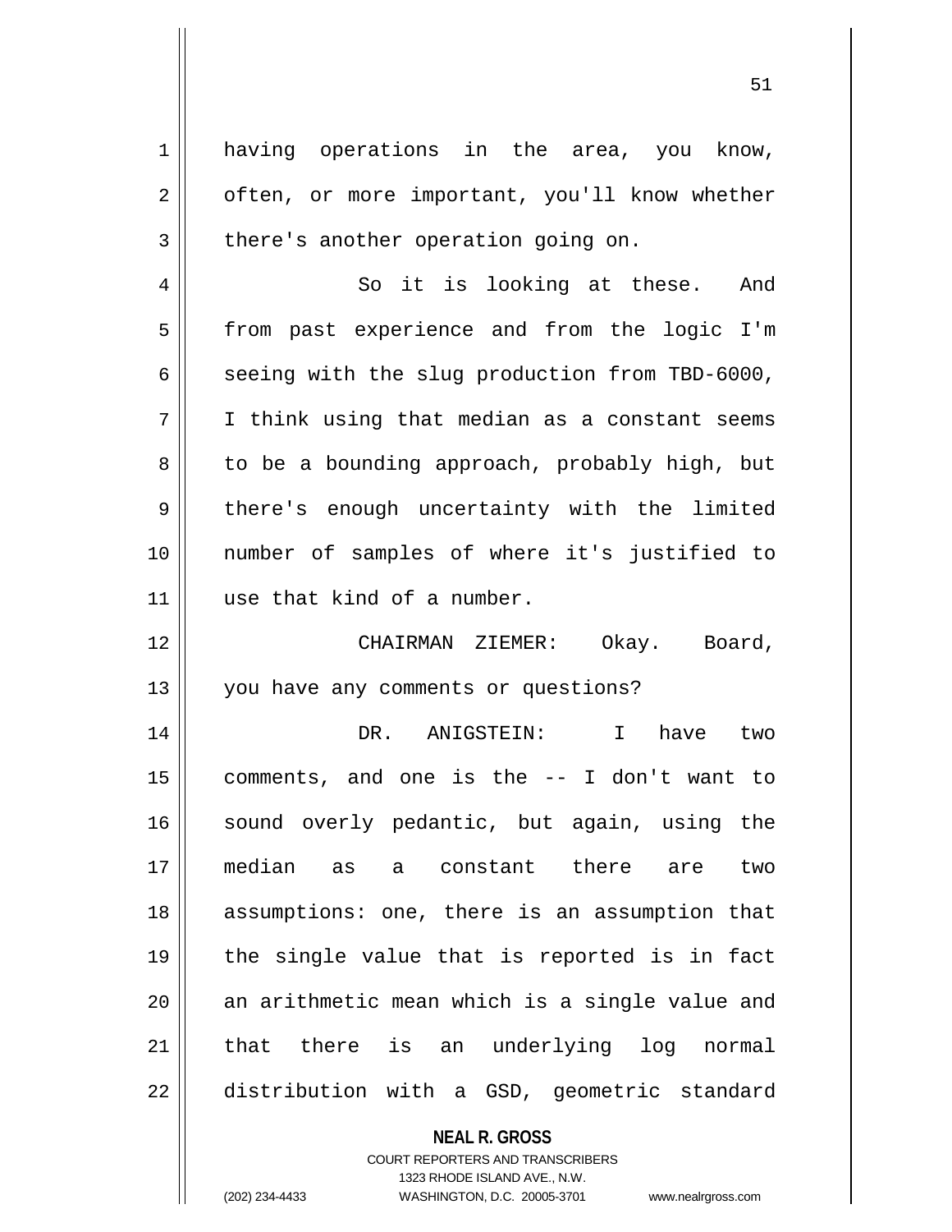having operations in the area, you know, often, or more important, you'll know whether there's another operation going on.

So it is looking at these. And from past experience and from the logic I'm seeing with the slug production from TBD-6000, I think using that median as a constant seems to be a bounding approach, probably high, but there's enough uncertainty with the limited number of samples of where it's justified to use that kind of a number.

CHAIRMAN ZIEMER: Okay. Board, you have any comments or questions?

DR. ANIGSTEIN: I have two comments, and one is the -- I don't want to sound overly pedantic, but again, using the median as a constant there are two assumptions: one, there is an assumption that the single value that is reported is in fact an arithmetic mean which is a single value and that there is an underlying log normal distribution with a GSD, geometric standard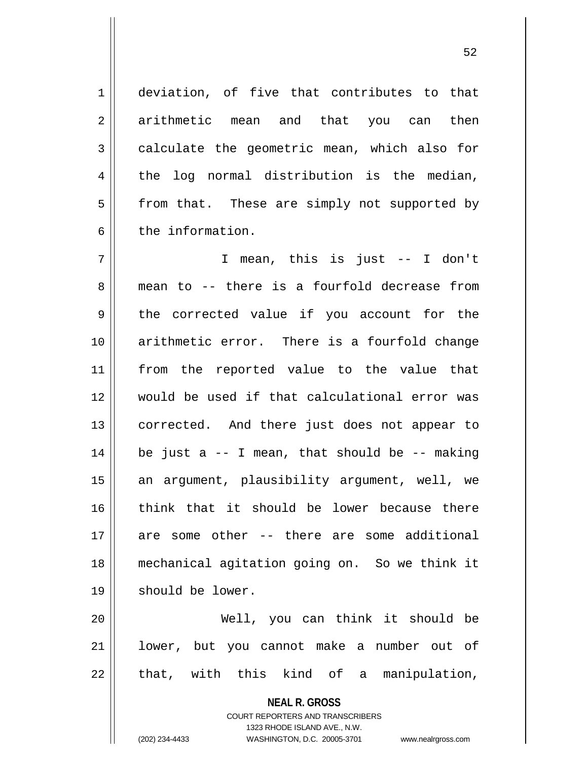deviation, of five that contributes to that arithmetic mean and that you can then calculate the geometric mean, which also for the log normal distribution is the median, from that. These are simply not supported by the information.

I mean, this is just -- I don't mean to -- there is a fourfold decrease from the corrected value if you account for the arithmetic error. There is a fourfold change from the reported value to the value that would be used if that calculational error was corrected. And there just does not appear to be just a -- I mean, that should be -- making an argument, plausibility argument, well, we think that it should be lower because there are some other -- there are some additional mechanical agitation going on. So we think it should be lower.

Well, you can think it should be lower, but you cannot make a number out of that, with this kind of a manipulation,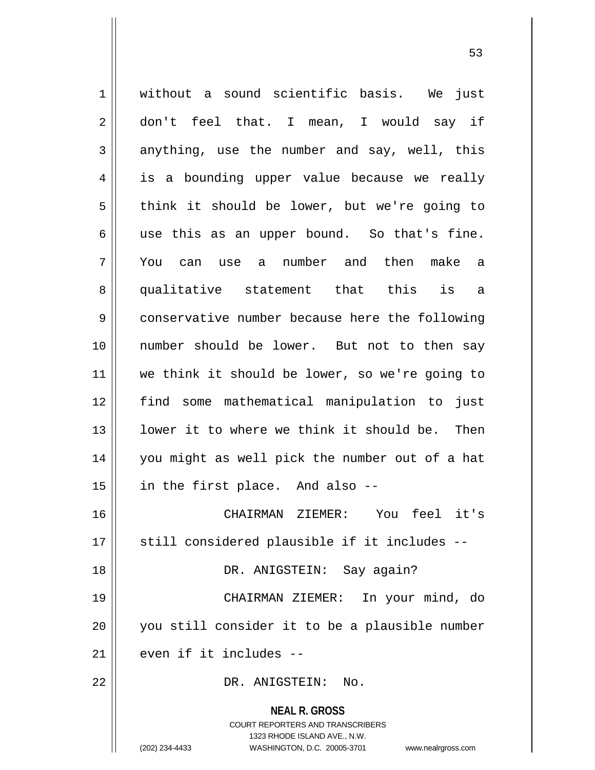without a sound scientific basis. We just don't feel that. I mean, I would say if anything, use the number and say, well, this is a bounding upper value because we really think it should be lower, but we're going to use this as an upper bound. So that's fine. You can use a number and then make a qualitative statement that this is a conservative number because here the following number should be lower. But not to then say we think it should be lower, so we're going to find some mathematical manipulation to just lower it to where we think it should be. Then you might as well pick the number out of a hat in the first place. And also --

CHAIRMAN ZIEMER: You feel it's still considered plausible if it includes --

DR. ANIGSTEIN: Say again?

CHAIRMAN ZIEMER: In your mind, do you still consider it to be a plausible number even if it includes --

DR. ANIGSTEIN: No.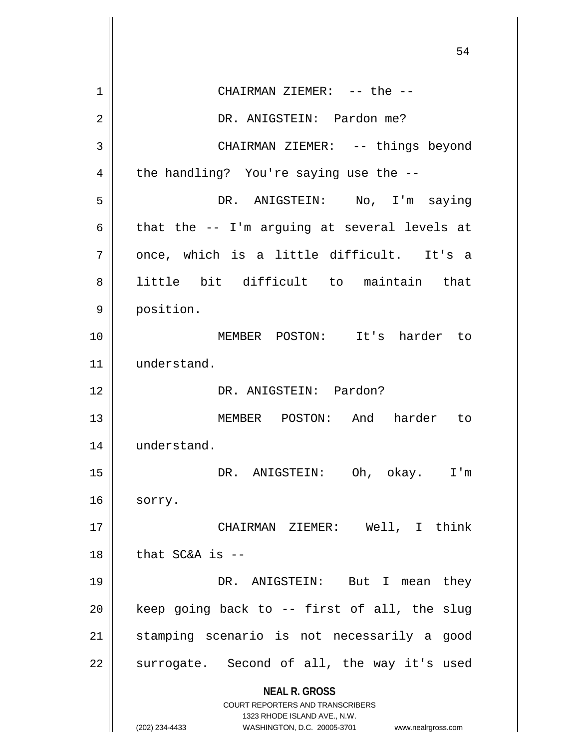CHAIRMAN ZIEMER: -- the --

DR. ANIGSTEIN: Pardon me?

CHAIRMAN ZIEMER: -- things beyond the handling? You're saying use the --

DR. ANIGSTEIN: No, I'm saying that the -- I'm arguing at several levels at once, which is a little difficult. It's a little bit difficult to maintain that position.

MEMBER POSTON: It's harder to understand.

DR. ANIGSTEIN: Pardon?

MEMBER POSTON: And harder to understand.

DR. ANIGSTEIN: Oh, okay. I'm sorry.

CHAIRMAN ZIEMER: Well, I think that SC&A is --

DR. ANIGSTEIN: But I mean they keep going back to -- first of all, the slug stamping scenario is not necessarily a good surrogate. Second of all, the way it's used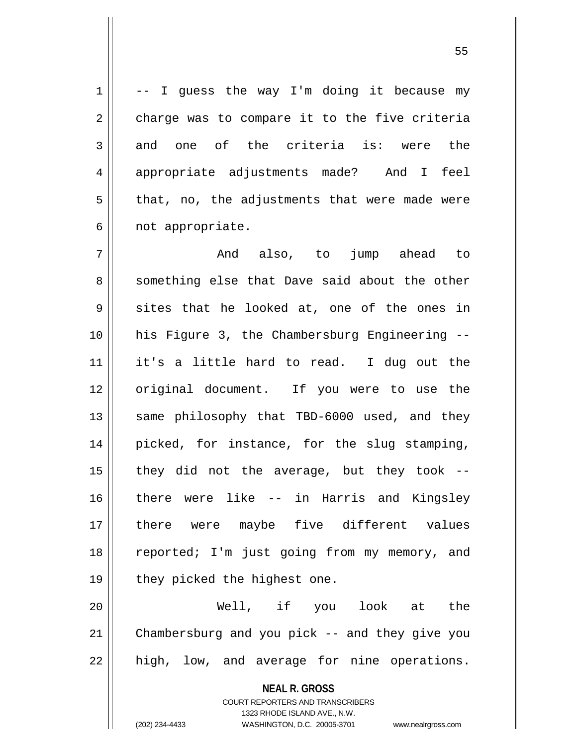-- I guess the way I'm doing it because my charge was to compare it to the five criteria and one of the criteria is: were the appropriate adjustments made? And I feel that, no, the adjustments that were made were not appropriate.

And also, to jump ahead to something else that Dave said about the other sites that he looked at, one of the ones in his Figure 3, the Chambersburg Engineering -- it's a little hard to read. I dug out the original document. If you were to use the same philosophy that TBD-6000 used, and they picked, for instance, for the slug stamping, they did not the average, but they took -- there were like -- in Harris and Kingsley there were maybe five different values reported; I'm just going from my memory, and they picked the highest one.

Well, if you look at the Chambersburg and you pick -- and they give you high, low, and average for nine operations.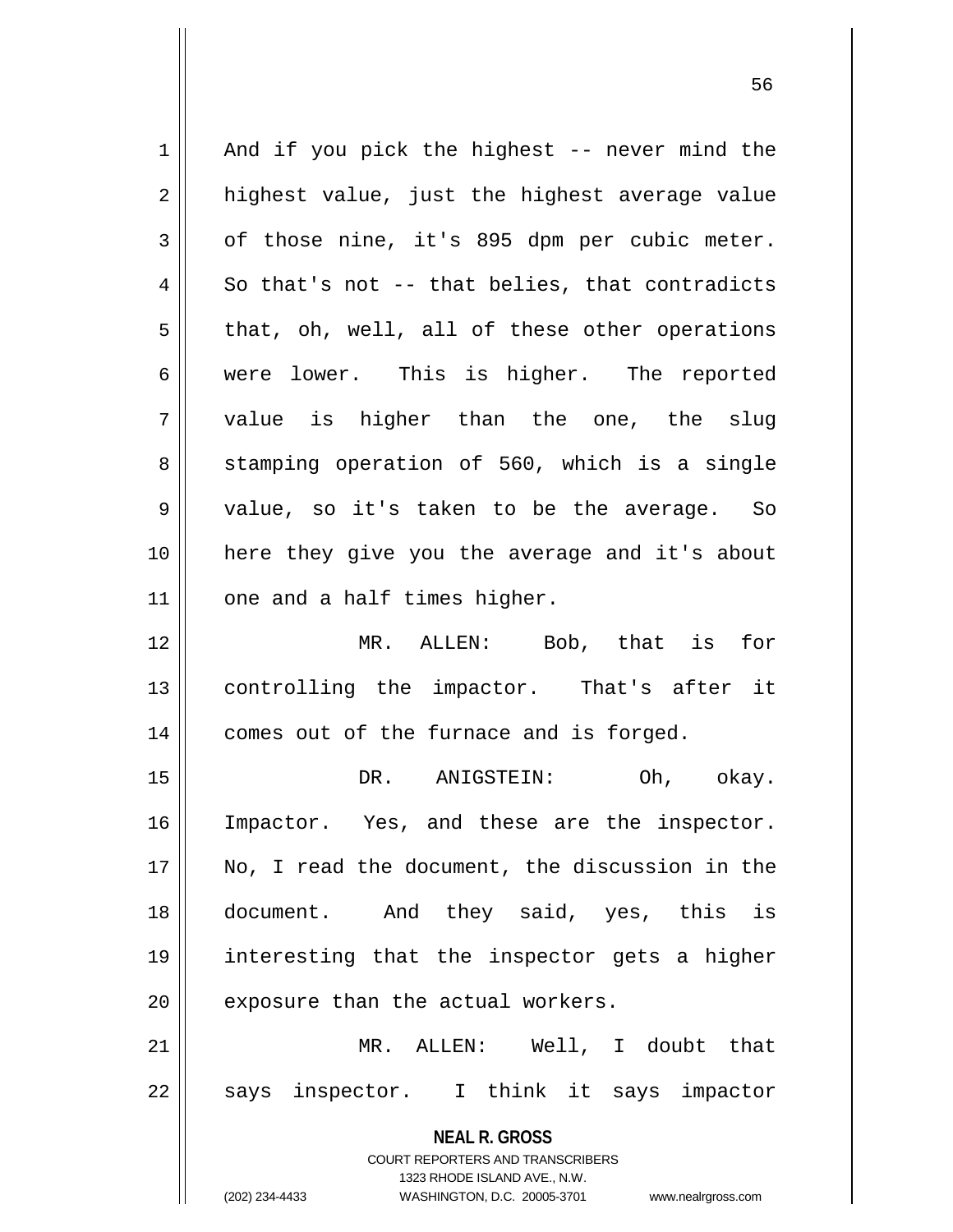And if you pick the highest -- never mind the highest value, just the highest average value of those nine, it's 895 dpm per cubic meter. So that's not -- that belies, that contradicts that, oh, well, all of these other operations were lower. This is higher. The reported value is higher than the one, the slug stamping operation of 560, which is a single value, so it's taken to be the average. So here they give you the average and it's about one and a half times higher.

MR. ALLEN: Bob, that is for controlling the impactor. That's after it comes out of the furnace and is forged.

DR. ANIGSTEIN: Oh, okay. Impactor. Yes, and these are the inspector. No, I read the document, the discussion in the document. And they said, yes, this is interesting that the inspector gets a higher exposure than the actual workers.

MR. ALLEN: Well, I doubt that says inspector. I think it says impactor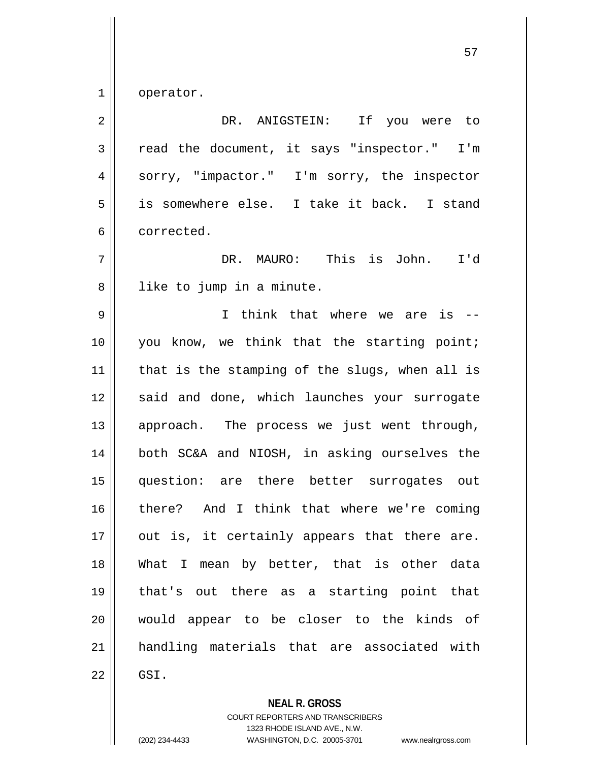operator.

DR. ANIGSTEIN: If you were to read the document, it says "inspector." I'm sorry, "impactor." I'm sorry, the inspector is somewhere else. I take it back. I stand corrected.

DR. MAURO: This is John. I'd like to jump in a minute.

I think that where we are is -- you know, we think that the starting point; that is the stamping of the slugs, when all is said and done, which launches your surrogate approach. The process we just went through, both SC&A and NIOSH, in asking ourselves the question: are there better surrogates out there? And I think that where we're coming out is, it certainly appears that there are. What I mean by better, that is other data that's out there as a starting point that would appear to be closer to the kinds of handling materials that are associated with GSI.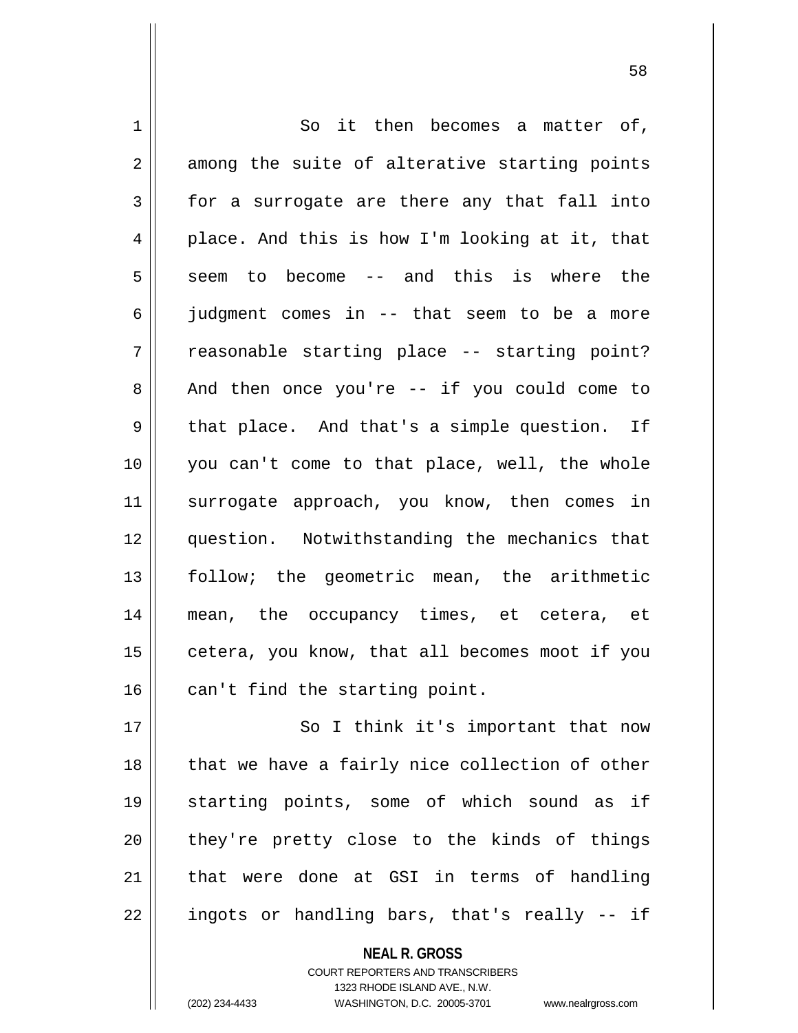So it then becomes a matter of, among the suite of alterative starting points for a surrogate are there any that fall into place. And this is how I'm looking at it, that seem to become -- and this is where the judgment comes in -- that seem to be a more reasonable starting place -- starting point? And then once you're -- if you could come to that place. And that's a simple question. If you can't come to that place, well, the whole surrogate approach, you know, then comes in question. Notwithstanding the mechanics that follow; the geometric mean, the arithmetic mean, the occupancy times, et cetera, et cetera, you know, that all becomes moot if you can't find the starting point.

So I think it's important that now that we have a fairly nice collection of other starting points, some of which sound as if they're pretty close to the kinds of things that were done at GSI in terms of handling ingots or handling bars, that's really -- if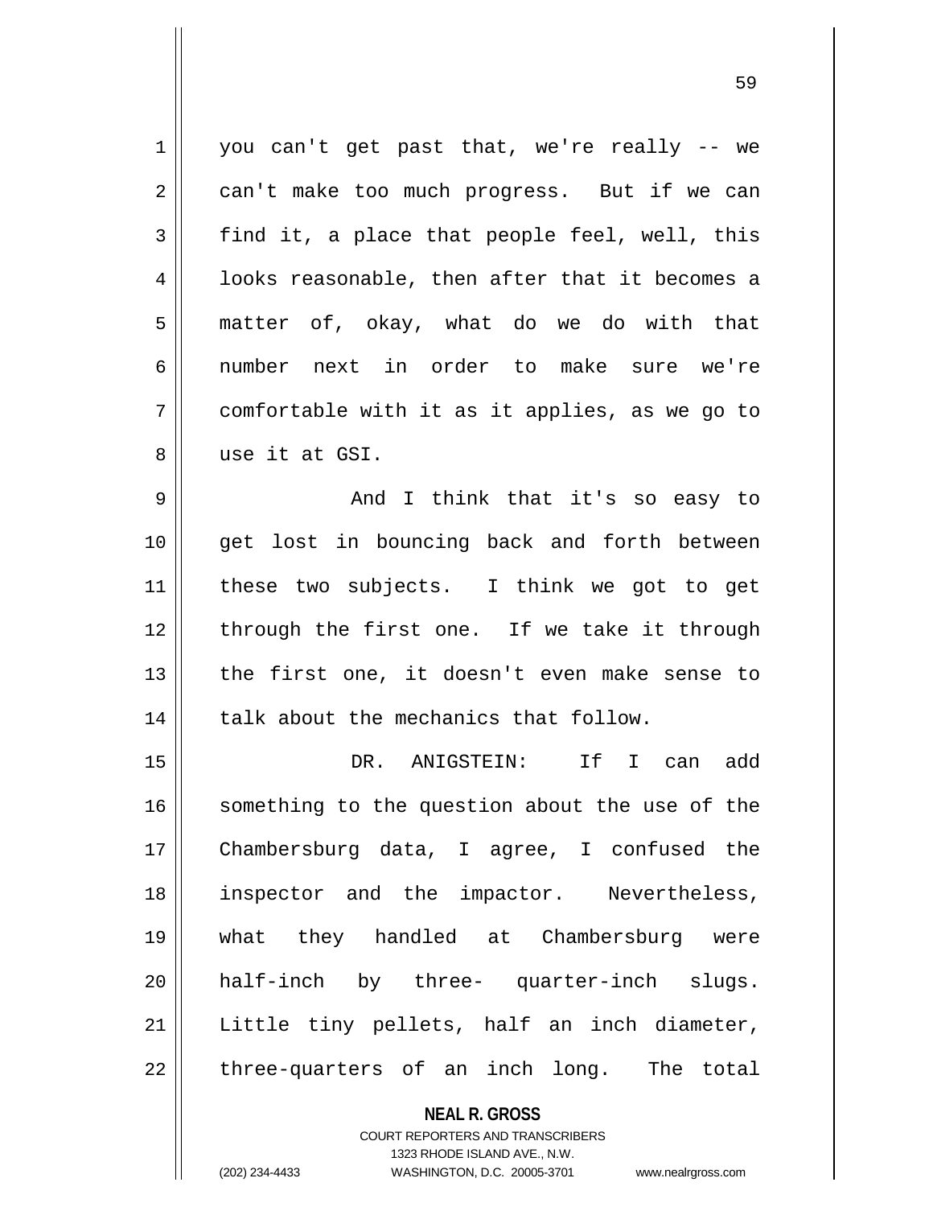you can't get past that, we're really -- we can't make too much progress. But if we can find it, a place that people feel, well, this looks reasonable, then after that it becomes a matter of, okay, what do we do with that number next in order to make sure we're comfortable with it as it applies, as we go to use it at GSI.

And I think that it's so easy to get lost in bouncing back and forth between these two subjects. I think we got to get through the first one. If we take it through the first one, it doesn't even make sense to talk about the mechanics that follow.

DR. ANIGSTEIN: If I can add something to the question about the use of the Chambersburg data, I agree, I confused the inspector and the impactor. Nevertheless, what they handled at Chambersburg were half-inch by three- quarter-inch slugs. Little tiny pellets, half an inch diameter, three-quarters of an inch long. The total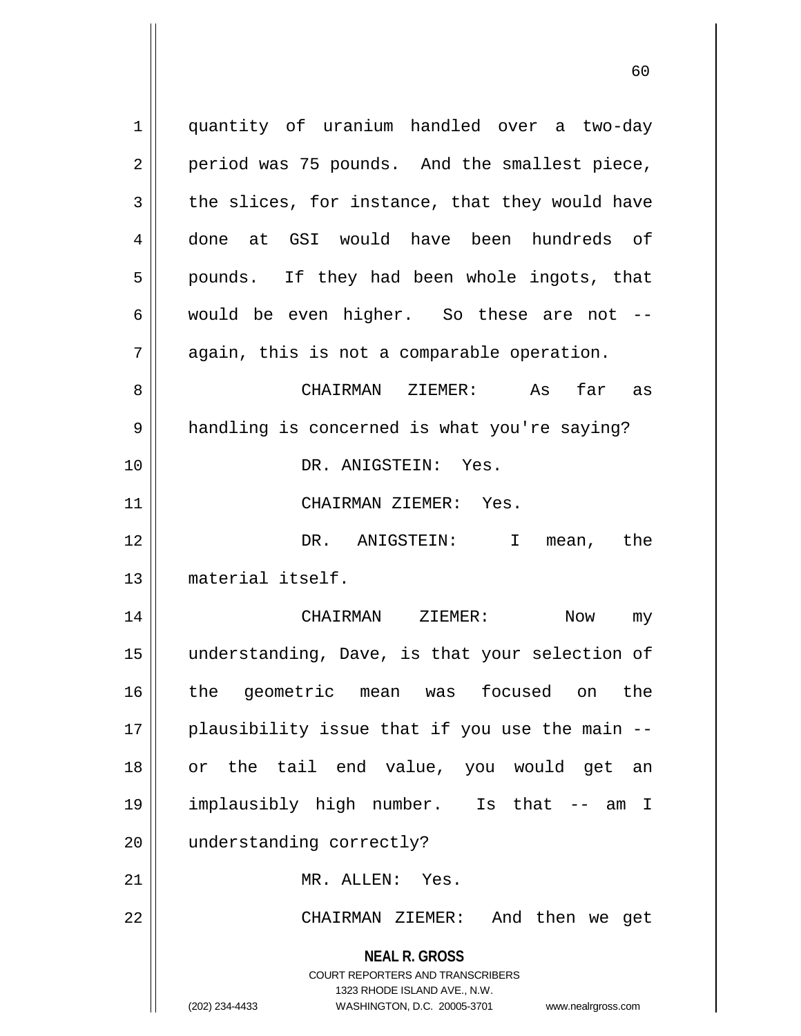quantity of uranium handled over a two-day period was 75 pounds. And the smallest piece, the slices, for instance, that they would have done at GSI would have been hundreds of pounds. If they had been whole ingots, that would be even higher. So these are not -- again, this is not a comparable operation.

CHAIRMAN ZIEMER: As far as handling is concerned is what you're saying?

DR. ANIGSTEIN: Yes.

CHAIRMAN ZIEMER: Yes.

DR. ANIGSTEIN: I mean, the material itself.

CHAIRMAN ZIEMER: Now my understanding, Dave, is that your selection of the geometric mean was focused on the plausibility issue that if you use the main -- or the tail end value, you would get an implausibly high number. Is that -- am I understanding correctly?

MR. ALLEN: Yes.

CHAIRMAN ZIEMER: And then we get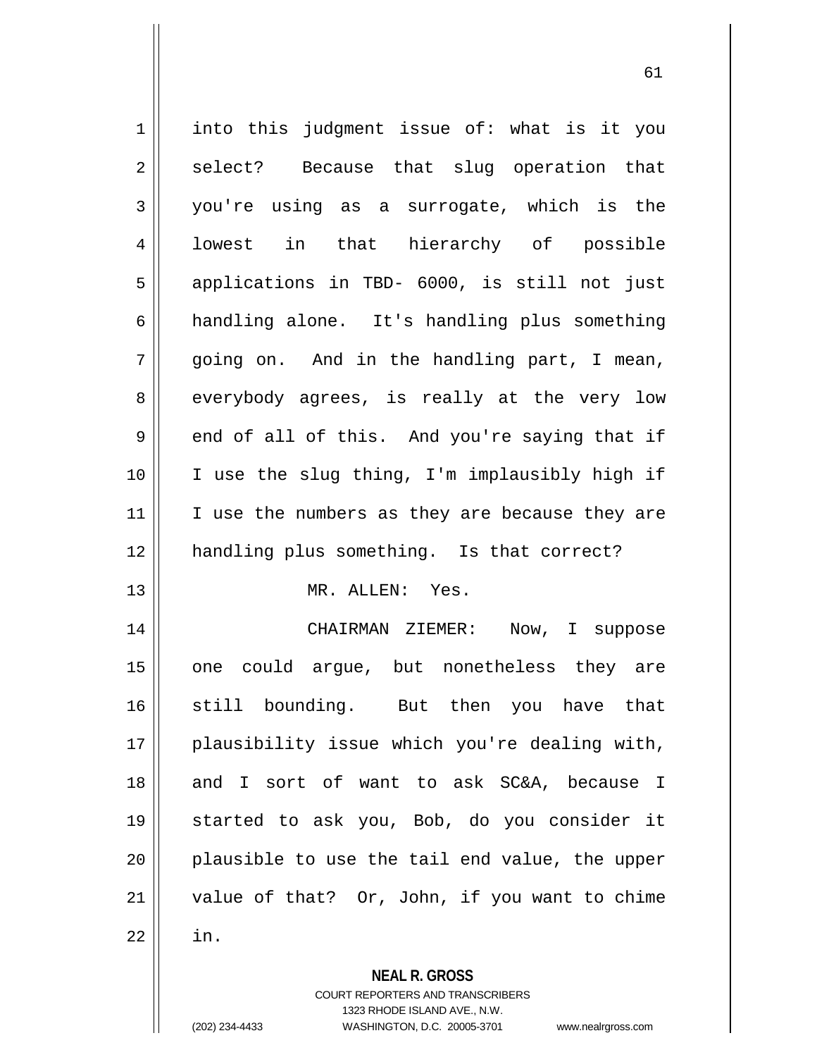into this judgment issue of: what is it you select? Because that slug operation that you're using as a surrogate, which is the lowest in that hierarchy of possible applications in TBD- 6000, is still not just handling alone. It's handling plus something going on. And in the handling part, I mean, everybody agrees, is really at the very low end of all of this. And you're saying that if I use the slug thing, I'm implausibly high if I use the numbers as they are because they are handling plus something. Is that correct?

MR. ALLEN: Yes.

CHAIRMAN ZIEMER: Now, I suppose one could argue, but nonetheless they are still bounding. But then you have that plausibility issue which you're dealing with, and I sort of want to ask SC&A, because I started to ask you, Bob, do you consider it plausible to use the tail end value, the upper value of that? Or, John, if you want to chime in.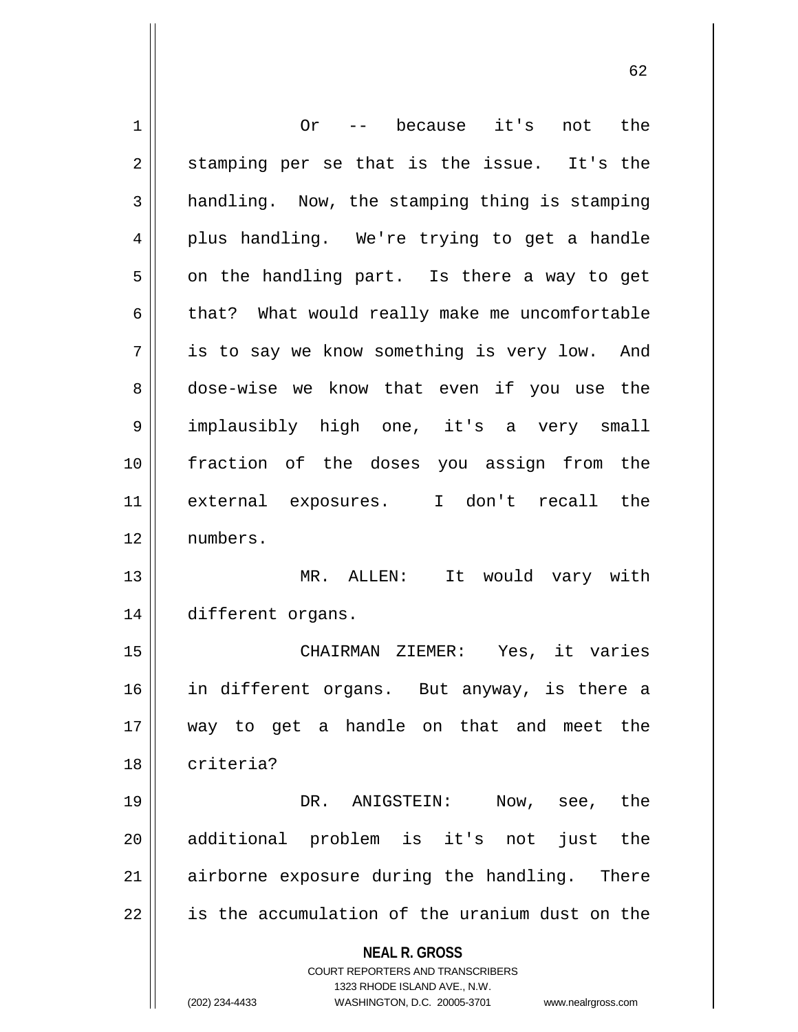Or -- because it's not the stamping per se that is the issue. It's the handling. Now, the stamping thing is stamping plus handling. We're trying to get a handle on the handling part. Is there a way to get that? What would really make me uncomfortable is to say we know something is very low. And dose-wise we know that even if you use the implausibly high one, it's a very small fraction of the doses you assign from the external exposures. I don't recall the numbers.

MR. ALLEN: It would vary with different organs.

CHAIRMAN ZIEMER: Yes, it varies in different organs. But anyway, is there a way to get a handle on that and meet the criteria?

DR. ANIGSTEIN: Now, see, the additional problem is it's not just the airborne exposure during the handling. There is the accumulation of the uranium dust on the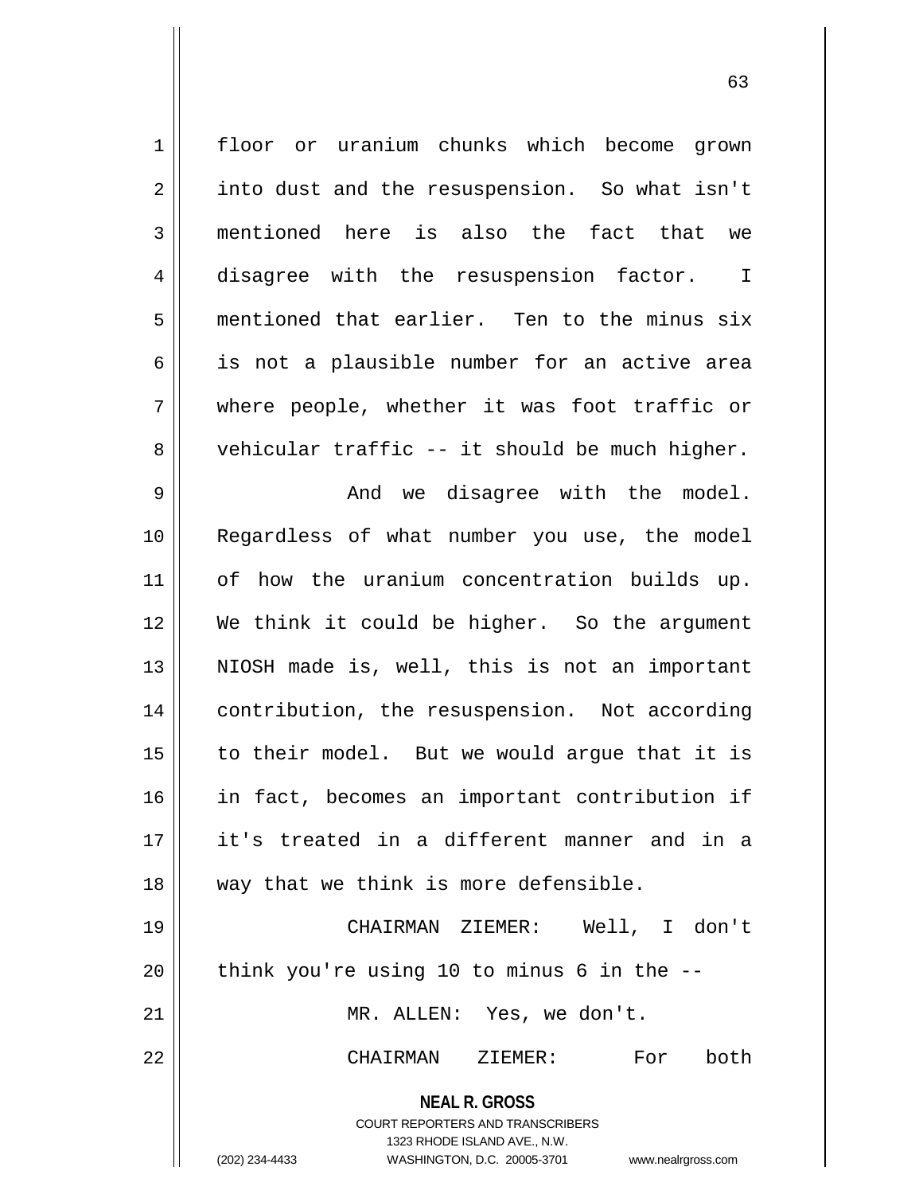floor or uranium chunks which become grown into dust and the resuspension. So what isn't mentioned here is also the fact that we disagree with the resuspension factor. I mentioned that earlier. Ten to the minus six is not a plausible number for an active area where people, whether it was foot traffic or vehicular traffic -- it should be much higher.

And we disagree with the model. Regardless of what number you use, the model of how the uranium concentration builds up. We think it could be higher. So the argument NIOSH made is, well, this is not an important contribution, the resuspension. Not according to their model. But we would argue that it is in fact, becomes an important contribution if it's treated in a different manner and in a way that we think is more defensible.

CHAIRMAN ZIEMER: Well, I don't think you're using 10 to minus 6 in the --

MR. ALLEN: Yes, we don't.

CHAIRMAN ZIEMER: For both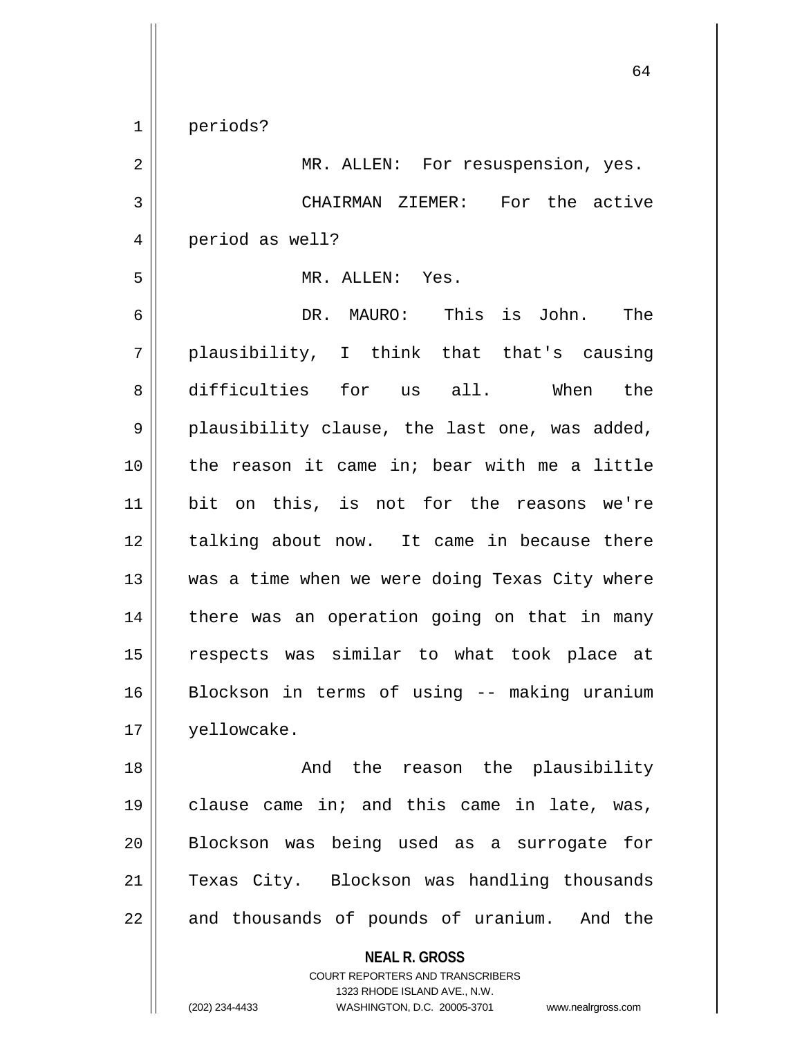periods?

MR. ALLEN: For resuspension, yes.

CHAIRMAN ZIEMER: For the active period as well?

MR. ALLEN: Yes.

DR. MAURO: This is John. The plausibility, I think that that's causing difficulties for us all. When the plausibility clause, the last one, was added, the reason it came in; bear with me a little bit on this, is not for the reasons we're talking about now. It came in because there was a time when we were doing Texas City where there was an operation going on that in many respects was similar to what took place at Blockson in terms of using -- making uranium yellowcake.

And the reason the plausibility clause came in; and this came in late, was, Blockson was being used as a surrogate for Texas City. Blockson was handling thousands and thousands of pounds of uranium. And the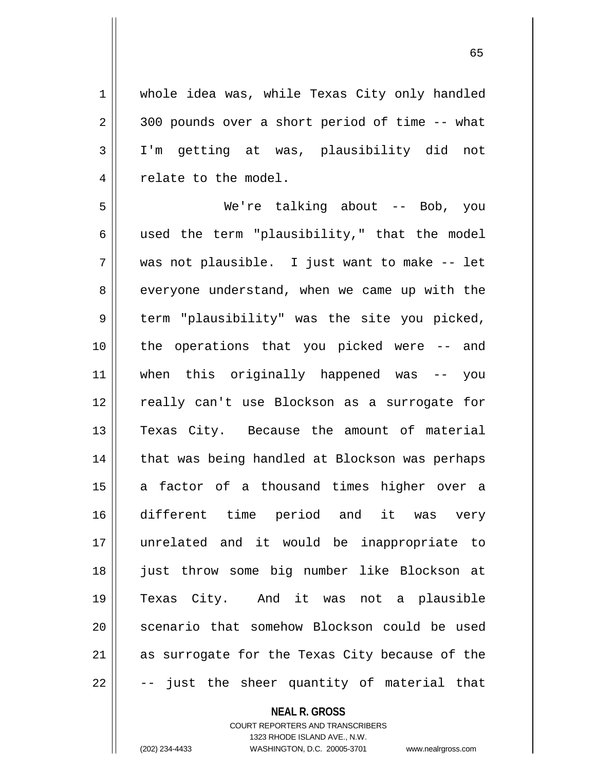whole idea was, while Texas City only handled 300 pounds over a short period of time -- what I'm getting at was, plausibility did not relate to the model.

We're talking about -- Bob, you used the term "plausibility," that the model was not plausible. I just want to make -- let everyone understand, when we came up with the term "plausibility" was the site you picked, the operations that you picked were -- and when this originally happened was -- you really can't use Blockson as a surrogate for Texas City. Because the amount of material that was being handled at Blockson was perhaps a factor of a thousand times higher over a different time period and it was very unrelated and it would be inappropriate to just throw some big number like Blockson at Texas City. And it was not a plausible scenario that somehow Blockson could be used as surrogate for the Texas City because of the -- just the sheer quantity of material that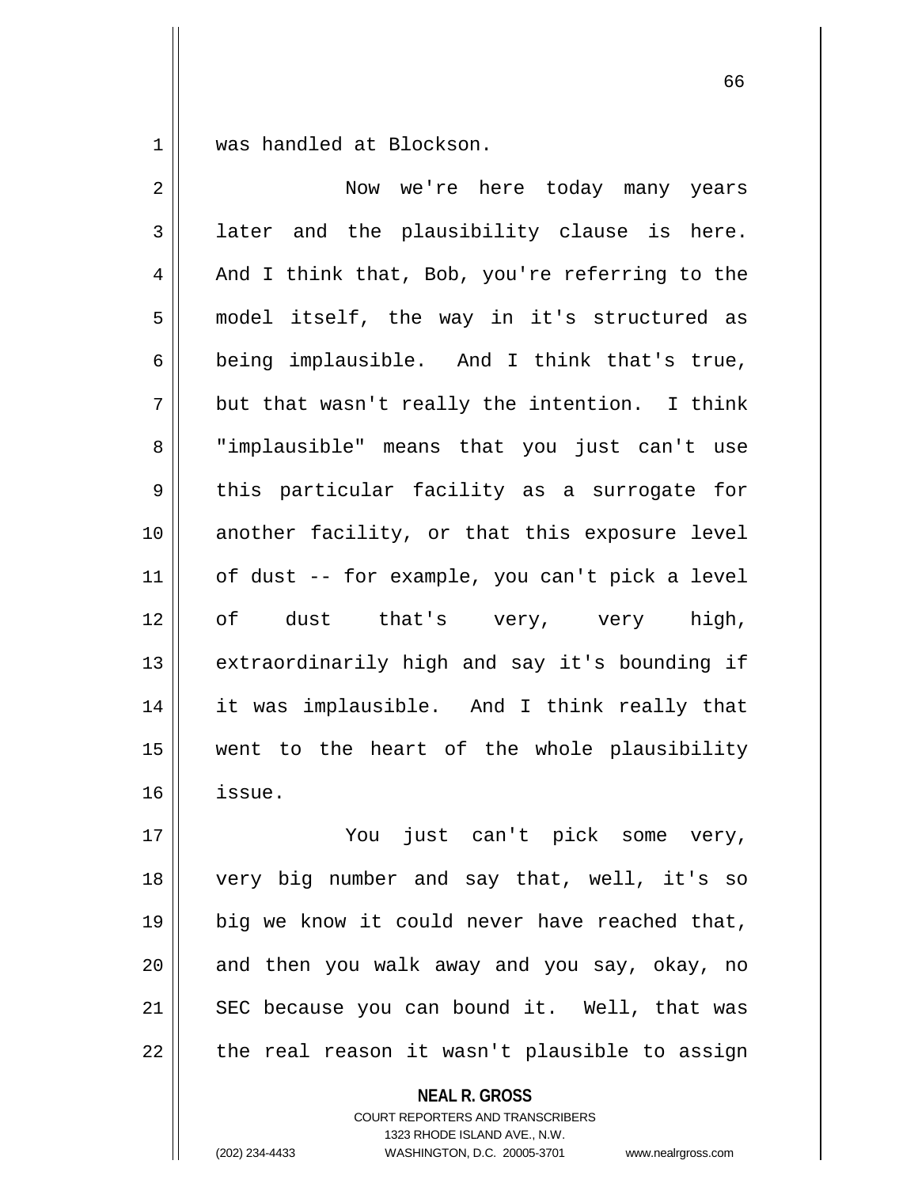was handled at Blockson.

Now we're here today many years later and the plausibility clause is here. And I think that, Bob, you're referring to the model itself, the way in it's structured as being implausible. And I think that's true, but that wasn't really the intention. I think "implausible" means that you just can't use this particular facility as a surrogate for another facility, or that this exposure level of dust -- for example, you can't pick a level of dust that's very, very high, extraordinarily high and say it's bounding if it was implausible. And I think really that went to the heart of the whole plausibility issue.

You just can't pick some very, very big number and say that, well, it's so big we know it could never have reached that, and then you walk away and you say, okay, no SEC because you can bound it. Well, that was the real reason it wasn't plausible to assign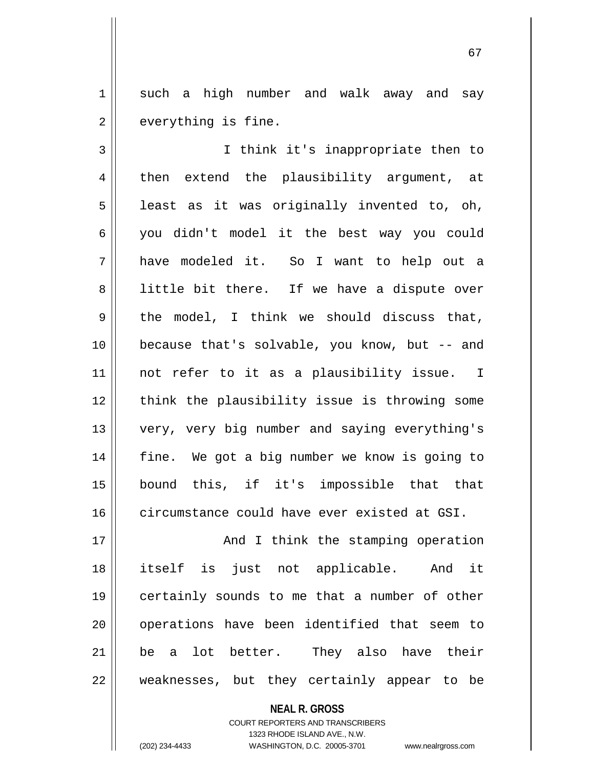such a high number and walk away and say everything is fine.

I think it's inappropriate then to then extend the plausibility argument, at least as it was originally invented to, oh, you didn't model it the best way you could have modeled it. So I want to help out a little bit there. If we have a dispute over the model, I think we should discuss that, because that's solvable, you know, but -- and not refer to it as a plausibility issue. I think the plausibility issue is throwing some very, very big number and saying everything's fine. We got a big number we know is going to bound this, if it's impossible that that circumstance could have ever existed at GSI.

And I think the stamping operation itself is just not applicable. And it certainly sounds to me that a number of other operations have been identified that seem to be a lot better. They also have their weaknesses, but they certainly appear to be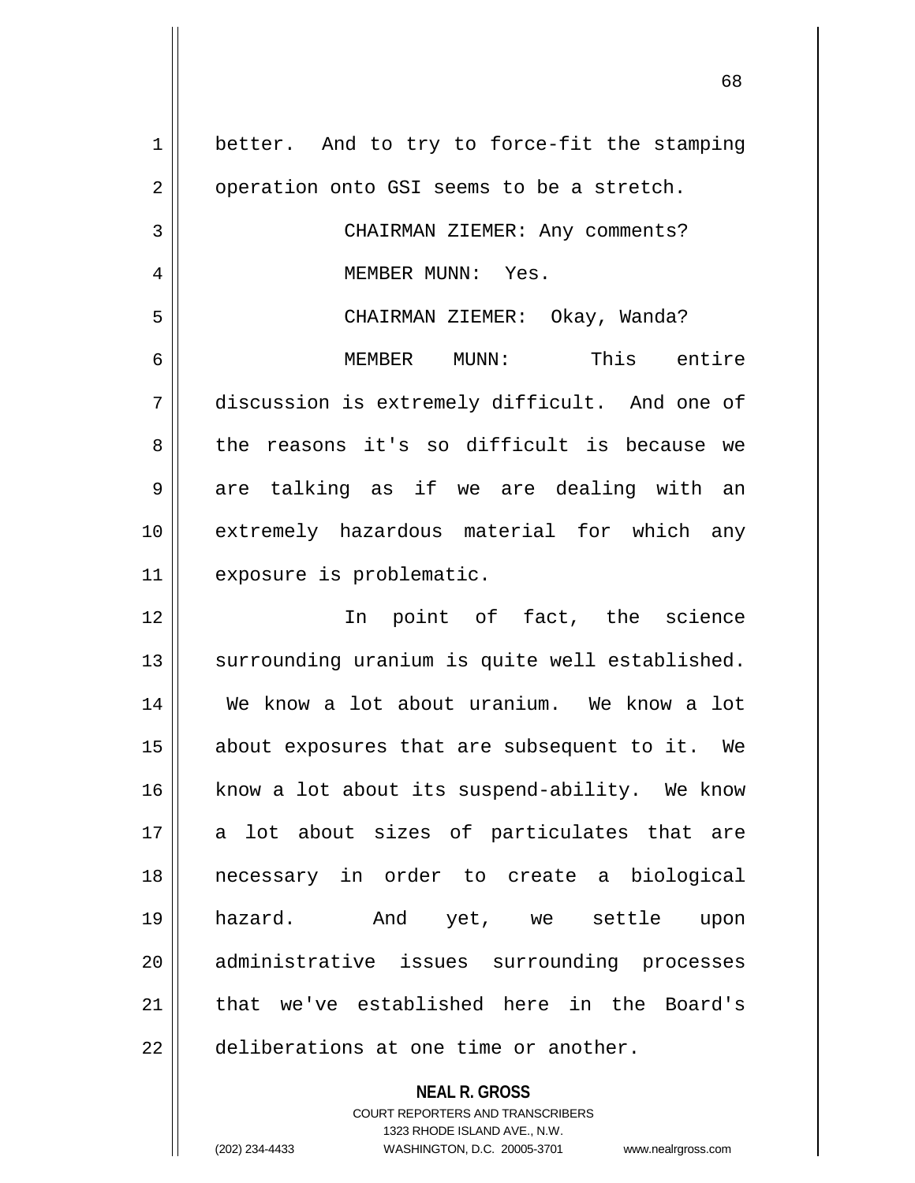better. And to try to force-fit the stamping operation onto GSI seems to be a stretch.

CHAIRMAN ZIEMER: Any comments?

MEMBER MUNN: Yes.

CHAIRMAN ZIEMER: Okay, Wanda?

MEMBER MUNN: This entire discussion is extremely difficult. And one of the reasons it's so difficult is because we are talking as if we are dealing with an extremely hazardous material for which any exposure is problematic.

In point of fact, the science surrounding uranium is quite well established. We know a lot about uranium. We know a lot about exposures that are subsequent to it. We know a lot about its suspend-ability. We know a lot about sizes of particulates that are necessary in order to create a biological hazard. And yet, we settle upon administrative issues surrounding processes that we've established here in the Board's deliberations at one time or another.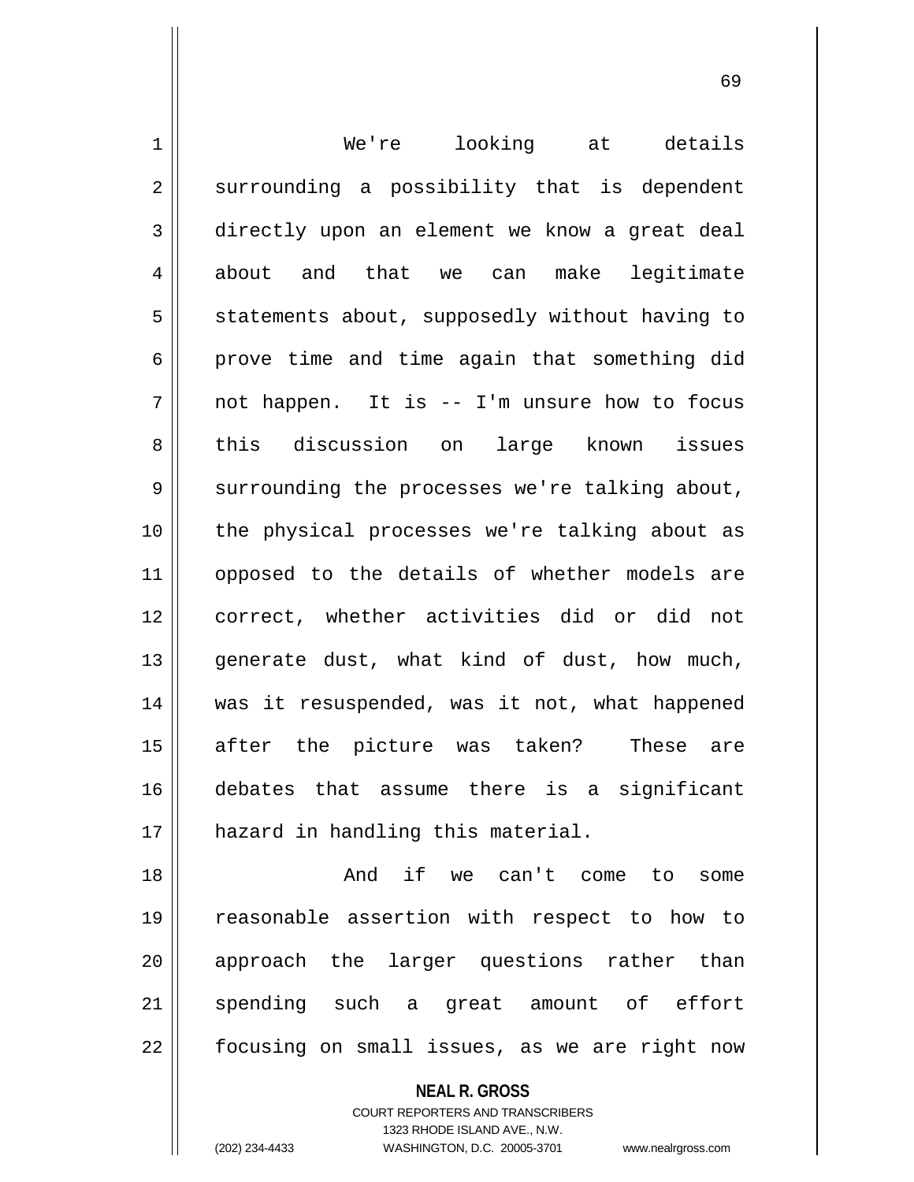We're looking at details surrounding a possibility that is dependent directly upon an element we know a great deal about and that we can make legitimate statements about, supposedly without having to prove time and time again that something did not happen. It is -- I'm unsure how to focus this discussion on large known issues surrounding the processes we're talking about, the physical processes we're talking about as opposed to the details of whether models are correct, whether activities did or did not generate dust, what kind of dust, how much, was it resuspended, was it not, what happened after the picture was taken? These are debates that assume there is a significant hazard in handling this material.

And if we can't come to some reasonable assertion with respect to how to approach the larger questions rather than spending such a great amount of effort focusing on small issues, as we are right now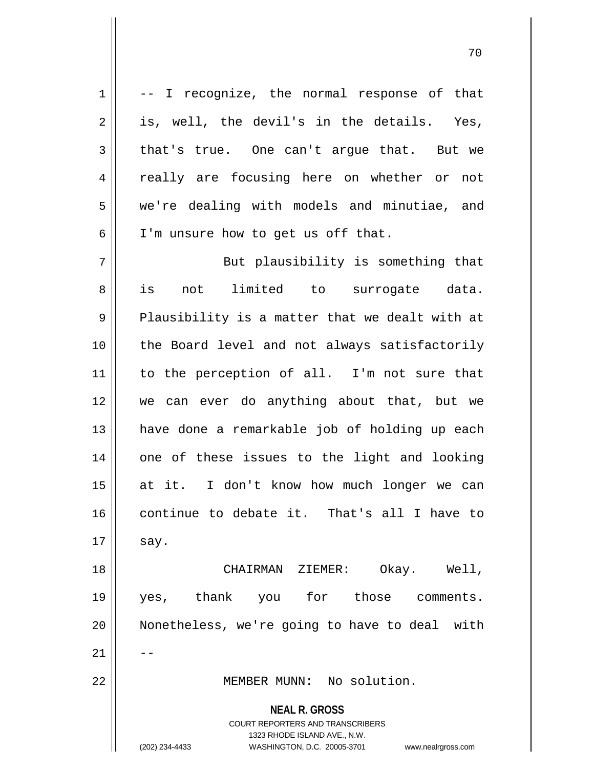-- I recognize, the normal response of that is, well, the devil's in the details. Yes, that's true. One can't argue that. But we really are focusing here on whether or not we're dealing with models and minutiae, and I'm unsure how to get us off that.

But plausibility is something that is not limited to surrogate data. Plausibility is a matter that we dealt with at the Board level and not always satisfactorily to the perception of all. I'm not sure that we can ever do anything about that, but we have done a remarkable job of holding up each one of these issues to the light and looking at it. I don't know how much longer we can continue to debate it. That's all I have to say.

CHAIRMAN ZIEMER: Okay. Well, yes, thank you for those comments. Nonetheless, we're going to have to deal with --

MEMBER MUNN: No solution.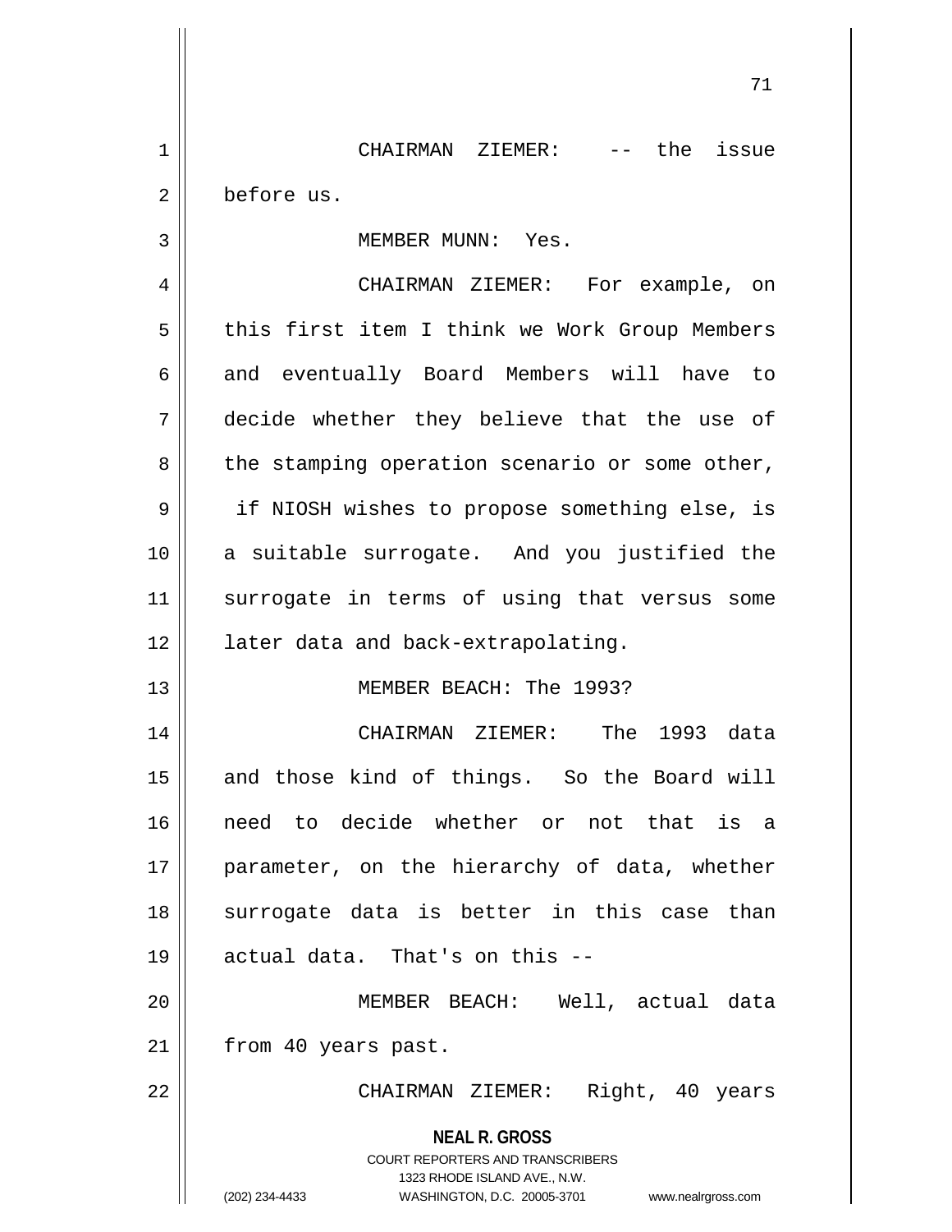CHAIRMAN ZIEMER: -- the issue before us.

MEMBER MUNN: Yes.

CHAIRMAN ZIEMER: For example, on this first item I think we Work Group Members and eventually Board Members will have to decide whether they believe that the use of the stamping operation scenario or some other, if NIOSH wishes to propose something else, is a suitable surrogate. And you justified the surrogate in terms of using that versus some later data and back-extrapolating.

MEMBER BEACH: The 1993?

CHAIRMAN ZIEMER: The 1993 data and those kind of things. So the Board will need to decide whether or not that is a parameter, on the hierarchy of data, whether surrogate data is better in this case than actual data. That's on this --

MEMBER BEACH: Well, actual data from 40 years past.

CHAIRMAN ZIEMER: Right, 40 years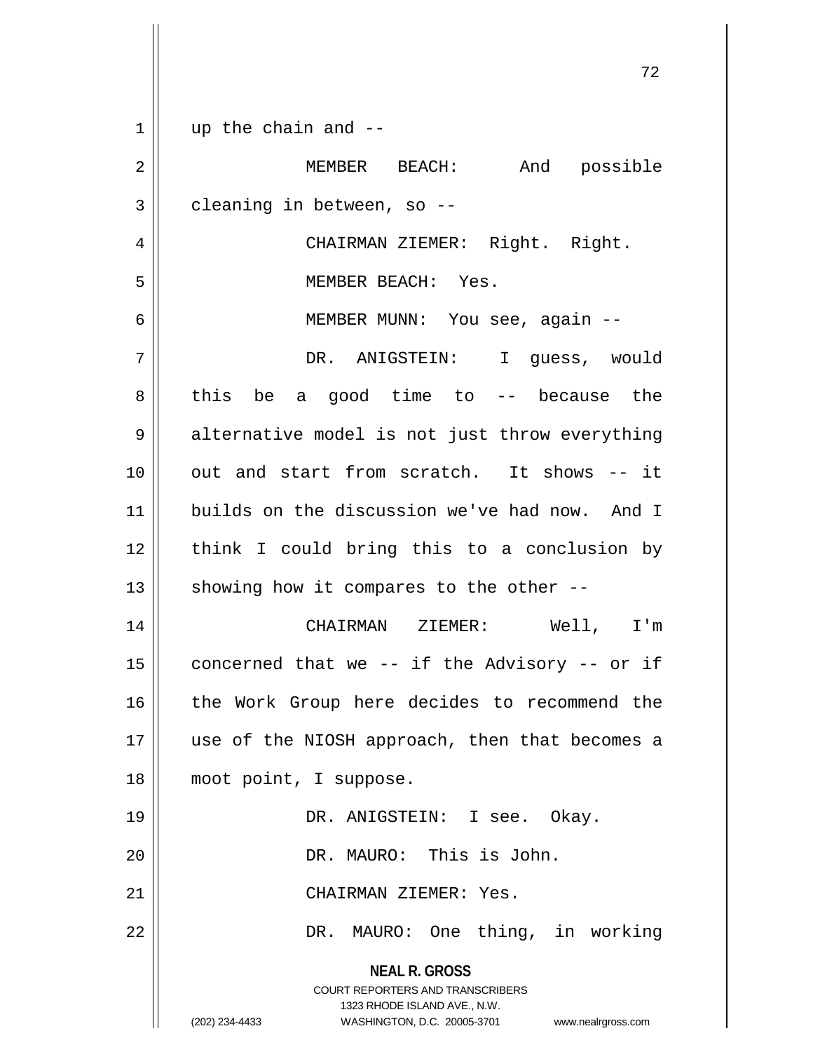up the chain and --

MEMBER BEACH: And possible cleaning in between, so --

CHAIRMAN ZIEMER: Right. Right.

MEMBER BEACH: Yes.

MEMBER MUNN: You see, again --

DR. ANIGSTEIN: I guess, would this be a good time to -- because the alternative model is not just throw everything out and start from scratch. It shows -- it builds on the discussion we've had now. And I think I could bring this to a conclusion by showing how it compares to the other --

CHAIRMAN ZIEMER: Well, I'm concerned that we -- if the Advisory -- or if the Work Group here decides to recommend the use of the NIOSH approach, then that becomes a moot point, I suppose.

DR. ANIGSTEIN: I see. Okay.

DR. MAURO: This is John.

CHAIRMAN ZIEMER: Yes.

DR. MAURO: One thing, in working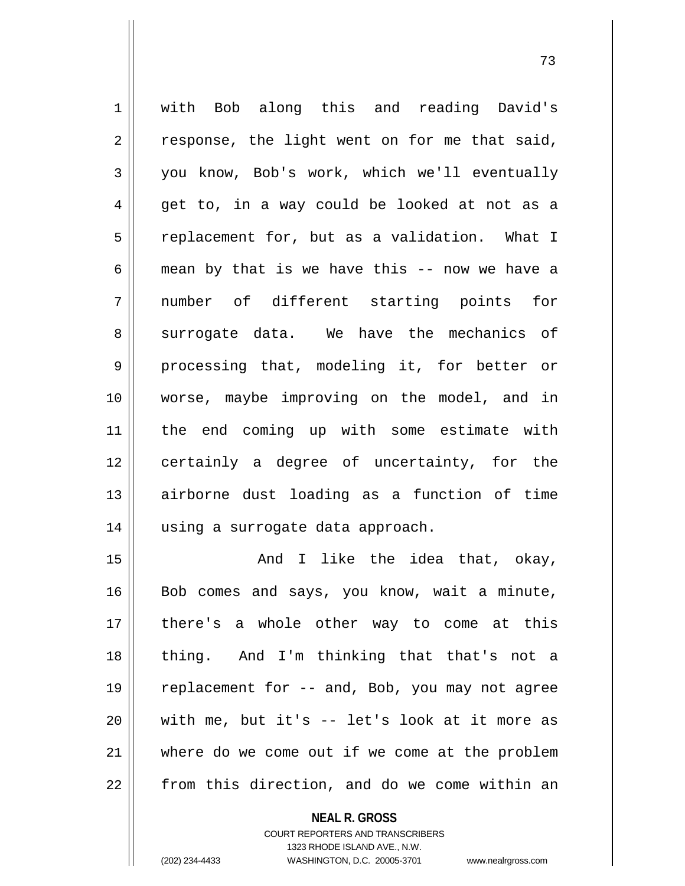with Bob along this and reading David's response, the light went on for me that said, you know, Bob's work, which we'll eventually get to, in a way could be looked at not as a replacement for, but as a validation. What I mean by that is we have this -- now we have a number of different starting points for surrogate data. We have the mechanics of processing that, modeling it, for better or worse, maybe improving on the model, and in the end coming up with some estimate with certainly a degree of uncertainty, for the airborne dust loading as a function of time using a surrogate data approach.

And I like the idea that, okay, Bob comes and says, you know, wait a minute, there's a whole other way to come at this thing. And I'm thinking that that's not a replacement for -- and, Bob, you may not agree with me, but it's -- let's look at it more as where do we come out if we come at the problem from this direction, and do we come within an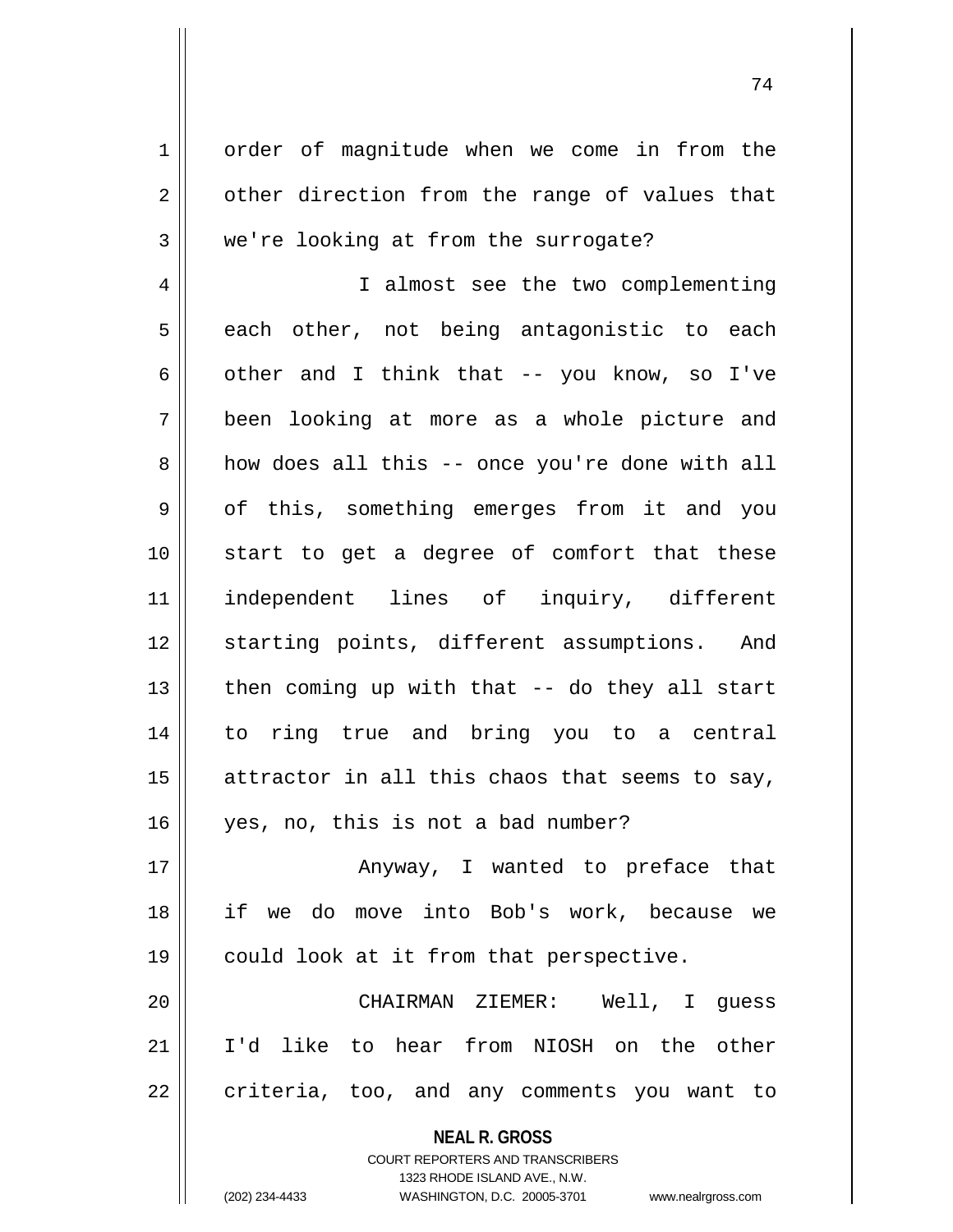order of magnitude when we come in from the other direction from the range of values that we're looking at from the surrogate?

I almost see the two complementing each other, not being antagonistic to each other and I think that -- you know, so I've been looking at more as a whole picture and how does all this -- once you're done with all of this, something emerges from it and you start to get a degree of comfort that these independent lines of inquiry, different starting points, different assumptions. And then coming up with that -- do they all start to ring true and bring you to a central attractor in all this chaos that seems to say, yes, no, this is not a bad number?

Anyway, I wanted to preface that if we do move into Bob's work, because we could look at it from that perspective.

CHAIRMAN ZIEMER: Well, I guess I'd like to hear from NIOSH on the other criteria, too, and any comments you want to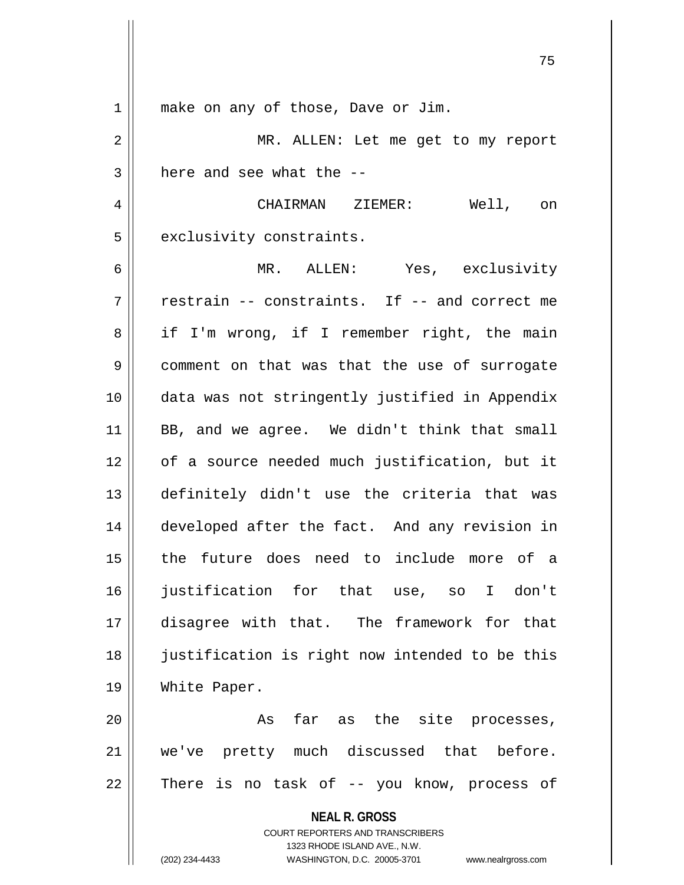make on any of those, Dave or Jim.

MR. ALLEN: Let me get to my report here and see what the --

CHAIRMAN ZIEMER: Well, on exclusivity constraints.

MR. ALLEN: Yes, exclusivity restrain -- constraints. If -- and correct me if I'm wrong, if I remember right, the main comment on that was that the use of surrogate data was not stringently justified in Appendix BB, and we agree. We didn't think that small of a source needed much justification, but it definitely didn't use the criteria that was developed after the fact. And any revision in the future does need to include more of a justification for that use, so I don't disagree with that. The framework for that justification is right now intended to be this White Paper.

As far as the site processes, we've pretty much discussed that before. There is no task of -- you know, process of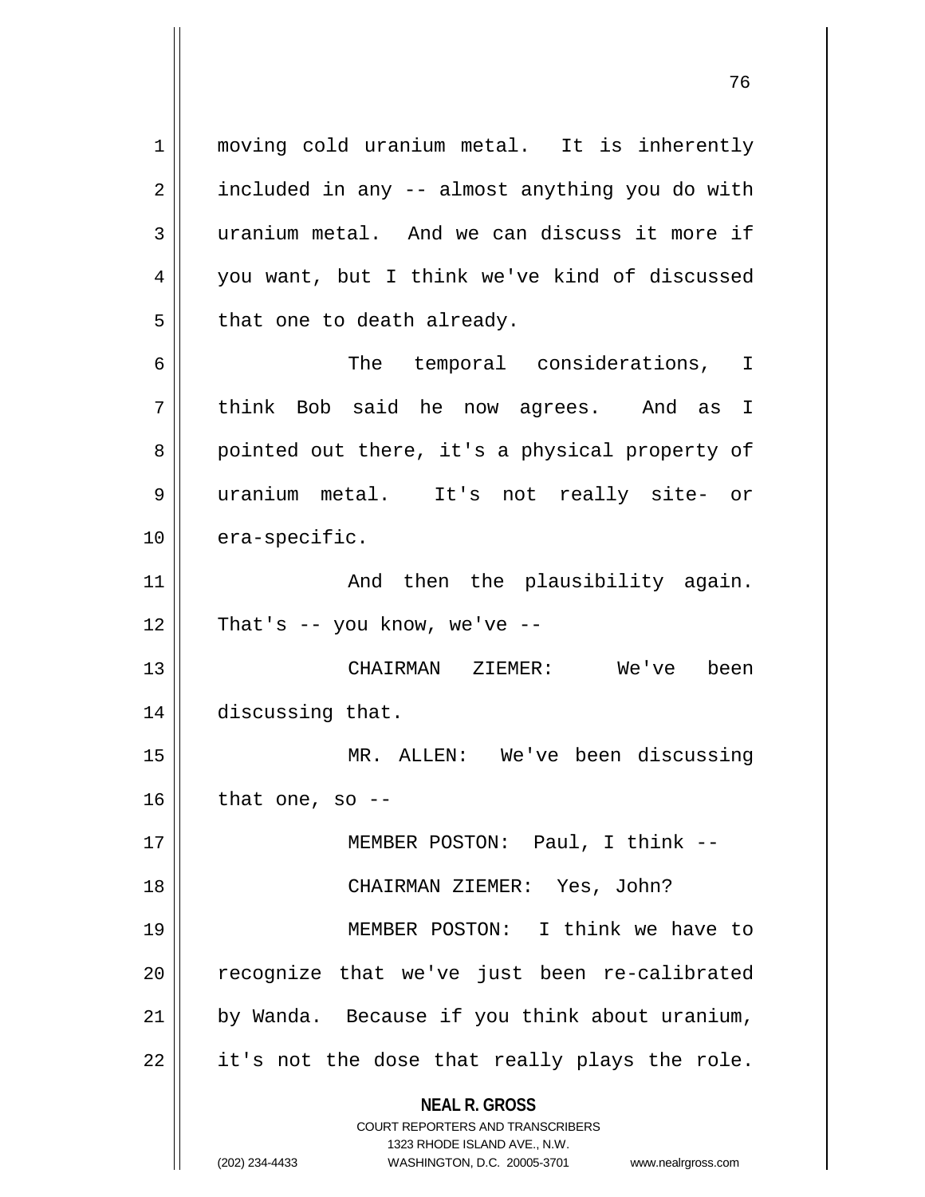moving cold uranium metal. It is inherently included in any -- almost anything you do with uranium metal. And we can discuss it more if you want, but I think we've kind of discussed that one to death already.

The temporal considerations, I think Bob said he now agrees. And as I pointed out there, it's a physical property of uranium metal. It's not really site- or era-specific.

And then the plausibility again. That's -- you know, we've --

CHAIRMAN ZIEMER: We've been discussing that.

MR. ALLEN: We've been discussing that one, so --

MEMBER POSTON: Paul, I think --

CHAIRMAN ZIEMER: Yes, John?

MEMBER POSTON: I think we have to recognize that we've just been re-calibrated by Wanda. Because if you think about uranium, it's not the dose that really plays the role.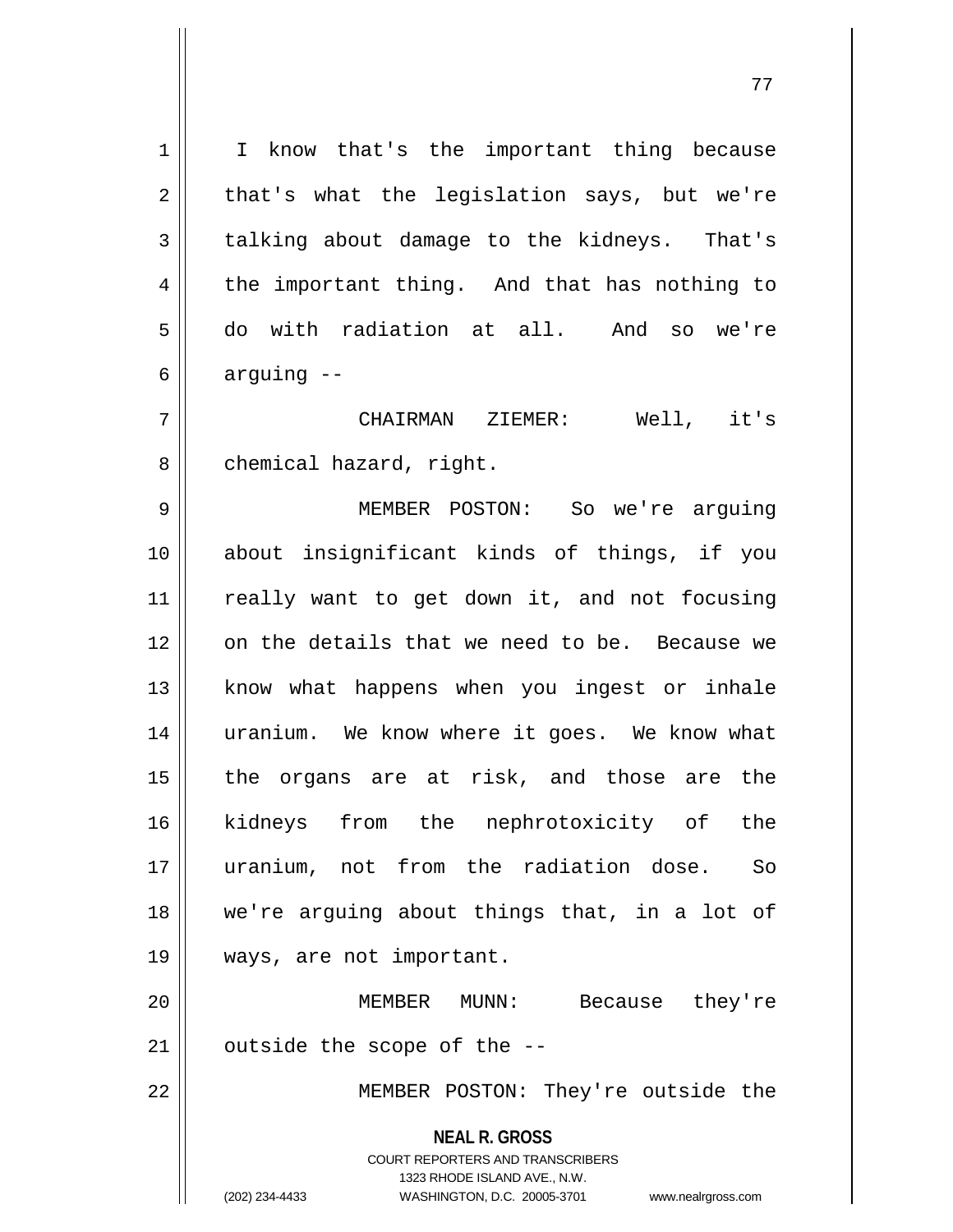I know that's the important thing because that's what the legislation says, but we're talking about damage to the kidneys. That's the important thing. And that has nothing to do with radiation at all. And so we're arguing --

CHAIRMAN ZIEMER: Well, it's chemical hazard, right.

MEMBER POSTON: So we're arguing about insignificant kinds of things, if you really want to get down it, and not focusing on the details that we need to be. Because we know what happens when you ingest or inhale uranium. We know where it goes. We know what the organs are at risk, and those are the kidneys from the nephrotoxicity of the uranium, not from the radiation dose. So we're arguing about things that, in a lot of ways, are not important.

MEMBER MUNN: Because they're outside the scope of the --

MEMBER POSTON: They're outside the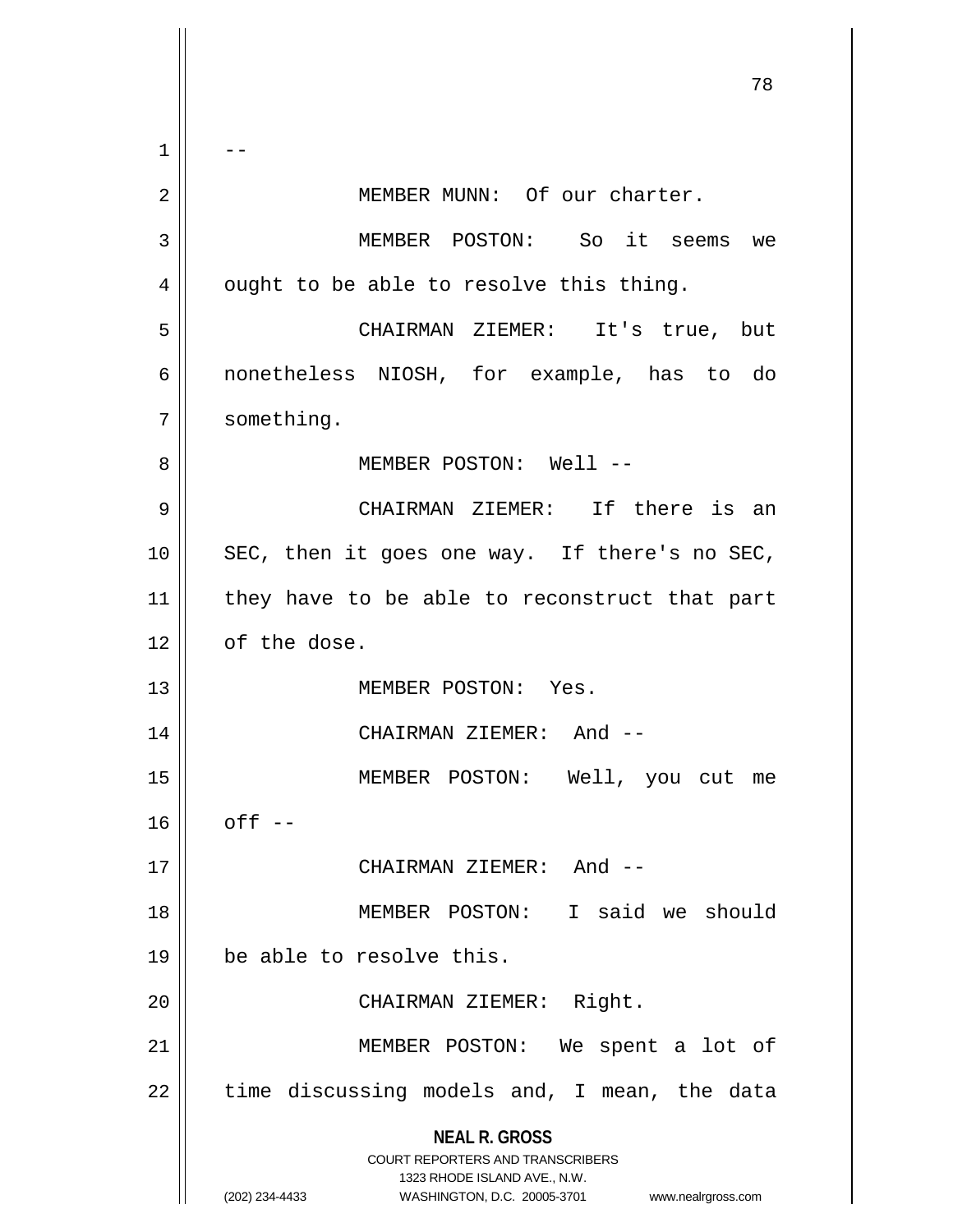--

MEMBER MUNN: Of our charter.

MEMBER POSTON: So it seems we ought to be able to resolve this thing.

CHAIRMAN ZIEMER: It's true, but nonetheless NIOSH, for example, has to do something.

MEMBER POSTON: Well --

CHAIRMAN ZIEMER: If there is an SEC, then it goes one way. If there's no SEC, they have to be able to reconstruct that part of the dose.

MEMBER POSTON: Yes.

CHAIRMAN ZIEMER: And --

MEMBER POSTON: Well, you cut me off --

CHAIRMAN ZIEMER: And --

MEMBER POSTON: I said we should be able to resolve this.

CHAIRMAN ZIEMER: Right.

MEMBER POSTON: We spent a lot of time discussing models and, I mean, the data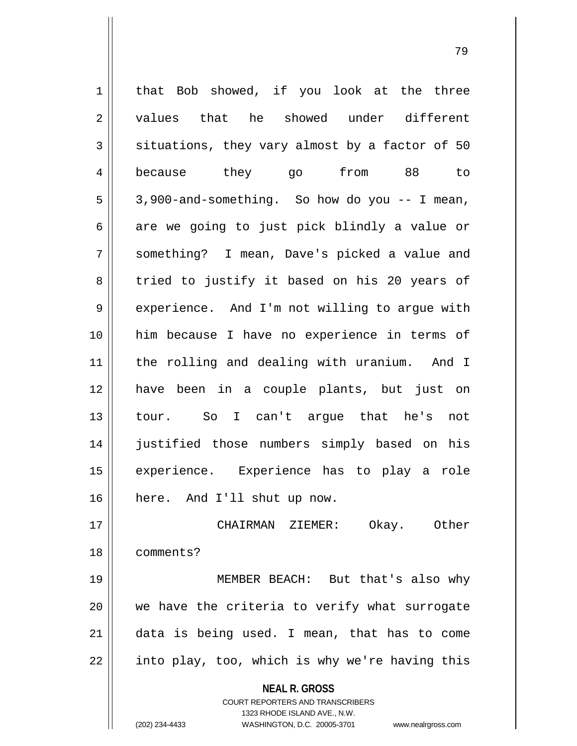that Bob showed, if you look at the three values that he showed under different situations, they vary almost by a factor of 50 because they go from 88 to 3,900-and-something. So how do you -- I mean, are we going to just pick blindly a value or something? I mean, Dave's picked a value and tried to justify it based on his 20 years of experience. And I'm not willing to argue with him because I have no experience in terms of the rolling and dealing with uranium. And I have been in a couple plants, but just on tour. So I can't argue that he's not justified those numbers simply based on his experience. Experience has to play a role here. And I'll shut up now.

CHAIRMAN ZIEMER: Okay. Other comments?

MEMBER BEACH: But that's also why we have the criteria to verify what surrogate data is being used. I mean, that has to come into play, too, which is why we're having this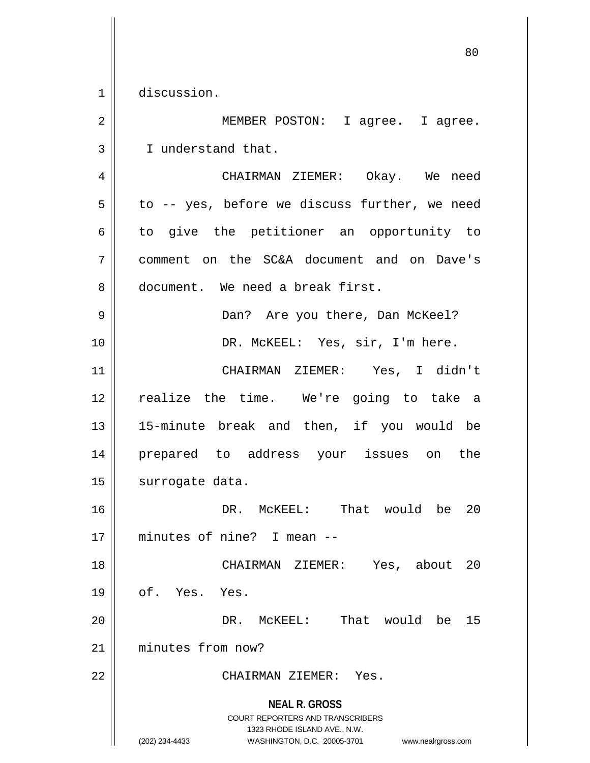discussion.

MEMBER POSTON: I agree. I agree. I understand that.

CHAIRMAN ZIEMER: Okay. We need to -- yes, before we discuss further, we need to give the petitioner an opportunity to comment on the SC&A document and on Dave's document. We need a break first.

Dan? Are you there, Dan McKeel?

DR. McKEEL: Yes, sir, I'm here.

CHAIRMAN ZIEMER: Yes, I didn't realize the time. We're going to take a 15-minute break and then, if you would be prepared to address your issues on the surrogate data.

DR. McKEEL: That would be 20 minutes of nine? I mean --

CHAIRMAN ZIEMER: Yes, about 20 of. Yes. Yes.

DR. McKEEL: That would be 15 minutes from now?

CHAIRMAN ZIEMER: Yes.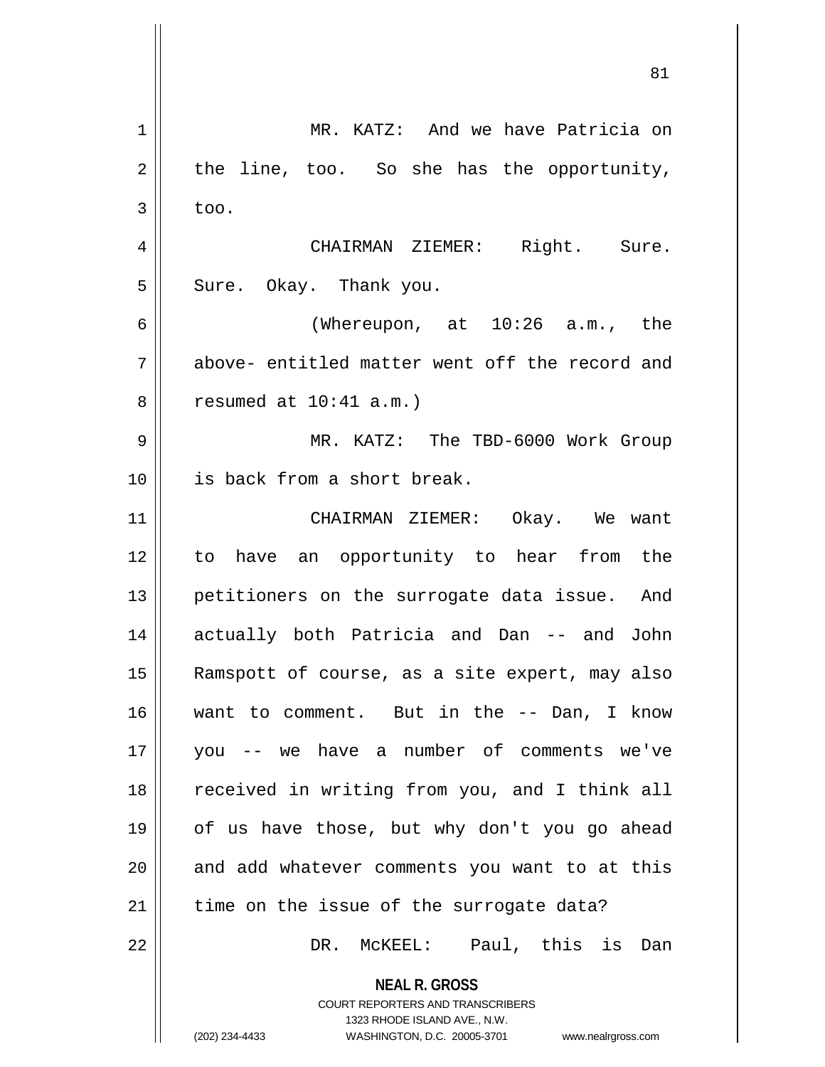MR. KATZ: And we have Patricia on the line, too. So she has the opportunity, too.

CHAIRMAN ZIEMER: Right. Sure. Sure. Okay. Thank you.

(Whereupon, at 10:26 a.m., the above- entitled matter went off the record and resumed at 10:41 a.m.)

MR. KATZ: The TBD-6000 Work Group is back from a short break.

CHAIRMAN ZIEMER: Okay. We want to have an opportunity to hear from the petitioners on the surrogate data issue. And actually both Patricia and Dan -- and John Ramspott of course, as a site expert, may also want to comment. But in the -- Dan, I know you -- we have a number of comments we've received in writing from you, and I think all of us have those, but why don't you go ahead and add whatever comments you want to at this time on the issue of the surrogate data?

DR. McKEEL: Paul, this is Dan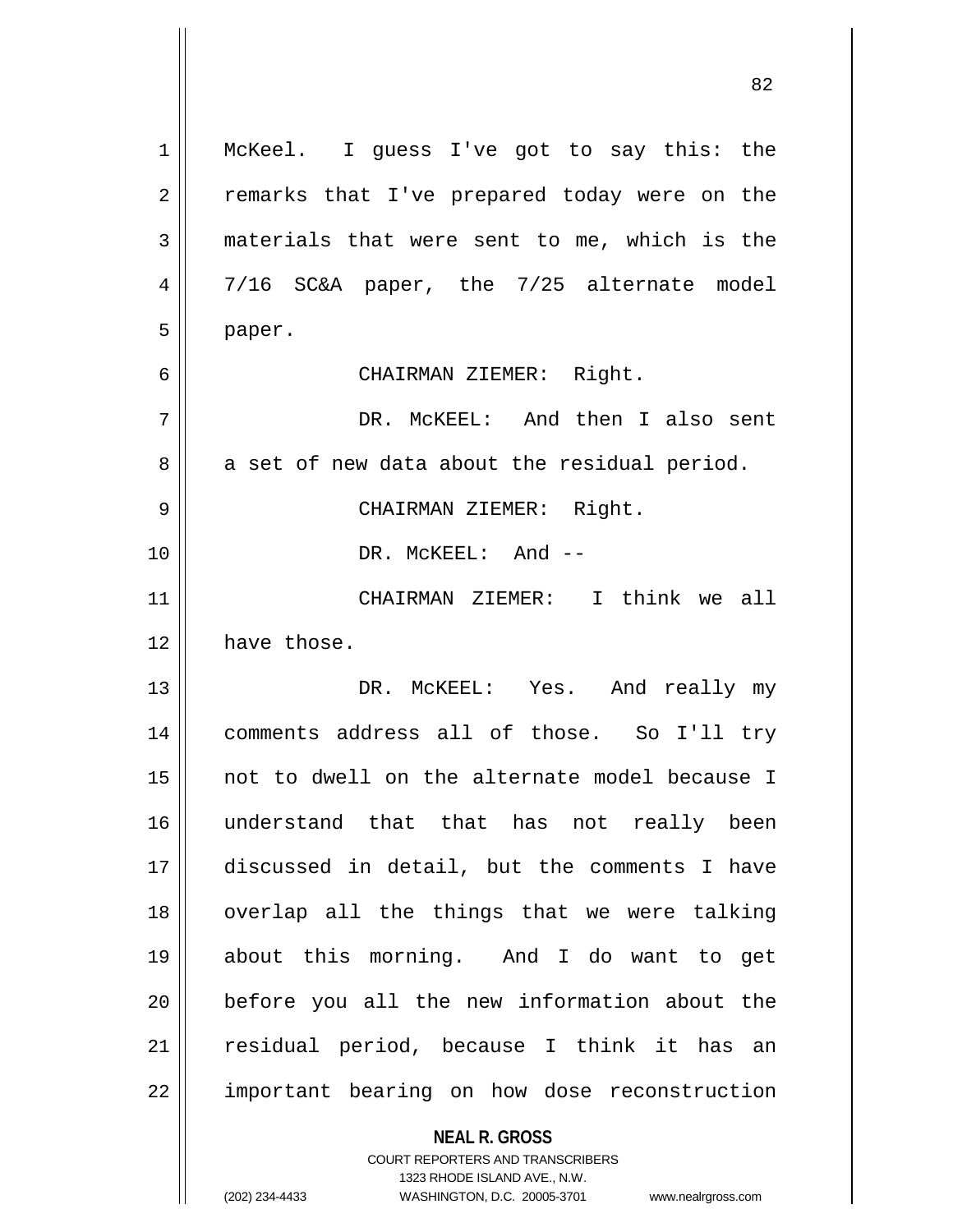McKeel. I guess I've got to say this: the remarks that I've prepared today were on the materials that were sent to me, which is the 7/16 SC&A paper, the 7/25 alternate model paper.

CHAIRMAN ZIEMER: Right.

DR. McKEEL: And then I also sent a set of new data about the residual period.

CHAIRMAN ZIEMER: Right.

DR. McKEEL: And --

CHAIRMAN ZIEMER: I think we all have those.

DR. McKEEL: Yes. And really my comments address all of those. So I'll try not to dwell on the alternate model because I understand that that has not really been discussed in detail, but the comments I have overlap all the things that we were talking about this morning. And I do want to get before you all the new information about the residual period, because I think it has an important bearing on how dose reconstruction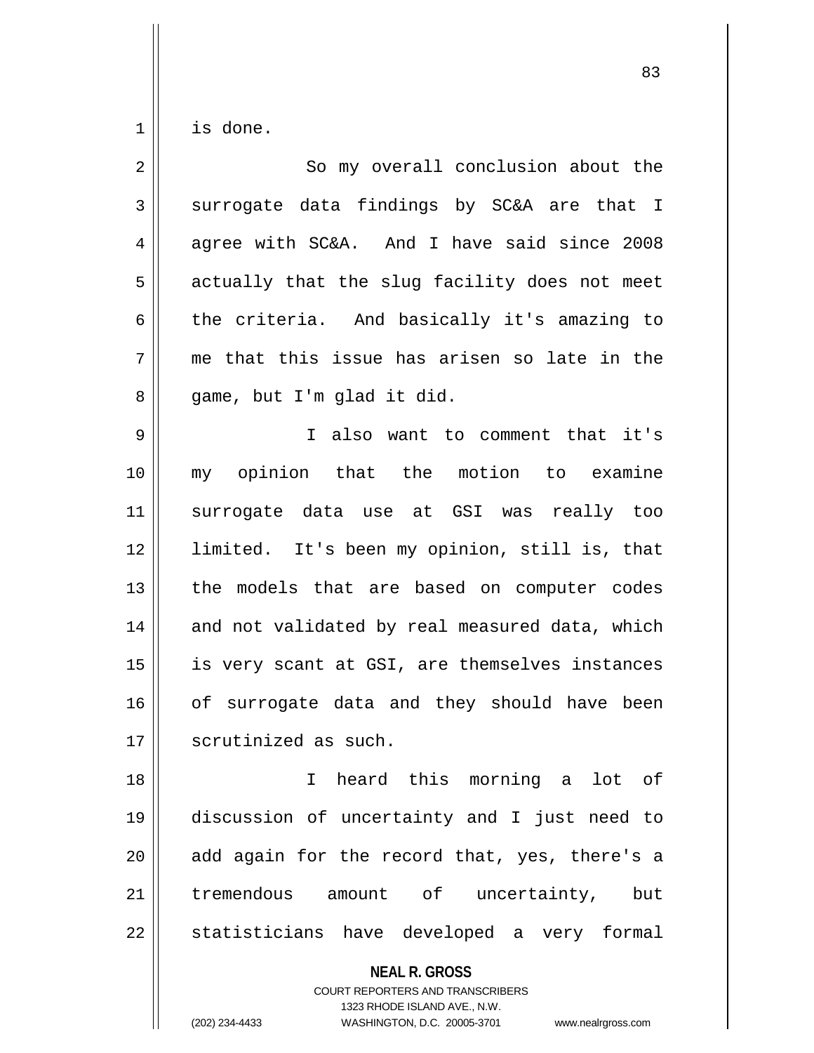is done.

So my overall conclusion about the surrogate data findings by SC&A are that I agree with SC&A. And I have said since 2008 actually that the slug facility does not meet the criteria. And basically it's amazing to me that this issue has arisen so late in the game, but I'm glad it did.

I also want to comment that it's my opinion that the motion to examine surrogate data use at GSI was really too limited. It's been my opinion, still is, that the models that are based on computer codes and not validated by real measured data, which is very scant at GSI, are themselves instances of surrogate data and they should have been scrutinized as such.

I heard this morning a lot of discussion of uncertainty and I just need to add again for the record that, yes, there's a tremendous amount of uncertainty, but statisticians have developed a very formal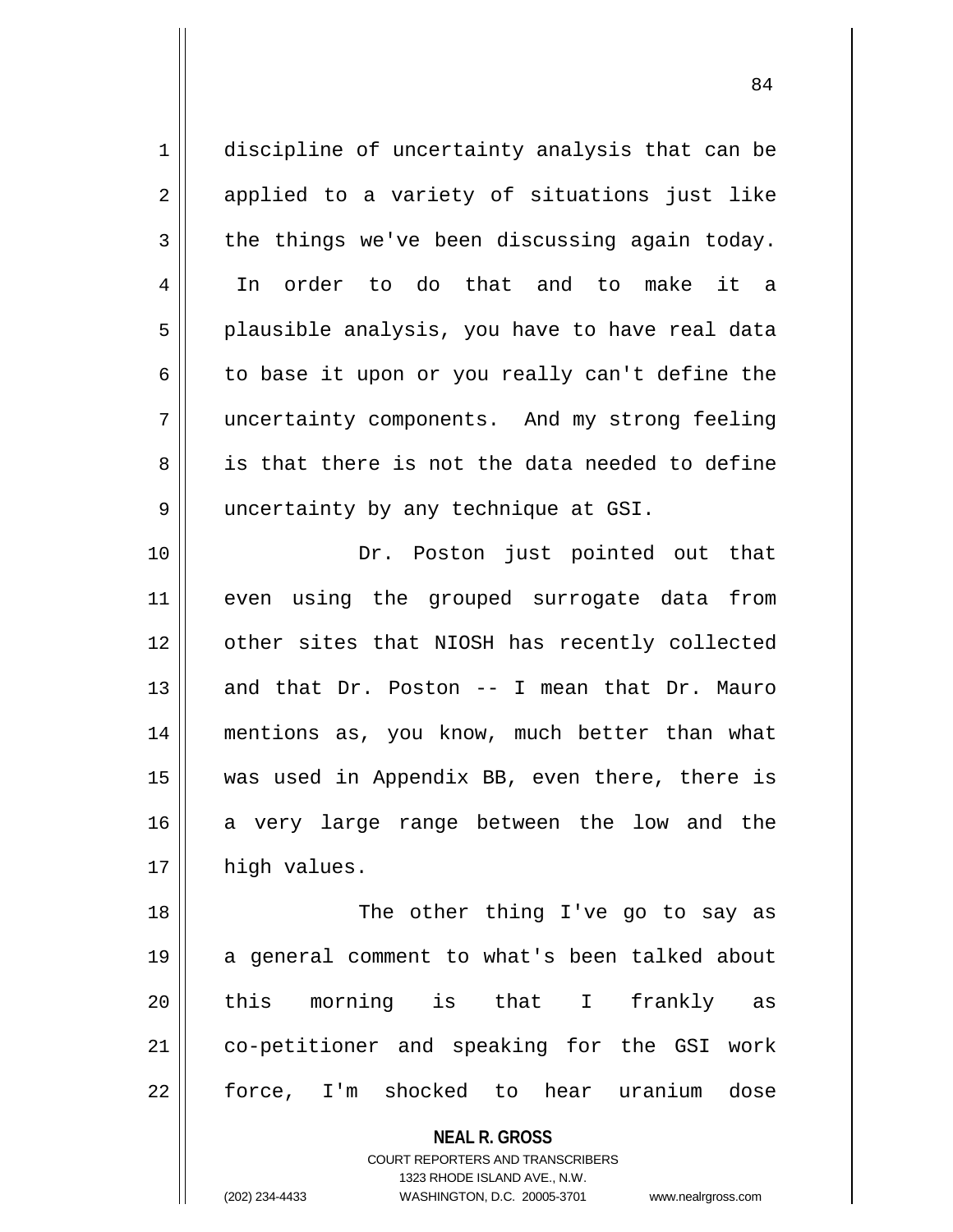discipline of uncertainty analysis that can be applied to a variety of situations just like the things we've been discussing again today. In order to do that and to make it a plausible analysis, you have to have real data to base it upon or you really can't define the uncertainty components. And my strong feeling is that there is not the data needed to define uncertainty by any technique at GSI.

Dr. Poston just pointed out that even using the grouped surrogate data from other sites that NIOSH has recently collected and that Dr. Poston -- I mean that Dr. Mauro mentions as, you know, much better than what was used in Appendix BB, even there, there is a very large range between the low and the high values.

The other thing I've go to say as a general comment to what's been talked about this morning is that I frankly as co-petitioner and speaking for the GSI work force, I'm shocked to hear uranium dose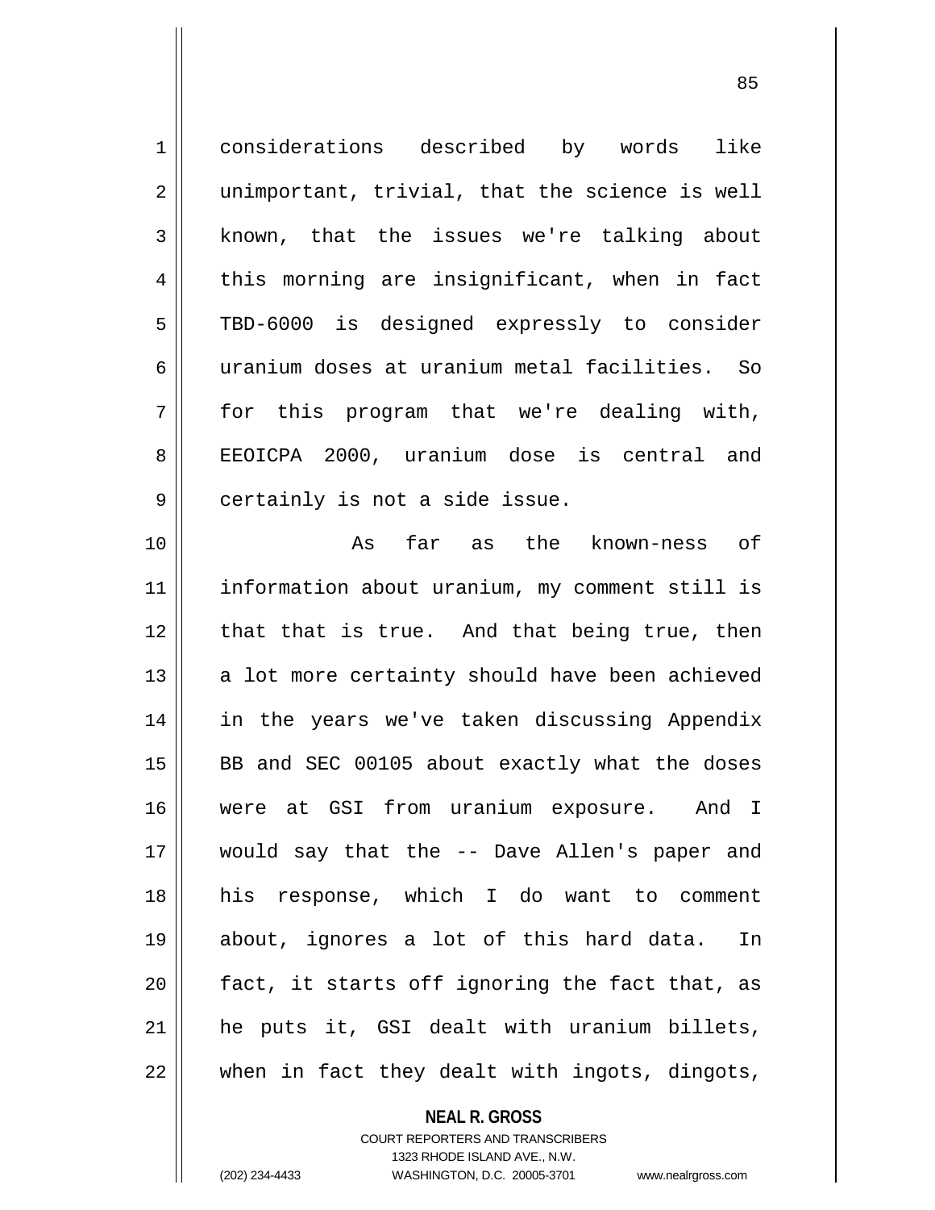considerations described by words like unimportant, trivial, that the science is well known, that the issues we're talking about this morning are insignificant, when in fact TBD-6000 is designed expressly to consider uranium doses at uranium metal facilities. So for this program that we're dealing with, EEOICPA 2000, uranium dose is central and certainly is not a side issue.

As far as the known-ness of information about uranium, my comment still is that that is true. And that being true, then a lot more certainty should have been achieved in the years we've taken discussing Appendix BB and SEC 00105 about exactly what the doses were at GSI from uranium exposure. And I would say that the -- Dave Allen's paper and his response, which I do want to comment about, ignores a lot of this hard data. In fact, it starts off ignoring the fact that, as he puts it, GSI dealt with uranium billets, when in fact they dealt with ingots, dingots,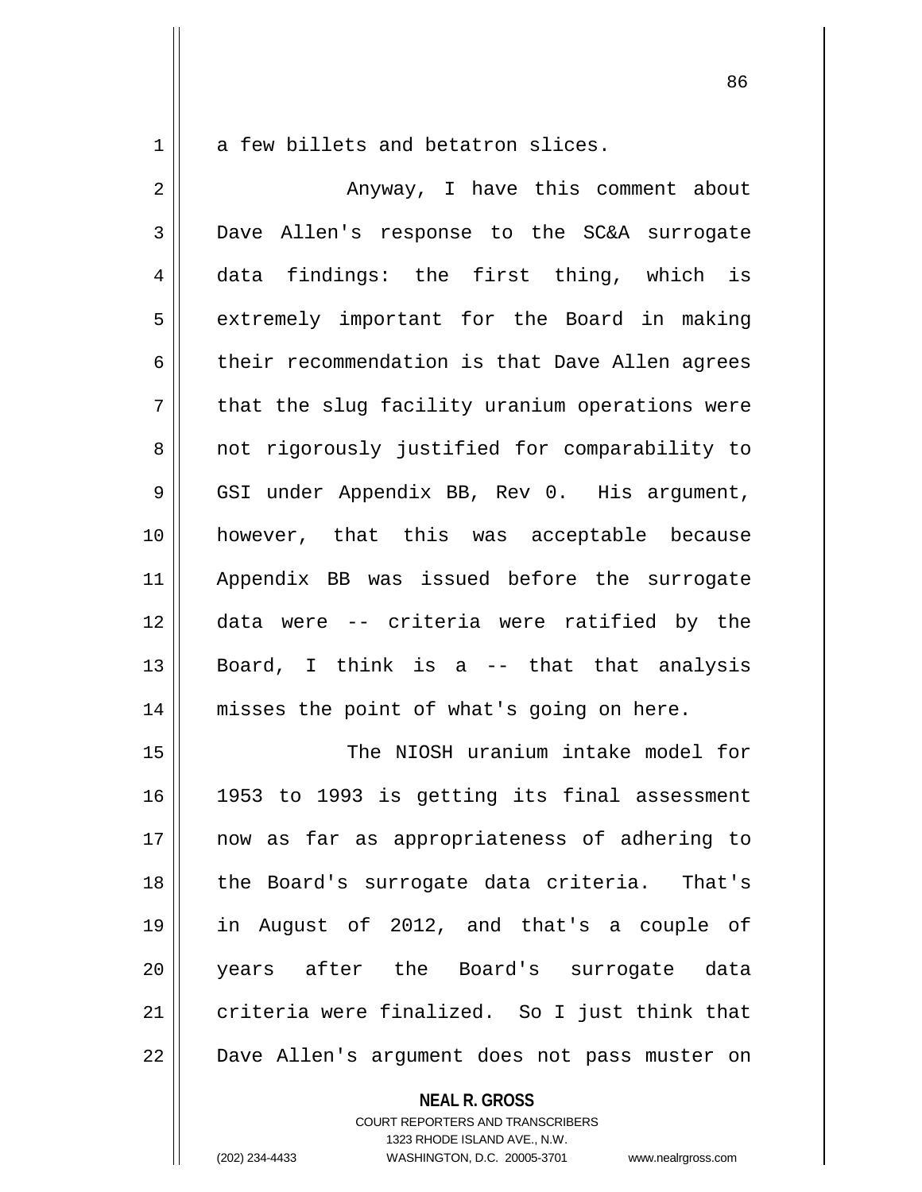a few billets and betatron slices.

Anyway, I have this comment about Dave Allen's response to the SC&A surrogate data findings: the first thing, which is extremely important for the Board in making their recommendation is that Dave Allen agrees that the slug facility uranium operations were not rigorously justified for comparability to GSI under Appendix BB, Rev 0. His argument, however, that this was acceptable because Appendix BB was issued before the surrogate data were -- criteria were ratified by the Board, I think is a -- that that analysis misses the point of what's going on here.

The NIOSH uranium intake model for 1953 to 1993 is getting its final assessment now as far as appropriateness of adhering to the Board's surrogate data criteria. That's in August of 2012, and that's a couple of years after the Board's surrogate data criteria were finalized. So I just think that Dave Allen's argument does not pass muster on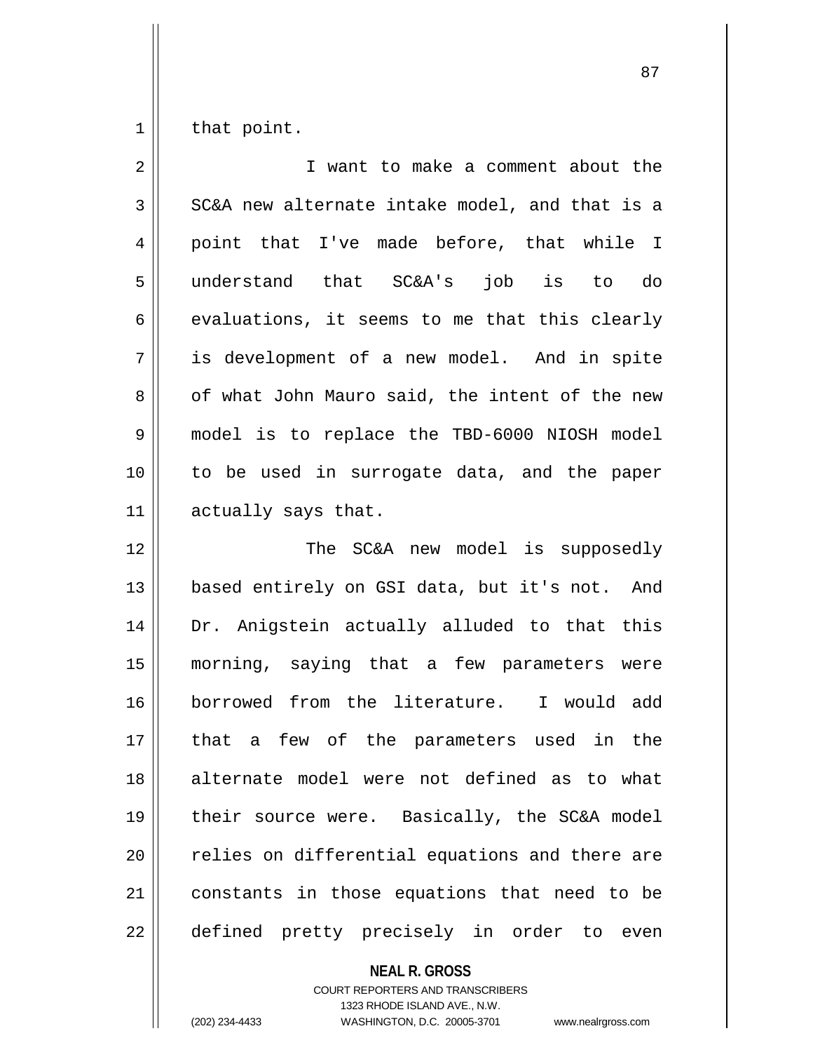that point.

I want to make a comment about the SC&A new alternate intake model, and that is a point that I've made before, that while I understand that SC&A's job is to do evaluations, it seems to me that this clearly is development of a new model. And in spite of what John Mauro said, the intent of the new model is to replace the TBD-6000 NIOSH model to be used in surrogate data, and the paper actually says that.

The SC&A new model is supposedly based entirely on GSI data, but it's not. And Dr. Anigstein actually alluded to that this morning, saying that a few parameters were borrowed from the literature. I would add that a few of the parameters used in the alternate model were not defined as to what their source were. Basically, the SC&A model relies on differential equations and there are constants in those equations that need to be defined pretty precisely in order to even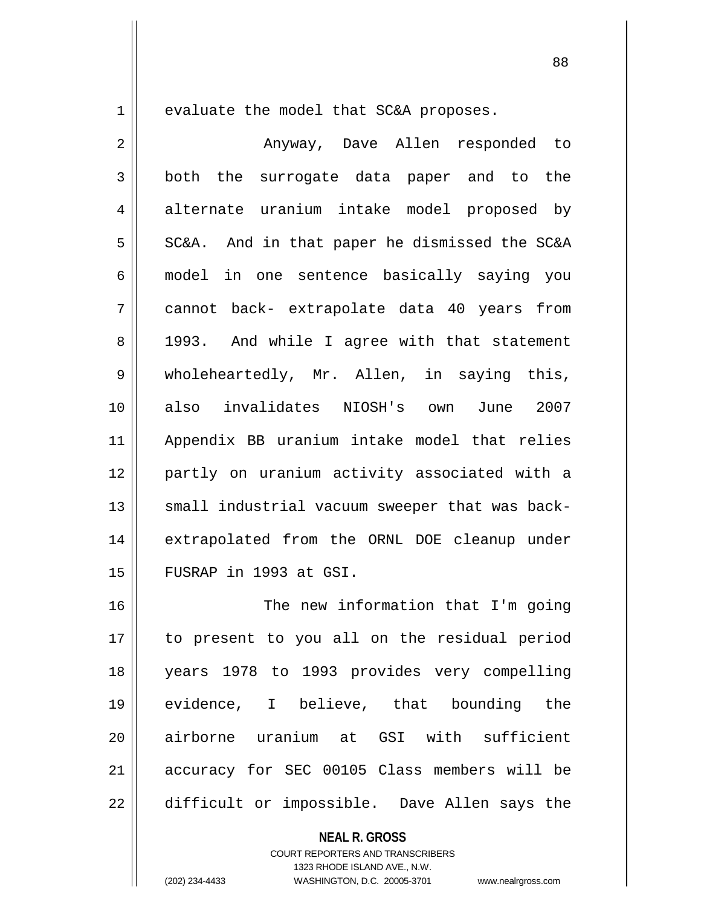evaluate the model that SC&A proposes.

Anyway, Dave Allen responded to both the surrogate data paper and to the alternate uranium intake model proposed by SC&A. And in that paper he dismissed the SC&A model in one sentence basically saying you cannot back- extrapolate data 40 years from 1993. And while I agree with that statement wholeheartedly, Mr. Allen, in saying this, also invalidates NIOSH's own June 2007 Appendix BB uranium intake model that relies partly on uranium activity associated with a small industrial vacuum sweeper that was back-extrapolated from the ORNL DOE cleanup under FUSRAP in 1993 at GSI.

The new information that I'm going to present to you all on the residual period years 1978 to 1993 provides very compelling evidence, I believe, that bounding the airborne uranium at GSI with sufficient accuracy for SEC 00105 Class members will be difficult or impossible. Dave Allen says the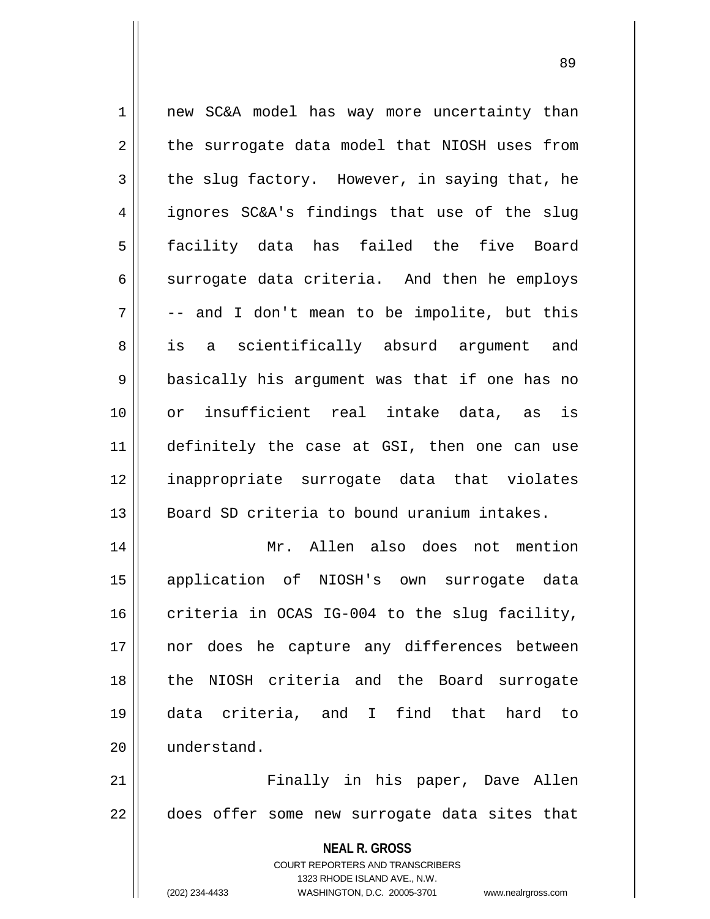new SC&A model has way more uncertainty than the surrogate data model that NIOSH uses from the slug factory. However, in saying that, he ignores SC&A's findings that use of the slug facility data has failed the five Board surrogate data criteria. And then he employs -- and I don't mean to be impolite, but this is a scientifically absurd argument and basically his argument was that if one has no or insufficient real intake data, as is definitely the case at GSI, then one can use inappropriate surrogate data that violates Board SD criteria to bound uranium intakes.

Mr. Allen also does not mention application of NIOSH's own surrogate data criteria in OCAS IG-004 to the slug facility, nor does he capture any differences between the NIOSH criteria and the Board surrogate data criteria, and I find that hard to understand.

Finally in his paper, Dave Allen does offer some new surrogate data sites that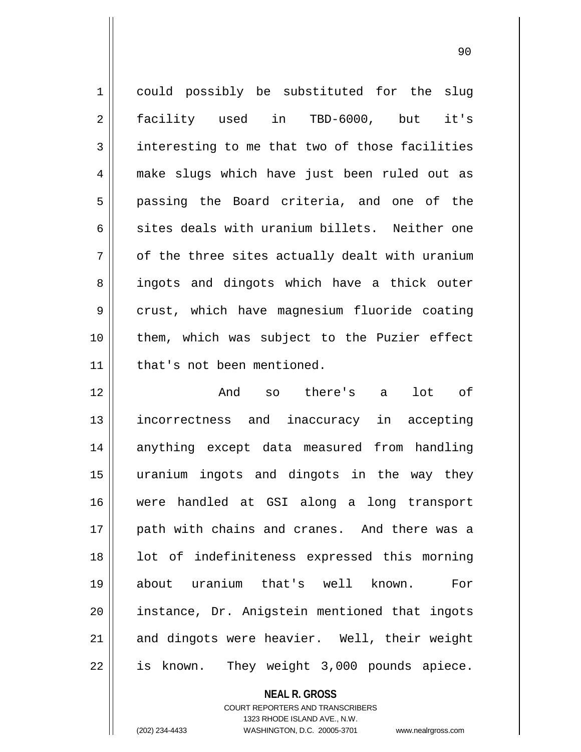could possibly be substituted for the slug facility used in TBD-6000, but it's interesting to me that two of those facilities make slugs which have just been ruled out as passing the Board criteria, and one of the sites deals with uranium billets. Neither one of the three sites actually dealt with uranium ingots and dingots which have a thick outer crust, which have magnesium fluoride coating them, which was subject to the Puzier effect that's not been mentioned.

And so there's a lot of incorrectness and inaccuracy in accepting anything except data measured from handling uranium ingots and dingots in the way they were handled at GSI along a long transport path with chains and cranes. And there was a lot of indefiniteness expressed this morning about uranium that's well known. For instance, Dr. Anigstein mentioned that ingots and dingots were heavier. Well, their weight is known. They weight 3,000 pounds apiece.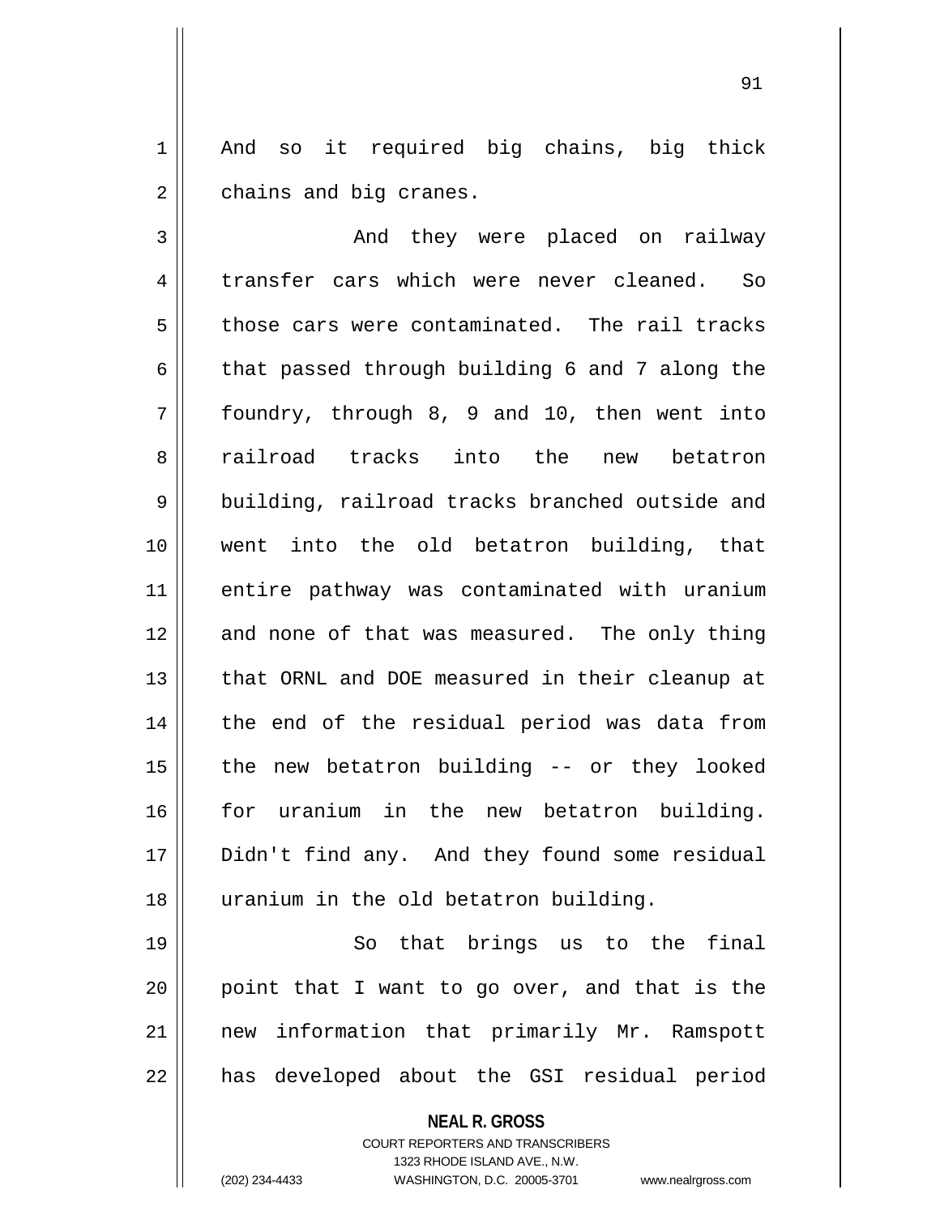And so it required big chains, big thick chains and big cranes.

And they were placed on railway transfer cars which were never cleaned. So those cars were contaminated. The rail tracks that passed through building 6 and 7 along the foundry, through 8, 9 and 10, then went into railroad tracks into the new betatron building, railroad tracks branched outside and went into the old betatron building, that entire pathway was contaminated with uranium and none of that was measured. The only thing that ORNL and DOE measured in their cleanup at the end of the residual period was data from the new betatron building -- or they looked for uranium in the new betatron building. Didn't find any. And they found some residual uranium in the old betatron building.

So that brings us to the final point that I want to go over, and that is the new information that primarily Mr. Ramspott has developed about the GSI residual period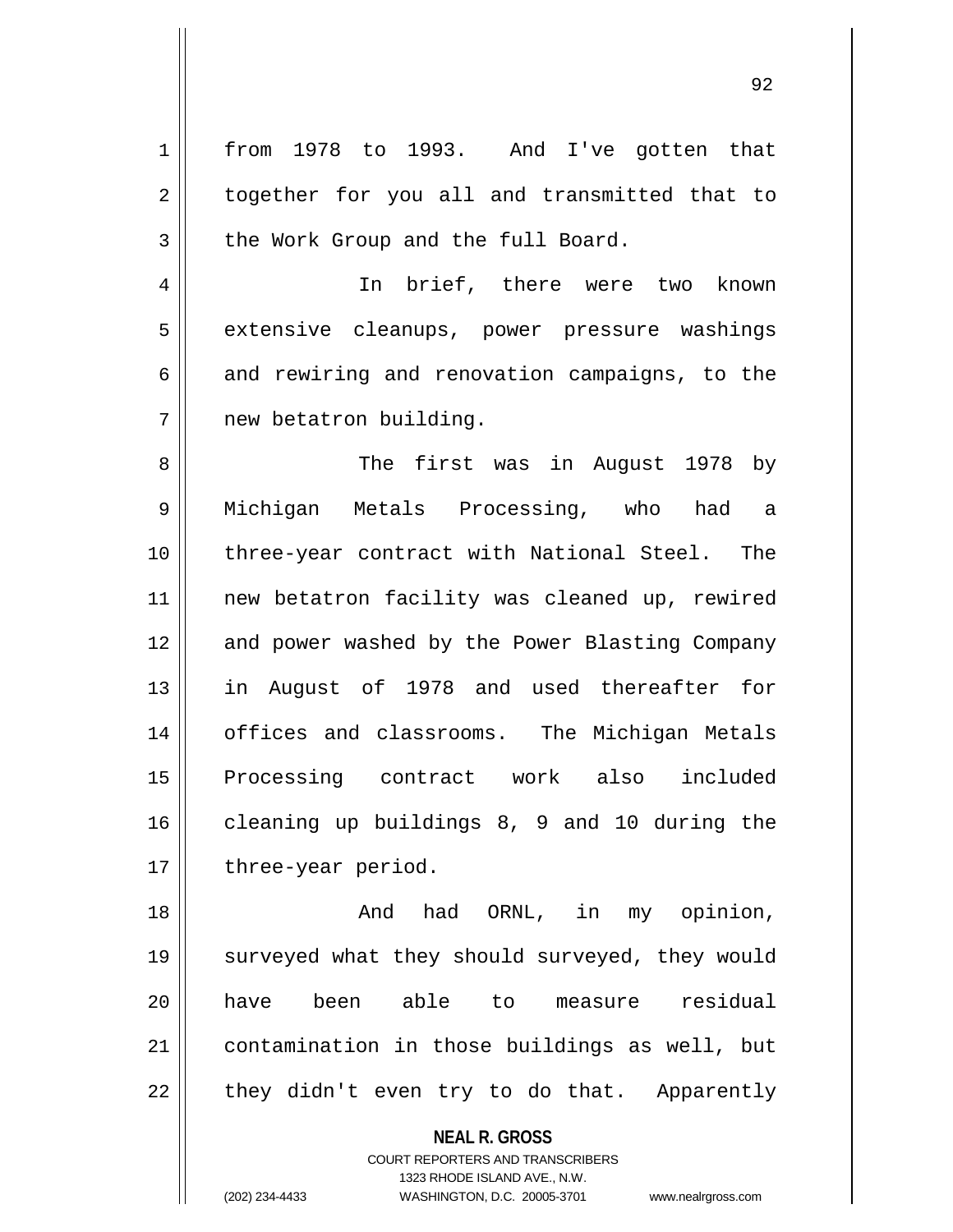from 1978 to 1993. And I've gotten that together for you all and transmitted that to the Work Group and the full Board.

In brief, there were two known extensive cleanups, power pressure washings and rewiring and renovation campaigns, to the new betatron building.

The first was in August 1978 by Michigan Metals Processing, who had a three-year contract with National Steel. The new betatron facility was cleaned up, rewired and power washed by the Power Blasting Company in August of 1978 and used thereafter for offices and classrooms. The Michigan Metals Processing contract work also included cleaning up buildings 8, 9 and 10 during the three-year period.

And had ORNL, in my opinion, surveyed what they should surveyed, they would have been able to measure residual contamination in those buildings as well, but they didn't even try to do that. Apparently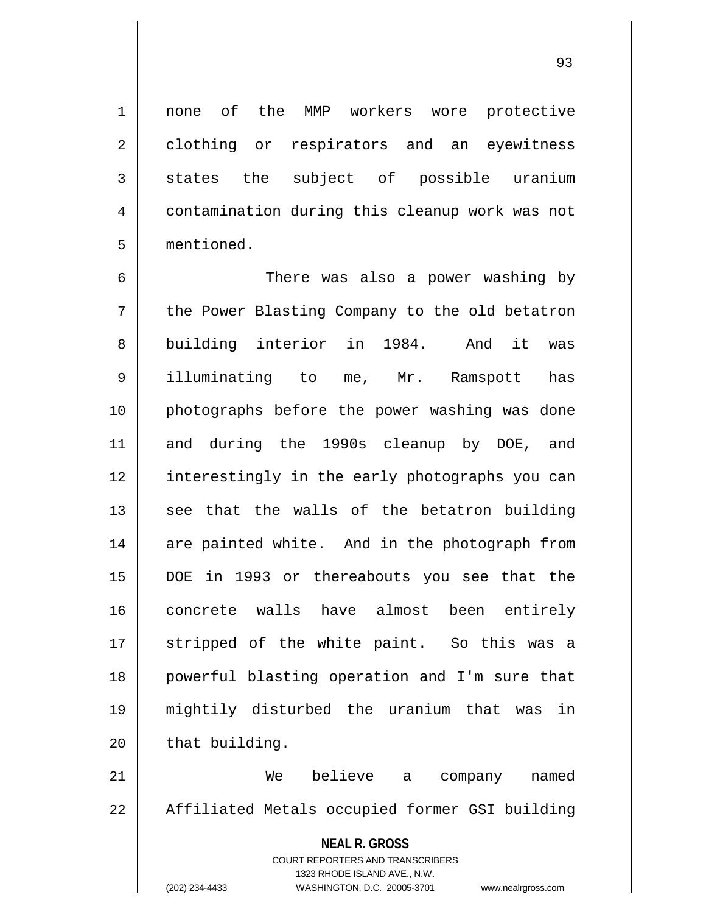none of the MMP workers wore protective clothing or respirators and an eyewitness states the subject of possible uranium contamination during this cleanup work was not mentioned.

There was also a power washing by the Power Blasting Company to the old betatron building interior in 1984. And it was illuminating to me, Mr. Ramspott has photographs before the power washing was done and during the 1990s cleanup by DOE, and interestingly in the early photographs you can see that the walls of the betatron building are painted white. And in the photograph from DOE in 1993 or thereabouts you see that the concrete walls have almost been entirely stripped of the white paint. So this was a powerful blasting operation and I'm sure that mightily disturbed the uranium that was in that building.

We believe a company named Affiliated Metals occupied former GSI building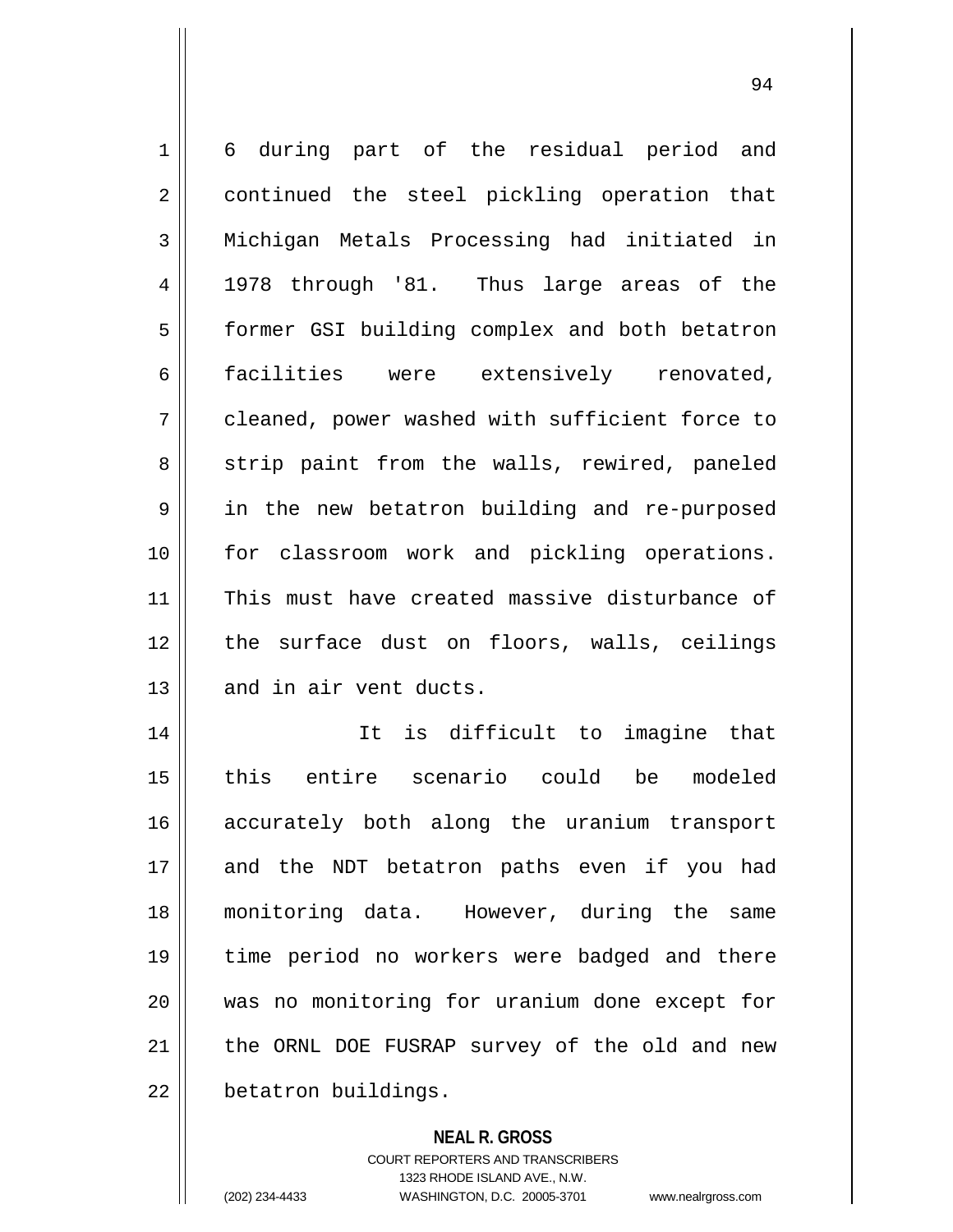6 during part of the residual period and continued the steel pickling operation that Michigan Metals Processing had initiated in 1978 through '81. Thus large areas of the former GSI building complex and both betatron facilities were extensively renovated, cleaned, power washed with sufficient force to strip paint from the walls, rewired, paneled in the new betatron building and re-purposed for classroom work and pickling operations. This must have created massive disturbance of the surface dust on floors, walls, ceilings and in air vent ducts.

It is difficult to imagine that this entire scenario could be modeled accurately both along the uranium transport and the NDT betatron paths even if you had monitoring data. However, during the same time period no workers were badged and there was no monitoring for uranium done except for the ORNL DOE FUSRAP survey of the old and new betatron buildings.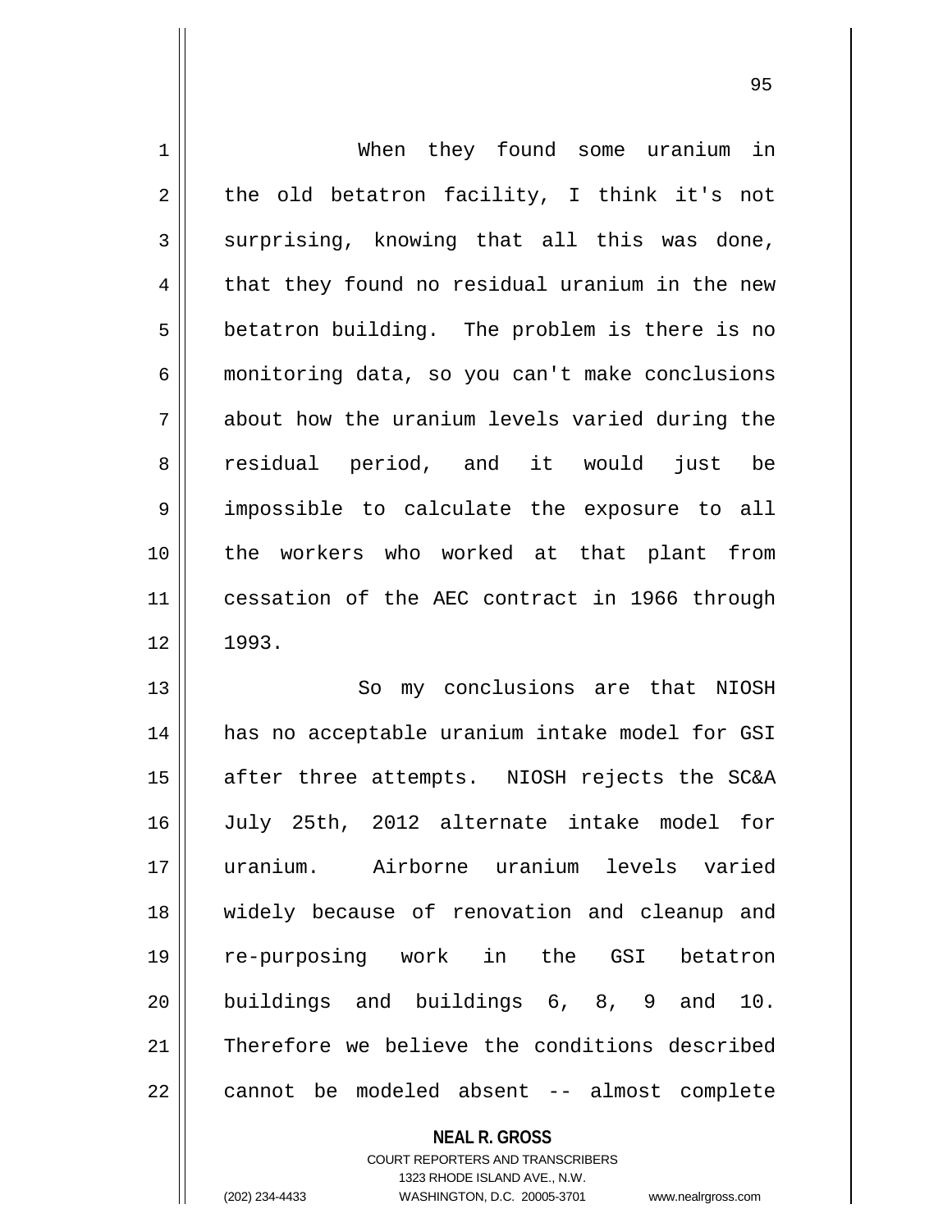When they found some uranium in the old betatron facility, I think it's not surprising, knowing that all this was done, that they found no residual uranium in the new betatron building. The problem is there is no monitoring data, so you can't make conclusions about how the uranium levels varied during the residual period, and it would just be impossible to calculate the exposure to all the workers who worked at that plant from cessation of the AEC contract in 1966 through 1993.

So my conclusions are that NIOSH has no acceptable uranium intake model for GSI after three attempts. NIOSH rejects the SC&A July 25th, 2012 alternate intake model for uranium. Airborne uranium levels varied widely because of renovation and cleanup and re-purposing work in the GSI betatron buildings and buildings 6, 8, 9 and 10. Therefore we believe the conditions described cannot be modeled absent -- almost complete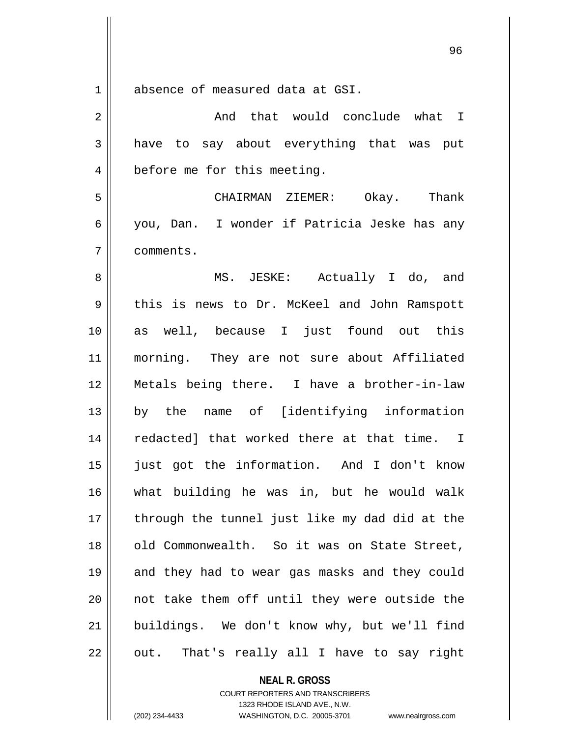absence of measured data at GSI.

And that would conclude what I have to say about everything that was put before me for this meeting.

CHAIRMAN ZIEMER: Okay. Thank you, Dan. I wonder if Patricia Jeske has any comments.

MS. JESKE: Actually I do, and this is news to Dr. McKeel and John Ramspott as well, because I just found out this morning. They are not sure about Affiliated Metals being there. I have a brother-in-law by the name of [identifying information redacted] that worked there at that time. I just got the information. And I don't know what building he was in, but he would walk through the tunnel just like my dad did at the old Commonwealth. So it was on State Street, and they had to wear gas masks and they could not take them off until they were outside the buildings. We don't know why, but we'll find out. That's really all I have to say right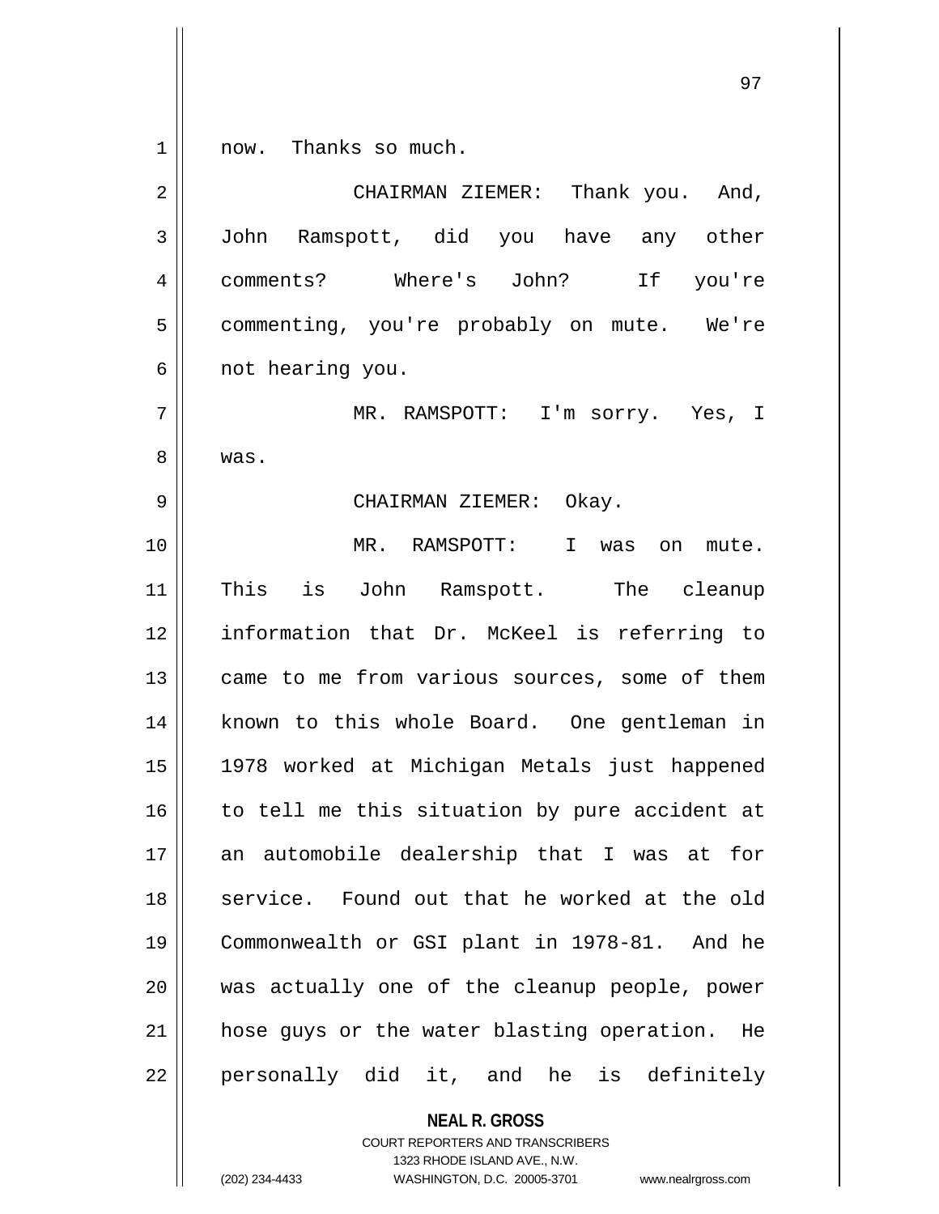now. Thanks so much.

CHAIRMAN ZIEMER: Thank you. And, John Ramspott, did you have any other comments? Where's John? If you're commenting, you're probably on mute. We're not hearing you.

MR. RAMSPOTT: I'm sorry. Yes, I was.

CHAIRMAN ZIEMER: Okay.

MR. RAMSPOTT: I was on mute. This is John Ramspott. The cleanup information that Dr. McKeel is referring to came to me from various sources, some of them known to this whole Board. One gentleman in 1978 worked at Michigan Metals just happened to tell me this situation by pure accident at an automobile dealership that I was at for service. Found out that he worked at the old Commonwealth or GSI plant in 1978-81. And he was actually one of the cleanup people, power hose guys or the water blasting operation. He personally did it, and he is definitely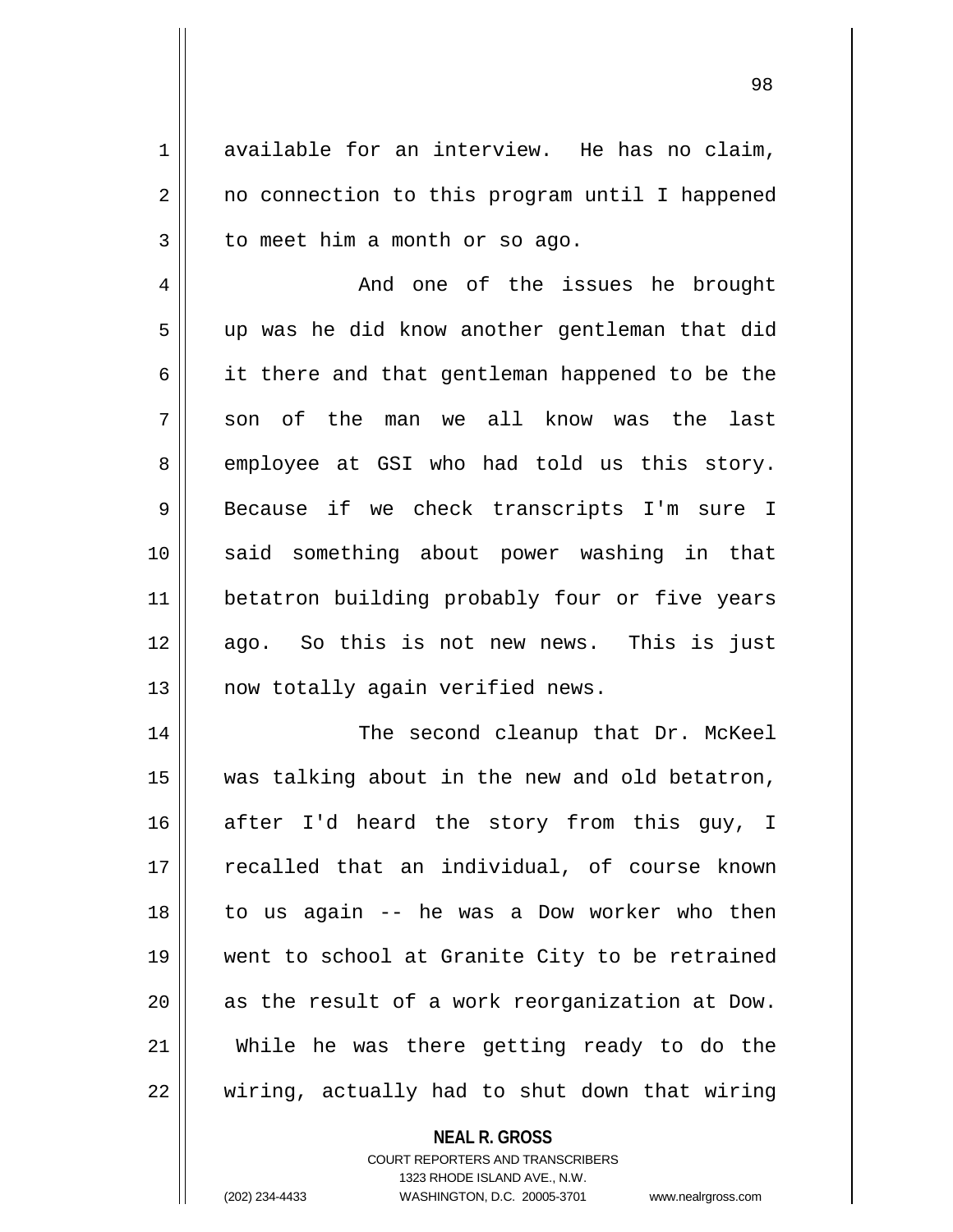available for an interview. He has no claim, no connection to this program until I happened to meet him a month or so ago.

And one of the issues he brought up was he did know another gentleman that did it there and that gentleman happened to be the son of the man we all know was the last employee at GSI who had told us this story. Because if we check transcripts I'm sure I said something about power washing in that betatron building probably four or five years ago. So this is not new news. This is just now totally again verified news.

The second cleanup that Dr. McKeel was talking about in the new and old betatron, after I'd heard the story from this guy, I recalled that an individual, of course known to us again -- he was a Dow worker who then went to school at Granite City to be retrained as the result of a work reorganization at Dow. While he was there getting ready to do the wiring, actually had to shut down that wiring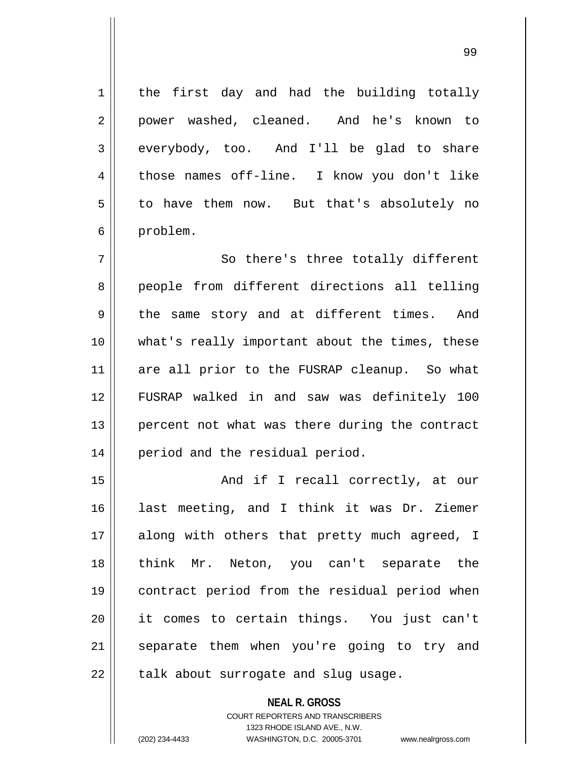the first day and had the building totally power washed, cleaned. And he's known to everybody, too. And I'll be glad to share those names off-line. I know you don't like to have them now. But that's absolutely no problem.

So there's three totally different people from different directions all telling the same story and at different times. And what's really important about the times, these are all prior to the FUSRAP cleanup. So what FUSRAP walked in and saw was definitely 100 percent not what was there during the contract period and the residual period.

And if I recall correctly, at our last meeting, and I think it was Dr. Ziemer along with others that pretty much agreed, I think Mr. Neton, you can't separate the contract period from the residual period when it comes to certain things. You just can't separate them when you're going to try and talk about surrogate and slug usage.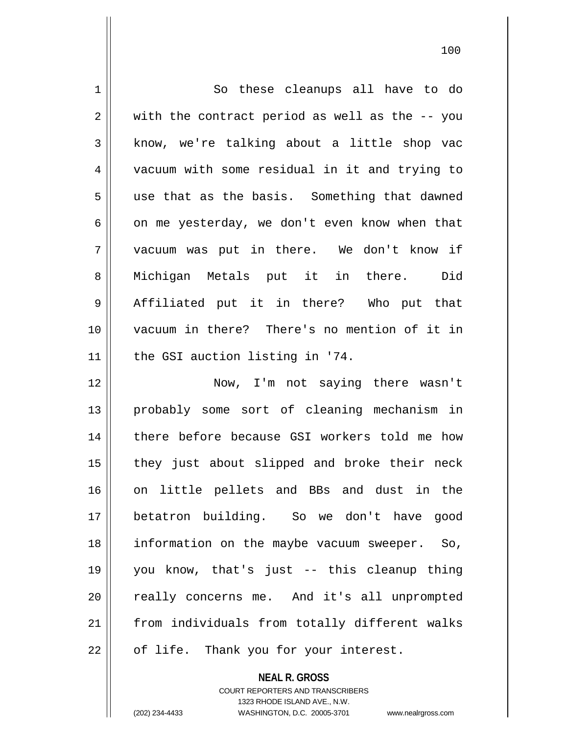So these cleanups all have to do with the contract period as well as the -- you know, we're talking about a little shop vac vacuum with some residual in it and trying to use that as the basis. Something that dawned on me yesterday, we don't even know when that vacuum was put in there. We don't know if Michigan Metals put it in there. Did Affiliated put it in there? Who put that vacuum in there? There's no mention of it in the GSI auction listing in '74.

Now, I'm not saying there wasn't probably some sort of cleaning mechanism in there before because GSI workers told me how they just about slipped and broke their neck on little pellets and BBs and dust in the betatron building. So we don't have good information on the maybe vacuum sweeper. So, you know, that's just -- this cleanup thing really concerns me. And it's all unprompted from individuals from totally different walks of life. Thank you for your interest.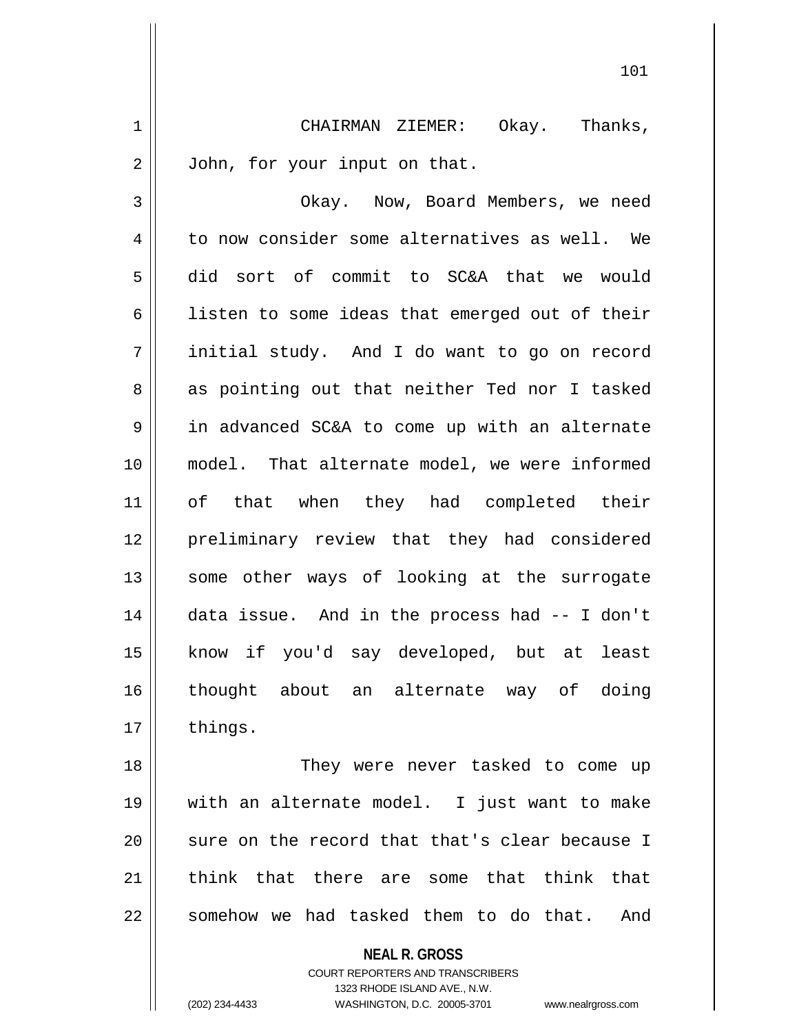CHAIRMAN ZIEMER: Okay. Thanks, John, for your input on that.

Okay. Now, Board Members, we need to now consider some alternatives as well. We did sort of commit to SC&A that we would listen to some ideas that emerged out of their initial study. And I do want to go on record as pointing out that neither Ted nor I tasked in advanced SC&A to come up with an alternate model. That alternate model, we were informed of that when they had completed their preliminary review that they had considered some other ways of looking at the surrogate data issue. And in the process had -- I don't know if you'd say developed, but at least thought about an alternate way of doing things.

They were never tasked to come up with an alternate model. I just want to make sure on the record that that's clear because I think that there are some that think that somehow we had tasked them to do that. And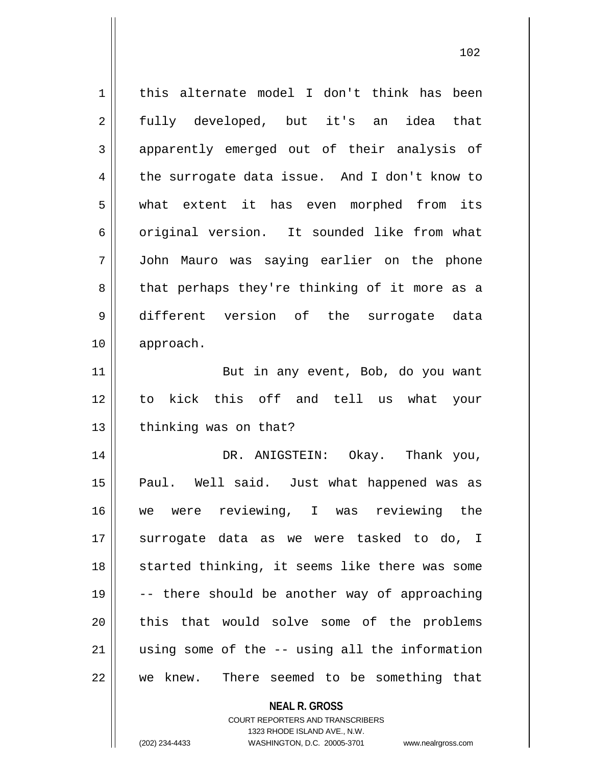this alternate model I don't think has been fully developed, but it's an idea that apparently emerged out of their analysis of the surrogate data issue. And I don't know to what extent it has even morphed from its original version. It sounded like from what John Mauro was saying earlier on the phone that perhaps they're thinking of it more as a different version of the surrogate data approach.

But in any event, Bob, do you want to kick this off and tell us what your thinking was on that?

DR. ANIGSTEIN: Okay. Thank you, Paul. Well said. Just what happened was as we were reviewing, I was reviewing the surrogate data as we were tasked to do, I started thinking, it seems like there was some -- there should be another way of approaching this that would solve some of the problems using some of the -- using all the information we knew. There seemed to be something that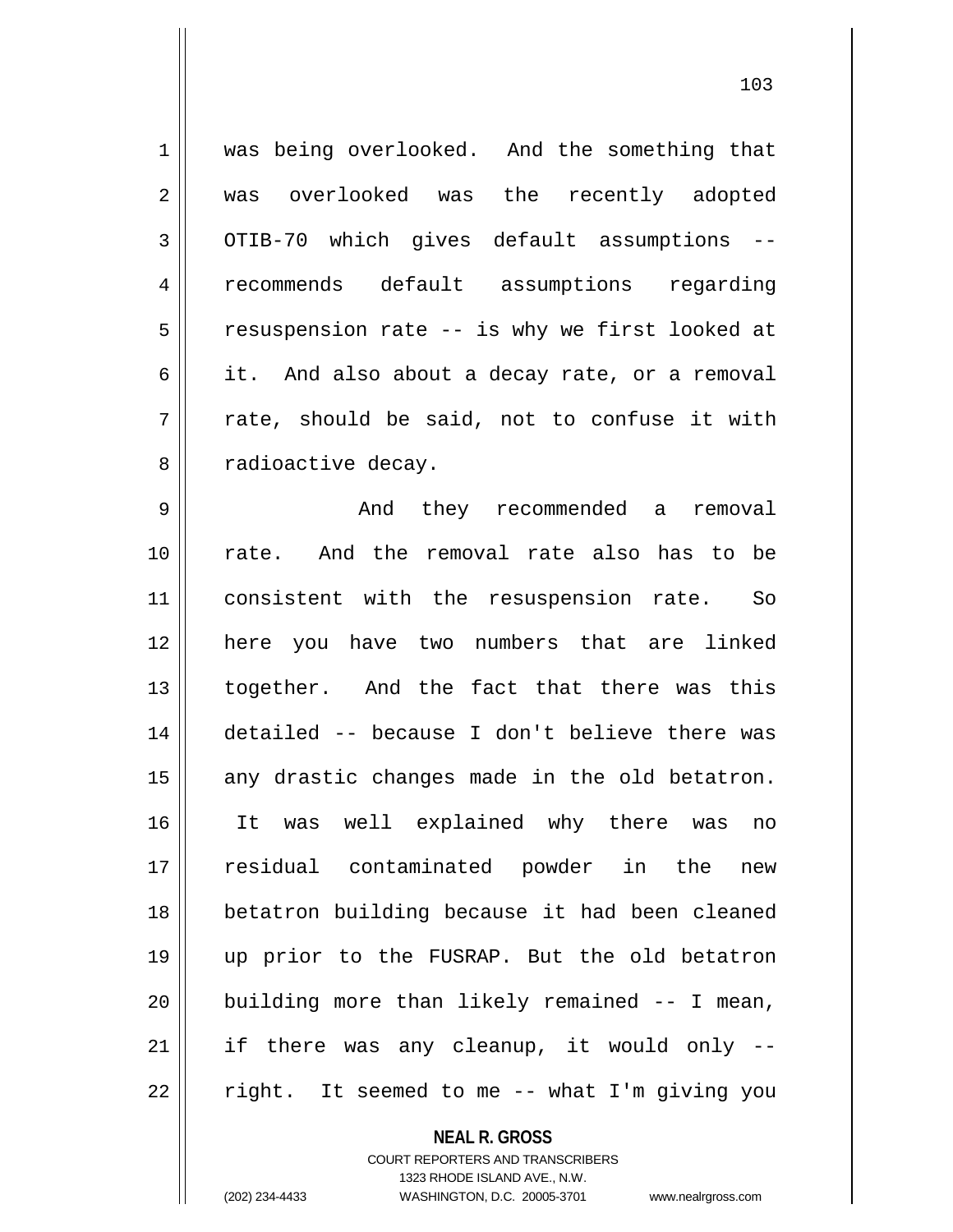was being overlooked. And the something that was overlooked was the recently adopted OTIB-70 which gives default assumptions -- recommends default assumptions regarding resuspension rate -- is why we first looked at it. And also about a decay rate, or a removal rate, should be said, not to confuse it with radioactive decay.

And they recommended a removal rate. And the removal rate also has to be consistent with the resuspension rate. So here you have two numbers that are linked together. And the fact that there was this detailed -- because I don't believe there was any drastic changes made in the old betatron. It was well explained why there was no residual contaminated powder in the new betatron building because it had been cleaned up prior to the FUSRAP. But the old betatron building more than likely remained -- I mean, if there was any cleanup, it would only -- right. It seemed to me -- what I'm giving you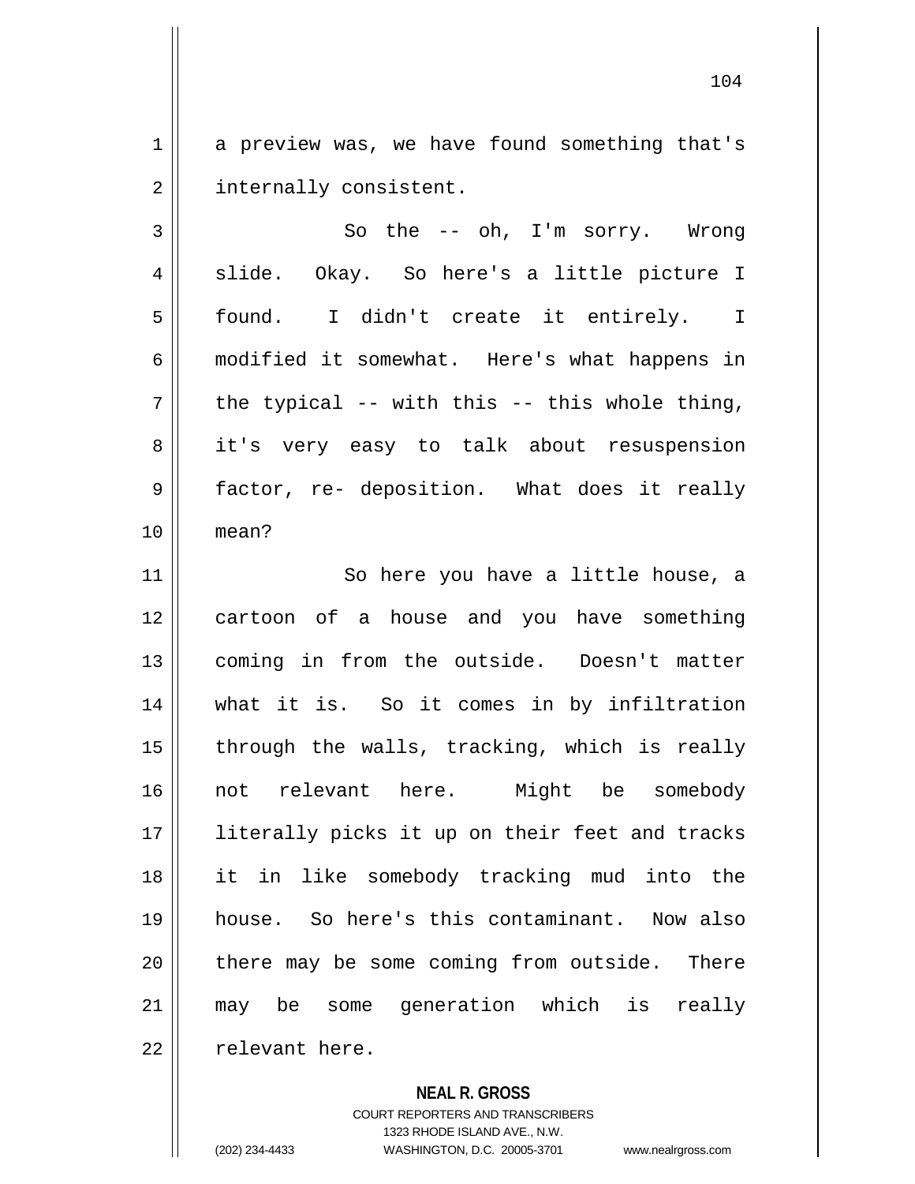a preview was, we have found something that's internally consistent.

So the -- oh, I'm sorry. Wrong slide. Okay. So here's a little picture I found. I didn't create it entirely. I modified it somewhat. Here's what happens in the typical -- with this -- this whole thing, it's very easy to talk about resuspension factor, re- deposition. What does it really mean?

So here you have a little house, a cartoon of a house and you have something coming in from the outside. Doesn't matter what it is. So it comes in by infiltration through the walls, tracking, which is really not relevant here. Might be somebody literally picks it up on their feet and tracks it in like somebody tracking mud into the house. So here's this contaminant. Now also there may be some coming from outside. There may be some generation which is really relevant here.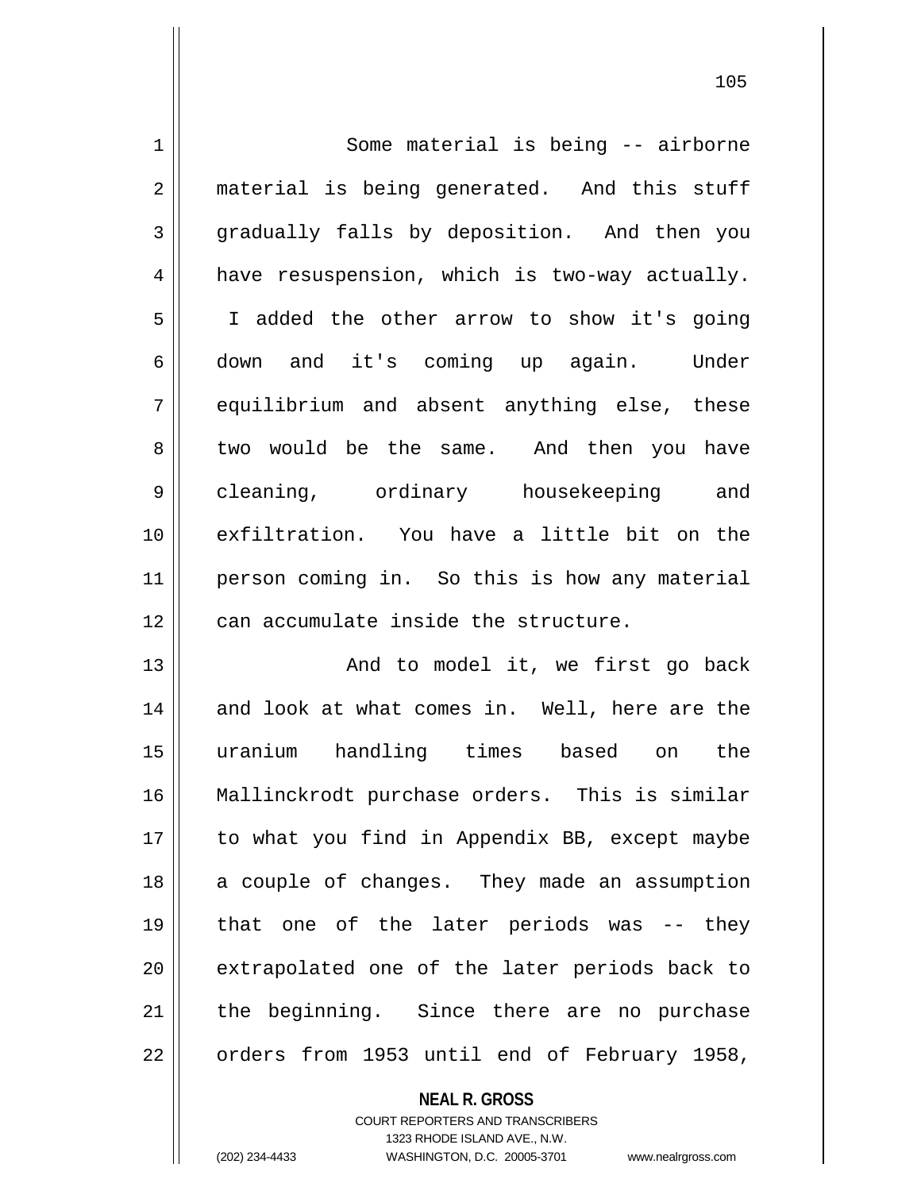Some material is being -- airborne material is being generated. And this stuff gradually falls by deposition. And then you have resuspension, which is two-way actually. I added the other arrow to show it's going down and it's coming up again. Under equilibrium and absent anything else, these two would be the same. And then you have cleaning, ordinary housekeeping and exfiltration. You have a little bit on the person coming in. So this is how any material can accumulate inside the structure.

And to model it, we first go back and look at what comes in. Well, here are the uranium handling times based on the Mallinckrodt purchase orders. This is similar to what you find in Appendix BB, except maybe a couple of changes. They made an assumption that one of the later periods was -- they extrapolated one of the later periods back to the beginning. Since there are no purchase orders from 1953 until end of February 1958,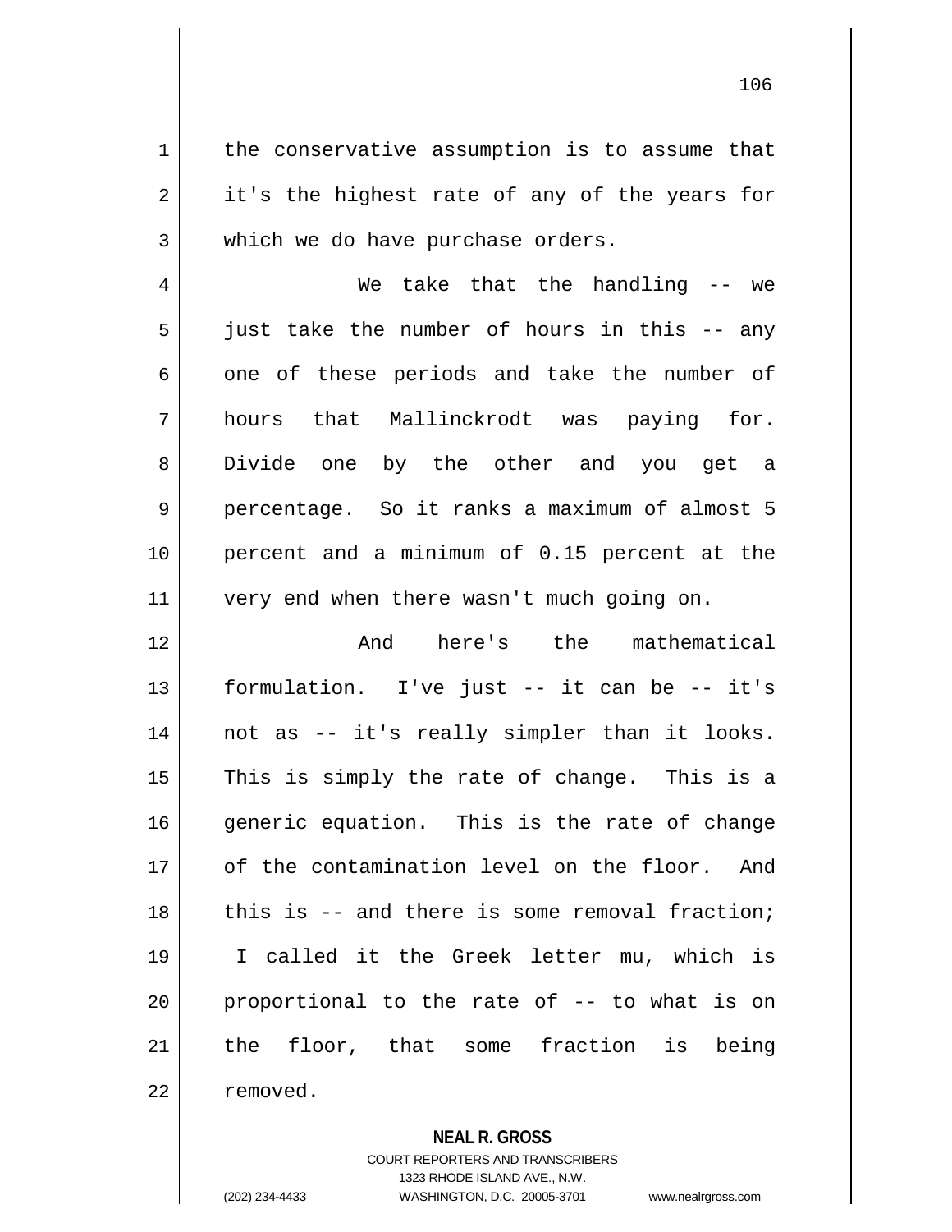the conservative assumption is to assume that it's the highest rate of any of the years for which we do have purchase orders.

We take that the handling -- we just take the number of hours in this -- any one of these periods and take the number of hours that Mallinckrodt was paying for. Divide one by the other and you get a percentage. So it ranks a maximum of almost 5 percent and a minimum of 0.15 percent at the very end when there wasn't much going on.

And here's the mathematical formulation. I've just -- it can be -- it's not as -- it's really simpler than it looks. This is simply the rate of change. This is a generic equation. This is the rate of change of the contamination level on the floor. And this is -- and there is some removal fraction; I called it the Greek letter mu, which is proportional to the rate of -- to what is on the floor, that some fraction is being removed.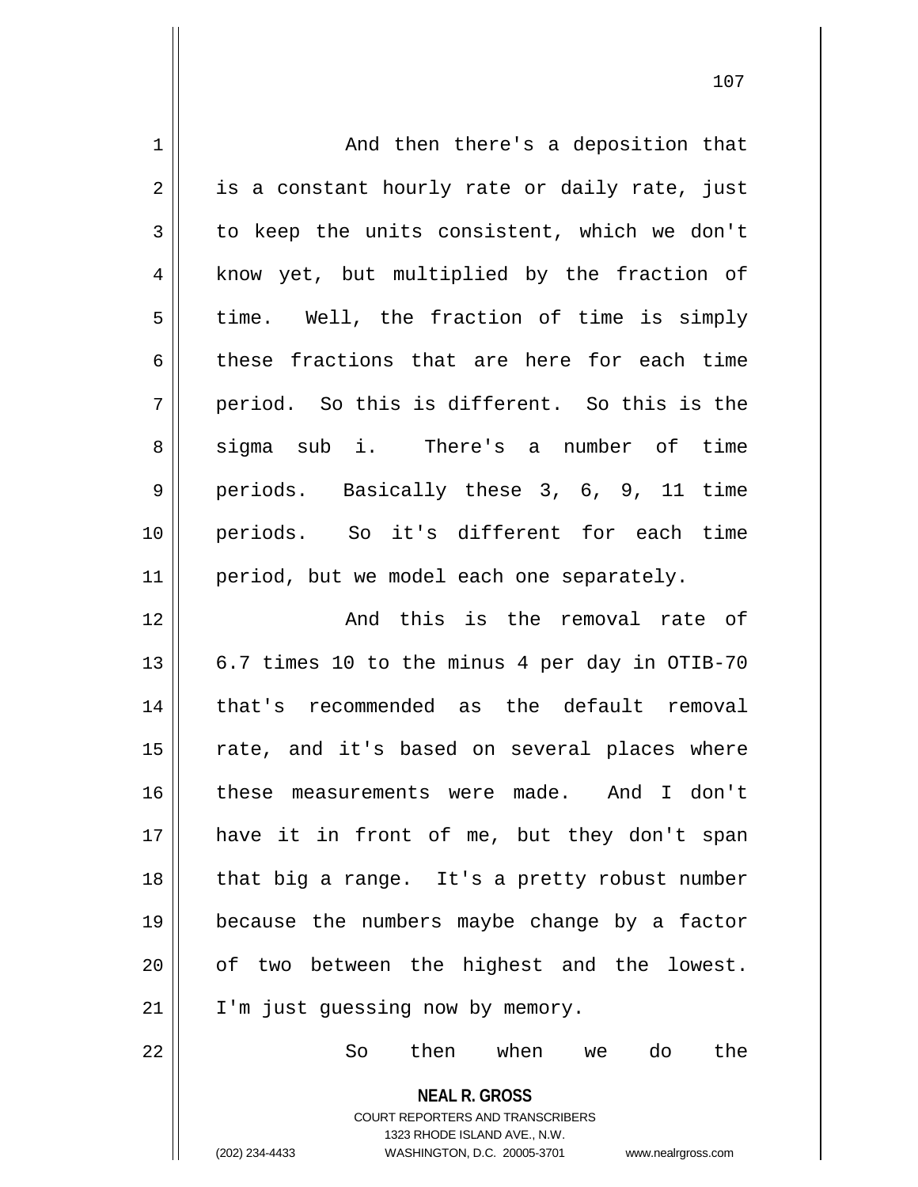And then there's a deposition that is a constant hourly rate or daily rate, just to keep the units consistent, which we don't know yet, but multiplied by the fraction of time. Well, the fraction of time is simply these fractions that are here for each time period. So this is different. So this is the sigma sub i. There's a number of time periods. Basically these 3, 6, 9, 11 time periods. So it's different for each time period, but we model each one separately.

And this is the removal rate of 6.7 times 10 to the minus 4 per day in OTIB-70 that's recommended as the default removal rate, and it's based on several places where these measurements were made. And I don't have it in front of me, but they don't span that big a range. It's a pretty robust number because the numbers maybe change by a factor of two between the highest and the lowest. I'm just guessing now by memory.

So then when we do the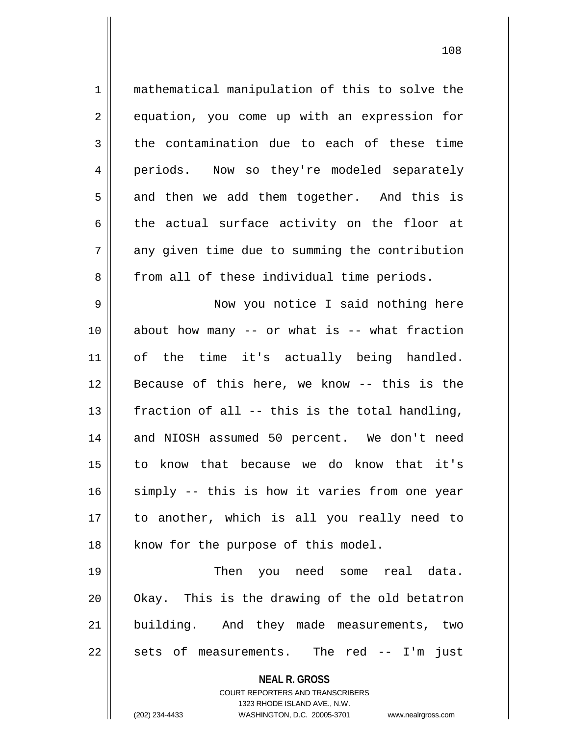mathematical manipulation of this to solve the equation, you come up with an expression for the contamination due to each of these time periods. Now so they're modeled separately and then we add them together. And this is the actual surface activity on the floor at any given time due to summing the contribution from all of these individual time periods.

Now you notice I said nothing here about how many -- or what is -- what fraction of the time it's actually being handled. Because of this here, we know -- this is the fraction of all -- this is the total handling, and NIOSH assumed 50 percent. We don't need to know that because we do know that it's simply -- this is how it varies from one year to another, which is all you really need to know for the purpose of this model.

Then you need some real data. Okay. This is the drawing of the old betatron building. And they made measurements, two sets of measurements. The red -- I'm just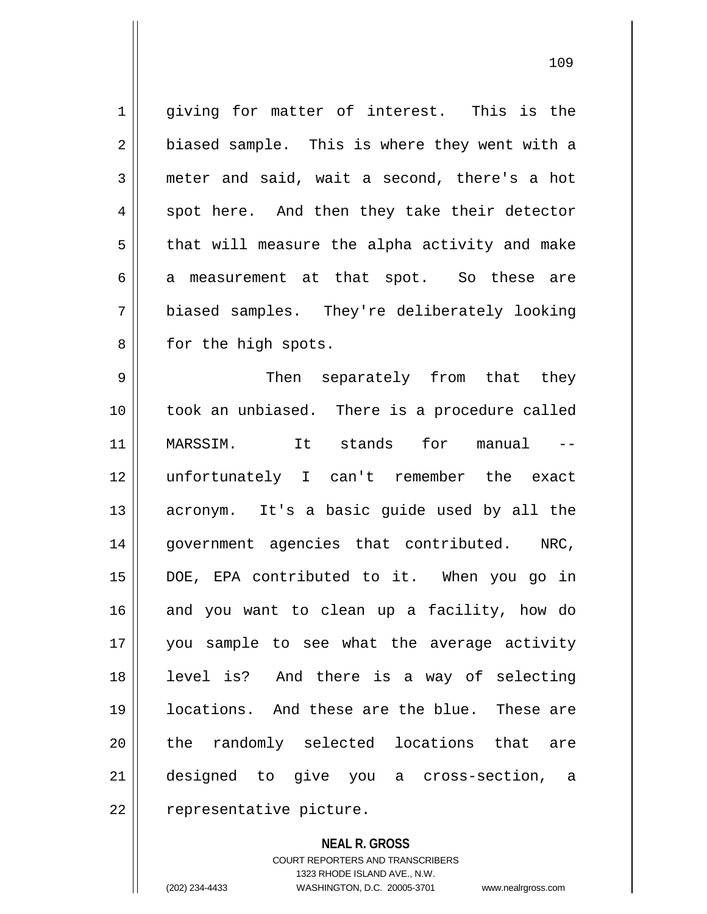giving for matter of interest. This is the biased sample. This is where they went with a meter and said, wait a second, there's a hot spot here. And then they take their detector that will measure the alpha activity and make a measurement at that spot. So these are biased samples. They're deliberately looking for the high spots.

Then separately from that they took an unbiased. There is a procedure called MARSSIM. It stands for manual -- unfortunately I can't remember the exact acronym. It's a basic guide used by all the government agencies that contributed. NRC, DOE, EPA contributed to it. When you go in and you want to clean up a facility, how do you sample to see what the average activity level is? And there is a way of selecting locations. And these are the blue. These are the randomly selected locations that are designed to give you a cross-section, a representative picture.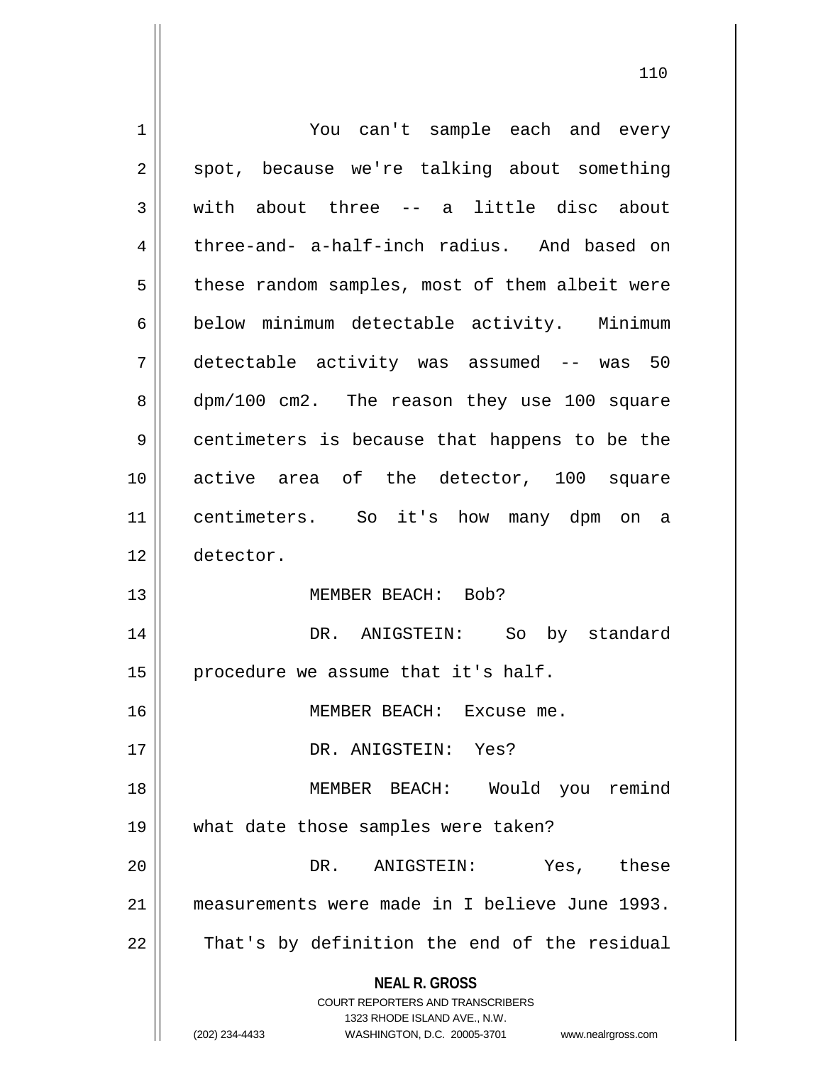You can't sample each and every spot, because we're talking about something with about three -- a little disc about three-and- a-half-inch radius. And based on these random samples, most of them albeit were below minimum detectable activity. Minimum detectable activity was assumed -- was 50 dpm/100 cm2. The reason they use 100 square centimeters is because that happens to be the active area of the detector, 100 square centimeters. So it's how many dpm on a detector.

MEMBER BEACH: Bob?

DR. ANIGSTEIN: So by standard procedure we assume that it's half.

MEMBER BEACH: Excuse me.

DR. ANIGSTEIN: Yes?

MEMBER BEACH: Would you remind what date those samples were taken?

DR. ANIGSTEIN: Yes, these measurements were made in I believe June 1993. That's by definition the end of the residual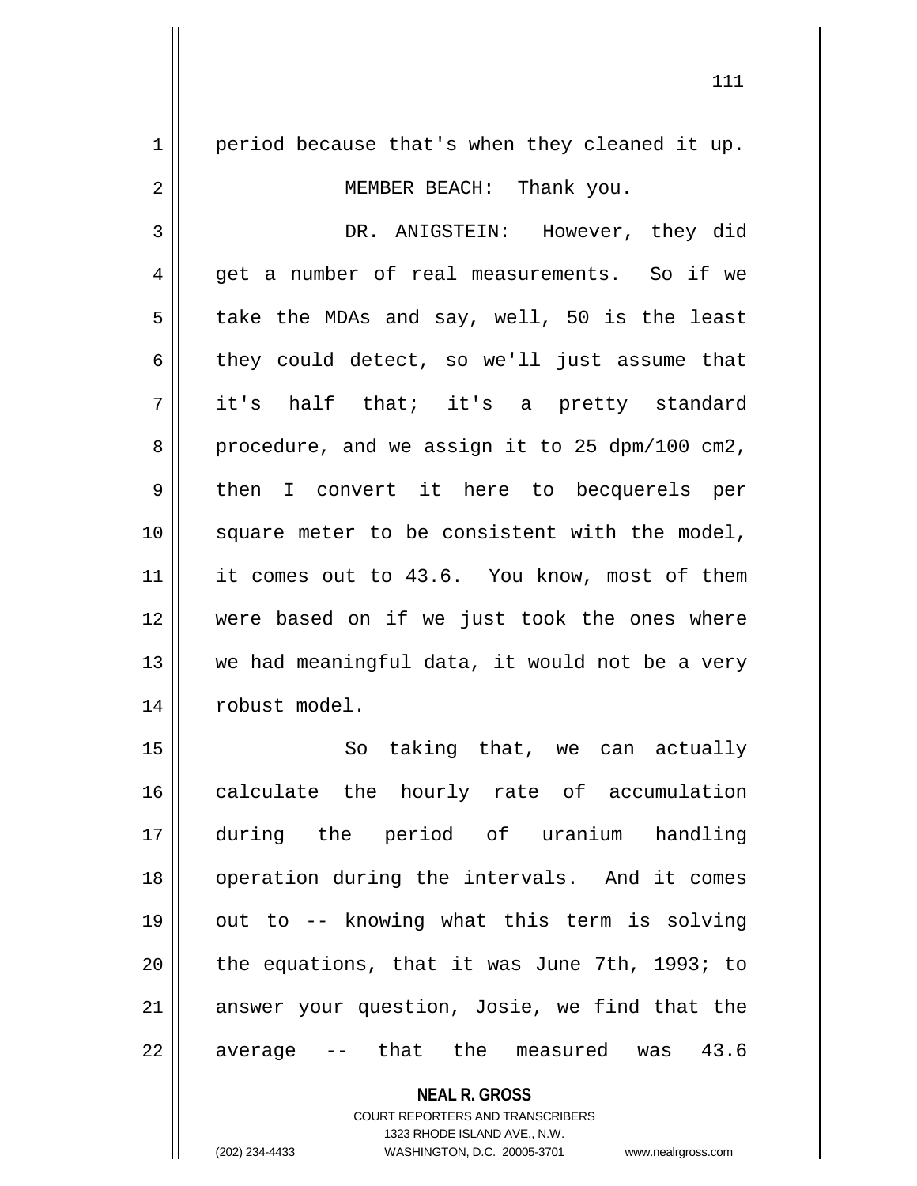period because that's when they cleaned it up.

MEMBER BEACH: Thank you.

DR. ANIGSTEIN: However, they did get a number of real measurements. So if we take the MDAs and say, well, 50 is the least they could detect, so we'll just assume that it's half that; it's a pretty standard procedure, and we assign it to 25 dpm/100 cm2, then I convert it here to becquerels per square meter to be consistent with the model, it comes out to 43.6. You know, most of them were based on if we just took the ones where we had meaningful data, it would not be a very robust model.

So taking that, we can actually calculate the hourly rate of accumulation during the period of uranium handling operation during the intervals. And it comes out to -- knowing what this term is solving the equations, that it was June 7th, 1993; to answer your question, Josie, we find that the average -- that the measured was 43.6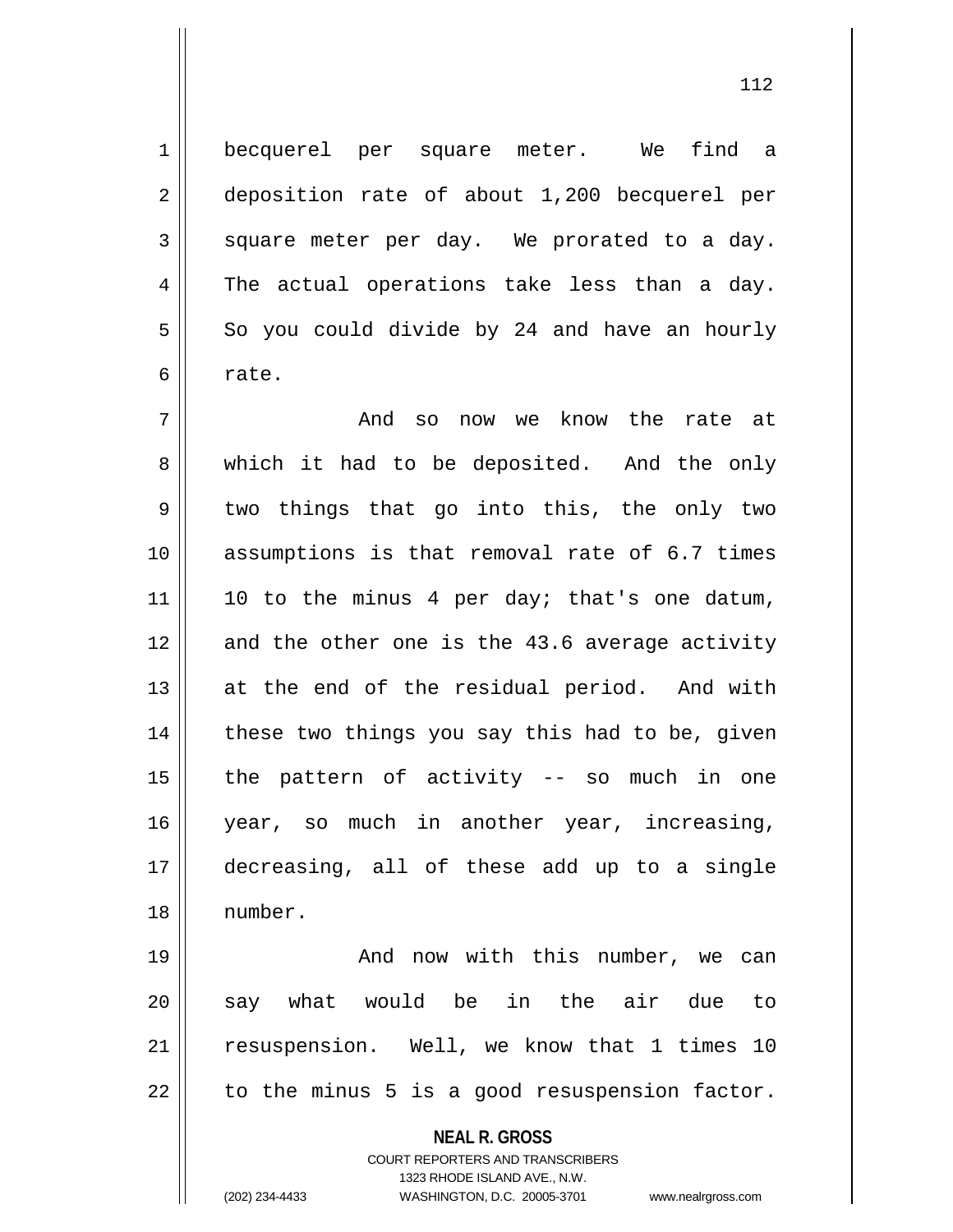becquerel per square meter. We find a deposition rate of about 1,200 becquerel per square meter per day. We prorated to a day. The actual operations take less than a day. So you could divide by 24 and have an hourly rate.

And so now we know the rate at which it had to be deposited. And the only two things that go into this, the only two assumptions is that removal rate of 6.7 times 10 to the minus 4 per day; that's one datum, and the other one is the 43.6 average activity at the end of the residual period. And with these two things you say this had to be, given the pattern of activity -- so much in one year, so much in another year, increasing, decreasing, all of these add up to a single number.

And now with this number, we can say what would be in the air due to resuspension. Well, we know that 1 times 10 to the minus 5 is a good resuspension factor.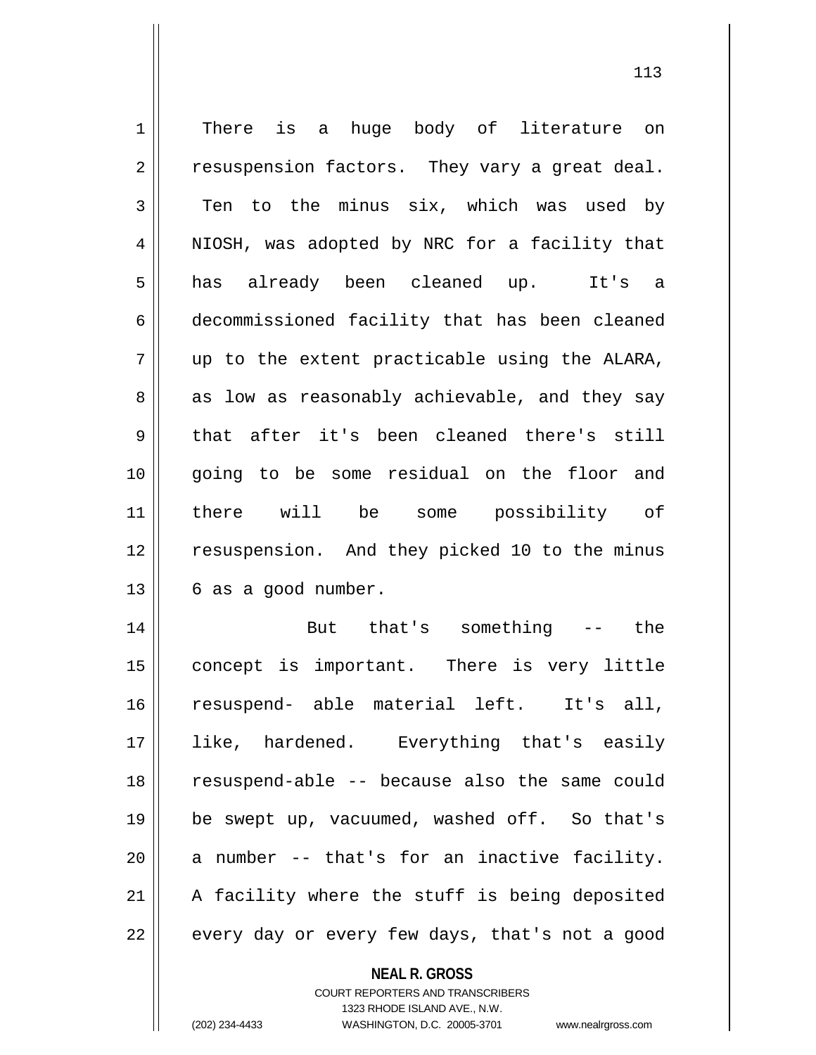There is a huge body of literature on resuspension factors. They vary a great deal. Ten to the minus six, which was used by NIOSH, was adopted by NRC for a facility that has already been cleaned up. It's a decommissioned facility that has been cleaned up to the extent practicable using the ALARA, as low as reasonably achievable, and they say that after it's been cleaned there's still going to be some residual on the floor and there will be some possibility of resuspension. And they picked 10 to the minus 6 as a good number.

But that's something -- the concept is important. There is very little resuspend- able material left. It's all, like, hardened. Everything that's easily resuspend-able -- because also the same could be swept up, vacuumed, washed off. So that's a number -- that's for an inactive facility. A facility where the stuff is being deposited every day or every few days, that's not a good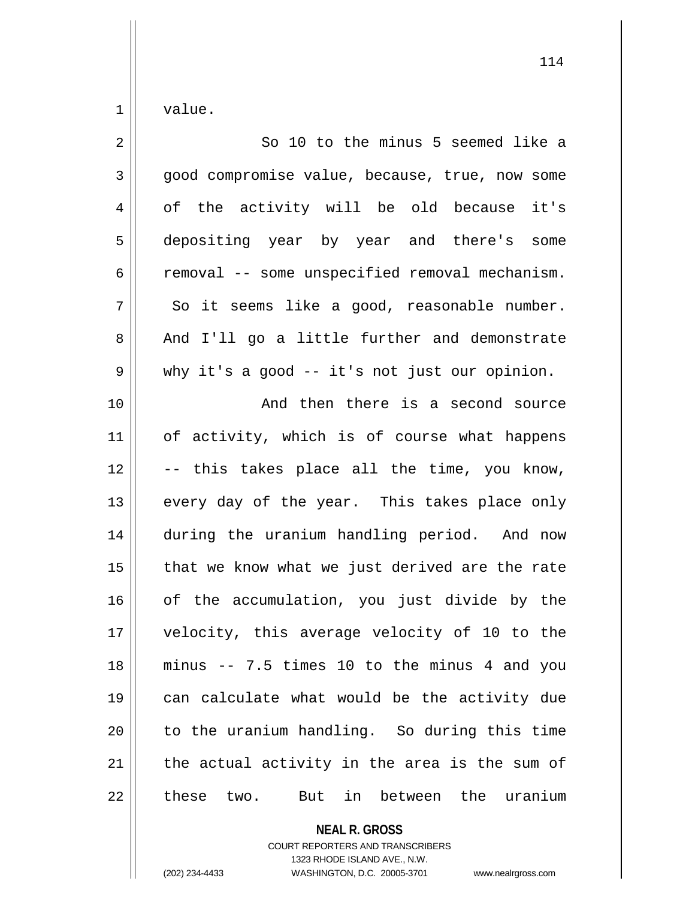value.

So 10 to the minus 5 seemed like a good compromise value, because, true, now some of the activity will be old because it's depositing year by year and there's some removal -- some unspecified removal mechanism. So it seems like a good, reasonable number. And I'll go a little further and demonstrate why it's a good -- it's not just our opinion.

And then there is a second source of activity, which is of course what happens -- this takes place all the time, you know, every day of the year. This takes place only during the uranium handling period. And now that we know what we just derived are the rate of the accumulation, you just divide by the velocity, this average velocity of 10 to the minus -- 7.5 times 10 to the minus 4 and you can calculate what would be the activity due to the uranium handling. So during this time the actual activity in the area is the sum of these two. But in between the uranium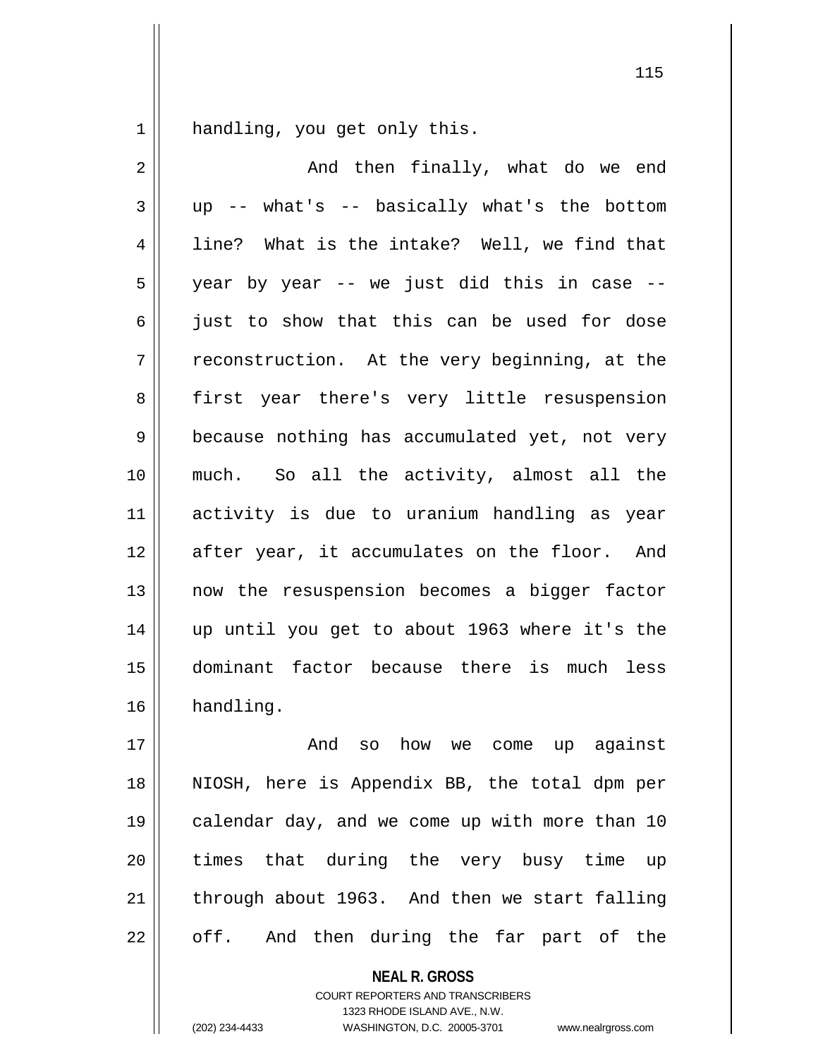handling, you get only this.

And then finally, what do we end up -- what's -- basically what's the bottom line? What is the intake? Well, we find that year by year -- we just did this in case -- just to show that this can be used for dose reconstruction. At the very beginning, at the first year there's very little resuspension because nothing has accumulated yet, not very much. So all the activity, almost all the activity is due to uranium handling as year after year, it accumulates on the floor. And now the resuspension becomes a bigger factor up until you get to about 1963 where it's the dominant factor because there is much less handling.

And so how we come up against NIOSH, here is Appendix BB, the total dpm per calendar day, and we come up with more than 10 times that during the very busy time up through about 1963. And then we start falling off. And then during the far part of the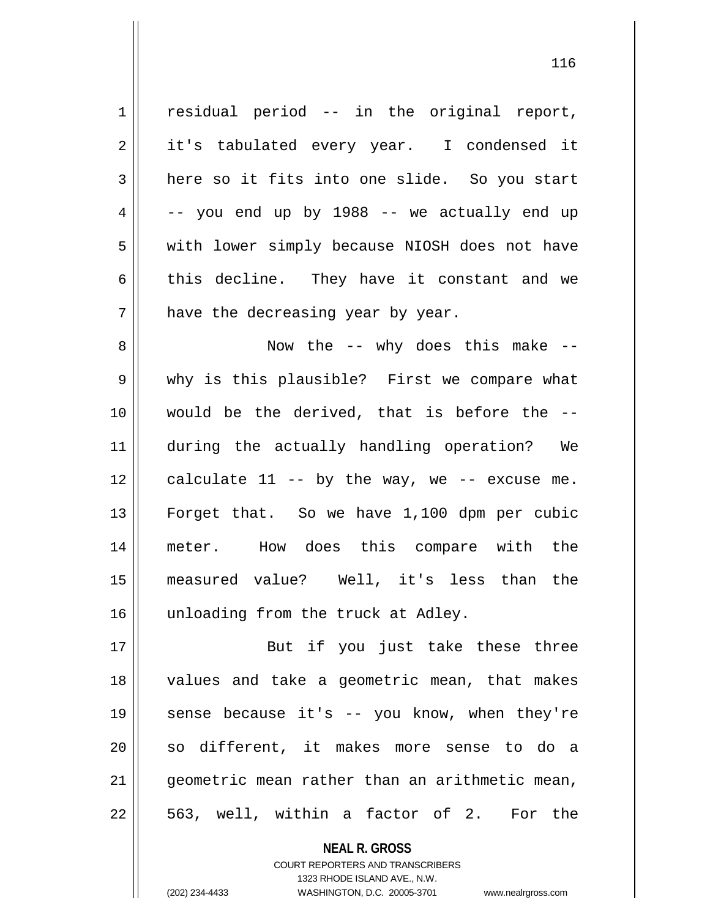residual period -- in the original report, it's tabulated every year. I condensed it here so it fits into one slide. So you start -- you end up by 1988 -- we actually end up with lower simply because NIOSH does not have this decline. They have it constant and we have the decreasing year by year.

Now the -- why does this make -- why is this plausible? First we compare what would be the derived, that is before the -- during the actually handling operation? We calculate 11 -- by the way, we -- excuse me. Forget that. So we have 1,100 dpm per cubic meter. How does this compare with the measured value? Well, it's less than the unloading from the truck at Adley.

But if you just take these three values and take a geometric mean, that makes sense because it's -- you know, when they're so different, it makes more sense to do a geometric mean rather than an arithmetic mean, 563, well, within a factor of 2. For the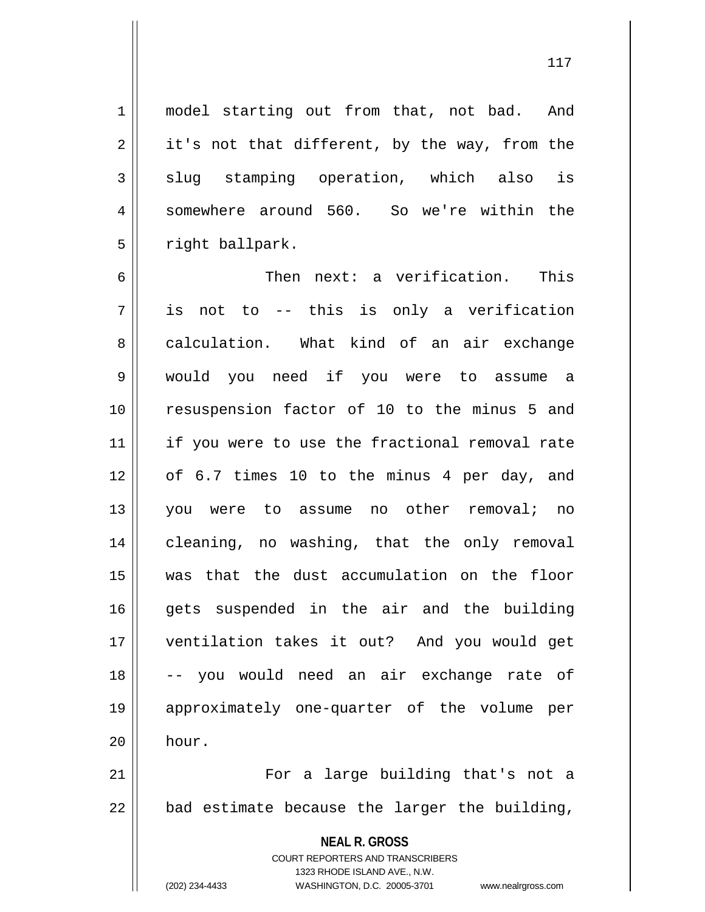model starting out from that, not bad. And it's not that different, by the way, from the slug stamping operation, which also is somewhere around 560. So we're within the right ballpark.

Then next: a verification. This is not to -- this is only a verification calculation. What kind of an air exchange would you need if you were to assume a resuspension factor of 10 to the minus 5 and if you were to use the fractional removal rate of 6.7 times 10 to the minus 4 per day, and you were to assume no other removal; no cleaning, no washing, that the only removal was that the dust accumulation on the floor gets suspended in the air and the building ventilation takes it out? And you would get -- you would need an air exchange rate of approximately one-quarter of the volume per hour.

For a large building that's not a bad estimate because the larger the building,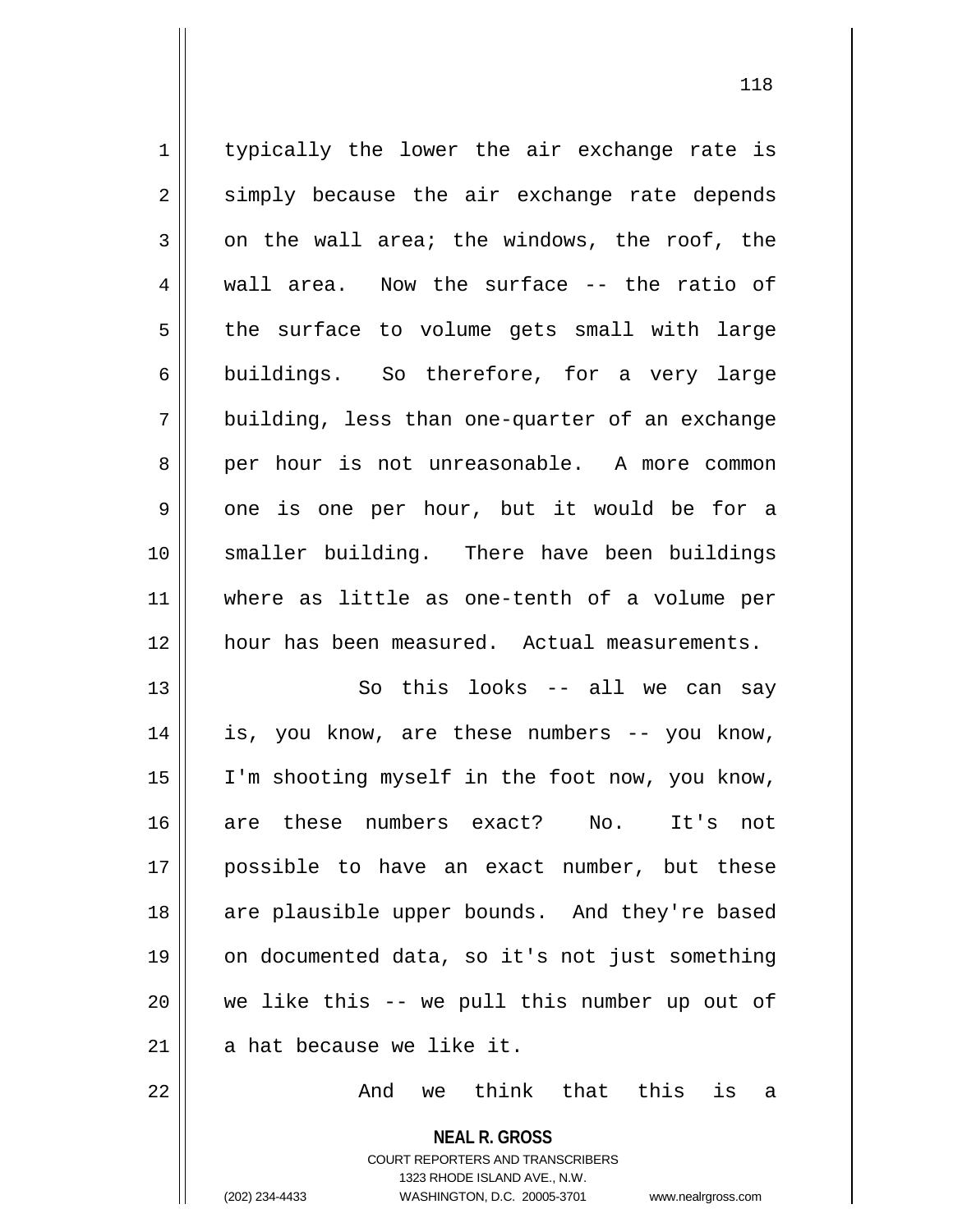typically the lower the air exchange rate is simply because the air exchange rate depends on the wall area; the windows, the roof, the wall area. Now the surface -- the ratio of the surface to volume gets small with large buildings. So therefore, for a very large building, less than one-quarter of an exchange per hour is not unreasonable. A more common one is one per hour, but it would be for a smaller building. There have been buildings where as little as one-tenth of a volume per hour has been measured. Actual measurements.

So this looks -- all we can say is, you know, are these numbers -- you know, I'm shooting myself in the foot now, you know, are these numbers exact? No. It's not possible to have an exact number, but these are plausible upper bounds. And they're based on documented data, so it's not just something we like this -- we pull this number up out of a hat because we like it.

And we think that this is a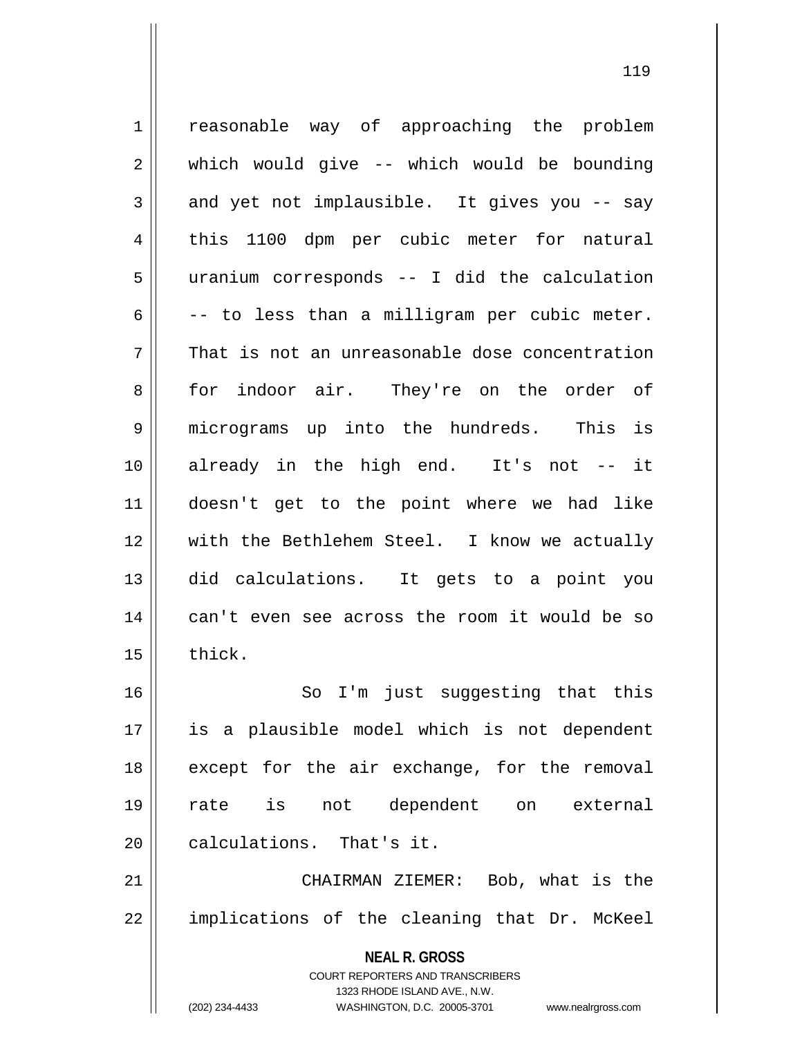reasonable way of approaching the problem which would give -- which would be bounding and yet not implausible. It gives you -- say this 1100 dpm per cubic meter for natural uranium corresponds -- I did the calculation -- to less than a milligram per cubic meter. That is not an unreasonable dose concentration for indoor air. They're on the order of micrograms up into the hundreds. This is already in the high end. It's not -- it doesn't get to the point where we had like with the Bethlehem Steel. I know we actually did calculations. It gets to a point you can't even see across the room it would be so thick.

So I'm just suggesting that this is a plausible model which is not dependent except for the air exchange, for the removal rate is not dependent on external calculations. That's it.

CHAIRMAN ZIEMER: Bob, what is the implications of the cleaning that Dr. McKeel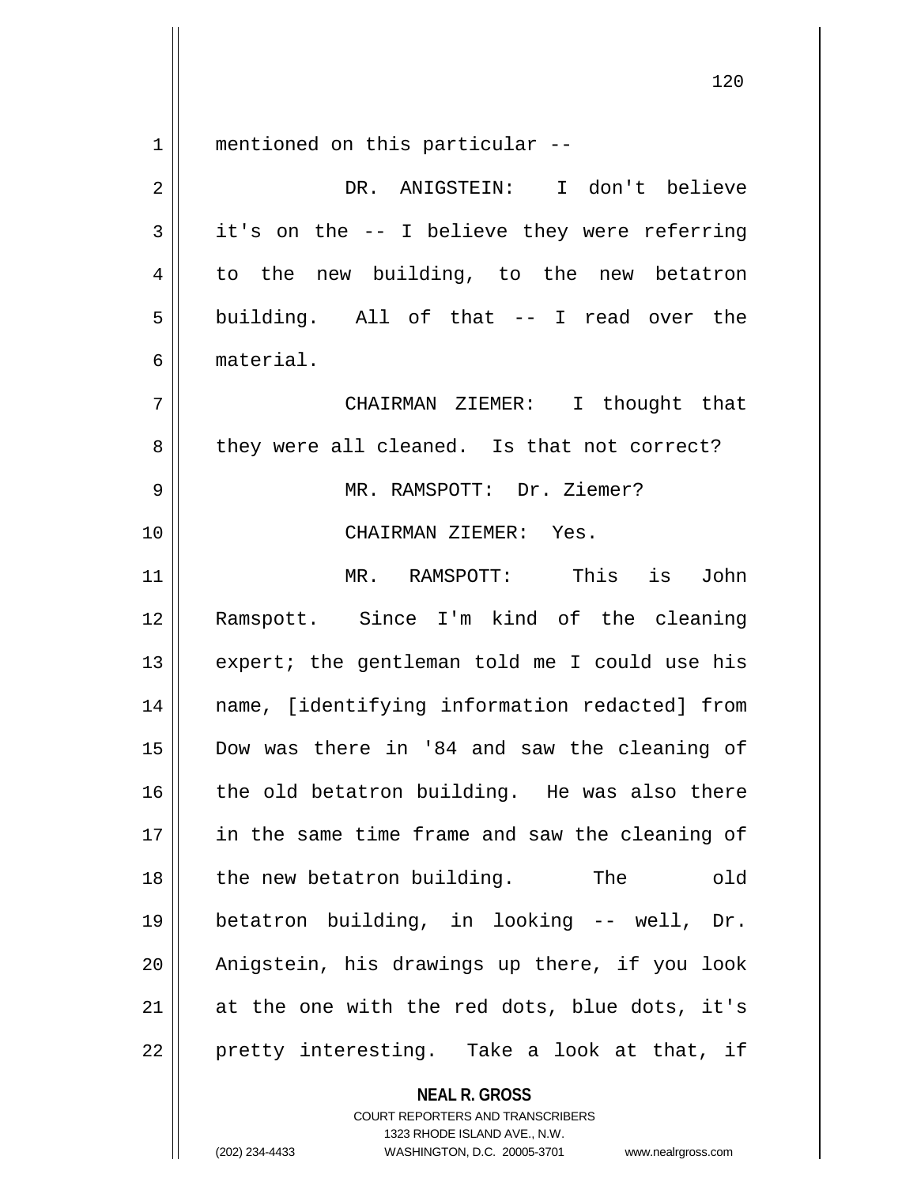mentioned on this particular --

DR. ANIGSTEIN: I don't believe it's on the -- I believe they were referring to the new building, to the new betatron building. All of that -- I read over the material.

CHAIRMAN ZIEMER: I thought that they were all cleaned. Is that not correct?

MR. RAMSPOTT: Dr. Ziemer?

CHAIRMAN ZIEMER: Yes.

MR. RAMSPOTT: This is John Ramspott. Since I'm kind of the cleaning expert; the gentleman told me I could use his name, [identifying information redacted] from Dow was there in '84 and saw the cleaning of the old betatron building. He was also there in the same time frame and saw the cleaning of the new betatron building. The old betatron building, in looking -- well, Dr. Anigstein, his drawings up there, if you look at the one with the red dots, blue dots, it's pretty interesting. Take a look at that, if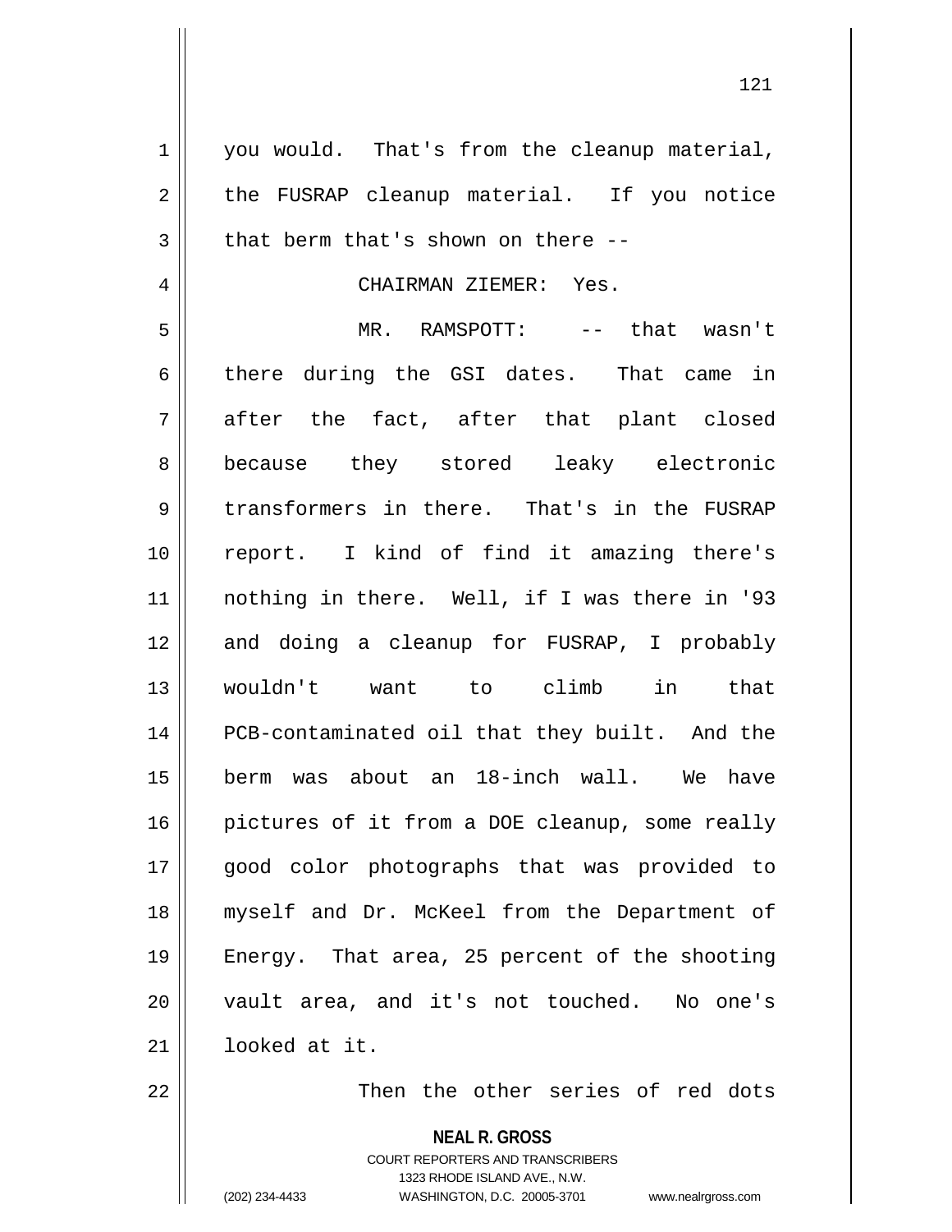you would. That's from the cleanup material, the FUSRAP cleanup material. If you notice that berm that's shown on there --

CHAIRMAN ZIEMER: Yes.

MR. RAMSPOTT: -- that wasn't there during the GSI dates. That came in after the fact, after that plant closed because they stored leaky electronic transformers in there. That's in the FUSRAP report. I kind of find it amazing there's nothing in there. Well, if I was there in '93 and doing a cleanup for FUSRAP, I probably wouldn't want to climb in that PCB-contaminated oil that they built. And the berm was about an 18-inch wall. We have pictures of it from a DOE cleanup, some really good color photographs that was provided to myself and Dr. McKeel from the Department of Energy. That area, 25 percent of the shooting vault area, and it's not touched. No one's looked at it.

Then the other series of red dots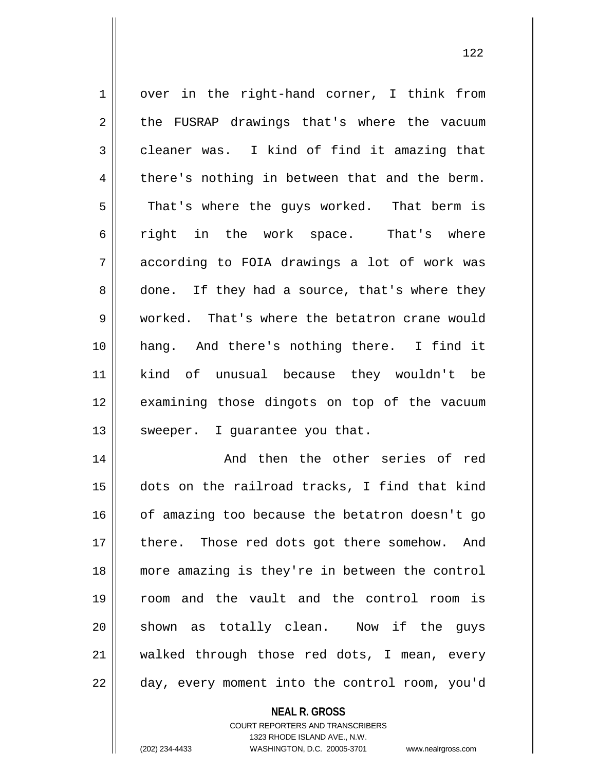over in the right-hand corner, I think from the FUSRAP drawings that's where the vacuum cleaner was. I kind of find it amazing that there's nothing in between that and the berm. That's where the guys worked. That berm is right in the work space. That's where according to FOIA drawings a lot of work was done. If they had a source, that's where they worked. That's where the betatron crane would hang. And there's nothing there. I find it kind of unusual because they wouldn't be examining those dingots on top of the vacuum sweeper. I guarantee you that.

And then the other series of red dots on the railroad tracks, I find that kind of amazing too because the betatron doesn't go there. Those red dots got there somehow. And more amazing is they're in between the control room and the vault and the control room is shown as totally clean. Now if the guys walked through those red dots, I mean, every day, every moment into the control room, you'd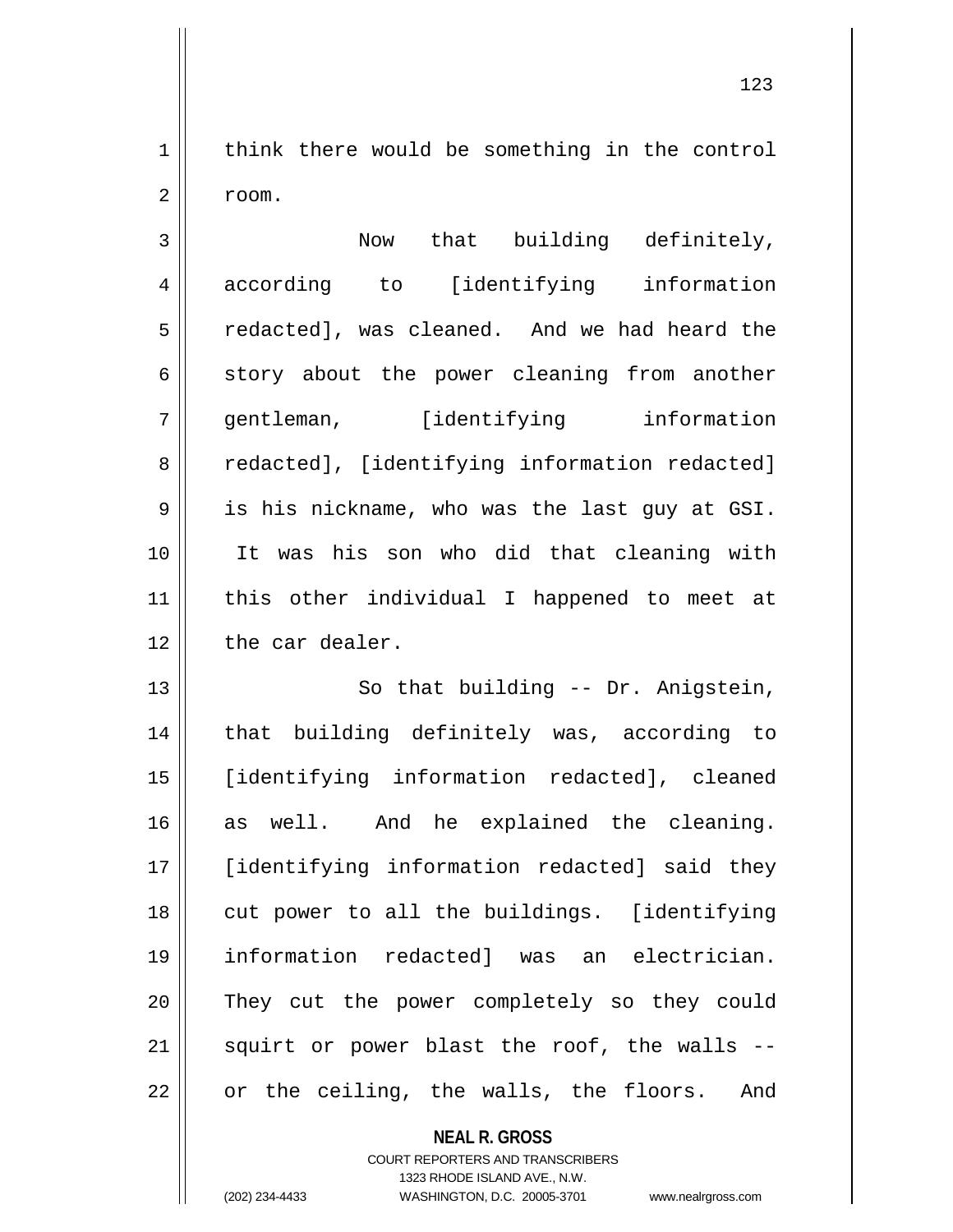think there would be something in the control room.

Now that building definitely, according to [identifying information redacted], was cleaned. And we had heard the story about the power cleaning from another gentleman, [identifying information redacted], [identifying information redacted] is his nickname, who was the last guy at GSI. It was his son who did that cleaning with this other individual I happened to meet at the car dealer.

So that building -- Dr. Anigstein, that building definitely was, according to [identifying information redacted], cleaned as well. And he explained the cleaning. [identifying information redacted] said they cut power to all the buildings. [identifying information redacted] was an electrician. They cut the power completely so they could squirt or power blast the roof, the walls -- or the ceiling, the walls, the floors. And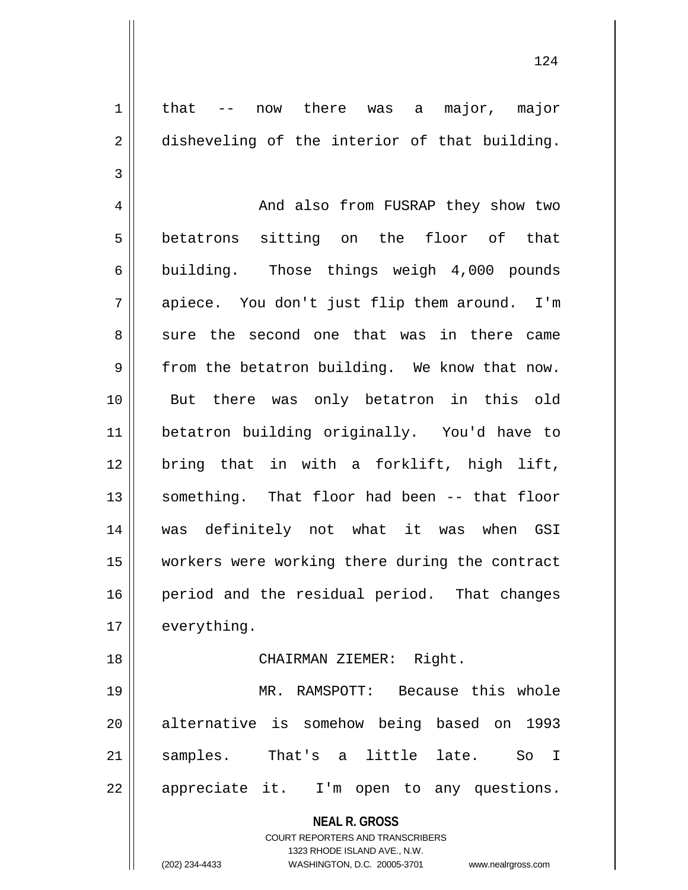that -- now there was a major, major disheveling of the interior of that building.

And also from FUSRAP they show two betatrons sitting on the floor of that building. Those things weigh 4,000 pounds apiece. You don't just flip them around. I'm sure the second one that was in there came from the betatron building. We know that now. But there was only betatron in this old betatron building originally. You'd have to bring that in with a forklift, high lift, something. That floor had been -- that floor was definitely not what it was when GSI workers were working there during the contract period and the residual period. That changes everything.

CHAIRMAN ZIEMER: Right.

MR. RAMSPOTT: Because this whole alternative is somehow being based on 1993 samples. That's a little late. So I appreciate it. I'm open to any questions.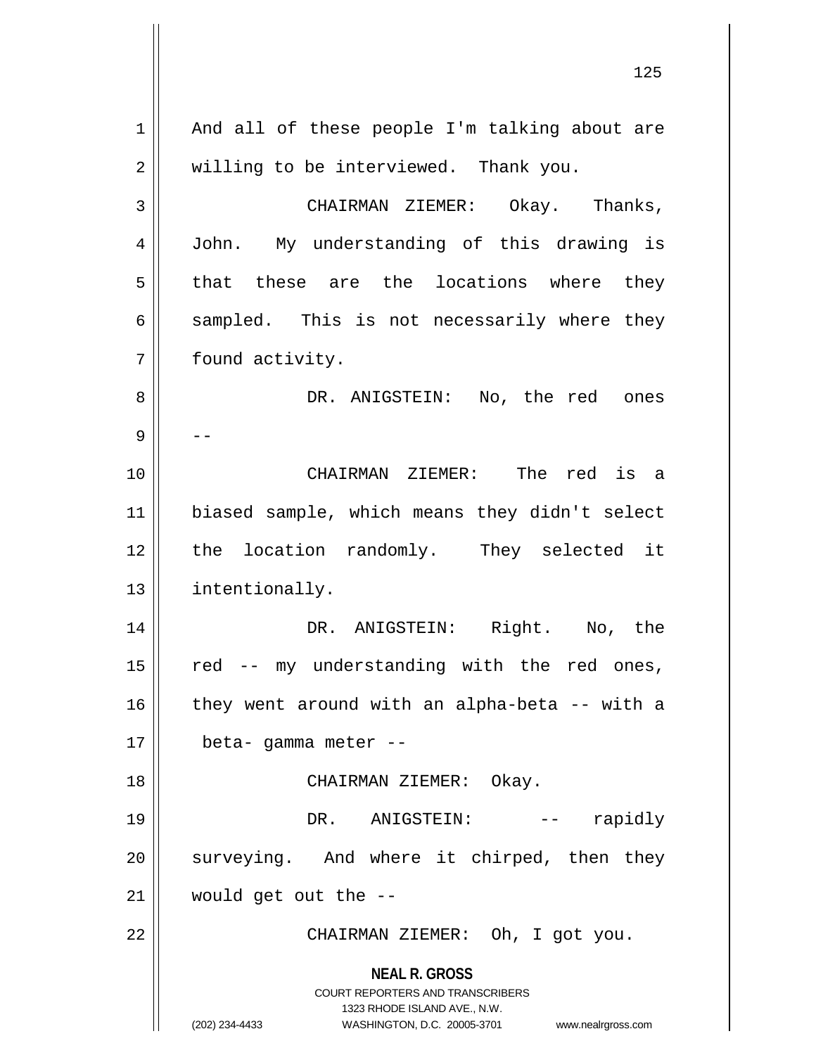And all of these people I'm talking about are willing to be interviewed. Thank you.

CHAIRMAN ZIEMER: Okay. Thanks, John. My understanding of this drawing is that these are the locations where they sampled. This is not necessarily where they found activity.

DR. ANIGSTEIN: No, the red ones --

CHAIRMAN ZIEMER: The red is a biased sample, which means they didn't select the location randomly. They selected it intentionally.

DR. ANIGSTEIN: Right. No, the red -- my understanding with the red ones, they went around with an alpha-beta -- with a beta- gamma meter --

CHAIRMAN ZIEMER: Okay.

DR. ANIGSTEIN: -- rapidly surveying. And where it chirped, then they would get out the --

CHAIRMAN ZIEMER: Oh, I got you.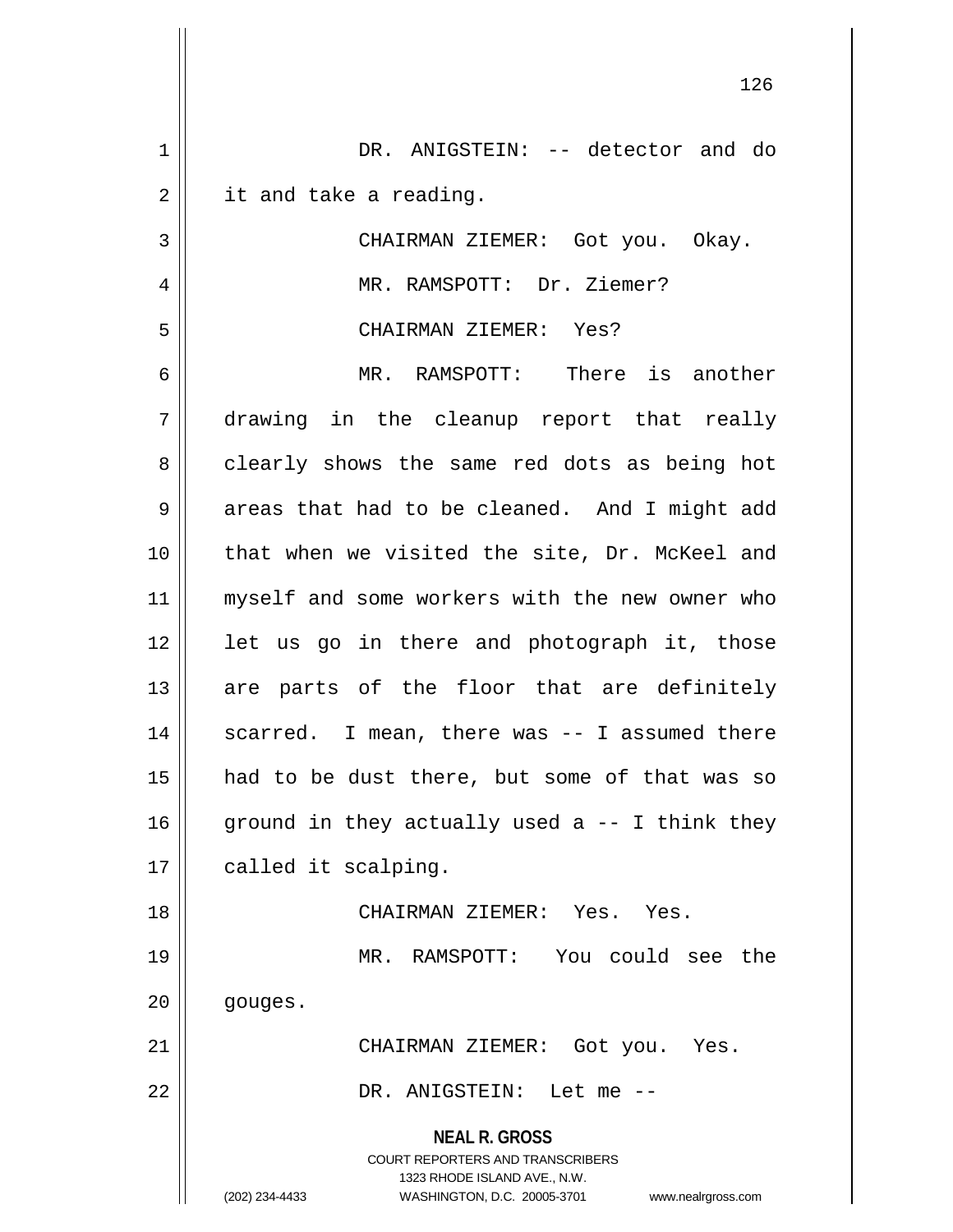DR. ANIGSTEIN: -- detector and do it and take a reading.

CHAIRMAN ZIEMER: Got you. Okay.

MR. RAMSPOTT: Dr. Ziemer?

CHAIRMAN ZIEMER: Yes?

MR. RAMSPOTT: There is another drawing in the cleanup report that really clearly shows the same red dots as being hot areas that had to be cleaned. And I might add that when we visited the site, Dr. McKeel and myself and some workers with the new owner who let us go in there and photograph it, those are parts of the floor that are definitely scarred. I mean, there was -- I assumed there had to be dust there, but some of that was so ground in they actually used a -- I think they called it scalping.

CHAIRMAN ZIEMER: Yes. Yes.

MR. RAMSPOTT: You could see the gouges.

CHAIRMAN ZIEMER: Got you. Yes.

DR. ANIGSTEIN: Let me --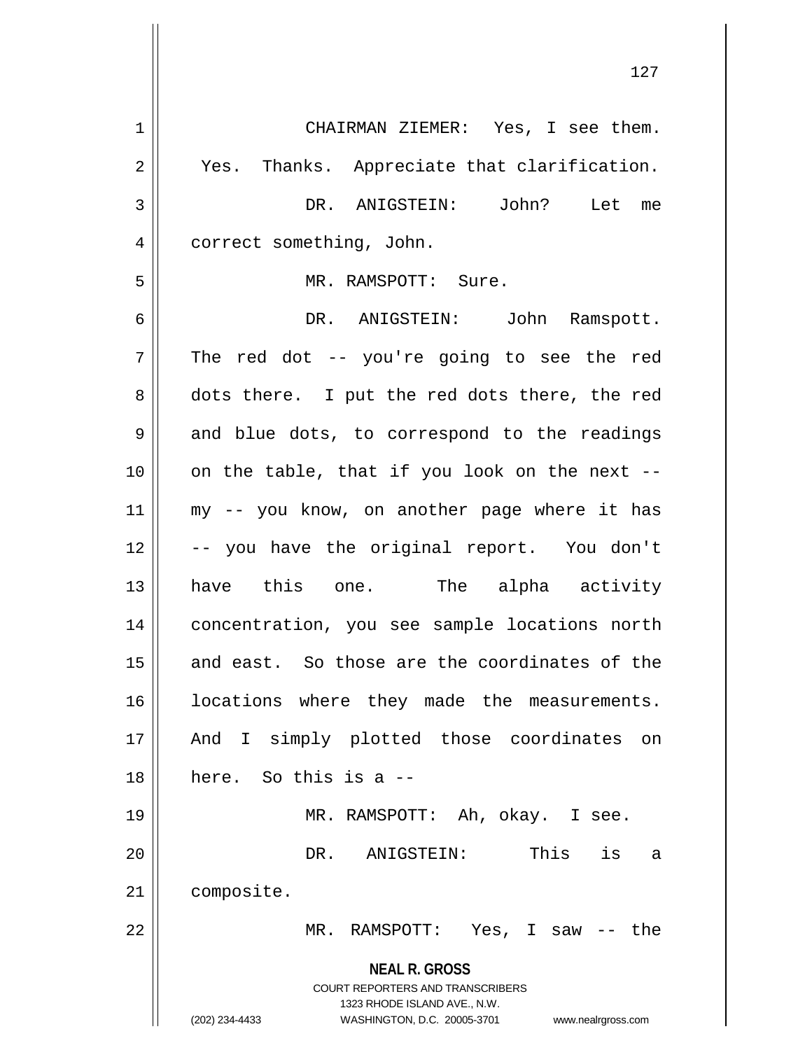CHAIRMAN ZIEMER: Yes, I see them. Yes. Thanks. Appreciate that clarification.

DR. ANIGSTEIN: John? Let me correct something, John.

MR. RAMSPOTT: Sure.

DR. ANIGSTEIN: John Ramspott. The red dot -- you're going to see the red dots there. I put the red dots there, the red and blue dots, to correspond to the readings on the table, that if you look on the next -- my -- you know, on another page where it has -- you have the original report. You don't have this one. The alpha activity concentration, you see sample locations north and east. So those are the coordinates of the locations where they made the measurements. And I simply plotted those coordinates on here. So this is a --

MR. RAMSPOTT: Ah, okay. I see.

DR. ANIGSTEIN: This is a composite.

MR. RAMSPOTT: Yes, I saw -- the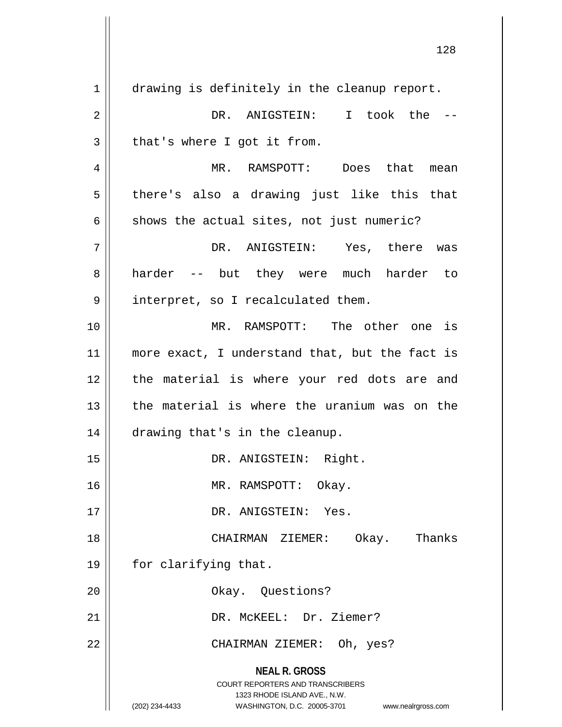drawing is definitely in the cleanup report.

DR. ANIGSTEIN: I took the -- that's where I got it from.

MR. RAMSPOTT: Does that mean there's also a drawing just like this that shows the actual sites, not just numeric?

DR. ANIGSTEIN: Yes, there was harder -- but they were much harder to interpret, so I recalculated them.

MR. RAMSPOTT: The other one is more exact, I understand that, but the fact is the material is where your red dots are and the material is where the uranium was on the drawing that's in the cleanup.

DR. ANIGSTEIN: Right.

MR. RAMSPOTT: Okay.

DR. ANIGSTEIN: Yes.

CHAIRMAN ZIEMER: Okay. Thanks for clarifying that.

Okay. Questions?

DR. McKEEL: Dr. Ziemer?

CHAIRMAN ZIEMER: Oh, yes?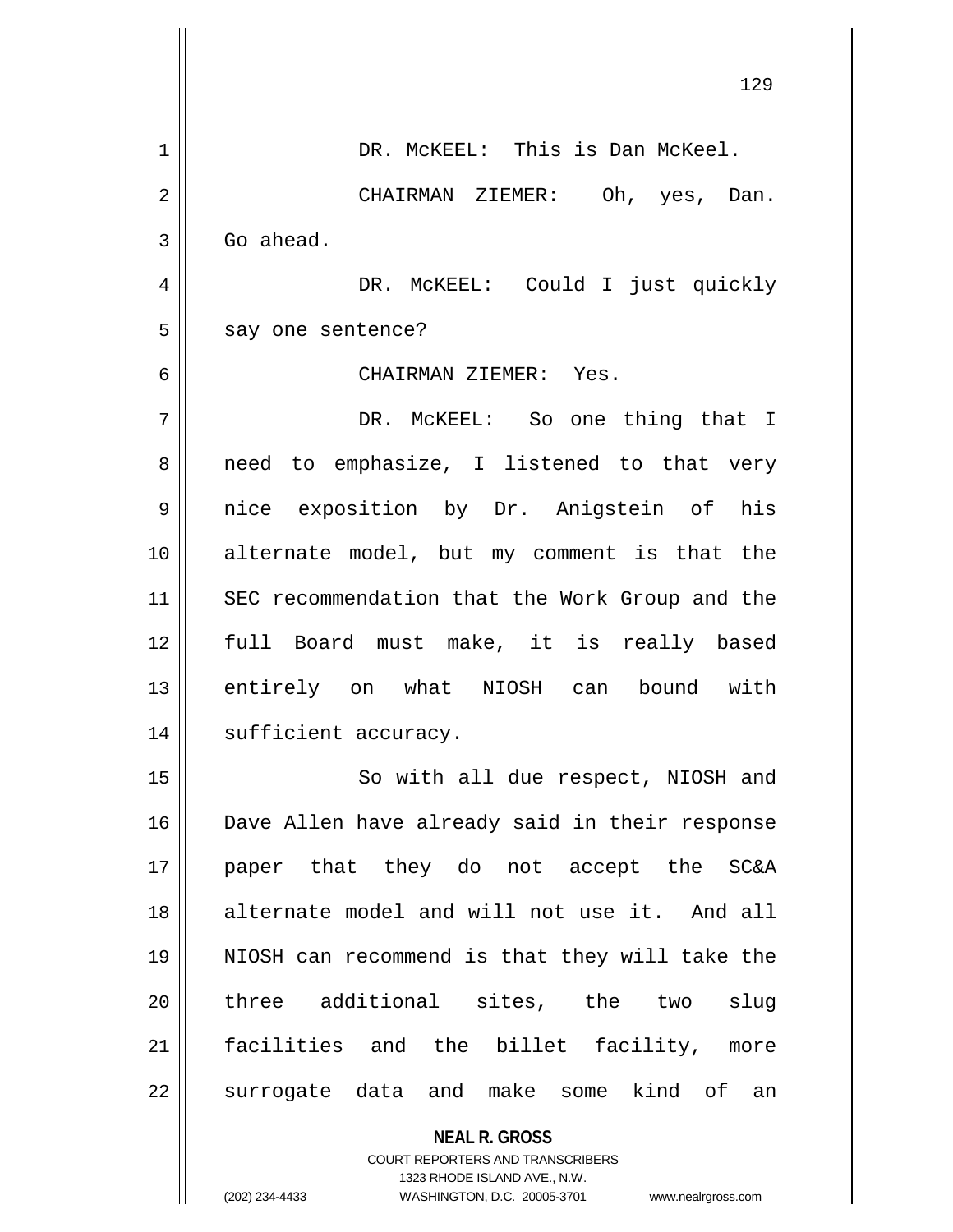DR. McKEEL: This is Dan McKeel.

CHAIRMAN ZIEMER: Oh, yes, Dan. Go ahead.

DR. McKEEL: Could I just quickly say one sentence?

CHAIRMAN ZIEMER: Yes.

DR. McKEEL: So one thing that I need to emphasize, I listened to that very nice exposition by Dr. Anigstein of his alternate model, but my comment is that the SEC recommendation that the Work Group and the full Board must make, it is really based entirely on what NIOSH can bound with sufficient accuracy.

So with all due respect, NIOSH and Dave Allen have already said in their response paper that they do not accept the SC&A alternate model and will not use it. And all NIOSH can recommend is that they will take the three additional sites, the two slug facilities and the billet facility, more surrogate data and make some kind of an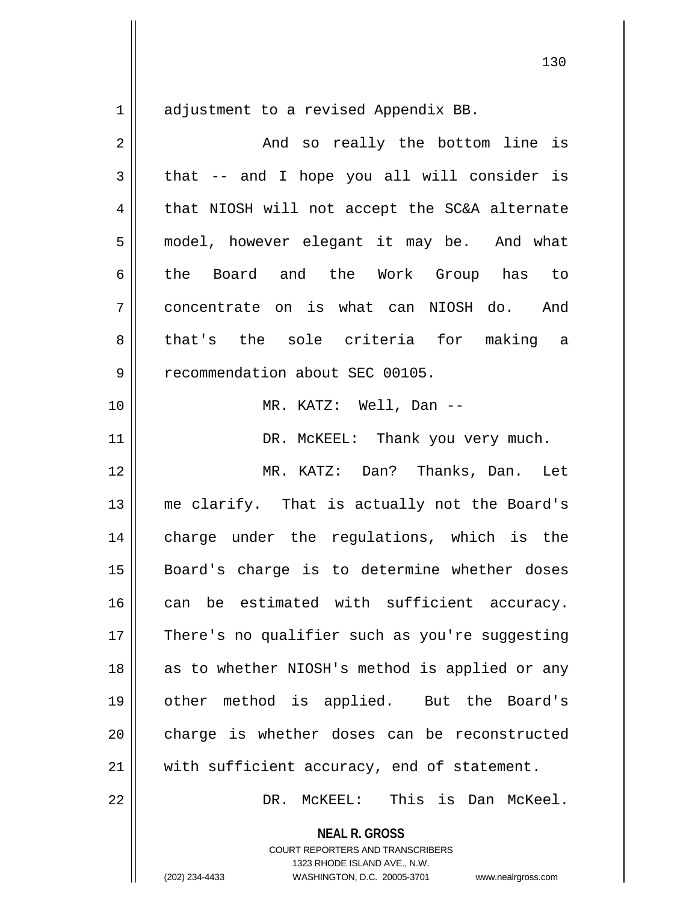adjustment to a revised Appendix BB.

And so really the bottom line is that -- and I hope you all will consider is that NIOSH will not accept the SC&A alternate model, however elegant it may be. And what the Board and the Work Group has to concentrate on is what can NIOSH do. And that's the sole criteria for making a recommendation about SEC 00105.

MR. KATZ: Well, Dan --

DR. McKEEL: Thank you very much.

MR. KATZ: Dan? Thanks, Dan. Let me clarify. That is actually not the Board's charge under the regulations, which is the Board's charge is to determine whether doses can be estimated with sufficient accuracy. There's no qualifier such as you're suggesting as to whether NIOSH's method is applied or any other method is applied. But the Board's charge is whether doses can be reconstructed with sufficient accuracy, end of statement.

DR. McKEEL: This is Dan McKeel.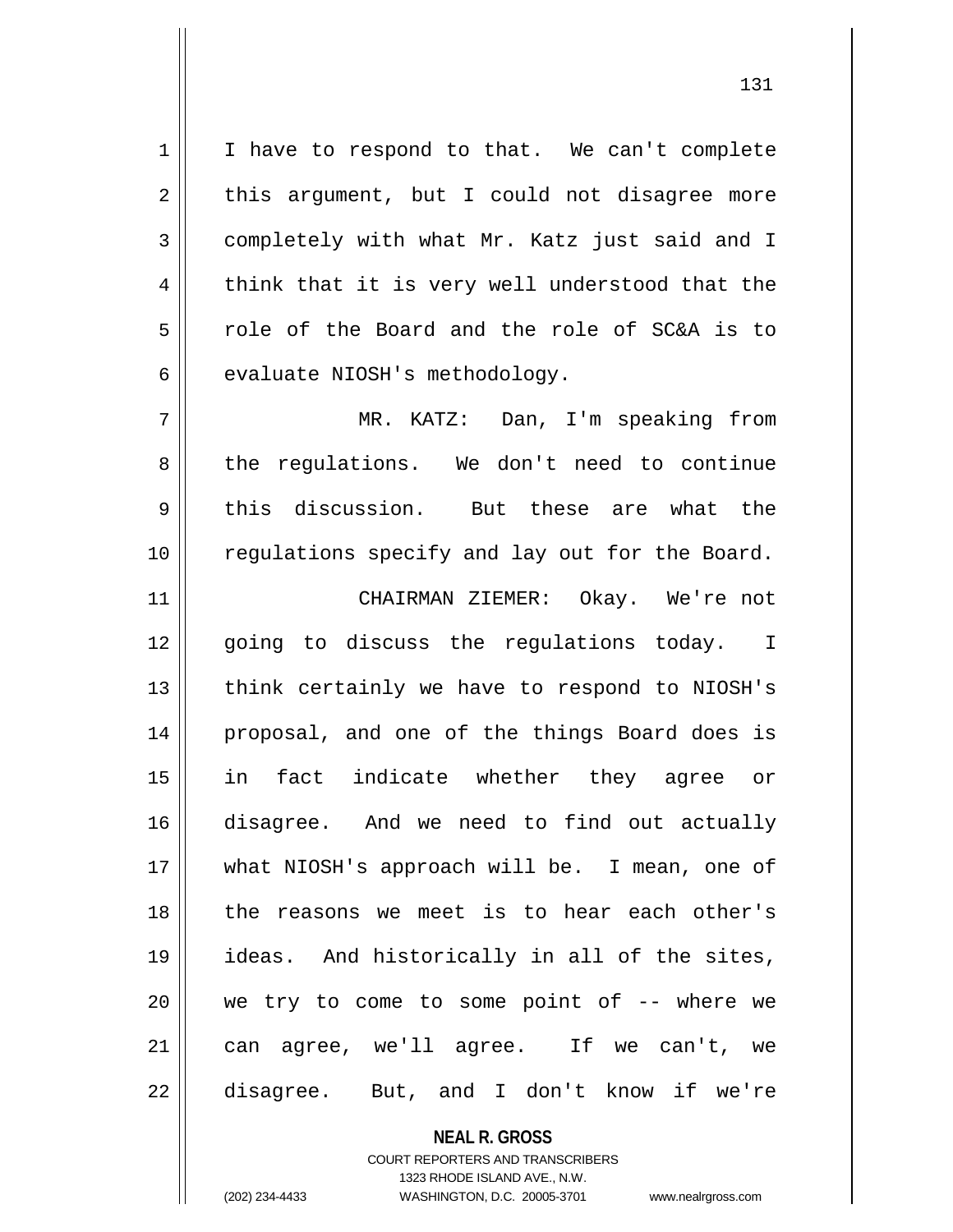I have to respond to that. We can't complete this argument, but I could not disagree more completely with what Mr. Katz just said and I think that it is very well understood that the role of the Board and the role of SC&A is to evaluate NIOSH's methodology.

MR. KATZ: Dan, I'm speaking from the regulations. We don't need to continue this discussion. But these are what the regulations specify and lay out for the Board.

CHAIRMAN ZIEMER: Okay. We're not going to discuss the regulations today. I think certainly we have to respond to NIOSH's proposal, and one of the things Board does is in fact indicate whether they agree or disagree. And we need to find out actually what NIOSH's approach will be. I mean, one of the reasons we meet is to hear each other's ideas. And historically in all of the sites, we try to come to some point of -- where we can agree, we'll agree. If we can't, we disagree. But, and I don't know if we're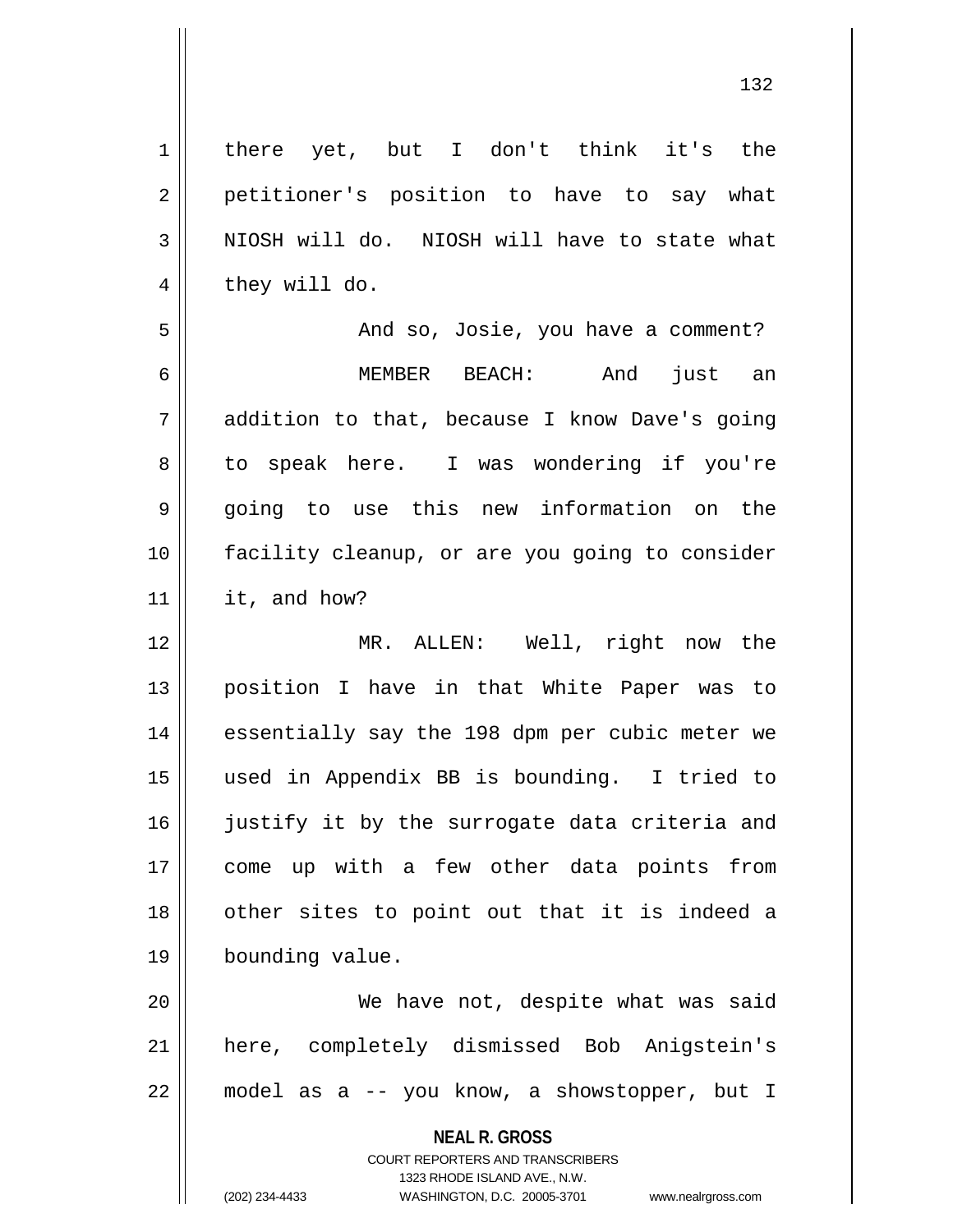there yet, but I don't think it's the petitioner's position to have to say what NIOSH will do. NIOSH will have to state what they will do.

And so, Josie, you have a comment?

MEMBER BEACH: And just an addition to that, because I know Dave's going to speak here. I was wondering if you're going to use this new information on the facility cleanup, or are you going to consider it, and how?

MR. ALLEN: Well, right now the position I have in that White Paper was to essentially say the 198 dpm per cubic meter we used in Appendix BB is bounding. I tried to justify it by the surrogate data criteria and come up with a few other data points from other sites to point out that it is indeed a bounding value.

We have not, despite what was said here, completely dismissed Bob Anigstein's model as a -- you know, a showstopper, but I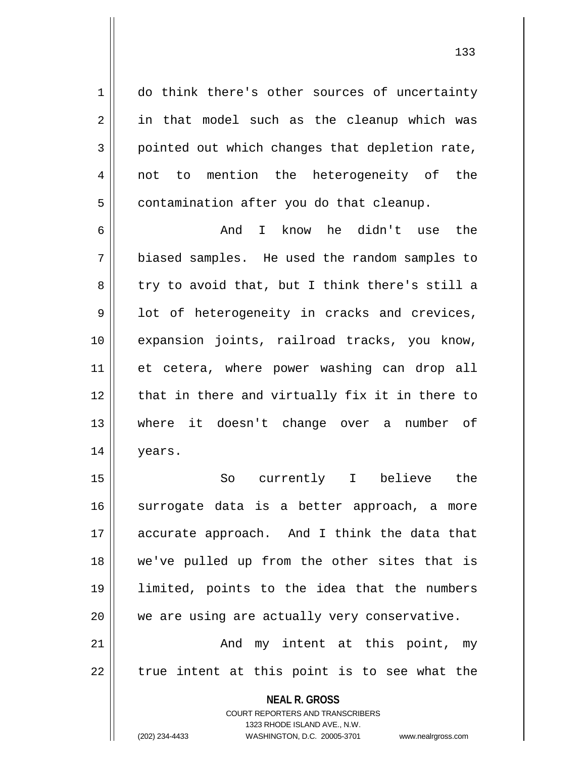do think there's other sources of uncertainty in that model such as the cleanup which was pointed out which changes that depletion rate, not to mention the heterogeneity of the contamination after you do that cleanup.

And I know he didn't use the biased samples. He used the random samples to try to avoid that, but I think there's still a lot of heterogeneity in cracks and crevices, expansion joints, railroad tracks, you know, et cetera, where power washing can drop all that in there and virtually fix it in there to where it doesn't change over a number of years.

So currently I believe the surrogate data is a better approach, a more accurate approach. And I think the data that we've pulled up from the other sites that is limited, points to the idea that the numbers we are using are actually very conservative.

And my intent at this point, my true intent at this point is to see what the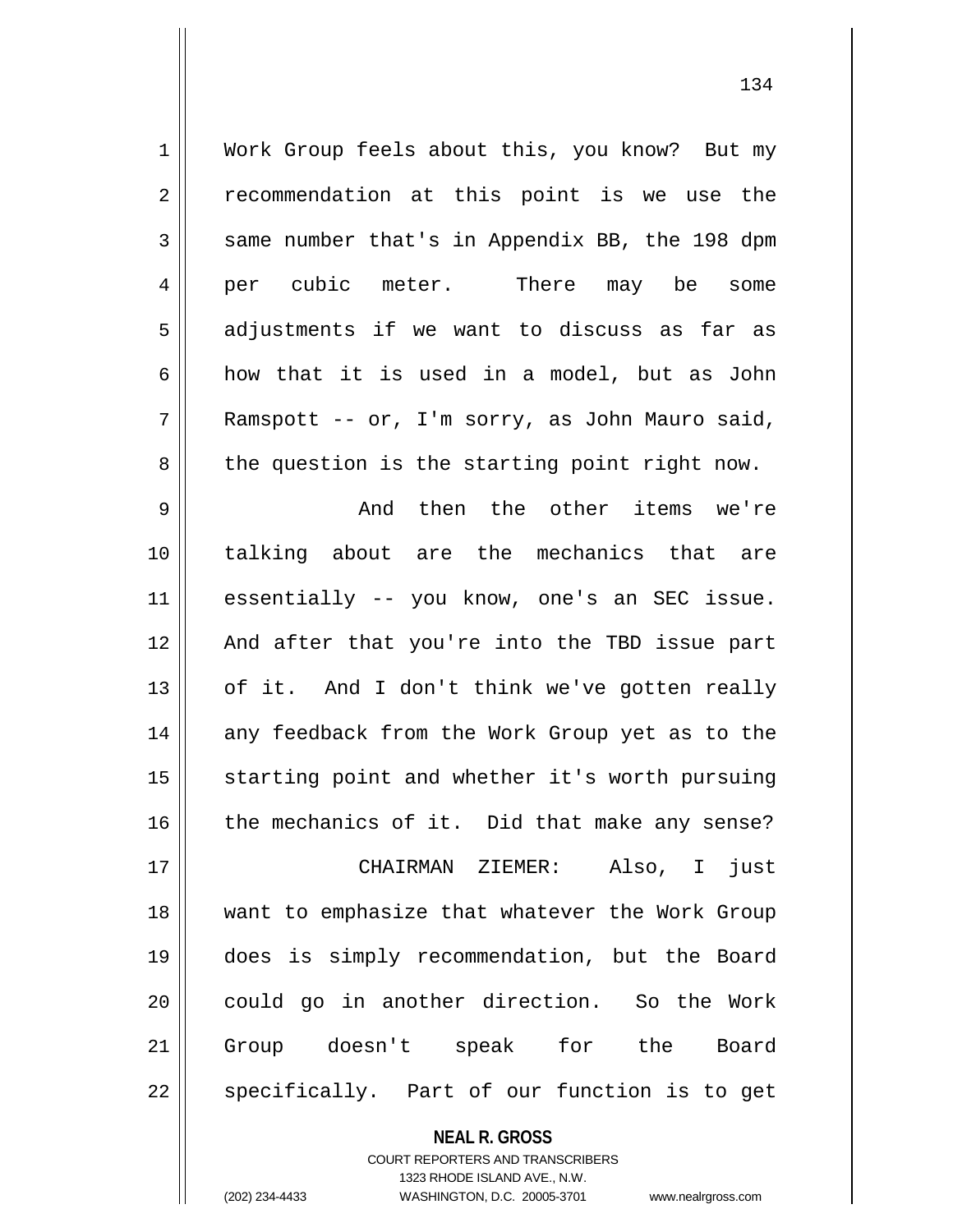Work Group feels about this, you know? But my recommendation at this point is we use the same number that's in Appendix BB, the 198 dpm per cubic meter. There may be some adjustments if we want to discuss as far as how that it is used in a model, but as John Ramspott -- or, I'm sorry, as John Mauro said, the question is the starting point right now.

And then the other items we're talking about are the mechanics that are essentially -- you know, one's an SEC issue. And after that you're into the TBD issue part of it. And I don't think we've gotten really any feedback from the Work Group yet as to the starting point and whether it's worth pursuing the mechanics of it. Did that make any sense?

CHAIRMAN ZIEMER: Also, I just want to emphasize that whatever the Work Group does is simply recommendation, but the Board could go in another direction. So the Work Group doesn't speak for the Board specifically. Part of our function is to get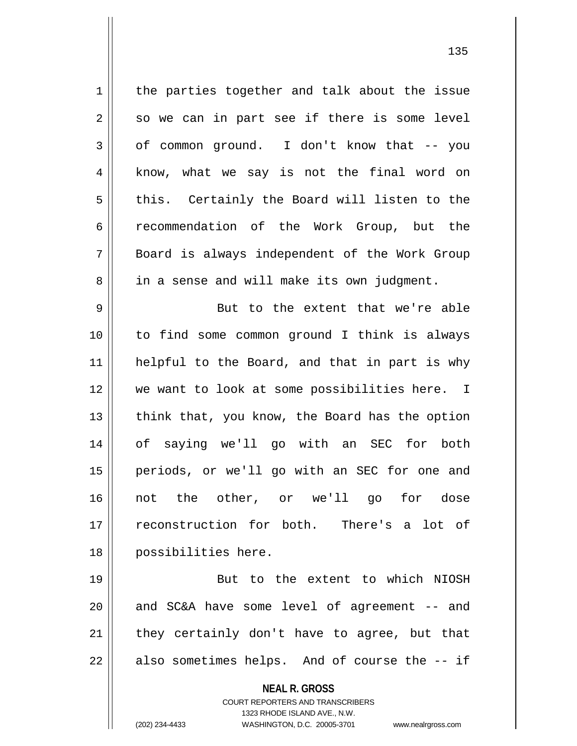the parties together and talk about the issue so we can in part see if there is some level of common ground. I don't know that -- you know, what we say is not the final word on this. Certainly the Board will listen to the recommendation of the Work Group, but the Board is always independent of the Work Group in a sense and will make its own judgment.

But to the extent that we're able to find some common ground I think is always helpful to the Board, and that in part is why we want to look at some possibilities here. I think that, you know, the Board has the option of saying we'll go with an SEC for both periods, or we'll go with an SEC for one and not the other, or we'll go for dose reconstruction for both. There's a lot of possibilities here.

But to the extent to which NIOSH and SC&A have some level of agreement -- and they certainly don't have to agree, but that also sometimes helps. And of course the -- if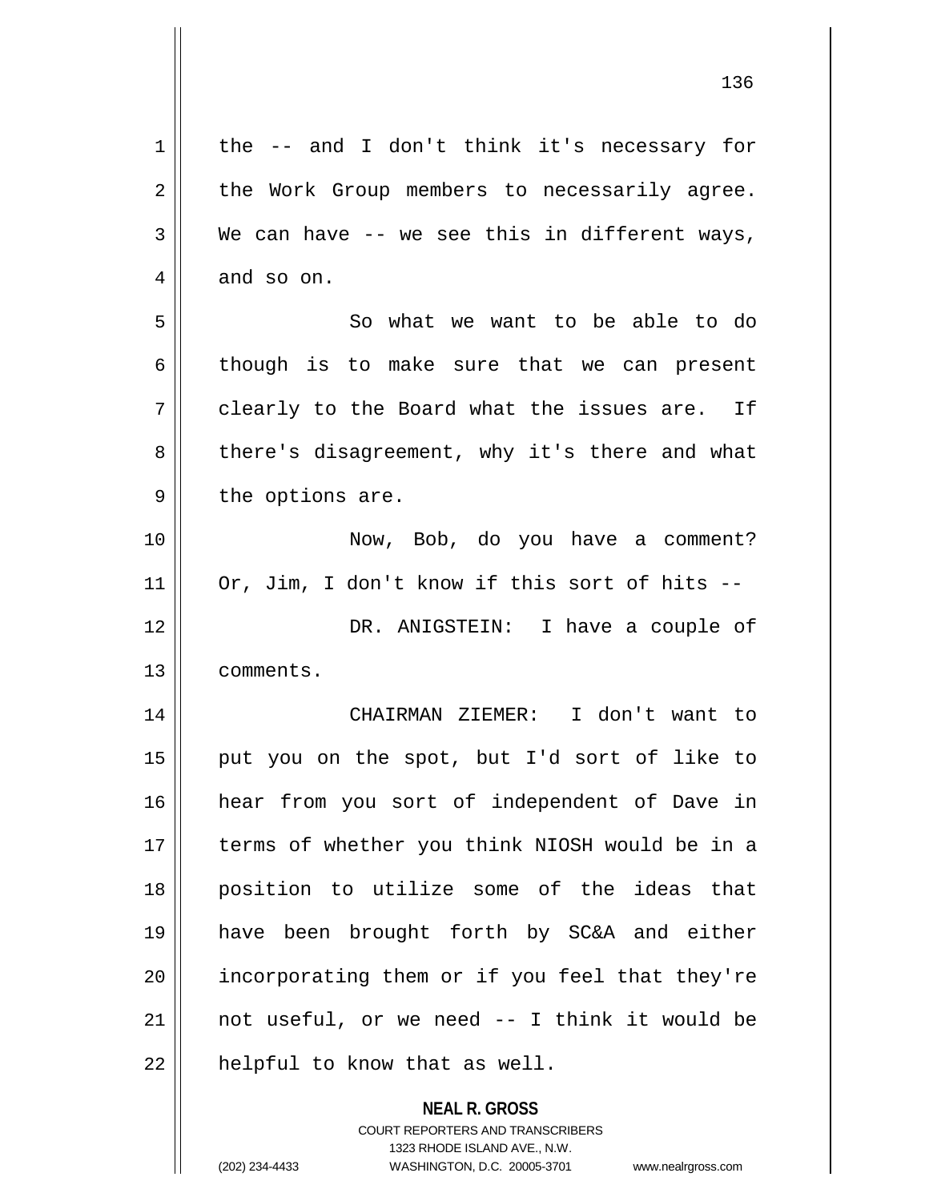the -- and I don't think it's necessary for the Work Group members to necessarily agree. We can have -- we see this in different ways, and so on.

So what we want to be able to do though is to make sure that we can present clearly to the Board what the issues are. If there's disagreement, why it's there and what the options are.

Now, Bob, do you have a comment? Or, Jim, I don't know if this sort of hits --

DR. ANIGSTEIN: I have a couple of comments.

CHAIRMAN ZIEMER: I don't want to put you on the spot, but I'd sort of like to hear from you sort of independent of Dave in terms of whether you think NIOSH would be in a position to utilize some of the ideas that have been brought forth by SC&A and either incorporating them or if you feel that they're not useful, or we need -- I think it would be helpful to know that as well.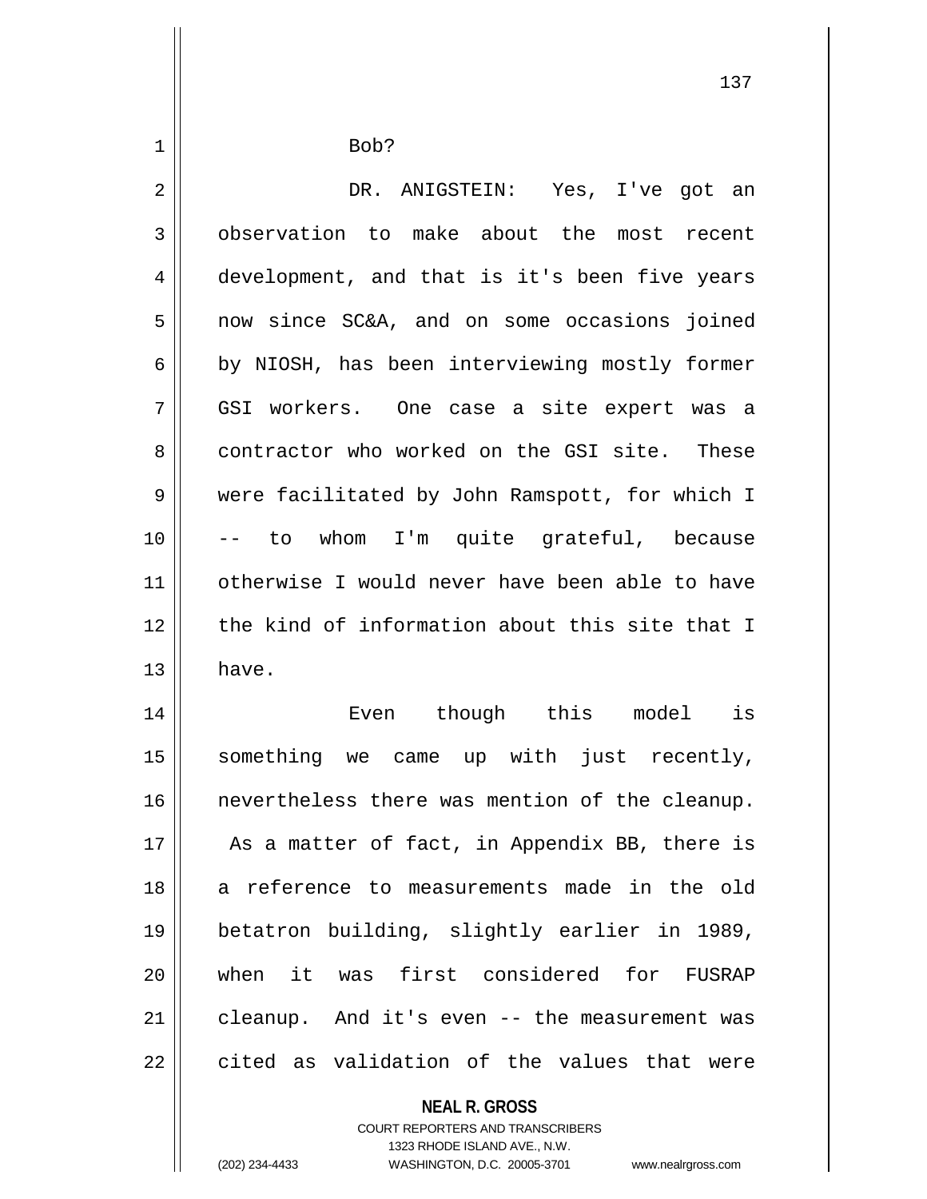Bob?

DR. ANIGSTEIN: Yes, I've got an observation to make about the most recent development, and that is it's been five years now since SC&A, and on some occasions joined by NIOSH, has been interviewing mostly former GSI workers. One case a site expert was a contractor who worked on the GSI site. These were facilitated by John Ramspott, for which I -- to whom I'm quite grateful, because otherwise I would never have been able to have the kind of information about this site that I have.

Even though this model is something we came up with just recently, nevertheless there was mention of the cleanup. As a matter of fact, in Appendix BB, there is a reference to measurements made in the old betatron building, slightly earlier in 1989, when it was first considered for FUSRAP cleanup. And it's even -- the measurement was cited as validation of the values that were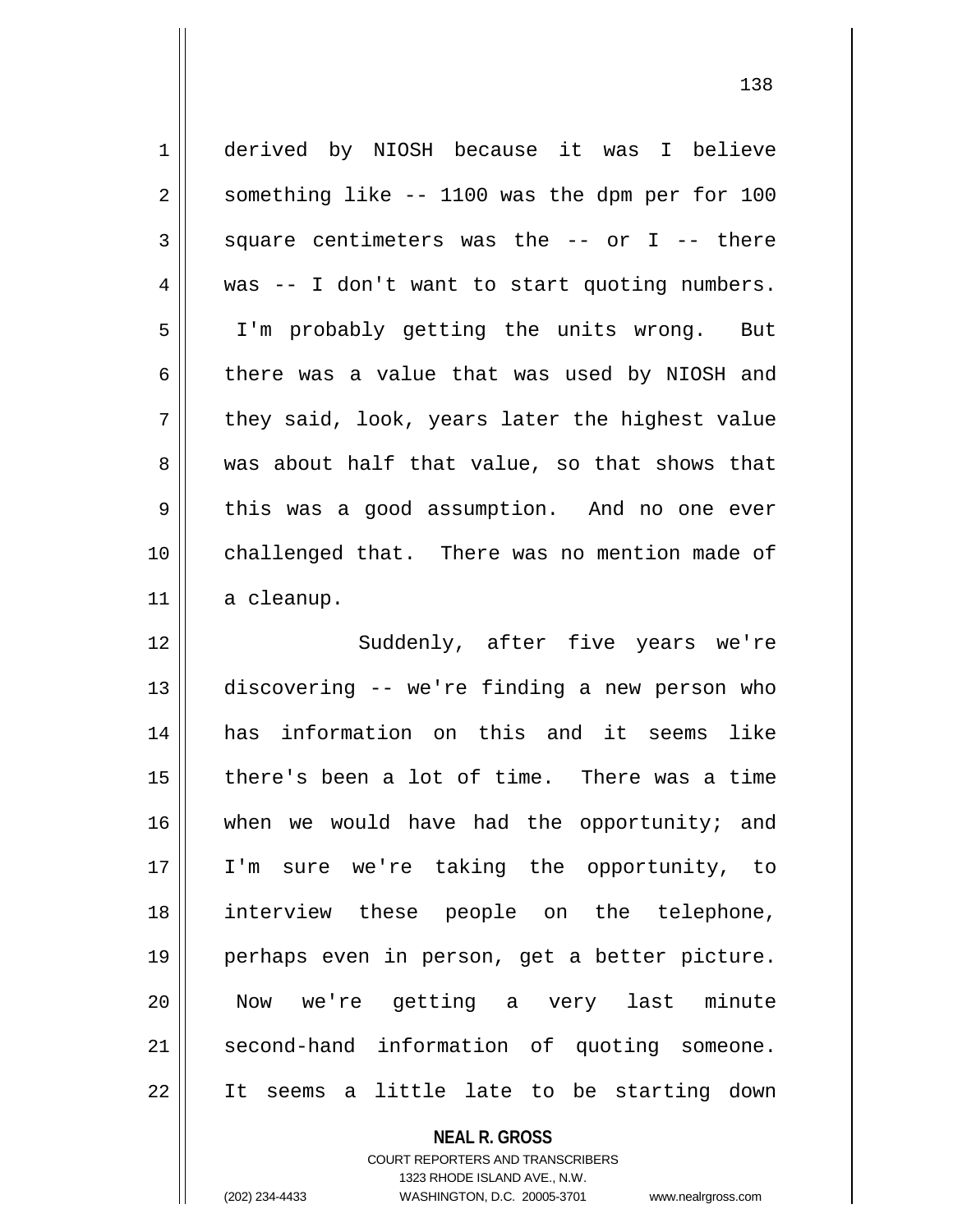derived by NIOSH because it was I believe something like -- 1100 was the dpm per for 100 square centimeters was the -- or I -- there was -- I don't want to start quoting numbers. I'm probably getting the units wrong. But there was a value that was used by NIOSH and they said, look, years later the highest value was about half that value, so that shows that this was a good assumption. And no one ever challenged that. There was no mention made of a cleanup.

Suddenly, after five years we're discovering -- we're finding a new person who has information on this and it seems like there's been a lot of time. There was a time when we would have had the opportunity; and I'm sure we're taking the opportunity, to interview these people on the telephone, perhaps even in person, get a better picture. Now we're getting a very last minute second-hand information of quoting someone. It seems a little late to be starting down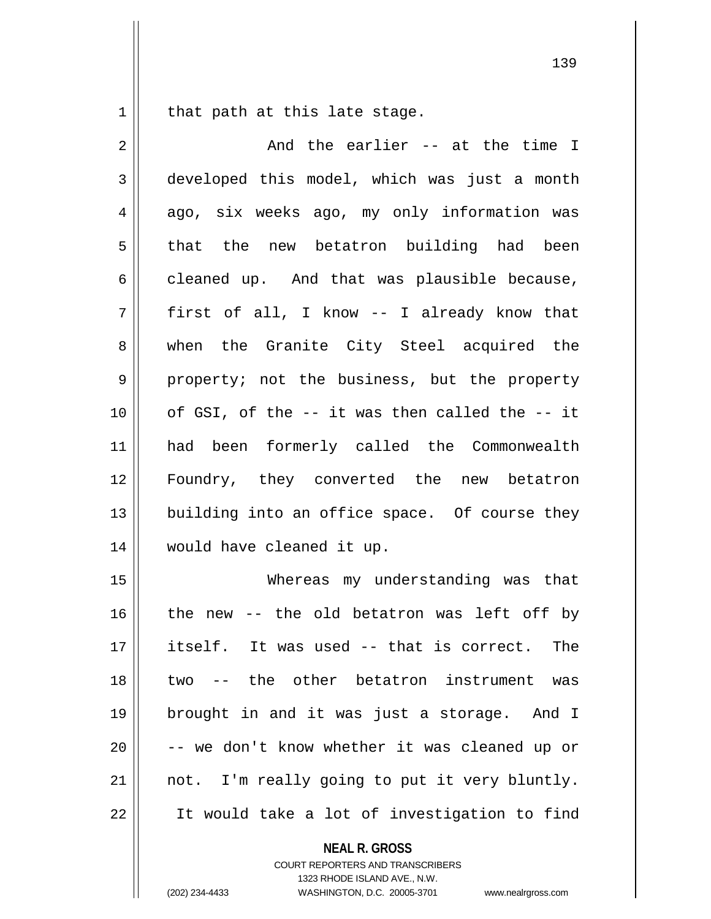that path at this late stage.

And the earlier -- at the time I developed this model, which was just a month ago, six weeks ago, my only information was that the new betatron building had been cleaned up. And that was plausible because, first of all, I know -- I already know that when the Granite City Steel acquired the property; not the business, but the property of GSI, of the -- it was then called the -- it had been formerly called the Commonwealth Foundry, they converted the new betatron building into an office space. Of course they would have cleaned it up.

Whereas my understanding was that the new -- the old betatron was left off by itself. It was used -- that is correct. The two -- the other betatron instrument was brought in and it was just a storage. And I -- we don't know whether it was cleaned up or not. I'm really going to put it very bluntly. It would take a lot of investigation to find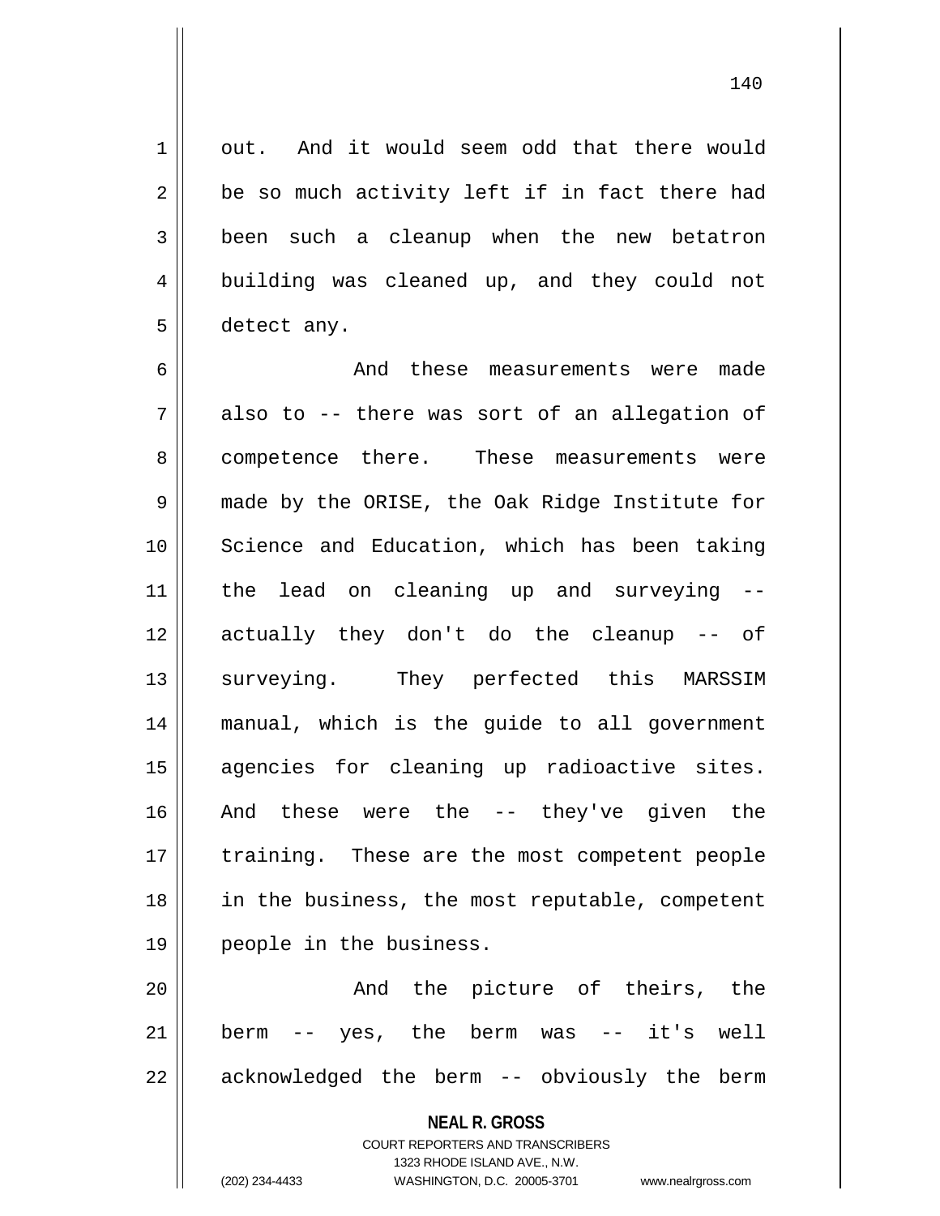out. And it would seem odd that there would be so much activity left if in fact there had been such a cleanup when the new betatron building was cleaned up, and they could not detect any.

And these measurements were made also to -- there was sort of an allegation of competence there. These measurements were made by the ORISE, the Oak Ridge Institute for Science and Education, which has been taking the lead on cleaning up and surveying -- actually they don't do the cleanup -- of surveying. They perfected this MARSSIM manual, which is the guide to all government agencies for cleaning up radioactive sites. And these were the -- they've given the training. These are the most competent people in the business, the most reputable, competent people in the business.

And the picture of theirs, the berm -- yes, the berm was -- it's well acknowledged the berm -- obviously the berm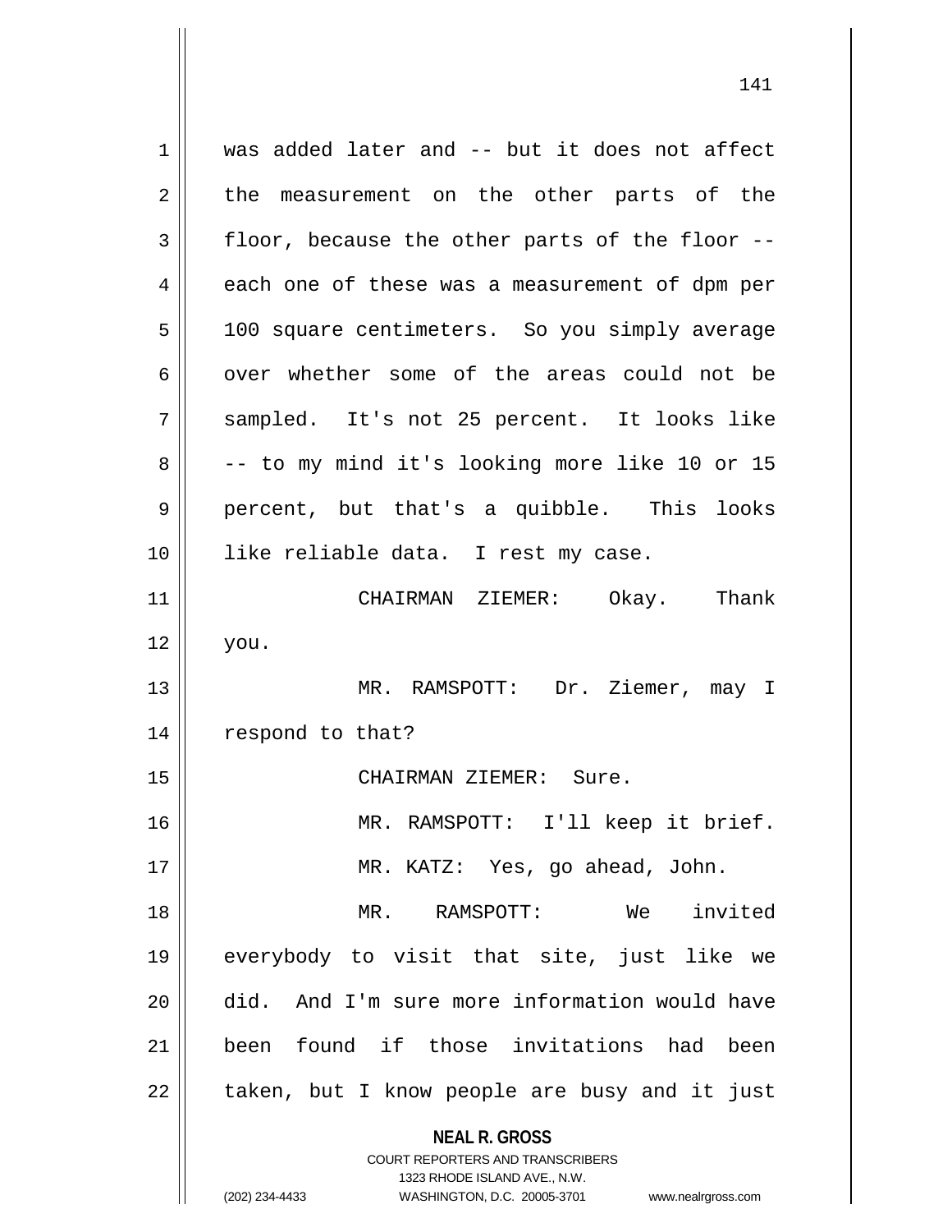was added later and -- but it does not affect the measurement on the other parts of the floor, because the other parts of the floor -- each one of these was a measurement of dpm per 100 square centimeters. So you simply average over whether some of the areas could not be sampled. It's not 25 percent. It looks like -- to my mind it's looking more like 10 or 15 percent, but that's a quibble. This looks like reliable data. I rest my case.

CHAIRMAN ZIEMER: Okay. Thank you.

MR. RAMSPOTT: Dr. Ziemer, may I respond to that?

CHAIRMAN ZIEMER: Sure.

MR. RAMSPOTT: I'll keep it brief.

MR. KATZ: Yes, go ahead, John.

MR. RAMSPOTT: We invited everybody to visit that site, just like we did. And I'm sure more information would have been found if those invitations had been taken, but I know people are busy and it just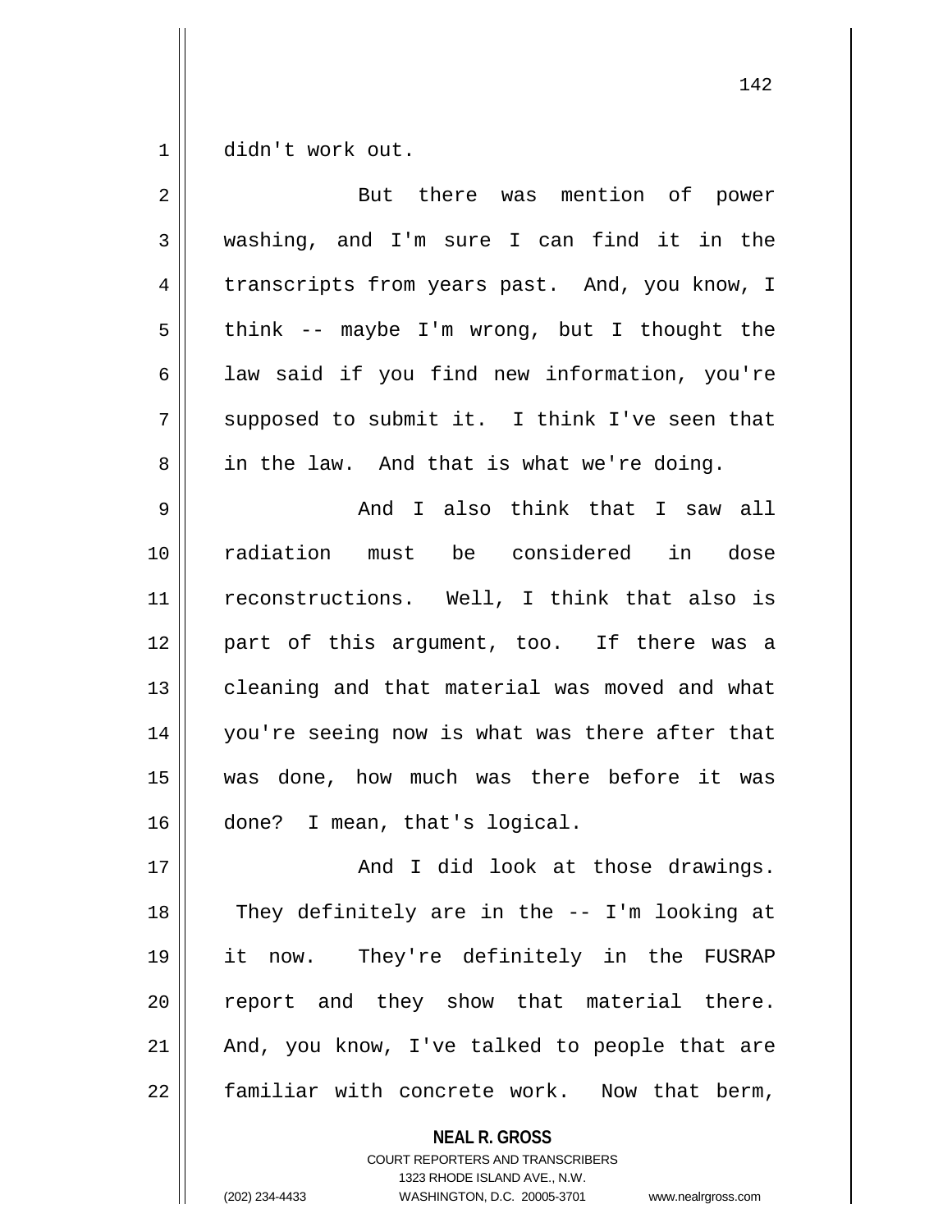didn't work out.

But there was mention of power washing, and I'm sure I can find it in the transcripts from years past. And, you know, I think -- maybe I'm wrong, but I thought the law said if you find new information, you're supposed to submit it. I think I've seen that in the law. And that is what we're doing.

And I also think that I saw all radiation must be considered in dose reconstructions. Well, I think that also is part of this argument, too. If there was a cleaning and that material was moved and what you're seeing now is what was there after that was done, how much was there before it was done? I mean, that's logical.

And I did look at those drawings. They definitely are in the -- I'm looking at it now. They're definitely in the FUSRAP report and they show that material there. And, you know, I've talked to people that are familiar with concrete work. Now that berm,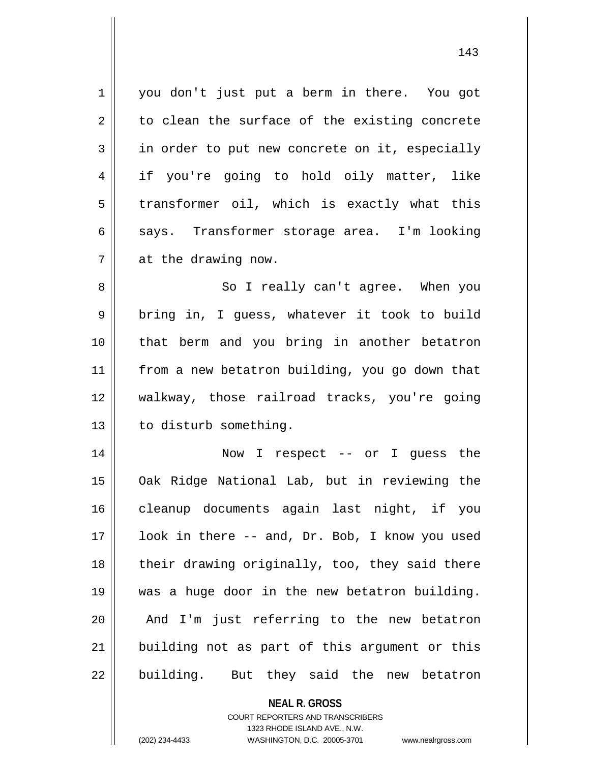you don't just put a berm in there. You got to clean the surface of the existing concrete in order to put new concrete on it, especially if you're going to hold oily matter, like transformer oil, which is exactly what this says. Transformer storage area. I'm looking at the drawing now.

So I really can't agree. When you bring in, I guess, whatever it took to build that berm and you bring in another betatron from a new betatron building, you go down that walkway, those railroad tracks, you're going to disturb something.

Now I respect -- or I guess the Oak Ridge National Lab, but in reviewing the cleanup documents again last night, if you look in there -- and, Dr. Bob, I know you used their drawing originally, too, they said there was a huge door in the new betatron building. And I'm just referring to the new betatron building not as part of this argument or this building. But they said the new betatron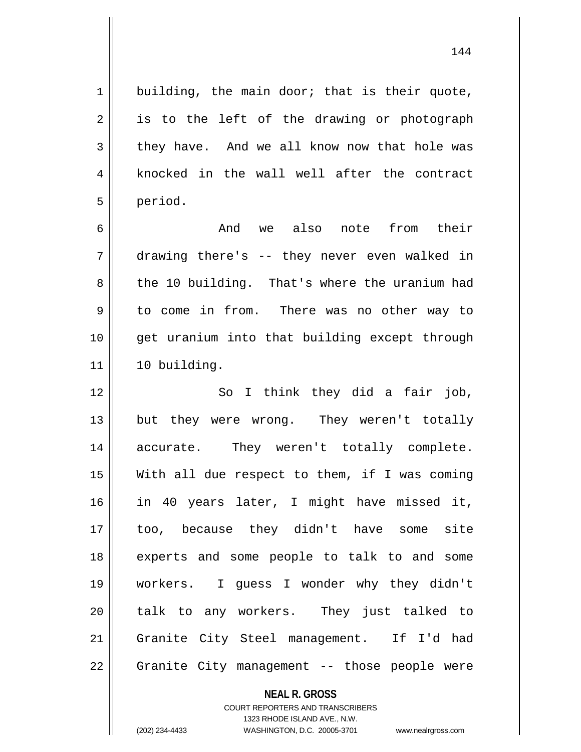building, the main door; that is their quote, is to the left of the drawing or photograph they have. And we all know now that hole was knocked in the wall well after the contract period.

And we also note from their drawing there's -- they never even walked in the 10 building. That's where the uranium had to come in from. There was no other way to get uranium into that building except through 10 building.

So I think they did a fair job, but they were wrong. They weren't totally accurate. They weren't totally complete. With all due respect to them, if I was coming in 40 years later, I might have missed it, too, because they didn't have some site experts and some people to talk to and some workers. I guess I wonder why they didn't talk to any workers. They just talked to Granite City Steel management. If I'd had Granite City management -- those people were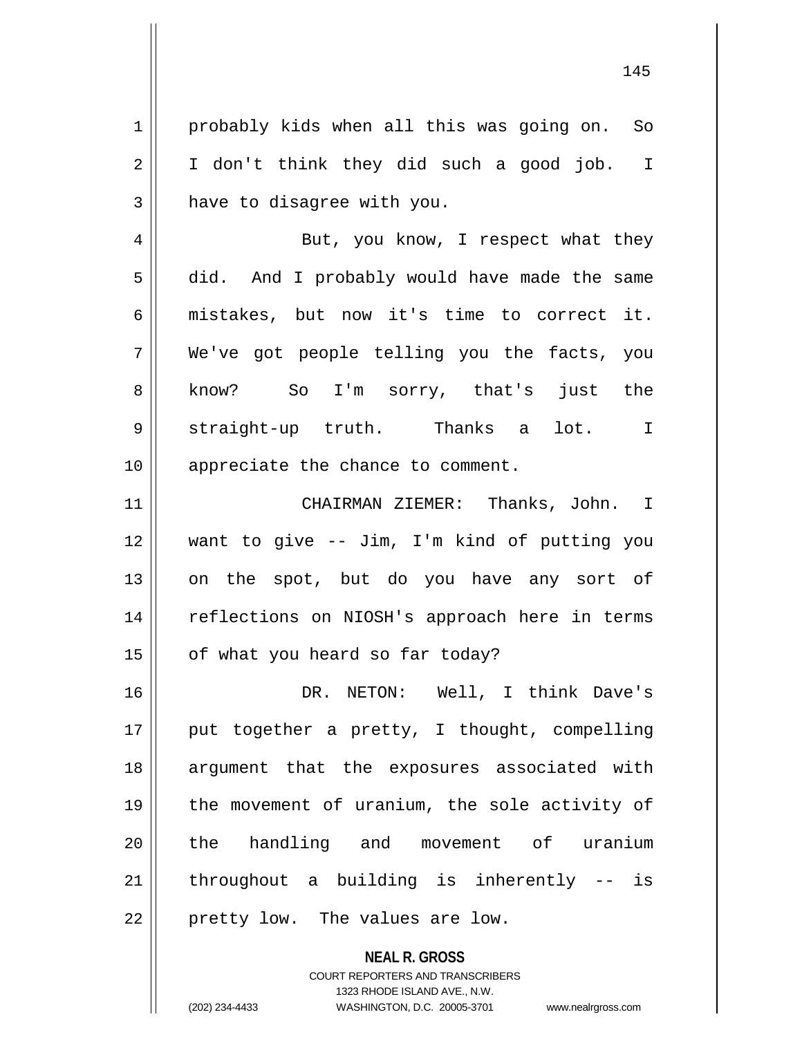probably kids when all this was going on. So I don't think they did such a good job. I have to disagree with you.

But, you know, I respect what they did. And I probably would have made the same mistakes, but now it's time to correct it. We've got people telling you the facts, you know? So I'm sorry, that's just the straight-up truth. Thanks a lot. I appreciate the chance to comment.

CHAIRMAN ZIEMER: Thanks, John. I want to give -- Jim, I'm kind of putting you on the spot, but do you have any sort of reflections on NIOSH's approach here in terms of what you heard so far today?

DR. NETON: Well, I think Dave's put together a pretty, I thought, compelling argument that the exposures associated with the movement of uranium, the sole activity of the handling and movement of uranium throughout a building is inherently -- is pretty low. The values are low.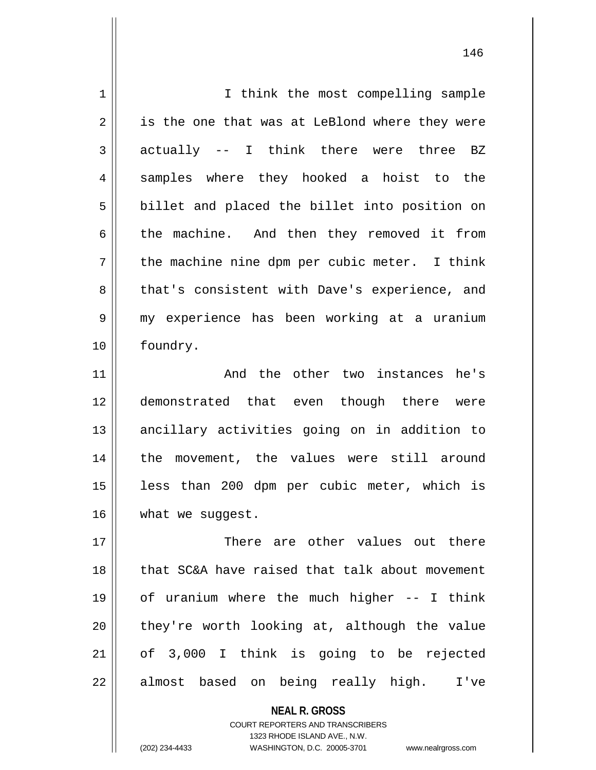I think the most compelling sample is the one that was at LeBlond where they were actually -- I think there were three BZ samples where they hooked a hoist to the billet and placed the billet into position on the machine. And then they removed it from the machine nine dpm per cubic meter. I think that's consistent with Dave's experience, and my experience has been working at a uranium foundry.

And the other two instances he's demonstrated that even though there were ancillary activities going on in addition to the movement, the values were still around less than 200 dpm per cubic meter, which is what we suggest.

There are other values out there that SC&A have raised that talk about movement of uranium where the much higher -- I think they're worth looking at, although the value of 3,000 I think is going to be rejected almost based on being really high. I've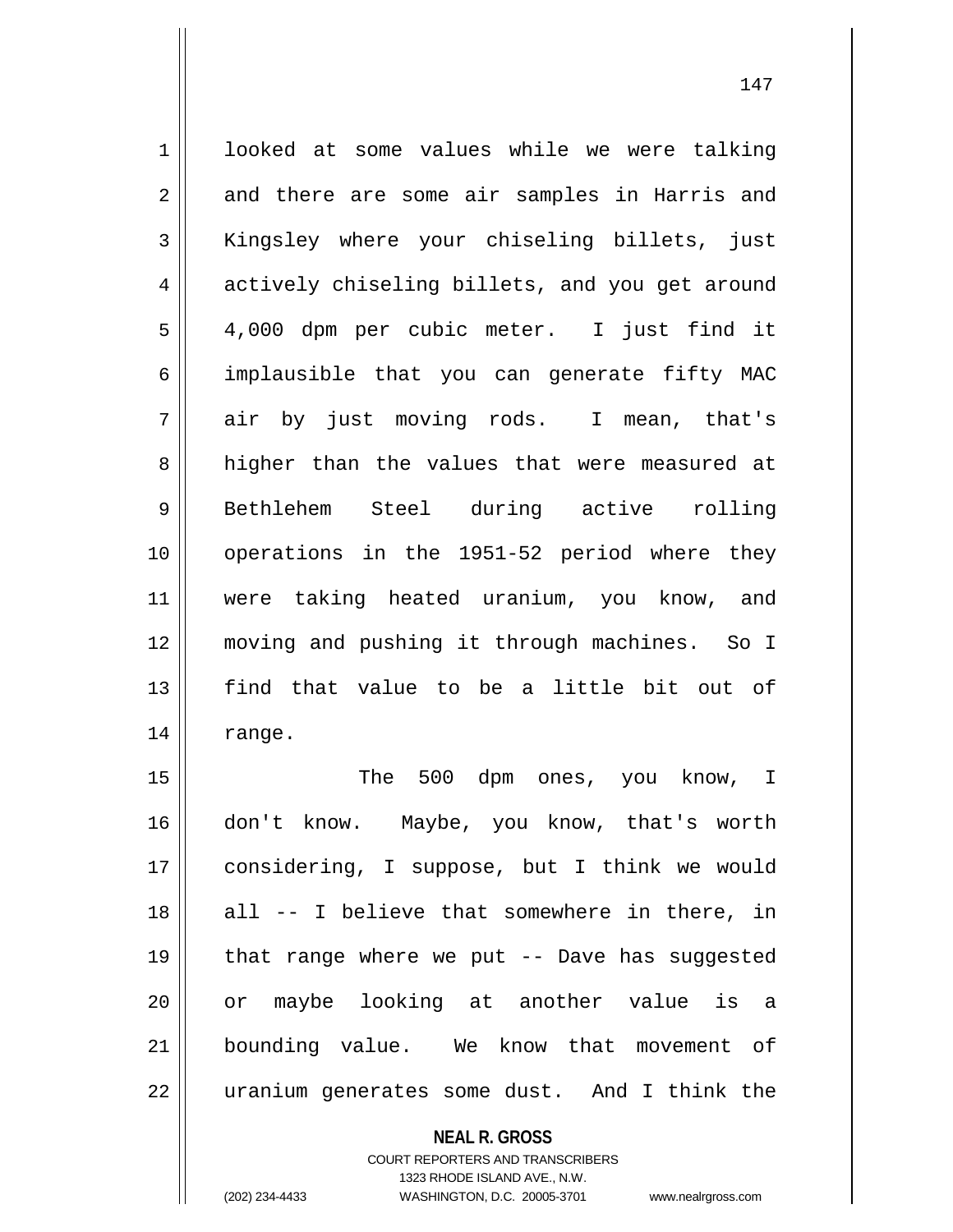looked at some values while we were talking and there are some air samples in Harris and Kingsley where your chiseling billets, just actively chiseling billets, and you get around 4,000 dpm per cubic meter. I just find it implausible that you can generate fifty MAC air by just moving rods. I mean, that's higher than the values that were measured at Bethlehem Steel during active rolling operations in the 1951-52 period where they were taking heated uranium, you know, and moving and pushing it through machines. So I find that value to be a little bit out of range.

The 500 dpm ones, you know, I don't know. Maybe, you know, that's worth considering, I suppose, but I think we would all -- I believe that somewhere in there, in that range where we put -- Dave has suggested or maybe looking at another value is a bounding value. We know that movement of uranium generates some dust. And I think the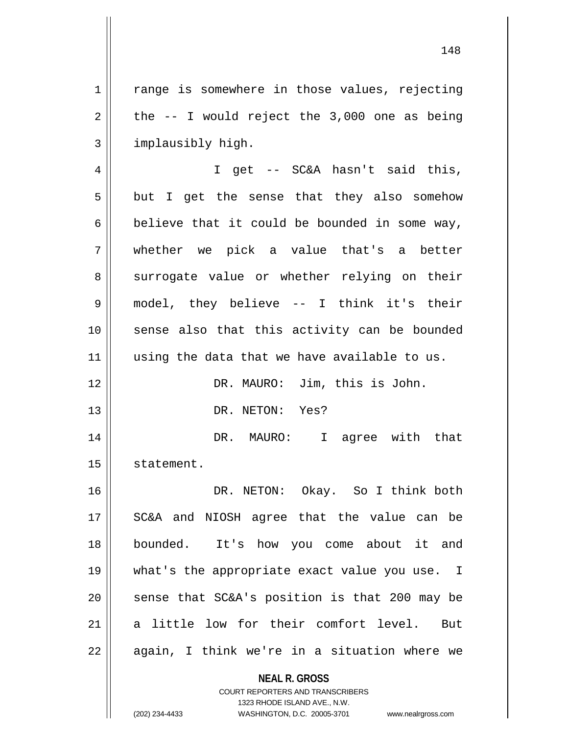range is somewhere in those values, rejecting the -- I would reject the 3,000 one as being implausibly high.

I get -- SC&A hasn't said this, but I get the sense that they also somehow believe that it could be bounded in some way, whether we pick a value that's a better surrogate value or whether relying on their model, they believe -- I think it's their sense also that this activity can be bounded using the data that we have available to us.

DR. MAURO: Jim, this is John.

DR. NETON: Yes?

DR. MAURO: I agree with that statement.

DR. NETON: Okay. So I think both SC&A and NIOSH agree that the value can be bounded. It's how you come about it and what's the appropriate exact value you use. I sense that SC&A's position is that 200 may be a little low for their comfort level. But again, I think we're in a situation where we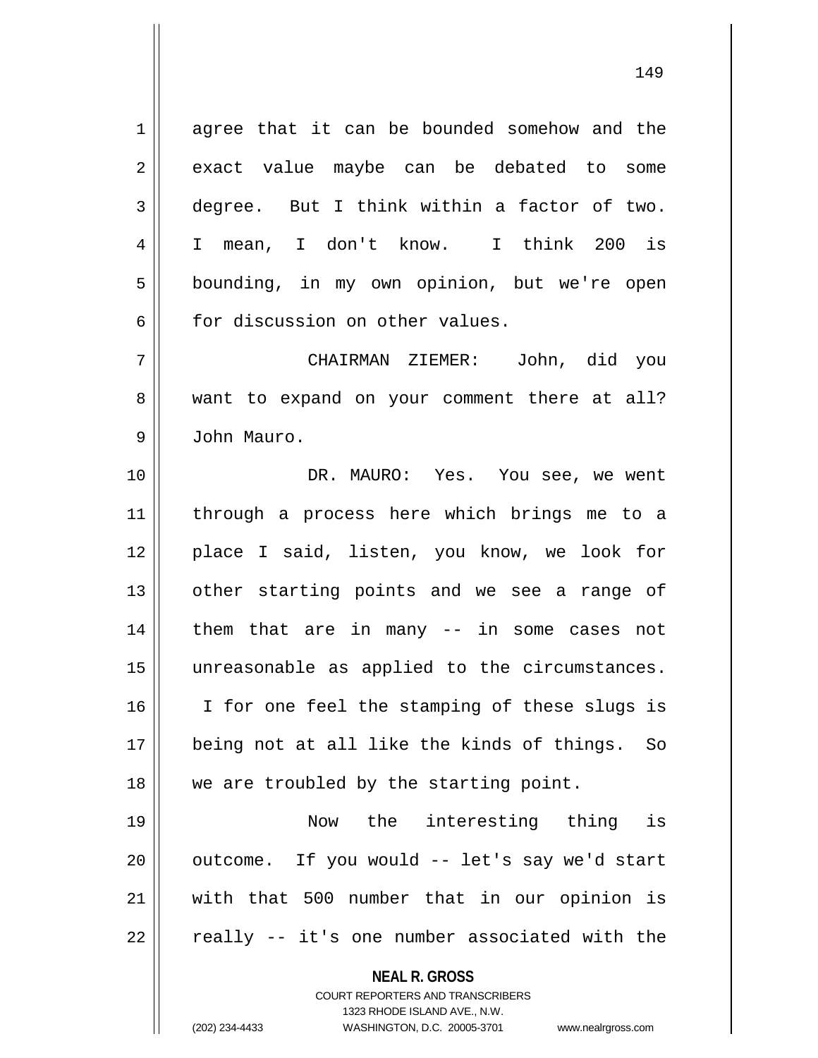agree that it can be bounded somehow and the exact value maybe can be debated to some degree. But I think within a factor of two. I mean, I don't know. I think 200 is bounding, in my own opinion, but we're open for discussion on other values.

CHAIRMAN ZIEMER: John, did you want to expand on your comment there at all? John Mauro.

DR. MAURO: Yes. You see, we went through a process here which brings me to a place I said, listen, you know, we look for other starting points and we see a range of them that are in many -- in some cases not unreasonable as applied to the circumstances. I for one feel the stamping of these slugs is being not at all like the kinds of things. So we are troubled by the starting point.

Now the interesting thing is outcome. If you would -- let's say we'd start with that 500 number that in our opinion is really -- it's one number associated with the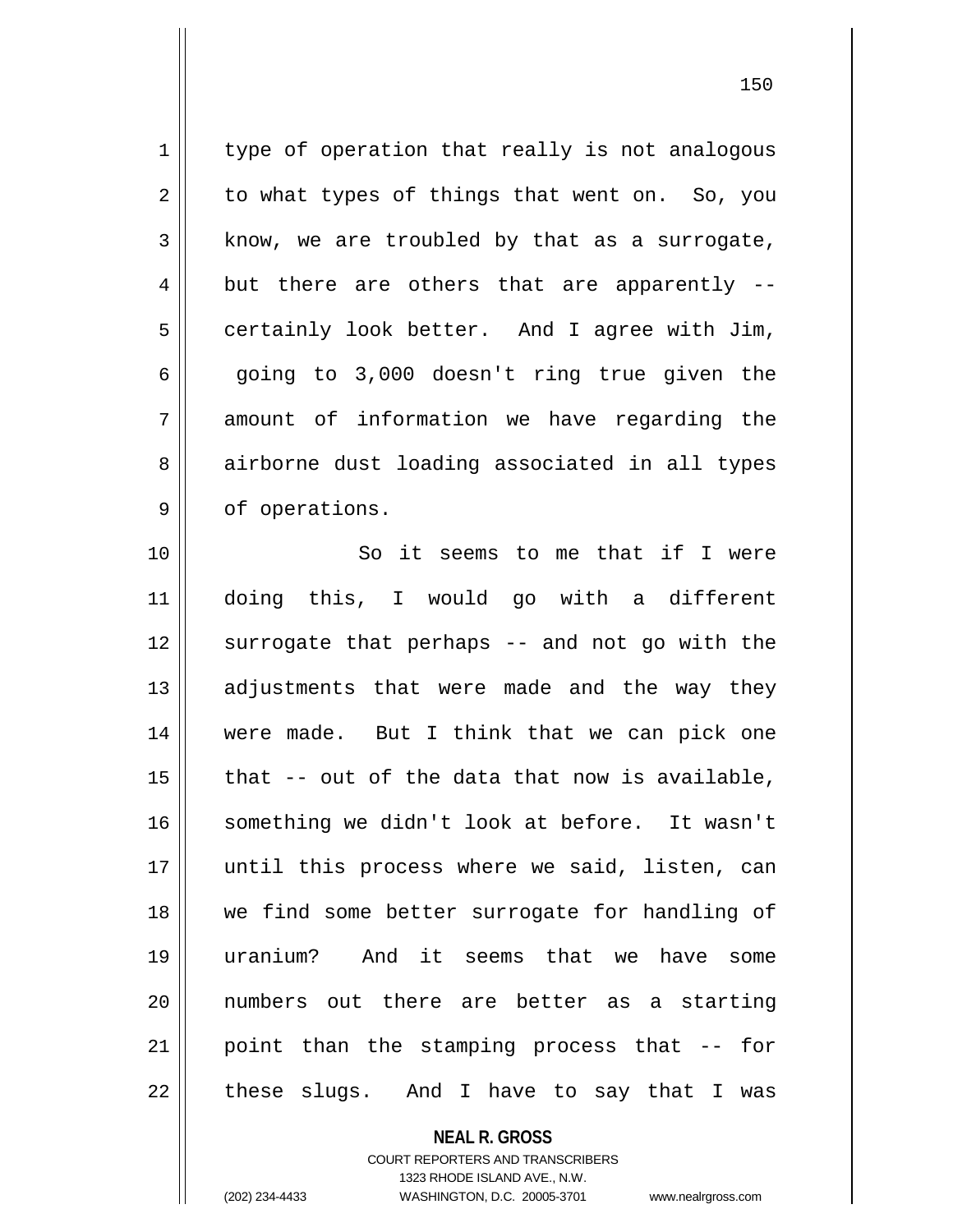type of operation that really is not analogous to what types of things that went on. So, you know, we are troubled by that as a surrogate, but there are others that are apparently -- certainly look better. And I agree with Jim, going to 3,000 doesn't ring true given the amount of information we have regarding the airborne dust loading associated in all types of operations.

So it seems to me that if I were doing this, I would go with a different surrogate that perhaps -- and not go with the adjustments that were made and the way they were made. But I think that we can pick one that -- out of the data that now is available, something we didn't look at before. It wasn't until this process where we said, listen, can we find some better surrogate for handling of uranium? And it seems that we have some numbers out there are better as a starting point than the stamping process that -- for these slugs. And I have to say that I was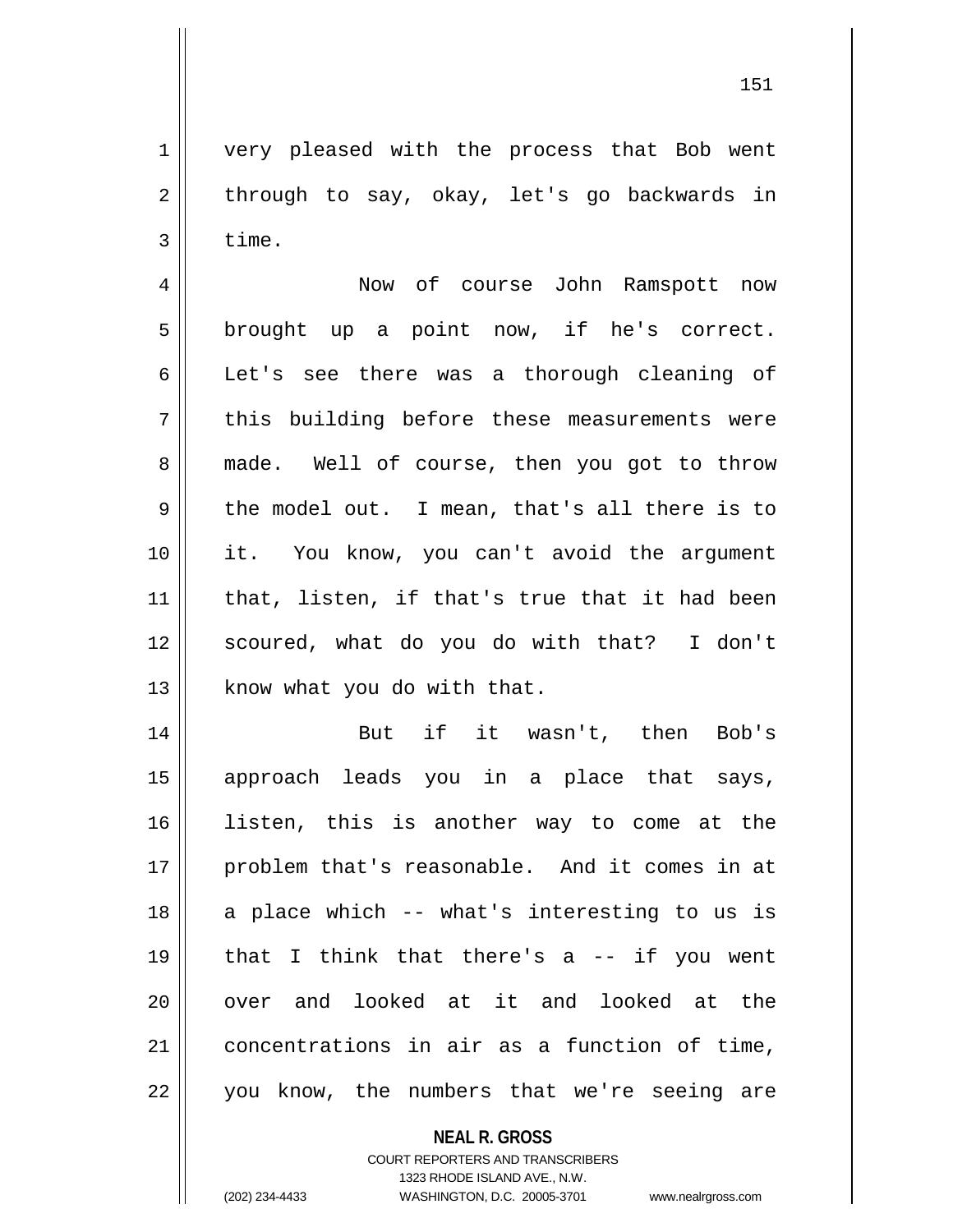very pleased with the process that Bob went through to say, okay, let's go backwards in time.

Now of course John Ramspott now brought up a point now, if he's correct. Let's see there was a thorough cleaning of this building before these measurements were made. Well of course, then you got to throw the model out. I mean, that's all there is to it. You know, you can't avoid the argument that, listen, if that's true that it had been scoured, what do you do with that? I don't know what you do with that.

But if it wasn't, then Bob's approach leads you in a place that says, listen, this is another way to come at the problem that's reasonable. And it comes in at a place which -- what's interesting to us is that I think that there's a -- if you went over and looked at it and looked at the concentrations in air as a function of time, you know, the numbers that we're seeing are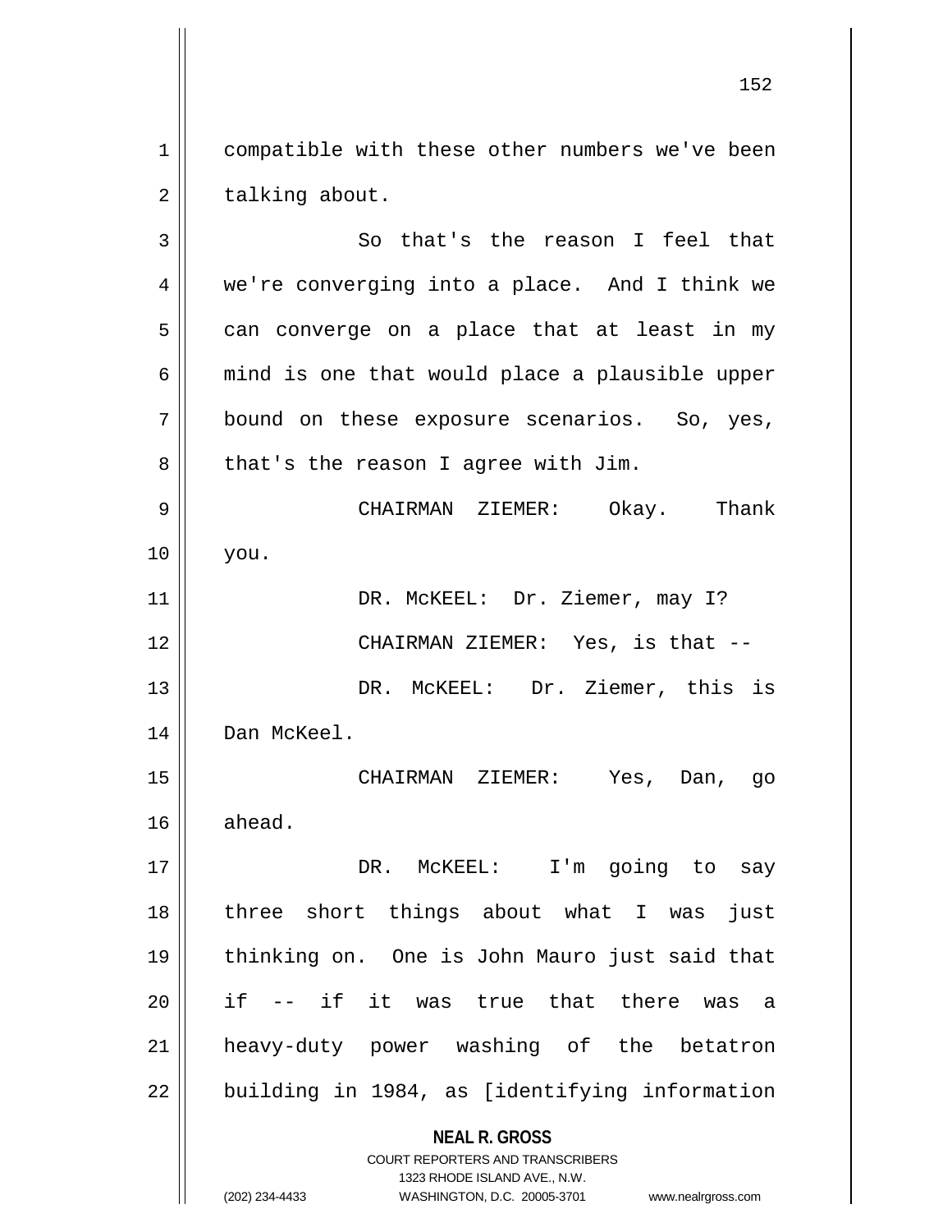compatible with these other numbers we've been talking about.

So that's the reason I feel that we're converging into a place. And I think we can converge on a place that at least in my mind is one that would place a plausible upper bound on these exposure scenarios. So, yes, that's the reason I agree with Jim.

CHAIRMAN ZIEMER: Okay. Thank you.

DR. McKEEL: Dr. Ziemer, may I?

CHAIRMAN ZIEMER: Yes, is that --

DR. McKEEL: Dr. Ziemer, this is Dan McKeel.

CHAIRMAN ZIEMER: Yes, Dan, go ahead.

DR. McKEEL: I'm going to say three short things about what I was just thinking on. One is John Mauro just said that if -- if it was true that there was a heavy-duty power washing of the betatron building in 1984, as [identifying information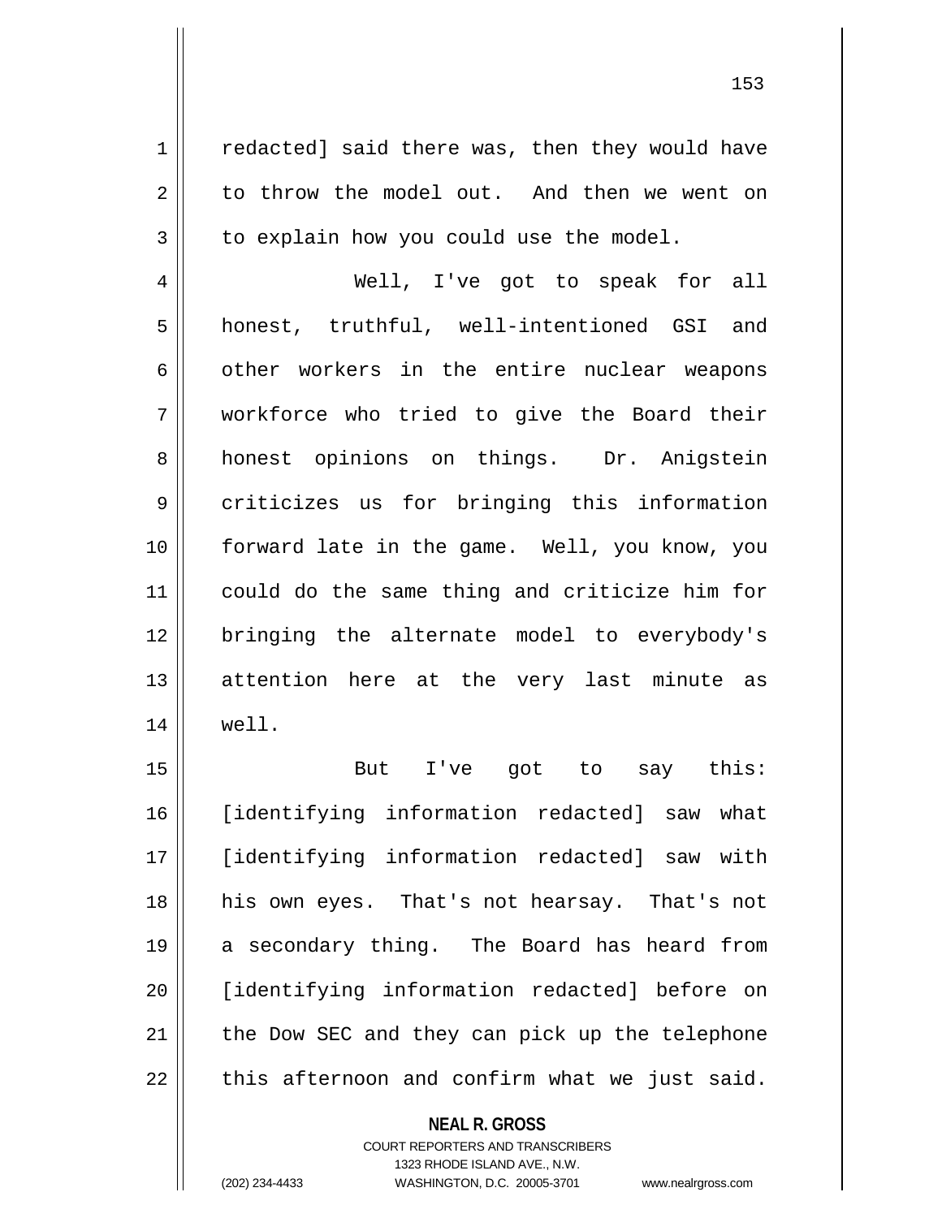redacted] said there was, then they would have to throw the model out. And then we went on to explain how you could use the model.

Well, I've got to speak for all honest, truthful, well-intentioned GSI and other workers in the entire nuclear weapons workforce who tried to give the Board their honest opinions on things. Dr. Anigstein criticizes us for bringing this information forward late in the game. Well, you know, you could do the same thing and criticize him for bringing the alternate model to everybody's attention here at the very last minute as well.

But I've got to say this: [identifying information redacted] saw what [identifying information redacted] saw with his own eyes. That's not hearsay. That's not a secondary thing. The Board has heard from [identifying information redacted] before on the Dow SEC and they can pick up the telephone this afternoon and confirm what we just said.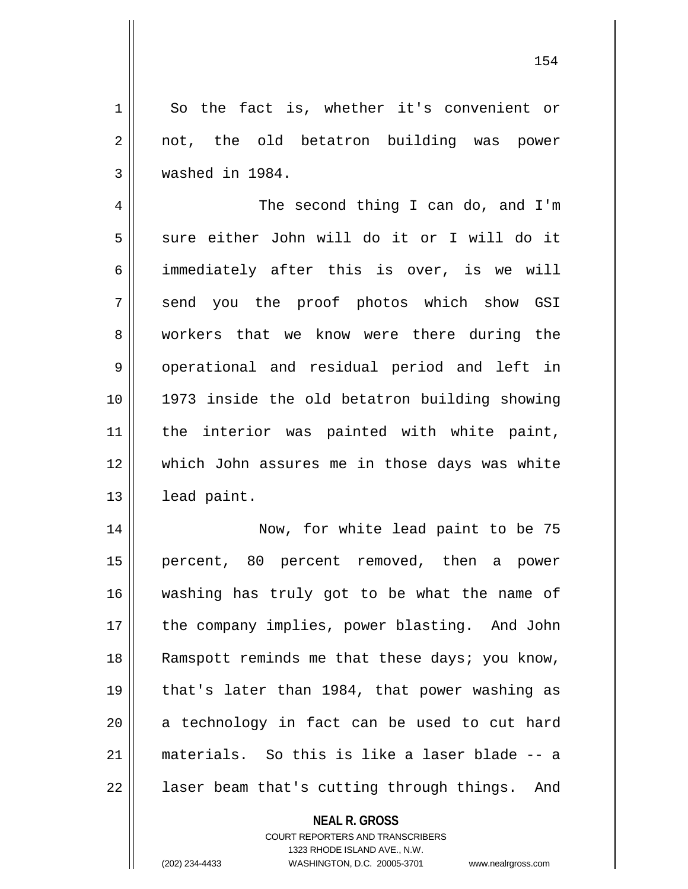So the fact is, whether it's convenient or not, the old betatron building was power washed in 1984.

The second thing I can do, and I'm sure either John will do it or I will do it immediately after this is over, is we will send you the proof photos which show GSI workers that we know were there during the operational and residual period and left in 1973 inside the old betatron building showing the interior was painted with white paint, which John assures me in those days was white lead paint.

Now, for white lead paint to be 75 percent, 80 percent removed, then a power washing has truly got to be what the name of the company implies, power blasting. And John Ramspott reminds me that these days; you know, that's later than 1984, that power washing as a technology in fact can be used to cut hard materials. So this is like a laser blade -- a laser beam that's cutting through things. And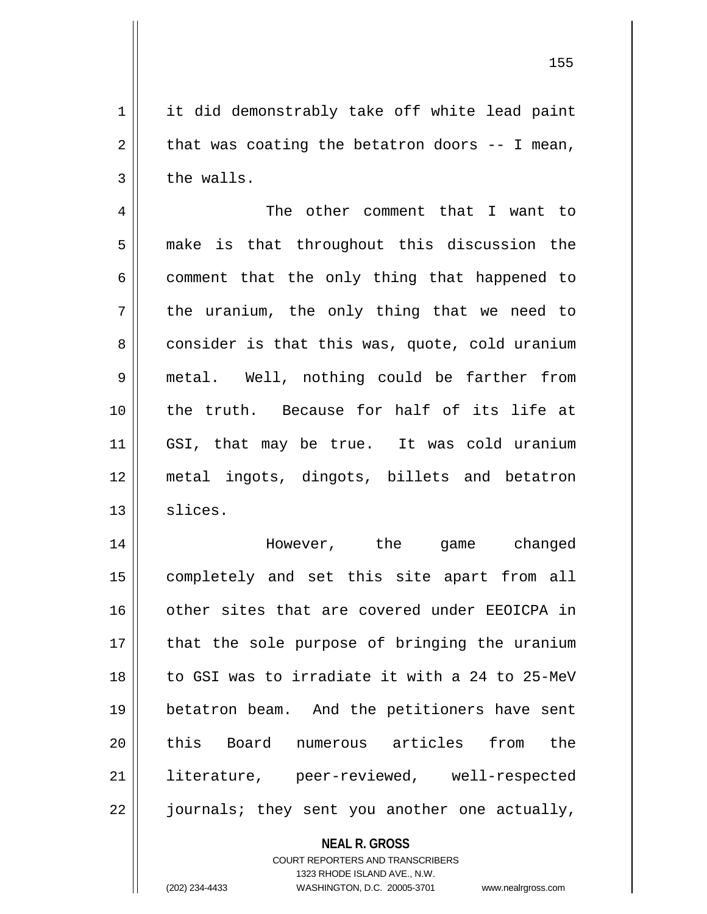it did demonstrably take off white lead paint that was coating the betatron doors -- I mean, the walls.

The other comment that I want to make is that throughout this discussion the comment that the only thing that happened to the uranium, the only thing that we need to consider is that this was, quote, cold uranium metal. Well, nothing could be farther from the truth. Because for half of its life at GSI, that may be true. It was cold uranium metal ingots, dingots, billets and betatron slices.

However, the game changed completely and set this site apart from all other sites that are covered under EEOICPA in that the sole purpose of bringing the uranium to GSI was to irradiate it with a 24 to 25-MeV betatron beam. And the petitioners have sent this Board numerous articles from the literature, peer-reviewed, well-respected journals; they sent you another one actually,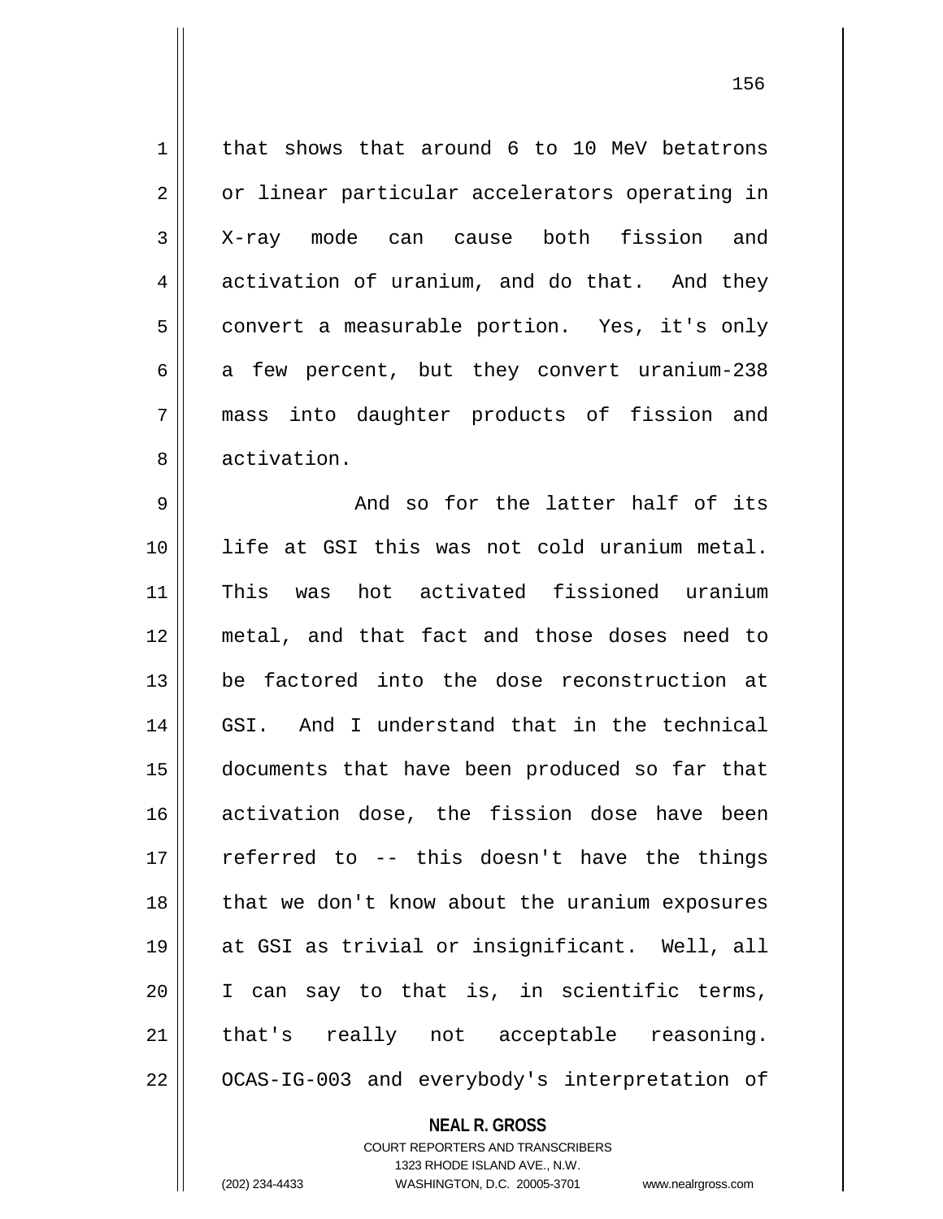that shows that around 6 to 10 MeV betatrons or linear particular accelerators operating in X-ray mode can cause both fission and activation of uranium, and do that. And they convert a measurable portion. Yes, it's only a few percent, but they convert uranium-238 mass into daughter products of fission and activation.

And so for the latter half of its life at GSI this was not cold uranium metal. This was hot activated fissioned uranium metal, and that fact and those doses need to be factored into the dose reconstruction at GSI. And I understand that in the technical documents that have been produced so far that activation dose, the fission dose have been referred to -- this doesn't have the things that we don't know about the uranium exposures at GSI as trivial or insignificant. Well, all I can say to that is, in scientific terms, that's really not acceptable reasoning. OCAS-IG-003 and everybody's interpretation of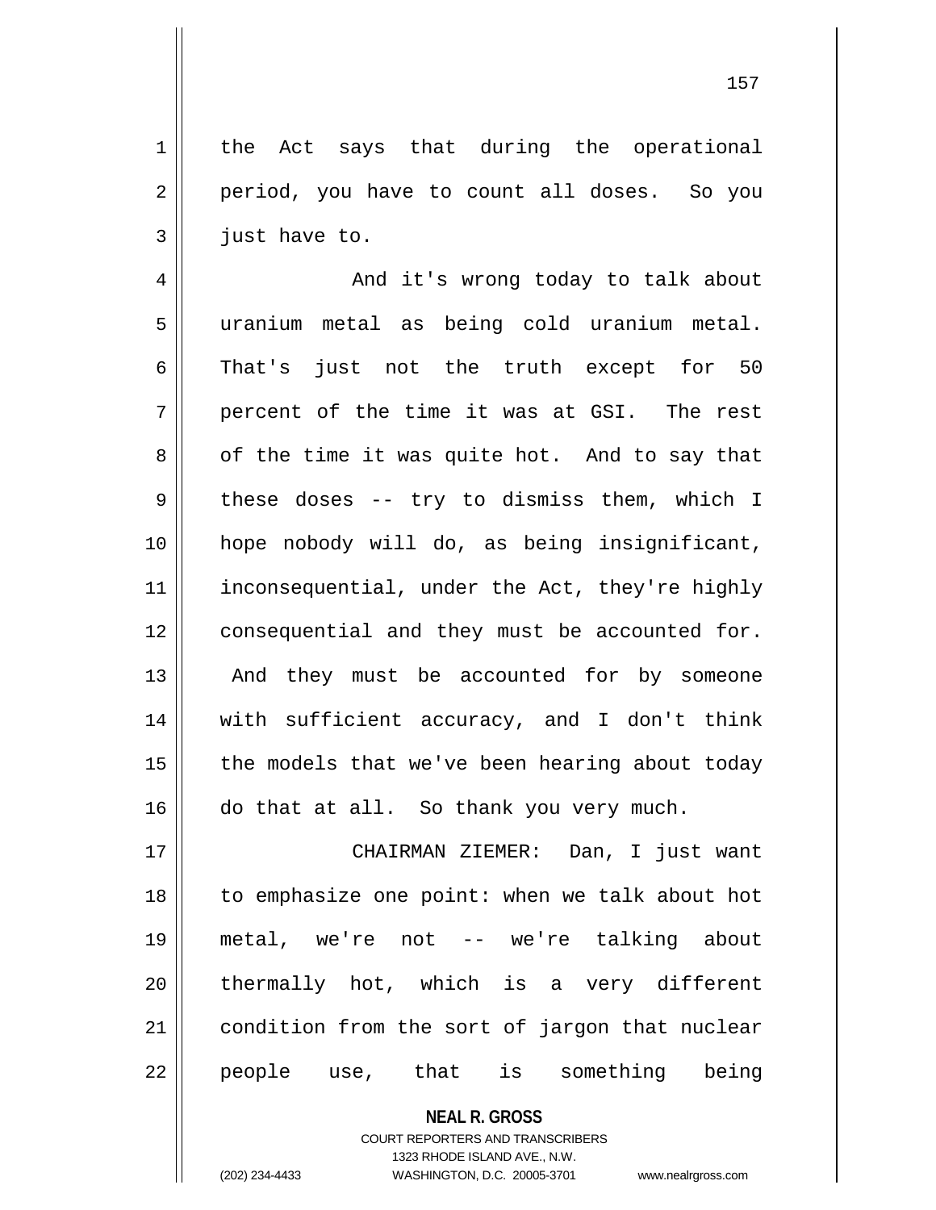the Act says that during the operational period, you have to count all doses. So you just have to.

And it's wrong today to talk about uranium metal as being cold uranium metal. That's just not the truth except for 50 percent of the time it was at GSI. The rest of the time it was quite hot. And to say that these doses -- try to dismiss them, which I hope nobody will do, as being insignificant, inconsequential, under the Act, they're highly consequential and they must be accounted for. And they must be accounted for by someone with sufficient accuracy, and I don't think the models that we've been hearing about today do that at all. So thank you very much.

CHAIRMAN ZIEMER: Dan, I just want to emphasize one point: when we talk about hot metal, we're not -- we're talking about thermally hot, which is a very different condition from the sort of jargon that nuclear people use, that is something being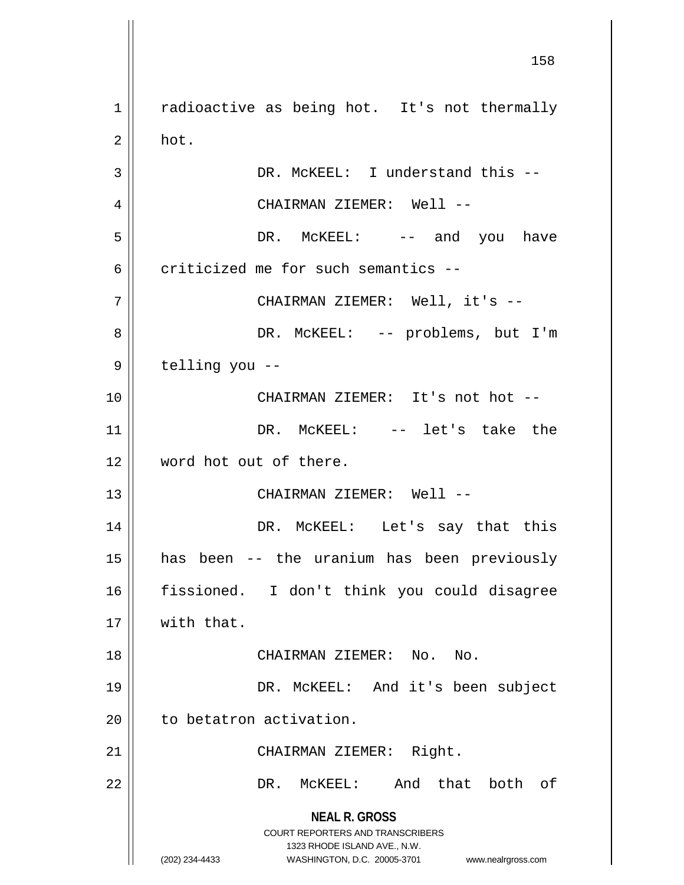radioactive as being hot. It's not thermally hot.

DR. McKEEL: I understand this --

CHAIRMAN ZIEMER: Well --

DR. McKEEL: -- and you have criticized me for such semantics --

CHAIRMAN ZIEMER: Well, it's --

DR. McKEEL: -- problems, but I'm telling you --

CHAIRMAN ZIEMER: It's not hot --

DR. McKEEL: -- let's take the word hot out of there.

CHAIRMAN ZIEMER: Well --

DR. McKEEL: Let's say that this has been -- the uranium has been previously fissioned. I don't think you could disagree with that.

CHAIRMAN ZIEMER: No. No.

DR. McKEEL: And it's been subject to betatron activation.

CHAIRMAN ZIEMER: Right.

DR. McKEEL: And that both of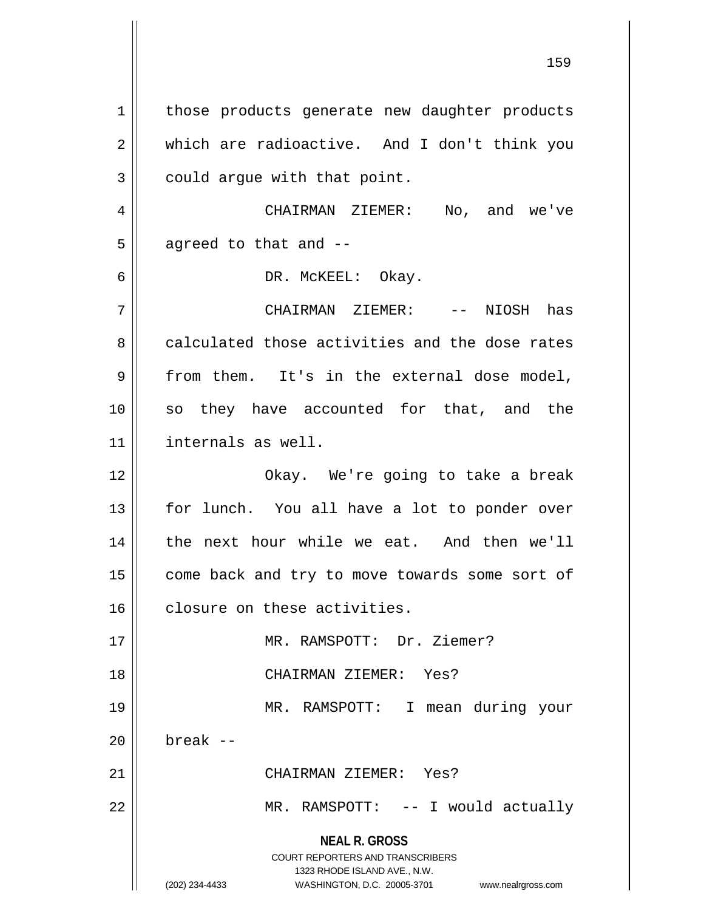those products generate new daughter products which are radioactive. And I don't think you could argue with that point.

CHAIRMAN ZIEMER: No, and we've agreed to that and --

DR. McKEEL: Okay.

CHAIRMAN ZIEMER: -- NIOSH has calculated those activities and the dose rates from them. It's in the external dose model, so they have accounted for that, and the internals as well.

Okay. We're going to take a break for lunch. You all have a lot to ponder over the next hour while we eat. And then we'll come back and try to move towards some sort of closure on these activities.

MR. RAMSPOTT: Dr. Ziemer?

CHAIRMAN ZIEMER: Yes?

MR. RAMSPOTT: I mean during your break --

CHAIRMAN ZIEMER: Yes?

MR. RAMSPOTT: -- I would actually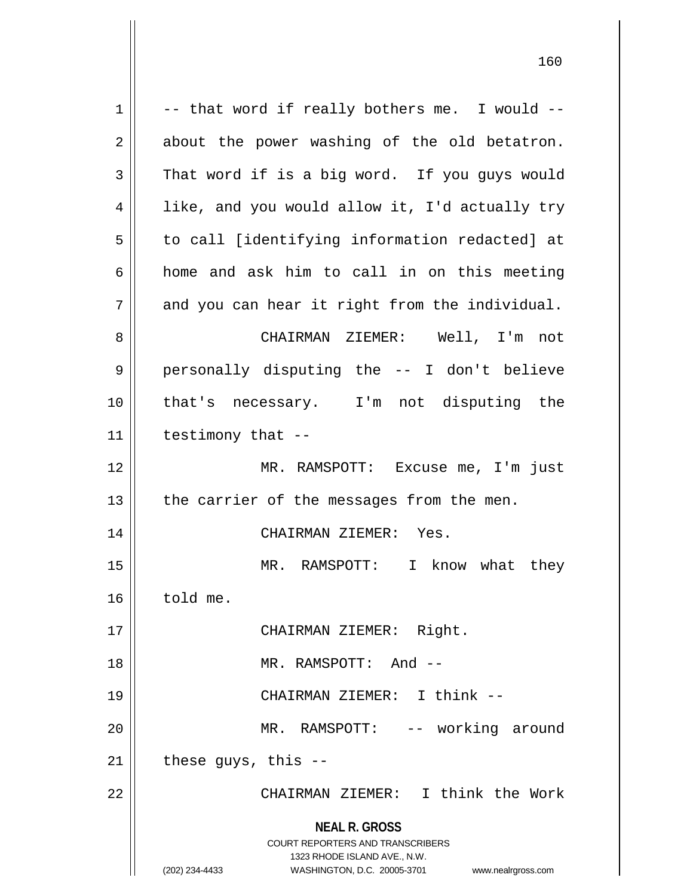-- that word if really bothers me. I would -- about the power washing of the old betatron. That word if is a big word. If you guys would like, and you would allow it, I'd actually try to call [identifying information redacted] at home and ask him to call in on this meeting and you can hear it right from the individual.

CHAIRMAN ZIEMER: Well, I'm not personally disputing the -- I don't believe that's necessary. I'm not disputing the testimony that --

MR. RAMSPOTT: Excuse me, I'm just the carrier of the messages from the men.

CHAIRMAN ZIEMER: Yes.

MR. RAMSPOTT: I know what they told me.

CHAIRMAN ZIEMER: Right.

MR. RAMSPOTT: And --

CHAIRMAN ZIEMER: I think --

MR. RAMSPOTT: -- working around these guys, this --

CHAIRMAN ZIEMER: I think the Work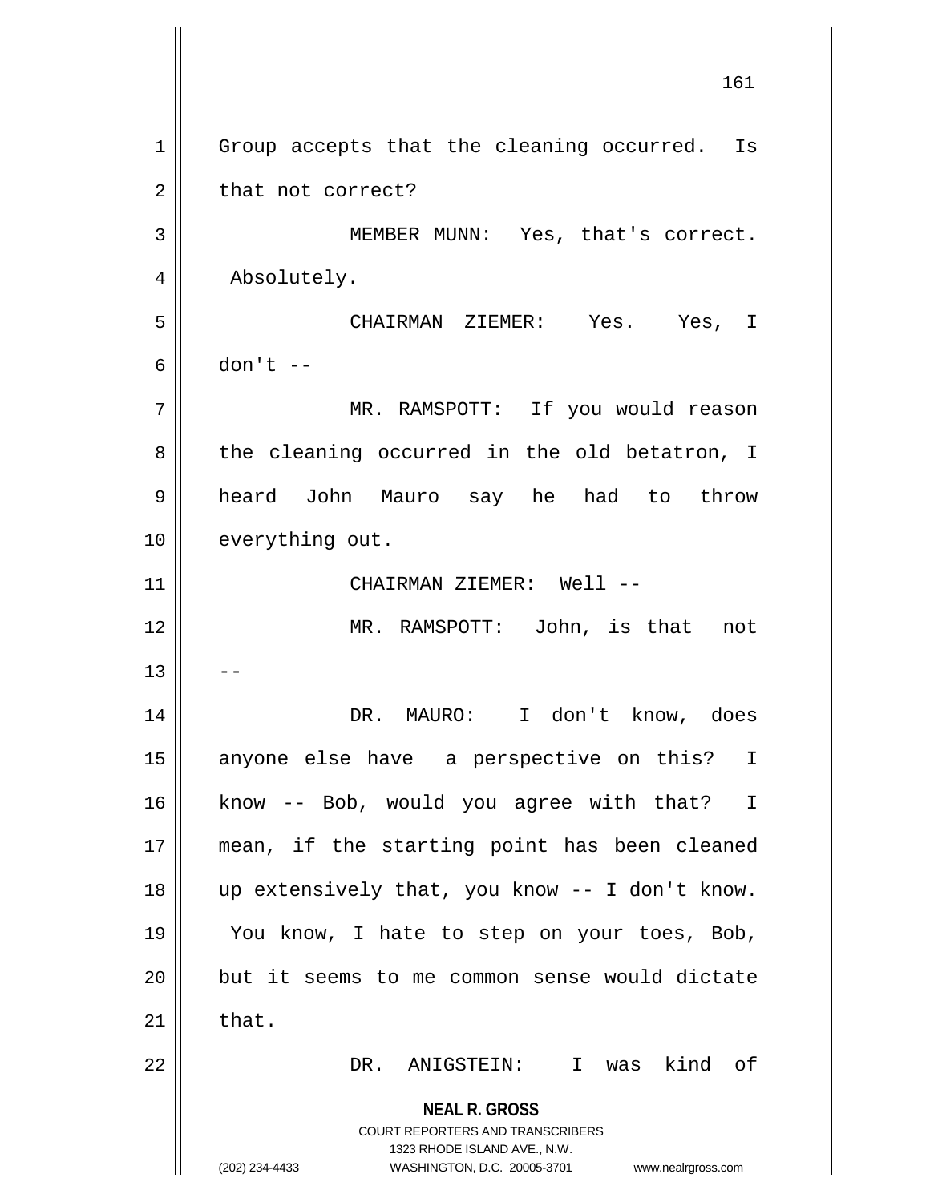Group accepts that the cleaning occurred. Is that not correct?

MEMBER MUNN: Yes, that's correct. Absolutely.

CHAIRMAN ZIEMER: Yes. Yes, I don't --

MR. RAMSPOTT: If you would reason the cleaning occurred in the old betatron, I heard John Mauro say he had to throw everything out.

CHAIRMAN ZIEMER: Well --

MR. RAMSPOTT: John, is that not --

DR. MAURO: I don't know, does anyone else have a perspective on this? I know -- Bob, would you agree with that? I mean, if the starting point has been cleaned up extensively that, you know -- I don't know. You know, I hate to step on your toes, Bob, but it seems to me common sense would dictate that.

DR. ANIGSTEIN: I was kind of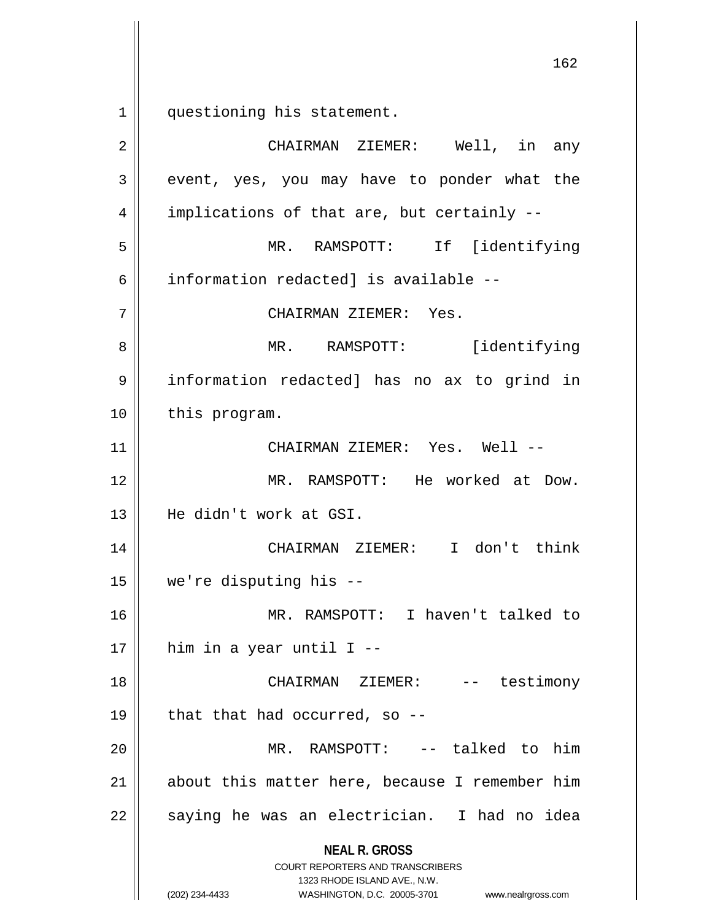questioning his statement.

CHAIRMAN ZIEMER: Well, in any event, yes, you may have to ponder what the implications of that are, but certainly --

MR. RAMSPOTT: If [identifying information redacted] is available --

CHAIRMAN ZIEMER: Yes.

MR. RAMSPOTT: [identifying information redacted] has no ax to grind in this program.

CHAIRMAN ZIEMER: Yes. Well --

MR. RAMSPOTT: He worked at Dow. He didn't work at GSI.

CHAIRMAN ZIEMER: I don't think we're disputing his --

MR. RAMSPOTT: I haven't talked to him in a year until I --

CHAIRMAN ZIEMER: -- testimony that that had occurred, so --

MR. RAMSPOTT: -- talked to him about this matter here, because I remember him saying he was an electrician. I had no idea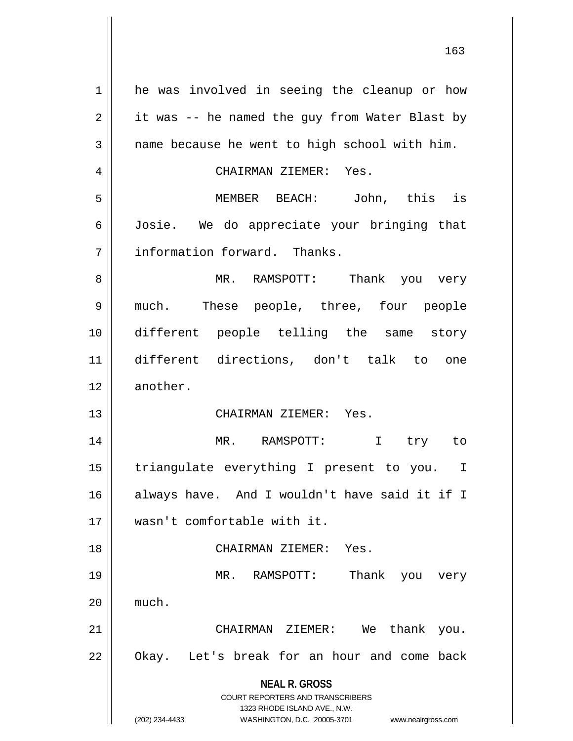he was involved in seeing the cleanup or how it was -- he named the guy from Water Blast by name because he went to high school with him.

CHAIRMAN ZIEMER: Yes.

MEMBER BEACH: John, this is Josie. We do appreciate your bringing that information forward. Thanks.

MR. RAMSPOTT: Thank you very much. These people, three, four people different people telling the same story different directions, don't talk to one another.

CHAIRMAN ZIEMER: Yes.

MR. RAMSPOTT: I try to triangulate everything I present to you. I always have. And I wouldn't have said it if I wasn't comfortable with it.

CHAIRMAN ZIEMER: Yes.

MR. RAMSPOTT: Thank you very much.

CHAIRMAN ZIEMER: We thank you. Okay. Let's break for an hour and come back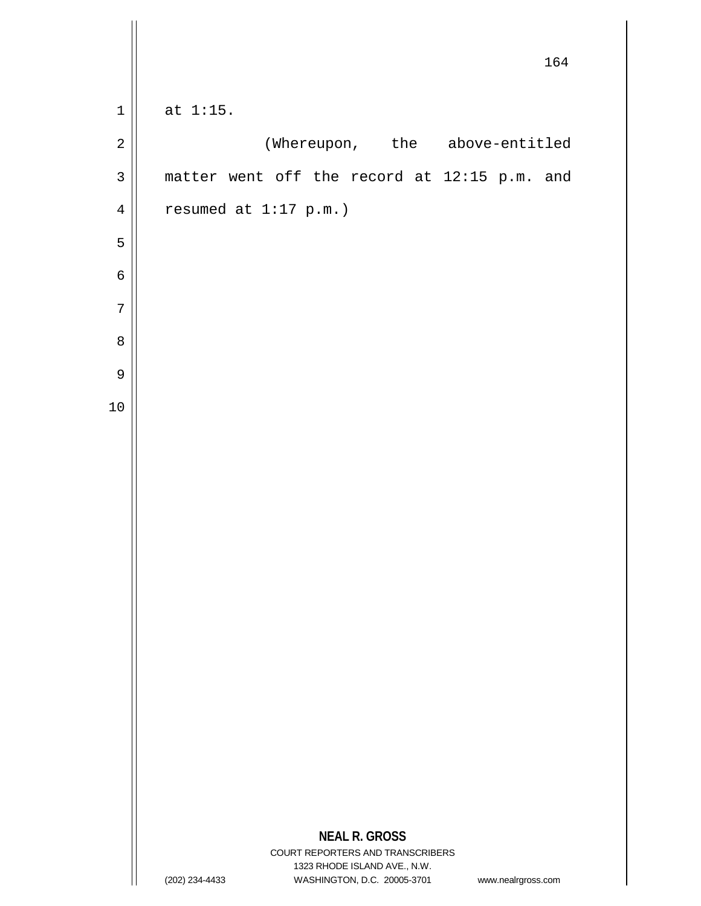at 1:15.

(Whereupon, the above-entitled matter went off the record at 12:15 p.m. and resumed at 1:17 p.m.)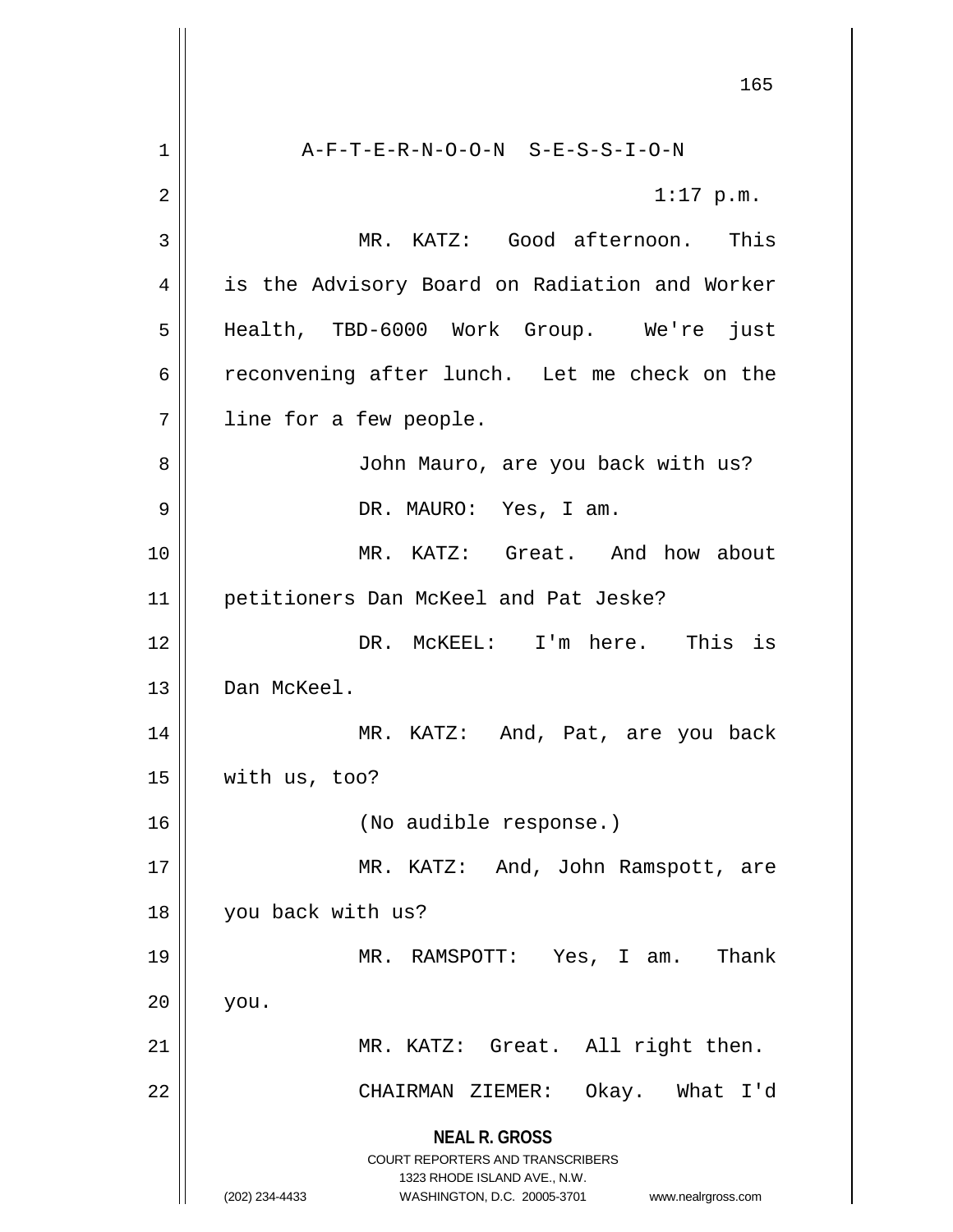A-F-T-E-R-N-O-O-N S-E-S-S-I-O-N

1:17 p.m.

MR. KATZ: Good afternoon. This is the Advisory Board on Radiation and Worker Health, TBD-6000 Work Group. We're just reconvening after lunch. Let me check on the line for a few people.

John Mauro, are you back with us?

DR. MAURO: Yes, I am.

MR. KATZ: Great. And how about petitioners Dan McKeel and Pat Jeske?

DR. McKEEL: I'm here. This is Dan McKeel.

MR. KATZ: And, Pat, are you back with us, too?

(No audible response.)

MR. KATZ: And, John Ramspott, are you back with us?

MR. RAMSPOTT: Yes, I am. Thank you.

MR. KATZ: Great. All right then.

CHAIRMAN ZIEMER: Okay. What I'd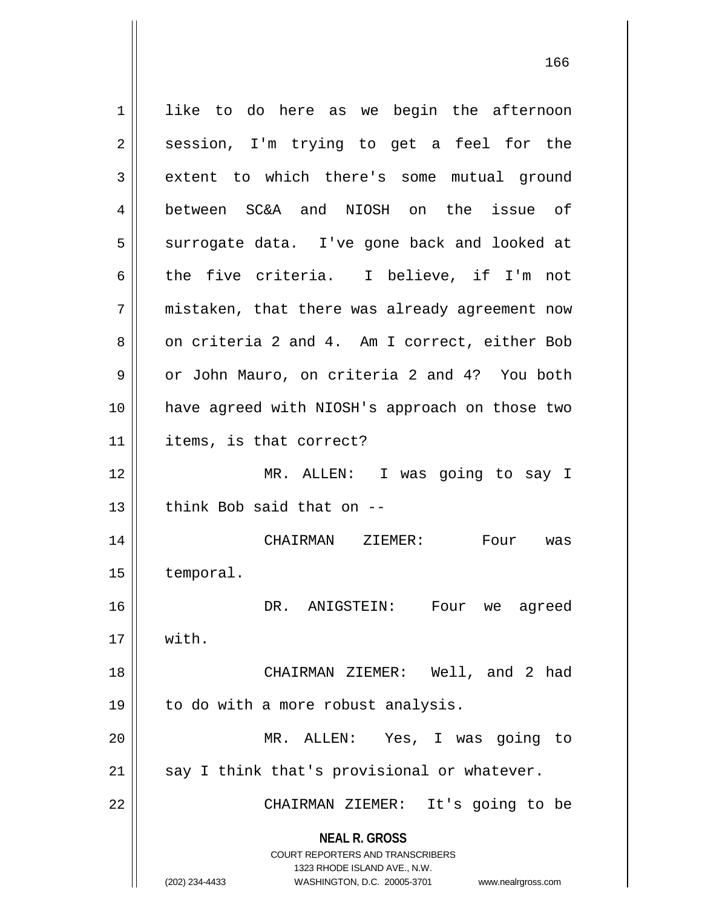like to do here as we begin the afternoon session, I'm trying to get a feel for the extent to which there's some mutual ground between SC&A and NIOSH on the issue of surrogate data. I've gone back and looked at the five criteria. I believe, if I'm not mistaken, that there was already agreement now on criteria 2 and 4. Am I correct, either Bob or John Mauro, on criteria 2 and 4? You both have agreed with NIOSH's approach on those two items, is that correct?

MR. ALLEN: I was going to say I think Bob said that on --

CHAIRMAN ZIEMER: Four was temporal.

DR. ANIGSTEIN: Four we agreed with.

CHAIRMAN ZIEMER: Well, and 2 had to do with a more robust analysis.

MR. ALLEN: Yes, I was going to say I think that's provisional or whatever.

CHAIRMAN ZIEMER: It's going to be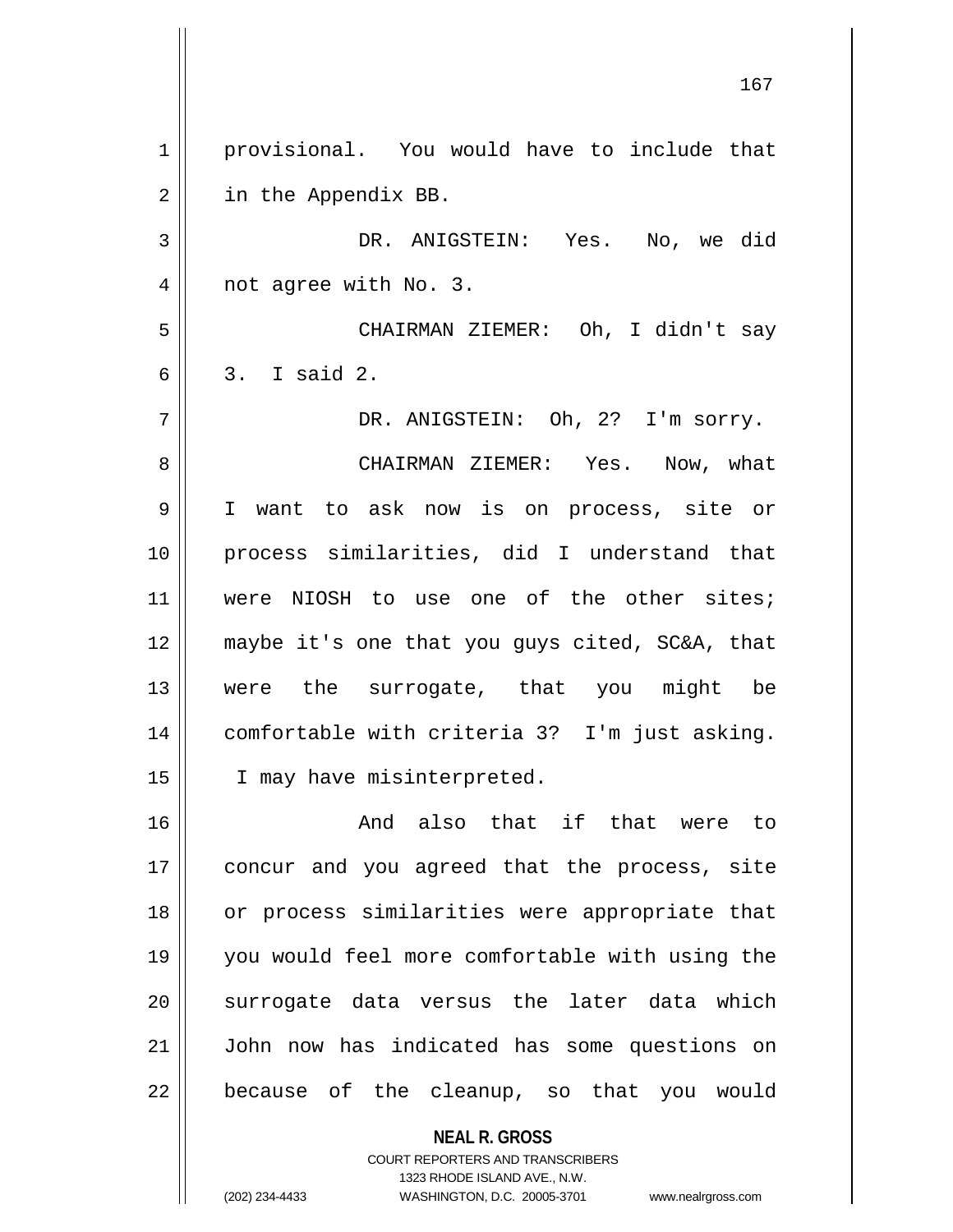provisional. You would have to include that in the Appendix BB.

DR. ANIGSTEIN: Yes. No, we did not agree with No. 3.

CHAIRMAN ZIEMER: Oh, I didn't say 3. I said 2.

DR. ANIGSTEIN: Oh, 2? I'm sorry.

CHAIRMAN ZIEMER: Yes. Now, what I want to ask now is on process, site or process similarities, did I understand that were NIOSH to use one of the other sites; maybe it's one that you guys cited, SC&A, that were the surrogate, that you might be comfortable with criteria 3? I'm just asking. I may have misinterpreted.

And also that if that were to concur and you agreed that the process, site or process similarities were appropriate that you would feel more comfortable with using the surrogate data versus the later data which John now has indicated has some questions on because of the cleanup, so that you would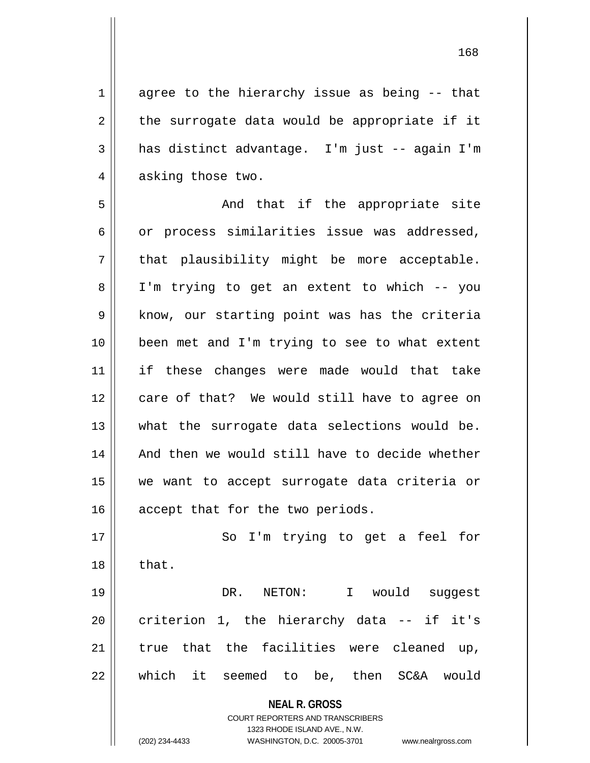agree to the hierarchy issue as being -- that the surrogate data would be appropriate if it has distinct advantage. I'm just -- again I'm asking those two.

And that if the appropriate site or process similarities issue was addressed, that plausibility might be more acceptable. I'm trying to get an extent to which -- you know, our starting point was has the criteria been met and I'm trying to see to what extent if these changes were made would that take care of that? We would still have to agree on what the surrogate data selections would be. And then we would still have to decide whether we want to accept surrogate data criteria or accept that for the two periods.

So I'm trying to get a feel for that.

DR. NETON: I would suggest criterion 1, the hierarchy data -- if it's true that the facilities were cleaned up, which it seemed to be, then SC&A would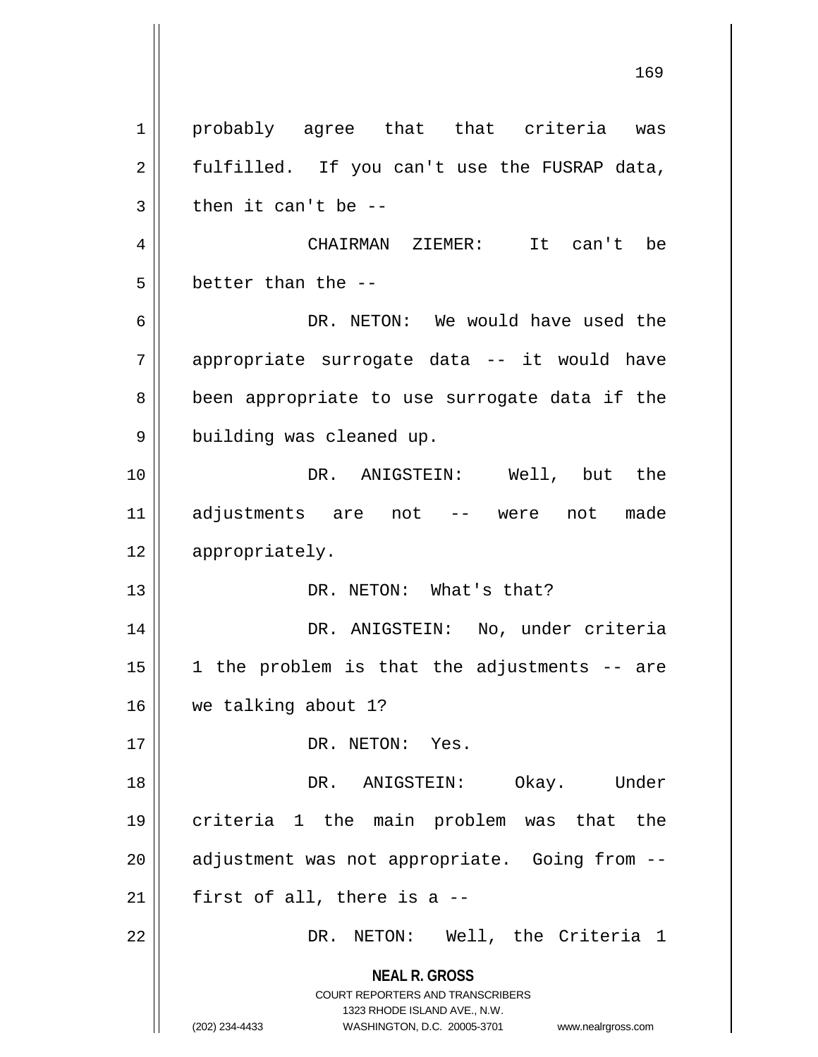probably agree that that criteria was fulfilled. If you can't use the FUSRAP data, then it can't be --

CHAIRMAN ZIEMER: It can't be better than the --

DR. NETON: We would have used the appropriate surrogate data -- it would have been appropriate to use surrogate data if the building was cleaned up.

DR. ANIGSTEIN: Well, but the adjustments are not -- were not made appropriately.

DR. NETON: What's that?

DR. ANIGSTEIN: No, under criteria 1 the problem is that the adjustments -- are we talking about 1?

DR. NETON: Yes.

DR. ANIGSTEIN: Okay. Under criteria 1 the main problem was that the adjustment was not appropriate. Going from -- first of all, there is a --

DR. NETON: Well, the Criteria 1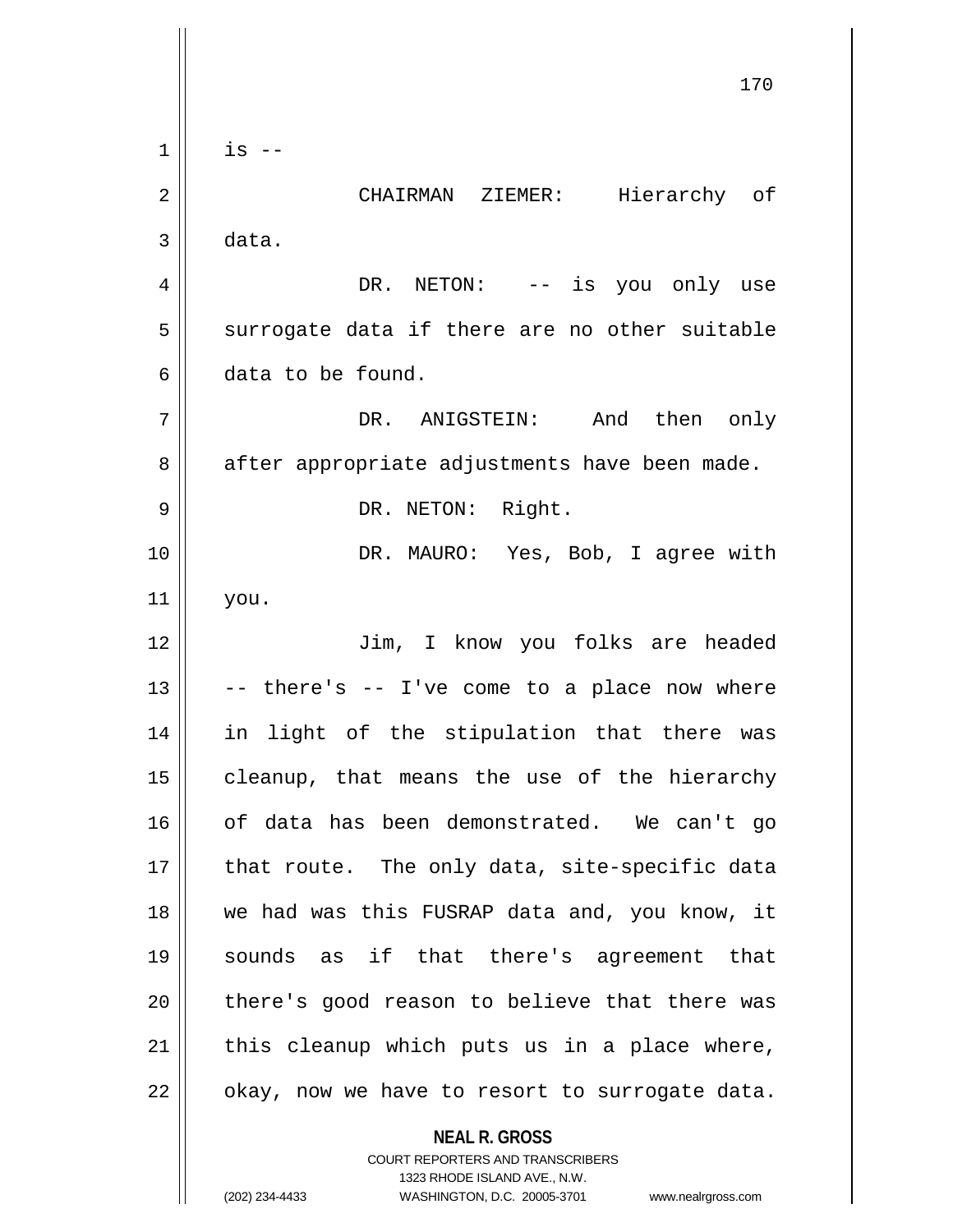is --

CHAIRMAN ZIEMER: Hierarchy of data.

DR. NETON: -- is you only use surrogate data if there are no other suitable data to be found.

DR. ANIGSTEIN: And then only after appropriate adjustments have been made.

DR. NETON: Right.

DR. MAURO: Yes, Bob, I agree with you.

Jim, I know you folks are headed -- there's -- I've come to a place now where in light of the stipulation that there was cleanup, that means the use of the hierarchy of data has been demonstrated. We can't go that route. The only data, site-specific data we had was this FUSRAP data and, you know, it sounds as if that there's agreement that there's good reason to believe that there was this cleanup which puts us in a place where, okay, now we have to resort to surrogate data.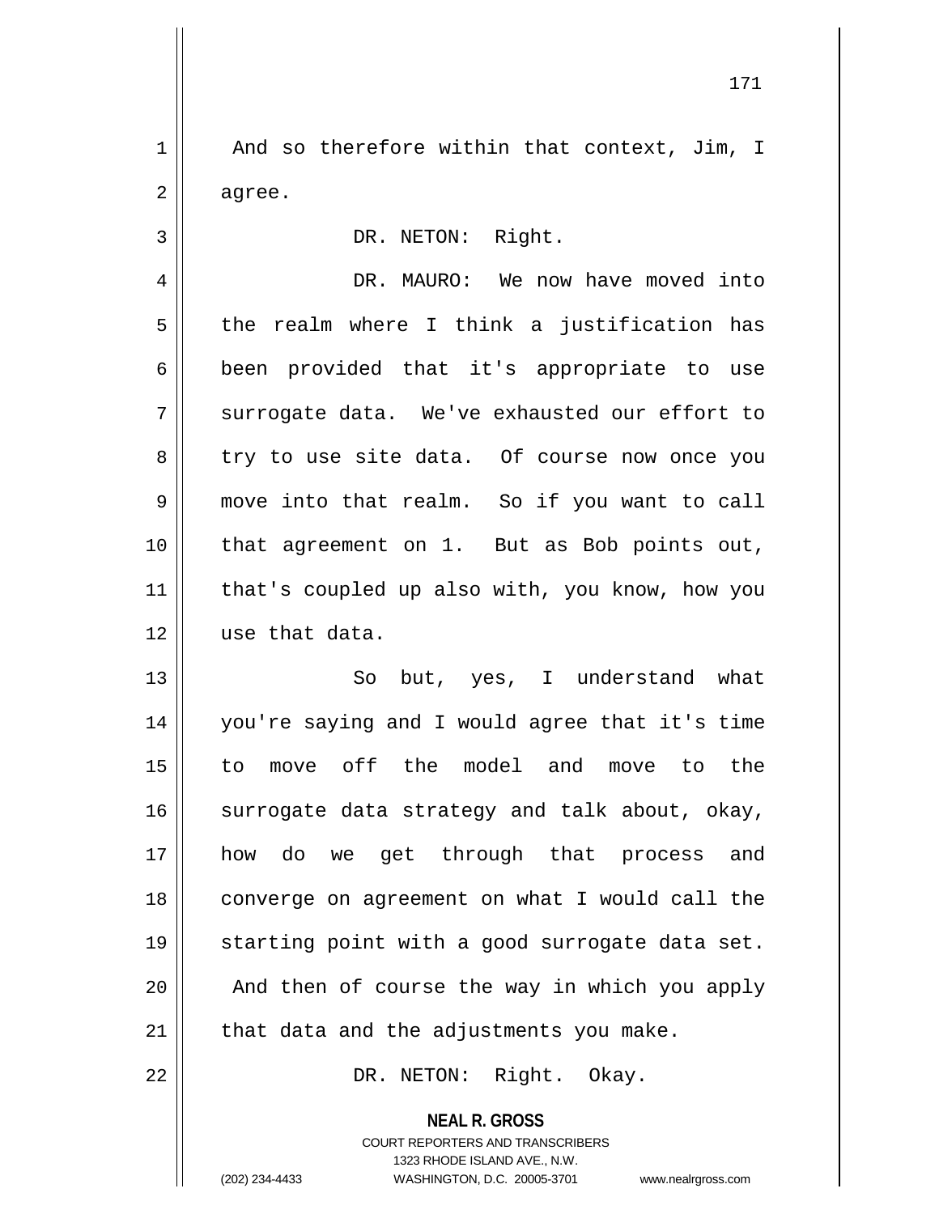And so therefore within that context, Jim, I agree.

DR. NETON: Right.

DR. MAURO: We now have moved into the realm where I think a justification has been provided that it's appropriate to use surrogate data. We've exhausted our effort to try to use site data. Of course now once you move into that realm. So if you want to call that agreement on 1. But as Bob points out, that's coupled up also with, you know, how you use that data.

So but, yes, I understand what you're saying and I would agree that it's time to move off the model and move to the surrogate data strategy and talk about, okay, how do we get through that process and converge on agreement on what I would call the starting point with a good surrogate data set. And then of course the way in which you apply that data and the adjustments you make.

DR. NETON: Right. Okay.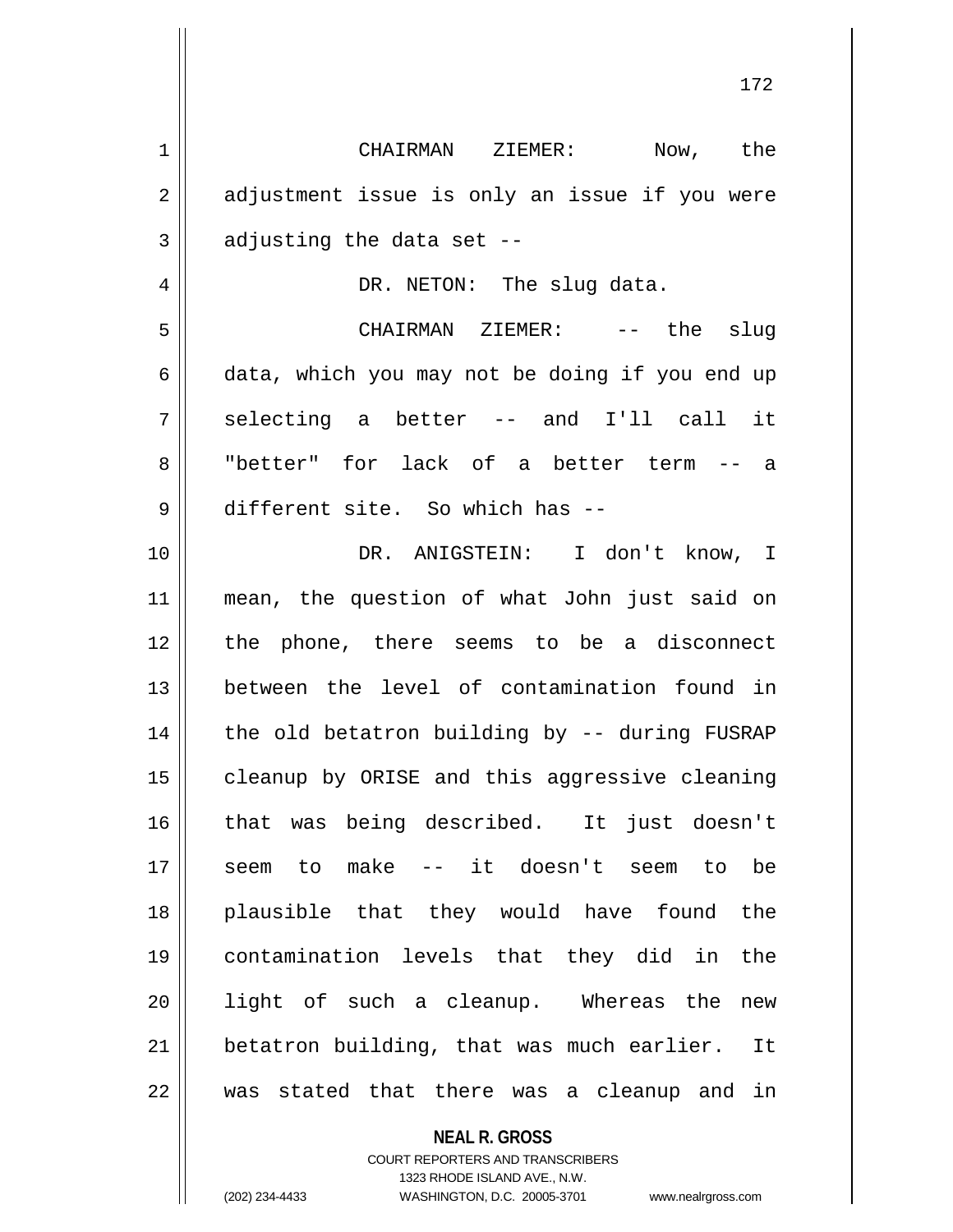CHAIRMAN ZIEMER: Now, the adjustment issue is only an issue if you were adjusting the data set --

DR. NETON: The slug data.

CHAIRMAN ZIEMER: -- the slug data, which you may not be doing if you end up selecting a better -- and I'll call it "better" for lack of a better term -- a different site. So which has --

DR. ANIGSTEIN: I don't know, I mean, the question of what John just said on the phone, there seems to be a disconnect between the level of contamination found in the old betatron building by -- during FUSRAP cleanup by ORISE and this aggressive cleaning that was being described. It just doesn't seem to make -- it doesn't seem to be plausible that they would have found the contamination levels that they did in the light of such a cleanup. Whereas the new betatron building, that was much earlier. It was stated that there was a cleanup and in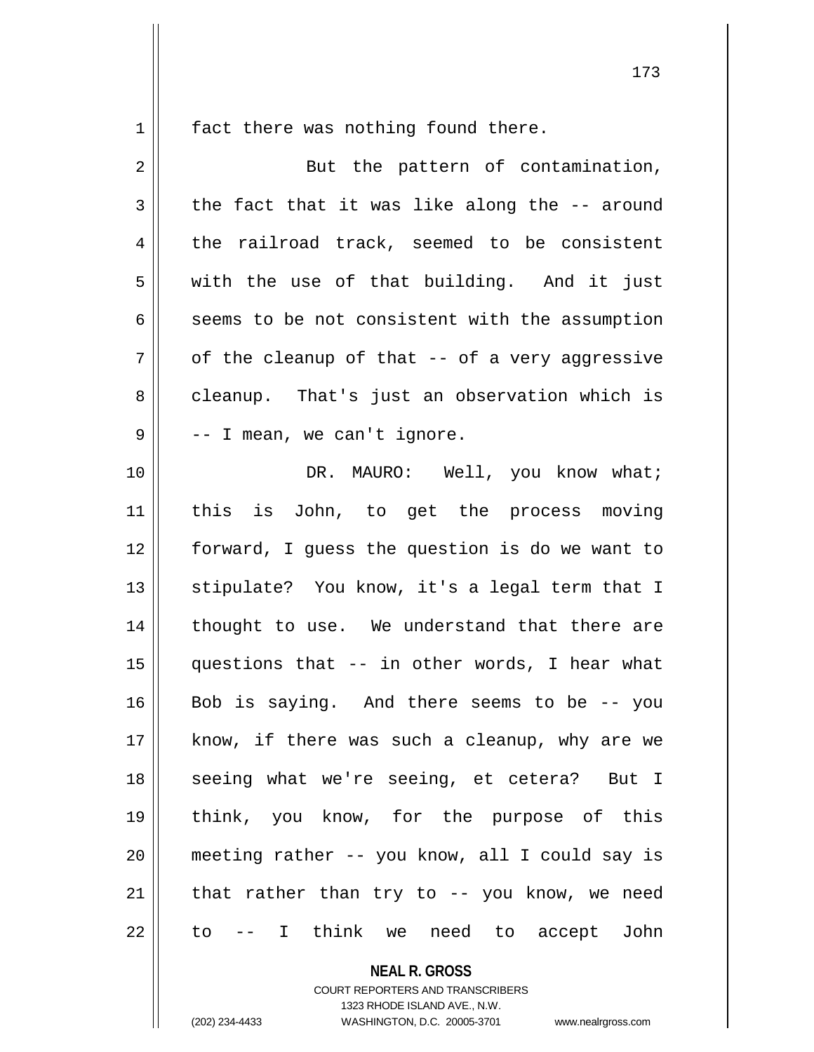fact there was nothing found there.

But the pattern of contamination, the fact that it was like along the -- around the railroad track, seemed to be consistent with the use of that building. And it just seems to be not consistent with the assumption of the cleanup of that -- of a very aggressive cleanup. That's just an observation which is -- I mean, we can't ignore.

DR. MAURO: Well, you know what; this is John, to get the process moving forward, I guess the question is do we want to stipulate? You know, it's a legal term that I thought to use. We understand that there are questions that -- in other words, I hear what Bob is saying. And there seems to be -- you know, if there was such a cleanup, why are we seeing what we're seeing, et cetera? But I think, you know, for the purpose of this meeting rather -- you know, all I could say is that rather than try to -- you know, we need to -- I think we need to accept John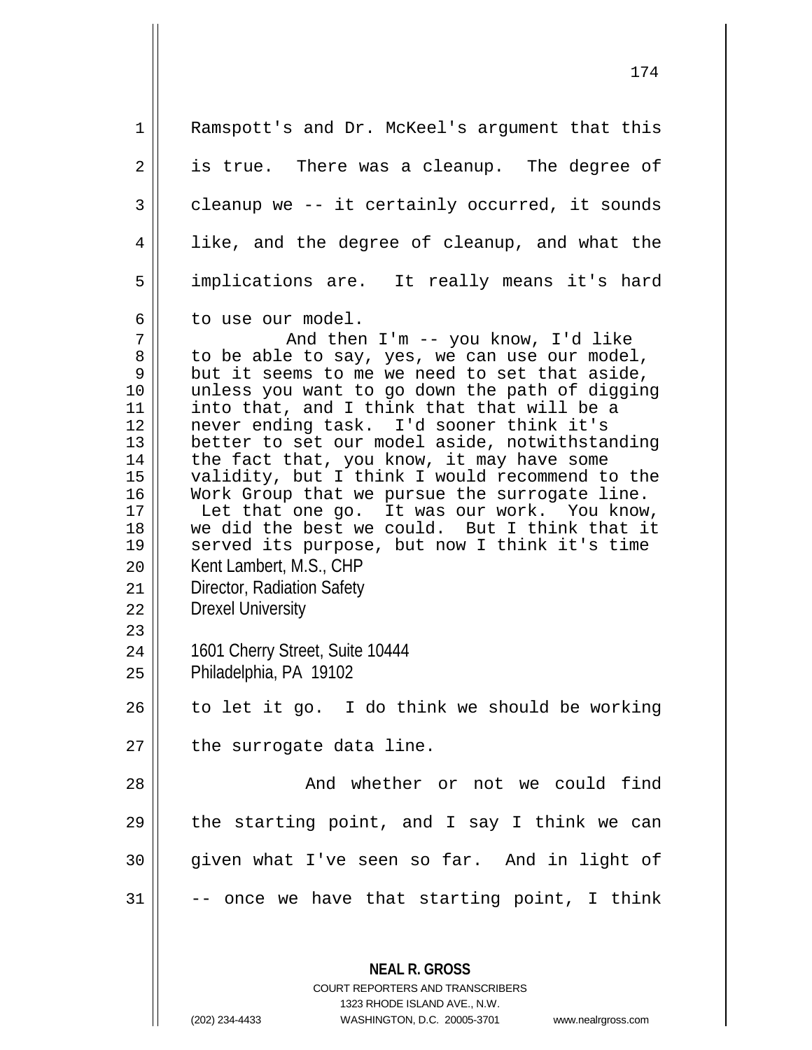Ramspott's and Dr. McKeel's argument that this is true. There was a cleanup. The degree of cleanup we -- it certainly occurred, it sounds like, and the degree of cleanup, and what the implications are. It really means it's hard to use our model.

And then I'm -- you know, I'd like to be able to say, yes, we can use our model, but it seems to me we need to set that aside, unless you want to go down the path of digging into that, and I think that that will be a never ending task. I'd sooner think it's better to set our model aside, notwithstanding the fact that, you know, it may have some validity, but I think I would recommend to the Work Group that we pursue the surrogate line. Let that one go. It was our work. You know, we did the best we could. But I think that it served its purpose, but now I think it's time

Kent Lambert, M.S., CHP
Director, Radiation Safety
Drexel University

1601 Cherry Street, Suite 10444
Philadelphia, PA 19102

to let it go. I do think we should be working the surrogate data line.

And whether or not we could find the starting point, and I say I think we can given what I've seen so far. And in light of -- once we have that starting point, I think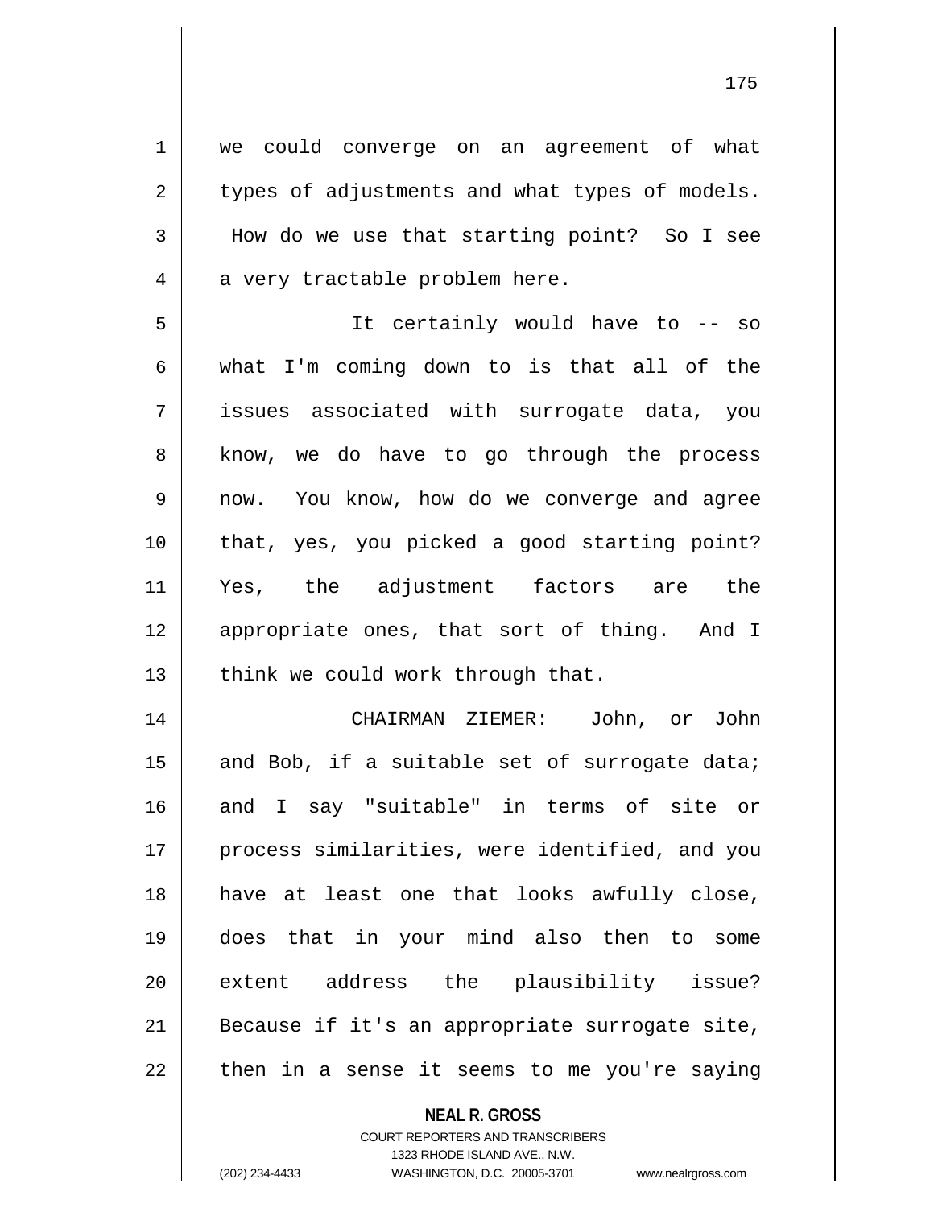we could converge on an agreement of what types of adjustments and what types of models. How do we use that starting point? So I see a very tractable problem here.

It certainly would have to -- so what I'm coming down to is that all of the issues associated with surrogate data, you know, we do have to go through the process now. You know, how do we converge and agree that, yes, you picked a good starting point? Yes, the adjustment factors are the appropriate ones, that sort of thing. And I think we could work through that.

CHAIRMAN ZIEMER: John, or John and Bob, if a suitable set of surrogate data; and I say "suitable" in terms of site or process similarities, were identified, and you have at least one that looks awfully close, does that in your mind also then to some extent address the plausibility issue? Because if it's an appropriate surrogate site, then in a sense it seems to me you're saying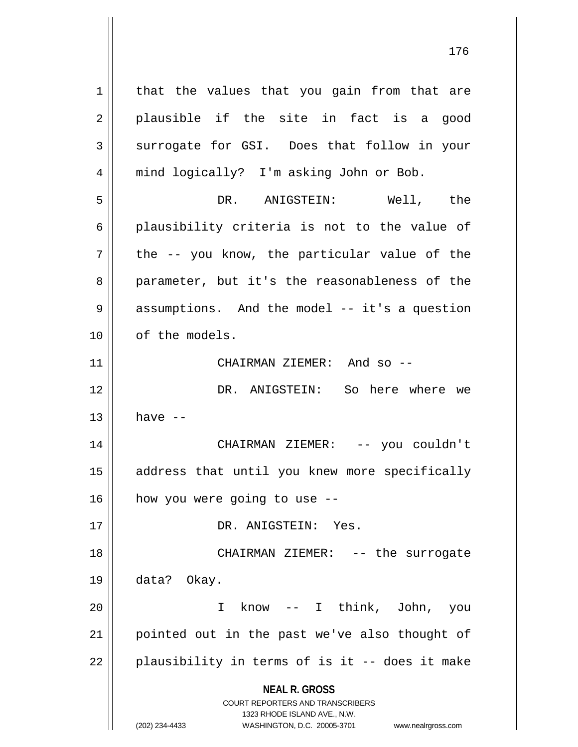that the values that you gain from that are plausible if the site in fact is a good surrogate for GSI. Does that follow in your mind logically? I'm asking John or Bob.

DR. ANIGSTEIN: Well, the plausibility criteria is not to the value of the -- you know, the particular value of the parameter, but it's the reasonableness of the assumptions. And the model -- it's a question of the models.

CHAIRMAN ZIEMER: And so --

DR. ANIGSTEIN: So here where we have --

CHAIRMAN ZIEMER: -- you couldn't address that until you knew more specifically how you were going to use --

DR. ANIGSTEIN: Yes.

CHAIRMAN ZIEMER: -- the surrogate data? Okay.

I know -- I think, John, you pointed out in the past we've also thought of plausibility in terms of is it -- does it make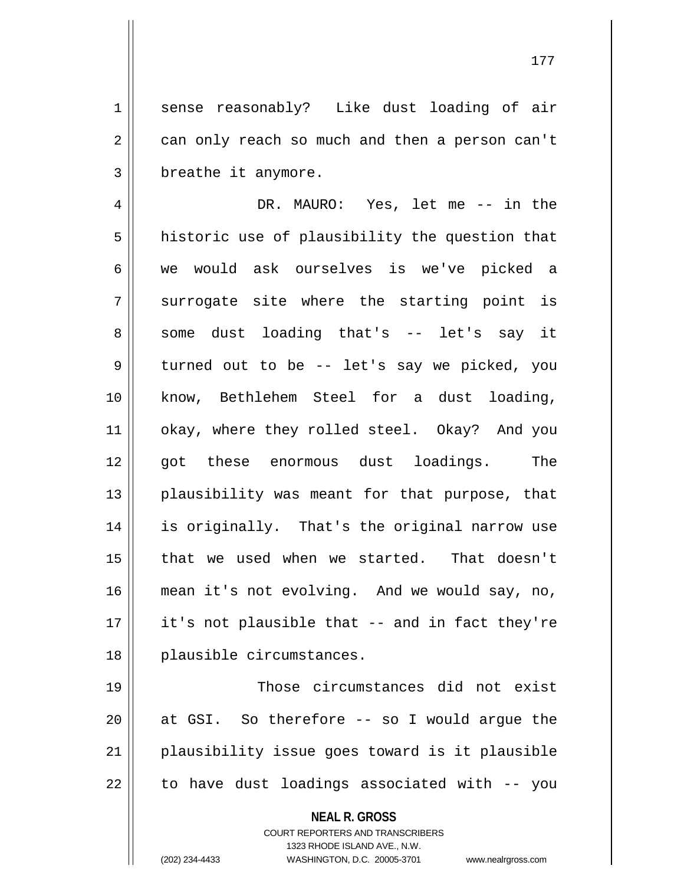sense reasonably? Like dust loading of air can only reach so much and then a person can't breathe it anymore.

DR. MAURO: Yes, let me -- in the historic use of plausibility the question that we would ask ourselves is we've picked a surrogate site where the starting point is some dust loading that's -- let's say it turned out to be -- let's say we picked, you know, Bethlehem Steel for a dust loading, okay, where they rolled steel. Okay? And you got these enormous dust loadings. The plausibility was meant for that purpose, that is originally. That's the original narrow use that we used when we started. That doesn't mean it's not evolving. And we would say, no, it's not plausible that -- and in fact they're plausible circumstances.

Those circumstances did not exist at GSI. So therefore -- so I would argue the plausibility issue goes toward is it plausible to have dust loadings associated with -- you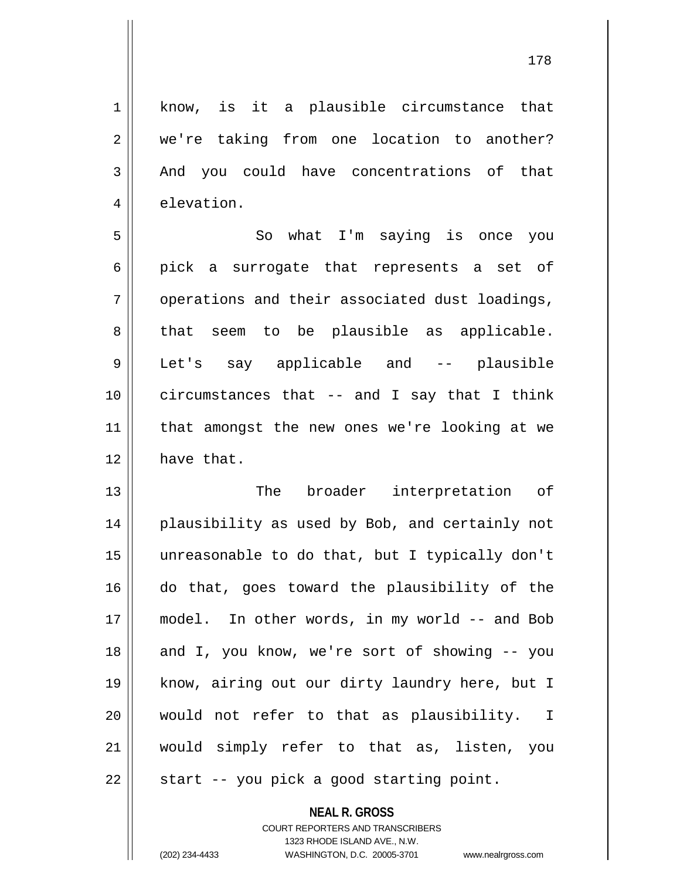know, is it a plausible circumstance that we're taking from one location to another? And you could have concentrations of that elevation.

So what I'm saying is once you pick a surrogate that represents a set of operations and their associated dust loadings, that seem to be plausible as applicable. Let's say applicable and -- plausible circumstances that -- and I say that I think that amongst the new ones we're looking at we have that.

The broader interpretation of plausibility as used by Bob, and certainly not unreasonable to do that, but I typically don't do that, goes toward the plausibility of the model. In other words, in my world -- and Bob and I, you know, we're sort of showing -- you know, airing out our dirty laundry here, but I would not refer to that as plausibility. I would simply refer to that as, listen, you start -- you pick a good starting point.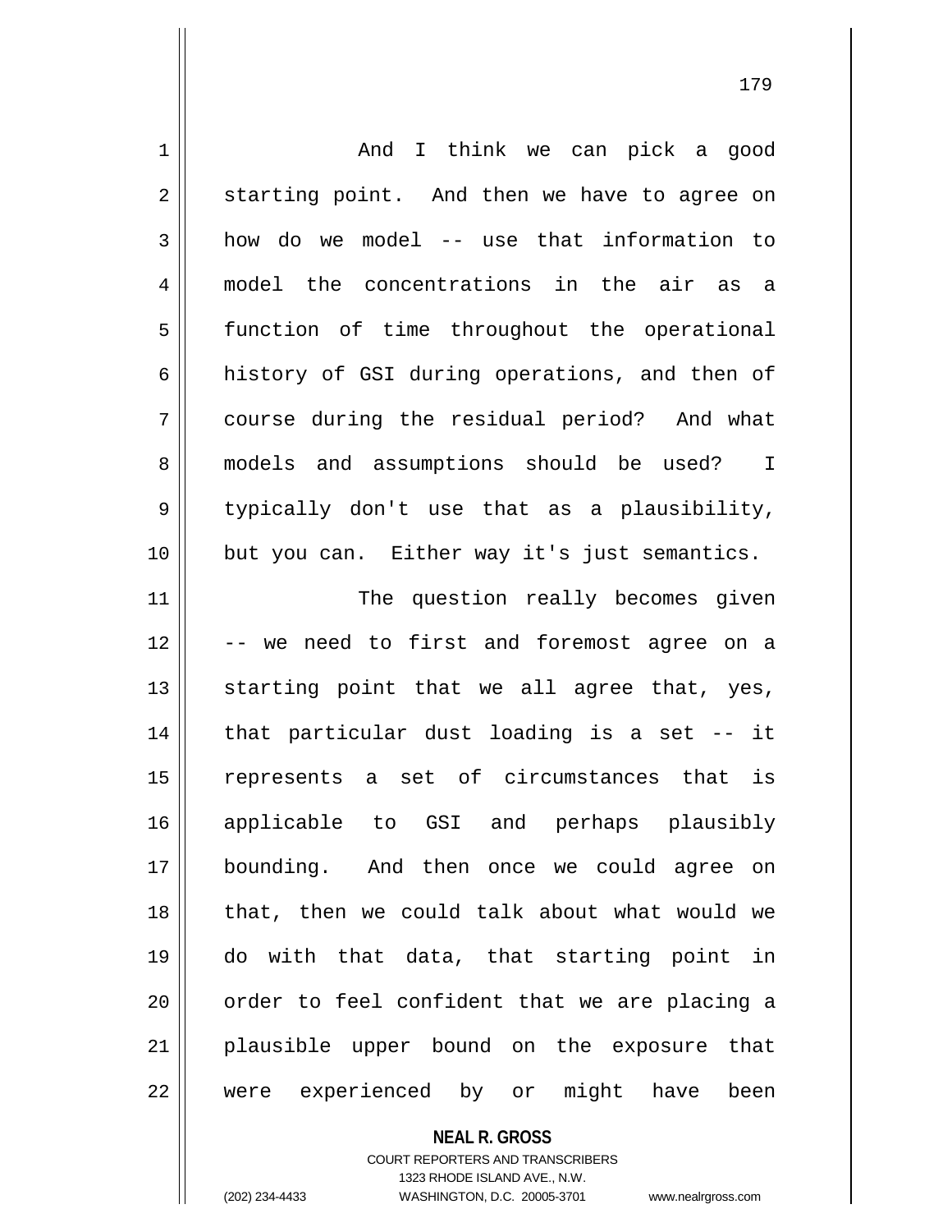And I think we can pick a good starting point. And then we have to agree on how do we model -- use that information to model the concentrations in the air as a function of time throughout the operational history of GSI during operations, and then of course during the residual period? And what models and assumptions should be used? I typically don't use that as a plausibility, but you can. Either way it's just semantics.

The question really becomes given -- we need to first and foremost agree on a starting point that we all agree that, yes, that particular dust loading is a set -- it represents a set of circumstances that is applicable to GSI and perhaps plausibly bounding. And then once we could agree on that, then we could talk about what would we do with that data, that starting point in order to feel confident that we are placing a plausible upper bound on the exposure that were experienced by or might have been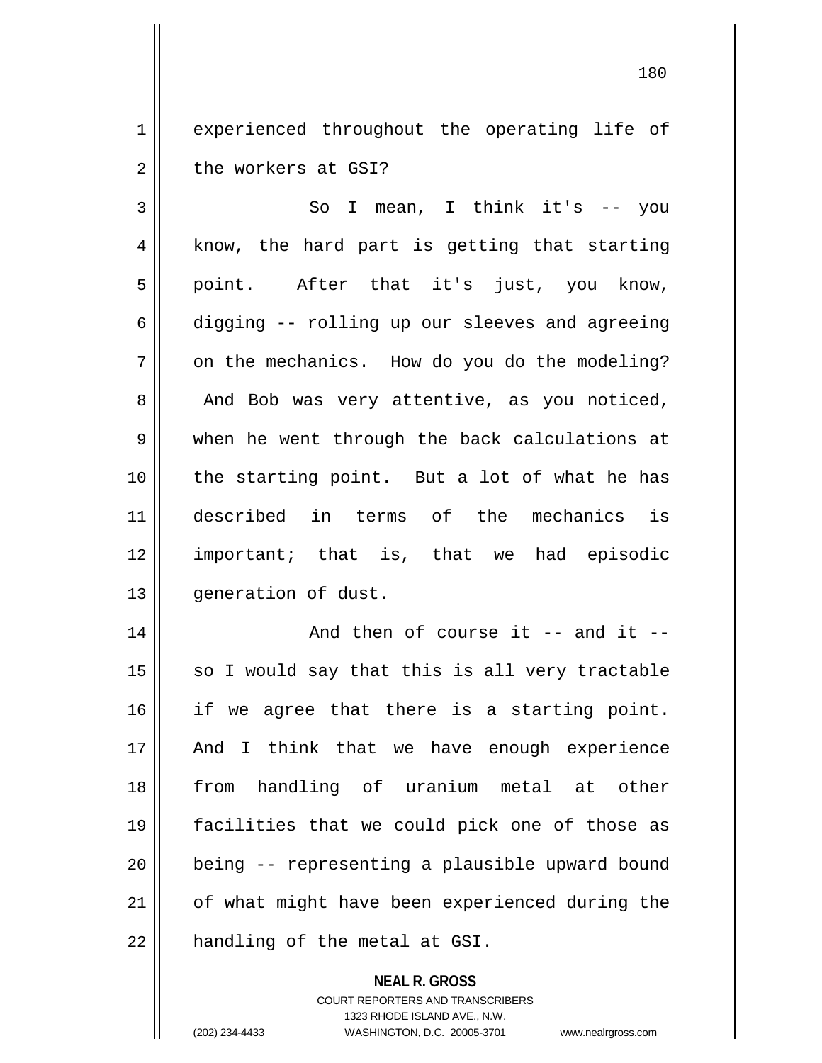experienced throughout the operating life of the workers at GSI?

So I mean, I think it's -- you know, the hard part is getting that starting point. After that it's just, you know, digging -- rolling up our sleeves and agreeing on the mechanics. How do you do the modeling? And Bob was very attentive, as you noticed, when he went through the back calculations at the starting point. But a lot of what he has described in terms of the mechanics is important; that is, that we had episodic generation of dust.

And then of course it -- and it -- so I would say that this is all very tractable if we agree that there is a starting point. And I think that we have enough experience from handling of uranium metal at other facilities that we could pick one of those as being -- representing a plausible upward bound of what might have been experienced during the handling of the metal at GSI.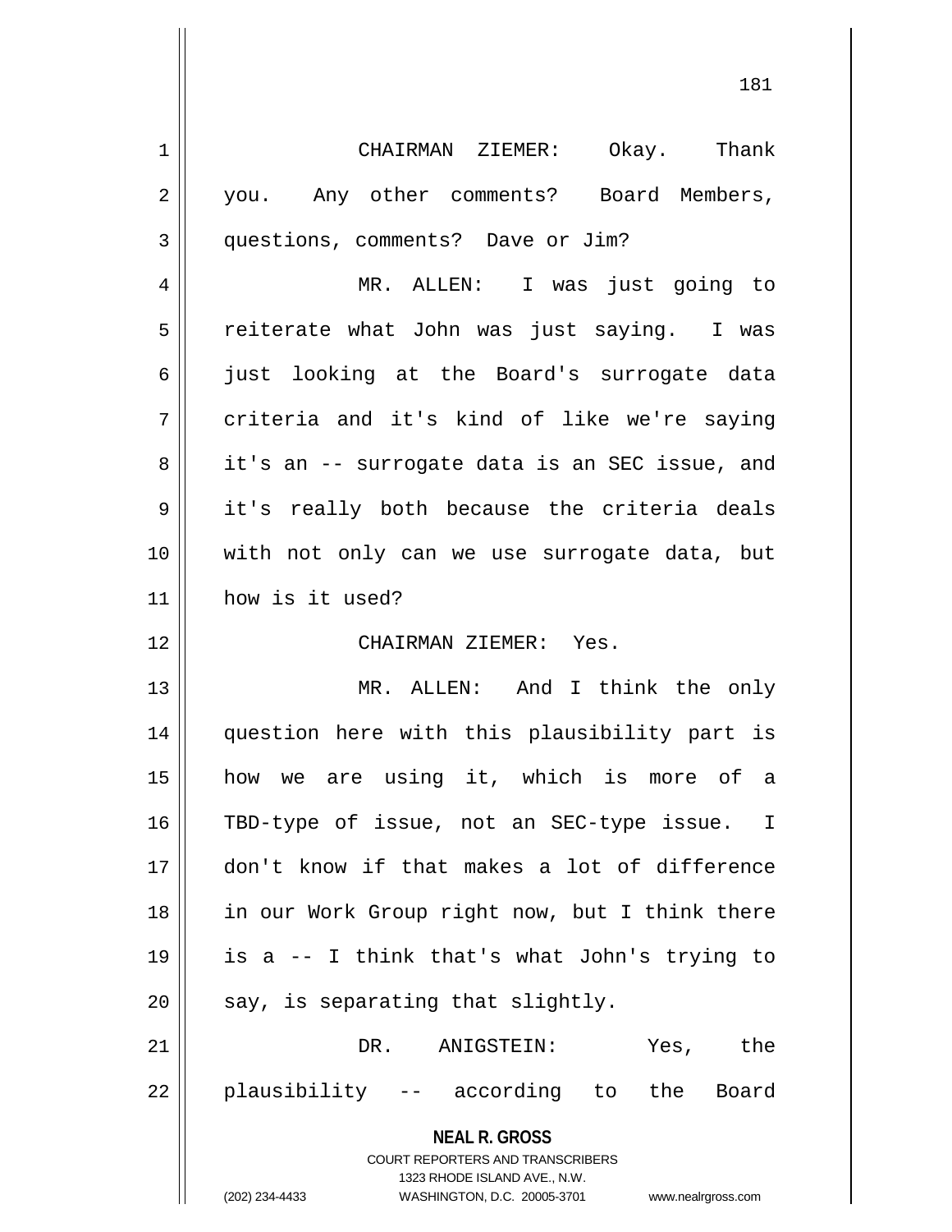CHAIRMAN ZIEMER: Okay. Thank you. Any other comments? Board Members, questions, comments? Dave or Jim?

MR. ALLEN: I was just going to reiterate what John was just saying. I was just looking at the Board's surrogate data criteria and it's kind of like we're saying it's an -- surrogate data is an SEC issue, and it's really both because the criteria deals with not only can we use surrogate data, but how is it used?

CHAIRMAN ZIEMER: Yes.

MR. ALLEN: And I think the only question here with this plausibility part is how we are using it, which is more of a TBD-type of issue, not an SEC-type issue. I don't know if that makes a lot of difference in our Work Group right now, but I think there is a -- I think that's what John's trying to say, is separating that slightly.

DR. ANIGSTEIN: Yes, the plausibility -- according to the Board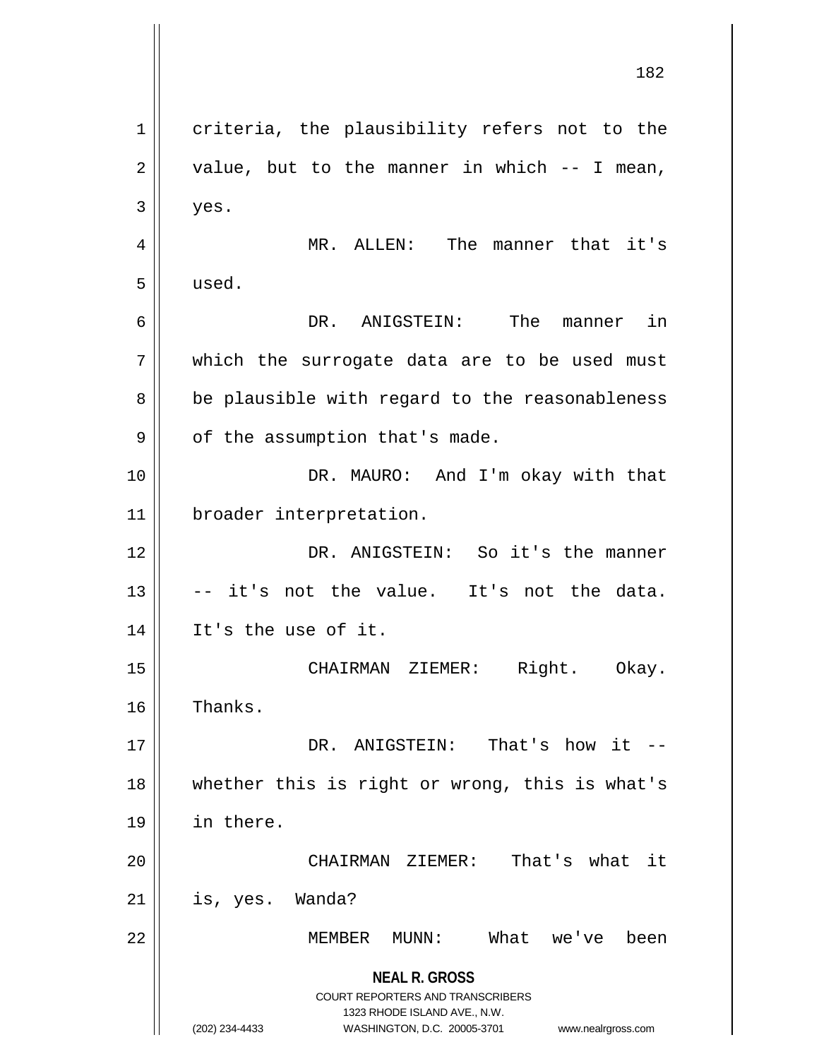criteria, the plausibility refers not to the value, but to the manner in which -- I mean, yes.

MR. ALLEN: The manner that it's used.

DR. ANIGSTEIN: The manner in which the surrogate data are to be used must be plausible with regard to the reasonableness of the assumption that's made.

DR. MAURO: And I'm okay with that broader interpretation.

DR. ANIGSTEIN: So it's the manner -- it's not the value. It's not the data. It's the use of it.

CHAIRMAN ZIEMER: Right. Okay. Thanks.

DR. ANIGSTEIN: That's how it -- whether this is right or wrong, this is what's in there.

CHAIRMAN ZIEMER: That's what it is, yes. Wanda?

MEMBER MUNN: What we've been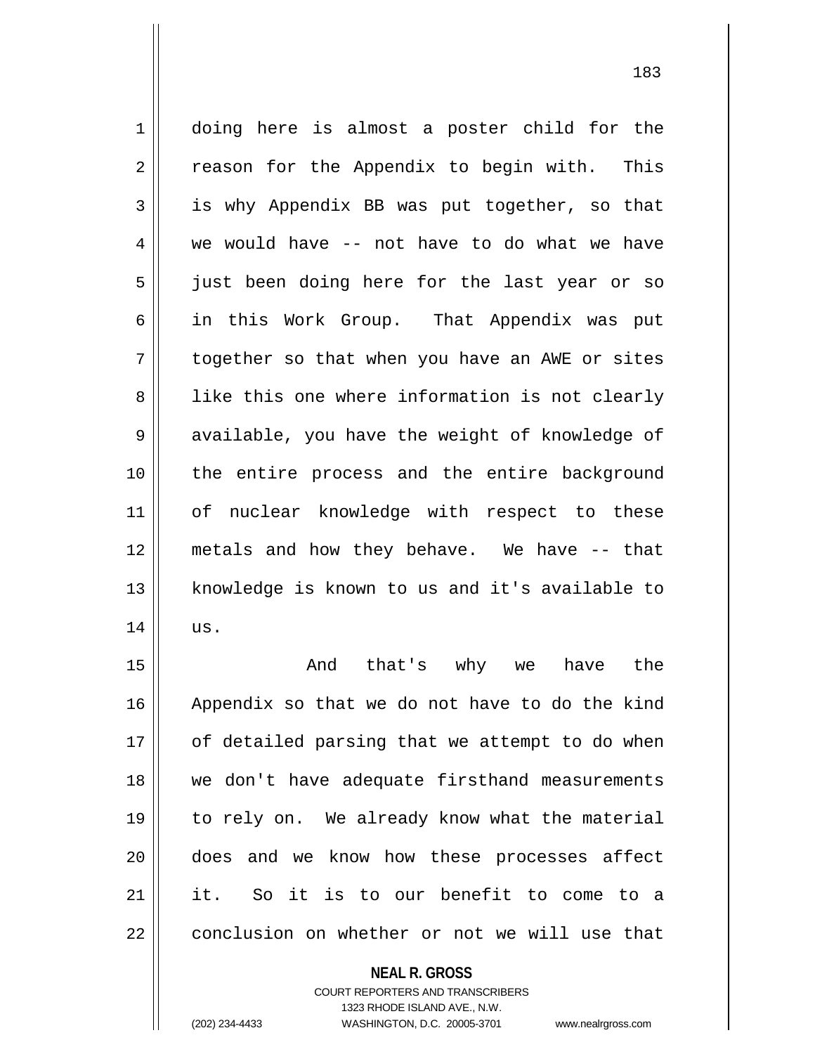doing here is almost a poster child for the reason for the Appendix to begin with. This is why Appendix BB was put together, so that we would have -- not have to do what we have just been doing here for the last year or so in this Work Group. That Appendix was put together so that when you have an AWE or sites like this one where information is not clearly available, you have the weight of knowledge of the entire process and the entire background of nuclear knowledge with respect to these metals and how they behave. We have -- that knowledge is known to us and it's available to us.

And that's why we have the Appendix so that we do not have to do the kind of detailed parsing that we attempt to do when we don't have adequate firsthand measurements to rely on. We already know what the material does and we know how these processes affect it. So it is to our benefit to come to a conclusion on whether or not we will use that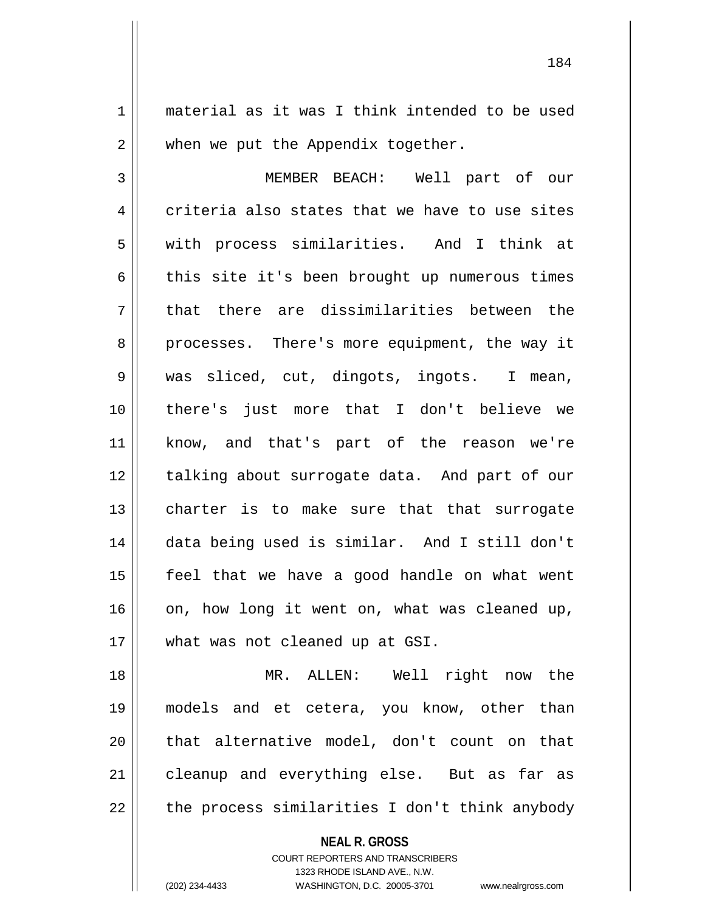material as it was I think intended to be used when we put the Appendix together.

MEMBER BEACH: Well part of our criteria also states that we have to use sites with process similarities. And I think at this site it's been brought up numerous times that there are dissimilarities between the processes. There's more equipment, the way it was sliced, cut, dingots, ingots. I mean, there's just more that I don't believe we know, and that's part of the reason we're talking about surrogate data. And part of our charter is to make sure that that surrogate data being used is similar. And I still don't feel that we have a good handle on what went on, how long it went on, what was cleaned up, what was not cleaned up at GSI.

MR. ALLEN: Well right now the models and et cetera, you know, other than that alternative model, don't count on that cleanup and everything else. But as far as the process similarities I don't think anybody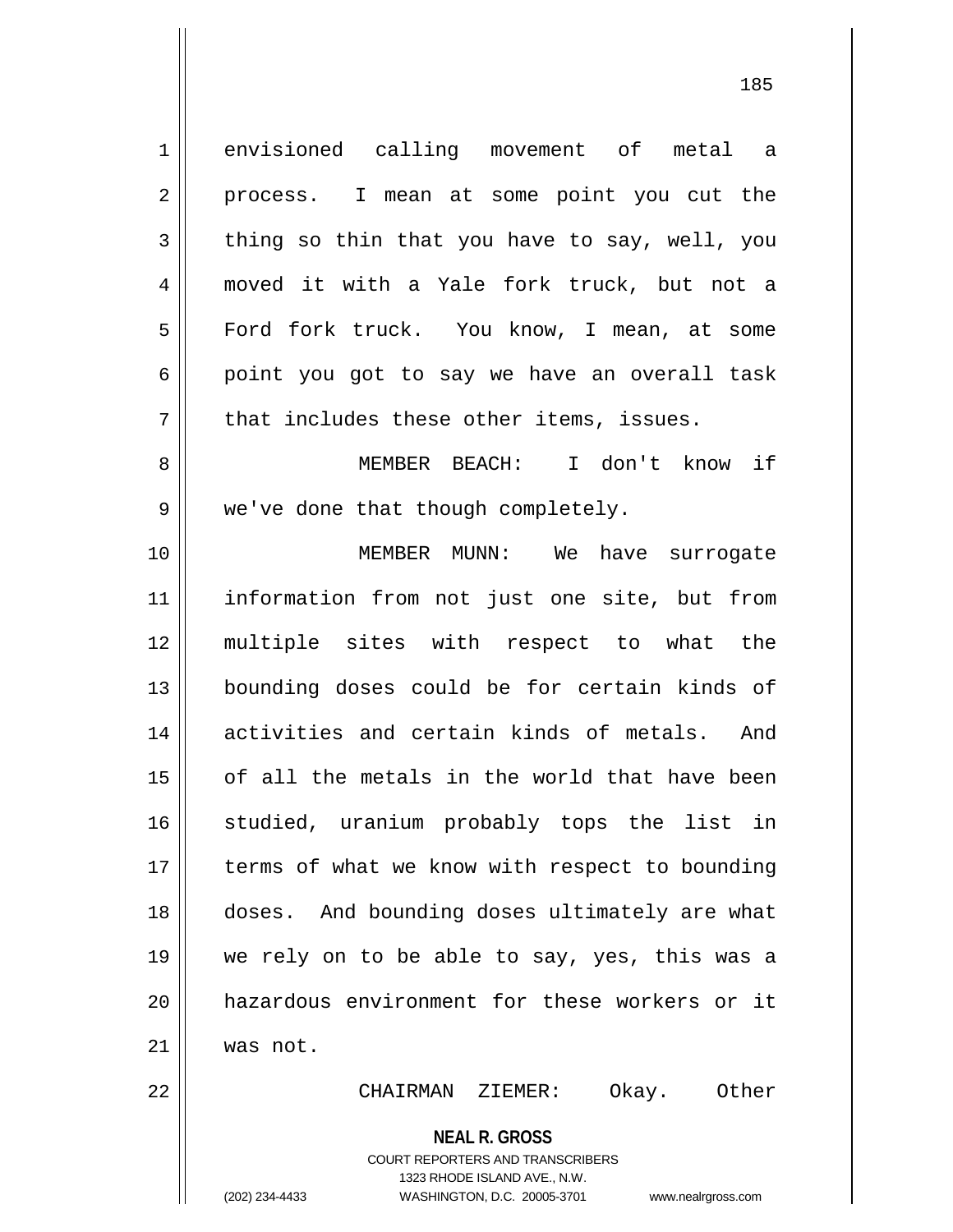envisioned calling movement of metal a process. I mean at some point you cut the thing so thin that you have to say, well, you moved it with a Yale fork truck, but not a Ford fork truck. You know, I mean, at some point you got to say we have an overall task that includes these other items, issues.

MEMBER BEACH: I don't know if we've done that though completely.

MEMBER MUNN: We have surrogate information from not just one site, but from multiple sites with respect to what the bounding doses could be for certain kinds of activities and certain kinds of metals. And of all the metals in the world that have been studied, uranium probably tops the list in terms of what we know with respect to bounding doses. And bounding doses ultimately are what we rely on to be able to say, yes, this was a hazardous environment for these workers or it was not.

CHAIRMAN ZIEMER: Okay. Other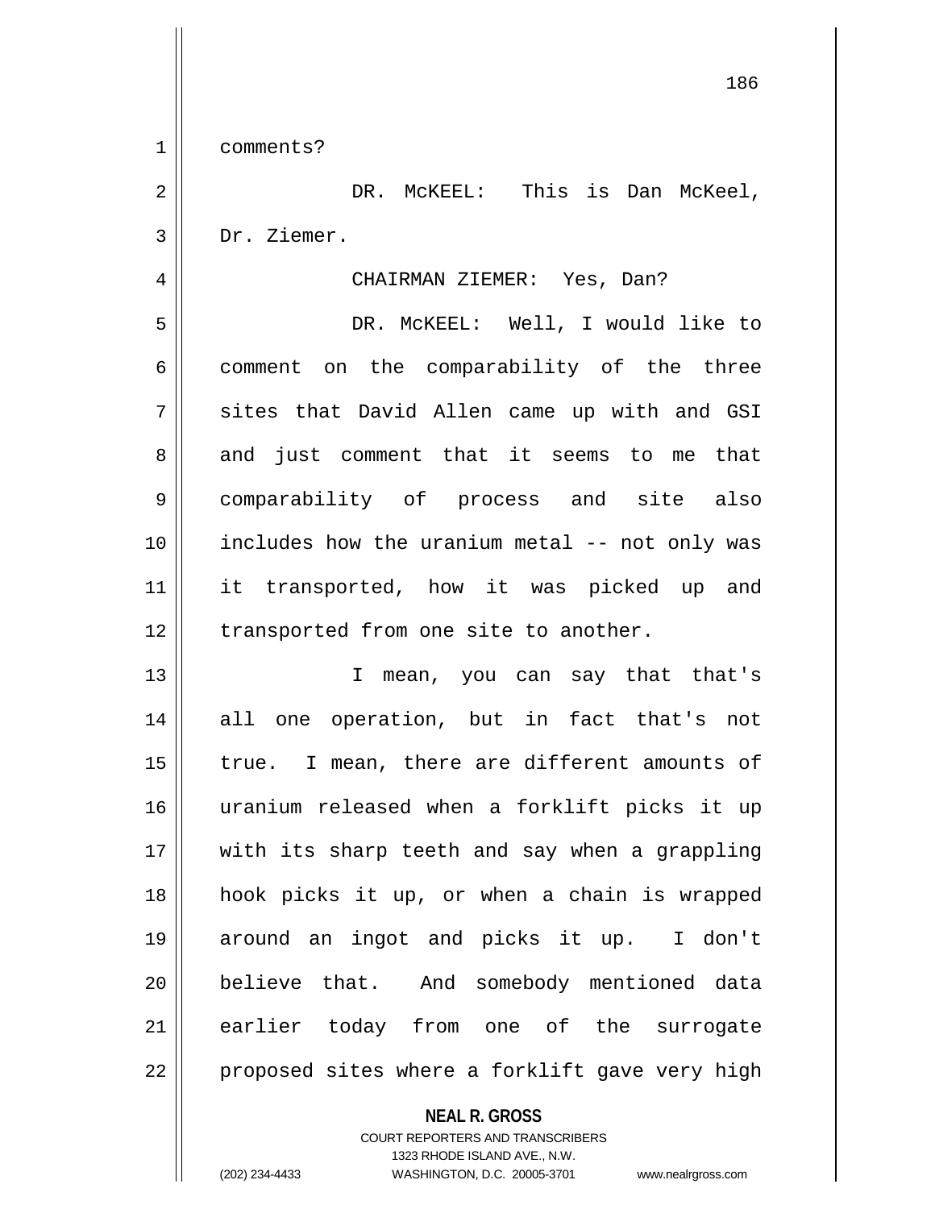comments?

DR. McKEEL: This is Dan McKeel, Dr. Ziemer.

CHAIRMAN ZIEMER: Yes, Dan?

DR. McKEEL: Well, I would like to comment on the comparability of the three sites that David Allen came up with and GSI and just comment that it seems to me that comparability of process and site also includes how the uranium metal -- not only was it transported, how it was picked up and transported from one site to another.

I mean, you can say that that's all one operation, but in fact that's not true. I mean, there are different amounts of uranium released when a forklift picks it up with its sharp teeth and say when a grappling hook picks it up, or when a chain is wrapped around an ingot and picks it up. I don't believe that. And somebody mentioned data earlier today from one of the surrogate proposed sites where a forklift gave very high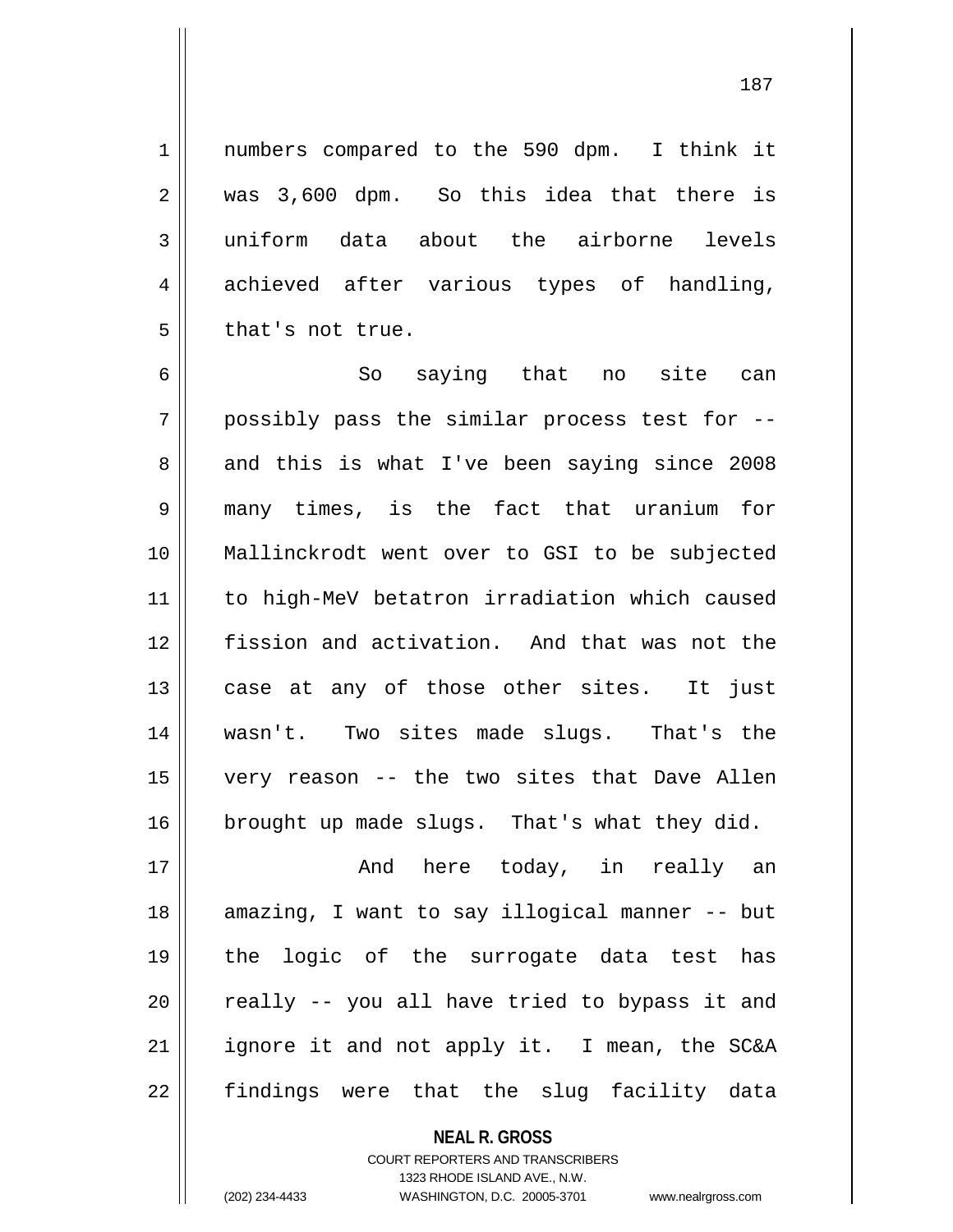numbers compared to the 590 dpm. I think it was 3,600 dpm. So this idea that there is uniform data about the airborne levels achieved after various types of handling, that's not true.

So saying that no site can possibly pass the similar process test for -- and this is what I've been saying since 2008 many times, is the fact that uranium for Mallinckrodt went over to GSI to be subjected to high-MeV betatron irradiation which caused fission and activation. And that was not the case at any of those other sites. It just wasn't. Two sites made slugs. That's the very reason -- the two sites that Dave Allen brought up made slugs. That's what they did.

And here today, in really an amazing, I want to say illogical manner -- but the logic of the surrogate data test has really -- you all have tried to bypass it and ignore it and not apply it. I mean, the SC&A findings were that the slug facility data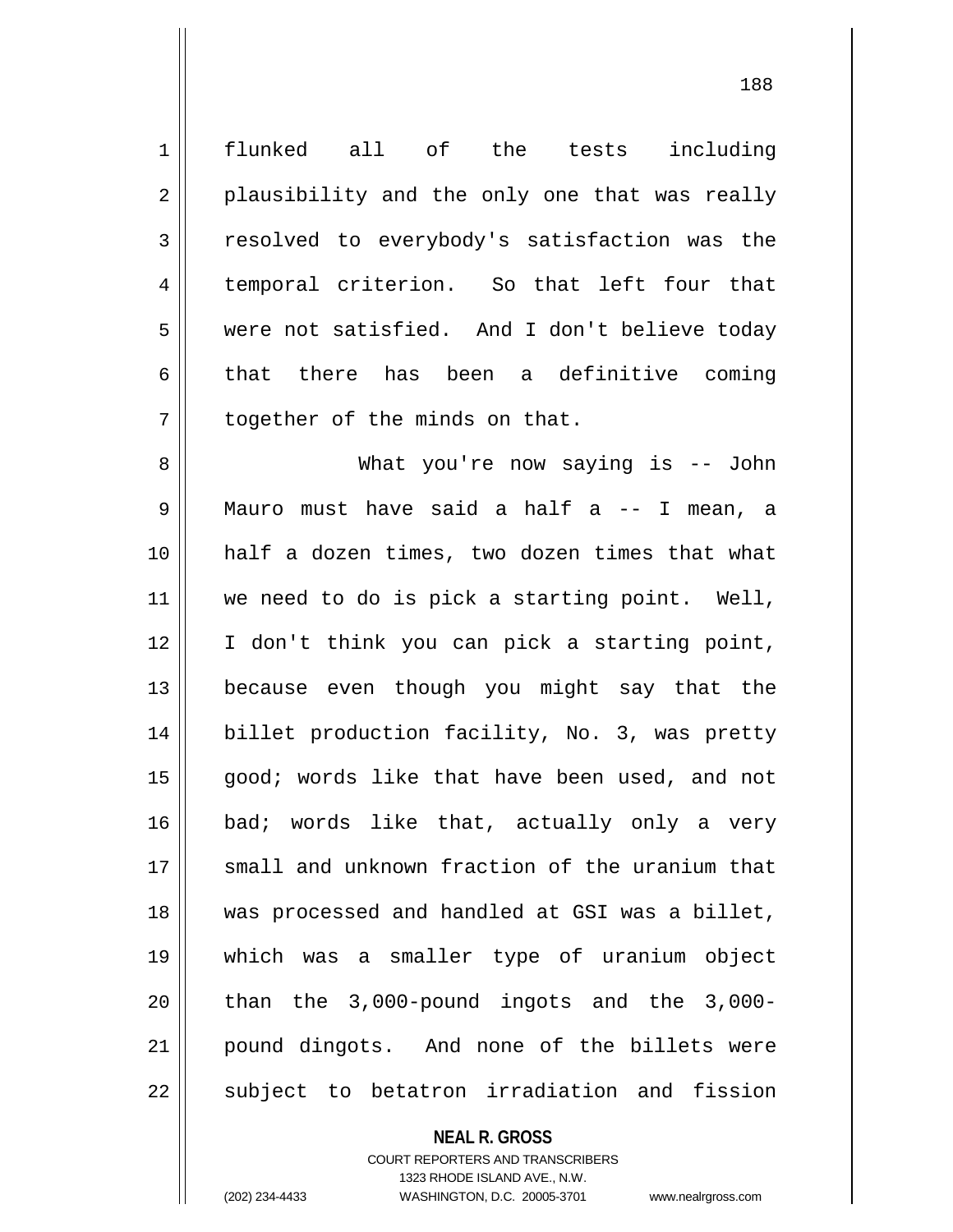flunked all of the tests including plausibility and the only one that was really resolved to everybody's satisfaction was the temporal criterion. So that left four that were not satisfied. And I don't believe today that there has been a definitive coming together of the minds on that.

What you're now saying is -- John Mauro must have said a half a -- I mean, a half a dozen times, two dozen times that what we need to do is pick a starting point. Well, I don't think you can pick a starting point, because even though you might say that the billet production facility, No. 3, was pretty good; words like that have been used, and not bad; words like that, actually only a very small and unknown fraction of the uranium that was processed and handled at GSI was a billet, which was a smaller type of uranium object than the 3,000-pound ingots and the 3,000-pound dingots. And none of the billets were subject to betatron irradiation and fission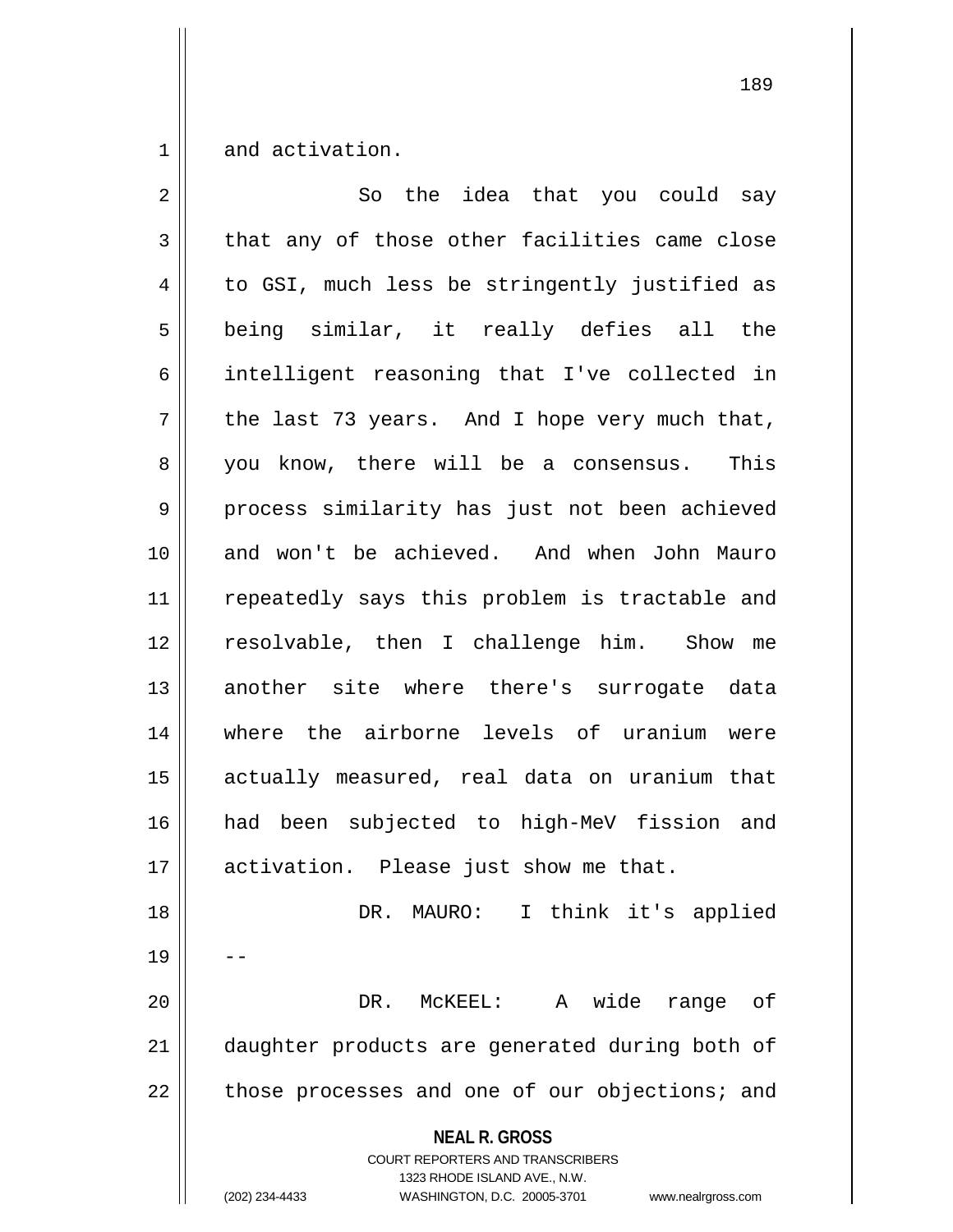and activation.

So the idea that you could say that any of those other facilities came close to GSI, much less be stringently justified as being similar, it really defies all the intelligent reasoning that I've collected in the last 73 years. And I hope very much that, you know, there will be a consensus. This process similarity has just not been achieved and won't be achieved. And when John Mauro repeatedly says this problem is tractable and resolvable, then I challenge him. Show me another site where there's surrogate data where the airborne levels of uranium were actually measured, real data on uranium that had been subjected to high-MeV fission and activation. Please just show me that.

DR. MAURO: I think it's applied --

DR. McKEEL: A wide range of daughter products are generated during both of those processes and one of our objections; and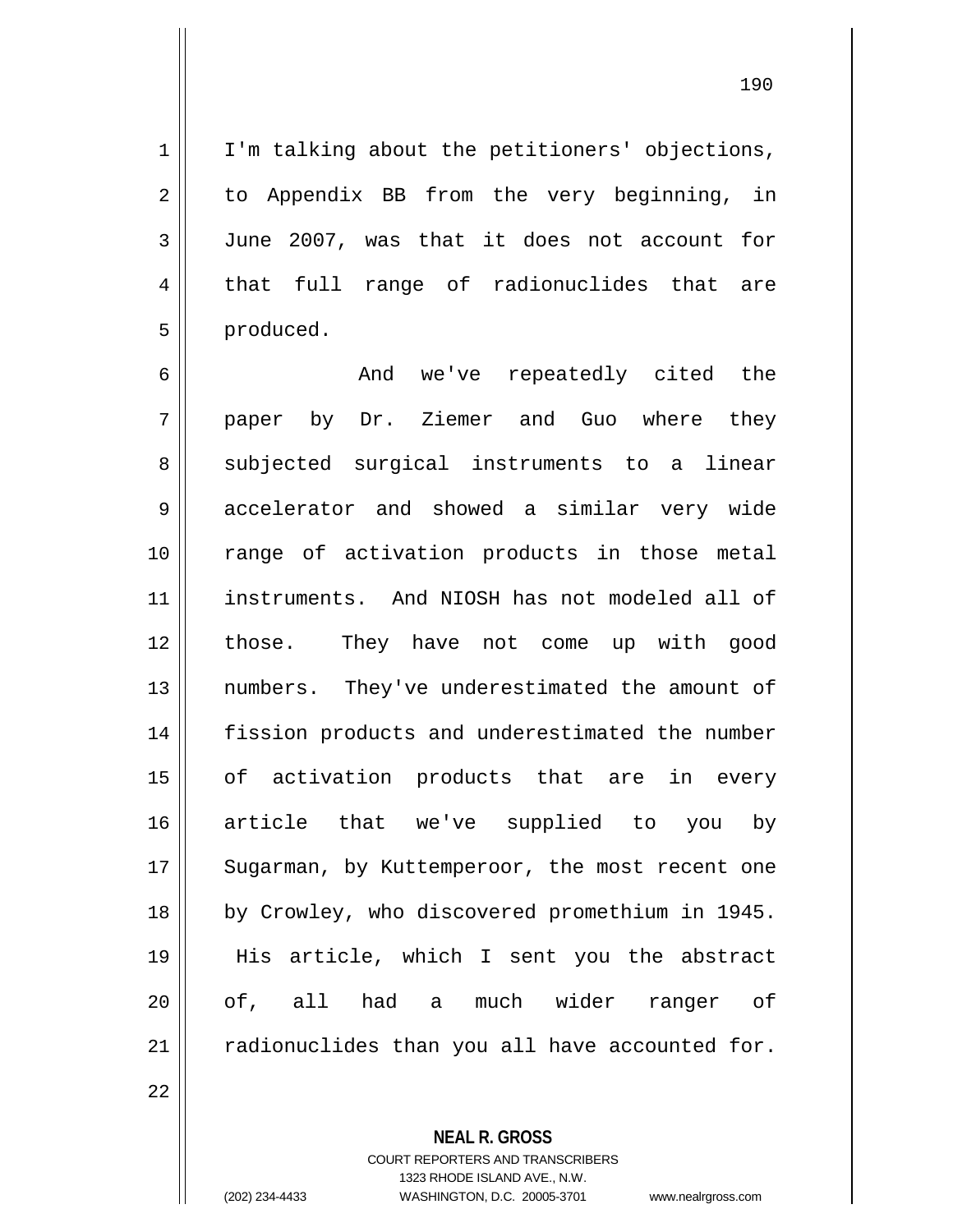I'm talking about the petitioners' objections, to Appendix BB from the very beginning, in June 2007, was that it does not account for that full range of radionuclides that are produced.

And we've repeatedly cited the paper by Dr. Ziemer and Guo where they subjected surgical instruments to a linear accelerator and showed a similar very wide range of activation products in those metal instruments. And NIOSH has not modeled all of those. They have not come up with good numbers. They've underestimated the amount of fission products and underestimated the number of activation products that are in every article that we've supplied to you by Sugarman, by Kuttemperoor, the most recent one by Crowley, who discovered promethium in 1945. His article, which I sent you the abstract of, all had a much wider ranger of radionuclides than you all have accounted for.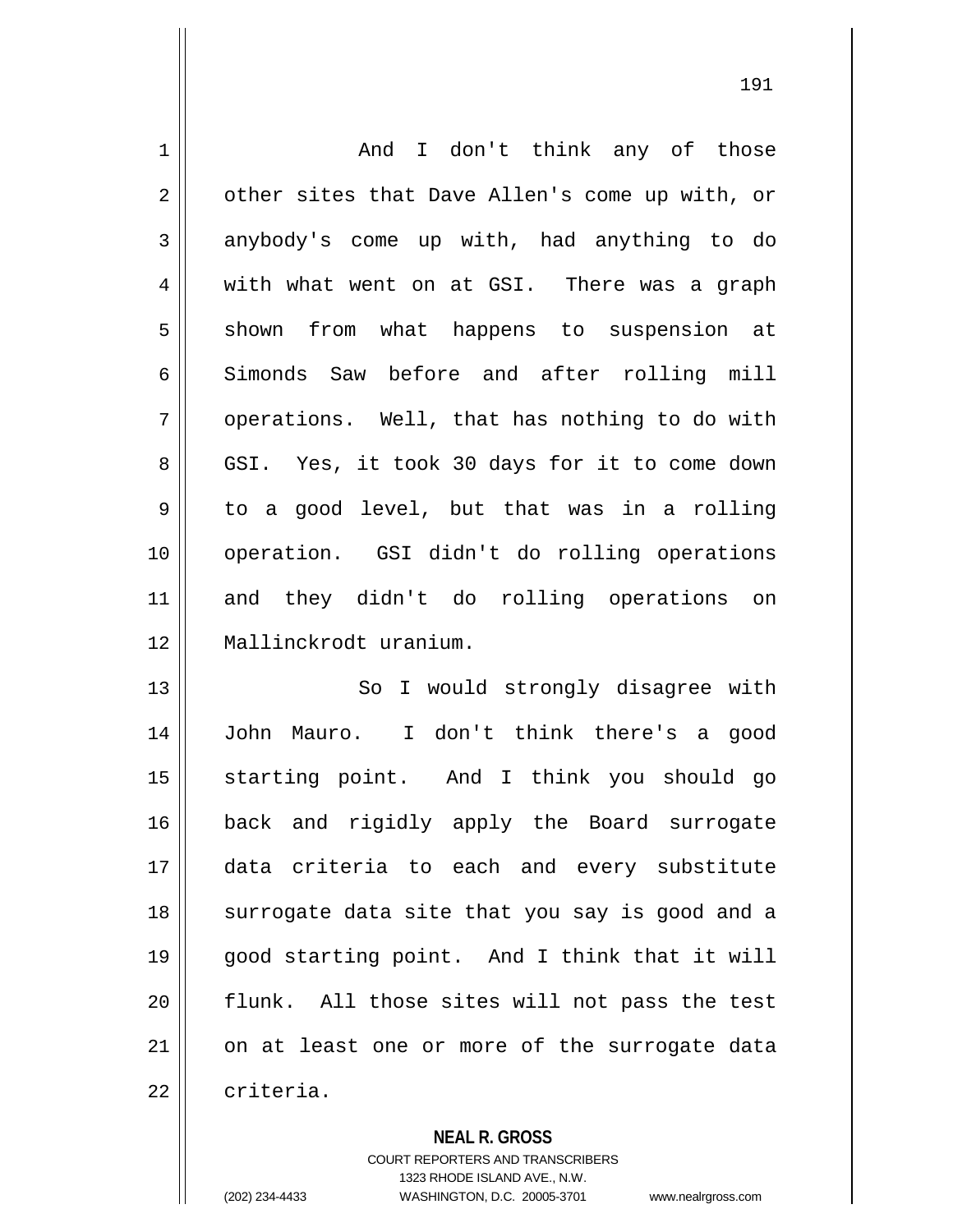And I don't think any of those other sites that Dave Allen's come up with, or anybody's come up with, had anything to do with what went on at GSI. There was a graph shown from what happens to suspension at Simonds Saw before and after rolling mill operations. Well, that has nothing to do with GSI. Yes, it took 30 days for it to come down to a good level, but that was in a rolling operation. GSI didn't do rolling operations and they didn't do rolling operations on Mallinckrodt uranium.

So I would strongly disagree with John Mauro. I don't think there's a good starting point. And I think you should go back and rigidly apply the Board surrogate data criteria to each and every substitute surrogate data site that you say is good and a good starting point. And I think that it will flunk. All those sites will not pass the test on at least one or more of the surrogate data criteria.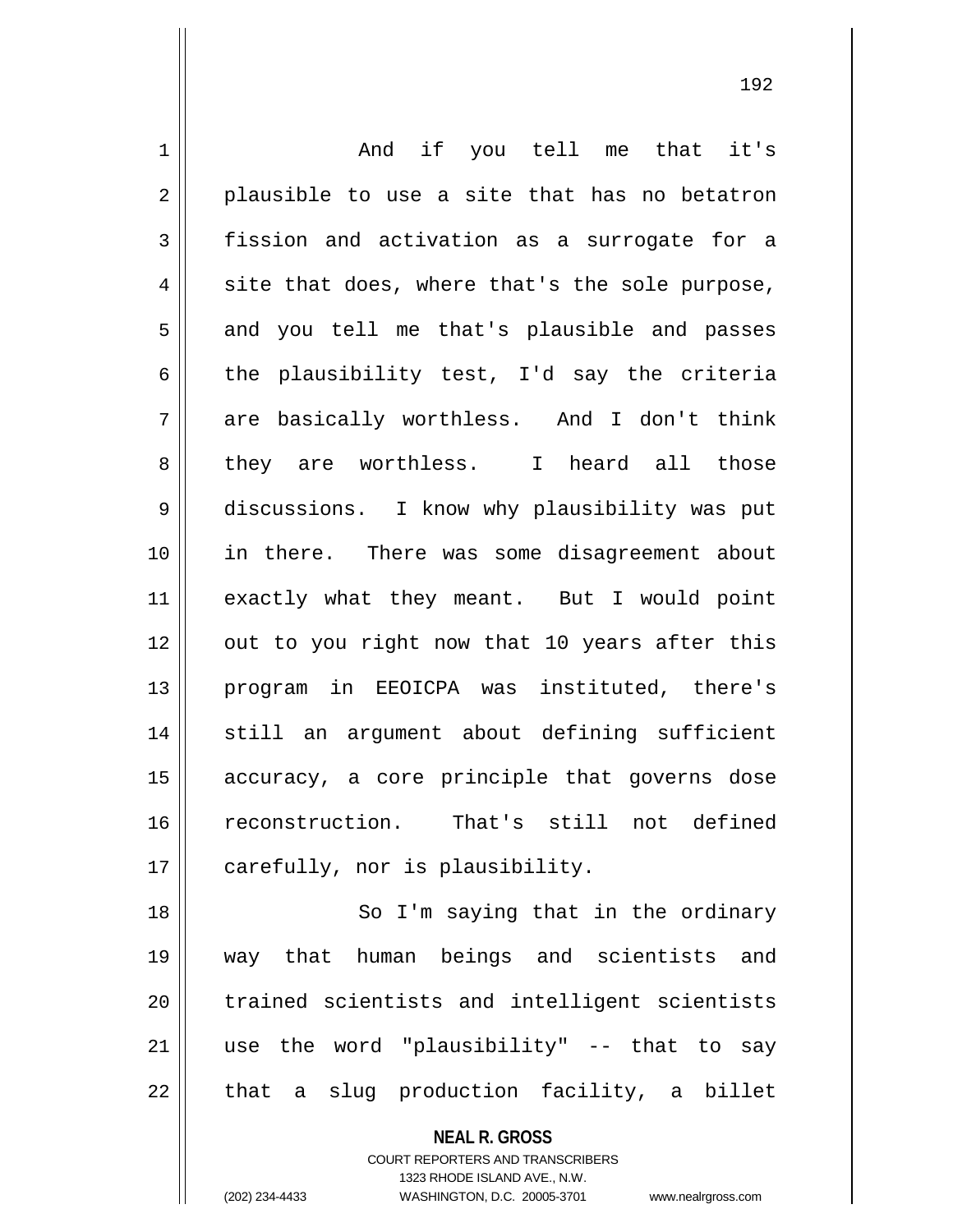And if you tell me that it's plausible to use a site that has no betatron fission and activation as a surrogate for a site that does, where that's the sole purpose, and you tell me that's plausible and passes the plausibility test, I'd say the criteria are basically worthless. And I don't think they are worthless. I heard all those discussions. I know why plausibility was put in there. There was some disagreement about exactly what they meant. But I would point out to you right now that 10 years after this program in EEOICPA was instituted, there's still an argument about defining sufficient accuracy, a core principle that governs dose reconstruction. That's still not defined carefully, nor is plausibility.

So I'm saying that in the ordinary way that human beings and scientists and trained scientists and intelligent scientists use the word "plausibility" -- that to say that a slug production facility, a billet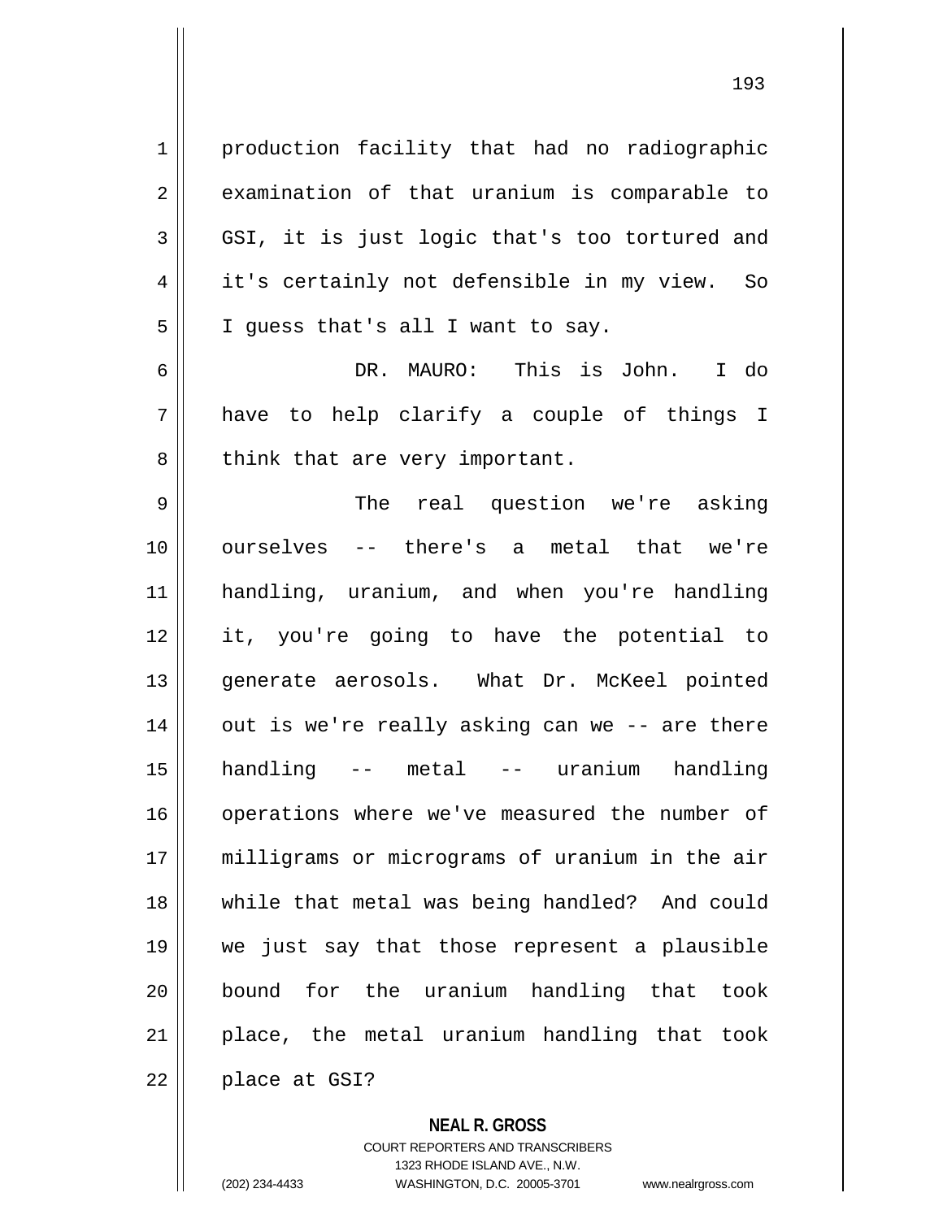production facility that had no radiographic examination of that uranium is comparable to GSI, it is just logic that's too tortured and it's certainly not defensible in my view. So I guess that's all I want to say.

DR. MAURO: This is John. I do have to help clarify a couple of things I think that are very important.

The real question we're asking ourselves -- there's a metal that we're handling, uranium, and when you're handling it, you're going to have the potential to generate aerosols. What Dr. McKeel pointed out is we're really asking can we -- are there handling -- metal -- uranium handling operations where we've measured the number of milligrams or micrograms of uranium in the air while that metal was being handled? And could we just say that those represent a plausible bound for the uranium handling that took place, the metal uranium handling that took place at GSI?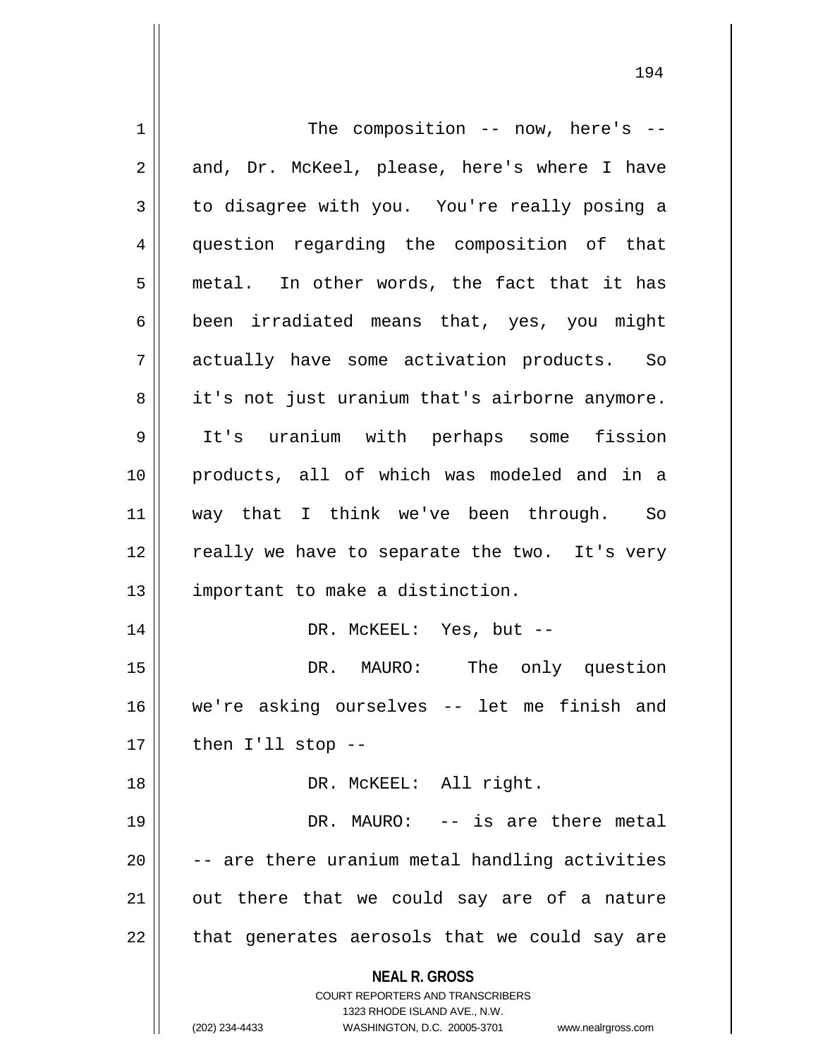The composition -- now, here's -- and, Dr. McKeel, please, here's where I have to disagree with you. You're really posing a question regarding the composition of that metal. In other words, the fact that it has been irradiated means that, yes, you might actually have some activation products. So it's not just uranium that's airborne anymore. It's uranium with perhaps some fission products, all of which was modeled and in a way that I think we've been through. So really we have to separate the two. It's very important to make a distinction.

DR. McKEEL: Yes, but --

DR. MAURO: The only question we're asking ourselves -- let me finish and then I'll stop --

DR. McKEEL: All right.

DR. MAURO: -- is are there metal -- are there uranium metal handling activities out there that we could say are of a nature that generates aerosols that we could say are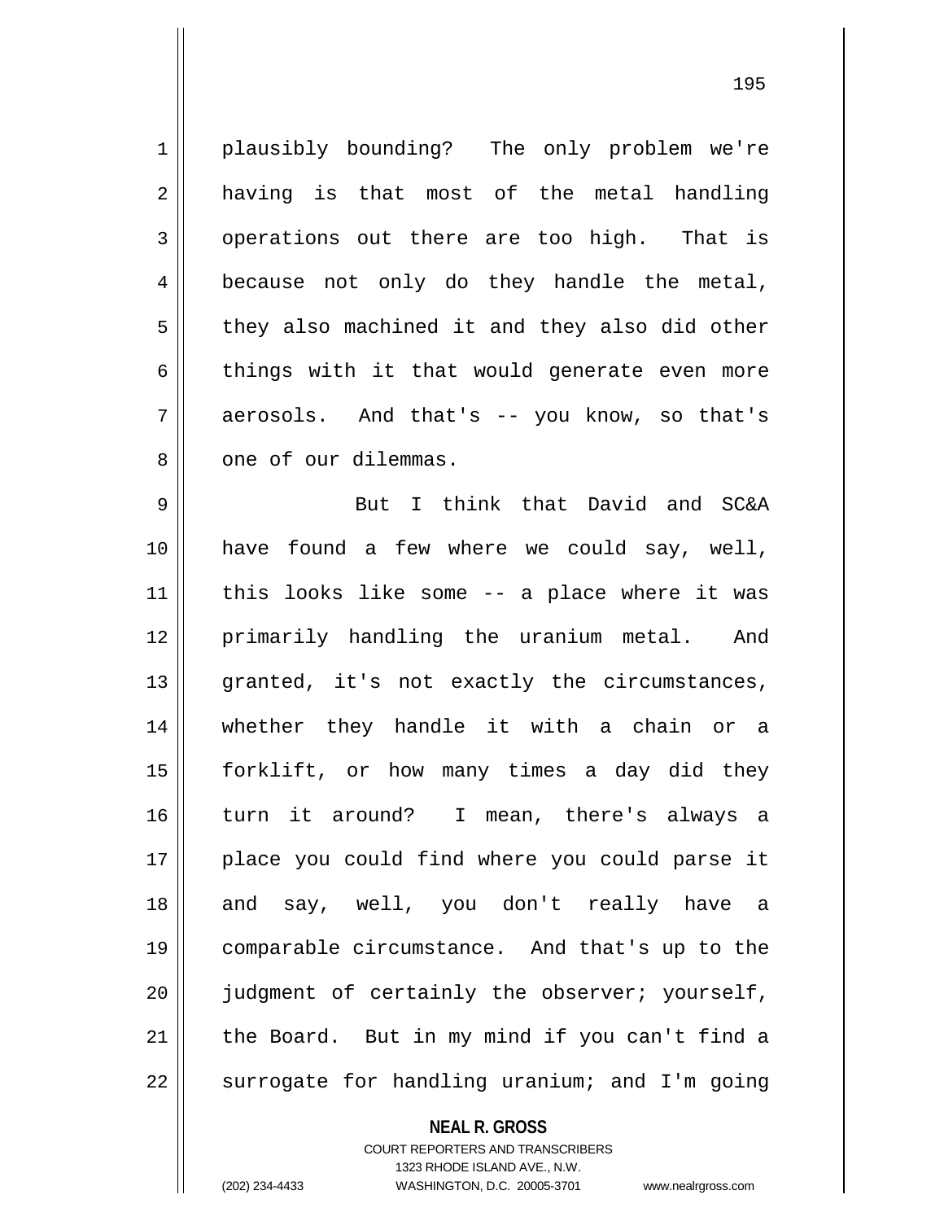plausibly bounding? The only problem we're having is that most of the metal handling operations out there are too high. That is because not only do they handle the metal, they also machined it and they also did other things with it that would generate even more aerosols. And that's -- you know, so that's one of our dilemmas.

But I think that David and SC&A have found a few where we could say, well, this looks like some -- a place where it was primarily handling the uranium metal. And granted, it's not exactly the circumstances, whether they handle it with a chain or a forklift, or how many times a day did they turn it around? I mean, there's always a place you could find where you could parse it and say, well, you don't really have a comparable circumstance. And that's up to the judgment of certainly the observer; yourself, the Board. But in my mind if you can't find a surrogate for handling uranium; and I'm going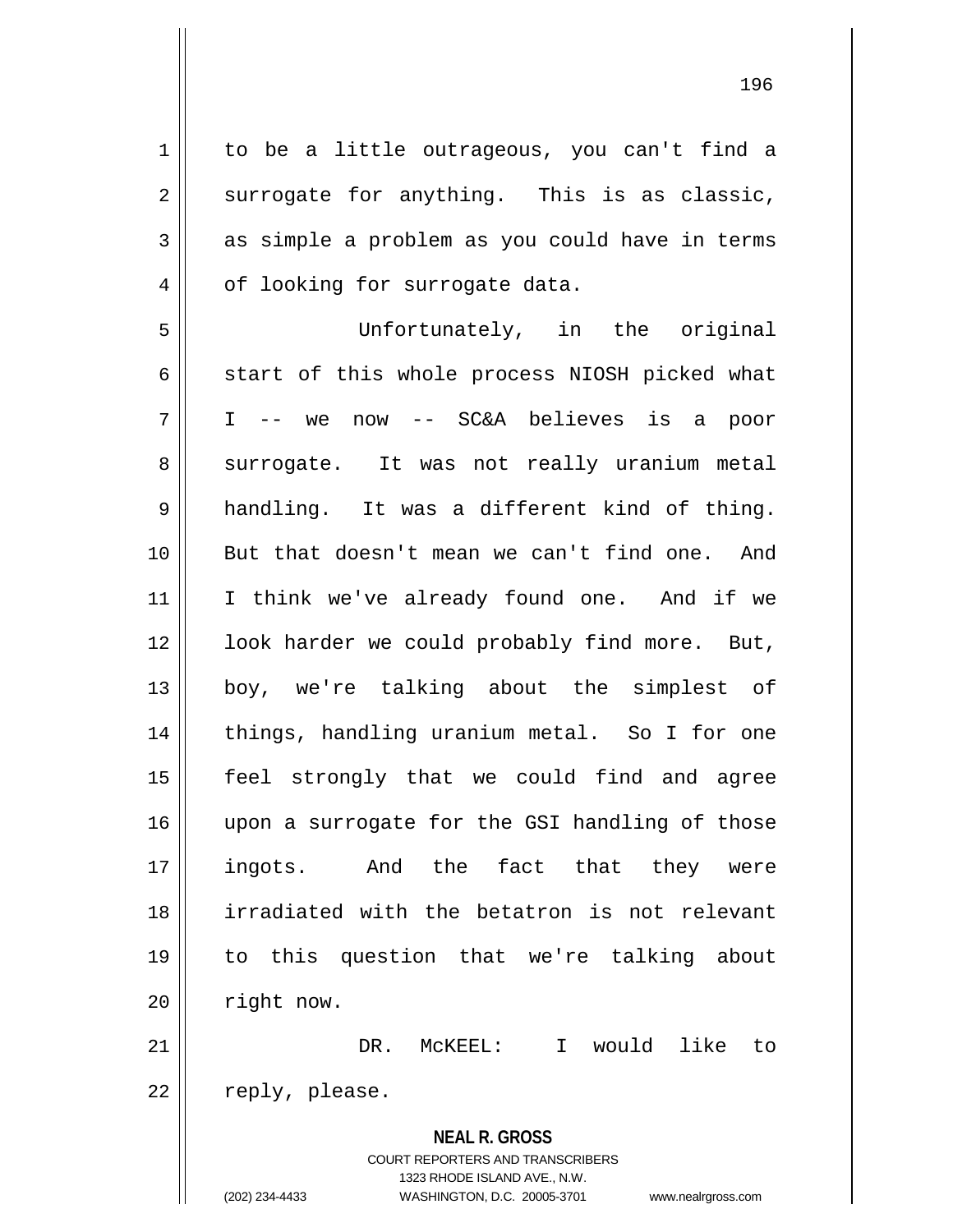to be a little outrageous, you can't find a surrogate for anything. This is as classic, as simple a problem as you could have in terms of looking for surrogate data.

Unfortunately, in the original start of this whole process NIOSH picked what I -- we now -- SC&A believes is a poor surrogate. It was not really uranium metal handling. It was a different kind of thing. But that doesn't mean we can't find one. And I think we've already found one. And if we look harder we could probably find more. But, boy, we're talking about the simplest of things, handling uranium metal. So I for one feel strongly that we could find and agree upon a surrogate for the GSI handling of those ingots. And the fact that they were irradiated with the betatron is not relevant to this question that we're talking about right now.

DR. McKEEL: I would like to reply, please.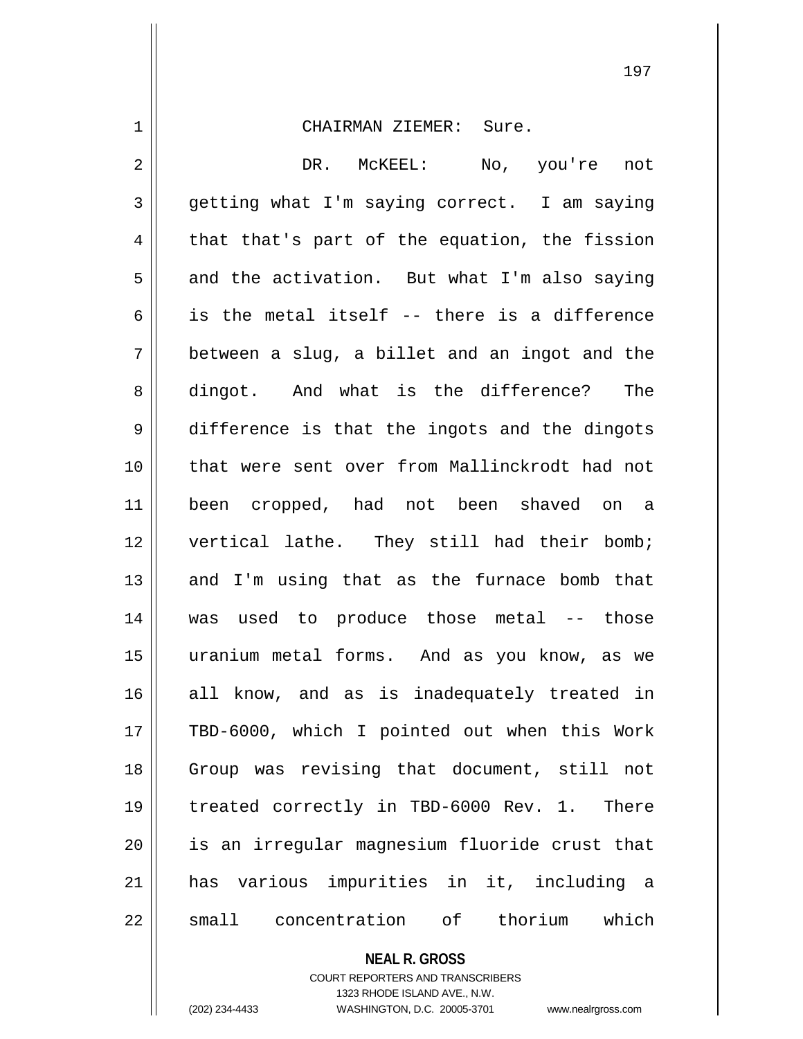CHAIRMAN ZIEMER: Sure.

DR. McKEEL: No, you're not getting what I'm saying correct. I am saying that that's part of the equation, the fission and the activation. But what I'm also saying is the metal itself -- there is a difference between a slug, a billet and an ingot and the dingot. And what is the difference? The difference is that the ingots and the dingots that were sent over from Mallinckrodt had not been cropped, had not been shaved on a vertical lathe. They still had their bomb; and I'm using that as the furnace bomb that was used to produce those metal -- those uranium metal forms. And as you know, as we all know, and as is inadequately treated in TBD-6000, which I pointed out when this Work Group was revising that document, still not treated correctly in TBD-6000 Rev. 1. There is an irregular magnesium fluoride crust that has various impurities in it, including a small concentration of thorium which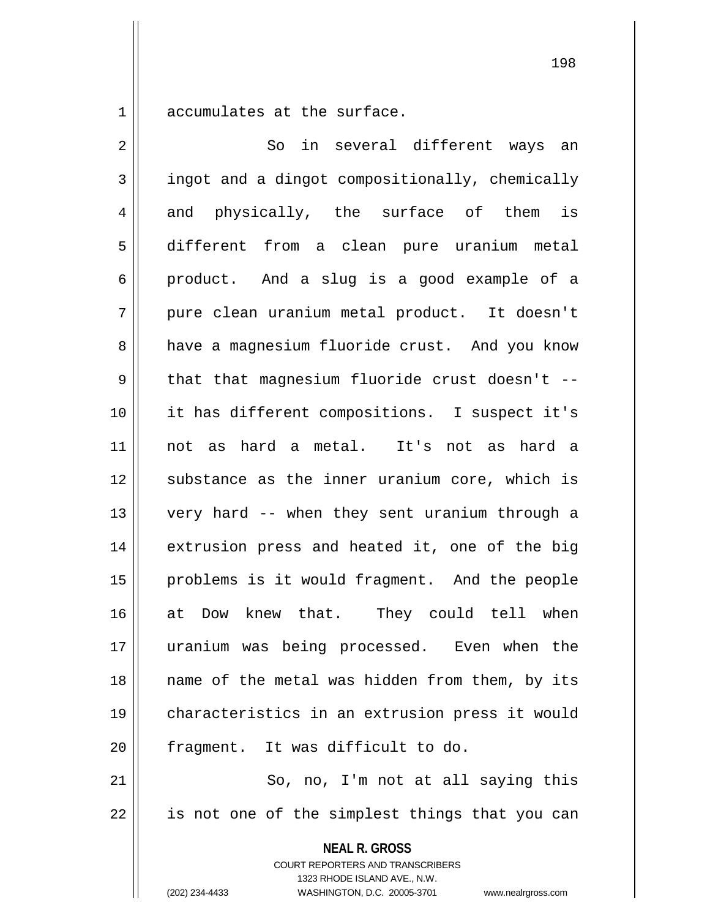accumulates at the surface.

So in several different ways an ingot and a dingot compositionally, chemically and physically, the surface of them is different from a clean pure uranium metal product. And a slug is a good example of a pure clean uranium metal product. It doesn't have a magnesium fluoride crust. And you know that that magnesium fluoride crust doesn't -- it has different compositions. I suspect it's not as hard a metal. It's not as hard a substance as the inner uranium core, which is very hard -- when they sent uranium through a extrusion press and heated it, one of the big problems is it would fragment. And the people at Dow knew that. They could tell when uranium was being processed. Even when the name of the metal was hidden from them, by its characteristics in an extrusion press it would fragment. It was difficult to do.

So, no, I'm not at all saying this is not one of the simplest things that you can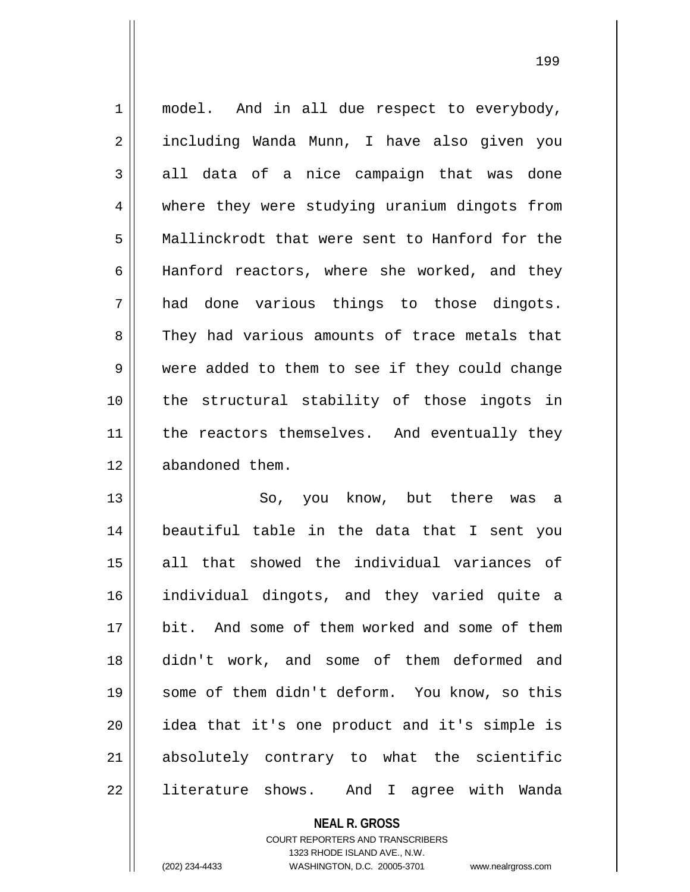model. And in all due respect to everybody, including Wanda Munn, I have also given you all data of a nice campaign that was done where they were studying uranium dingots from Mallinckrodt that were sent to Hanford for the Hanford reactors, where she worked, and they had done various things to those dingots. They had various amounts of trace metals that were added to them to see if they could change the structural stability of those ingots in the reactors themselves. And eventually they abandoned them.

So, you know, but there was a beautiful table in the data that I sent you all that showed the individual variances of individual dingots, and they varied quite a bit. And some of them worked and some of them didn't work, and some of them deformed and some of them didn't deform. You know, so this idea that it's one product and it's simple is absolutely contrary to what the scientific literature shows. And I agree with Wanda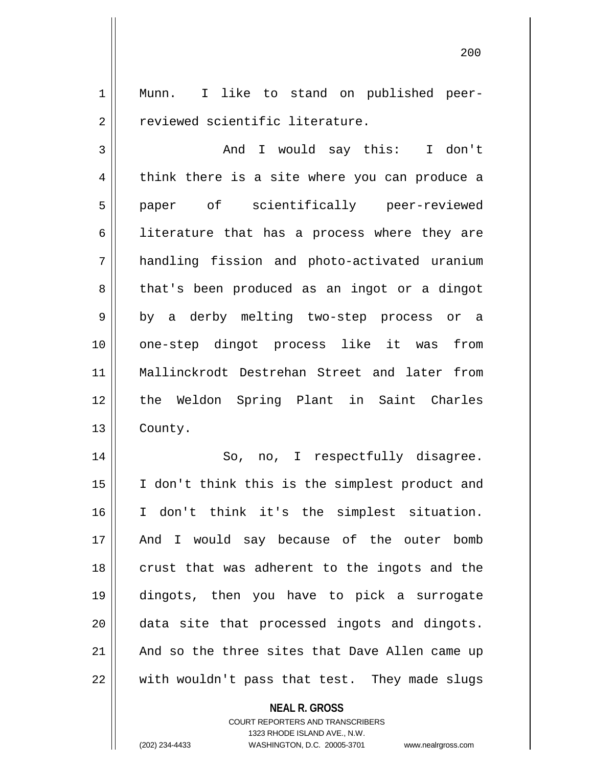Munn. I like to stand on published peer-reviewed scientific literature.

And I would say this: I don't think there is a site where you can produce a paper of scientifically peer-reviewed literature that has a process where they are handling fission and photo-activated uranium that's been produced as an ingot or a dingot by a derby melting two-step process or a one-step dingot process like it was from Mallinckrodt Destrehan Street and later from the Weldon Spring Plant in Saint Charles County.

So, no, I respectfully disagree. I don't think this is the simplest product and I don't think it's the simplest situation. And I would say because of the outer bomb crust that was adherent to the ingots and the dingots, then you have to pick a surrogate data site that processed ingots and dingots. And so the three sites that Dave Allen came up with wouldn't pass that test. They made slugs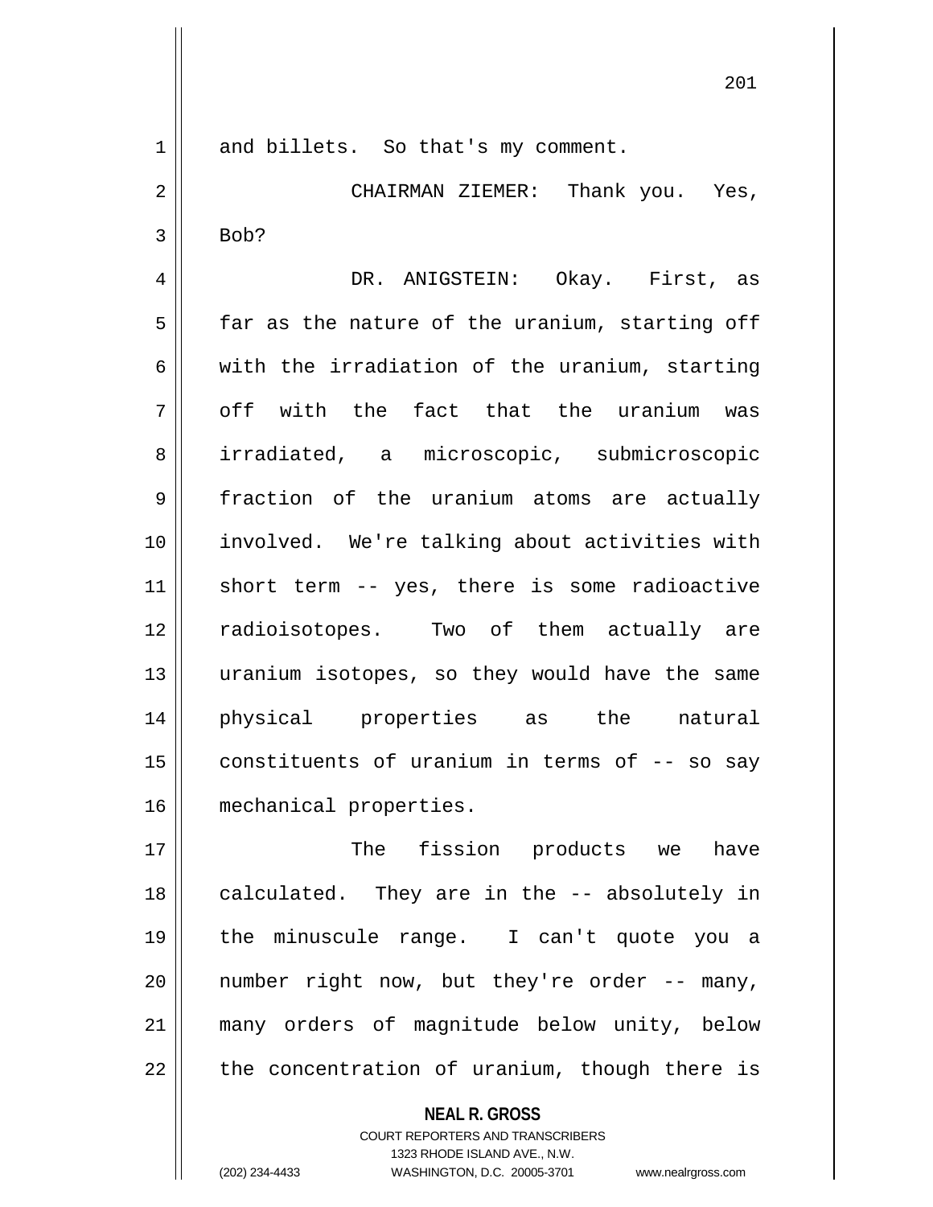and billets. So that's my comment.

CHAIRMAN ZIEMER: Thank you. Yes, Bob?

DR. ANIGSTEIN: Okay. First, as far as the nature of the uranium, starting off with the irradiation of the uranium, starting off with the fact that the uranium was irradiated, a microscopic, submicroscopic fraction of the uranium atoms are actually involved. We're talking about activities with short term -- yes, there is some radioactive radioisotopes. Two of them actually are uranium isotopes, so they would have the same physical properties as the natural constituents of uranium in terms of -- so say mechanical properties.

The fission products we have calculated. They are in the -- absolutely in the minuscule range. I can't quote you a number right now, but they're order -- many, many orders of magnitude below unity, below the concentration of uranium, though there is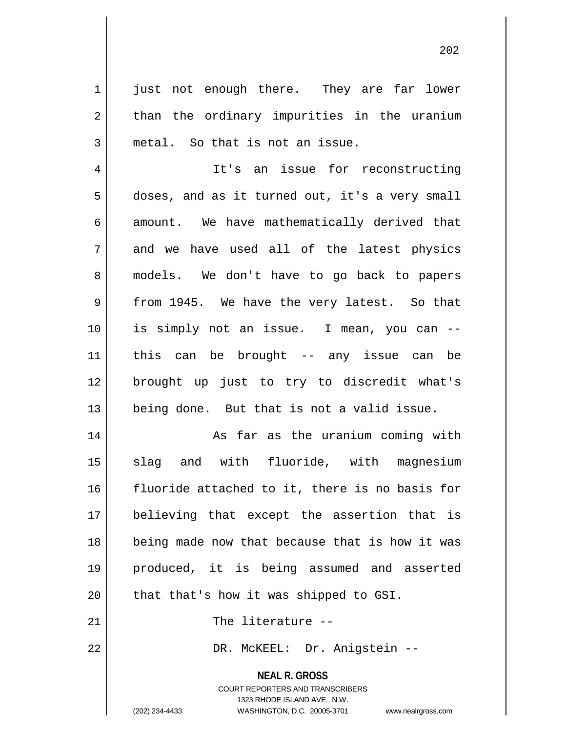just not enough there. They are far lower than the ordinary impurities in the uranium metal. So that is not an issue.

It's an issue for reconstructing doses, and as it turned out, it's a very small amount. We have mathematically derived that and we have used all of the latest physics models. We don't have to go back to papers from 1945. We have the very latest. So that is simply not an issue. I mean, you can -- this can be brought -- any issue can be brought up just to try to discredit what's being done. But that is not a valid issue.

As far as the uranium coming with slag and with fluoride, with magnesium fluoride attached to it, there is no basis for believing that except the assertion that is being made now that because that is how it was produced, it is being assumed and asserted that that's how it was shipped to GSI.

The literature --

DR. McKEEL: Dr. Anigstein --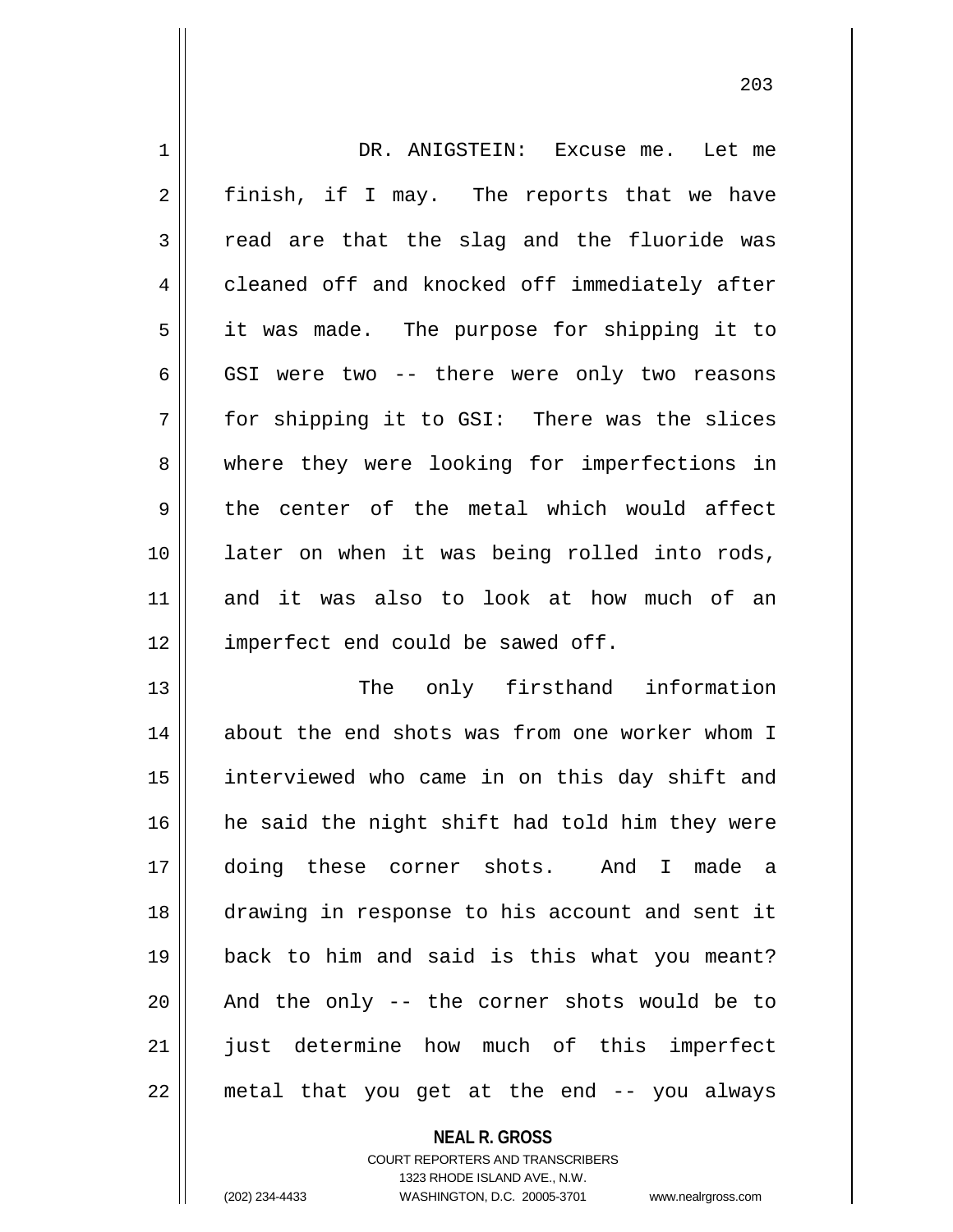DR. ANIGSTEIN: Excuse me. Let me finish, if I may. The reports that we have read are that the slag and the fluoride was cleaned off and knocked off immediately after it was made. The purpose for shipping it to GSI were two -- there were only two reasons for shipping it to GSI: There was the slices where they were looking for imperfections in the center of the metal which would affect later on when it was being rolled into rods, and it was also to look at how much of an imperfect end could be sawed off.

The only firsthand information about the end shots was from one worker whom I interviewed who came in on this day shift and he said the night shift had told him they were doing these corner shots. And I made a drawing in response to his account and sent it back to him and said is this what you meant? And the only -- the corner shots would be to just determine how much of this imperfect metal that you get at the end -- you always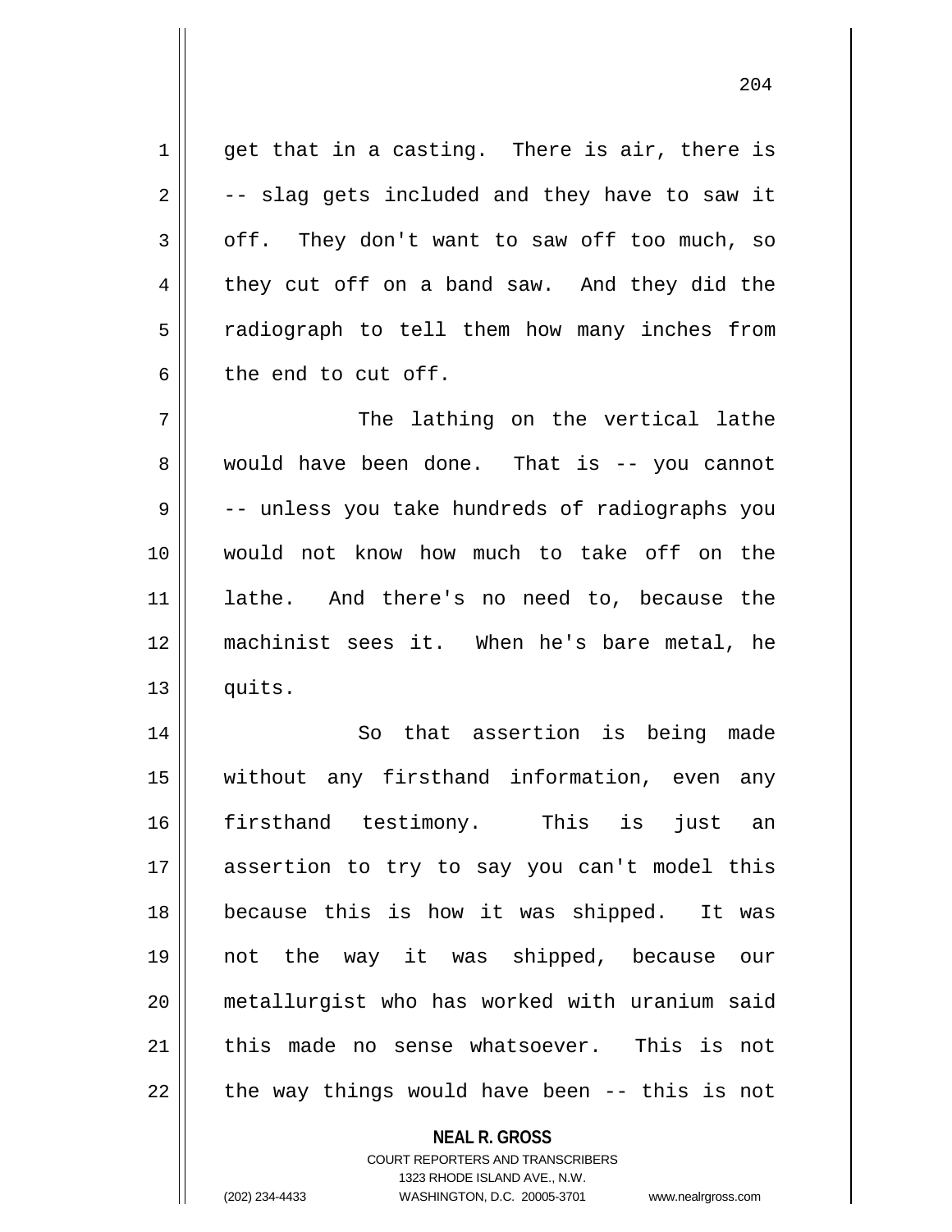get that in a casting. There is air, there is -- slag gets included and they have to saw it off. They don't want to saw off too much, so they cut off on a band saw. And they did the radiograph to tell them how many inches from the end to cut off.

The lathing on the vertical lathe would have been done. That is -- you cannot -- unless you take hundreds of radiographs you would not know how much to take off on the lathe. And there's no need to, because the machinist sees it. When he's bare metal, he quits.

So that assertion is being made without any firsthand information, even any firsthand testimony. This is just an assertion to try to say you can't model this because this is how it was shipped. It was not the way it was shipped, because our metallurgist who has worked with uranium said this made no sense whatsoever. This is not the way things would have been -- this is not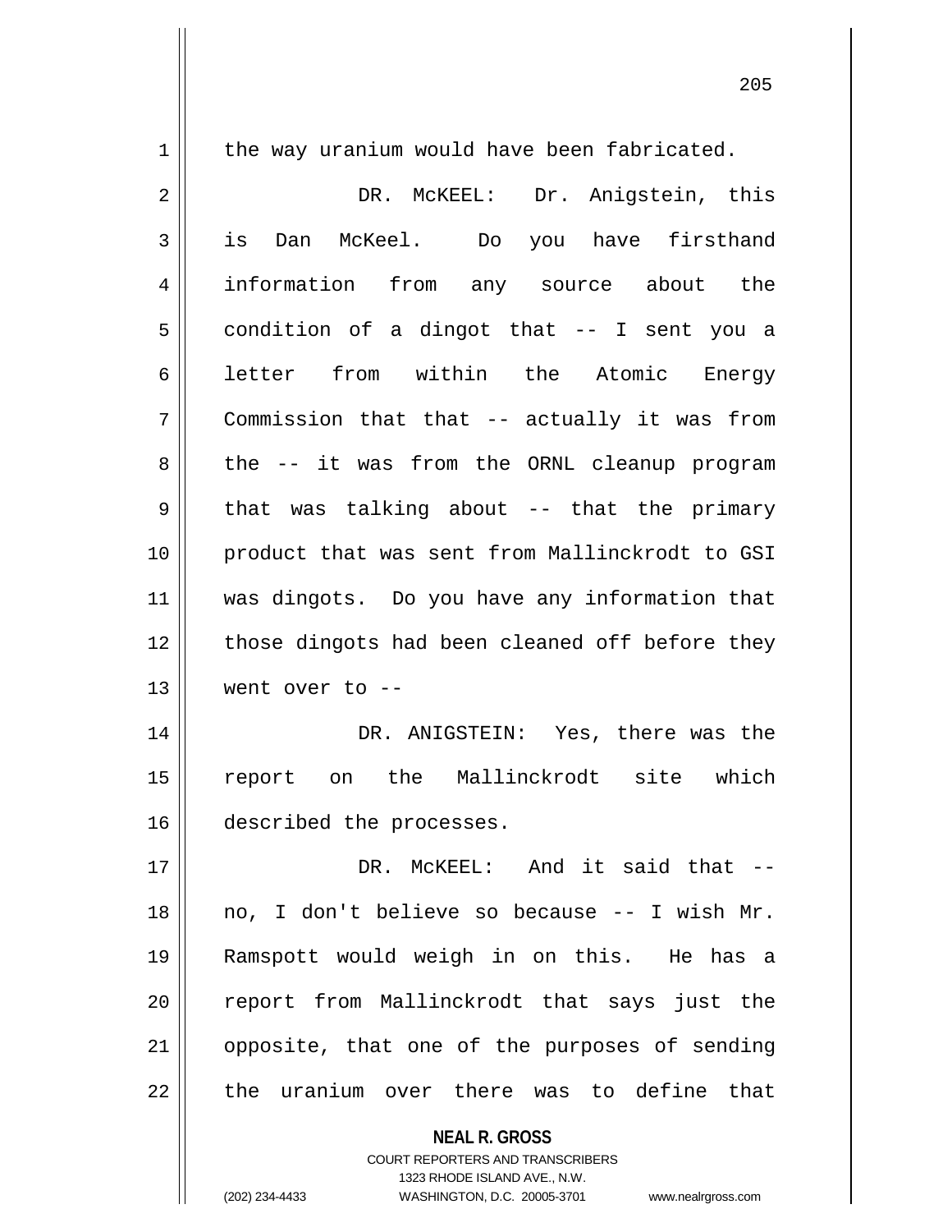the way uranium would have been fabricated.

DR. McKEEL: Dr. Anigstein, this is Dan McKeel. Do you have firsthand information from any source about the condition of a dingot that -- I sent you a letter from within the Atomic Energy Commission that that -- actually it was from the -- it was from the ORNL cleanup program that was talking about -- that the primary product that was sent from Mallinckrodt to GSI was dingots. Do you have any information that those dingots had been cleaned off before they went over to --

DR. ANIGSTEIN: Yes, there was the report on the Mallinckrodt site which described the processes.

DR. McKEEL: And it said that -- no, I don't believe so because -- I wish Mr. Ramspott would weigh in on this. He has a report from Mallinckrodt that says just the opposite, that one of the purposes of sending the uranium over there was to define that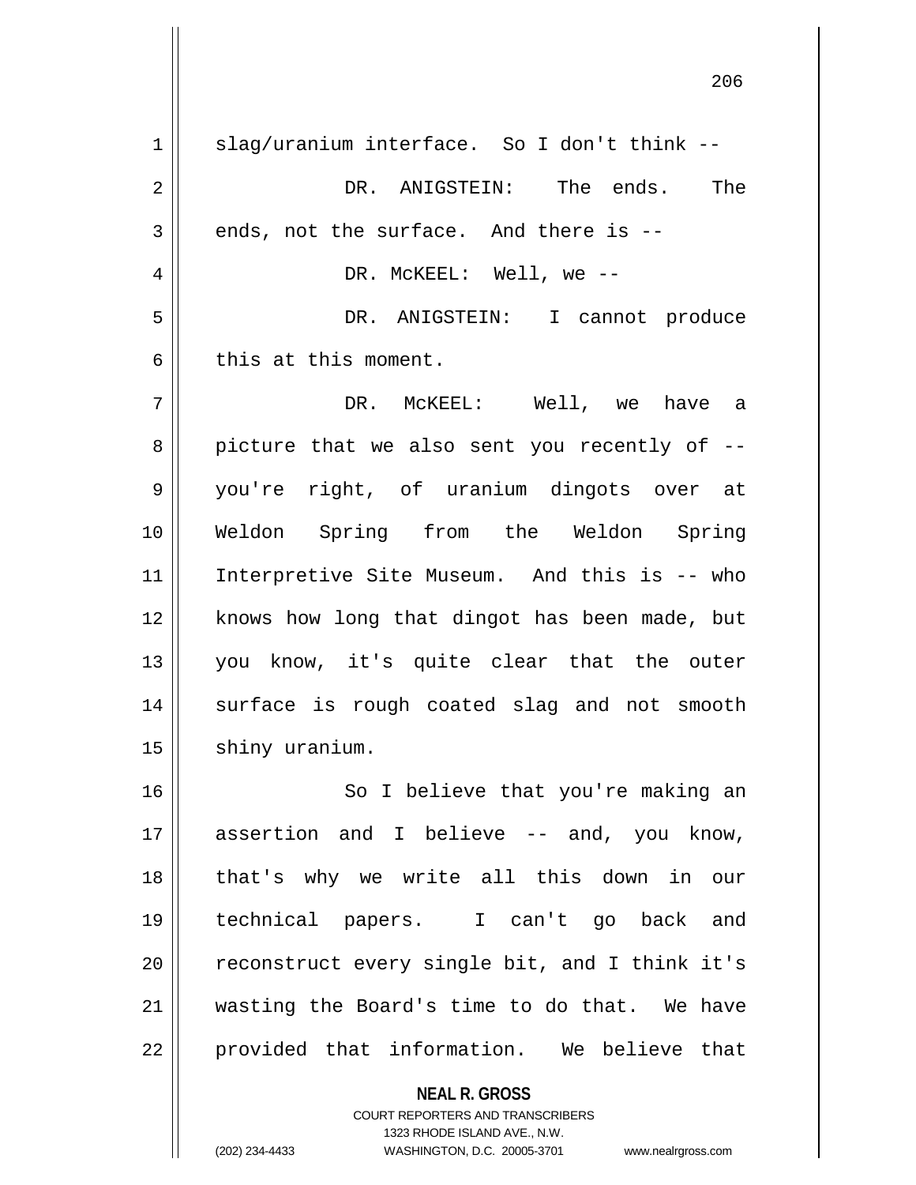slag/uranium interface. So I don't think --

DR. ANIGSTEIN: The ends. The ends, not the surface. And there is --

DR. McKEEL: Well, we --

DR. ANIGSTEIN: I cannot produce this at this moment.

DR. McKEEL: Well, we have a picture that we also sent you recently of -- you're right, of uranium dingots over at Weldon Spring from the Weldon Spring Interpretive Site Museum. And this is -- who knows how long that dingot has been made, but you know, it's quite clear that the outer surface is rough coated slag and not smooth shiny uranium.

So I believe that you're making an assertion and I believe -- and, you know, that's why we write all this down in our technical papers. I can't go back and reconstruct every single bit, and I think it's wasting the Board's time to do that. We have provided that information. We believe that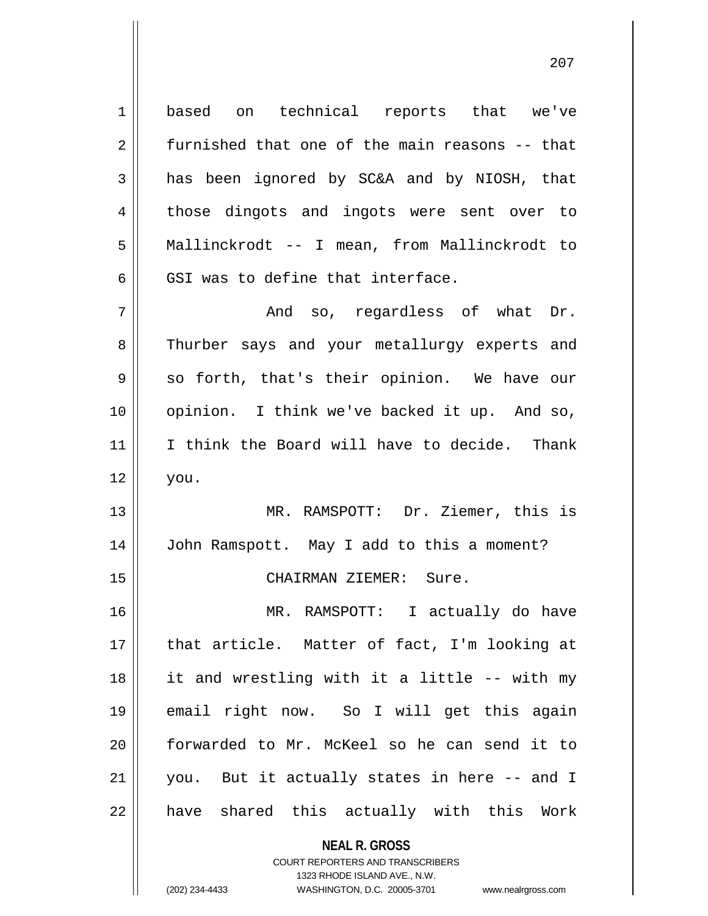based on technical reports that we've furnished that one of the main reasons -- that has been ignored by SC&A and by NIOSH, that those dingots and ingots were sent over to Mallinckrodt -- I mean, from Mallinckrodt to GSI was to define that interface.

And so, regardless of what Dr. Thurber says and your metallurgy experts and so forth, that's their opinion. We have our opinion. I think we've backed it up. And so, I think the Board will have to decide. Thank you.

MR. RAMSPOTT: Dr. Ziemer, this is John Ramspott. May I add to this a moment?

CHAIRMAN ZIEMER: Sure.

MR. RAMSPOTT: I actually do have that article. Matter of fact, I'm looking at it and wrestling with it a little -- with my email right now. So I will get this again forwarded to Mr. McKeel so he can send it to you. But it actually states in here -- and I have shared this actually with this Work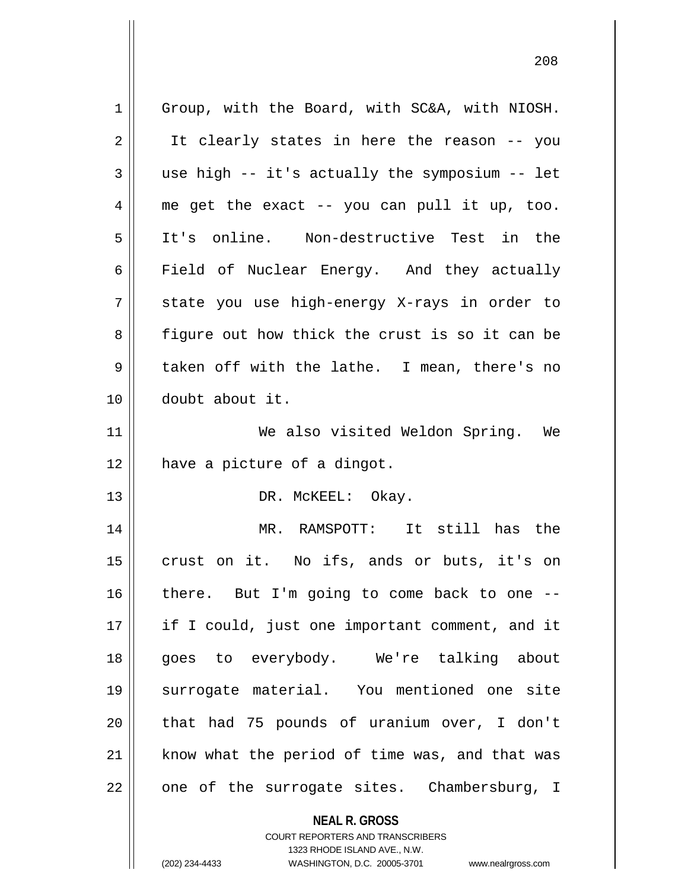Group, with the Board, with SC&A, with NIOSH. It clearly states in here the reason -- you use high -- it's actually the symposium -- let me get the exact -- you can pull it up, too. It's online. Non-destructive Test in the Field of Nuclear Energy. And they actually state you use high-energy X-rays in order to figure out how thick the crust is so it can be taken off with the lathe. I mean, there's no doubt about it.

We also visited Weldon Spring. We have a picture of a dingot.

DR. McKEEL: Okay.

MR. RAMSPOTT: It still has the crust on it. No ifs, ands or buts, it's on there. But I'm going to come back to one -- if I could, just one important comment, and it goes to everybody. We're talking about surrogate material. You mentioned one site that had 75 pounds of uranium over, I don't know what the period of time was, and that was one of the surrogate sites. Chambersburg, I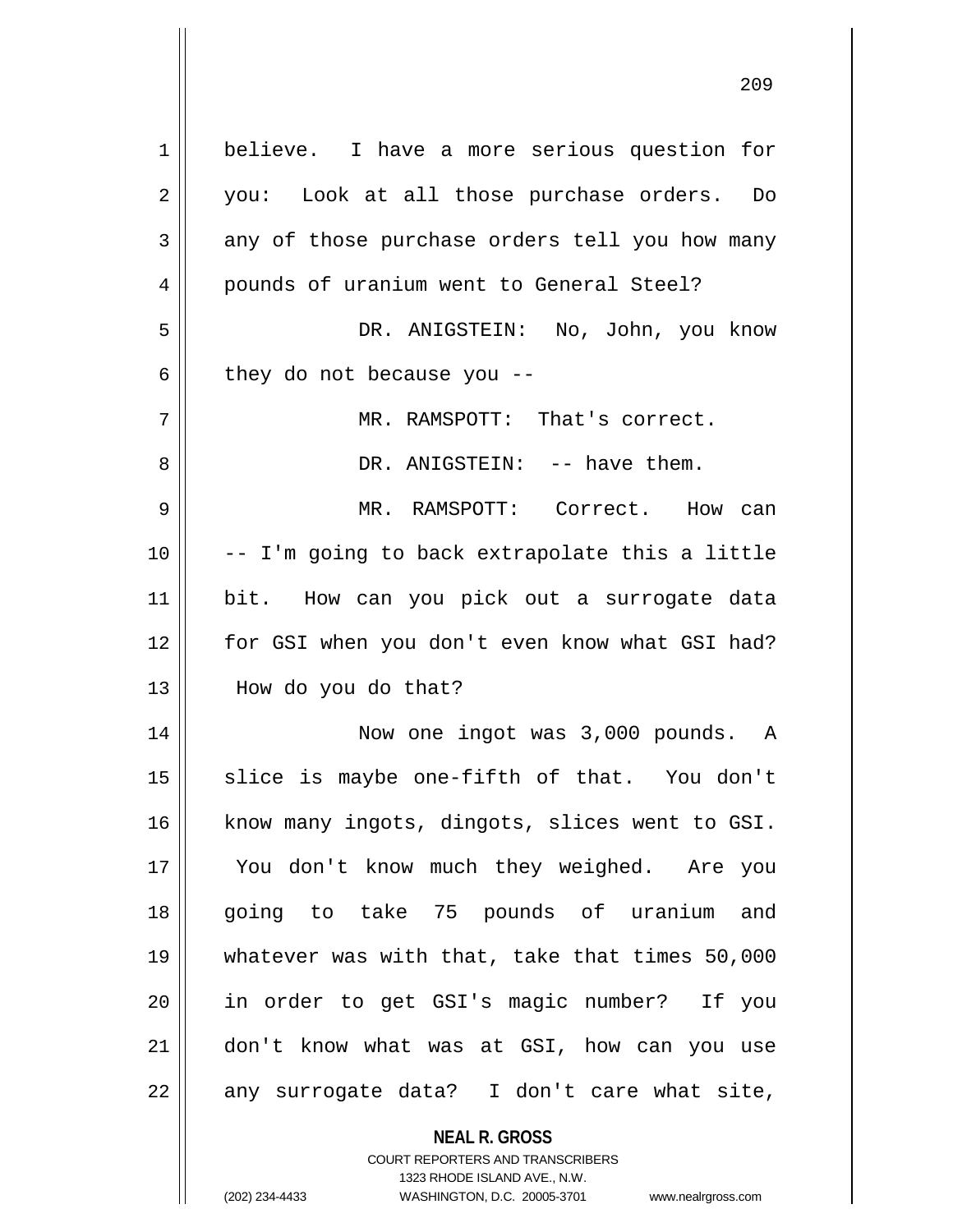believe. I have a more serious question for you: Look at all those purchase orders. Do any of those purchase orders tell you how many pounds of uranium went to General Steel?

DR. ANIGSTEIN: No, John, you know they do not because you --

MR. RAMSPOTT: That's correct.

DR. ANIGSTEIN: -- have them.

MR. RAMSPOTT: Correct. How can -- I'm going to back extrapolate this a little bit. How can you pick out a surrogate data for GSI when you don't even know what GSI had? How do you do that?

Now one ingot was 3,000 pounds. A slice is maybe one-fifth of that. You don't know many ingots, dingots, slices went to GSI. You don't know much they weighed. Are you going to take 75 pounds of uranium and whatever was with that, take that times 50,000 in order to get GSI's magic number? If you don't know what was at GSI, how can you use any surrogate data? I don't care what site,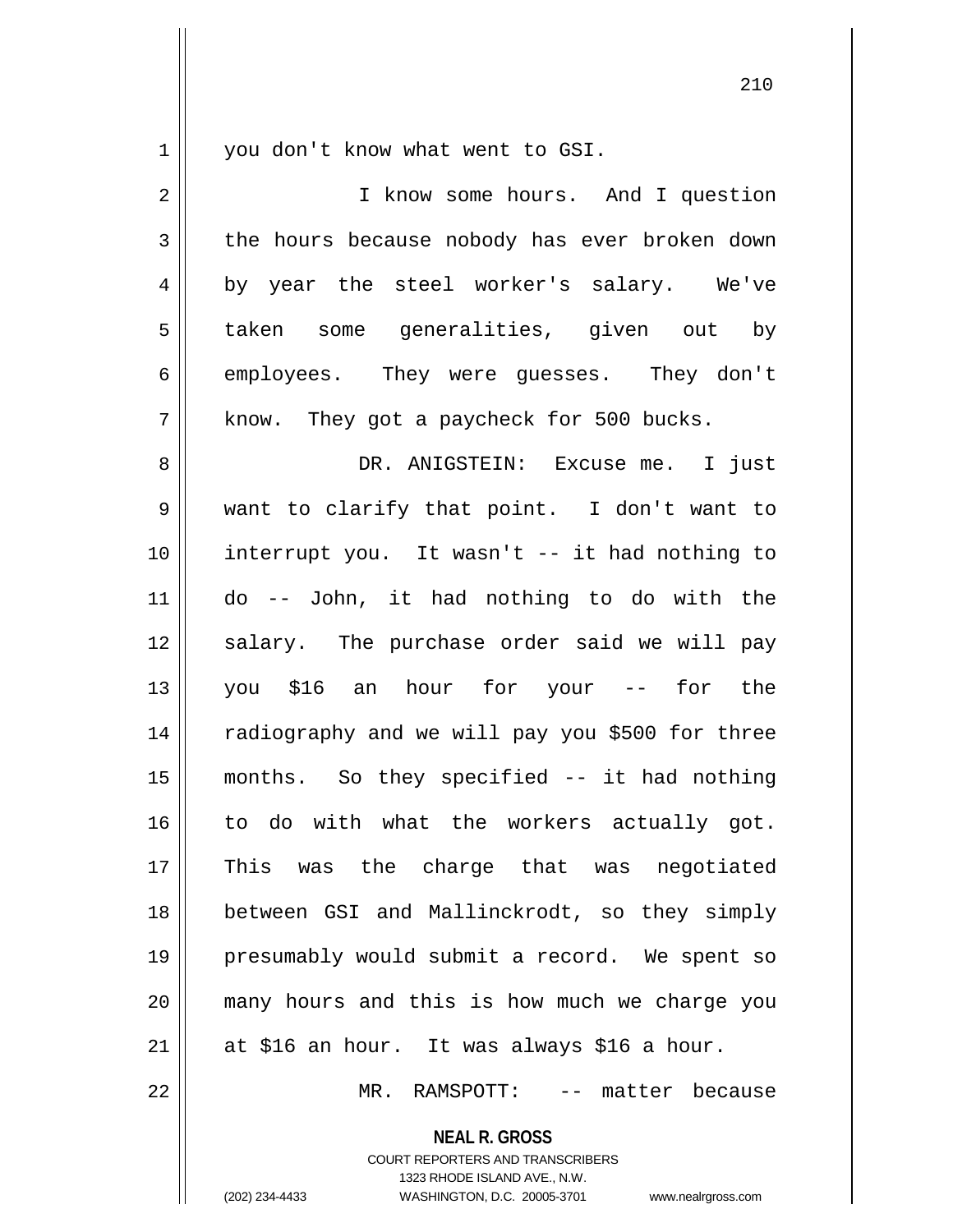you don't know what went to GSI.

I know some hours. And I question the hours because nobody has ever broken down by year the steel worker's salary. We've taken some generalities, given out by employees. They were guesses. They don't know. They got a paycheck for 500 bucks.

DR. ANIGSTEIN: Excuse me. I just want to clarify that point. I don't want to interrupt you. It wasn't -- it had nothing to do -- John, it had nothing to do with the salary. The purchase order said we will pay you $16 an hour for your -- for the radiography and we will pay you $500 for three months. So they specified -- it had nothing to do with what the workers actually got. This was the charge that was negotiated between GSI and Mallinckrodt, so they simply presumably would submit a record. We spent so many hours and this is how much we charge you at $16 an hour. It was always $16 a hour.

MR. RAMSPOTT: -- matter because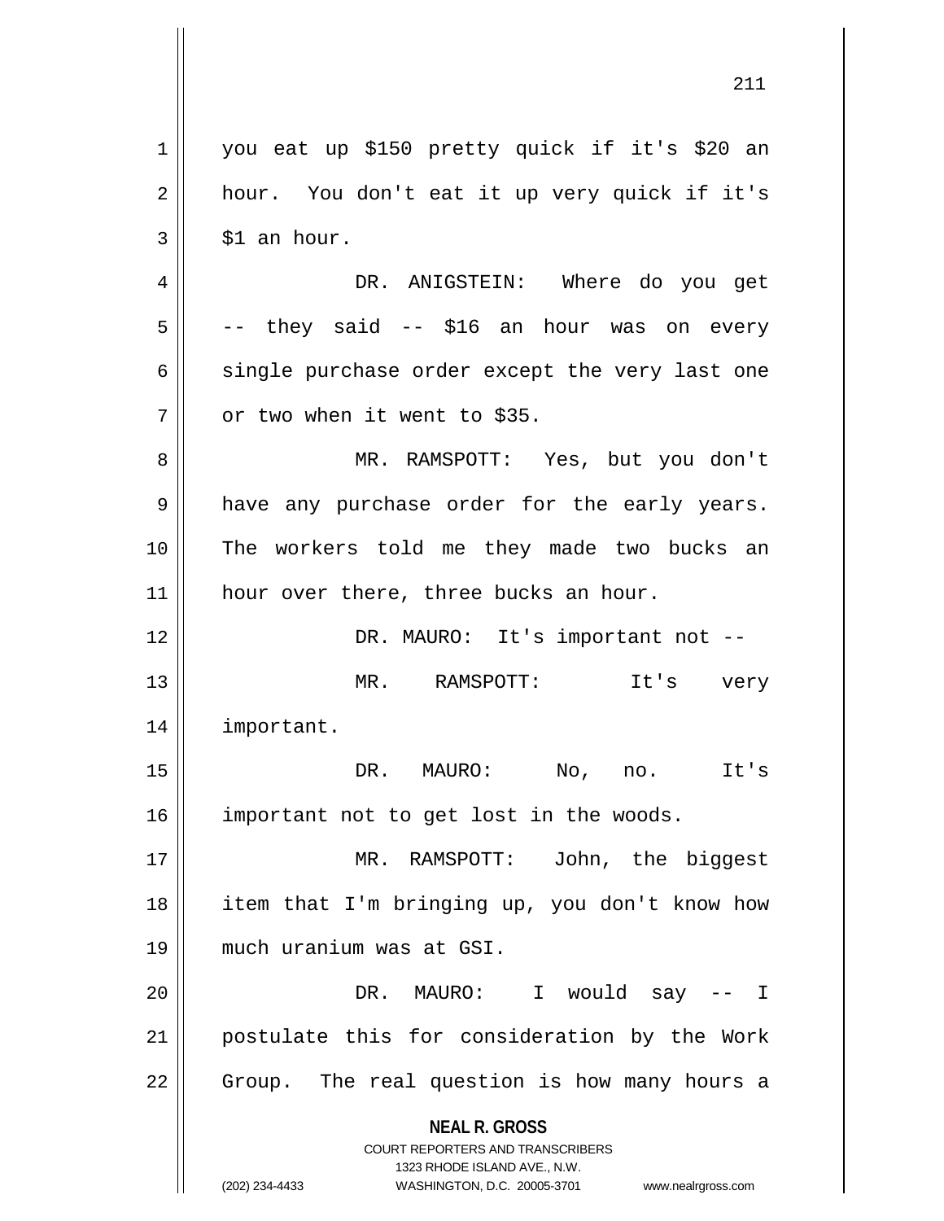you eat up $150 pretty quick if it's $20 an hour. You don't eat it up very quick if it's $1 an hour.

DR. ANIGSTEIN: Where do you get -- they said -- $16 an hour was on every single purchase order except the very last one or two when it went to $35.

MR. RAMSPOTT: Yes, but you don't have any purchase order for the early years. The workers told me they made two bucks an hour over there, three bucks an hour.

DR. MAURO: It's important not --

MR. RAMSPOTT: It's very important.

DR. MAURO: No, no. It's important not to get lost in the woods.

MR. RAMSPOTT: John, the biggest item that I'm bringing up, you don't know how much uranium was at GSI.

DR. MAURO: I would say -- I postulate this for consideration by the Work Group. The real question is how many hours a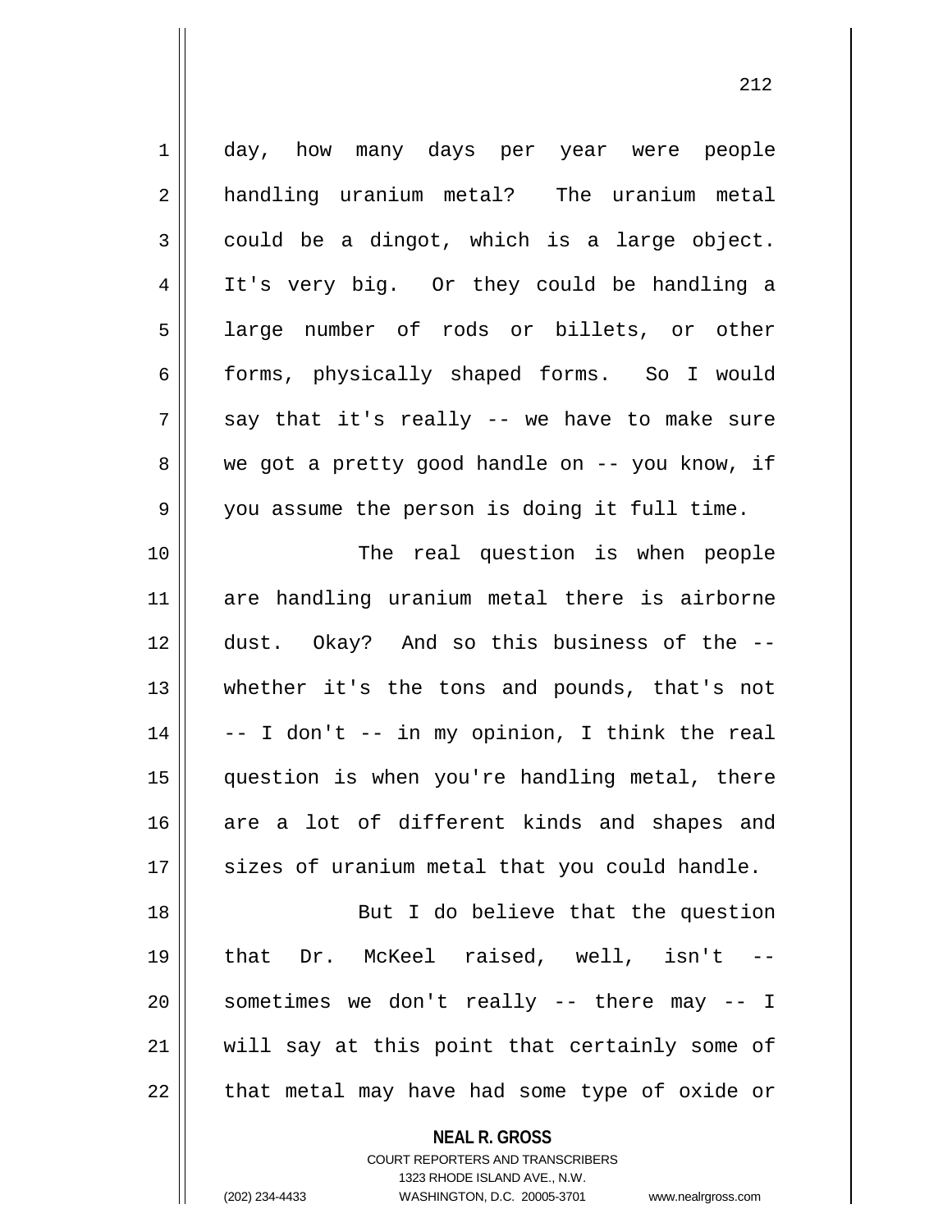day, how many days per year were people handling uranium metal? The uranium metal could be a dingot, which is a large object. It's very big. Or they could be handling a large number of rods or billets, or other forms, physically shaped forms. So I would say that it's really -- we have to make sure we got a pretty good handle on -- you know, if you assume the person is doing it full time.

The real question is when people are handling uranium metal there is airborne dust. Okay? And so this business of the -- whether it's the tons and pounds, that's not -- I don't -- in my opinion, I think the real question is when you're handling metal, there are a lot of different kinds and shapes and sizes of uranium metal that you could handle.

But I do believe that the question that Dr. McKeel raised, well, isn't -- sometimes we don't really -- there may -- I will say at this point that certainly some of that metal may have had some type of oxide or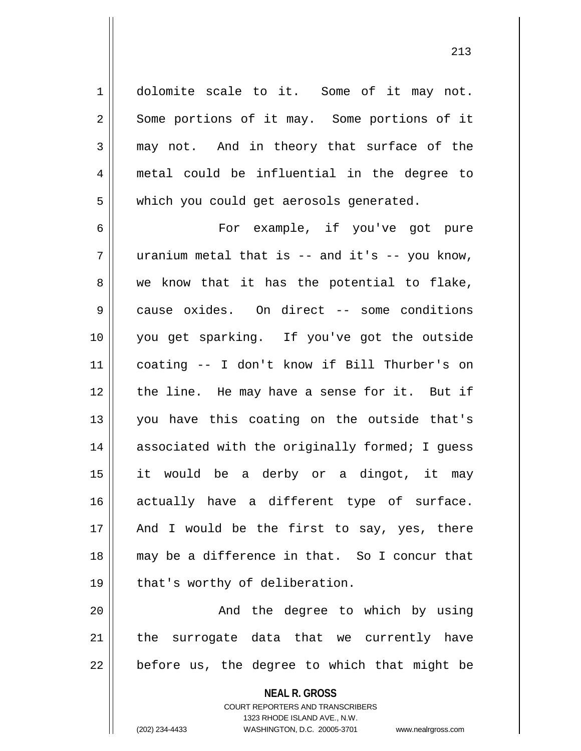dolomite scale to it. Some of it may not. Some portions of it may. Some portions of it may not. And in theory that surface of the metal could be influential in the degree to which you could get aerosols generated.

For example, if you've got pure uranium metal that is -- and it's -- you know, we know that it has the potential to flake, cause oxides. On direct -- some conditions you get sparking. If you've got the outside coating -- I don't know if Bill Thurber's on the line. He may have a sense for it. But if you have this coating on the outside that's associated with the originally formed; I guess it would be a derby or a dingot, it may actually have a different type of surface. And I would be the first to say, yes, there may be a difference in that. So I concur that that's worthy of deliberation.

And the degree to which by using the surrogate data that we currently have before us, the degree to which that might be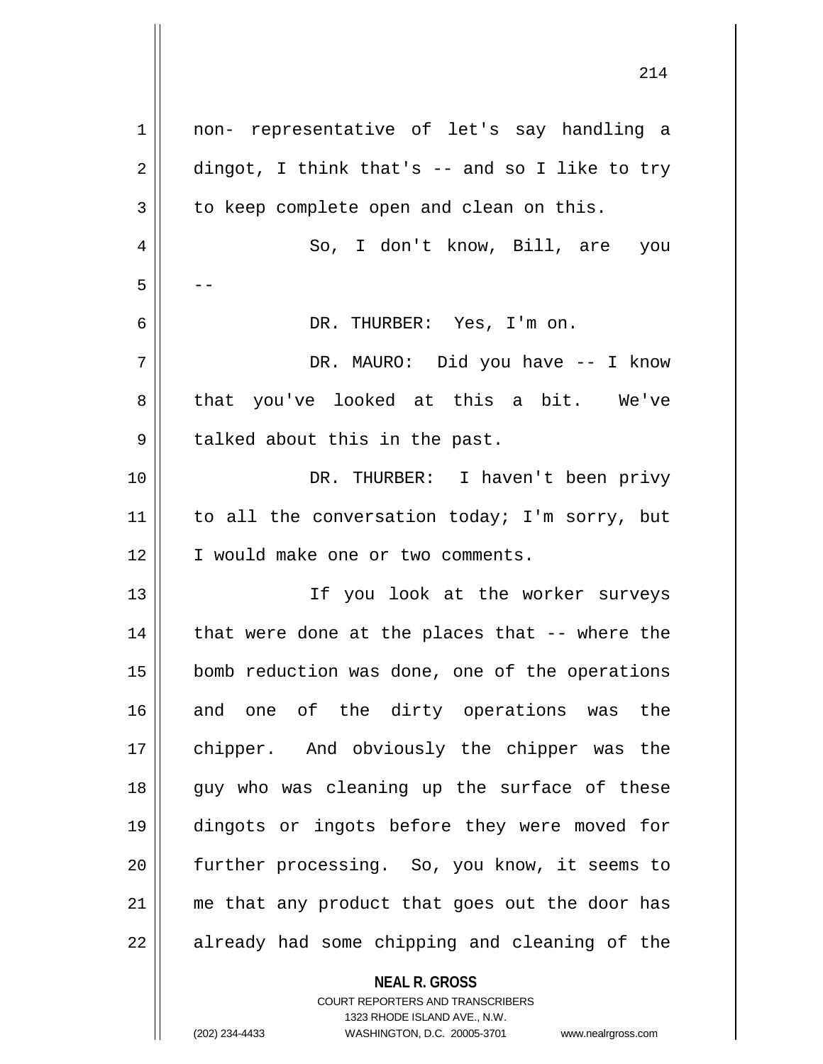non- representative of let's say handling a dingot, I think that's -- and so I like to try to keep complete open and clean on this.

So, I don't know, Bill, are you --

DR. THURBER: Yes, I'm on.

DR. MAURO: Did you have -- I know that you've looked at this a bit. We've talked about this in the past.

DR. THURBER: I haven't been privy to all the conversation today; I'm sorry, but I would make one or two comments.

If you look at the worker surveys that were done at the places that -- where the bomb reduction was done, one of the operations and one of the dirty operations was the chipper. And obviously the chipper was the guy who was cleaning up the surface of these dingots or ingots before they were moved for further processing. So, you know, it seems to me that any product that goes out the door has already had some chipping and cleaning of the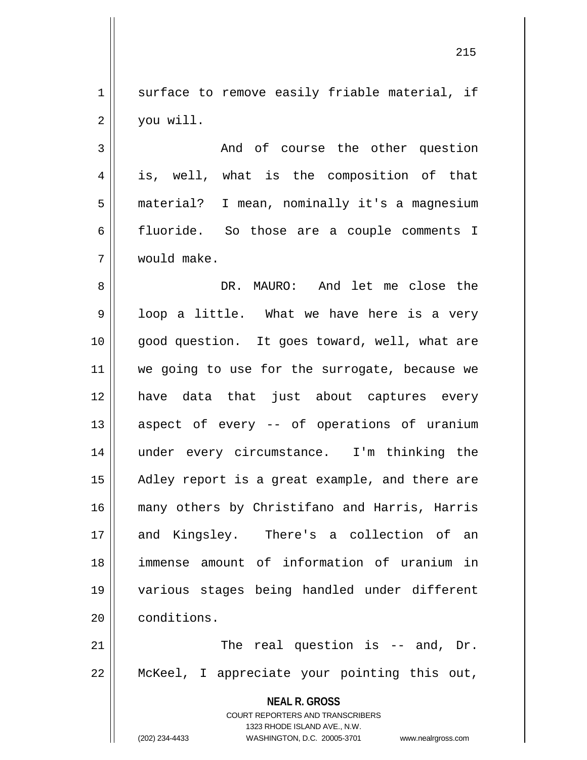surface to remove easily friable material, if you will.

And of course the other question is, well, what is the composition of that material? I mean, nominally it's a magnesium fluoride. So those are a couple comments I would make.

DR. MAURO: And let me close the loop a little. What we have here is a very good question. It goes toward, well, what are we going to use for the surrogate, because we have data that just about captures every aspect of every -- of operations of uranium under every circumstance. I'm thinking the Adley report is a great example, and there are many others by Christifano and Harris, Harris and Kingsley. There's a collection of an immense amount of information of uranium in various stages being handled under different conditions.

The real question is -- and, Dr. McKeel, I appreciate your pointing this out,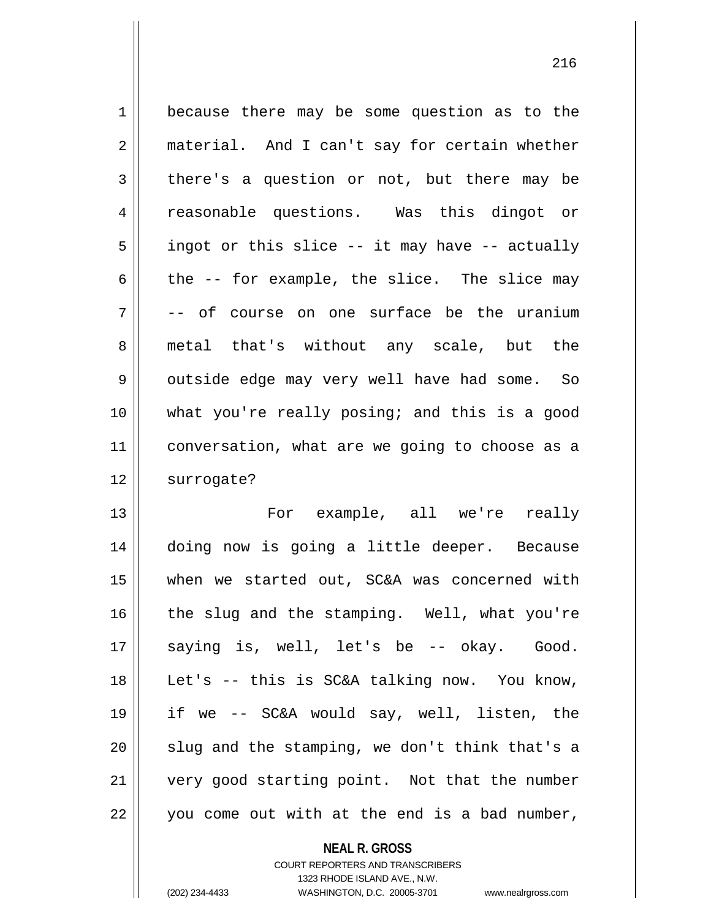because there may be some question as to the material. And I can't say for certain whether there's a question or not, but there may be reasonable questions. Was this dingot or ingot or this slice -- it may have -- actually the -- for example, the slice. The slice may -- of course on one surface be the uranium metal that's without any scale, but the outside edge may very well have had some. So what you're really posing; and this is a good conversation, what are we going to choose as a surrogate?

For example, all we're really doing now is going a little deeper. Because when we started out, SC&A was concerned with the slug and the stamping. Well, what you're saying is, well, let's be -- okay. Good. Let's -- this is SC&A talking now. You know, if we -- SC&A would say, well, listen, the slug and the stamping, we don't think that's a very good starting point. Not that the number you come out with at the end is a bad number,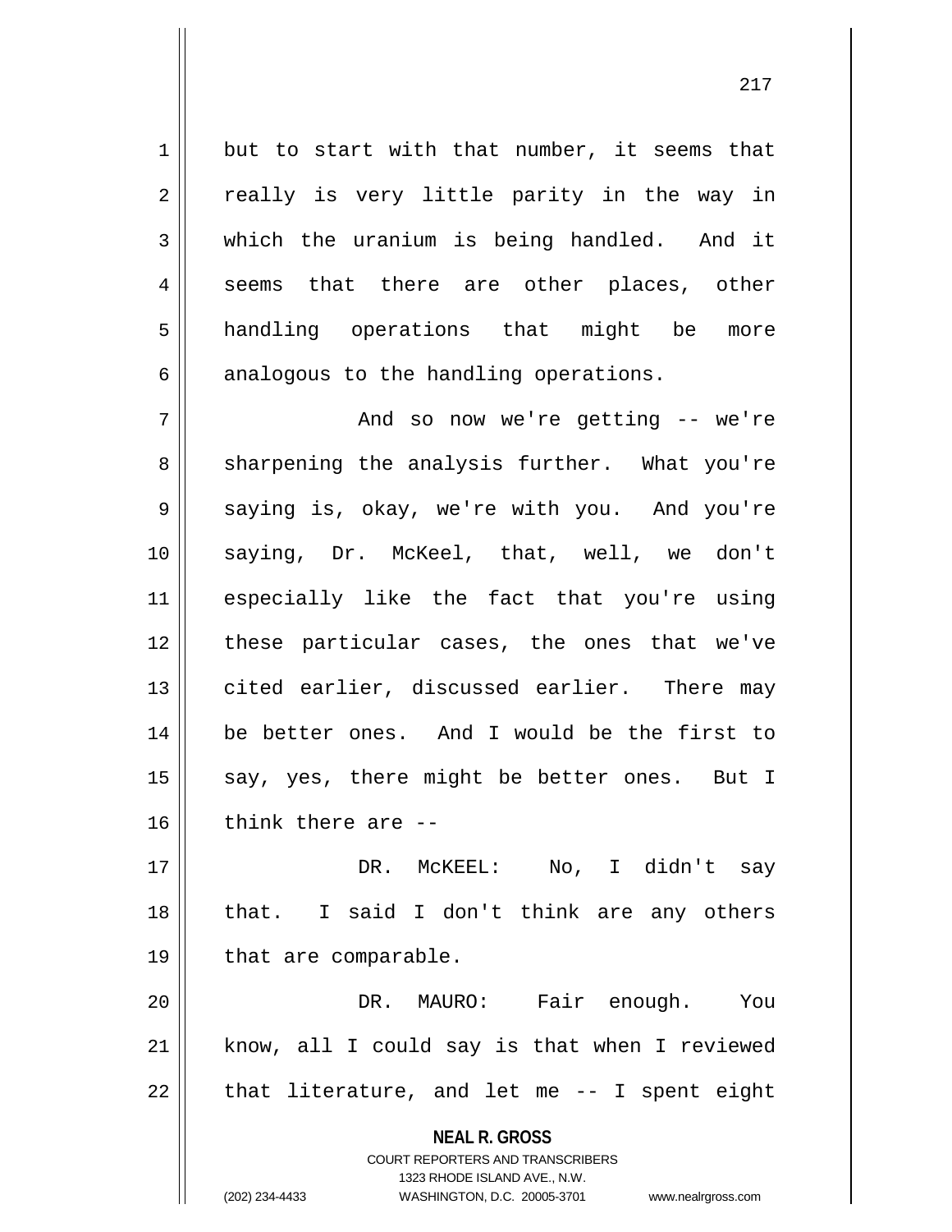but to start with that number, it seems that really is very little parity in the way in which the uranium is being handled. And it seems that there are other places, other handling operations that might be more analogous to the handling operations.

And so now we're getting -- we're sharpening the analysis further. What you're saying is, okay, we're with you. And you're saying, Dr. McKeel, that, well, we don't especially like the fact that you're using these particular cases, the ones that we've cited earlier, discussed earlier. There may be better ones. And I would be the first to say, yes, there might be better ones. But I think there are --

DR. McKEEL: No, I didn't say that. I said I don't think are any others that are comparable.

DR. MAURO: Fair enough. You know, all I could say is that when I reviewed that literature, and let me -- I spent eight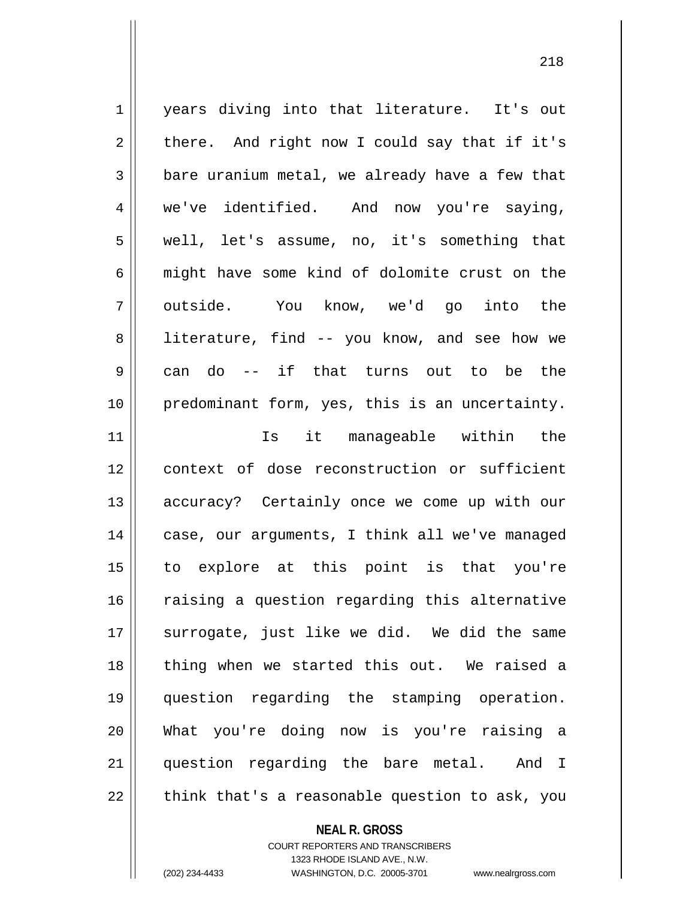years diving into that literature. It's out there. And right now I could say that if it's bare uranium metal, we already have a few that we've identified. And now you're saying, well, let's assume, no, it's something that might have some kind of dolomite crust on the outside. You know, we'd go into the literature, find -- you know, and see how we can do -- if that turns out to be the predominant form, yes, this is an uncertainty.

Is it manageable within the context of dose reconstruction or sufficient accuracy? Certainly once we come up with our case, our arguments, I think all we've managed to explore at this point is that you're raising a question regarding this alternative surrogate, just like we did. We did the same thing when we started this out. We raised a question regarding the stamping operation. What you're doing now is you're raising a question regarding the bare metal. And I think that's a reasonable question to ask, you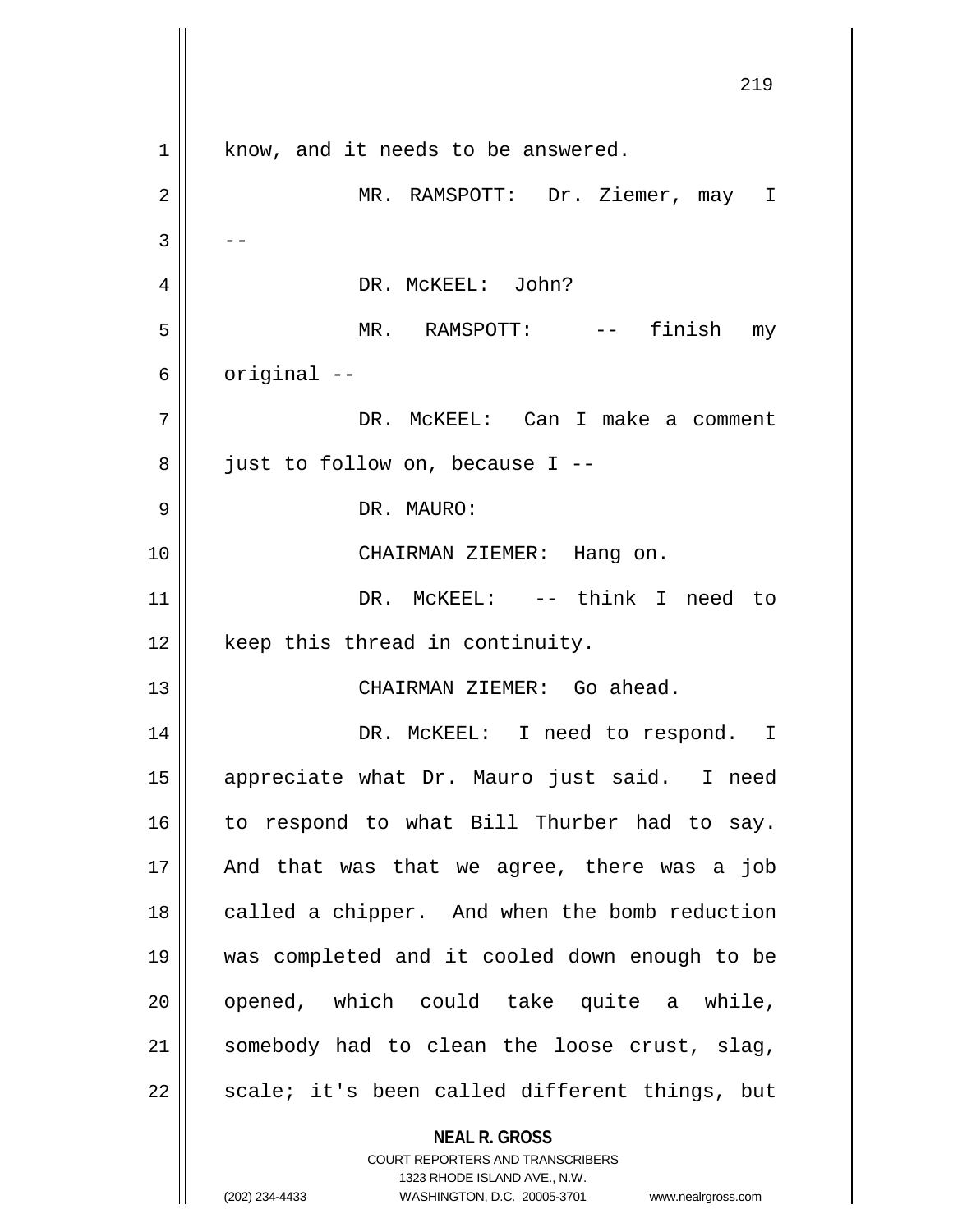know, and it needs to be answered.

MR. RAMSPOTT: Dr. Ziemer, may I --

DR. McKEEL: John?

MR. RAMSPOTT: -- finish my original --

DR. McKEEL: Can I make a comment just to follow on, because I --

DR. MAURO:

CHAIRMAN ZIEMER: Hang on.

DR. McKEEL: -- think I need to keep this thread in continuity.

CHAIRMAN ZIEMER: Go ahead.

DR. McKEEL: I need to respond. I appreciate what Dr. Mauro just said. I need to respond to what Bill Thurber had to say. And that was that we agree, there was a job called a chipper. And when the bomb reduction was completed and it cooled down enough to be opened, which could take quite a while, somebody had to clean the loose crust, slag, scale; it's been called different things, but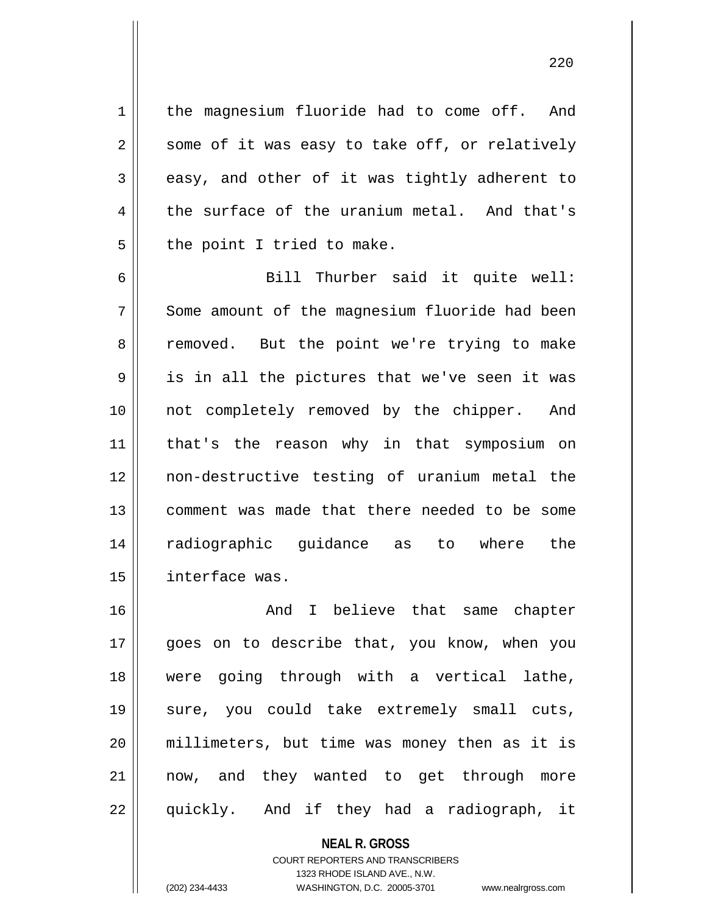the magnesium fluoride had to come off. And some of it was easy to take off, or relatively easy, and other of it was tightly adherent to the surface of the uranium metal. And that's the point I tried to make.

Bill Thurber said it quite well: Some amount of the magnesium fluoride had been removed. But the point we're trying to make is in all the pictures that we've seen it was not completely removed by the chipper. And that's the reason why in that symposium on non-destructive testing of uranium metal the comment was made that there needed to be some radiographic guidance as to where the interface was.

And I believe that same chapter goes on to describe that, you know, when you were going through with a vertical lathe, sure, you could take extremely small cuts, millimeters, but time was money then as it is now, and they wanted to get through more quickly. And if they had a radiograph, it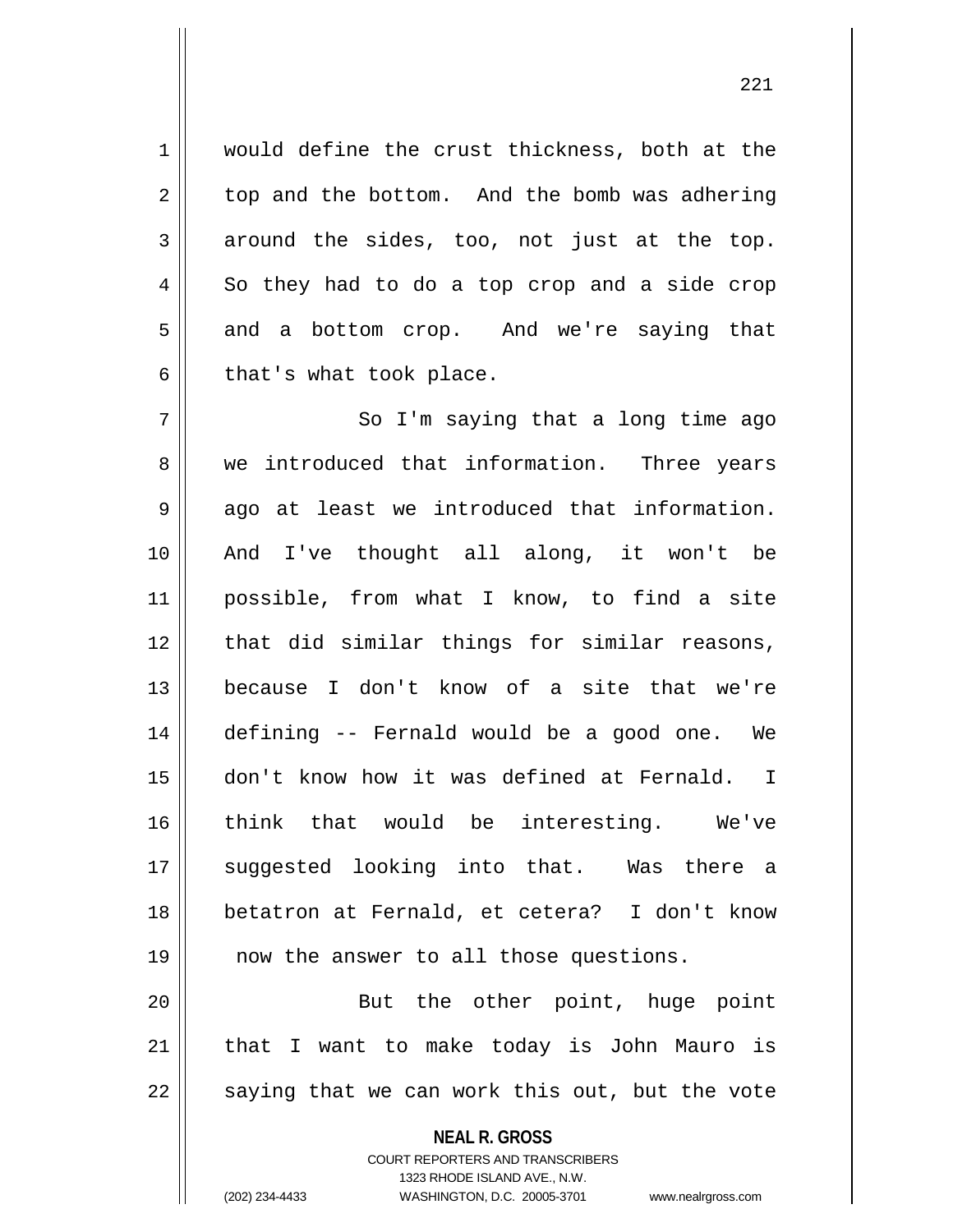would define the crust thickness, both at the top and the bottom. And the bomb was adhering around the sides, too, not just at the top. So they had to do a top crop and a side crop and a bottom crop. And we're saying that that's what took place.

So I'm saying that a long time ago we introduced that information. Three years ago at least we introduced that information. And I've thought all along, it won't be possible, from what I know, to find a site that did similar things for similar reasons, because I don't know of a site that we're defining -- Fernald would be a good one. We don't know how it was defined at Fernald. I think that would be interesting. We've suggested looking into that. Was there a betatron at Fernald, et cetera? I don't know now the answer to all those questions.

But the other point, huge point that I want to make today is John Mauro is saying that we can work this out, but the vote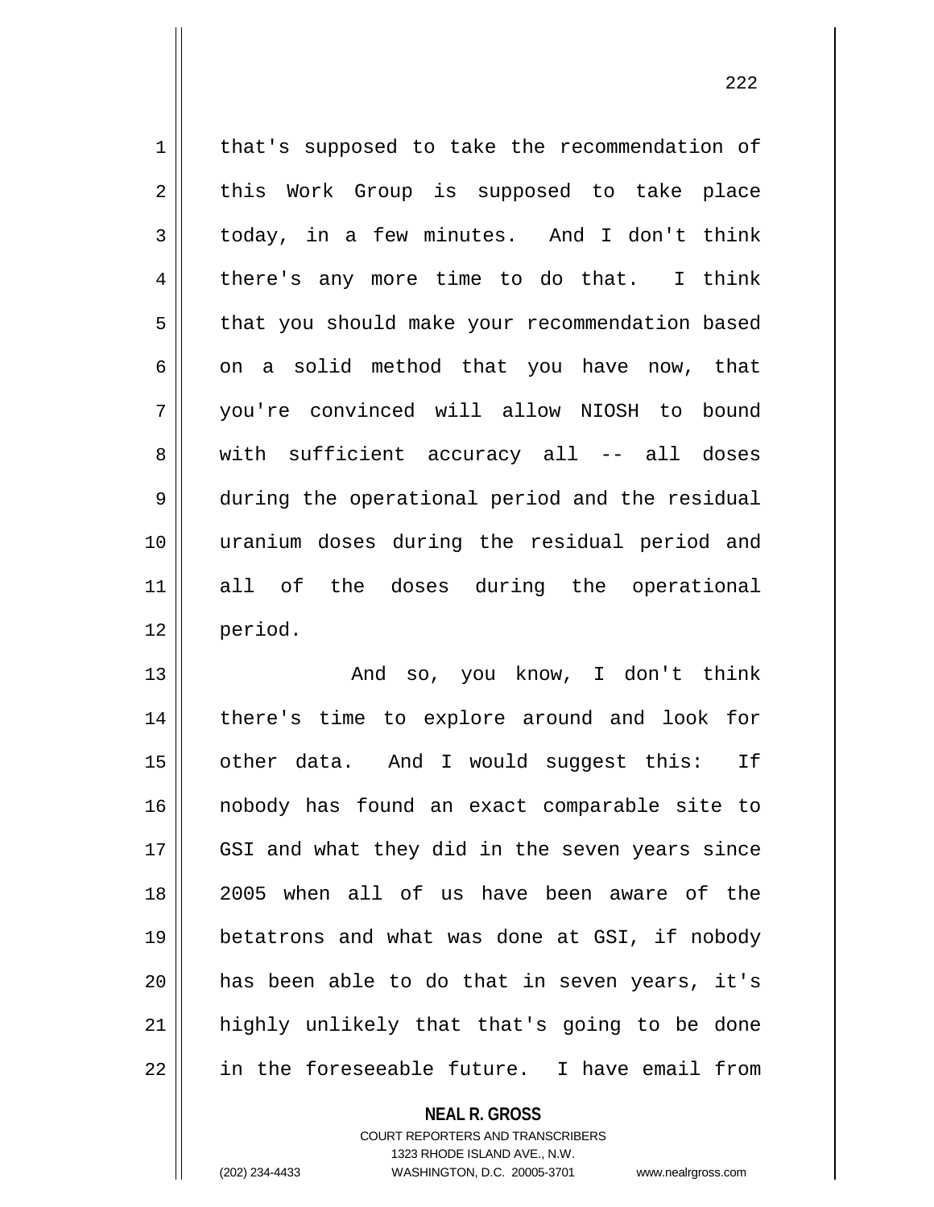that's supposed to take the recommendation of this Work Group is supposed to take place today, in a few minutes. And I don't think there's any more time to do that. I think that you should make your recommendation based on a solid method that you have now, that you're convinced will allow NIOSH to bound with sufficient accuracy all -- all doses during the operational period and the residual uranium doses during the residual period and all of the doses during the operational period.

And so, you know, I don't think there's time to explore around and look for other data. And I would suggest this: If nobody has found an exact comparable site to GSI and what they did in the seven years since 2005 when all of us have been aware of the betatrons and what was done at GSI, if nobody has been able to do that in seven years, it's highly unlikely that that's going to be done in the foreseeable future. I have email from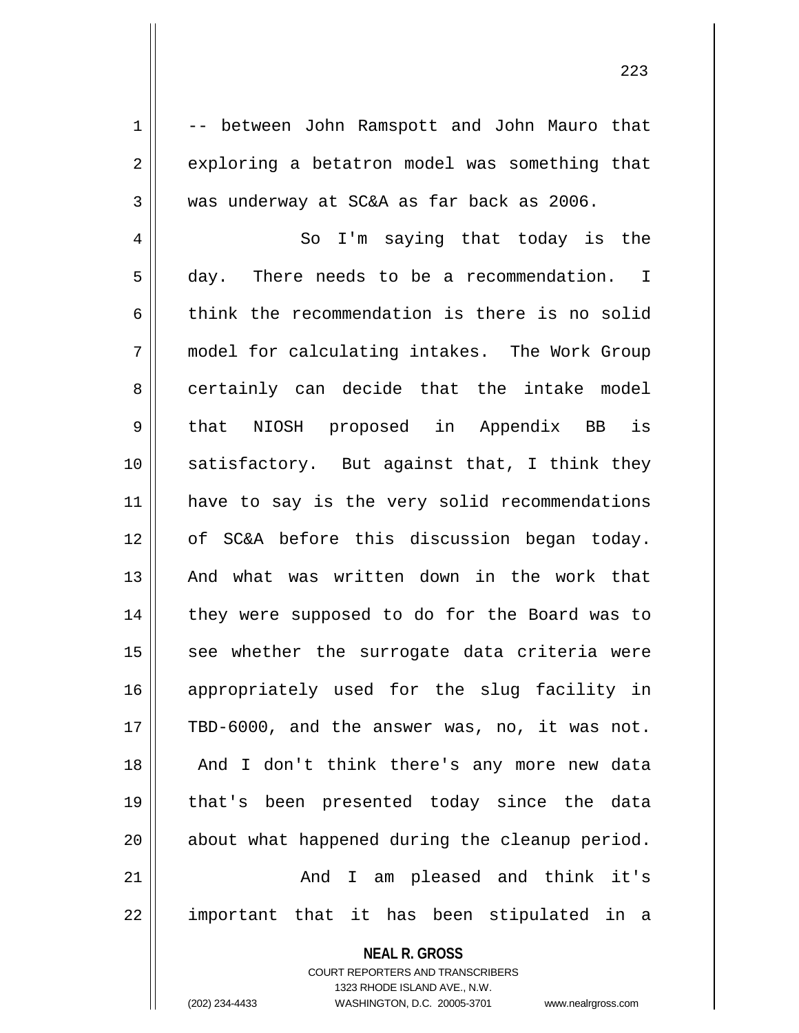-- between John Ramspott and John Mauro that exploring a betatron model was something that was underway at SC&A as far back as 2006.

So I'm saying that today is the day. There needs to be a recommendation. I think the recommendation is there is no solid model for calculating intakes. The Work Group certainly can decide that the intake model that NIOSH proposed in Appendix BB is satisfactory. But against that, I think they have to say is the very solid recommendations of SC&A before this discussion began today. And what was written down in the work that they were supposed to do for the Board was to see whether the surrogate data criteria were appropriately used for the slug facility in TBD-6000, and the answer was, no, it was not. And I don't think there's any more new data that's been presented today since the data about what happened during the cleanup period.

And I am pleased and think it's important that it has been stipulated in a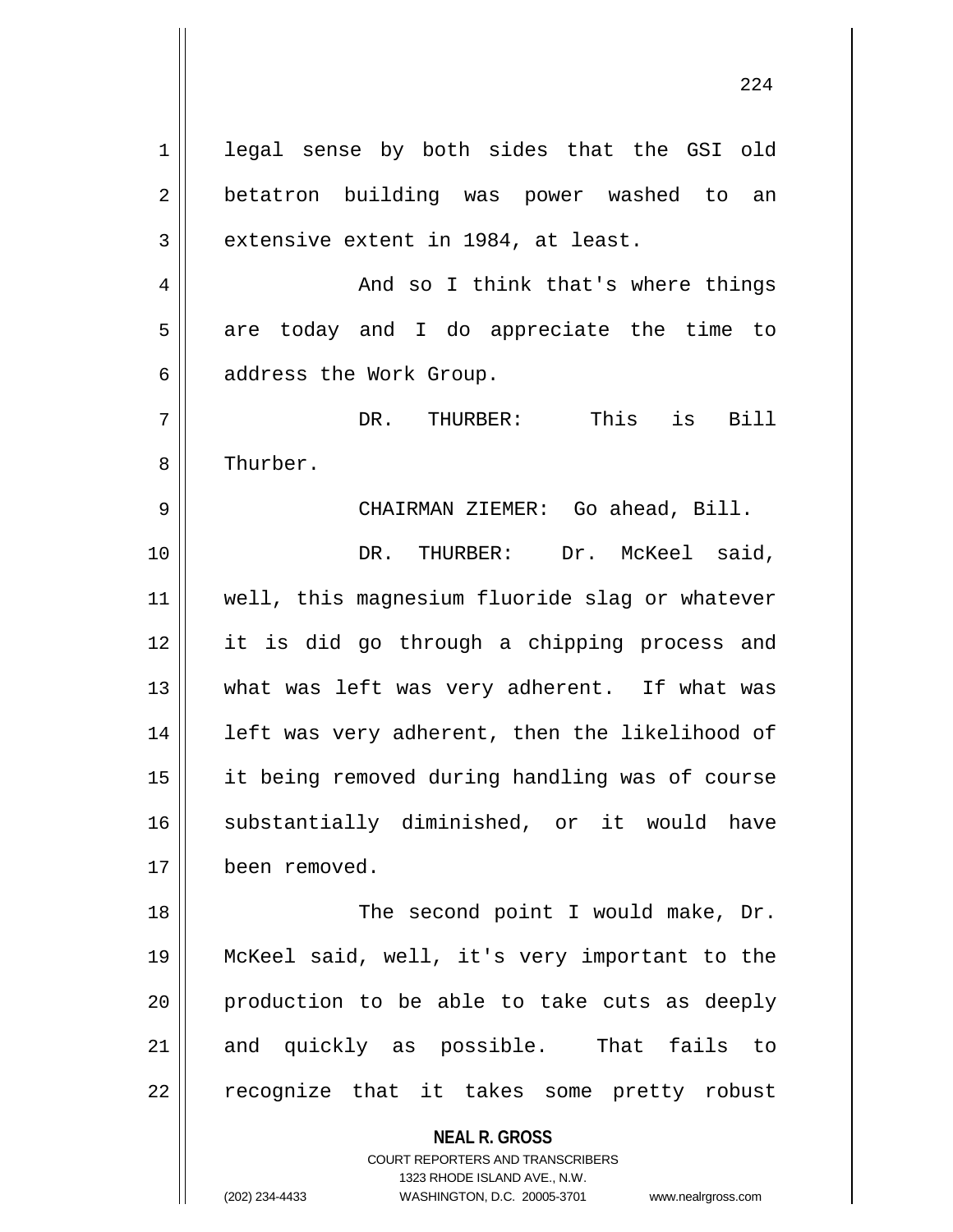legal sense by both sides that the GSI old betatron building was power washed to an extensive extent in 1984, at least.

And so I think that's where things are today and I do appreciate the time to address the Work Group.

DR. THURBER: This is Bill Thurber.

CHAIRMAN ZIEMER: Go ahead, Bill.

DR. THURBER: Dr. McKeel said, well, this magnesium fluoride slag or whatever it is did go through a chipping process and what was left was very adherent. If what was left was very adherent, then the likelihood of it being removed during handling was of course substantially diminished, or it would have been removed.

The second point I would make, Dr. McKeel said, well, it's very important to the production to be able to take cuts as deeply and quickly as possible. That fails to recognize that it takes some pretty robust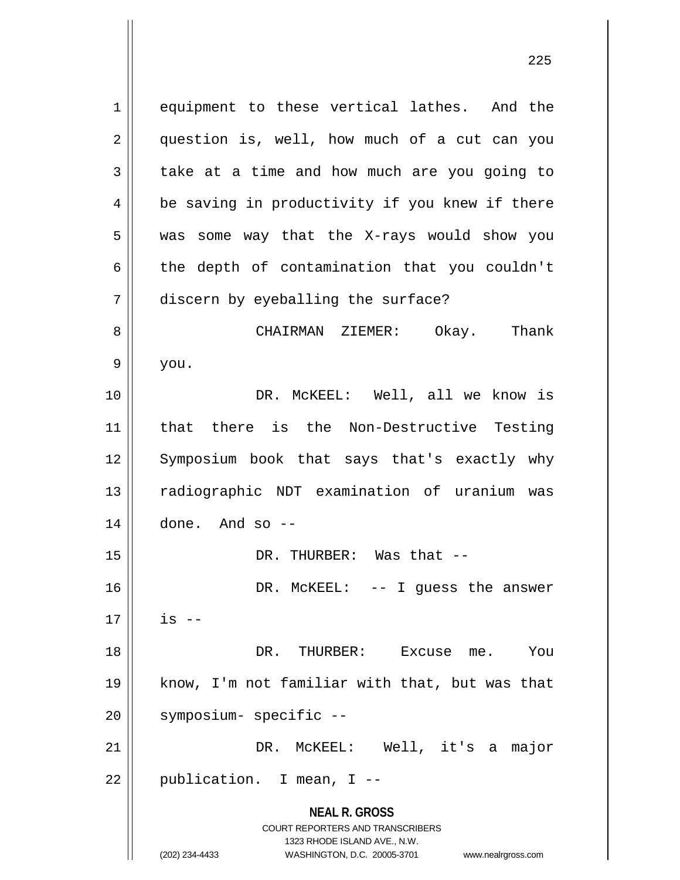equipment to these vertical lathes. And the question is, well, how much of a cut can you take at a time and how much are you going to be saving in productivity if you knew if there was some way that the X-rays would show you the depth of contamination that you couldn't discern by eyeballing the surface?

CHAIRMAN ZIEMER: Okay. Thank you.

DR. McKEEL: Well, all we know is that there is the Non-Destructive Testing Symposium book that says that's exactly why radiographic NDT examination of uranium was done. And so --

DR. THURBER: Was that --

DR. McKEEL: -- I guess the answer is --

DR. THURBER: Excuse me. You know, I'm not familiar with that, but was that symposium- specific --

DR. McKEEL: Well, it's a major publication. I mean, I --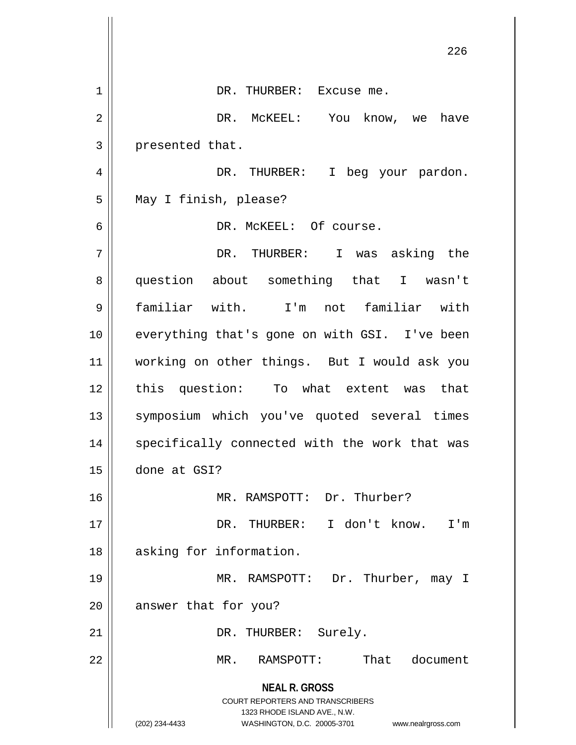DR. THURBER: Excuse me.

DR. McKEEL: You know, we have presented that.

DR. THURBER: I beg your pardon. May I finish, please?

DR. McKEEL: Of course.

DR. THURBER: I was asking the question about something that I wasn't familiar with. I'm not familiar with everything that's gone on with GSI. I've been working on other things. But I would ask you this question: To what extent was that symposium which you've quoted several times specifically connected with the work that was done at GSI?

MR. RAMSPOTT: Dr. Thurber?

DR. THURBER: I don't know. I'm asking for information.

MR. RAMSPOTT: Dr. Thurber, may I answer that for you?

DR. THURBER: Surely.

MR. RAMSPOTT: That document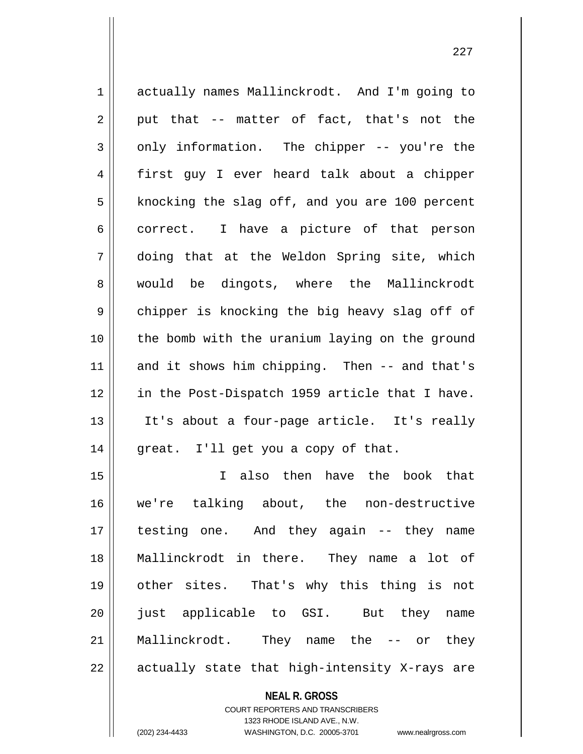actually names Mallinckrodt. And I'm going to put that -- matter of fact, that's not the only information. The chipper -- you're the first guy I ever heard talk about a chipper knocking the slag off, and you are 100 percent correct. I have a picture of that person doing that at the Weldon Spring site, which would be dingots, where the Mallinckrodt chipper is knocking the big heavy slag off of the bomb with the uranium laying on the ground and it shows him chipping. Then -- and that's in the Post-Dispatch 1959 article that I have. It's about a four-page article. It's really great. I'll get you a copy of that.

I also then have the book that we're talking about, the non-destructive testing one. And they again -- they name Mallinckrodt in there. They name a lot of other sites. That's why this thing is not just applicable to GSI. But they name Mallinckrodt. They name the -- or they actually state that high-intensity X-rays are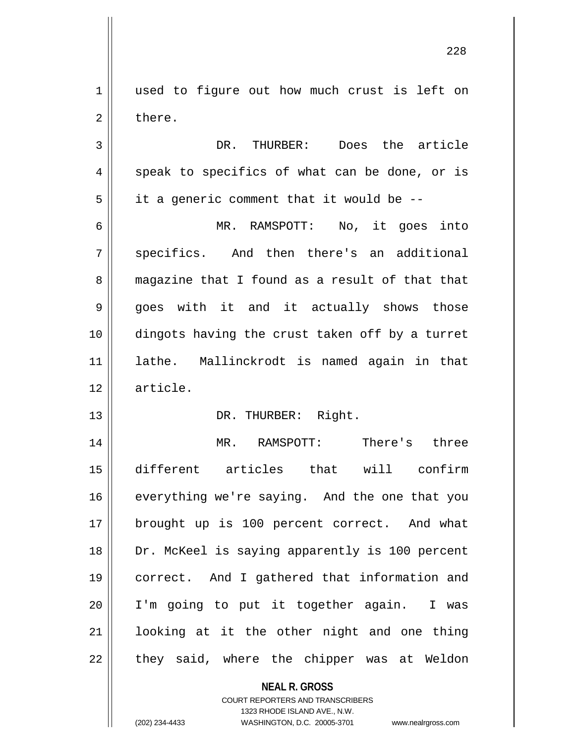used to figure out how much crust is left on there.

DR. THURBER: Does the article speak to specifics of what can be done, or is it a generic comment that it would be --

MR. RAMSPOTT: No, it goes into specifics. And then there's an additional magazine that I found as a result of that that goes with it and it actually shows those dingots having the crust taken off by a turret lathe. Mallinckrodt is named again in that article.

DR. THURBER: Right.

MR. RAMSPOTT: There's three different articles that will confirm everything we're saying. And the one that you brought up is 100 percent correct. And what Dr. McKeel is saying apparently is 100 percent correct. And I gathered that information and I'm going to put it together again. I was looking at it the other night and one thing they said, where the chipper was at Weldon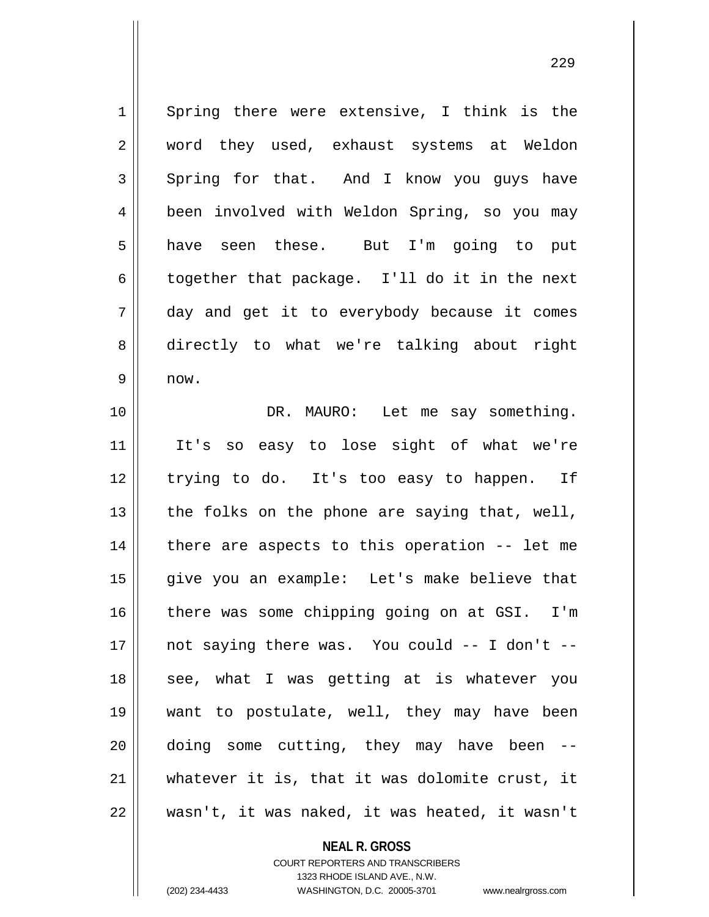Spring there were extensive, I think is the word they used, exhaust systems at Weldon Spring for that. And I know you guys have been involved with Weldon Spring, so you may have seen these. But I'm going to put together that package. I'll do it in the next day and get it to everybody because it comes directly to what we're talking about right now.

DR. MAURO: Let me say something. It's so easy to lose sight of what we're trying to do. It's too easy to happen. If the folks on the phone are saying that, well, there are aspects to this operation -- let me give you an example: Let's make believe that there was some chipping going on at GSI. I'm not saying there was. You could -- I don't -- see, what I was getting at is whatever you want to postulate, well, they may have been doing some cutting, they may have been -- whatever it is, that it was dolomite crust, it wasn't, it was naked, it was heated, it wasn't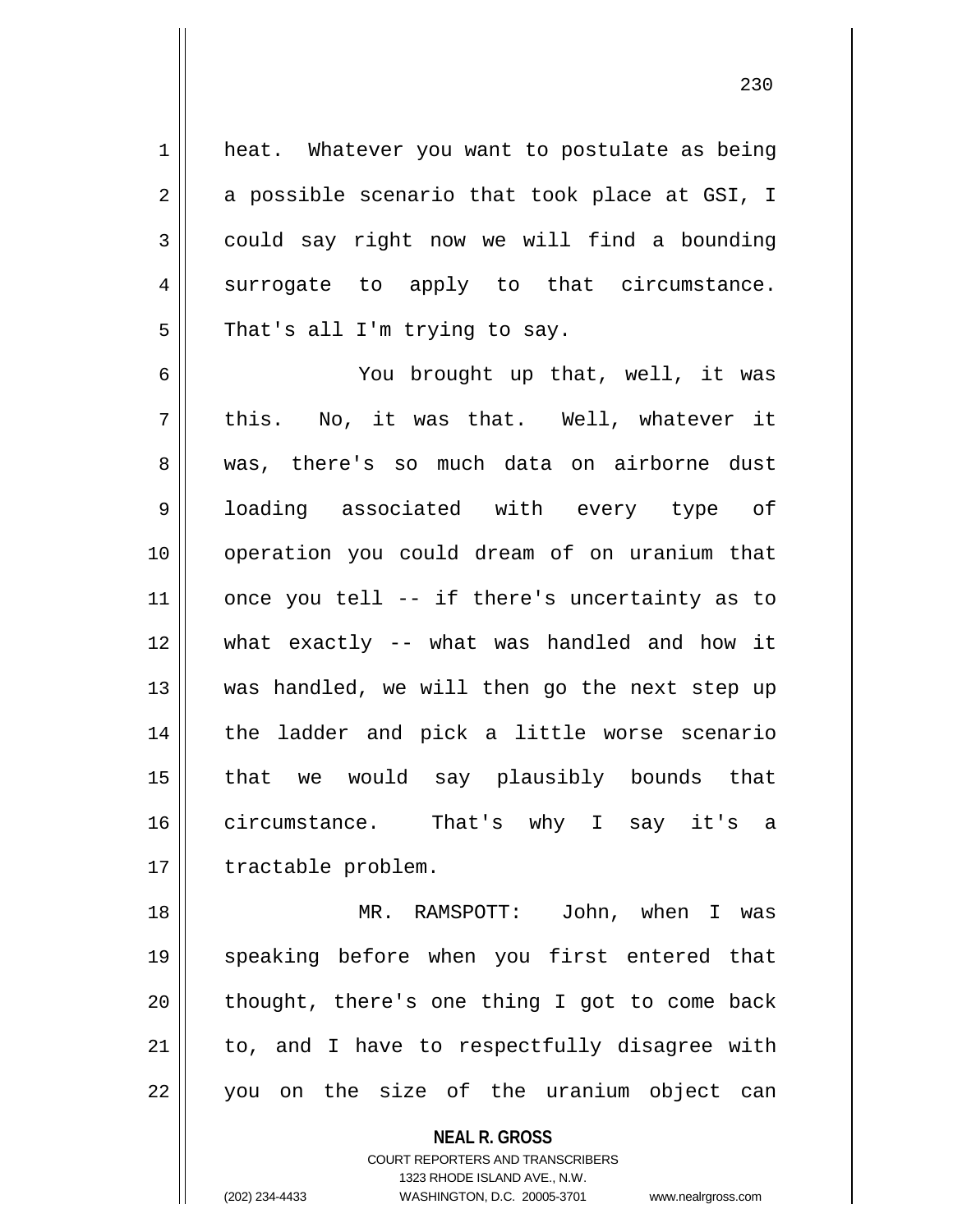heat. Whatever you want to postulate as being a possible scenario that took place at GSI, I could say right now we will find a bounding surrogate to apply to that circumstance. That's all I'm trying to say.

You brought up that, well, it was this. No, it was that. Well, whatever it was, there's so much data on airborne dust loading associated with every type of operation you could dream of on uranium that once you tell -- if there's uncertainty as to what exactly -- what was handled and how it was handled, we will then go the next step up the ladder and pick a little worse scenario that we would say plausibly bounds that circumstance. That's why I say it's a tractable problem.

MR. RAMSPOTT: John, when I was speaking before when you first entered that thought, there's one thing I got to come back to, and I have to respectfully disagree with you on the size of the uranium object can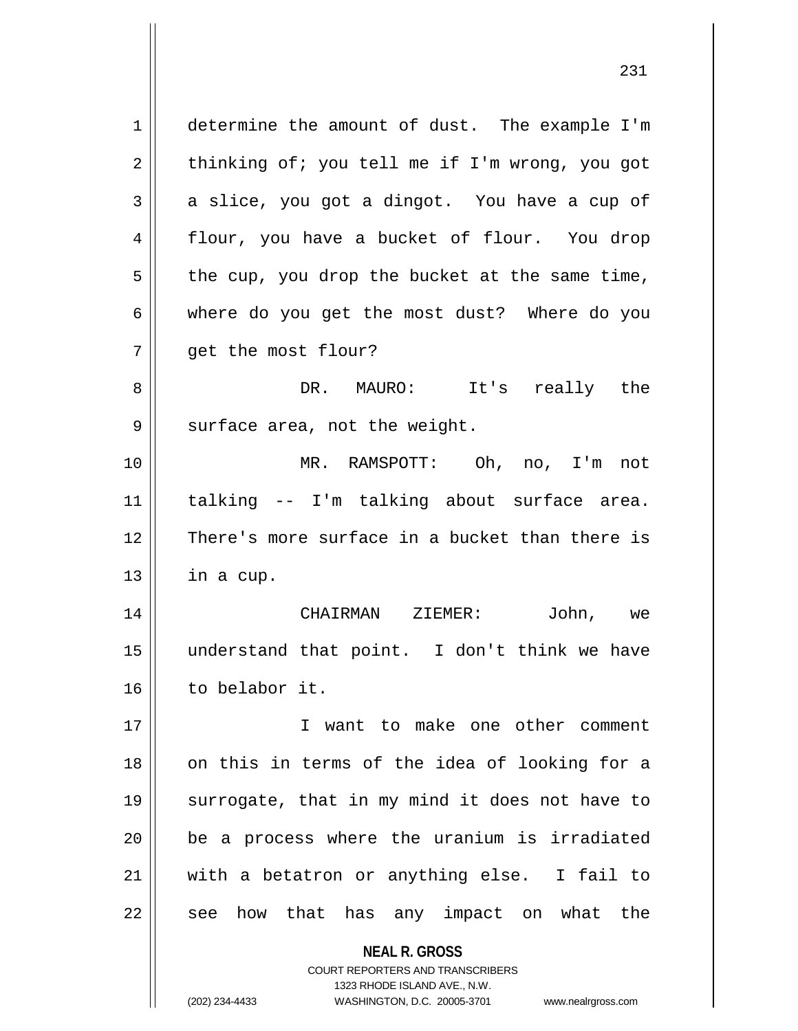determine the amount of dust. The example I'm thinking of; you tell me if I'm wrong, you got a slice, you got a dingot. You have a cup of flour, you have a bucket of flour. You drop the cup, you drop the bucket at the same time, where do you get the most dust? Where do you get the most flour?

DR. MAURO: It's really the surface area, not the weight.

MR. RAMSPOTT: Oh, no, I'm not talking -- I'm talking about surface area. There's more surface in a bucket than there is in a cup.

CHAIRMAN ZIEMER: John, we understand that point. I don't think we have to belabor it.

I want to make one other comment on this in terms of the idea of looking for a surrogate, that in my mind it does not have to be a process where the uranium is irradiated with a betatron or anything else. I fail to see how that has any impact on what the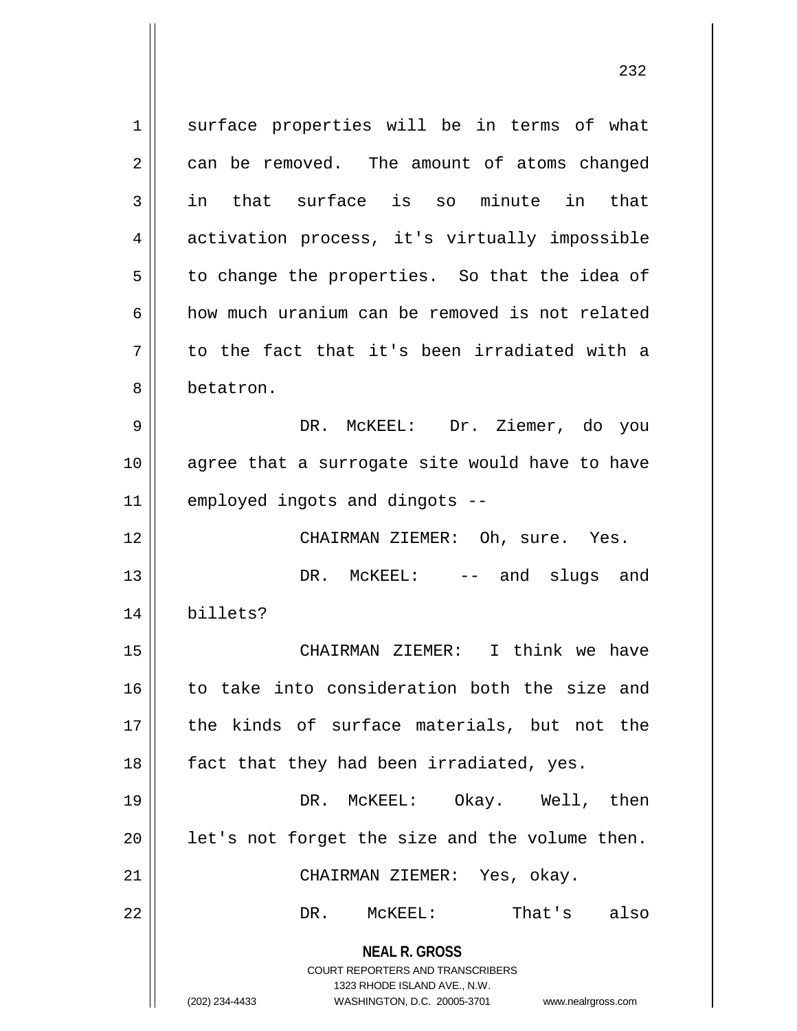surface properties will be in terms of what can be removed. The amount of atoms changed in that surface is so minute in that activation process, it's virtually impossible to change the properties. So that the idea of how much uranium can be removed is not related to the fact that it's been irradiated with a betatron.

DR. McKEEL: Dr. Ziemer, do you agree that a surrogate site would have to have employed ingots and dingots --

CHAIRMAN ZIEMER: Oh, sure. Yes.

DR. McKEEL: -- and slugs and billets?

CHAIRMAN ZIEMER: I think we have to take into consideration both the size and the kinds of surface materials, but not the fact that they had been irradiated, yes.

DR. McKEEL: Okay. Well, then let's not forget the size and the volume then.

CHAIRMAN ZIEMER: Yes, okay.

DR. McKEEL: That's also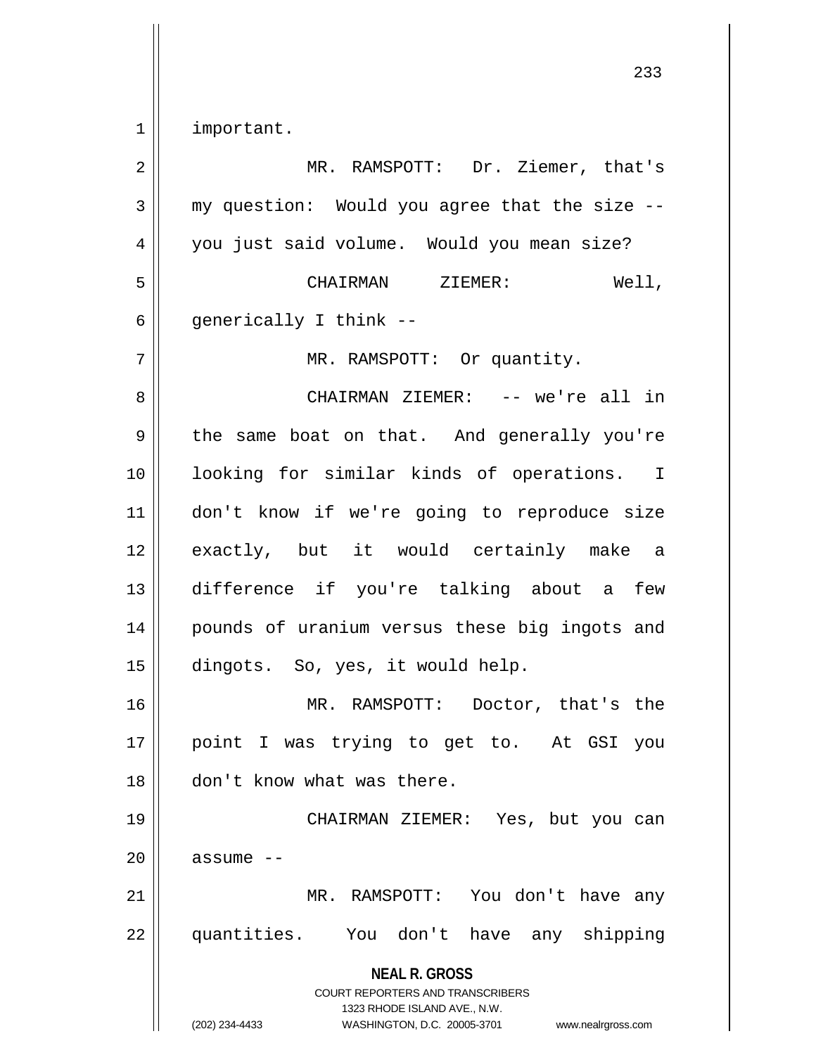important.

MR. RAMSPOTT: Dr. Ziemer, that's my question: Would you agree that the size -- you just said volume. Would you mean size?

CHAIRMAN ZIEMER: Well, generically I think --

MR. RAMSPOTT: Or quantity.

CHAIRMAN ZIEMER: -- we're all in the same boat on that. And generally you're looking for similar kinds of operations. I don't know if we're going to reproduce size exactly, but it would certainly make a difference if you're talking about a few pounds of uranium versus these big ingots and dingots. So, yes, it would help.

MR. RAMSPOTT: Doctor, that's the point I was trying to get to. At GSI you don't know what was there.

CHAIRMAN ZIEMER: Yes, but you can assume --

MR. RAMSPOTT: You don't have any quantities. You don't have any shipping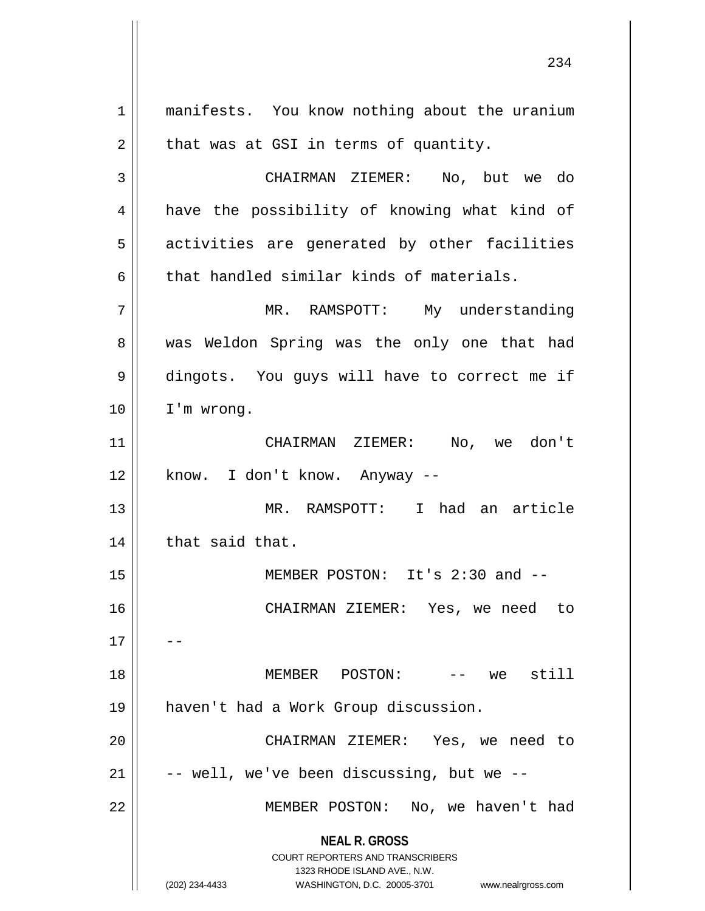manifests. You know nothing about the uranium that was at GSI in terms of quantity.

CHAIRMAN ZIEMER: No, but we do have the possibility of knowing what kind of activities are generated by other facilities that handled similar kinds of materials.

MR. RAMSPOTT: My understanding was Weldon Spring was the only one that had dingots. You guys will have to correct me if I'm wrong.

CHAIRMAN ZIEMER: No, we don't know. I don't know. Anyway --

MR. RAMSPOTT: I had an article that said that.

MEMBER POSTON: It's 2:30 and --

CHAIRMAN ZIEMER: Yes, we need to --

MEMBER POSTON: -- we still haven't had a Work Group discussion.

CHAIRMAN ZIEMER: Yes, we need to -- well, we've been discussing, but we --

MEMBER POSTON: No, we haven't had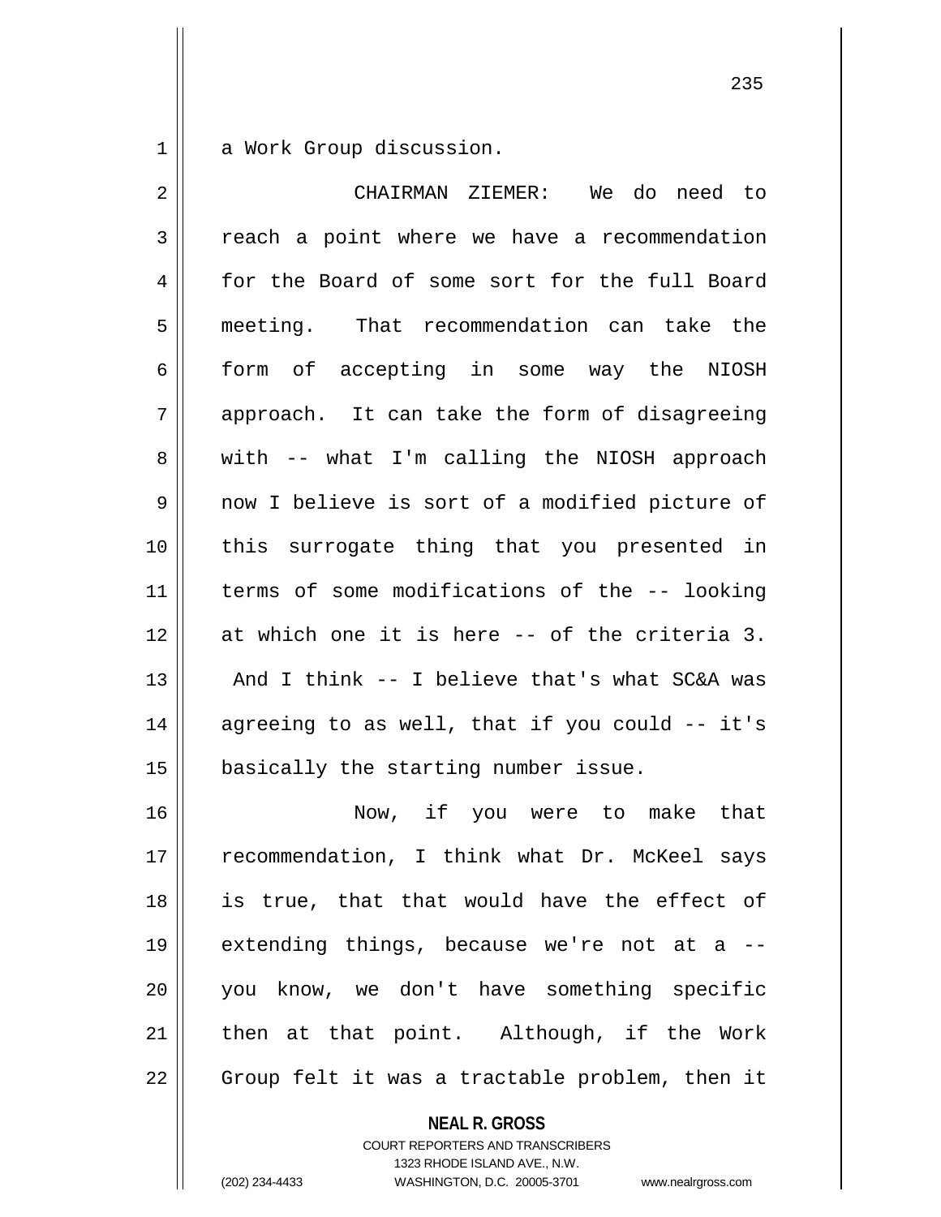a Work Group discussion.

CHAIRMAN ZIEMER: We do need to reach a point where we have a recommendation for the Board of some sort for the full Board meeting. That recommendation can take the form of accepting in some way the NIOSH approach. It can take the form of disagreeing with -- what I'm calling the NIOSH approach now I believe is sort of a modified picture of this surrogate thing that you presented in terms of some modifications of the -- looking at which one it is here -- of the criteria 3. And I think -- I believe that's what SC&A was agreeing to as well, that if you could -- it's basically the starting number issue.

Now, if you were to make that recommendation, I think what Dr. McKeel says is true, that that would have the effect of extending things, because we're not at a -- you know, we don't have something specific then at that point. Although, if the Work Group felt it was a tractable problem, then it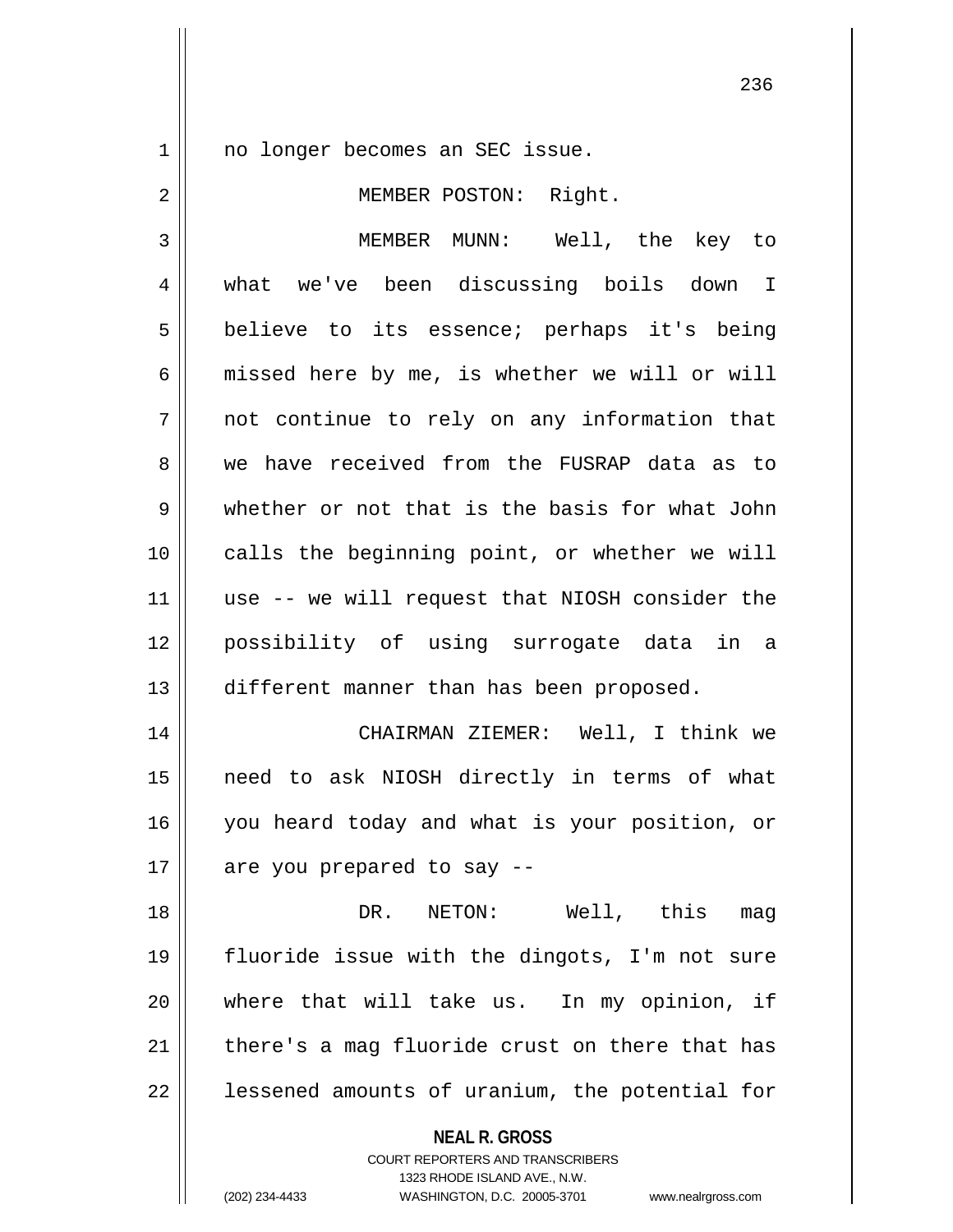no longer becomes an SEC issue.

MEMBER POSTON: Right.

MEMBER MUNN: Well, the key to what we've been discussing boils down I believe to its essence; perhaps it's being missed here by me, is whether we will or will not continue to rely on any information that we have received from the FUSRAP data as to whether or not that is the basis for what John calls the beginning point, or whether we will use -- we will request that NIOSH consider the possibility of using surrogate data in a different manner than has been proposed.

CHAIRMAN ZIEMER: Well, I think we need to ask NIOSH directly in terms of what you heard today and what is your position, or are you prepared to say --

DR. NETON: Well, this mag fluoride issue with the dingots, I'm not sure where that will take us. In my opinion, if there's a mag fluoride crust on there that has lessened amounts of uranium, the potential for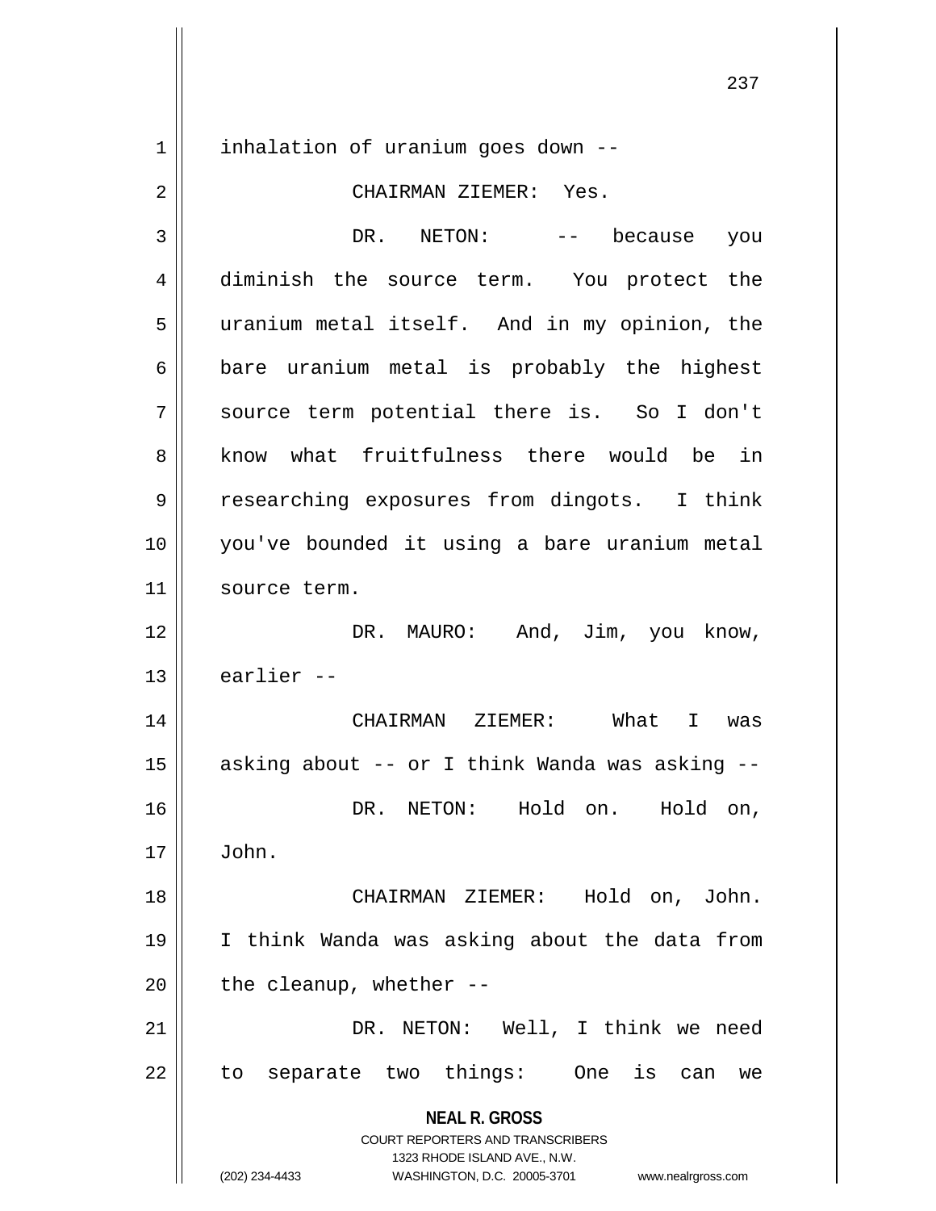inhalation of uranium goes down --

CHAIRMAN ZIEMER: Yes.

DR. NETON: -- because you diminish the source term. You protect the uranium metal itself. And in my opinion, the bare uranium metal is probably the highest source term potential there is. So I don't know what fruitfulness there would be in researching exposures from dingots. I think you've bounded it using a bare uranium metal source term.

DR. MAURO: And, Jim, you know, earlier --

CHAIRMAN ZIEMER: What I was asking about -- or I think Wanda was asking --

DR. NETON: Hold on. Hold on, John.

CHAIRMAN ZIEMER: Hold on, John. I think Wanda was asking about the data from the cleanup, whether --

DR. NETON: Well, I think we need to separate two things: One is can we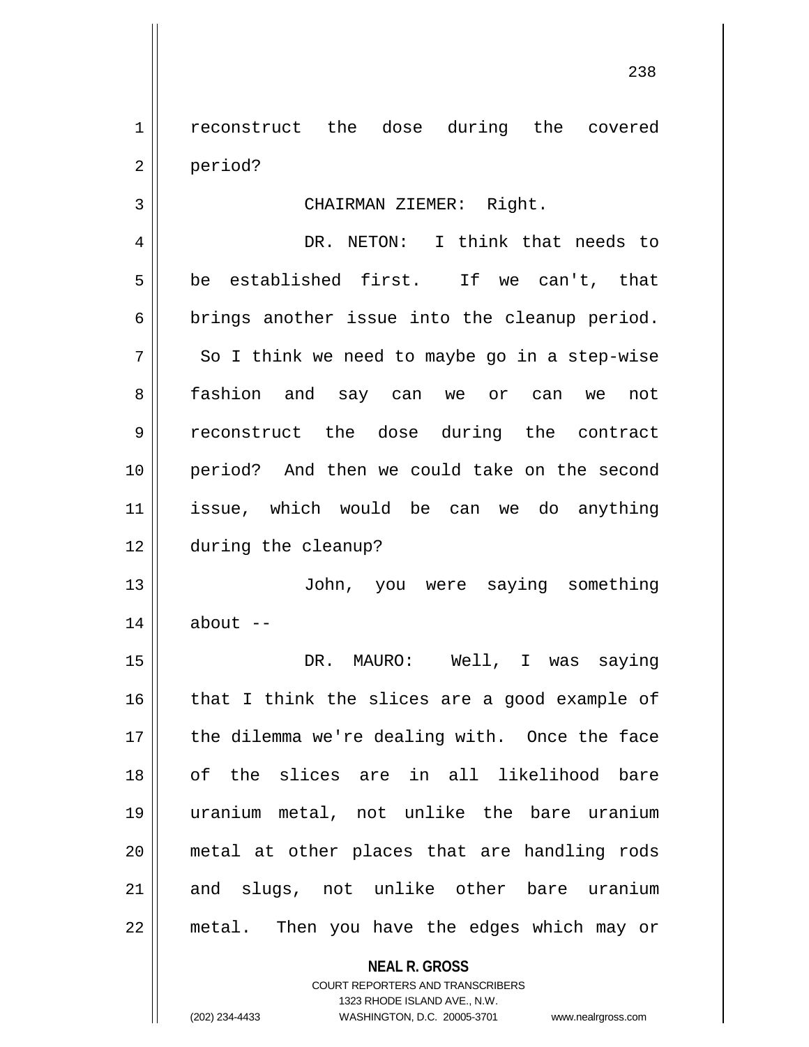reconstruct the dose during the covered period?

CHAIRMAN ZIEMER: Right.

DR. NETON: I think that needs to be established first. If we can't, that brings another issue into the cleanup period. So I think we need to maybe go in a step-wise fashion and say can we or can we not reconstruct the dose during the contract period? And then we could take on the second issue, which would be can we do anything during the cleanup?

John, you were saying something about --

DR. MAURO: Well, I was saying that I think the slices are a good example of the dilemma we're dealing with. Once the face of the slices are in all likelihood bare uranium metal, not unlike the bare uranium metal at other places that are handling rods and slugs, not unlike other bare uranium metal. Then you have the edges which may or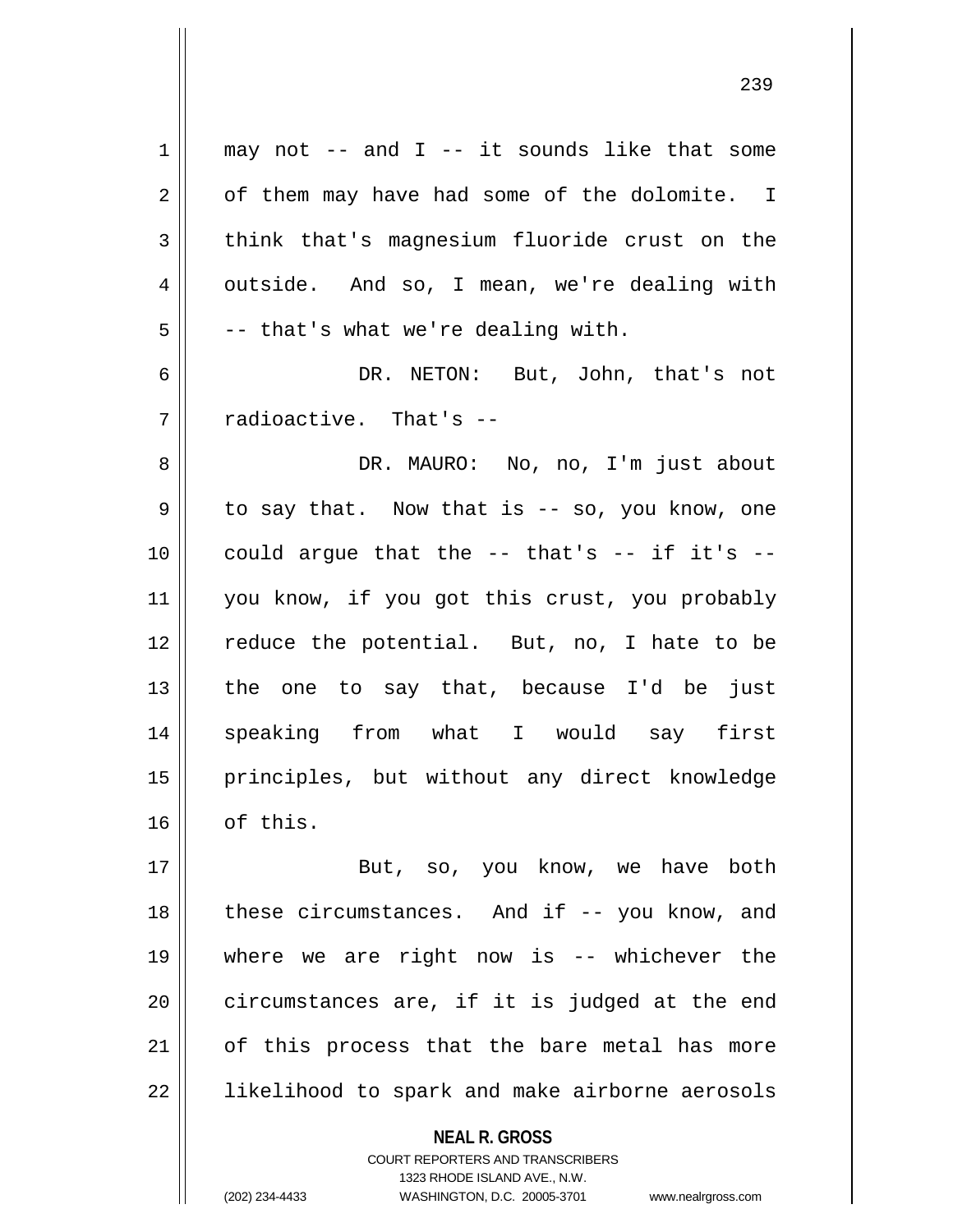may not -- and I -- it sounds like that some of them may have had some of the dolomite. I think that's magnesium fluoride crust on the outside. And so, I mean, we're dealing with -- that's what we're dealing with.

DR. NETON: But, John, that's not radioactive. That's --

DR. MAURO: No, no, I'm just about to say that. Now that is -- so, you know, one could argue that the -- that's -- if it's -- you know, if you got this crust, you probably reduce the potential. But, no, I hate to be the one to say that, because I'd be just speaking from what I would say first principles, but without any direct knowledge of this.

But, so, you know, we have both these circumstances. And if -- you know, and where we are right now is -- whichever the circumstances are, if it is judged at the end of this process that the bare metal has more likelihood to spark and make airborne aerosols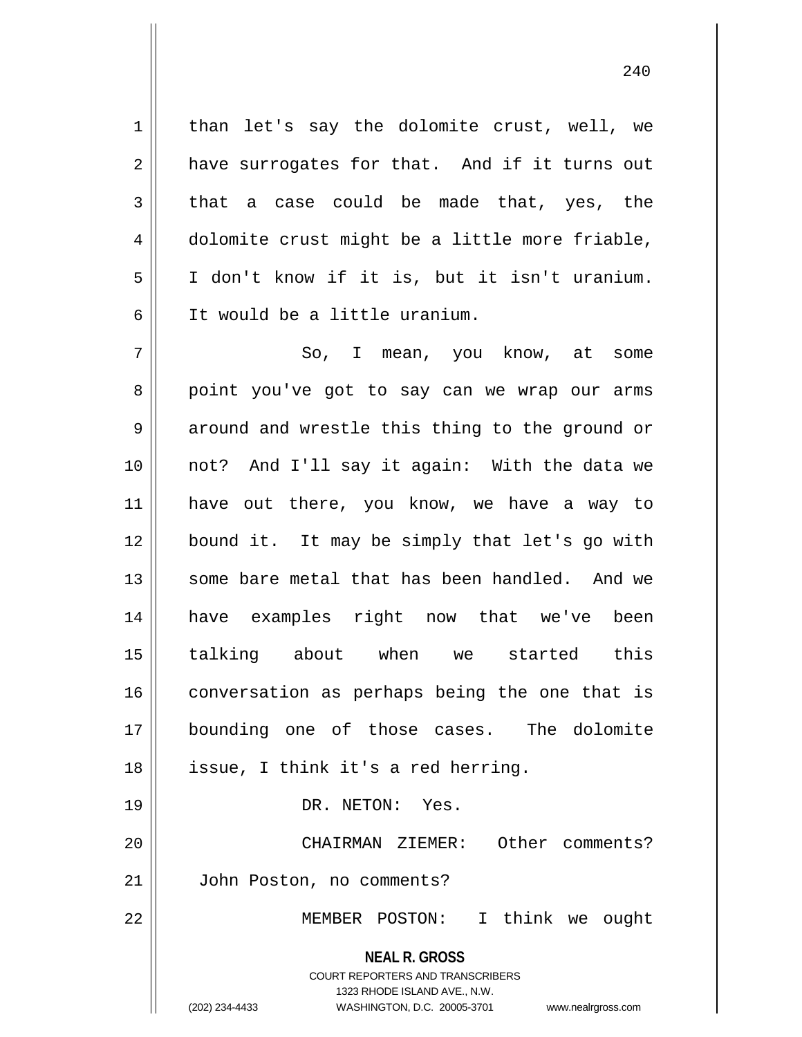than let's say the dolomite crust, well, we have surrogates for that. And if it turns out that a case could be made that, yes, the dolomite crust might be a little more friable, I don't know if it is, but it isn't uranium. It would be a little uranium.

So, I mean, you know, at some point you've got to say can we wrap our arms around and wrestle this thing to the ground or not? And I'll say it again: With the data we have out there, you know, we have a way to bound it. It may be simply that let's go with some bare metal that has been handled. And we have examples right now that we've been talking about when we started this conversation as perhaps being the one that is bounding one of those cases. The dolomite issue, I think it's a red herring.

DR. NETON: Yes.

CHAIRMAN ZIEMER: Other comments? John Poston, no comments?

MEMBER POSTON: I think we ought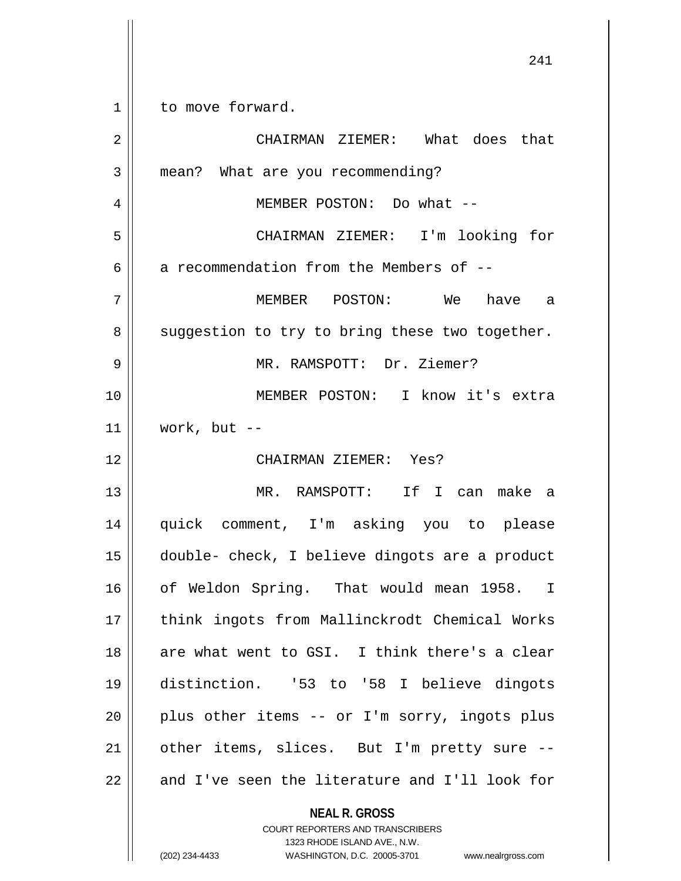to move forward.

CHAIRMAN ZIEMER: What does that mean? What are you recommending?

MEMBER POSTON: Do what --

CHAIRMAN ZIEMER: I'm looking for a recommendation from the Members of --

MEMBER POSTON: We have a suggestion to try to bring these two together.

MR. RAMSPOTT: Dr. Ziemer?

MEMBER POSTON: I know it's extra work, but --

CHAIRMAN ZIEMER: Yes?

MR. RAMSPOTT: If I can make a quick comment, I'm asking you to please double- check, I believe dingots are a product of Weldon Spring. That would mean 1958. I think ingots from Mallinckrodt Chemical Works are what went to GSI. I think there's a clear distinction. '53 to '58 I believe dingots plus other items -- or I'm sorry, ingots plus other items, slices. But I'm pretty sure -- and I've seen the literature and I'll look for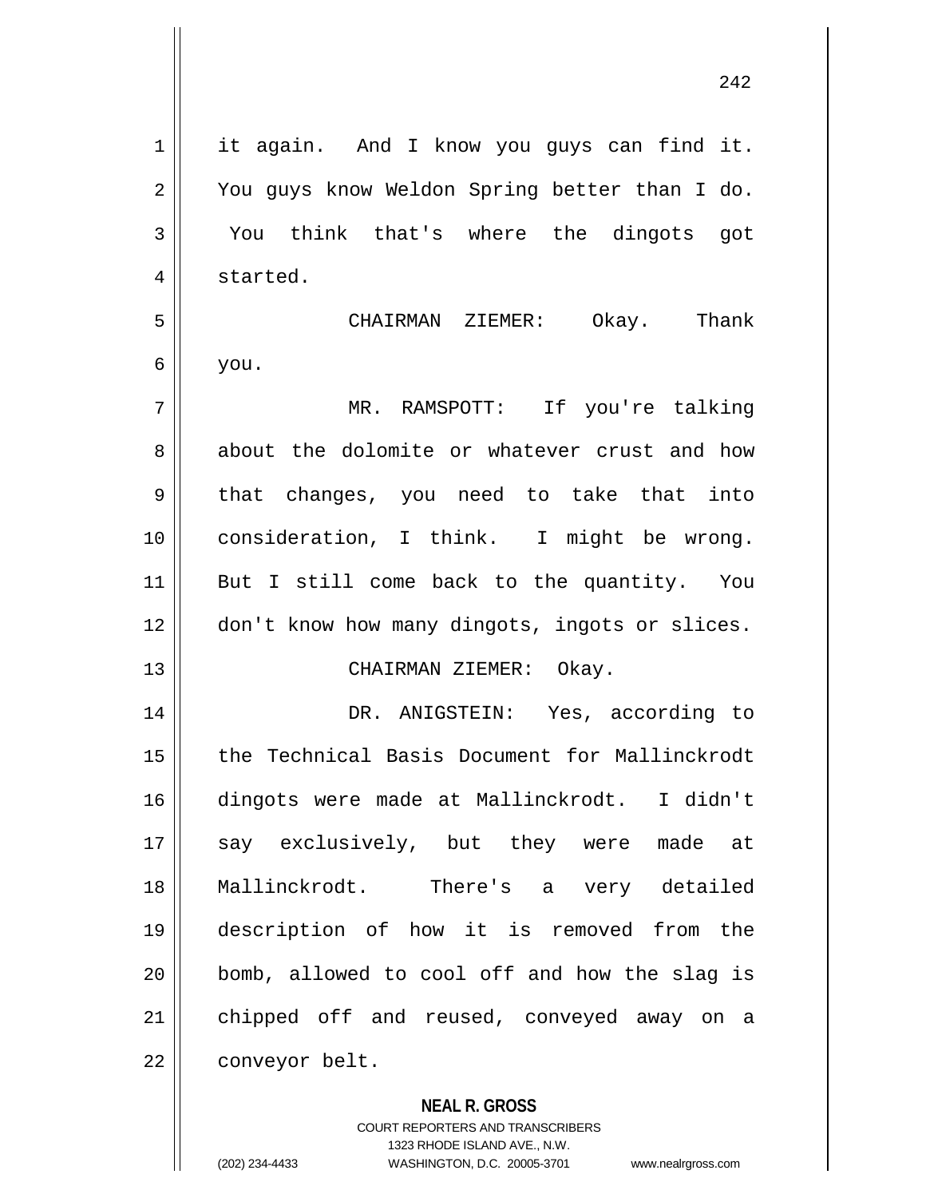it again. And I know you guys can find it. You guys know Weldon Spring better than I do. You think that's where the dingots got started.

CHAIRMAN ZIEMER: Okay. Thank you.

MR. RAMSPOTT: If you're talking about the dolomite or whatever crust and how that changes, you need to take that into consideration, I think. I might be wrong. But I still come back to the quantity. You don't know how many dingots, ingots or slices.

CHAIRMAN ZIEMER: Okay.

DR. ANIGSTEIN: Yes, according to the Technical Basis Document for Mallinckrodt dingots were made at Mallinckrodt. I didn't say exclusively, but they were made at Mallinckrodt. There's a very detailed description of how it is removed from the bomb, allowed to cool off and how the slag is chipped off and reused, conveyed away on a conveyor belt.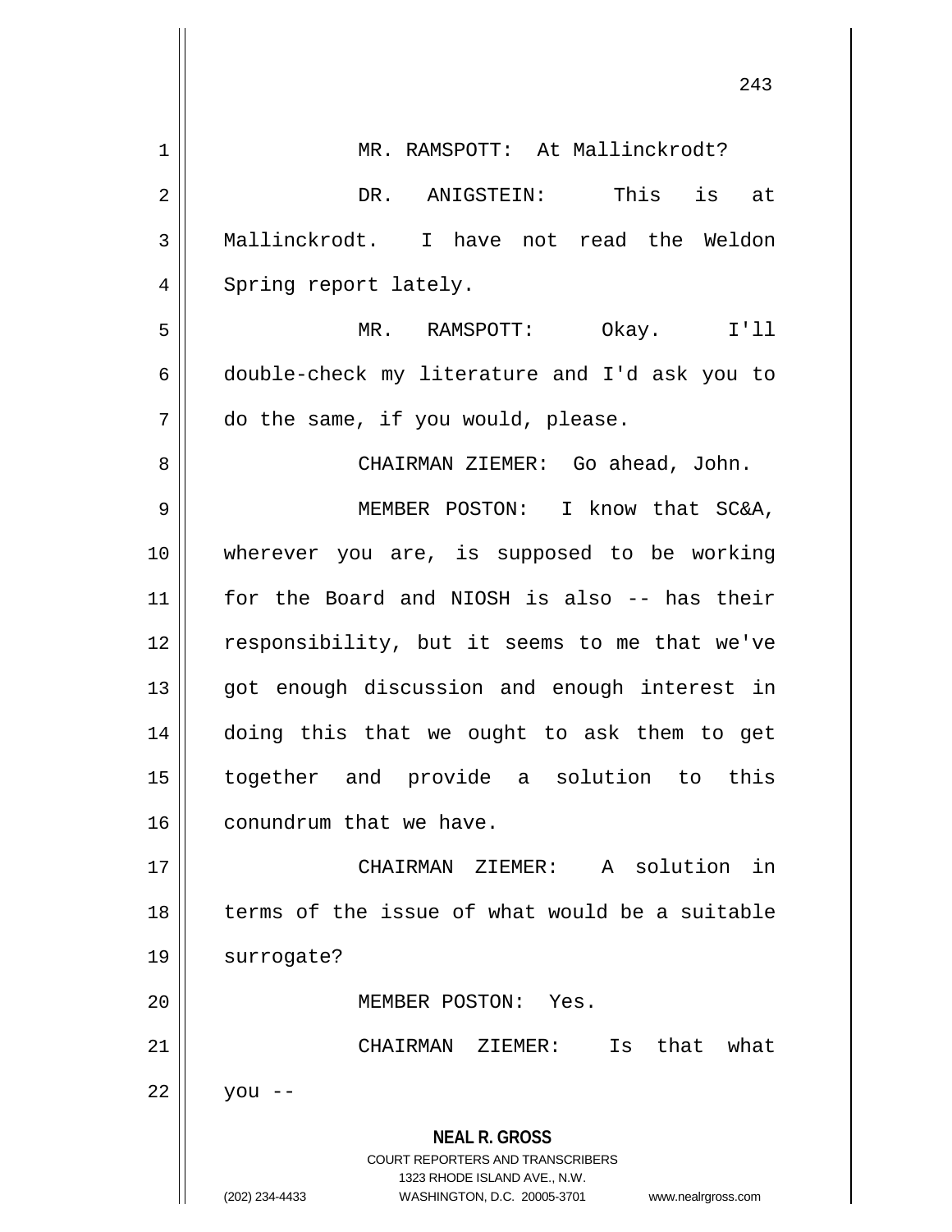MR. RAMSPOTT: At Mallinckrodt?

DR. ANIGSTEIN: This is at Mallinckrodt. I have not read the Weldon Spring report lately.

MR. RAMSPOTT: Okay. I'll double-check my literature and I'd ask you to do the same, if you would, please.

CHAIRMAN ZIEMER: Go ahead, John.

MEMBER POSTON: I know that SC&A, wherever you are, is supposed to be working for the Board and NIOSH is also -- has their responsibility, but it seems to me that we've got enough discussion and enough interest in doing this that we ought to ask them to get together and provide a solution to this conundrum that we have.

CHAIRMAN ZIEMER: A solution in terms of the issue of what would be a suitable surrogate?

MEMBER POSTON: Yes.

CHAIRMAN ZIEMER: Is that what you --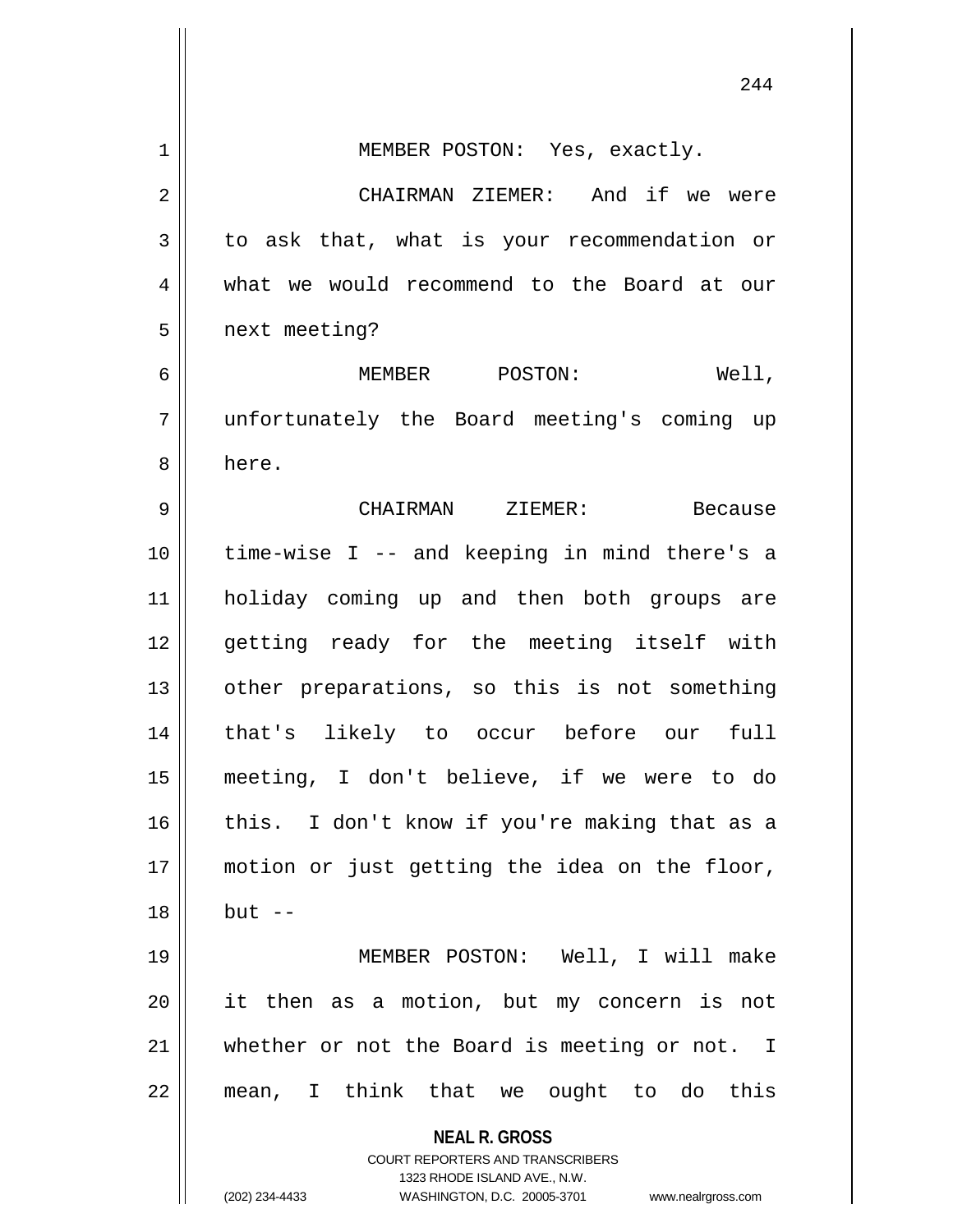MEMBER POSTON: Yes, exactly.

CHAIRMAN ZIEMER: And if we were to ask that, what is your recommendation or what we would recommend to the Board at our next meeting?

MEMBER POSTON: Well, unfortunately the Board meeting's coming up here.

CHAIRMAN ZIEMER: Because time-wise I -- and keeping in mind there's a holiday coming up and then both groups are getting ready for the meeting itself with other preparations, so this is not something that's likely to occur before our full meeting, I don't believe, if we were to do this. I don't know if you're making that as a motion or just getting the idea on the floor, but --

MEMBER POSTON: Well, I will make it then as a motion, but my concern is not whether or not the Board is meeting or not. I mean, I think that we ought to do this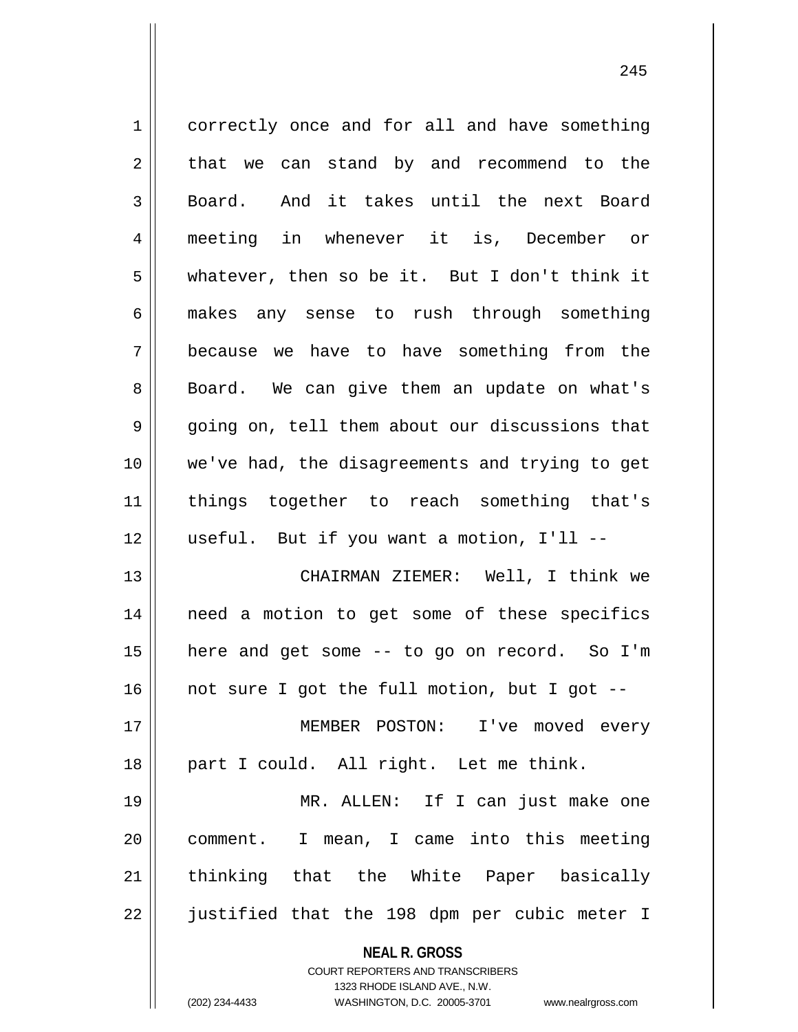correctly once and for all and have something that we can stand by and recommend to the Board. And it takes until the next Board meeting in whenever it is, December or whatever, then so be it. But I don't think it makes any sense to rush through something because we have to have something from the Board. We can give them an update on what's going on, tell them about our discussions that we've had, the disagreements and trying to get things together to reach something that's useful. But if you want a motion, I'll --

CHAIRMAN ZIEMER: Well, I think we need a motion to get some of these specifics here and get some -- to go on record. So I'm not sure I got the full motion, but I got --

MEMBER POSTON: I've moved every part I could. All right. Let me think.

MR. ALLEN: If I can just make one comment. I mean, I came into this meeting thinking that the White Paper basically justified that the 198 dpm per cubic meter I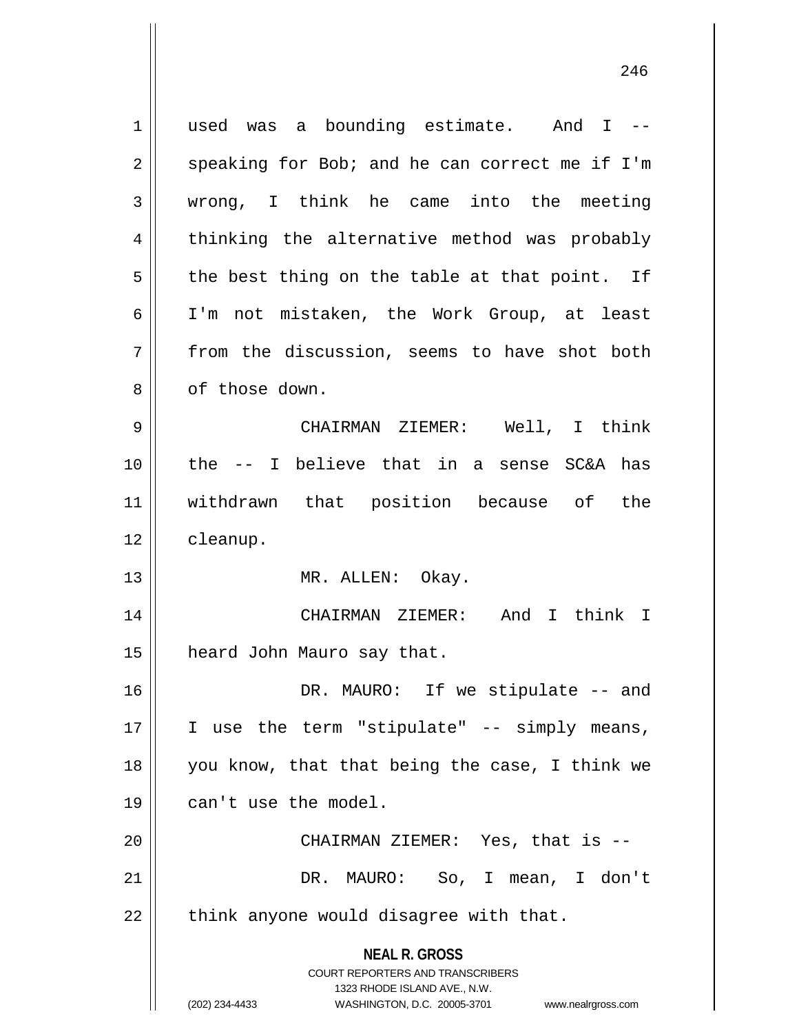used was a bounding estimate. And I -- speaking for Bob; and he can correct me if I'm wrong, I think he came into the meeting thinking the alternative method was probably the best thing on the table at that point. If I'm not mistaken, the Work Group, at least from the discussion, seems to have shot both of those down.

CHAIRMAN ZIEMER: Well, I think the -- I believe that in a sense SC&A has withdrawn that position because of the cleanup.

MR. ALLEN: Okay.

CHAIRMAN ZIEMER: And I think I heard John Mauro say that.

DR. MAURO: If we stipulate -- and I use the term "stipulate" -- simply means, you know, that that being the case, I think we can't use the model.

CHAIRMAN ZIEMER: Yes, that is --

DR. MAURO: So, I mean, I don't think anyone would disagree with that.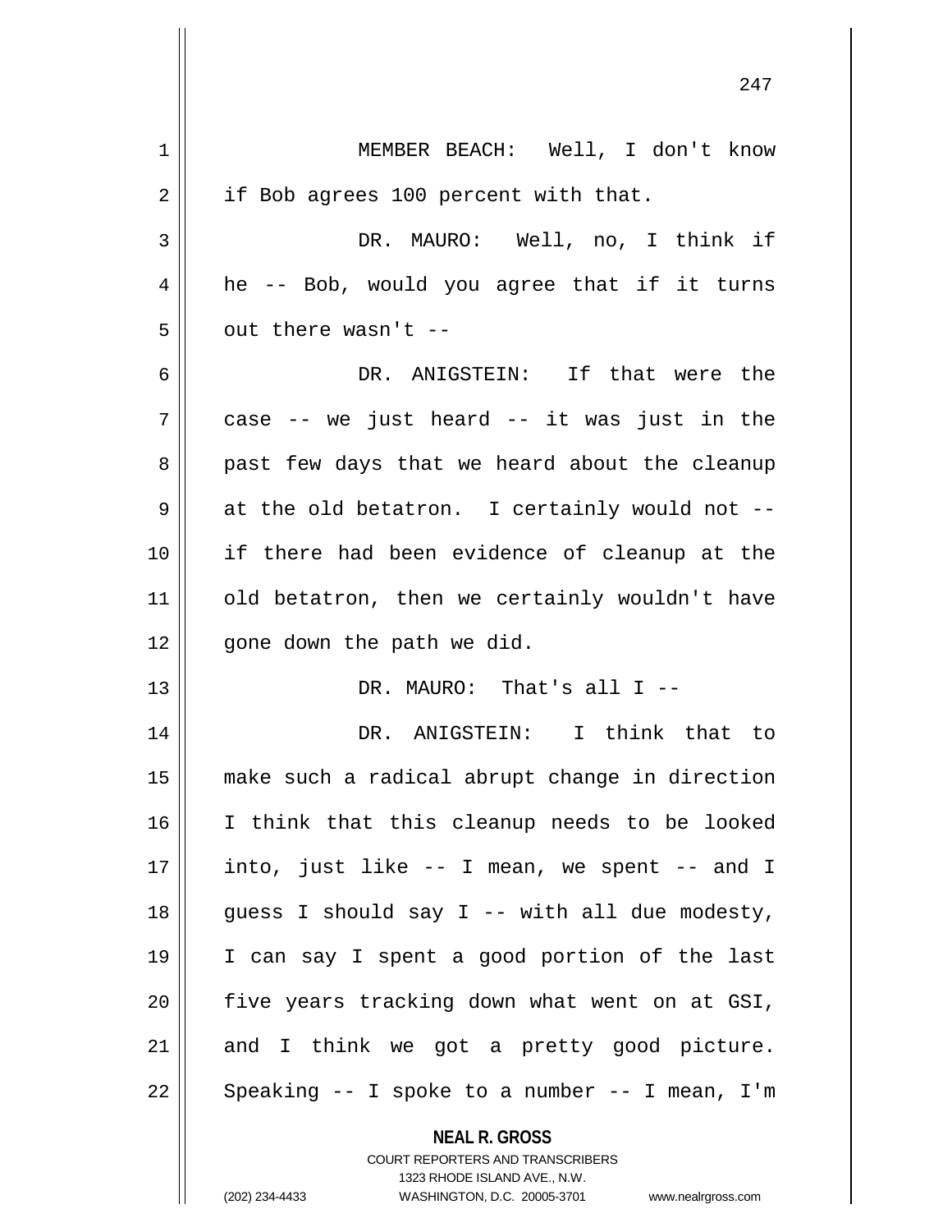MEMBER BEACH: Well, I don't know if Bob agrees 100 percent with that.

DR. MAURO: Well, no, I think if he -- Bob, would you agree that if it turns out there wasn't --

DR. ANIGSTEIN: If that were the case -- we just heard -- it was just in the past few days that we heard about the cleanup at the old betatron. I certainly would not -- if there had been evidence of cleanup at the old betatron, then we certainly wouldn't have gone down the path we did.

DR. MAURO: That's all I --

DR. ANIGSTEIN: I think that to make such a radical abrupt change in direction I think that this cleanup needs to be looked into, just like -- I mean, we spent -- and I guess I should say I -- with all due modesty, I can say I spent a good portion of the last five years tracking down what went on at GSI, and I think we got a pretty good picture. Speaking -- I spoke to a number -- I mean, I'm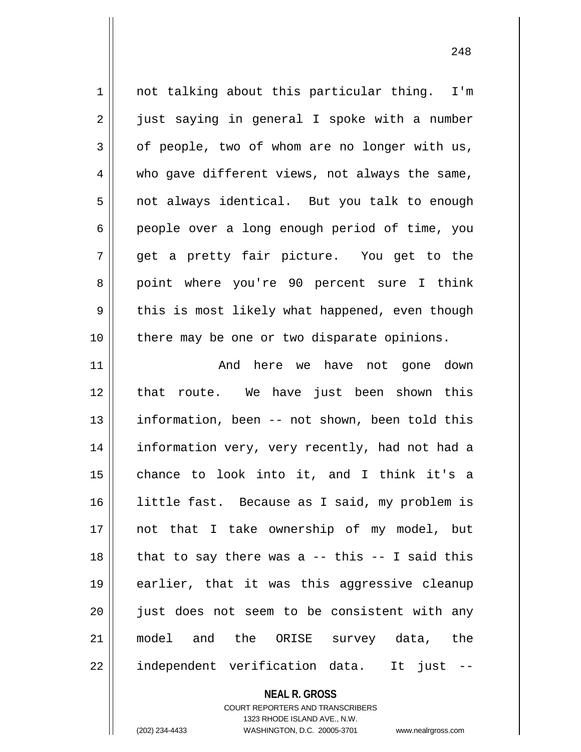not talking about this particular thing. I'm just saying in general I spoke with a number of people, two of whom are no longer with us, who gave different views, not always the same, not always identical. But you talk to enough people over a long enough period of time, you get a pretty fair picture. You get to the point where you're 90 percent sure I think this is most likely what happened, even though there may be one or two disparate opinions.

And here we have not gone down that route. We have just been shown this information, been -- not shown, been told this information very, very recently, had not had a chance to look into it, and I think it's a little fast. Because as I said, my problem is not that I take ownership of my model, but that to say there was a -- this -- I said this earlier, that it was this aggressive cleanup just does not seem to be consistent with any model and the ORISE survey data, the independent verification data. It just --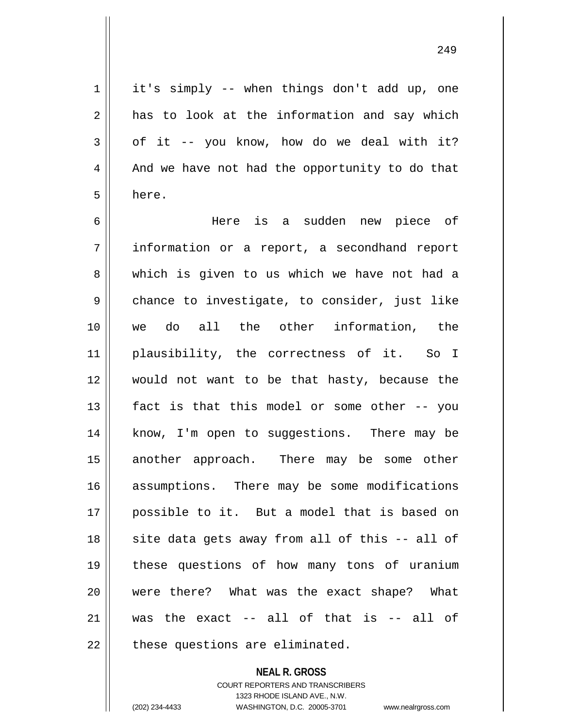it's simply -- when things don't add up, one has to look at the information and say which of it -- you know, how do we deal with it? And we have not had the opportunity to do that here.

Here is a sudden new piece of information or a report, a secondhand report which is given to us which we have not had a chance to investigate, to consider, just like we do all the other information, the plausibility, the correctness of it. So I would not want to be that hasty, because the fact is that this model or some other -- you know, I'm open to suggestions. There may be another approach. There may be some other assumptions. There may be some modifications possible to it. But a model that is based on site data gets away from all of this -- all of these questions of how many tons of uranium were there? What was the exact shape? What was the exact -- all of that is -- all of these questions are eliminated.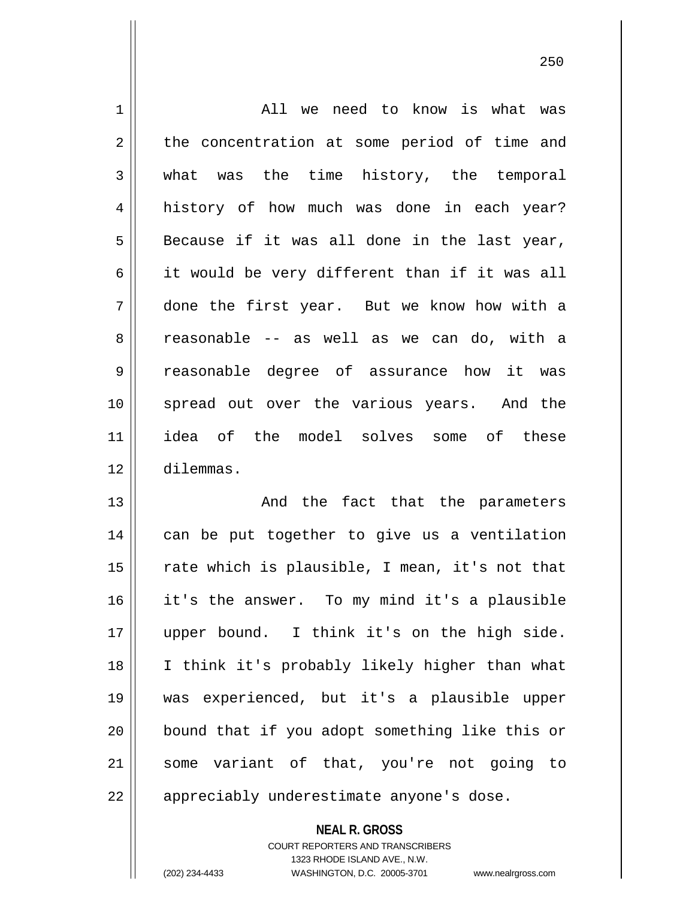All we need to know is what was the concentration at some period of time and what was the time history, the temporal history of how much was done in each year? Because if it was all done in the last year, it would be very different than if it was all done the first year. But we know how with a reasonable -- as well as we can do, with a reasonable degree of assurance how it was spread out over the various years. And the idea of the model solves some of these dilemmas.

And the fact that the parameters can be put together to give us a ventilation rate which is plausible, I mean, it's not that it's the answer. To my mind it's a plausible upper bound. I think it's on the high side. I think it's probably likely higher than what was experienced, but it's a plausible upper bound that if you adopt something like this or some variant of that, you're not going to appreciably underestimate anyone's dose.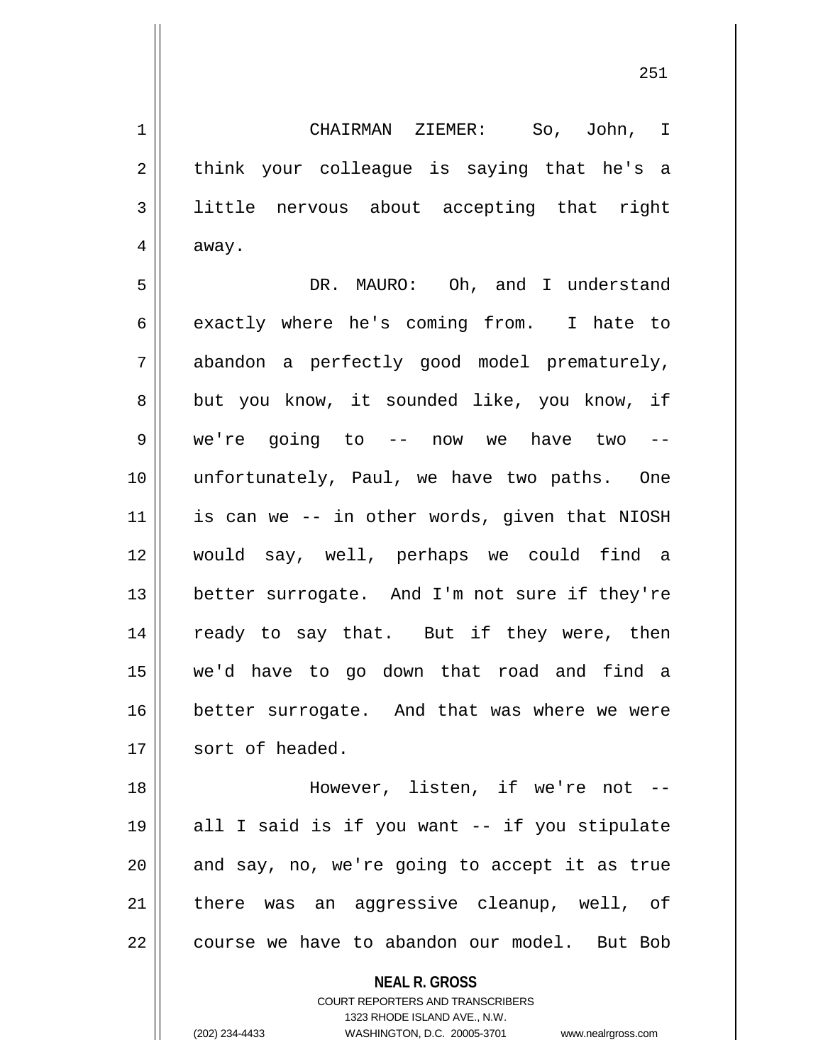CHAIRMAN ZIEMER: So, John, I think your colleague is saying that he's a little nervous about accepting that right away.

DR. MAURO: Oh, and I understand exactly where he's coming from. I hate to abandon a perfectly good model prematurely, but you know, it sounded like, you know, if we're going to -- now we have two -- unfortunately, Paul, we have two paths. One is can we -- in other words, given that NIOSH would say, well, perhaps we could find a better surrogate. And I'm not sure if they're ready to say that. But if they were, then we'd have to go down that road and find a better surrogate. And that was where we were sort of headed.

However, listen, if we're not -- all I said is if you want -- if you stipulate and say, no, we're going to accept it as true there was an aggressive cleanup, well, of course we have to abandon our model. But Bob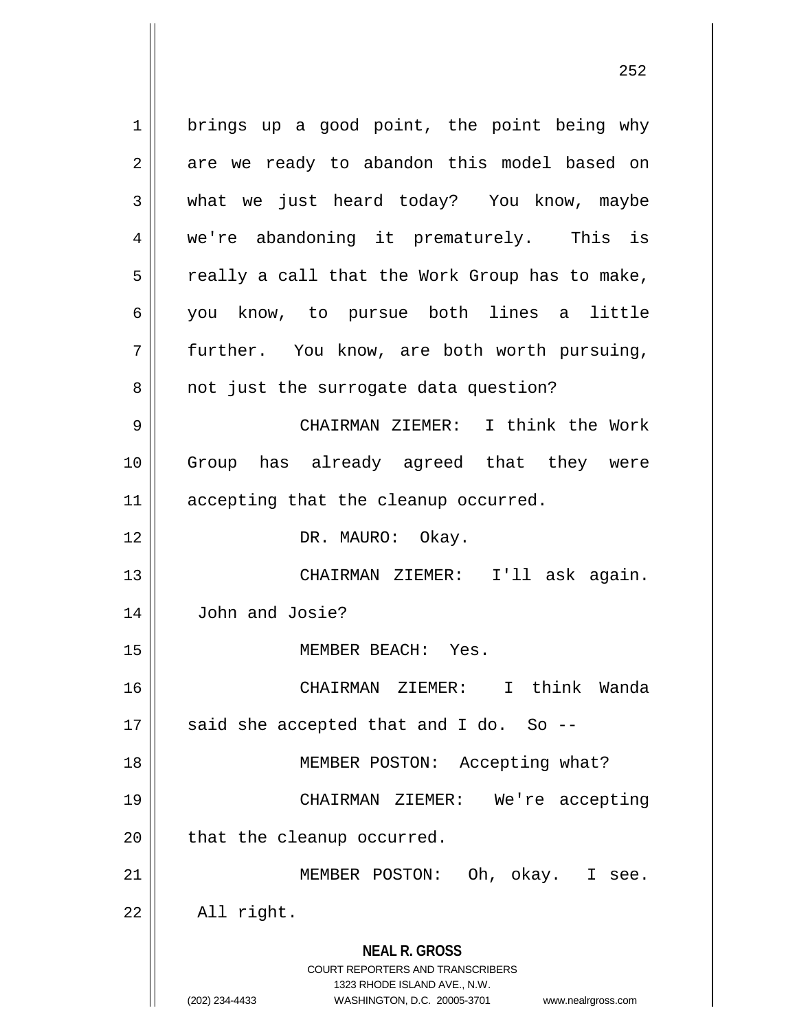brings up a good point, the point being why are we ready to abandon this model based on what we just heard today? You know, maybe we're abandoning it prematurely. This is really a call that the Work Group has to make, you know, to pursue both lines a little further. You know, are both worth pursuing, not just the surrogate data question?

CHAIRMAN ZIEMER: I think the Work Group has already agreed that they were accepting that the cleanup occurred.

DR. MAURO: Okay.

CHAIRMAN ZIEMER: I'll ask again. John and Josie?

MEMBER BEACH: Yes.

CHAIRMAN ZIEMER: I think Wanda said she accepted that and I do. So --

MEMBER POSTON: Accepting what?

CHAIRMAN ZIEMER: We're accepting that the cleanup occurred.

MEMBER POSTON: Oh, okay. I see. All right.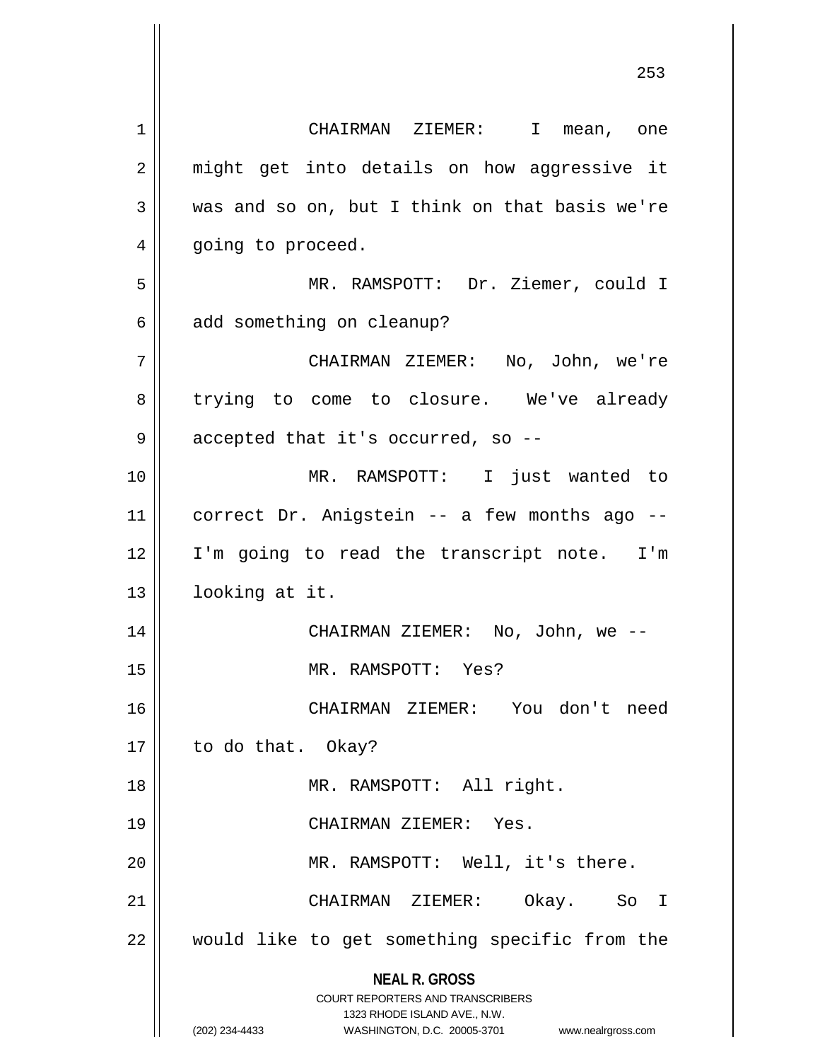CHAIRMAN ZIEMER: I mean, one might get into details on how aggressive it was and so on, but I think on that basis we're going to proceed.

MR. RAMSPOTT: Dr. Ziemer, could I add something on cleanup?

CHAIRMAN ZIEMER: No, John, we're trying to come to closure. We've already accepted that it's occurred, so --

MR. RAMSPOTT: I just wanted to correct Dr. Anigstein -- a few months ago -- I'm going to read the transcript note. I'm looking at it.

CHAIRMAN ZIEMER: No, John, we --

MR. RAMSPOTT: Yes?

CHAIRMAN ZIEMER: You don't need to do that. Okay?

MR. RAMSPOTT: All right.

CHAIRMAN ZIEMER: Yes.

MR. RAMSPOTT: Well, it's there.

CHAIRMAN ZIEMER: Okay. So I would like to get something specific from the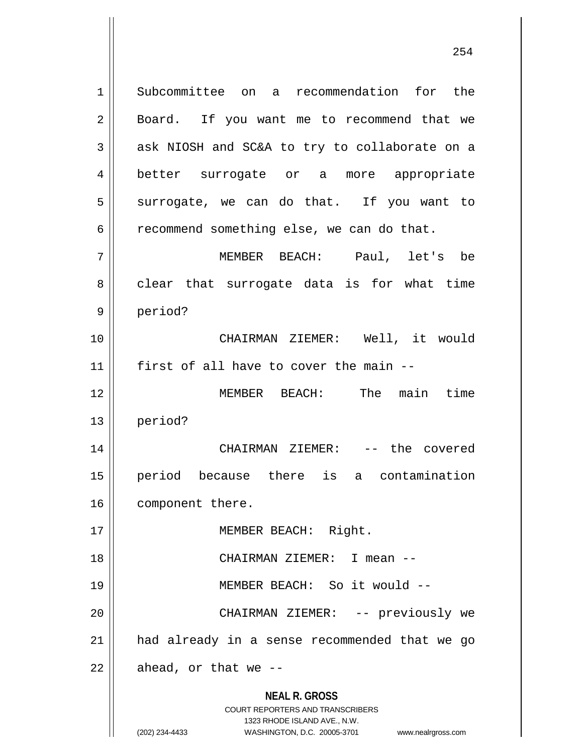Subcommittee on a recommendation for the Board. If you want me to recommend that we ask NIOSH and SC&A to try to collaborate on a better surrogate or a more appropriate surrogate, we can do that. If you want to recommend something else, we can do that.

MEMBER BEACH: Paul, let's be clear that surrogate data is for what time period?

CHAIRMAN ZIEMER: Well, it would first of all have to cover the main --

MEMBER BEACH: The main time period?

CHAIRMAN ZIEMER: -- the covered period because there is a contamination component there.

MEMBER BEACH: Right.

CHAIRMAN ZIEMER: I mean --

MEMBER BEACH: So it would --

CHAIRMAN ZIEMER: -- previously we had already in a sense recommended that we go ahead, or that we --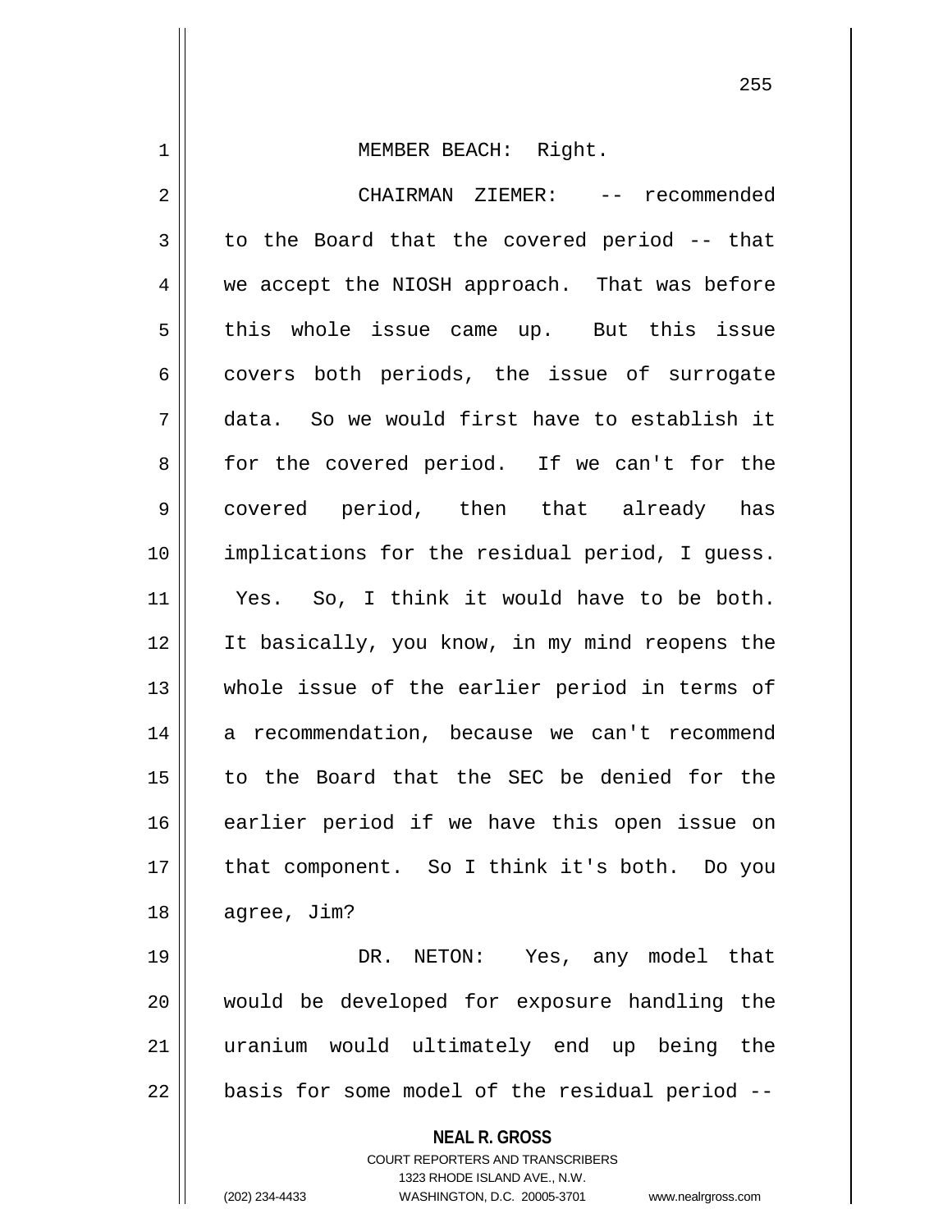MEMBER BEACH: Right.

CHAIRMAN ZIEMER: -- recommended to the Board that the covered period -- that we accept the NIOSH approach. That was before this whole issue came up. But this issue covers both periods, the issue of surrogate data. So we would first have to establish it for the covered period. If we can't for the covered period, then that already has implications for the residual period, I guess. Yes. So, I think it would have to be both. It basically, you know, in my mind reopens the whole issue of the earlier period in terms of a recommendation, because we can't recommend to the Board that the SEC be denied for the earlier period if we have this open issue on that component. So I think it's both. Do you agree, Jim?

DR. NETON: Yes, any model that would be developed for exposure handling the uranium would ultimately end up being the basis for some model of the residual period --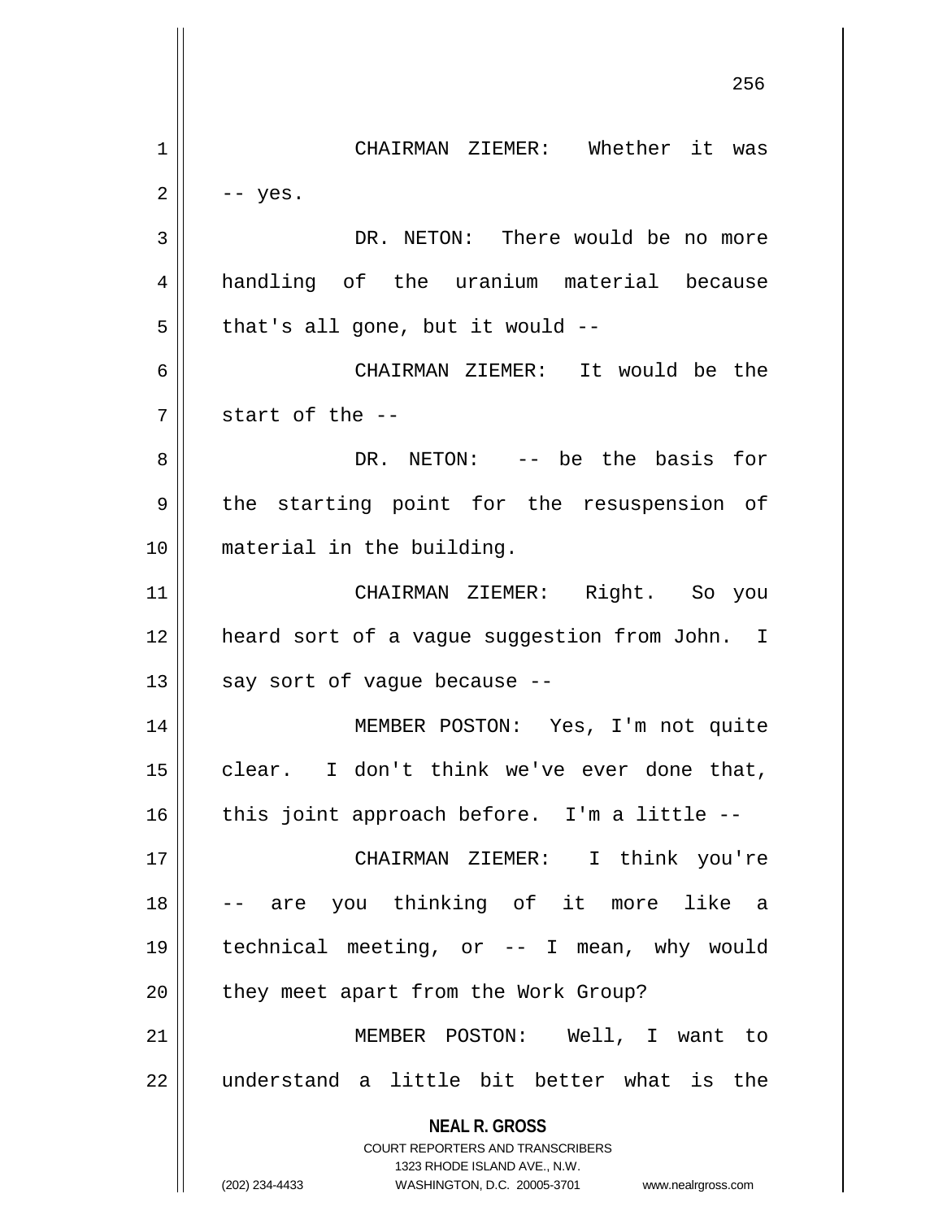CHAIRMAN ZIEMER: Whether it was -- yes.

DR. NETON: There would be no more handling of the uranium material because that's all gone, but it would --

CHAIRMAN ZIEMER: It would be the start of the --

DR. NETON: -- be the basis for the starting point for the resuspension of material in the building.

CHAIRMAN ZIEMER: Right. So you heard sort of a vague suggestion from John. I say sort of vague because --

MEMBER POSTON: Yes, I'm not quite clear. I don't think we've ever done that, this joint approach before. I'm a little --

CHAIRMAN ZIEMER: I think you're -- are you thinking of it more like a technical meeting, or -- I mean, why would they meet apart from the Work Group?

MEMBER POSTON: Well, I want to understand a little bit better what is the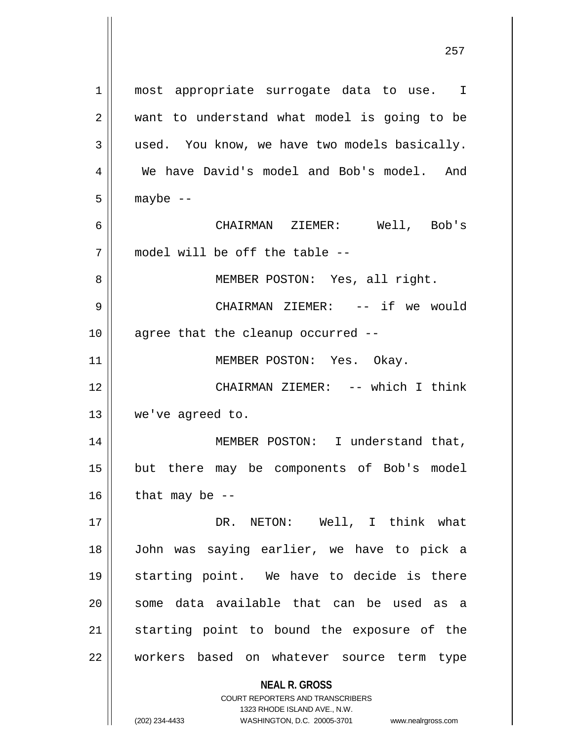most appropriate surrogate data to use. I want to understand what model is going to be used. You know, we have two models basically. We have David's model and Bob's model. And maybe --

CHAIRMAN ZIEMER: Well, Bob's model will be off the table --

MEMBER POSTON: Yes, all right.

CHAIRMAN ZIEMER: -- if we would agree that the cleanup occurred --

MEMBER POSTON: Yes. Okay.

CHAIRMAN ZIEMER: -- which I think we've agreed to.

MEMBER POSTON: I understand that, but there may be components of Bob's model that may be --

DR. NETON: Well, I think what John was saying earlier, we have to pick a starting point. We have to decide is there some data available that can be used as a starting point to bound the exposure of the workers based on whatever source term type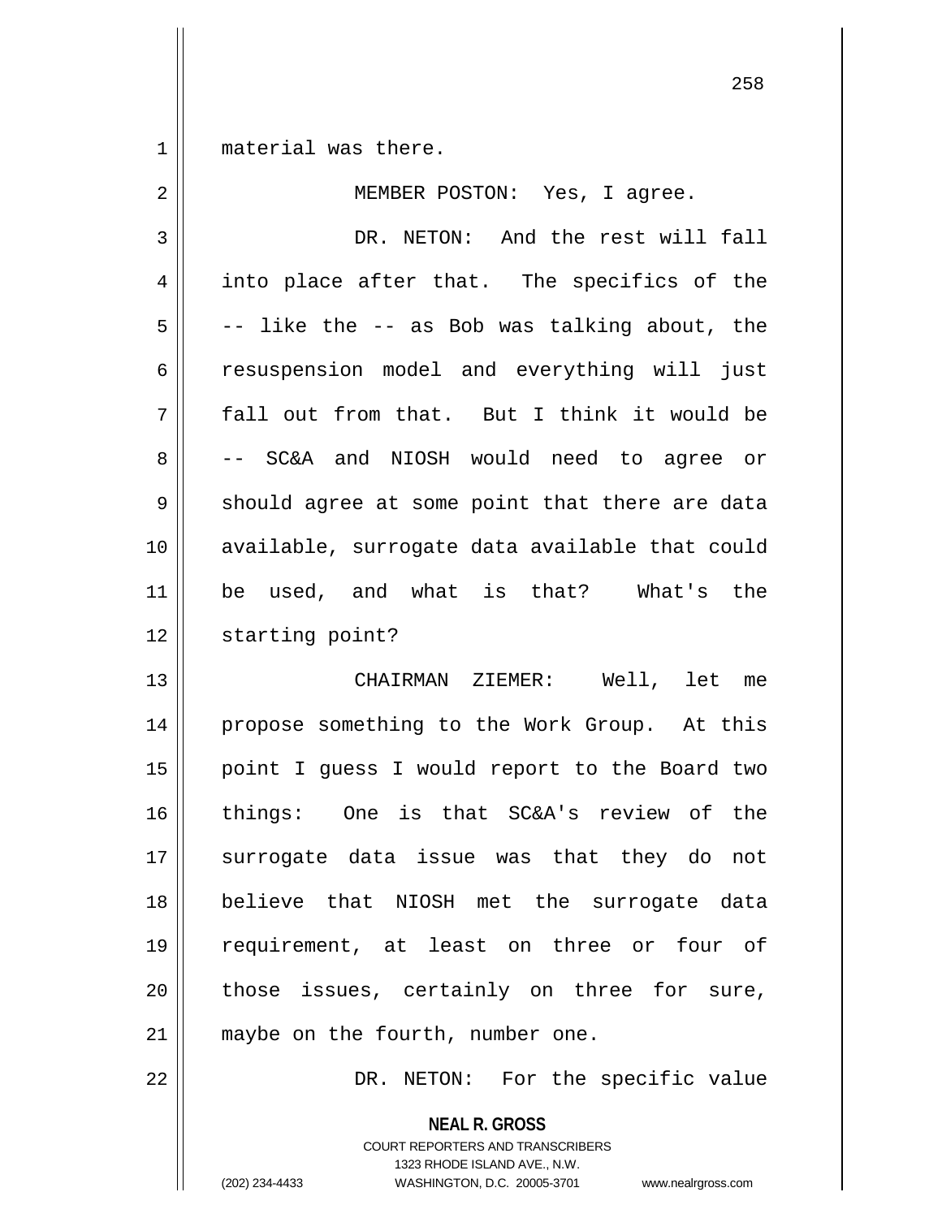material was there.

MEMBER POSTON: Yes, I agree.

DR. NETON: And the rest will fall into place after that. The specifics of the -- like the -- as Bob was talking about, the resuspension model and everything will just fall out from that. But I think it would be -- SC&A and NIOSH would need to agree or should agree at some point that there are data available, surrogate data available that could be used, and what is that? What's the starting point?

CHAIRMAN ZIEMER: Well, let me propose something to the Work Group. At this point I guess I would report to the Board two things: One is that SC&A's review of the surrogate data issue was that they do not believe that NIOSH met the surrogate data requirement, at least on three or four of those issues, certainly on three for sure, maybe on the fourth, number one.

DR. NETON: For the specific value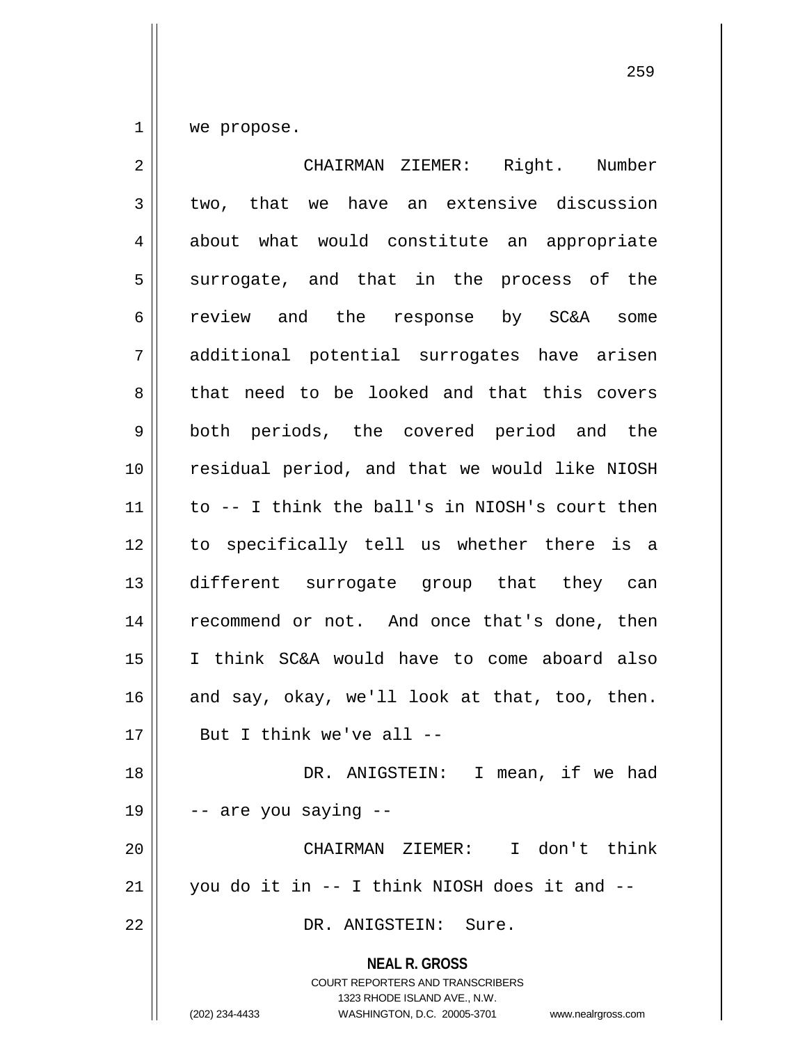we propose.

CHAIRMAN ZIEMER: Right. Number two, that we have an extensive discussion about what would constitute an appropriate surrogate, and that in the process of the review and the response by SC&A some additional potential surrogates have arisen that need to be looked and that this covers both periods, the covered period and the residual period, and that we would like NIOSH to -- I think the ball's in NIOSH's court then to specifically tell us whether there is a different surrogate group that they can recommend or not. And once that's done, then I think SC&A would have to come aboard also and say, okay, we'll look at that, too, then. But I think we've all --

DR. ANIGSTEIN: I mean, if we had -- are you saying --

CHAIRMAN ZIEMER: I don't think you do it in -- I think NIOSH does it and --

DR. ANIGSTEIN: Sure.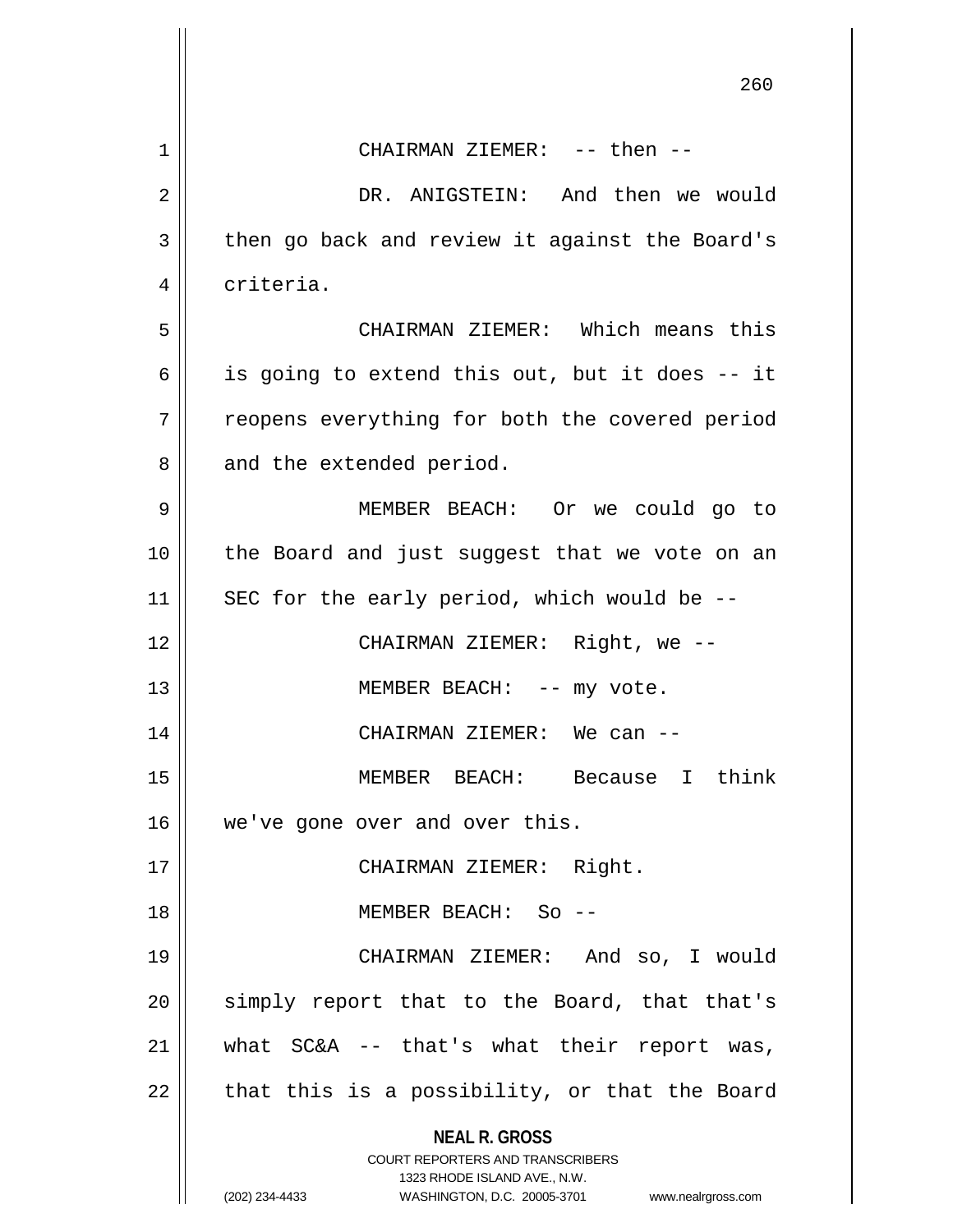CHAIRMAN ZIEMER: -- then --

DR. ANIGSTEIN: And then we would then go back and review it against the Board's criteria.

CHAIRMAN ZIEMER: Which means this is going to extend this out, but it does -- it reopens everything for both the covered period and the extended period.

MEMBER BEACH: Or we could go to the Board and just suggest that we vote on an SEC for the early period, which would be --

CHAIRMAN ZIEMER: Right, we --

MEMBER BEACH: -- my vote.

CHAIRMAN ZIEMER: We can --

MEMBER BEACH: Because I think we've gone over and over this.

CHAIRMAN ZIEMER: Right.

MEMBER BEACH: So --

CHAIRMAN ZIEMER: And so, I would simply report that to the Board, that that's what SC&A -- that's what their report was, that this is a possibility, or that the Board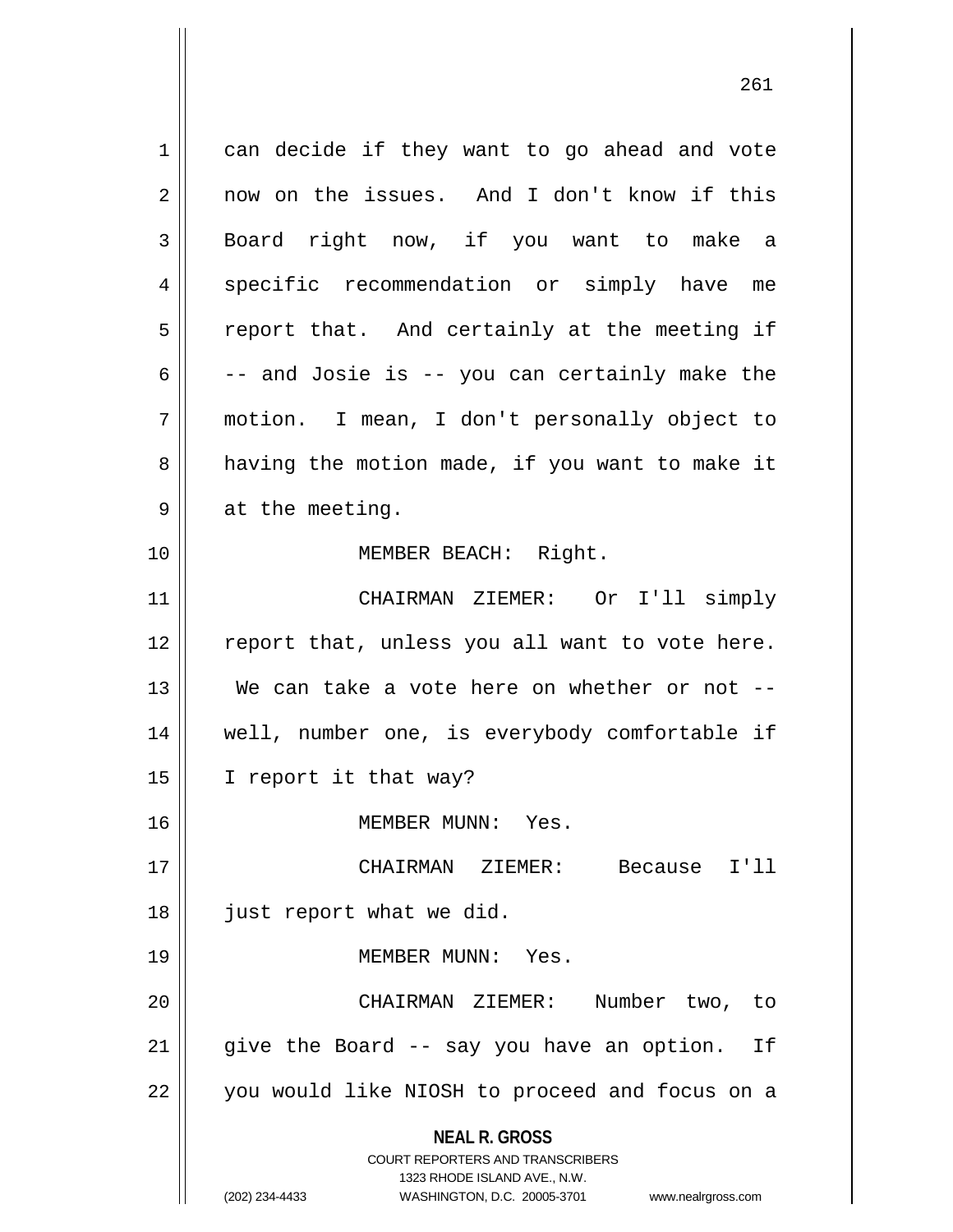can decide if they want to go ahead and vote now on the issues. And I don't know if this Board right now, if you want to make a specific recommendation or simply have me report that. And certainly at the meeting if -- and Josie is -- you can certainly make the motion. I mean, I don't personally object to having the motion made, if you want to make it at the meeting.

MEMBER BEACH: Right.

CHAIRMAN ZIEMER: Or I'll simply report that, unless you all want to vote here. We can take a vote here on whether or not -- well, number one, is everybody comfortable if I report it that way?

MEMBER MUNN: Yes.

CHAIRMAN ZIEMER: Because I'll just report what we did.

MEMBER MUNN: Yes.

CHAIRMAN ZIEMER: Number two, to give the Board -- say you have an option. If you would like NIOSH to proceed and focus on a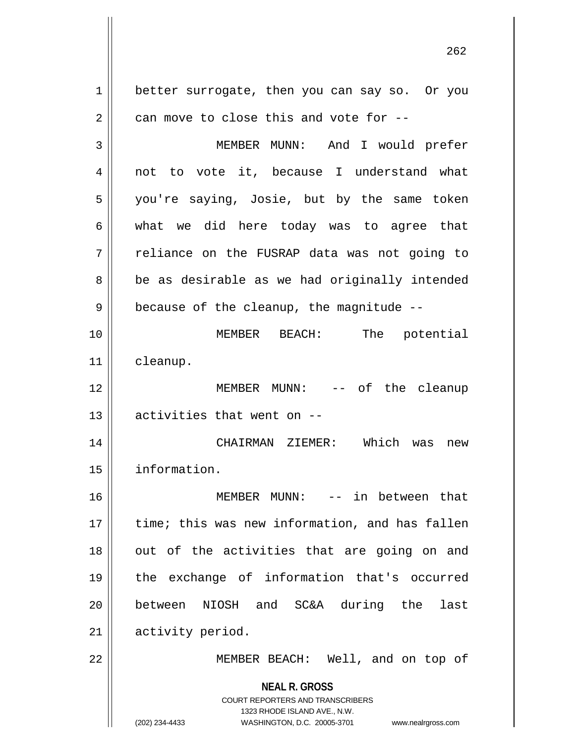better surrogate, then you can say so. Or you can move to close this and vote for --

MEMBER MUNN: And I would prefer not to vote it, because I understand what you're saying, Josie, but by the same token what we did here today was to agree that reliance on the FUSRAP data was not going to be as desirable as we had originally intended because of the cleanup, the magnitude --

MEMBER BEACH: The potential cleanup.

MEMBER MUNN: -- of the cleanup activities that went on --

CHAIRMAN ZIEMER: Which was new information.

MEMBER MUNN: -- in between that time; this was new information, and has fallen out of the activities that are going on and the exchange of information that's occurred between NIOSH and SC&A during the last activity period.

MEMBER BEACH: Well, and on top of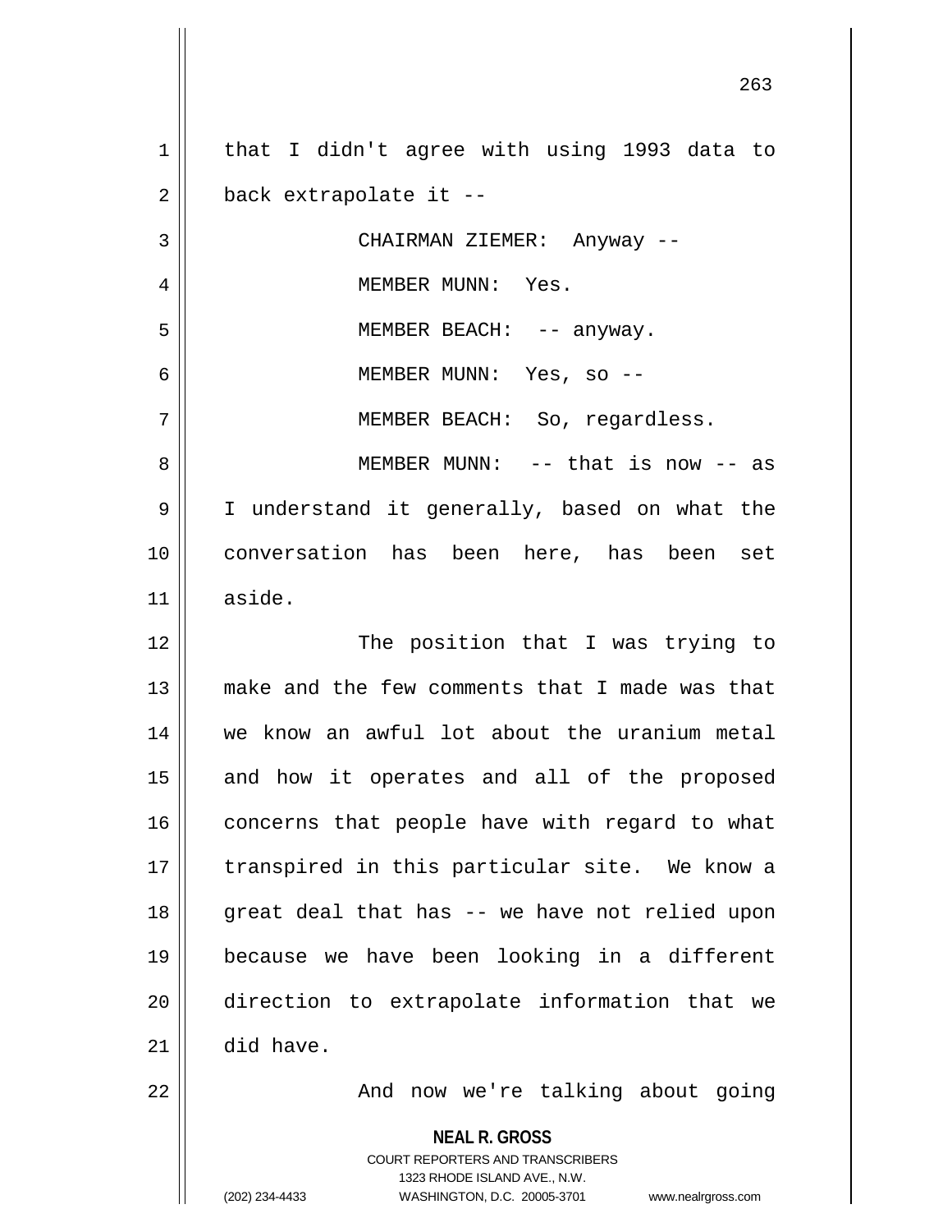that I didn't agree with using 1993 data to back extrapolate it --

CHAIRMAN ZIEMER: Anyway --

MEMBER MUNN: Yes.

MEMBER BEACH: -- anyway.

MEMBER MUNN: Yes, so --

MEMBER BEACH: So, regardless.

MEMBER MUNN: -- that is now -- as I understand it generally, based on what the conversation has been here, has been set aside.

The position that I was trying to make and the few comments that I made was that we know an awful lot about the uranium metal and how it operates and all of the proposed concerns that people have with regard to what transpired in this particular site. We know a great deal that has -- we have not relied upon because we have been looking in a different direction to extrapolate information that we did have.

And now we're talking about going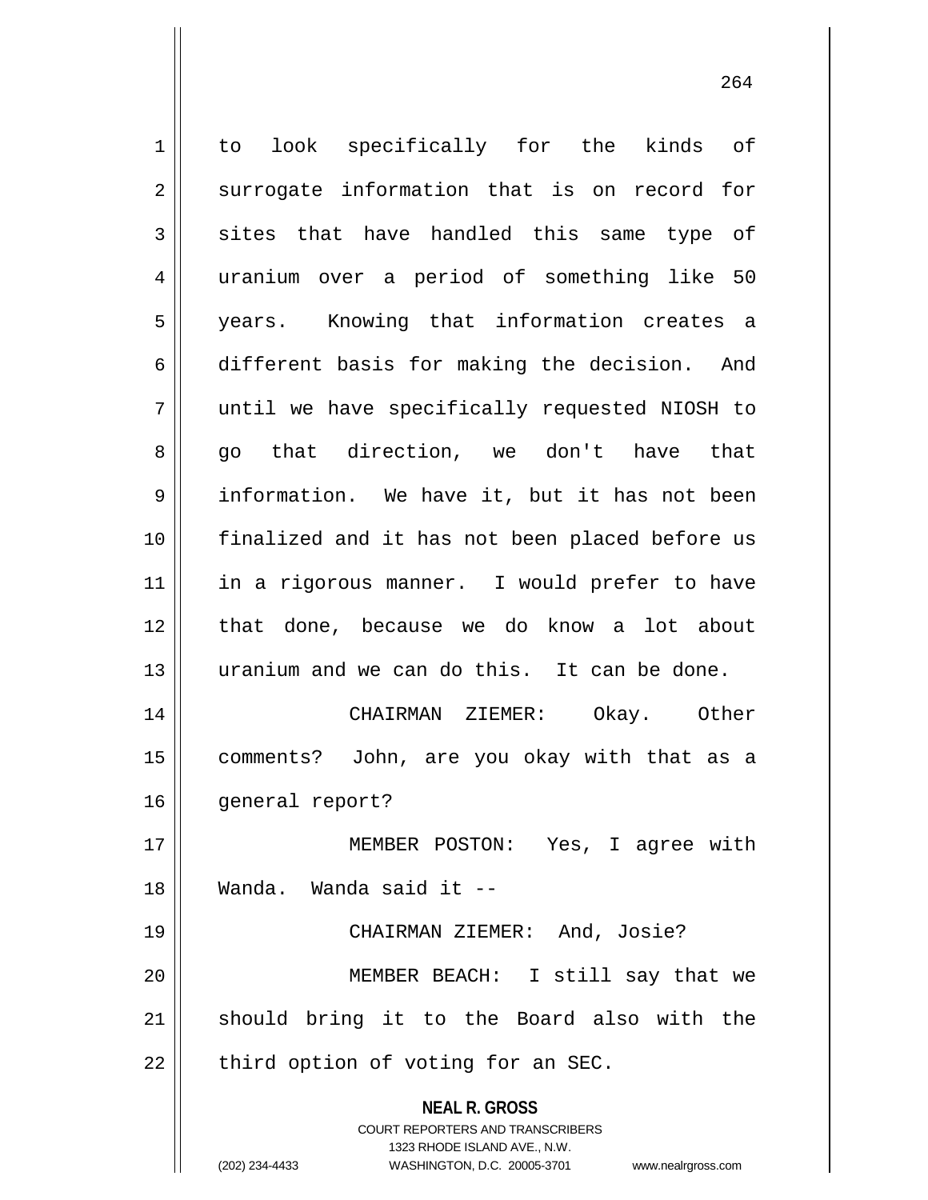to look specifically for the kinds of surrogate information that is on record for sites that have handled this same type of uranium over a period of something like 50 years. Knowing that information creates a different basis for making the decision. And until we have specifically requested NIOSH to go that direction, we don't have that information. We have it, but it has not been finalized and it has not been placed before us in a rigorous manner. I would prefer to have that done, because we do know a lot about uranium and we can do this. It can be done.

CHAIRMAN ZIEMER: Okay. Other comments? John, are you okay with that as a general report?

MEMBER POSTON: Yes, I agree with Wanda. Wanda said it --

CHAIRMAN ZIEMER: And, Josie?

MEMBER BEACH: I still say that we should bring it to the Board also with the third option of voting for an SEC.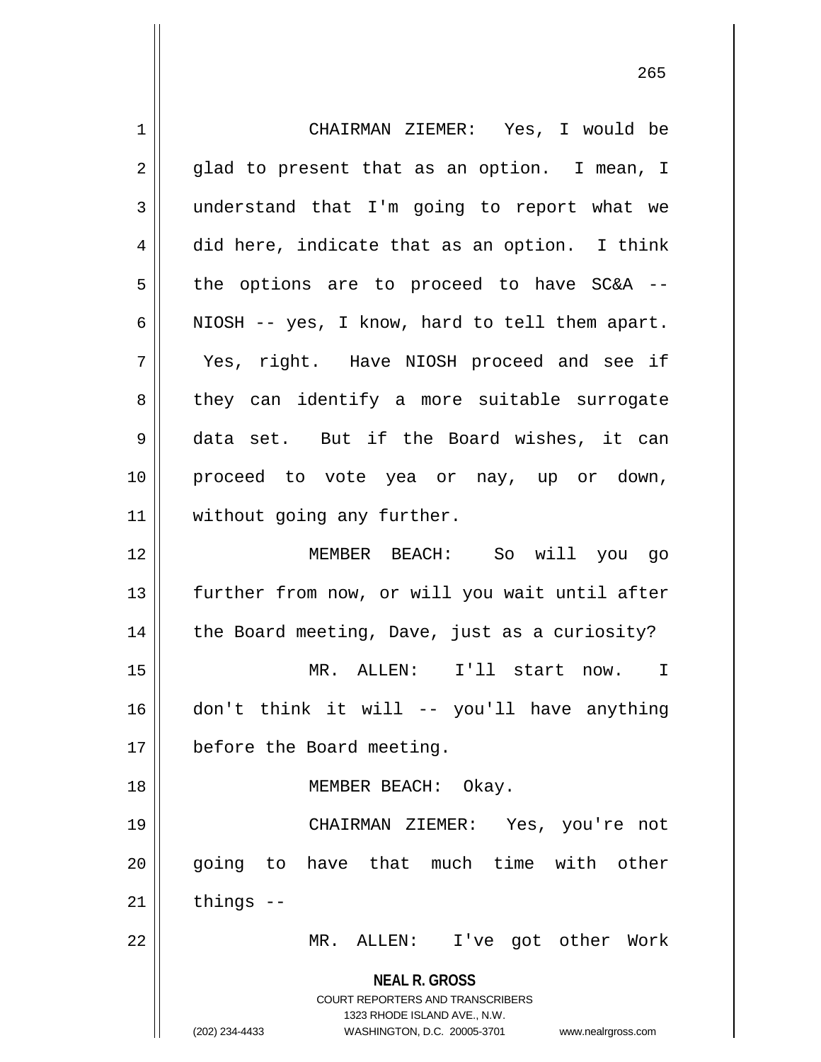CHAIRMAN ZIEMER: Yes, I would be glad to present that as an option. I mean, I understand that I'm going to report what we did here, indicate that as an option. I think the options are to proceed to have SC&A -- NIOSH -- yes, I know, hard to tell them apart. Yes, right. Have NIOSH proceed and see if they can identify a more suitable surrogate data set. But if the Board wishes, it can proceed to vote yea or nay, up or down, without going any further.

MEMBER BEACH: So will you go further from now, or will you wait until after the Board meeting, Dave, just as a curiosity?

MR. ALLEN: I'll start now. I don't think it will -- you'll have anything before the Board meeting.

MEMBER BEACH: Okay.

CHAIRMAN ZIEMER: Yes, you're not going to have that much time with other things --

MR. ALLEN: I've got other Work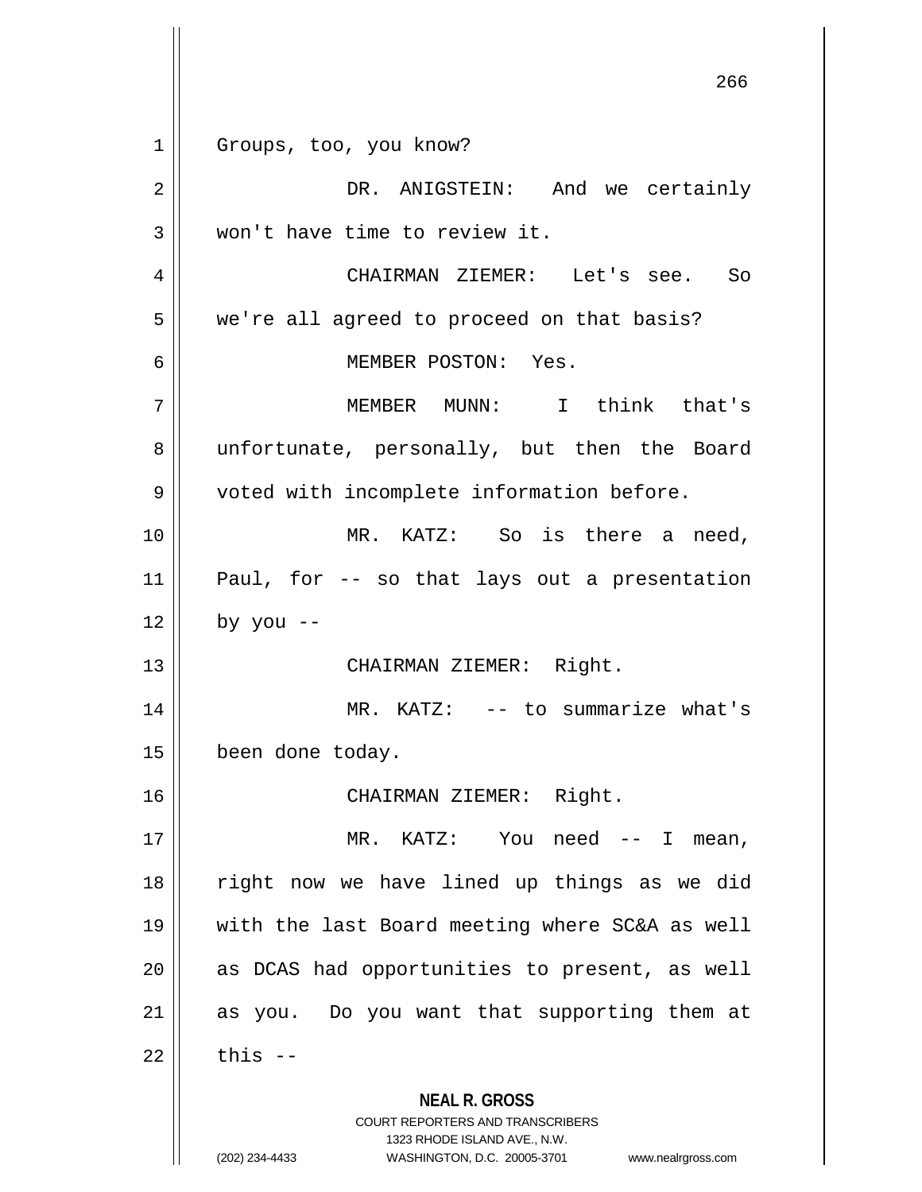Groups, too, you know?

DR. ANIGSTEIN: And we certainly won't have time to review it.

CHAIRMAN ZIEMER: Let's see. So we're all agreed to proceed on that basis?

MEMBER POSTON: Yes.

MEMBER MUNN: I think that's unfortunate, personally, but then the Board voted with incomplete information before.

MR. KATZ: So is there a need, Paul, for -- so that lays out a presentation by you --

CHAIRMAN ZIEMER: Right.

MR. KATZ: -- to summarize what's been done today.

CHAIRMAN ZIEMER: Right.

MR. KATZ: You need -- I mean, right now we have lined up things as we did with the last Board meeting where SC&A as well as DCAS had opportunities to present, as well as you. Do you want that supporting them at this --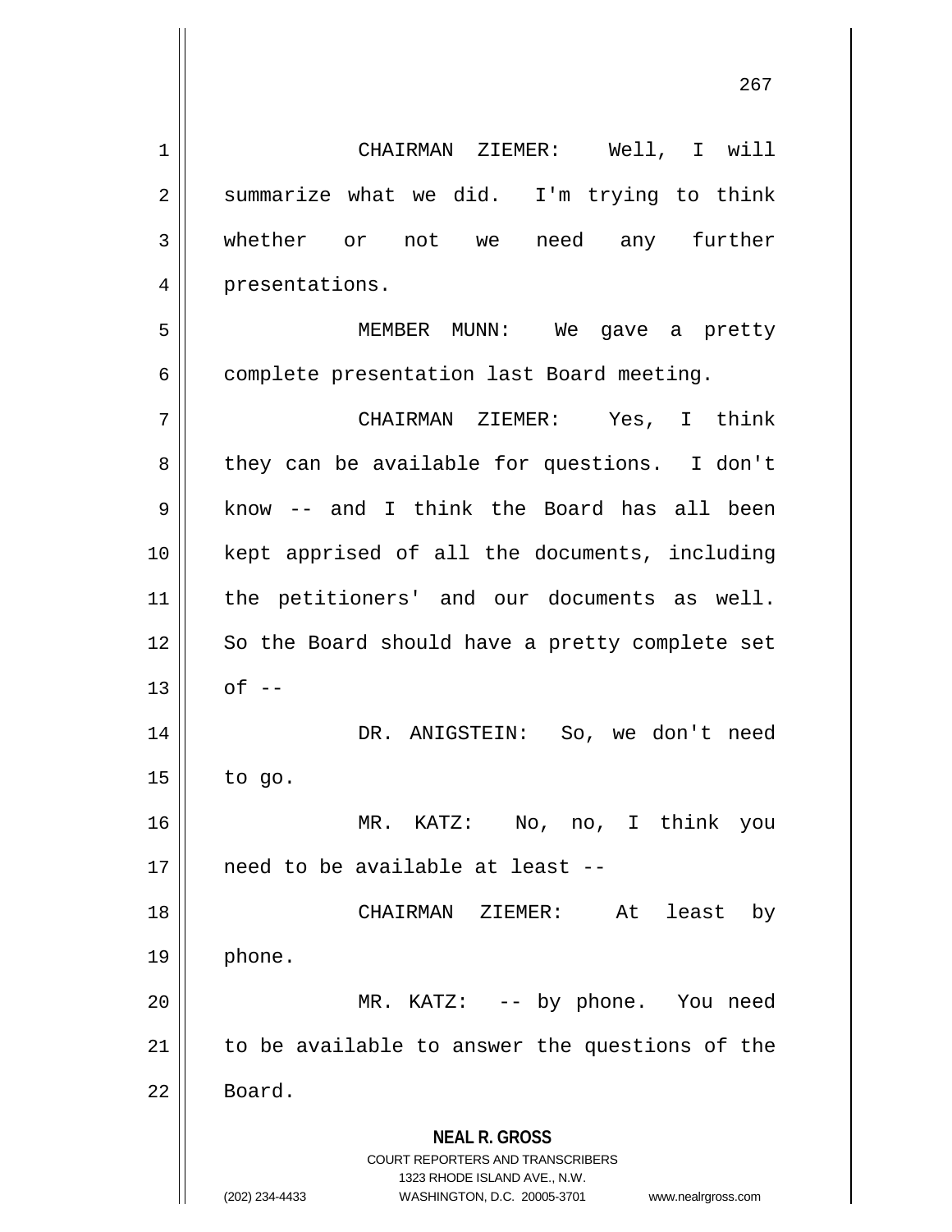CHAIRMAN ZIEMER: Well, I will summarize what we did. I'm trying to think whether or not we need any further presentations.

MEMBER MUNN: We gave a pretty complete presentation last Board meeting.

CHAIRMAN ZIEMER: Yes, I think they can be available for questions. I don't know -- and I think the Board has all been kept apprised of all the documents, including the petitioners' and our documents as well. So the Board should have a pretty complete set of --

DR. ANIGSTEIN: So, we don't need to go.

MR. KATZ: No, no, I think you need to be available at least --

CHAIRMAN ZIEMER: At least by phone.

MR. KATZ: -- by phone. You need to be available to answer the questions of the Board.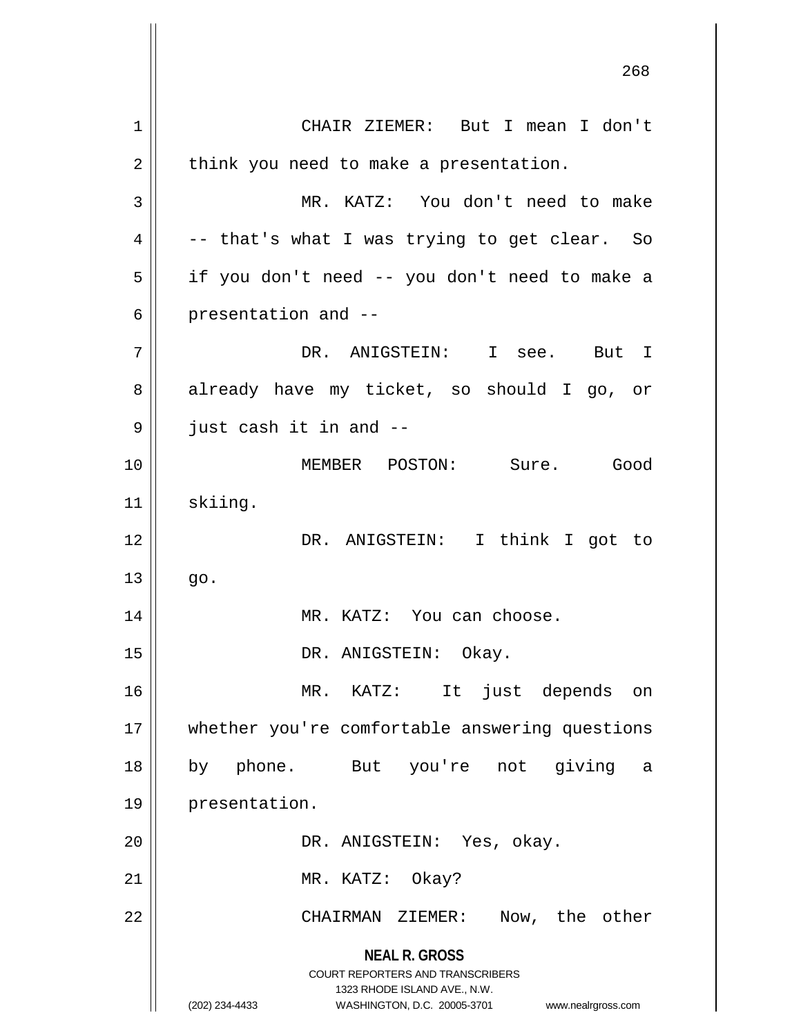CHAIR ZIEMER: But I mean I don't think you need to make a presentation.

MR. KATZ: You don't need to make -- that's what I was trying to get clear. So if you don't need -- you don't need to make a presentation and --

DR. ANIGSTEIN: I see. But I already have my ticket, so should I go, or just cash it in and --

MEMBER POSTON: Sure. Good skiing.

DR. ANIGSTEIN: I think I got to go.

MR. KATZ: You can choose.

DR. ANIGSTEIN: Okay.

MR. KATZ: It just depends on whether you're comfortable answering questions by phone. But you're not giving a presentation.

DR. ANIGSTEIN: Yes, okay.

MR. KATZ: Okay?

CHAIRMAN ZIEMER: Now, the other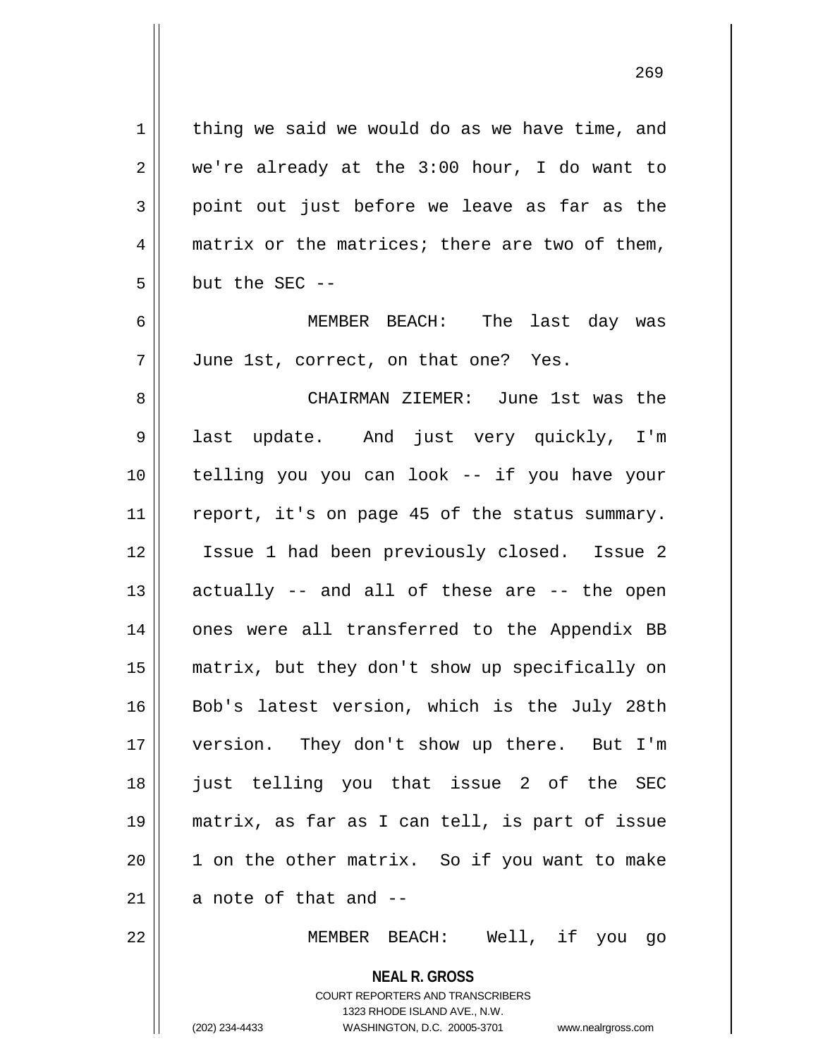thing we said we would do as we have time, and we're already at the 3:00 hour, I do want to point out just before we leave as far as the matrix or the matrices; there are two of them, but the SEC --

MEMBER BEACH: The last day was June 1st, correct, on that one? Yes.

CHAIRMAN ZIEMER: June 1st was the last update. And just very quickly, I'm telling you you can look -- if you have your report, it's on page 45 of the status summary. Issue 1 had been previously closed. Issue 2 actually -- and all of these are -- the open ones were all transferred to the Appendix BB matrix, but they don't show up specifically on Bob's latest version, which is the July 28th version. They don't show up there. But I'm just telling you that issue 2 of the SEC matrix, as far as I can tell, is part of issue 1 on the other matrix. So if you want to make a note of that and --

MEMBER BEACH: Well, if you go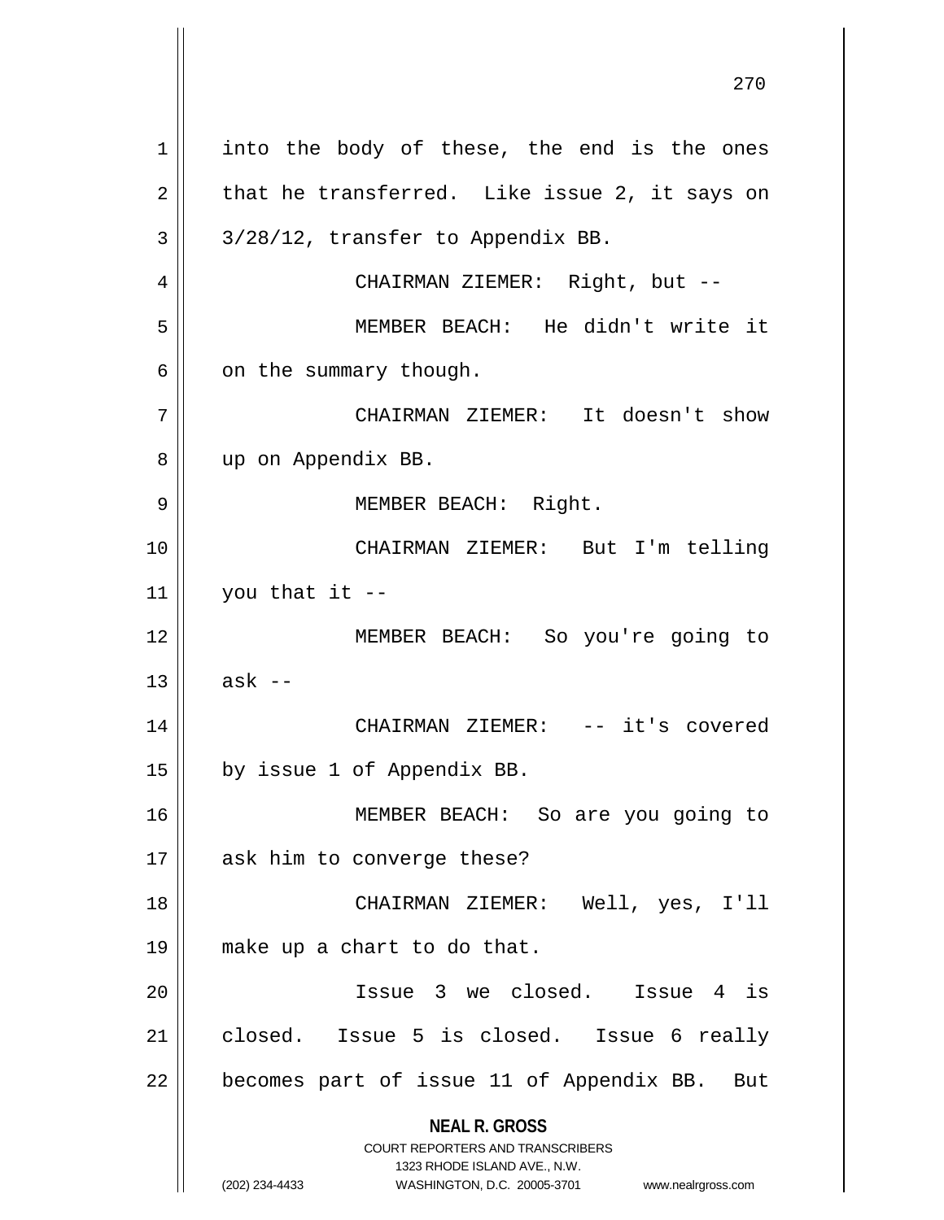into the body of these, the end is the ones that he transferred. Like issue 2, it says on 3/28/12, transfer to Appendix BB.

CHAIRMAN ZIEMER: Right, but --

MEMBER BEACH: He didn't write it on the summary though.

CHAIRMAN ZIEMER: It doesn't show up on Appendix BB.

MEMBER BEACH: Right.

CHAIRMAN ZIEMER: But I'm telling you that it --

MEMBER BEACH: So you're going to ask --

CHAIRMAN ZIEMER: -- it's covered by issue 1 of Appendix BB.

MEMBER BEACH: So are you going to ask him to converge these?

CHAIRMAN ZIEMER: Well, yes, I'll make up a chart to do that.

Issue 3 we closed. Issue 4 is closed. Issue 5 is closed. Issue 6 really becomes part of issue 11 of Appendix BB. But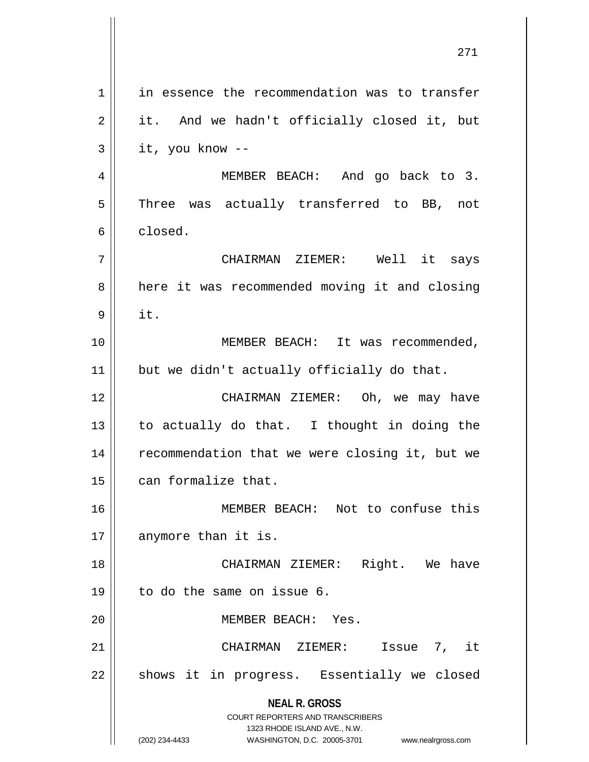in essence the recommendation was to transfer it. And we hadn't officially closed it, but it, you know --

MEMBER BEACH: And go back to 3. Three was actually transferred to BB, not closed.

CHAIRMAN ZIEMER: Well it says here it was recommended moving it and closing it.

MEMBER BEACH: It was recommended, but we didn't actually officially do that.

CHAIRMAN ZIEMER: Oh, we may have to actually do that. I thought in doing the recommendation that we were closing it, but we can formalize that.

MEMBER BEACH: Not to confuse this anymore than it is.

CHAIRMAN ZIEMER: Right. We have to do the same on issue 6.

MEMBER BEACH: Yes.

CHAIRMAN ZIEMER: Issue 7, it shows it in progress. Essentially we closed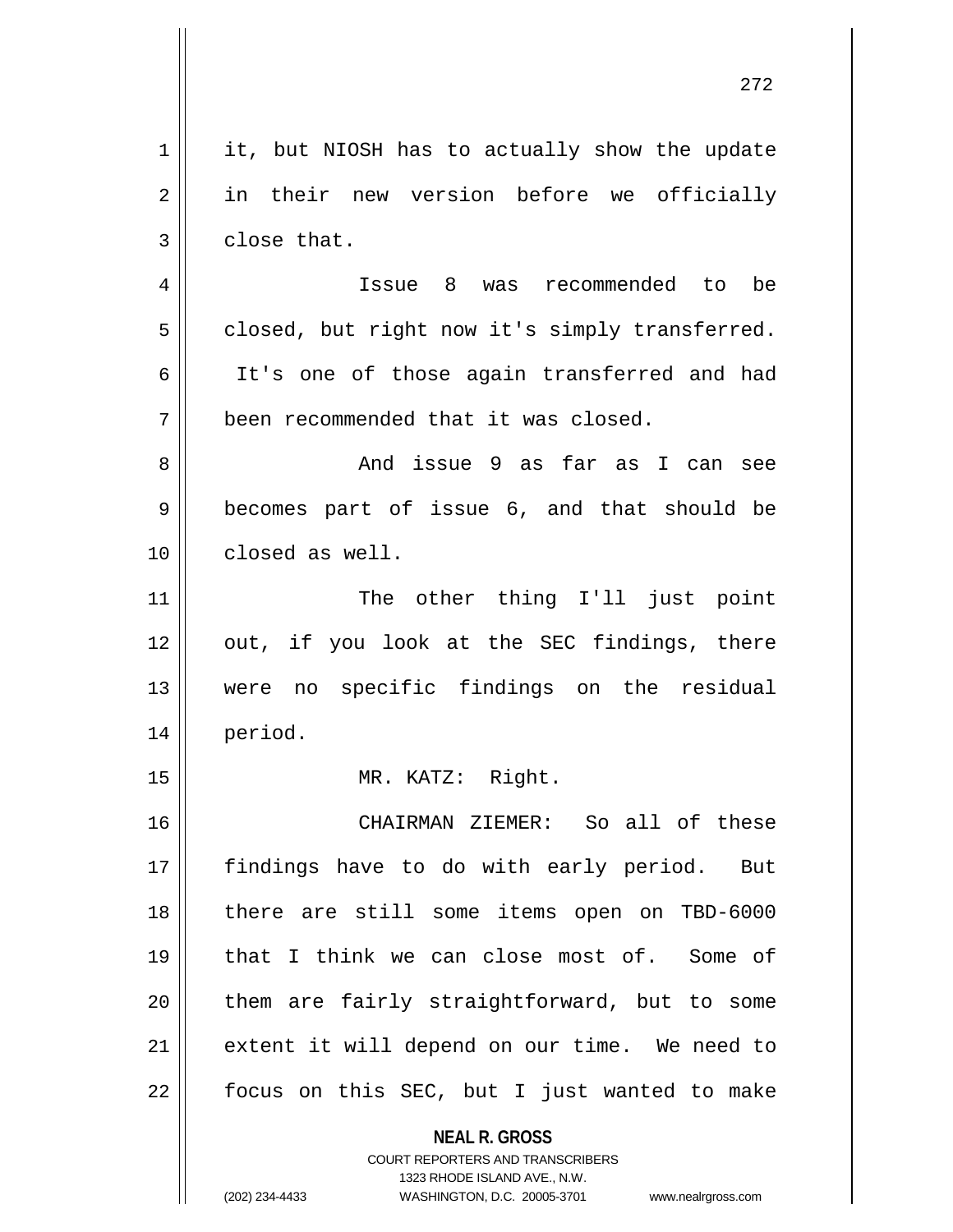it, but NIOSH has to actually show the update in their new version before we officially close that.

Issue 8 was recommended to be closed, but right now it's simply transferred. It's one of those again transferred and had been recommended that it was closed.

And issue 9 as far as I can see becomes part of issue 6, and that should be closed as well.

The other thing I'll just point out, if you look at the SEC findings, there were no specific findings on the residual period.

MR. KATZ: Right.

CHAIRMAN ZIEMER: So all of these findings have to do with early period. But there are still some items open on TBD-6000 that I think we can close most of. Some of them are fairly straightforward, but to some extent it will depend on our time. We need to focus on this SEC, but I just wanted to make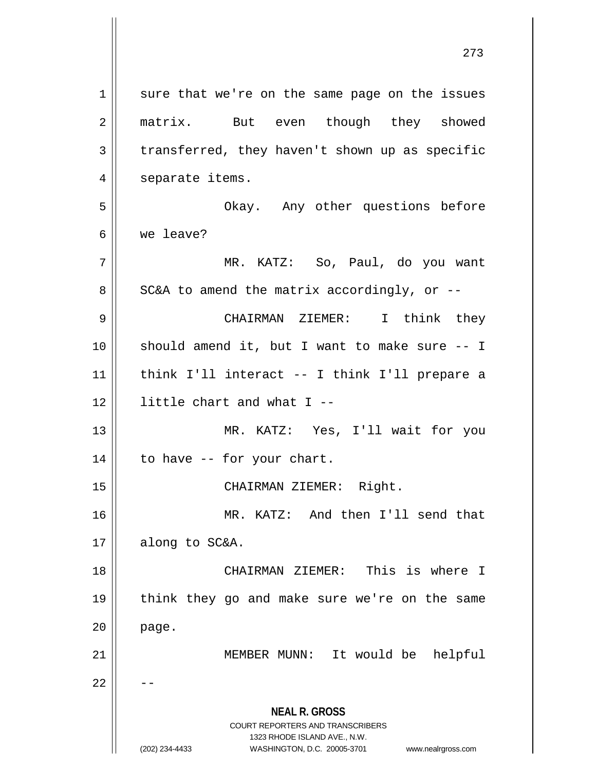sure that we're on the same page on the issues matrix. But even though they showed transferred, they haven't shown up as specific separate items.

Okay. Any other questions before we leave?

MR. KATZ: So, Paul, do you want SC&A to amend the matrix accordingly, or --

CHAIRMAN ZIEMER: I think they should amend it, but I want to make sure -- I think I'll interact -- I think I'll prepare a little chart and what I --

MR. KATZ: Yes, I'll wait for you to have -- for your chart.

CHAIRMAN ZIEMER: Right.

MR. KATZ: And then I'll send that along to SC&A.

CHAIRMAN ZIEMER: This is where I think they go and make sure we're on the same page.

MEMBER MUNN: It would be helpful --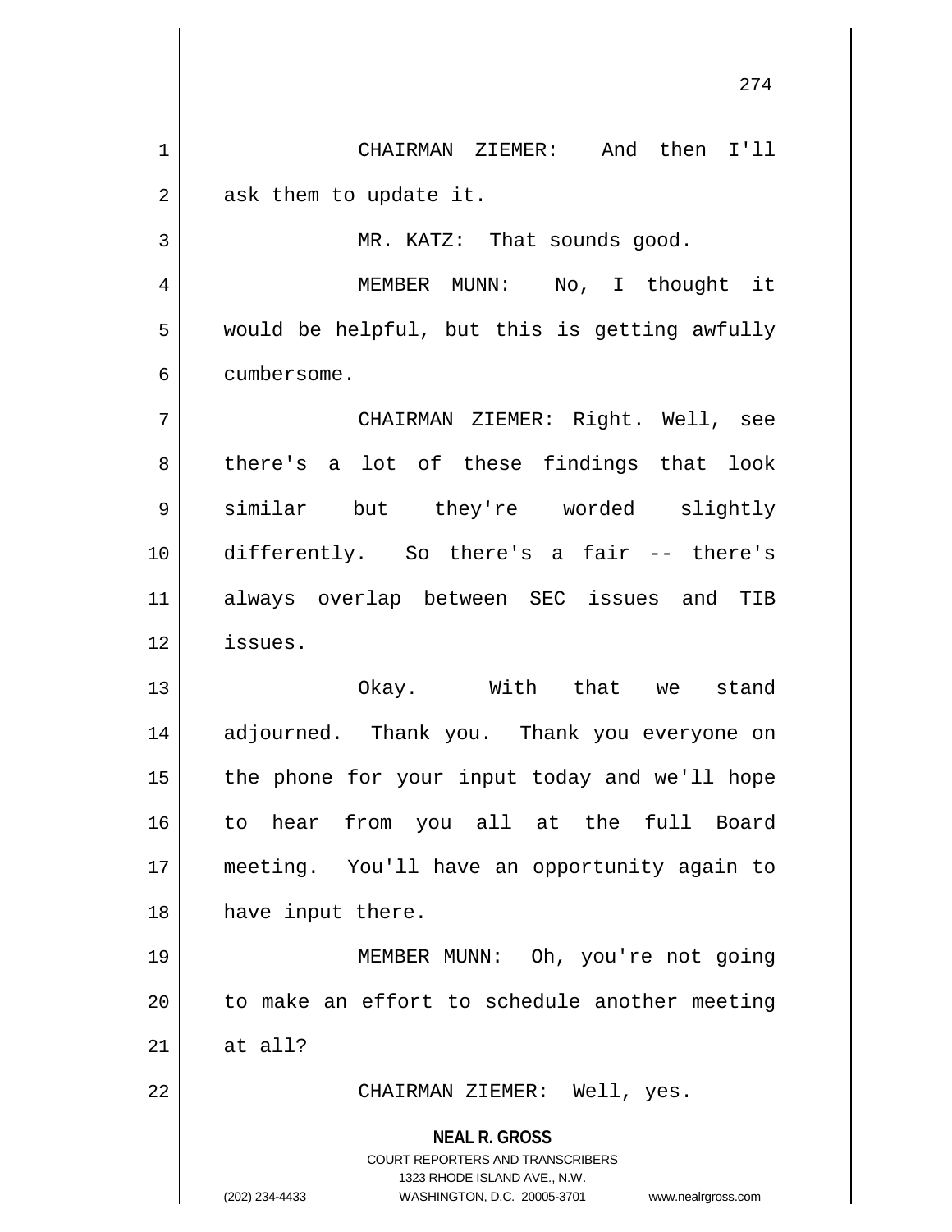CHAIRMAN ZIEMER: And then I'll ask them to update it.

MR. KATZ: That sounds good.

MEMBER MUNN: No, I thought it would be helpful, but this is getting awfully cumbersome.

CHAIRMAN ZIEMER: Right. Well, see there's a lot of these findings that look similar but they're worded slightly differently. So there's a fair -- there's always overlap between SEC issues and TIB issues.

Okay. With that we stand adjourned. Thank you. Thank you everyone on the phone for your input today and we'll hope to hear from you all at the full Board meeting. You'll have an opportunity again to have input there.

MEMBER MUNN: Oh, you're not going to make an effort to schedule another meeting at all?

CHAIRMAN ZIEMER: Well, yes.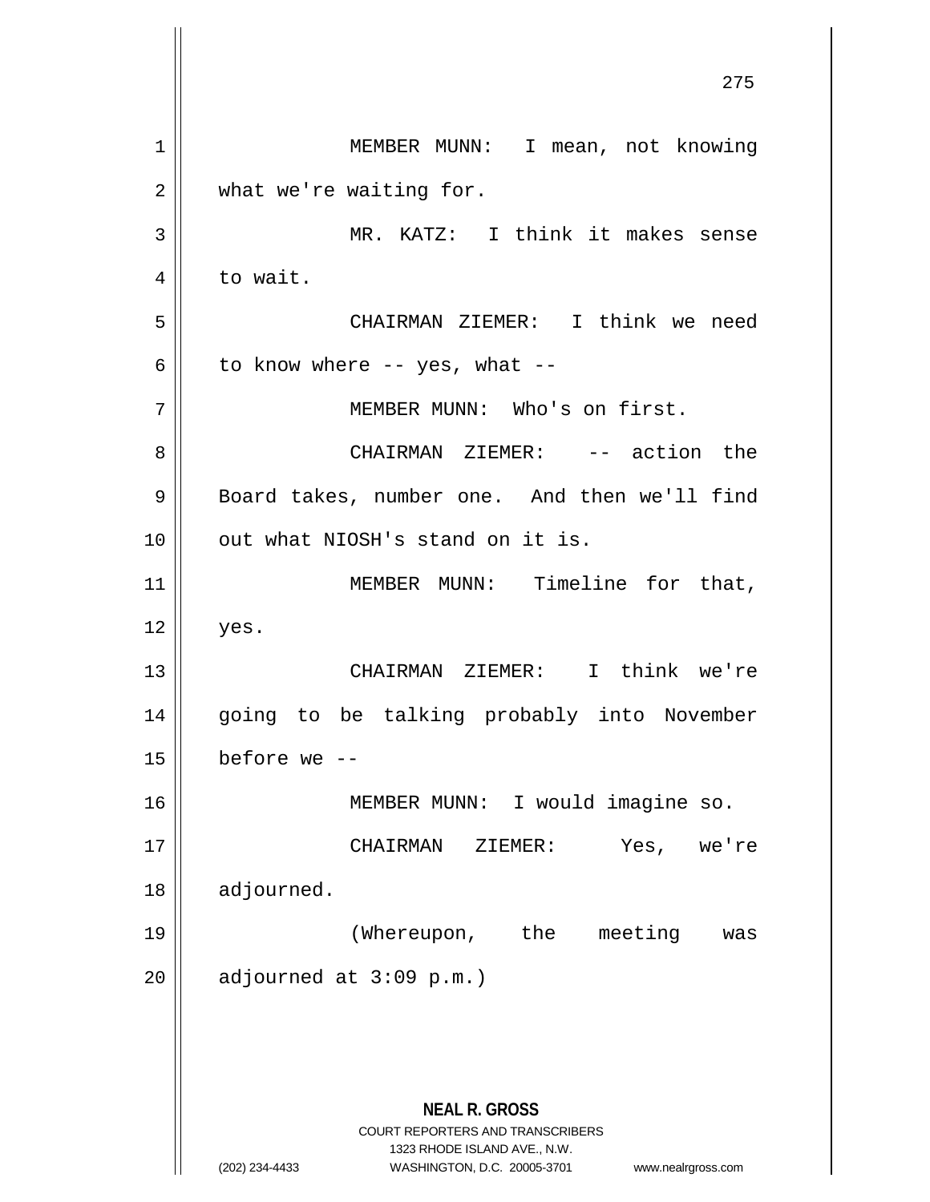MEMBER MUNN: I mean, not knowing what we're waiting for.

MR. KATZ: I think it makes sense to wait.

CHAIRMAN ZIEMER: I think we need to know where -- yes, what --

MEMBER MUNN: Who's on first.

CHAIRMAN ZIEMER: -- action the Board takes, number one. And then we'll find out what NIOSH's stand on it is.

MEMBER MUNN: Timeline for that, yes.

CHAIRMAN ZIEMER: I think we're going to be talking probably into November before we --

MEMBER MUNN: I would imagine so.

CHAIRMAN ZIEMER: Yes, we're adjourned.

(Whereupon, the meeting was adjourned at 3:09 p.m.)